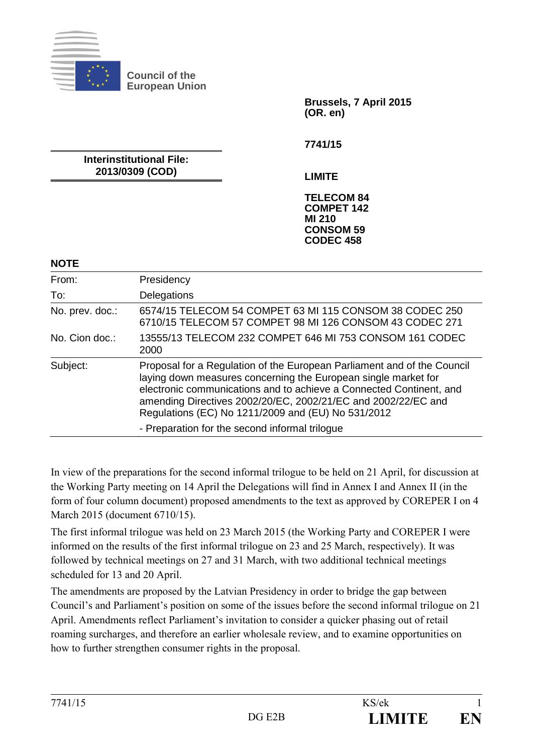Council of the European Union

Brussels, 7 April 2015
(OR. en)

7741/15

**Interinstitutional File:**
**2013/0309 (COD)**

**LIMITE**

**TELECOM 84**
**COMPET 142**
**MI 210**
**CONSOM 59**
**CODEC 458**

**NOTE**

| | |
|---|---|
| From: | Presidency |
| To: | Delegations |
| No. prev. doc.: | 6574/15 TELECOM 54 COMPET 63 MI 115 CONSOM 38 CODEC 250<br>6710/15 TELECOM 57 COMPET 98 MI 126 CONSOM 43 CODEC 271 |
| No. Cion doc.: | 13555/13 TELECOM 232 COMPET 646 MI 753 CONSOM 161 CODEC 2000 |
| Subject: | Proposal for a Regulation of the European Parliament and of the Council laying down measures concerning the European single market for electronic communications and to achieve a Connected Continent, and amending Directives 2002/20/EC, 2002/21/EC and 2002/22/EC and Regulations (EC) No 1211/2009 and (EU) No 531/2012<br>- Preparation for the second informal trilogue |

In view of the preparations for the second informal trilogue to be held on 21 April, for discussion at the Working Party meeting on 14 April the Delegations will find in Annex I and Annex II (in the form of four column document) proposed amendments to the text as approved by COREPER I on 4 March 2015 (document 6710/15).

The first informal trilogue was held on 23 March 2015 (the Working Party and COREPER I were informed on the results of the first informal trilogue on 23 and 25 March, respectively). It was followed by technical meetings on 27 and 31 March, with two additional technical meetings scheduled for 13 and 20 April.

The amendments are proposed by the Latvian Presidency in order to bridge the gap between Council's and Parliament's position on some of the issues before the second informal trilogue on 21 April. Amendments reflect Parliament's invitation to consider a quicker phasing out of retail roaming surcharges, and therefore an earlier wholesale review, and to examine opportunities on how to further strengthen consumer rights in the proposal.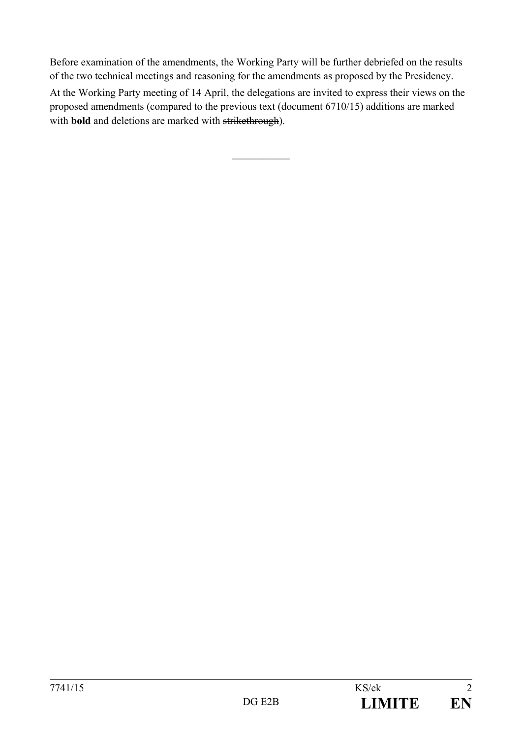Before examination of the amendments, the Working Party will be further debriefed on the results of the two technical meetings and reasoning for the amendments as proposed by the Presidency.

At the Working Party meeting of 14 April, the delegations are invited to express their views on the proposed amendments (compared to the previous text (document 6710/15) additions are marked with **bold** and deletions are marked with ~~strikethrough~~).

\_\_\_\_\_\_\_\_\_\_\_\_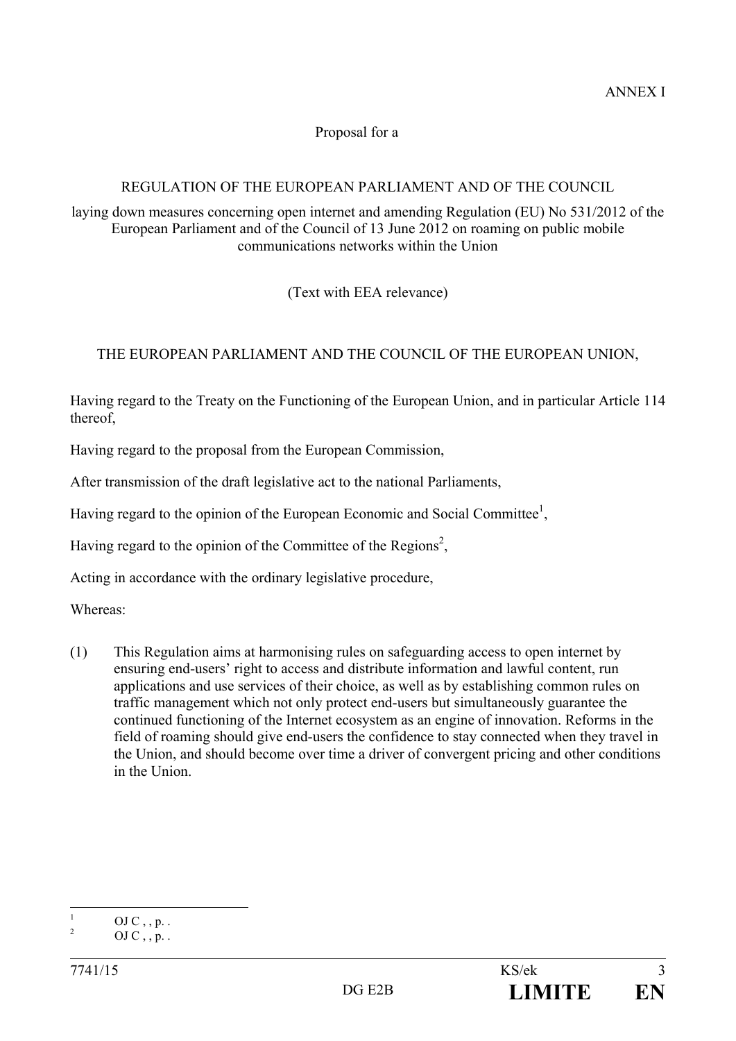ANNEX I

Proposal for a

REGULATION OF THE EUROPEAN PARLIAMENT AND OF THE COUNCIL

laying down measures concerning open internet and amending Regulation (EU) No 531/2012 of the European Parliament and of the Council of 13 June 2012 on roaming on public mobile communications networks within the Union

(Text with EEA relevance)

THE EUROPEAN PARLIAMENT AND THE COUNCIL OF THE EUROPEAN UNION,

Having regard to the Treaty on the Functioning of the European Union, and in particular Article 114 thereof,

Having regard to the proposal from the European Commission,

After transmission of the draft legislative act to the national Parliaments,

Having regard to the opinion of the European Economic and Social Committee[1],

Having regard to the opinion of the Committee of the Regions[2],

Acting in accordance with the ordinary legislative procedure,

Whereas:

(1) This Regulation aims at harmonising rules on safeguarding access to open internet by ensuring end-users' right to access and distribute information and lawful content, run applications and use services of their choice, as well as by establishing common rules on traffic management which not only protect end-users but simultaneously guarantee the continued functioning of the Internet ecosystem as an engine of innovation. Reforms in the field of roaming should give end-users the confidence to stay connected when they travel in the Union, and should become over time a driver of convergent pricing and other conditions in the Union.

---

[1] OJ C , , p. .

[2] OJ C , , p. .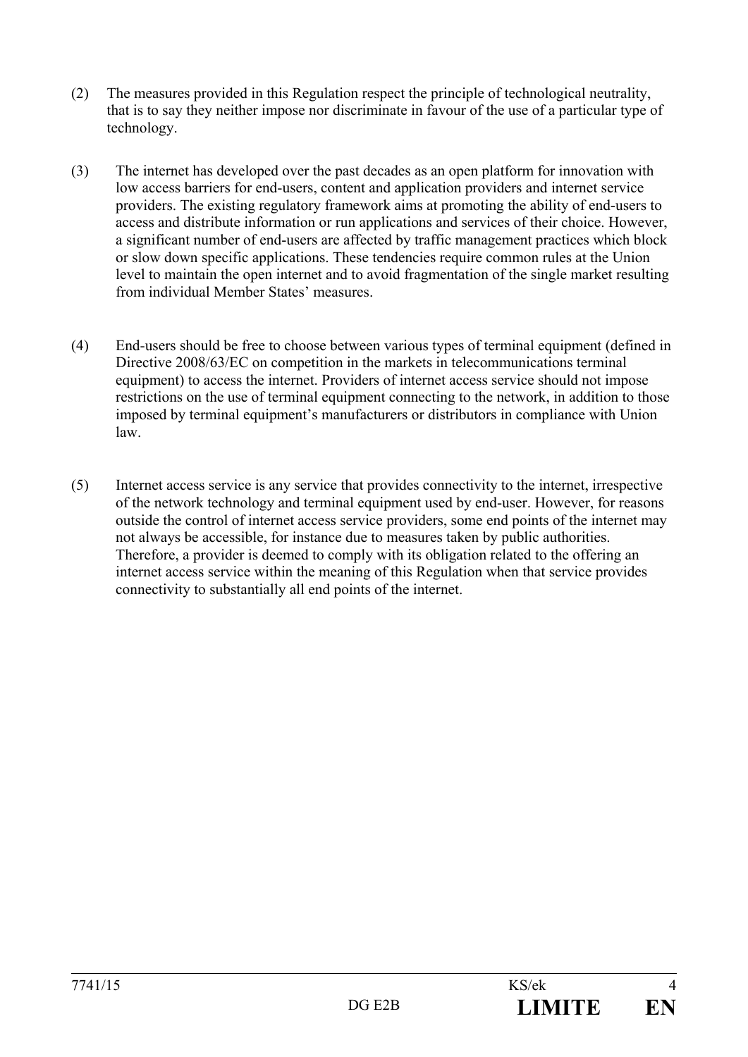(2) The measures provided in this Regulation respect the principle of technological neutrality, that is to say they neither impose nor discriminate in favour of the use of a particular type of technology.

(3) The internet has developed over the past decades as an open platform for innovation with low access barriers for end-users, content and application providers and internet service providers. The existing regulatory framework aims at promoting the ability of end-users to access and distribute information or run applications and services of their choice. However, a significant number of end-users are affected by traffic management practices which block or slow down specific applications. These tendencies require common rules at the Union level to maintain the open internet and to avoid fragmentation of the single market resulting from individual Member States' measures.

(4) End-users should be free to choose between various types of terminal equipment (defined in Directive 2008/63/EC on competition in the markets in telecommunications terminal equipment) to access the internet. Providers of internet access service should not impose restrictions on the use of terminal equipment connecting to the network, in addition to those imposed by terminal equipment's manufacturers or distributors in compliance with Union law.

(5) Internet access service is any service that provides connectivity to the internet, irrespective of the network technology and terminal equipment used by end-user. However, for reasons outside the control of internet access service providers, some end points of the internet may not always be accessible, for instance due to measures taken by public authorities. Therefore, a provider is deemed to comply with its obligation related to the offering an internet access service within the meaning of this Regulation when that service provides connectivity to substantially all end points of the internet.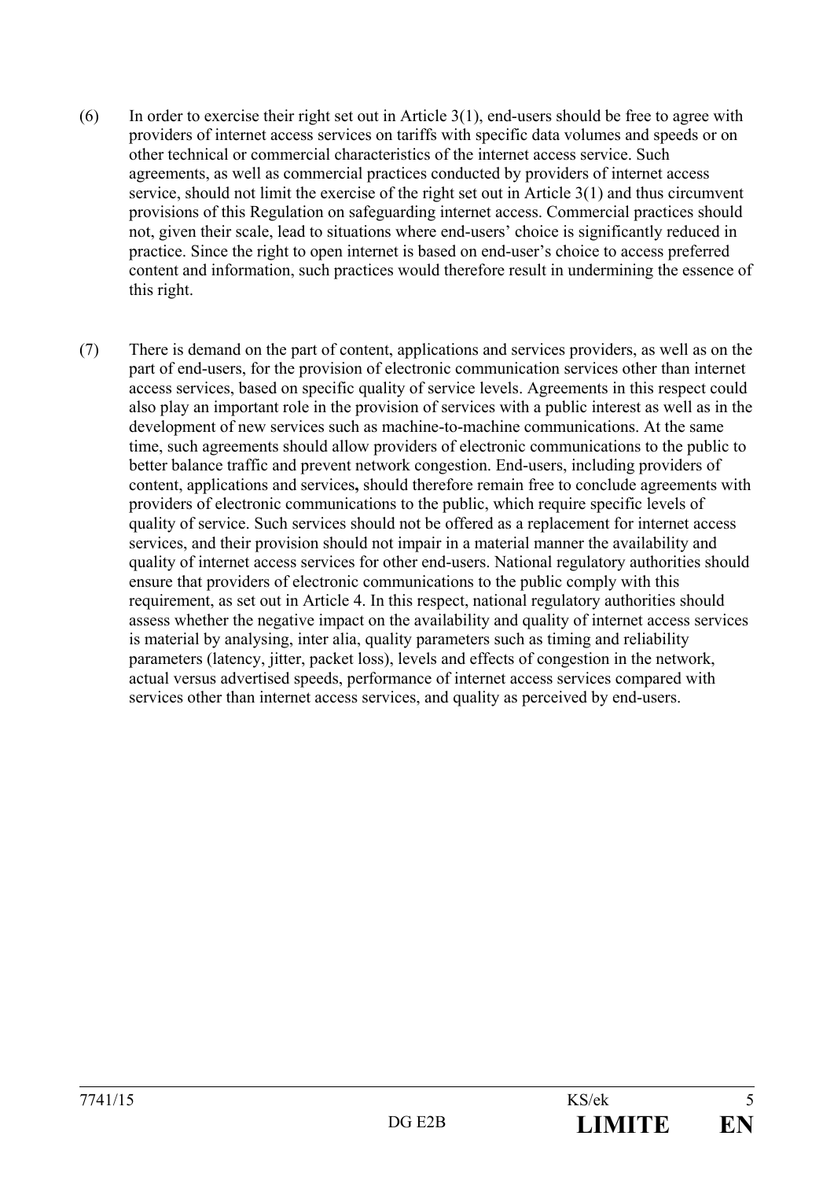(6) In order to exercise their right set out in Article 3(1), end-users should be free to agree with providers of internet access services on tariffs with specific data volumes and speeds or on other technical or commercial characteristics of the internet access service. Such agreements, as well as commercial practices conducted by providers of internet access service, should not limit the exercise of the right set out in Article 3(1) and thus circumvent provisions of this Regulation on safeguarding internet access. Commercial practices should not, given their scale, lead to situations where end-users' choice is significantly reduced in practice. Since the right to open internet is based on end-user's choice to access preferred content and information, such practices would therefore result in undermining the essence of this right.

(7) There is demand on the part of content, applications and services providers, as well as on the part of end-users, for the provision of electronic communication services other than internet access services, based on specific quality of service levels. Agreements in this respect could also play an important role in the provision of services with a public interest as well as in the development of new services such as machine-to-machine communications. At the same time, such agreements should allow providers of electronic communications to the public to better balance traffic and prevent network congestion. End-users, including providers of content, applications and services**,** should therefore remain free to conclude agreements with providers of electronic communications to the public, which require specific levels of quality of service. Such services should not be offered as a replacement for internet access services, and their provision should not impair in a material manner the availability and quality of internet access services for other end-users. National regulatory authorities should ensure that providers of electronic communications to the public comply with this requirement, as set out in Article 4. In this respect, national regulatory authorities should assess whether the negative impact on the availability and quality of internet access services is material by analysing, inter alia, quality parameters such as timing and reliability parameters (latency, jitter, packet loss), levels and effects of congestion in the network, actual versus advertised speeds, performance of internet access services compared with services other than internet access services, and quality as perceived by end-users.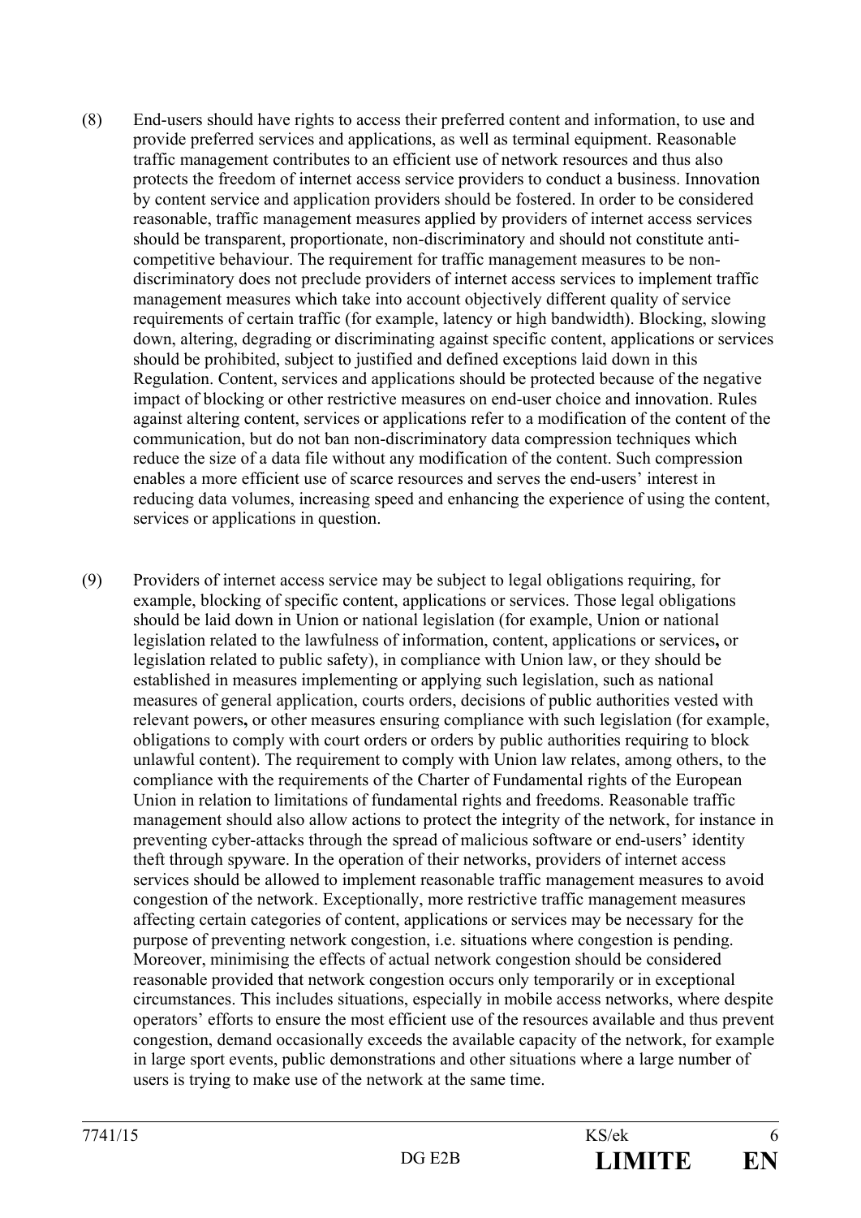(8) End-users should have rights to access their preferred content and information, to use and provide preferred services and applications, as well as terminal equipment. Reasonable traffic management contributes to an efficient use of network resources and thus also protects the freedom of internet access service providers to conduct a business. Innovation by content service and application providers should be fostered. In order to be considered reasonable, traffic management measures applied by providers of internet access services should be transparent, proportionate, non-discriminatory and should not constitute anti-competitive behaviour. The requirement for traffic management measures to be non-discriminatory does not preclude providers of internet access services to implement traffic management measures which take into account objectively different quality of service requirements of certain traffic (for example, latency or high bandwidth). Blocking, slowing down, altering, degrading or discriminating against specific content, applications or services should be prohibited, subject to justified and defined exceptions laid down in this Regulation. Content, services and applications should be protected because of the negative impact of blocking or other restrictive measures on end-user choice and innovation. Rules against altering content, services or applications refer to a modification of the content of the communication, but do not ban non-discriminatory data compression techniques which reduce the size of a data file without any modification of the content. Such compression enables a more efficient use of scarce resources and serves the end-users' interest in reducing data volumes, increasing speed and enhancing the experience of using the content, services or applications in question.

(9) Providers of internet access service may be subject to legal obligations requiring, for example, blocking of specific content, applications or services. Those legal obligations should be laid down in Union or national legislation (for example, Union or national legislation related to the lawfulness of information, content, applications or services**,** or legislation related to public safety), in compliance with Union law, or they should be established in measures implementing or applying such legislation, such as national measures of general application, courts orders, decisions of public authorities vested with relevant powers**,** or other measures ensuring compliance with such legislation (for example, obligations to comply with court orders or orders by public authorities requiring to block unlawful content). The requirement to comply with Union law relates, among others, to the compliance with the requirements of the Charter of Fundamental rights of the European Union in relation to limitations of fundamental rights and freedoms. Reasonable traffic management should also allow actions to protect the integrity of the network, for instance in preventing cyber-attacks through the spread of malicious software or end-users' identity theft through spyware. In the operation of their networks, providers of internet access services should be allowed to implement reasonable traffic management measures to avoid congestion of the network. Exceptionally, more restrictive traffic management measures affecting certain categories of content, applications or services may be necessary for the purpose of preventing network congestion, i.e. situations where congestion is pending. Moreover, minimising the effects of actual network congestion should be considered reasonable provided that network congestion occurs only temporarily or in exceptional circumstances. This includes situations, especially in mobile access networks, where despite operators' efforts to ensure the most efficient use of the resources available and thus prevent congestion, demand occasionally exceeds the available capacity of the network, for example in large sport events, public demonstrations and other situations where a large number of users is trying to make use of the network at the same time.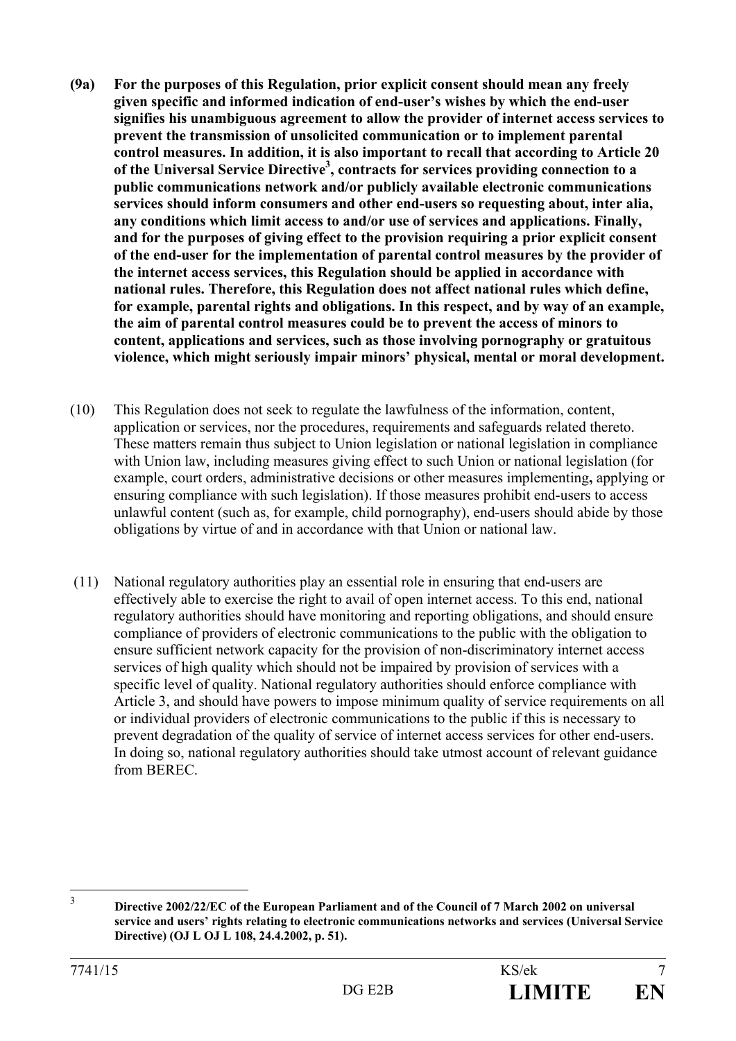**(9a) For the purposes of this Regulation, prior explicit consent should mean any freely given specific and informed indication of end-user's wishes by which the end-user signifies his unambiguous agreement to allow the provider of internet access services to prevent the transmission of unsolicited communication or to implement parental control measures. In addition, it is also important to recall that according to Article 20 of the Universal Service Directive[3], contracts for services providing connection to a public communications network and/or publicly available electronic communications services should inform consumers and other end-users so requesting about, inter alia, any conditions which limit access to and/or use of services and applications. Finally, and for the purposes of giving effect to the provision requiring a prior explicit consent of the end-user for the implementation of parental control measures by the provider of the internet access services, this Regulation should be applied in accordance with national rules. Therefore, this Regulation does not affect national rules which define, for example, parental rights and obligations. In this respect, and by way of an example, the aim of parental control measures could be to prevent the access of minors to content, applications and services, such as those involving pornography or gratuitous violence, which might seriously impair minors' physical, mental or moral development.**

(10) This Regulation does not seek to regulate the lawfulness of the information, content, application or services, nor the procedures, requirements and safeguards related thereto. These matters remain thus subject to Union legislation or national legislation in compliance with Union law, including measures giving effect to such Union or national legislation (for example, court orders, administrative decisions or other measures implementing**,** applying or ensuring compliance with such legislation). If those measures prohibit end-users to access unlawful content (such as, for example, child pornography), end-users should abide by those obligations by virtue of and in accordance with that Union or national law.

(11) National regulatory authorities play an essential role in ensuring that end-users are effectively able to exercise the right to avail of open internet access. To this end, national regulatory authorities should have monitoring and reporting obligations, and should ensure compliance of providers of electronic communications to the public with the obligation to ensure sufficient network capacity for the provision of non-discriminatory internet access services of high quality which should not be impaired by provision of services with a specific level of quality. National regulatory authorities should enforce compliance with Article 3, and should have powers to impose minimum quality of service requirements on all or individual providers of electronic communications to the public if this is necessary to prevent degradation of the quality of service of internet access services for other end-users. In doing so, national regulatory authorities should take utmost account of relevant guidance from BEREC.

---

[3] **Directive 2002/22/EC of the European Parliament and of the Council of 7 March 2002 on universal service and users' rights relating to electronic communications networks and services (Universal Service Directive) (OJ L OJ L 108, 24.4.2002, p. 51).**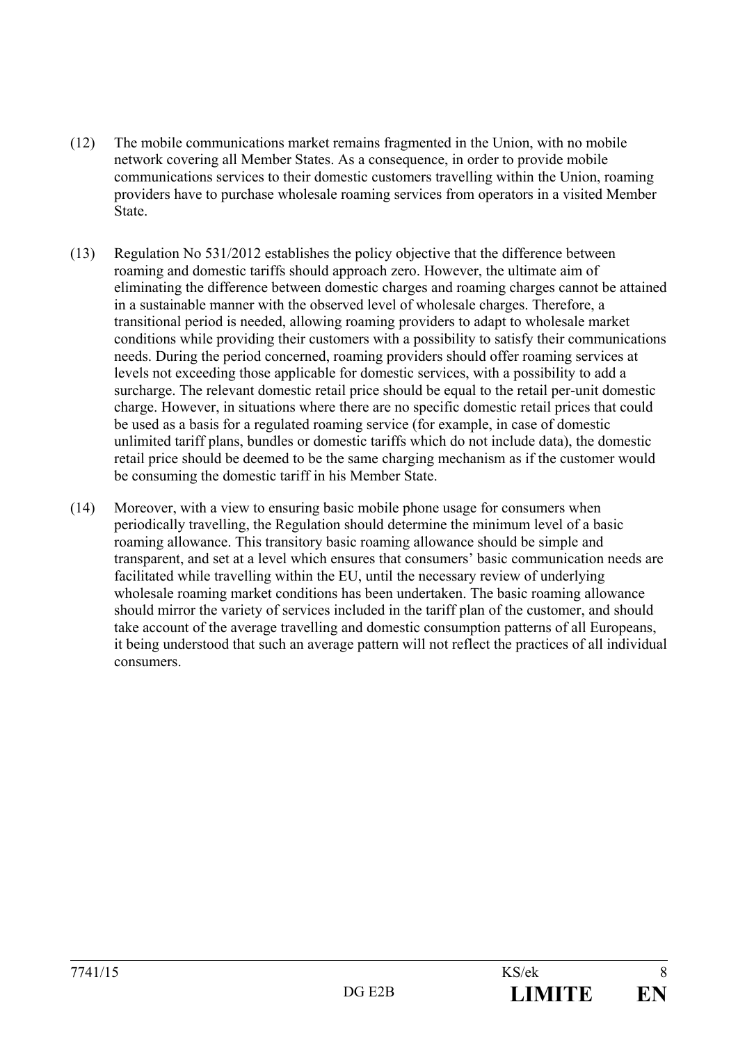(12) The mobile communications market remains fragmented in the Union, with no mobile network covering all Member States. As a consequence, in order to provide mobile communications services to their domestic customers travelling within the Union, roaming providers have to purchase wholesale roaming services from operators in a visited Member State.

(13) Regulation No 531/2012 establishes the policy objective that the difference between roaming and domestic tariffs should approach zero. However, the ultimate aim of eliminating the difference between domestic charges and roaming charges cannot be attained in a sustainable manner with the observed level of wholesale charges. Therefore, a transitional period is needed, allowing roaming providers to adapt to wholesale market conditions while providing their customers with a possibility to satisfy their communications needs. During the period concerned, roaming providers should offer roaming services at levels not exceeding those applicable for domestic services, with a possibility to add a surcharge. The relevant domestic retail price should be equal to the retail per-unit domestic charge. However, in situations where there are no specific domestic retail prices that could be used as a basis for a regulated roaming service (for example, in case of domestic unlimited tariff plans, bundles or domestic tariffs which do not include data), the domestic retail price should be deemed to be the same charging mechanism as if the customer would be consuming the domestic tariff in his Member State.

(14) Moreover, with a view to ensuring basic mobile phone usage for consumers when periodically travelling, the Regulation should determine the minimum level of a basic roaming allowance. This transitory basic roaming allowance should be simple and transparent, and set at a level which ensures that consumers' basic communication needs are facilitated while travelling within the EU, until the necessary review of underlying wholesale roaming market conditions has been undertaken. The basic roaming allowance should mirror the variety of services included in the tariff plan of the customer, and should take account of the average travelling and domestic consumption patterns of all Europeans, it being understood that such an average pattern will not reflect the practices of all individual consumers.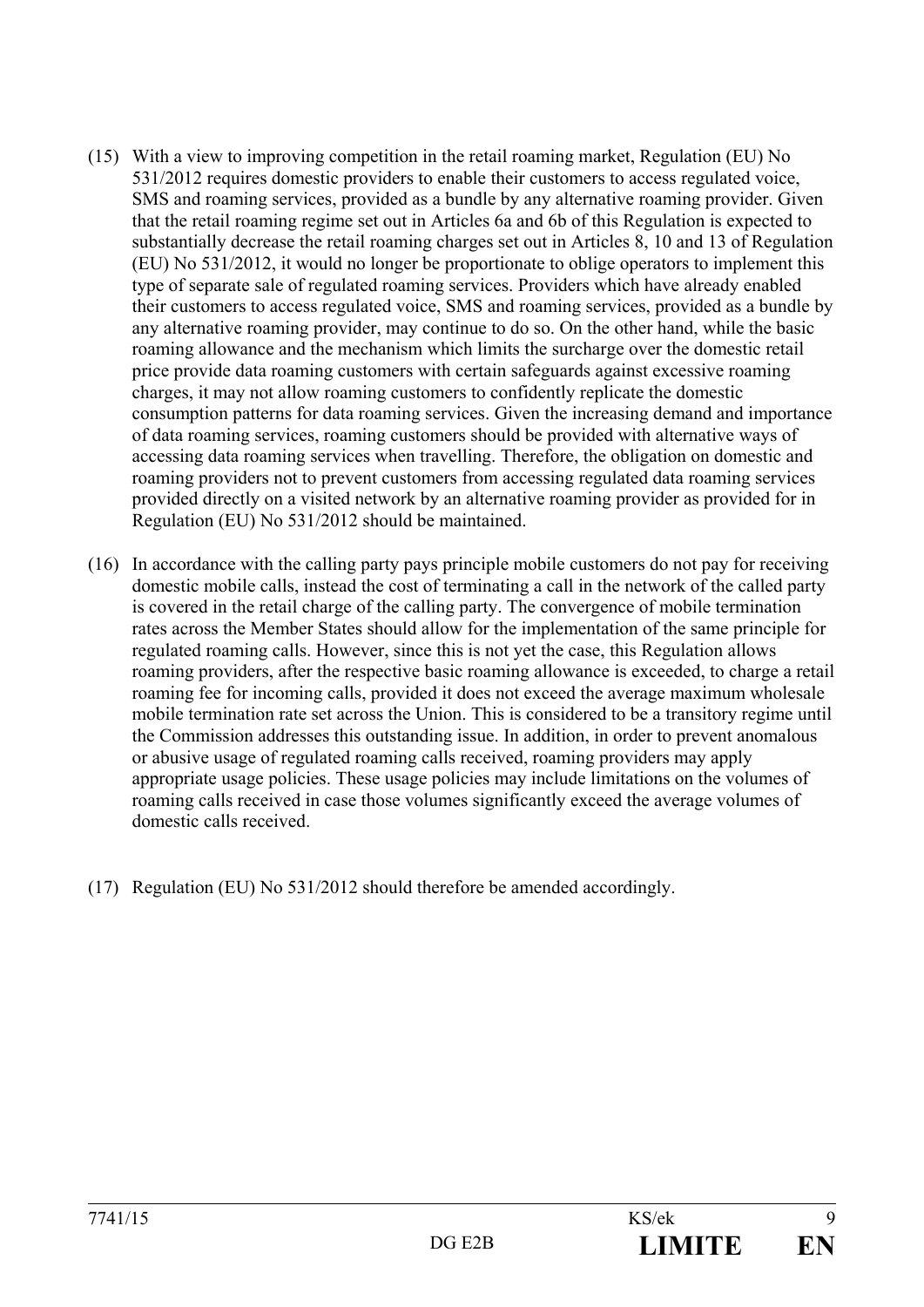(15) With a view to improving competition in the retail roaming market, Regulation (EU) No 531/2012 requires domestic providers to enable their customers to access regulated voice, SMS and roaming services, provided as a bundle by any alternative roaming provider. Given that the retail roaming regime set out in Articles 6a and 6b of this Regulation is expected to substantially decrease the retail roaming charges set out in Articles 8, 10 and 13 of Regulation (EU) No 531/2012, it would no longer be proportionate to oblige operators to implement this type of separate sale of regulated roaming services. Providers which have already enabled their customers to access regulated voice, SMS and roaming services, provided as a bundle by any alternative roaming provider, may continue to do so. On the other hand, while the basic roaming allowance and the mechanism which limits the surcharge over the domestic retail price provide data roaming customers with certain safeguards against excessive roaming charges, it may not allow roaming customers to confidently replicate the domestic consumption patterns for data roaming services. Given the increasing demand and importance of data roaming services, roaming customers should be provided with alternative ways of accessing data roaming services when travelling. Therefore, the obligation on domestic and roaming providers not to prevent customers from accessing regulated data roaming services provided directly on a visited network by an alternative roaming provider as provided for in Regulation (EU) No 531/2012 should be maintained.

(16) In accordance with the calling party pays principle mobile customers do not pay for receiving domestic mobile calls, instead the cost of terminating a call in the network of the called party is covered in the retail charge of the calling party. The convergence of mobile termination rates across the Member States should allow for the implementation of the same principle for regulated roaming calls. However, since this is not yet the case, this Regulation allows roaming providers, after the respective basic roaming allowance is exceeded, to charge a retail roaming fee for incoming calls, provided it does not exceed the average maximum wholesale mobile termination rate set across the Union. This is considered to be a transitory regime until the Commission addresses this outstanding issue. In addition, in order to prevent anomalous or abusive usage of regulated roaming calls received, roaming providers may apply appropriate usage policies. These usage policies may include limitations on the volumes of roaming calls received in case those volumes significantly exceed the average volumes of domestic calls received.

(17) Regulation (EU) No 531/2012 should therefore be amended accordingly.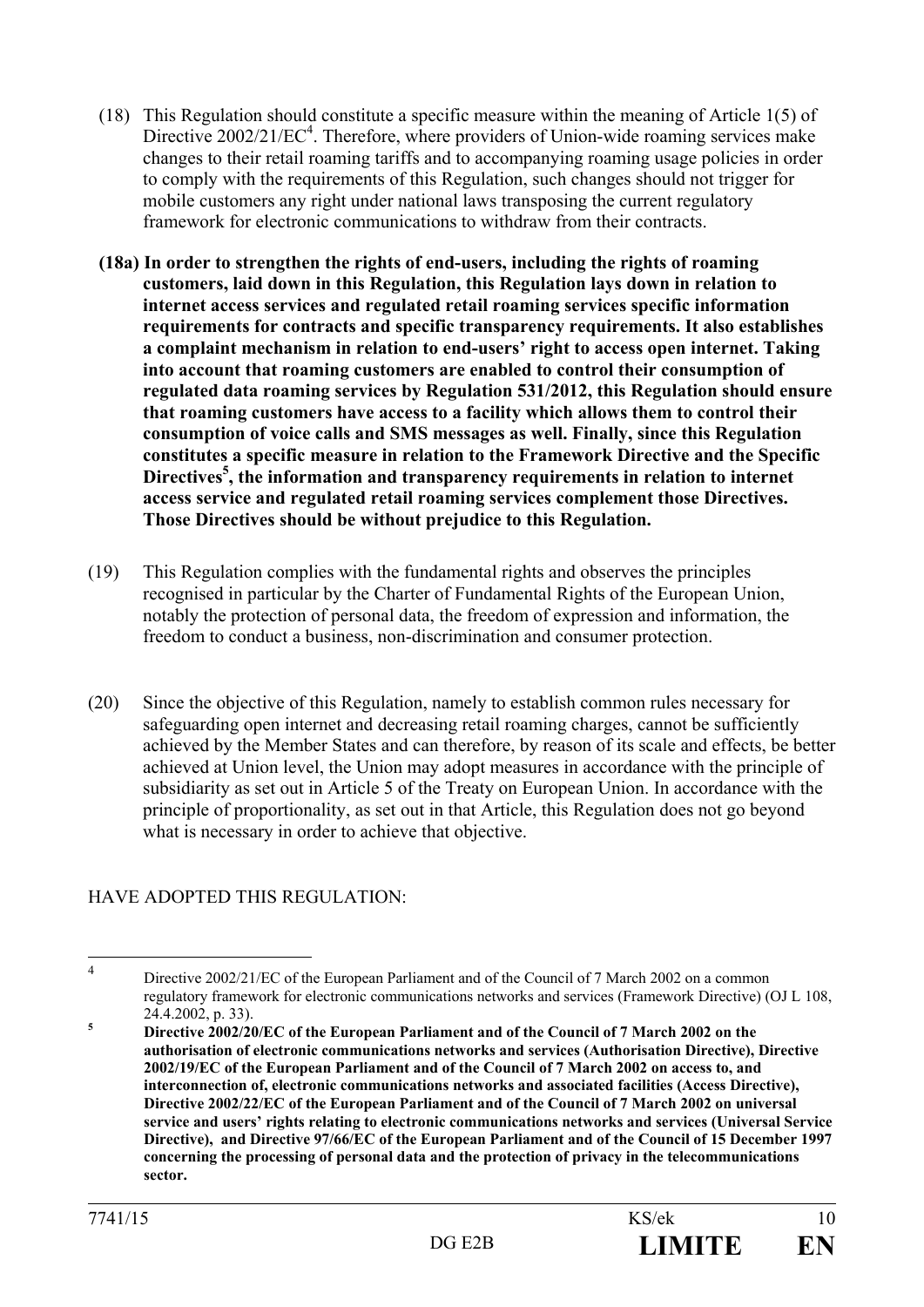(18) This Regulation should constitute a specific measure within the meaning of Article 1(5) of Directive 2002/21/EC[4]. Therefore, where providers of Union-wide roaming services make changes to their retail roaming tariffs and to accompanying roaming usage policies in order to comply with the requirements of this Regulation, such changes should not trigger for mobile customers any right under national laws transposing the current regulatory framework for electronic communications to withdraw from their contracts.

**(18a) In order to strengthen the rights of end-users, including the rights of roaming customers, laid down in this Regulation, this Regulation lays down in relation to internet access services and regulated retail roaming services specific information requirements for contracts and specific transparency requirements. It also establishes a complaint mechanism in relation to end-users' right to access open internet. Taking into account that roaming customers are enabled to control their consumption of regulated data roaming services by Regulation 531/2012, this Regulation should ensure that roaming customers have access to a facility which allows them to control their consumption of voice calls and SMS messages as well. Finally, since this Regulation constitutes a specific measure in relation to the Framework Directive and the Specific Directives[5], the information and transparency requirements in relation to internet access service and regulated retail roaming services complement those Directives. Those Directives should be without prejudice to this Regulation.**

(19) This Regulation complies with the fundamental rights and observes the principles recognised in particular by the Charter of Fundamental Rights of the European Union, notably the protection of personal data, the freedom of expression and information, the freedom to conduct a business, non-discrimination and consumer protection.

(20) Since the objective of this Regulation, namely to establish common rules necessary for safeguarding open internet and decreasing retail roaming charges, cannot be sufficiently achieved by the Member States and can therefore, by reason of its scale and effects, be better achieved at Union level, the Union may adopt measures in accordance with the principle of subsidiarity as set out in Article 5 of the Treaty on European Union. In accordance with the principle of proportionality, as set out in that Article, this Regulation does not go beyond what is necessary in order to achieve that objective.

HAVE ADOPTED THIS REGULATION:

---

[4] Directive 2002/21/EC of the European Parliament and of the Council of 7 March 2002 on a common regulatory framework for electronic communications networks and services (Framework Directive) (OJ L 108, 24.4.2002, p. 33).

[5] **Directive 2002/20/EC of the European Parliament and of the Council of 7 March 2002 on the authorisation of electronic communications networks and services (Authorisation Directive), Directive 2002/19/EC of the European Parliament and of the Council of 7 March 2002 on access to, and interconnection of, electronic communications networks and associated facilities (Access Directive), Directive 2002/22/EC of the European Parliament and of the Council of 7 March 2002 on universal service and users' rights relating to electronic communications networks and services (Universal Service Directive), and Directive 97/66/EC of the European Parliament and of the Council of 15 December 1997 concerning the processing of personal data and the protection of privacy in the telecommunications sector.**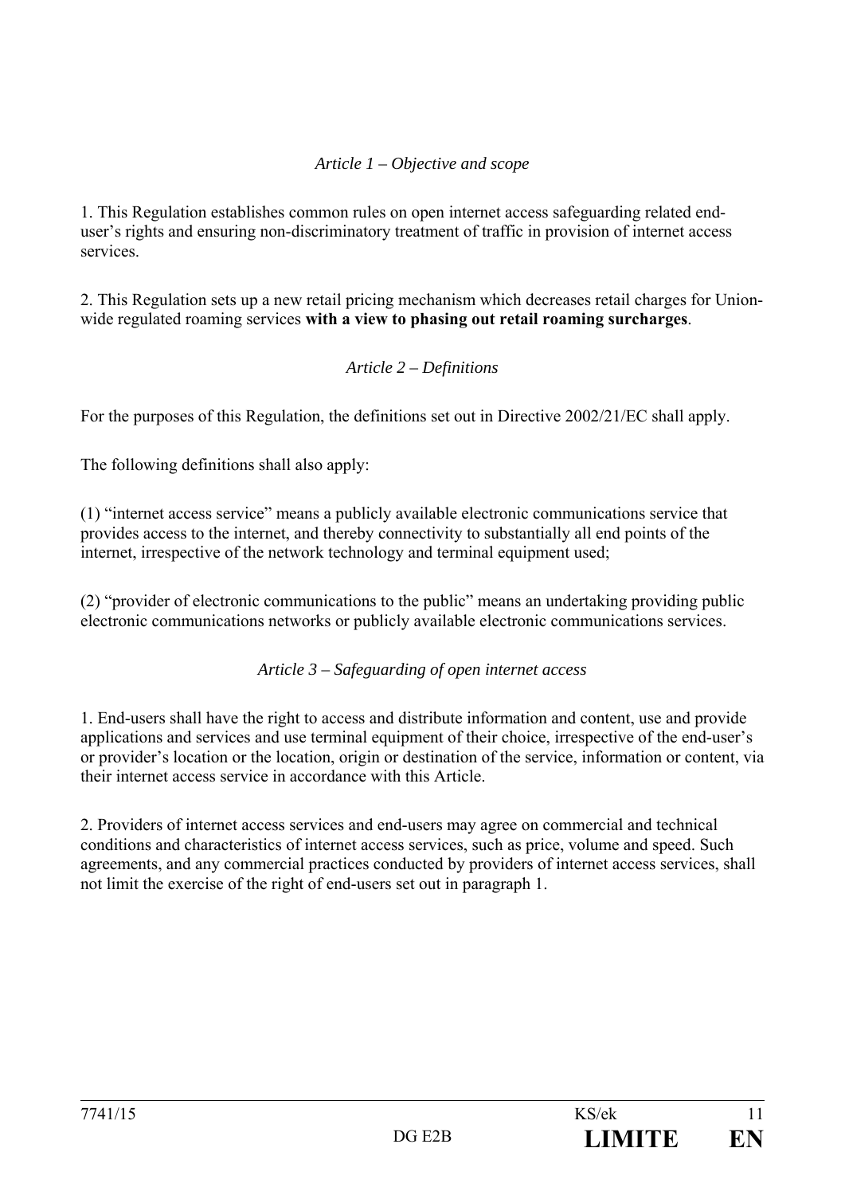*Article 1 – Objective and scope*

1. This Regulation establishes common rules on open internet access safeguarding related end-user's rights and ensuring non-discriminatory treatment of traffic in provision of internet access services.

2. This Regulation sets up a new retail pricing mechanism which decreases retail charges for Union-wide regulated roaming services **with a view to phasing out retail roaming surcharges**.

*Article 2 – Definitions*

For the purposes of this Regulation, the definitions set out in Directive 2002/21/EC shall apply.

The following definitions shall also apply:

(1) "internet access service" means a publicly available electronic communications service that provides access to the internet, and thereby connectivity to substantially all end points of the internet, irrespective of the network technology and terminal equipment used;

(2) "provider of electronic communications to the public" means an undertaking providing public electronic communications networks or publicly available electronic communications services.

*Article 3 – Safeguarding of open internet access*

1. End-users shall have the right to access and distribute information and content, use and provide applications and services and use terminal equipment of their choice, irrespective of the end-user's or provider's location or the location, origin or destination of the service, information or content, via their internet access service in accordance with this Article.

2. Providers of internet access services and end-users may agree on commercial and technical conditions and characteristics of internet access services, such as price, volume and speed. Such agreements, and any commercial practices conducted by providers of internet access services, shall not limit the exercise of the right of end-users set out in paragraph 1.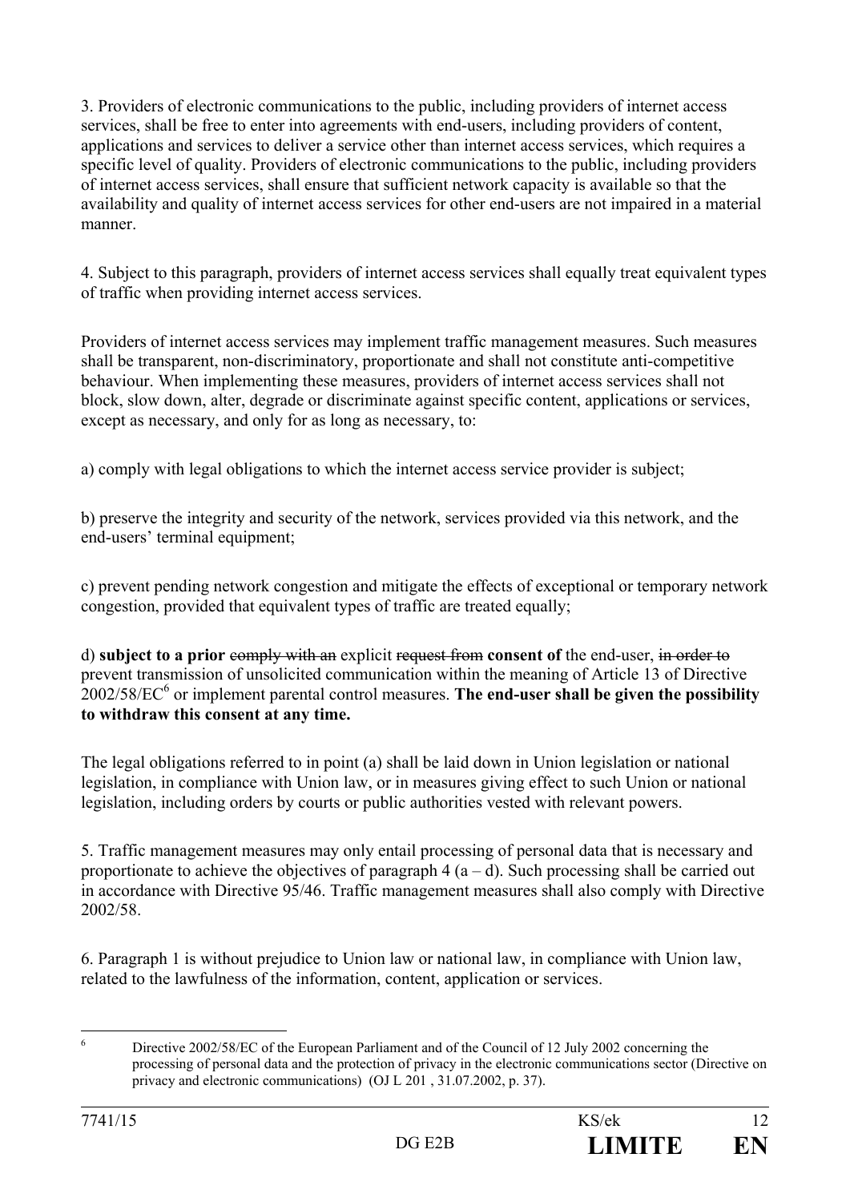3. Providers of electronic communications to the public, including providers of internet access services, shall be free to enter into agreements with end-users, including providers of content, applications and services to deliver a service other than internet access services, which requires a specific level of quality. Providers of electronic communications to the public, including providers of internet access services, shall ensure that sufficient network capacity is available so that the availability and quality of internet access services for other end-users are not impaired in a material manner.

4. Subject to this paragraph, providers of internet access services shall equally treat equivalent types of traffic when providing internet access services.

Providers of internet access services may implement traffic management measures. Such measures shall be transparent, non-discriminatory, proportionate and shall not constitute anti-competitive behaviour. When implementing these measures, providers of internet access services shall not block, slow down, alter, degrade or discriminate against specific content, applications or services, except as necessary, and only for as long as necessary, to:

a) comply with legal obligations to which the internet access service provider is subject;

b) preserve the integrity and security of the network, services provided via this network, and the end-users' terminal equipment;

c) prevent pending network congestion and mitigate the effects of exceptional or temporary network congestion, provided that equivalent types of traffic are treated equally;

d) **subject to a prior** ~~comply with an~~ explicit ~~request from~~ **consent of** the end-user, ~~in order to~~ prevent transmission of unsolicited communication within the meaning of Article 13 of Directive 2002/58/EC[6] or implement parental control measures. **The end-user shall be given the possibility to withdraw this consent at any time.**

The legal obligations referred to in point (a) shall be laid down in Union legislation or national legislation, in compliance with Union law, or in measures giving effect to such Union or national legislation, including orders by courts or public authorities vested with relevant powers.

5. Traffic management measures may only entail processing of personal data that is necessary and proportionate to achieve the objectives of paragraph 4 (a – d). Such processing shall be carried out in accordance with Directive 95/46. Traffic management measures shall also comply with Directive 2002/58.

6. Paragraph 1 is without prejudice to Union law or national law, in compliance with Union law, related to the lawfulness of the information, content, application or services.

---

[6] Directive 2002/58/EC of the European Parliament and of the Council of 12 July 2002 concerning the processing of personal data and the protection of privacy in the electronic communications sector (Directive on privacy and electronic communications) (OJ L 201 , 31.07.2002, p. 37).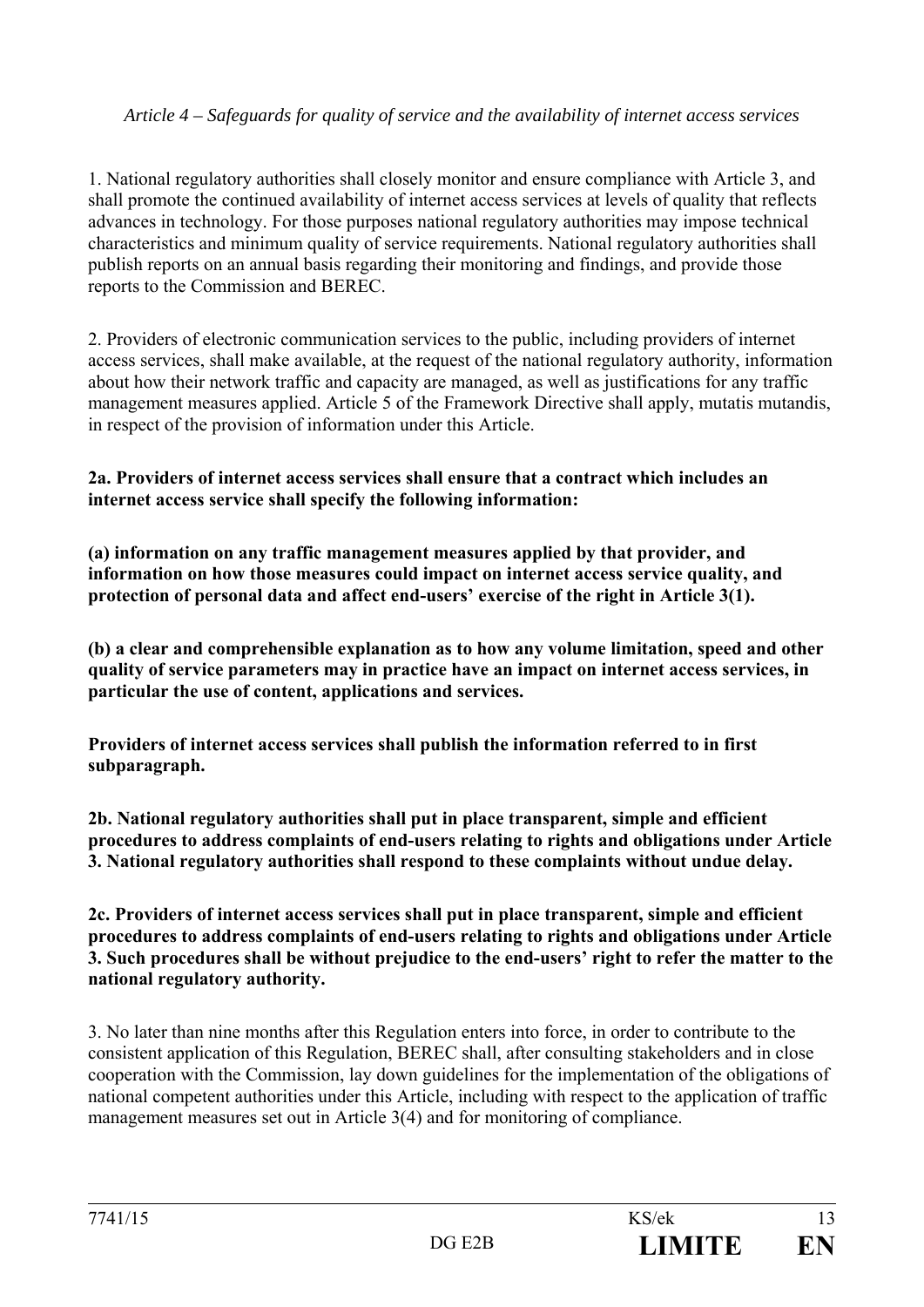*Article 4 – Safeguards for quality of service and the availability of internet access services*

1. National regulatory authorities shall closely monitor and ensure compliance with Article 3, and shall promote the continued availability of internet access services at levels of quality that reflects advances in technology. For those purposes national regulatory authorities may impose technical characteristics and minimum quality of service requirements. National regulatory authorities shall publish reports on an annual basis regarding their monitoring and findings, and provide those reports to the Commission and BEREC.

2. Providers of electronic communication services to the public, including providers of internet access services, shall make available, at the request of the national regulatory authority, information about how their network traffic and capacity are managed, as well as justifications for any traffic management measures applied. Article 5 of the Framework Directive shall apply, mutatis mutandis, in respect of the provision of information under this Article.

**2a. Providers of internet access services shall ensure that a contract which includes an internet access service shall specify the following information:**

**(a) information on any traffic management measures applied by that provider, and information on how those measures could impact on internet access service quality, and protection of personal data and affect end-users' exercise of the right in Article 3(1).**

**(b) a clear and comprehensible explanation as to how any volume limitation, speed and other quality of service parameters may in practice have an impact on internet access services, in particular the use of content, applications and services.**

**Providers of internet access services shall publish the information referred to in first subparagraph.**

**2b. National regulatory authorities shall put in place transparent, simple and efficient procedures to address complaints of end-users relating to rights and obligations under Article 3. National regulatory authorities shall respond to these complaints without undue delay.**

**2c. Providers of internet access services shall put in place transparent, simple and efficient procedures to address complaints of end-users relating to rights and obligations under Article 3. Such procedures shall be without prejudice to the end-users' right to refer the matter to the national regulatory authority.**

3. No later than nine months after this Regulation enters into force, in order to contribute to the consistent application of this Regulation, BEREC shall, after consulting stakeholders and in close cooperation with the Commission, lay down guidelines for the implementation of the obligations of national competent authorities under this Article, including with respect to the application of traffic management measures set out in Article 3(4) and for monitoring of compliance.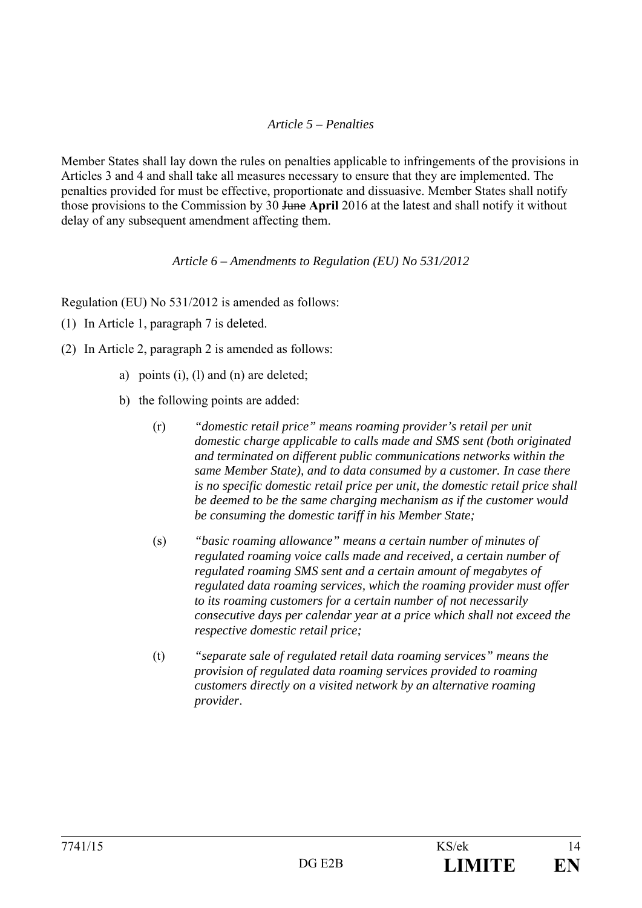*Article 5 – Penalties*

Member States shall lay down the rules on penalties applicable to infringements of the provisions in Articles 3 and 4 and shall take all measures necessary to ensure that they are implemented. The penalties provided for must be effective, proportionate and dissuasive. Member States shall notify those provisions to the Commission by 30 ~~June~~ **April** 2016 at the latest and shall notify it without delay of any subsequent amendment affecting them.

*Article 6 – Amendments to Regulation (EU) No 531/2012*

Regulation (EU) No 531/2012 is amended as follows:

(1) In Article 1, paragraph 7 is deleted.

(2) In Article 2, paragraph 2 is amended as follows:

a) points (i), (l) and (n) are deleted;

b) the following points are added:

(r) *"domestic retail price" means roaming provider's retail per unit domestic charge applicable to calls made and SMS sent (both originated and terminated on different public communications networks within the same Member State), and to data consumed by a customer. In case there is no specific domestic retail price per unit, the domestic retail price shall be deemed to be the same charging mechanism as if the customer would be consuming the domestic tariff in his Member State;*

(s) *"basic roaming allowance" means a certain number of minutes of regulated roaming voice calls made and received, a certain number of regulated roaming SMS sent and a certain amount of megabytes of regulated data roaming services, which the roaming provider must offer to its roaming customers for a certain number of not necessarily consecutive days per calendar year at a price which shall not exceed the respective domestic retail price;*

(t) *"separate sale of regulated retail data roaming services" means the provision of regulated data roaming services provided to roaming customers directly on a visited network by an alternative roaming provider*.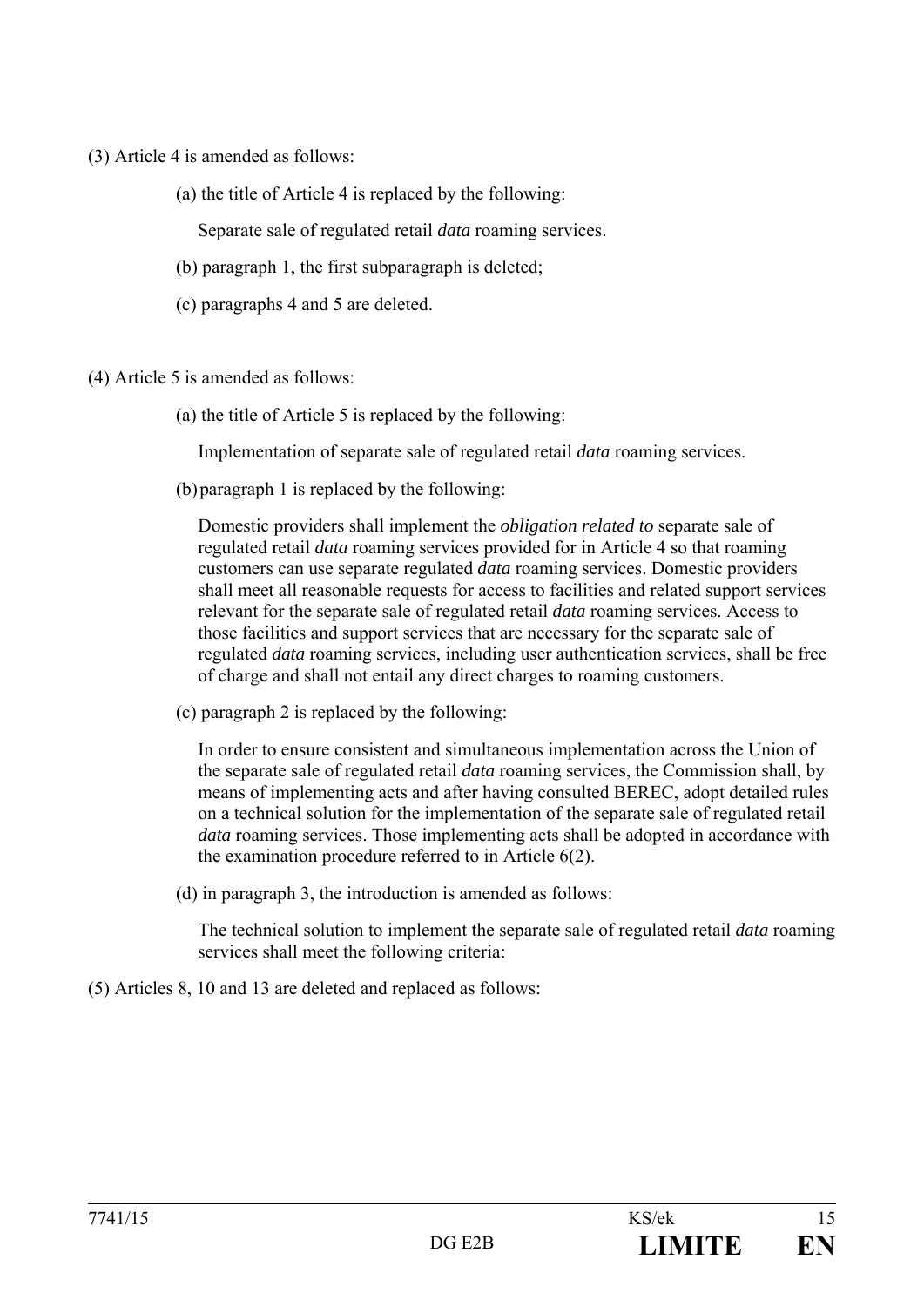(3) Article 4 is amended as follows:

(a) the title of Article 4 is replaced by the following:

Separate sale of regulated retail *data* roaming services.

(b) paragraph 1, the first subparagraph is deleted;

(c) paragraphs 4 and 5 are deleted.

(4) Article 5 is amended as follows:

(a) the title of Article 5 is replaced by the following:

Implementation of separate sale of regulated retail *data* roaming services.

(b) paragraph 1 is replaced by the following:

Domestic providers shall implement the *obligation related to* separate sale of regulated retail *data* roaming services provided for in Article 4 so that roaming customers can use separate regulated *data* roaming services. Domestic providers shall meet all reasonable requests for access to facilities and related support services relevant for the separate sale of regulated retail *data* roaming services. Access to those facilities and support services that are necessary for the separate sale of regulated *data* roaming services, including user authentication services, shall be free of charge and shall not entail any direct charges to roaming customers.

(c) paragraph 2 is replaced by the following:

In order to ensure consistent and simultaneous implementation across the Union of the separate sale of regulated retail *data* roaming services, the Commission shall, by means of implementing acts and after having consulted BEREC, adopt detailed rules on a technical solution for the implementation of the separate sale of regulated retail *data* roaming services. Those implementing acts shall be adopted in accordance with the examination procedure referred to in Article 6(2).

(d) in paragraph 3, the introduction is amended as follows:

The technical solution to implement the separate sale of regulated retail *data* roaming services shall meet the following criteria:

(5) Articles 8, 10 and 13 are deleted and replaced as follows: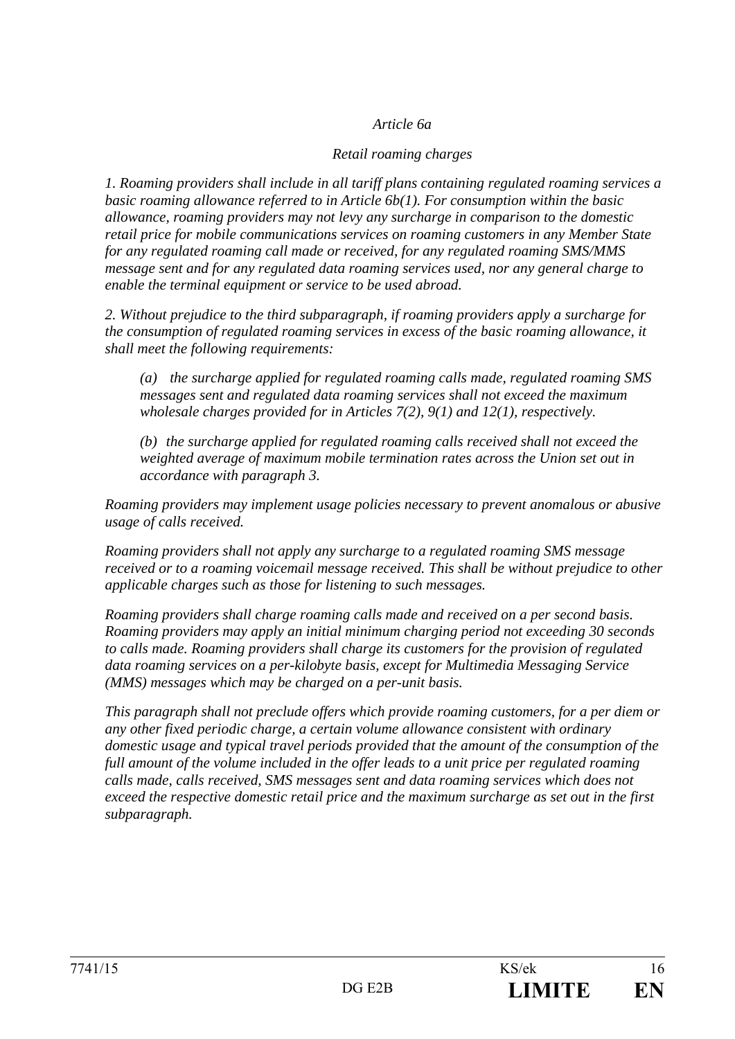*Article 6a*

*Retail roaming charges*

*1. Roaming providers shall include in all tariff plans containing regulated roaming services a basic roaming allowance referred to in Article 6b(1). For consumption within the basic allowance, roaming providers may not levy any surcharge in comparison to the domestic retail price for mobile communications services on roaming customers in any Member State for any regulated roaming call made or received, for any regulated roaming SMS/MMS message sent and for any regulated data roaming services used, nor any general charge to enable the terminal equipment or service to be used abroad.*

*2. Without prejudice to the third subparagraph, if roaming providers apply a surcharge for the consumption of regulated roaming services in excess of the basic roaming allowance, it shall meet the following requirements:*

*(a) the surcharge applied for regulated roaming calls made, regulated roaming SMS messages sent and regulated data roaming services shall not exceed the maximum wholesale charges provided for in Articles 7(2), 9(1) and 12(1), respectively.*

*(b) the surcharge applied for regulated roaming calls received shall not exceed the weighted average of maximum mobile termination rates across the Union set out in accordance with paragraph 3.*

*Roaming providers may implement usage policies necessary to prevent anomalous or abusive usage of calls received.*

*Roaming providers shall not apply any surcharge to a regulated roaming SMS message received or to a roaming voicemail message received. This shall be without prejudice to other applicable charges such as those for listening to such messages.*

*Roaming providers shall charge roaming calls made and received on a per second basis. Roaming providers may apply an initial minimum charging period not exceeding 30 seconds to calls made. Roaming providers shall charge its customers for the provision of regulated data roaming services on a per-kilobyte basis, except for Multimedia Messaging Service (MMS) messages which may be charged on a per-unit basis.*

*This paragraph shall not preclude offers which provide roaming customers, for a per diem or any other fixed periodic charge, a certain volume allowance consistent with ordinary domestic usage and typical travel periods provided that the amount of the consumption of the full amount of the volume included in the offer leads to a unit price per regulated roaming calls made, calls received, SMS messages sent and data roaming services which does not exceed the respective domestic retail price and the maximum surcharge as set out in the first subparagraph.*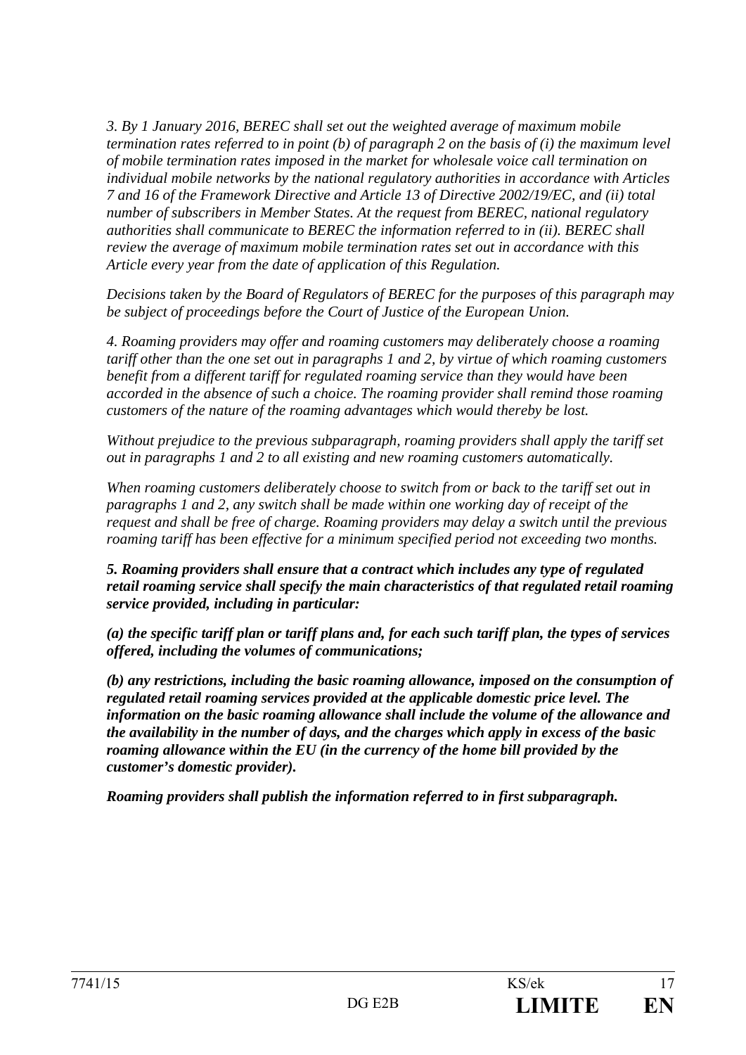*3. By 1 January 2016, BEREC shall set out the weighted average of maximum mobile termination rates referred to in point (b) of paragraph 2 on the basis of (i) the maximum level of mobile termination rates imposed in the market for wholesale voice call termination on individual mobile networks by the national regulatory authorities in accordance with Articles 7 and 16 of the Framework Directive and Article 13 of Directive 2002/19/EC, and (ii) total number of subscribers in Member States. At the request from BEREC, national regulatory authorities shall communicate to BEREC the information referred to in (ii). BEREC shall review the average of maximum mobile termination rates set out in accordance with this Article every year from the date of application of this Regulation.*

*Decisions taken by the Board of Regulators of BEREC for the purposes of this paragraph may be subject of proceedings before the Court of Justice of the European Union.*

*4. Roaming providers may offer and roaming customers may deliberately choose a roaming tariff other than the one set out in paragraphs 1 and 2, by virtue of which roaming customers benefit from a different tariff for regulated roaming service than they would have been accorded in the absence of such a choice. The roaming provider shall remind those roaming customers of the nature of the roaming advantages which would thereby be lost.*

*Without prejudice to the previous subparagraph, roaming providers shall apply the tariff set out in paragraphs 1 and 2 to all existing and new roaming customers automatically.*

*When roaming customers deliberately choose to switch from or back to the tariff set out in paragraphs 1 and 2, any switch shall be made within one working day of receipt of the request and shall be free of charge. Roaming providers may delay a switch until the previous roaming tariff has been effective for a minimum specified period not exceeding two months.*

***5. Roaming providers shall ensure that a contract which includes any type of regulated retail roaming service shall specify the main characteristics of that regulated retail roaming service provided, including in particular:***

***(a) the specific tariff plan or tariff plans and, for each such tariff plan, the types of services offered, including the volumes of communications;***

***(b) any restrictions, including the basic roaming allowance, imposed on the consumption of regulated retail roaming services provided at the applicable domestic price level. The information on the basic roaming allowance shall include the volume of the allowance and the availability in the number of days, and the charges which apply in excess of the basic roaming allowance within the EU (in the currency of the home bill provided by the customer's domestic provider).***

***Roaming providers shall publish the information referred to in first subparagraph.***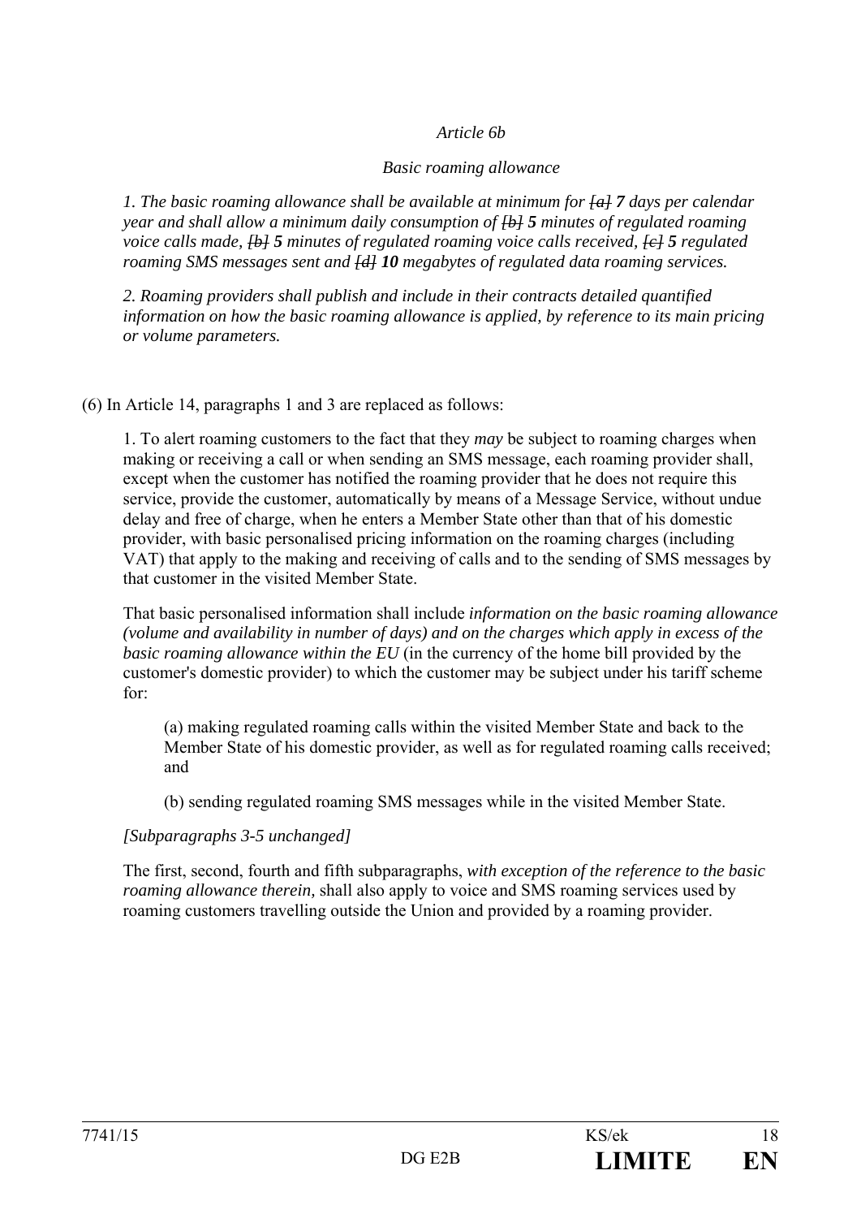*Article 6b*

*Basic roaming allowance*

*1. The basic roaming allowance shall be available at minimum for ~~[a]~~* ***7*** *days per calendar year and shall allow a minimum daily consumption of ~~[b]~~* ***5*** *minutes of regulated roaming voice calls made, ~~[b]~~* ***5*** *minutes of regulated roaming voice calls received, ~~[c]~~* ***5*** *regulated roaming SMS messages sent and ~~[d]~~* ***10*** *megabytes of regulated data roaming services.*

*2. Roaming providers shall publish and include in their contracts detailed quantified information on how the basic roaming allowance is applied, by reference to its main pricing or volume parameters.*

(6) In Article 14, paragraphs 1 and 3 are replaced as follows:

1. To alert roaming customers to the fact that they *may* be subject to roaming charges when making or receiving a call or when sending an SMS message, each roaming provider shall, except when the customer has notified the roaming provider that he does not require this service, provide the customer, automatically by means of a Message Service, without undue delay and free of charge, when he enters a Member State other than that of his domestic provider, with basic personalised pricing information on the roaming charges (including VAT) that apply to the making and receiving of calls and to the sending of SMS messages by that customer in the visited Member State.

That basic personalised information shall include *information on the basic roaming allowance (volume and availability in number of days) and on the charges which apply in excess of the basic roaming allowance within the EU* (in the currency of the home bill provided by the customer's domestic provider) to which the customer may be subject under his tariff scheme for:

(a) making regulated roaming calls within the visited Member State and back to the Member State of his domestic provider, as well as for regulated roaming calls received; and

(b) sending regulated roaming SMS messages while in the visited Member State.

*[Subparagraphs 3-5 unchanged]*

The first, second, fourth and fifth subparagraphs, *with exception of the reference to the basic roaming allowance therein,* shall also apply to voice and SMS roaming services used by roaming customers travelling outside the Union and provided by a roaming provider.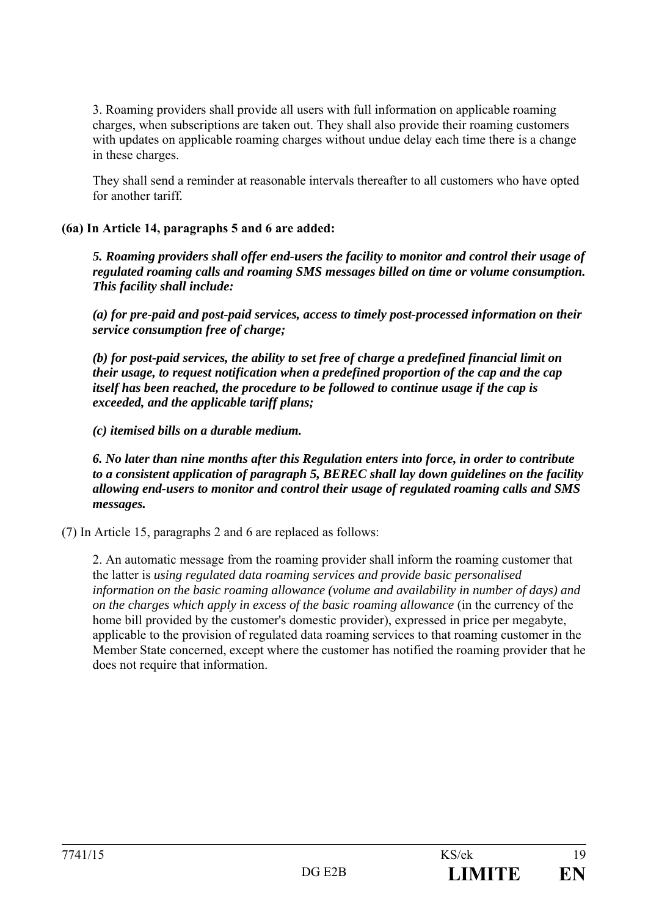3. Roaming providers shall provide all users with full information on applicable roaming charges, when subscriptions are taken out. They shall also provide their roaming customers with updates on applicable roaming charges without undue delay each time there is a change in these charges.

They shall send a reminder at reasonable intervals thereafter to all customers who have opted for another tariff.

**(6a) In Article 14, paragraphs 5 and 6 are added:**

***5. Roaming providers shall offer end-users the facility to monitor and control their usage of regulated roaming calls and roaming SMS messages billed on time or volume consumption. This facility shall include:***

***(a) for pre-paid and post-paid services, access to timely post-processed information on their service consumption free of charge;***

***(b) for post-paid services, the ability to set free of charge a predefined financial limit on their usage, to request notification when a predefined proportion of the cap and the cap itself has been reached, the procedure to be followed to continue usage if the cap is exceeded, and the applicable tariff plans;***

***(c) itemised bills on a durable medium.***

***6. No later than nine months after this Regulation enters into force, in order to contribute to a consistent application of paragraph 5, BEREC shall lay down guidelines on the facility allowing end-users to monitor and control their usage of regulated roaming calls and SMS messages.***

(7) In Article 15, paragraphs 2 and 6 are replaced as follows:

2. An automatic message from the roaming provider shall inform the roaming customer that the latter is *using regulated data roaming services and provide basic personalised information on the basic roaming allowance (volume and availability in number of days) and on the charges which apply in excess of the basic roaming allowance* (in the currency of the home bill provided by the customer's domestic provider), expressed in price per megabyte, applicable to the provision of regulated data roaming services to that roaming customer in the Member State concerned, except where the customer has notified the roaming provider that he does not require that information.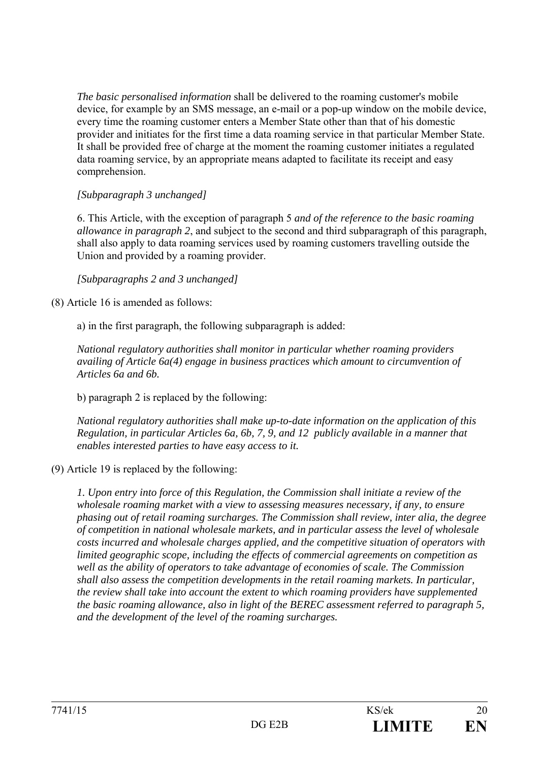*The basic personalised information* shall be delivered to the roaming customer's mobile device, for example by an SMS message, an e-mail or a pop-up window on the mobile device, every time the roaming customer enters a Member State other than that of his domestic provider and initiates for the first time a data roaming service in that particular Member State. It shall be provided free of charge at the moment the roaming customer initiates a regulated data roaming service, by an appropriate means adapted to facilitate its receipt and easy comprehension.

*[Subparagraph 3 unchanged]*

6. This Article, with the exception of paragraph 5 *and of the reference to the basic roaming allowance in paragraph 2*, and subject to the second and third subparagraph of this paragraph, shall also apply to data roaming services used by roaming customers travelling outside the Union and provided by a roaming provider.

*[Subparagraphs 2 and 3 unchanged]*

(8) Article 16 is amended as follows:

a) in the first paragraph, the following subparagraph is added:

*National regulatory authorities shall monitor in particular whether roaming providers availing of Article 6a(4) engage in business practices which amount to circumvention of Articles 6a and 6b.*

b) paragraph 2 is replaced by the following:

*National regulatory authorities shall make up-to-date information on the application of this Regulation, in particular Articles 6a, 6b, 7, 9, and 12 publicly available in a manner that enables interested parties to have easy access to it.*

(9) Article 19 is replaced by the following:

*1. Upon entry into force of this Regulation, the Commission shall initiate a review of the wholesale roaming market with a view to assessing measures necessary, if any, to ensure phasing out of retail roaming surcharges. The Commission shall review, inter alia, the degree of competition in national wholesale markets, and in particular assess the level of wholesale costs incurred and wholesale charges applied, and the competitive situation of operators with limited geographic scope, including the effects of commercial agreements on competition as well as the ability of operators to take advantage of economies of scale. The Commission shall also assess the competition developments in the retail roaming markets. In particular, the review shall take into account the extent to which roaming providers have supplemented the basic roaming allowance, also in light of the BEREC assessment referred to paragraph 5, and the development of the level of the roaming surcharges.*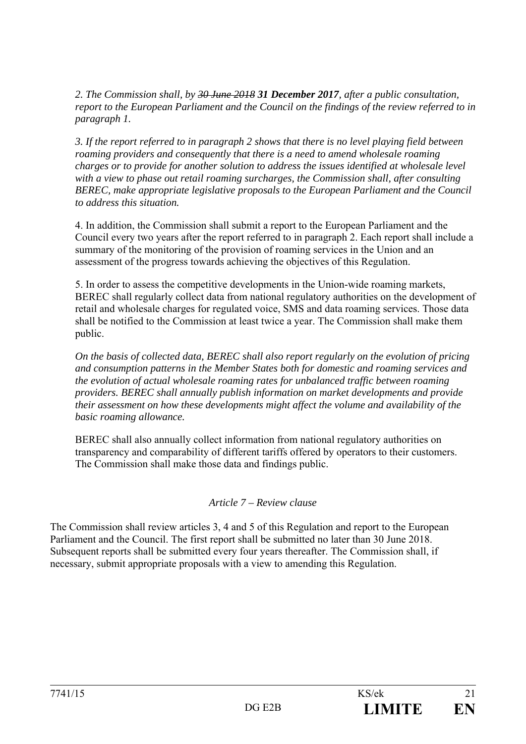*2. The Commission shall, by ~~30 June 2018~~ **31 December 2017**, after a public consultation, report to the European Parliament and the Council on the findings of the review referred to in paragraph 1.*

*3. If the report referred to in paragraph 2 shows that there is no level playing field between roaming providers and consequently that there is a need to amend wholesale roaming charges or to provide for another solution to address the issues identified at wholesale level with a view to phase out retail roaming surcharges, the Commission shall, after consulting BEREC, make appropriate legislative proposals to the European Parliament and the Council to address this situation.*

4. In addition, the Commission shall submit a report to the European Parliament and the Council every two years after the report referred to in paragraph 2. Each report shall include a summary of the monitoring of the provision of roaming services in the Union and an assessment of the progress towards achieving the objectives of this Regulation.

5. In order to assess the competitive developments in the Union-wide roaming markets, BEREC shall regularly collect data from national regulatory authorities on the development of retail and wholesale charges for regulated voice, SMS and data roaming services. Those data shall be notified to the Commission at least twice a year. The Commission shall make them public.

*On the basis of collected data, BEREC shall also report regularly on the evolution of pricing and consumption patterns in the Member States both for domestic and roaming services and the evolution of actual wholesale roaming rates for unbalanced traffic between roaming providers. BEREC shall annually publish information on market developments and provide their assessment on how these developments might affect the volume and availability of the basic roaming allowance.*

BEREC shall also annually collect information from national regulatory authorities on transparency and comparability of different tariffs offered by operators to their customers. The Commission shall make those data and findings public.

*Article 7 – Review clause*

The Commission shall review articles 3, 4 and 5 of this Regulation and report to the European Parliament and the Council. The first report shall be submitted no later than 30 June 2018. Subsequent reports shall be submitted every four years thereafter. The Commission shall, if necessary, submit appropriate proposals with a view to amending this Regulation.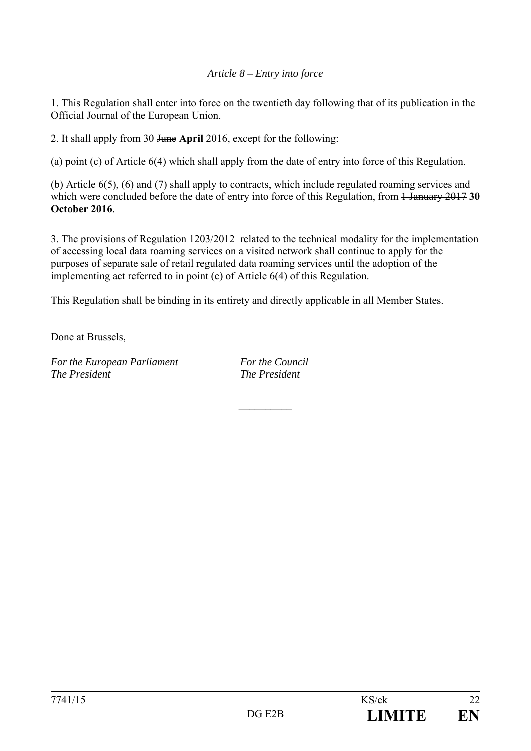*Article 8 – Entry into force*

1. This Regulation shall enter into force on the twentieth day following that of its publication in the Official Journal of the European Union.

2. It shall apply from 30 ~~June~~ **April** 2016, except for the following:

(a) point (c) of Article 6(4) which shall apply from the date of entry into force of this Regulation.

(b) Article 6(5), (6) and (7) shall apply to contracts, which include regulated roaming services and which were concluded before the date of entry into force of this Regulation, from ~~1 January 2017~~ **30 October 2016**.

3. The provisions of Regulation 1203/2012 related to the technical modality for the implementation of accessing local data roaming services on a visited network shall continue to apply for the purposes of separate sale of retail regulated data roaming services until the adoption of the implementing act referred to in point (c) of Article 6(4) of this Regulation.

This Regulation shall be binding in its entirety and directly applicable in all Member States.

Done at Brussels,

*For the European Parliament*
*The President*

*For the Council*
*The President*

__________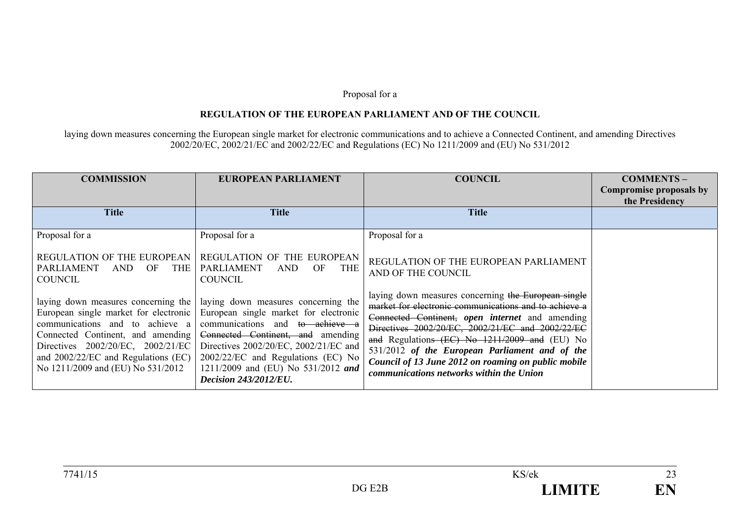Proposal for a

**REGULATION OF THE EUROPEAN PARLIAMENT AND OF THE COUNCIL**

laying down measures concerning the European single market for electronic communications and to achieve a Connected Continent, and amending Directives 2002/20/EC, 2002/21/EC and 2002/22/EC and Regulations (EC) No 1211/2009 and (EU) No 531/2012

| **COMMISSION** | **EUROPEAN PARLIAMENT** | **COUNCIL** | **COMMENTS – Compromise proposals by the Presidency** |
|---|---|---|---|
| **Title** | **Title** | **Title** | |
| Proposal for a<br><br>REGULATION OF THE EUROPEAN PARLIAMENT AND OF THE COUNCIL<br><br>laying down measures concerning the European single market for electronic communications and to achieve a Connected Continent, and amending Directives 2002/20/EC, 2002/21/EC and 2002/22/EC and Regulations (EC) No 1211/2009 and (EU) No 531/2012 | Proposal for a<br><br>REGULATION OF THE EUROPEAN PARLIAMENT AND OF THE COUNCIL<br><br>laying down measures concerning the European single market for electronic communications and ~~to achieve a Connected Continent, and~~ amending Directives 2002/20/EC, 2002/21/EC and 2002/22/EC and Regulations (EC) No 1211/2009 and (EU) No 531/2012 ***and Decision 243/2012/EU.*** | Proposal for a<br><br>REGULATION OF THE EUROPEAN PARLIAMENT AND OF THE COUNCIL<br><br>laying down measures concerning ~~the European single market for electronic communications and to achieve a Connected Continent,~~ ***open internet*** and amending ~~Directives 2002/20/EC, 2002/21/EC and 2002/22/EC and~~ Regulations ~~(EC) No 1211/2009 and~~ (EU) No 531/2012 ***of the European Parliament and of the Council of 13 June 2012 on roaming on public mobile communications networks within the Union*** | |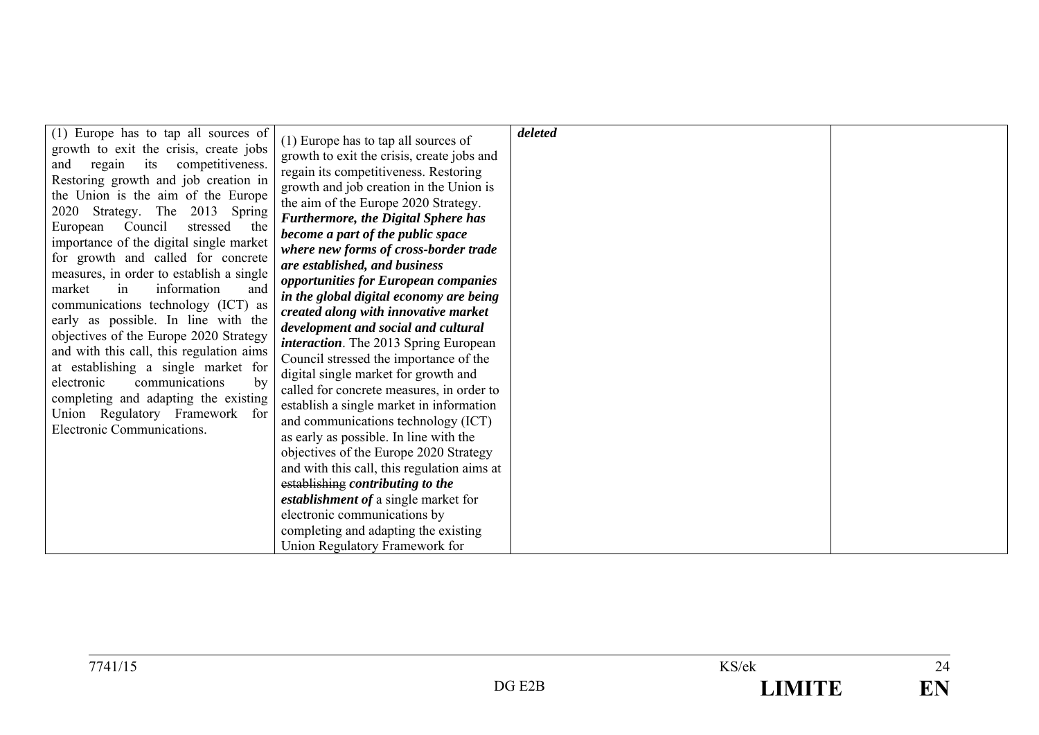| (1) Europe has to tap all sources of growth to exit the crisis, create jobs and regain its competitiveness. Restoring growth and job creation in the Union is the aim of the Europe 2020 Strategy. The 2013 Spring European Council stressed the importance of the digital single market for growth and called for concrete measures, in order to establish a single market in information and communications technology (ICT) as early as possible. In line with the objectives of the Europe 2020 Strategy and with this call, this regulation aims at establishing a single market for electronic communications by completing and adapting the existing Union Regulatory Framework for Electronic Communications. | (1) Europe has to tap all sources of growth to exit the crisis, create jobs and regain its competitiveness. Restoring growth and job creation in the Union is the aim of the Europe 2020 Strategy. ***Furthermore, the Digital Sphere has become a part of the public space where new forms of cross-border trade are established, and business opportunities for European companies in the global digital economy are being created along with innovative market development and social and cultural interaction***. The 2013 Spring European Council stressed the importance of the digital single market for growth and called for concrete measures, in order to establish a single market in information and communications technology (ICT) as early as possible. In line with the objectives of the Europe 2020 Strategy and with this call, this regulation aims at ~~establishing~~ ***contributing to the establishment of*** a single market for electronic communications by completing and adapting the existing Union Regulatory Framework for | ***deleted*** | |
|---|---|---|---|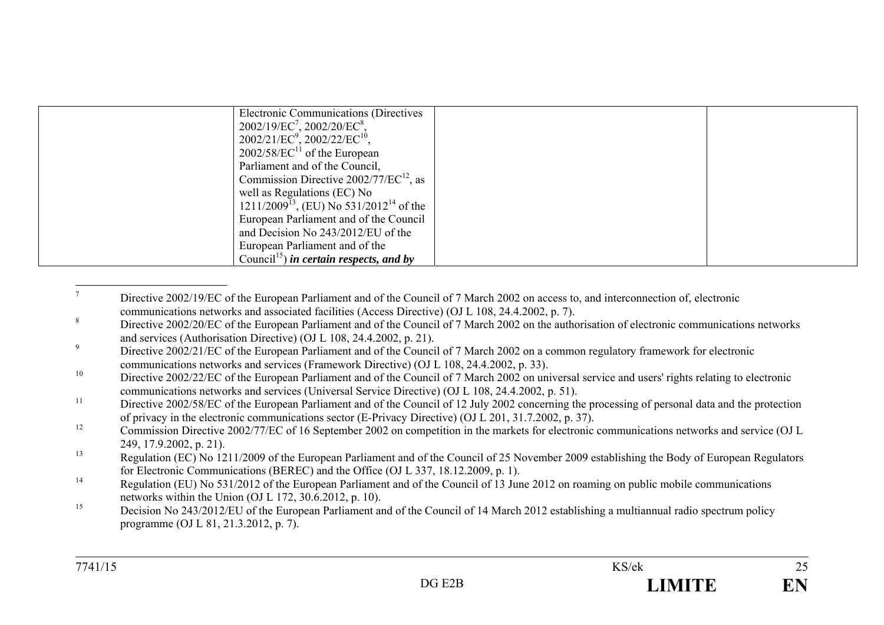|  | Electronic Communications (Directives 2002/19/EC[7], 2002/20/EC[8], 2002/21/EC[9], 2002/22/EC[10], 2002/58/EC[11] of the European Parliament and of the Council, Commission Directive 2002/77/EC[12], as well as Regulations (EC) No 1211/2009[13], (EU) No 531/2012[14] of the European Parliament and of the Council and Decision No 243/2012/EU of the European Parliament and of the Council[15]) ***in certain respects, and by*** |  |  |
|---|---|---|---|

[7] Directive 2002/19/EC of the European Parliament and of the Council of 7 March 2002 on access to, and interconnection of, electronic communications networks and associated facilities (Access Directive) (OJ L 108, 24.4.2002, p. 7).

[8] Directive 2002/20/EC of the European Parliament and of the Council of 7 March 2002 on the authorisation of electronic communications networks and services (Authorisation Directive) (OJ L 108, 24.4.2002, p. 21).

[9] Directive 2002/21/EC of the European Parliament and of the Council of 7 March 2002 on a common regulatory framework for electronic communications networks and services (Framework Directive) (OJ L 108, 24.4.2002, p. 33).

[10] Directive 2002/22/EC of the European Parliament and of the Council of 7 March 2002 on universal service and users' rights relating to electronic communications networks and services (Universal Service Directive) (OJ L 108, 24.4.2002, p. 51).

[11] Directive 2002/58/EC of the European Parliament and of the Council of 12 July 2002 concerning the processing of personal data and the protection of privacy in the electronic communications sector (E-Privacy Directive) (OJ L 201, 31.7.2002, p. 37).

[12] Commission Directive 2002/77/EC of 16 September 2002 on competition in the markets for electronic communications networks and service (OJ L 249, 17.9.2002, p. 21).

[13] Regulation (EC) No 1211/2009 of the European Parliament and of the Council of 25 November 2009 establishing the Body of European Regulators for Electronic Communications (BEREC) and the Office (OJ L 337, 18.12.2009, p. 1).

[14] Regulation (EU) No 531/2012 of the European Parliament and of the Council of 13 June 2012 on roaming on public mobile communications networks within the Union (OJ L 172, 30.6.2012, p. 10).

[15] Decision No 243/2012/EU of the European Parliament and of the Council of 14 March 2012 establishing a multiannual radio spectrum policy programme (OJ L 81, 21.3.2012, p. 7).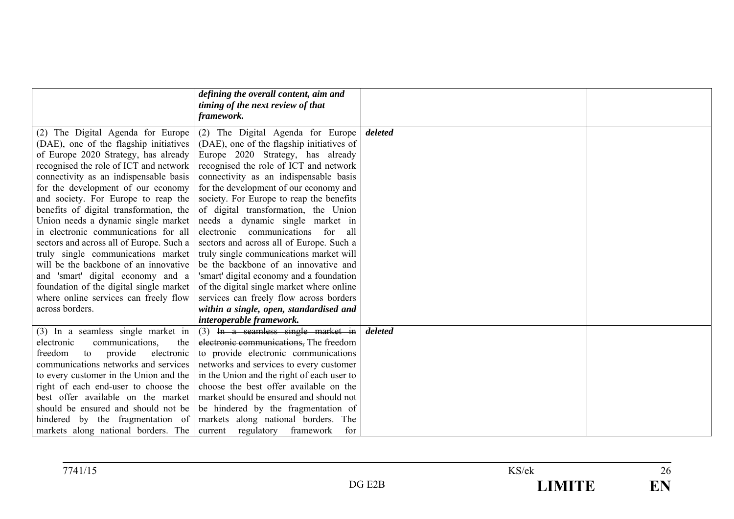| | | | |
|---|---|---|---|
| | ***defining the overall content, aim and timing of the next review of that framework.*** | | |
| (2) The Digital Agenda for Europe (DAE), one of the flagship initiatives of Europe 2020 Strategy, has already recognised the role of ICT and network connectivity as an indispensable basis for the development of our economy and society. For Europe to reap the benefits of digital transformation, the Union needs a dynamic single market in electronic communications for all sectors and across all of Europe. Such a truly single communications market will be the backbone of an innovative and 'smart' digital economy and a foundation of the digital single market where online services can freely flow across borders. | (2) The Digital Agenda for Europe (DAE), one of the flagship initiatives of Europe 2020 Strategy, has already recognised the role of ICT and network connectivity as an indispensable basis for the development of our economy and society. For Europe to reap the benefits of digital transformation, the Union needs a dynamic single market in electronic communications for all sectors and across all of Europe. Such a truly single communications market will be the backbone of an innovative and 'smart' digital economy and a foundation of the digital single market where online services can freely flow across borders ***within a single, open, standardised and interoperable framework.*** | ***deleted*** | |
| (3) In a seamless single market in electronic communications, the freedom to provide electronic communications networks and services to every customer in the Union and the right of each end-user to choose the best offer available on the market should be ensured and should not be hindered by the fragmentation of markets along national borders. The | (3) ~~In a seamless single market in electronic communications,~~ The freedom to provide electronic communications networks and services to every customer in the Union and the right of each user to choose the best offer available on the market should be ensured and should not be hindered by the fragmentation of markets along national borders. The current regulatory framework for | ***deleted*** | |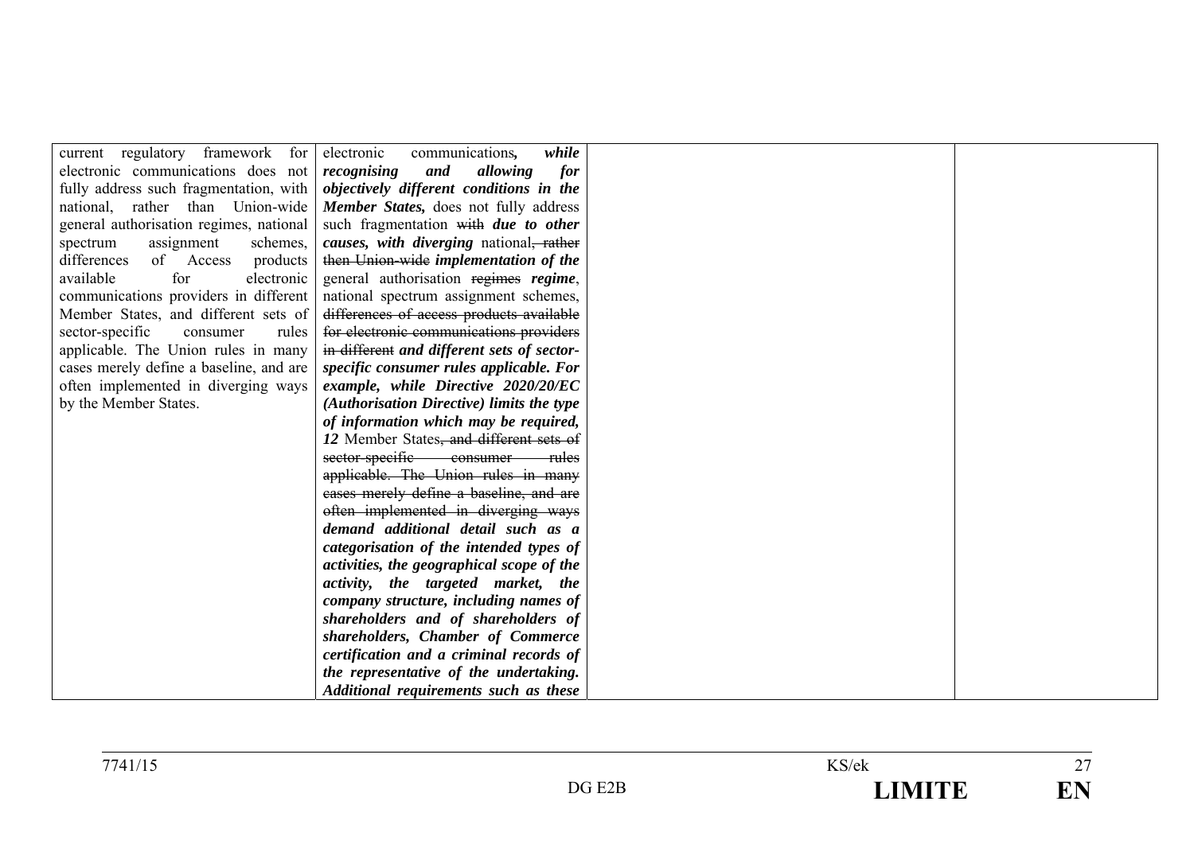| | | | |
|---|---|---|---|
| current regulatory framework for electronic communications does not fully address such fragmentation, with national, rather than Union-wide general authorisation regimes, national spectrum assignment schemes, differences of Access products available for electronic communications providers in different Member States, and different sets of sector-specific consumer rules applicable. The Union rules in many cases merely define a baseline, and are often implemented in diverging ways by the Member States. | electronic communications***,*** ***while recognising and allowing for objectively different conditions in the Member States,*** does not fully address such fragmentation ~~with~~ ***due to other causes, with diverging*** national~~, rather then Union-wide~~ ***implementation of the*** general authorisation ~~regimes~~ ***regime***, national spectrum assignment schemes, ~~differences of access products available for electronic communications providers in different~~ ***and different sets of sector-specific consumer rules applicable. For example, while Directive 2020/20/EC (Authorisation Directive) limits the type of information which may be required, 12*** Member States~~, and different sets of sector-specific consumer rules applicable. The Union rules in many cases merely define a baseline, and are often implemented in diverging ways~~ ***demand additional detail such as a categorisation of the intended types of activities, the geographical scope of the activity, the targeted market, the company structure, including names of shareholders and of shareholders of shareholders, Chamber of Commerce certification and a criminal records of the representative of the undertaking. Additional requirements such as these*** | | |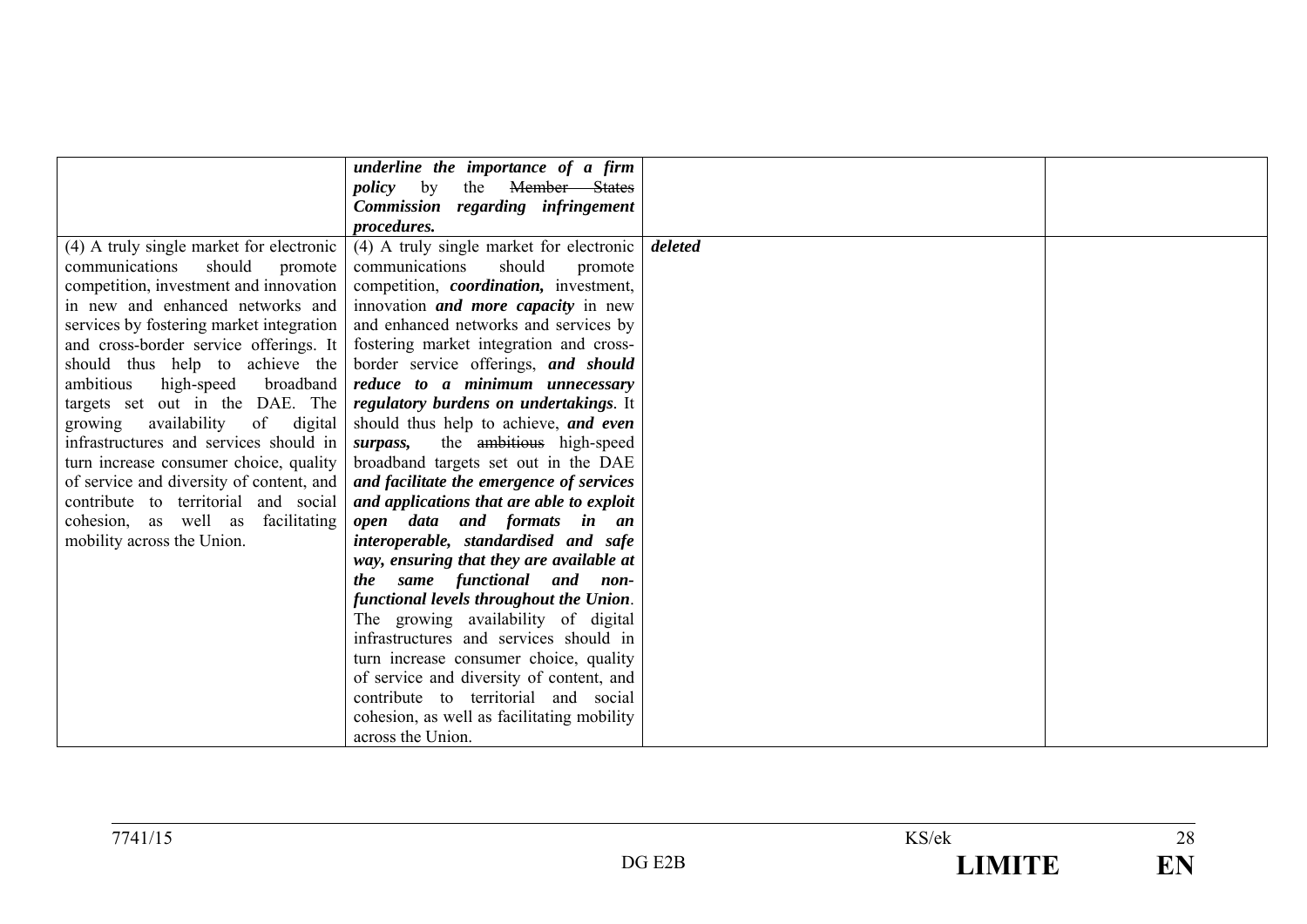| | | | |
|---|---|---|---|
| | ***underline the importance of a firm policy*** by the ~~Member States~~ ***Commission regarding infringement procedures.*** | | |
| (4) A truly single market for electronic communications should promote competition, investment and innovation in new and enhanced networks and services by fostering market integration and cross-border service offerings. It should thus help to achieve the ambitious high-speed broadband targets set out in the DAE. The growing availability of digital infrastructures and services should in turn increase consumer choice, quality of service and diversity of content, and contribute to territorial and social cohesion, as well as facilitating mobility across the Union. | (4) A truly single market for electronic communications should promote competition, ***coordination,*** investment, innovation ***and more capacity*** in new and enhanced networks and services by fostering market integration and cross-border service offerings, ***and should reduce to a minimum unnecessary regulatory burdens on undertakings***. It should thus help to achieve, ***and even surpass,*** the ~~ambitious~~ high-speed broadband targets set out in the DAE ***and facilitate the emergence of services and applications that are able to exploit open data and formats in an interoperable, standardised and safe way, ensuring that they are available at the same functional and non-functional levels throughout the Union***. The growing availability of digital infrastructures and services should in turn increase consumer choice, quality of service and diversity of content, and contribute to territorial and social cohesion, as well as facilitating mobility across the Union. | ***deleted*** | |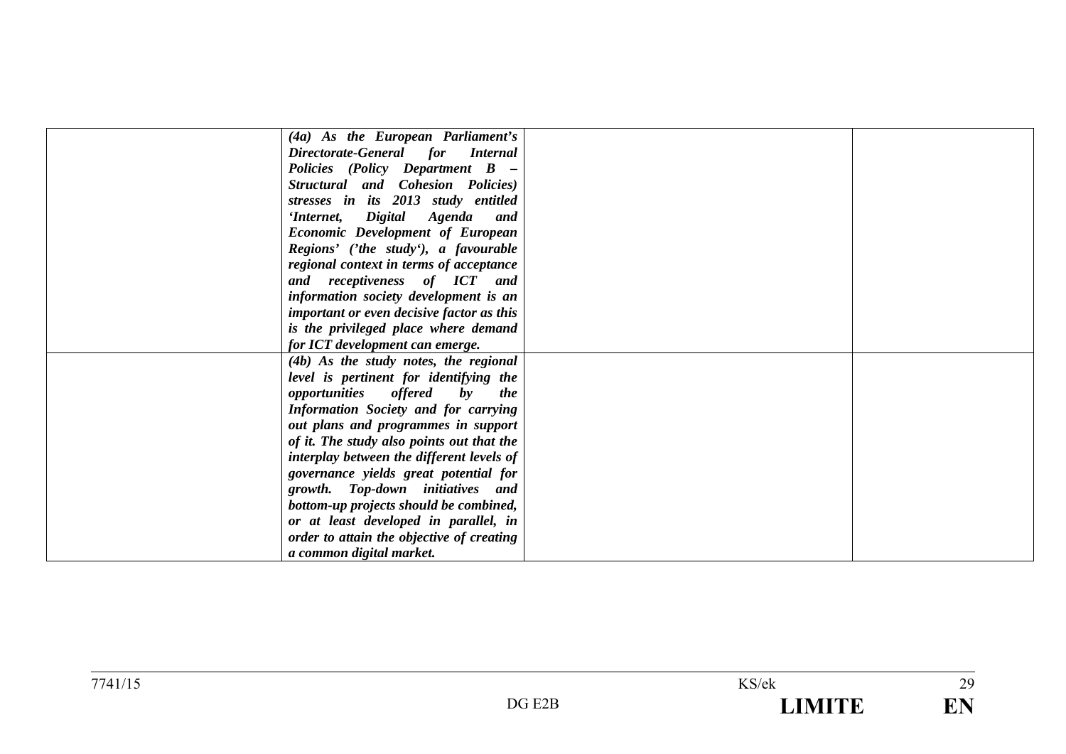| | | | |
|---|---|---|---|
| | ***(4a) As the European Parliament's Directorate-General for Internal Policies (Policy Department B – Structural and Cohesion Policies) stresses in its 2013 study entitled 'Internet, Digital Agenda and Economic Development of European Regions' ('the study'), a favourable regional context in terms of acceptance and receptiveness of ICT and information society development is an important or even decisive factor as this is the privileged place where demand for ICT development can emerge.*** | | |
| | ***(4b) As the study notes, the regional level is pertinent for identifying the opportunities offered by the Information Society and for carrying out plans and programmes in support of it. The study also points out that the interplay between the different levels of governance yields great potential for growth. Top-down initiatives and bottom-up projects should be combined, or at least developed in parallel, in order to attain the objective of creating a common digital market.*** | | |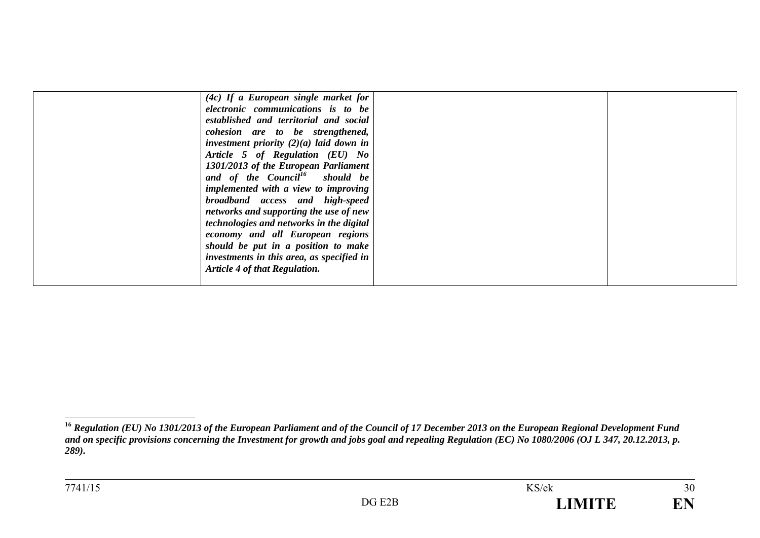|  | *(4c) If a European single market for electronic communications is to be established and territorial and social cohesion are to be strengthened, investment priority (2)(a) laid down in Article 5 of Regulation (EU) No 1301/2013 of the European Parliament and of the Council*[16] *should be implemented with a view to improving broadband access and high-speed networks and supporting the use of new technologies and networks in the digital economy and all European regions should be put in a position to make investments in this area, as specified in Article 4 of that Regulation.* |  |  |
|---|---|---|---|

[16] ***Regulation (EU) No 1301/2013 of the European Parliament and of the Council of 17 December 2013 on the European Regional Development Fund and on specific provisions concerning the Investment for growth and jobs goal and repealing Regulation (EC) No 1080/2006 (OJ L 347, 20.12.2013, p. 289).***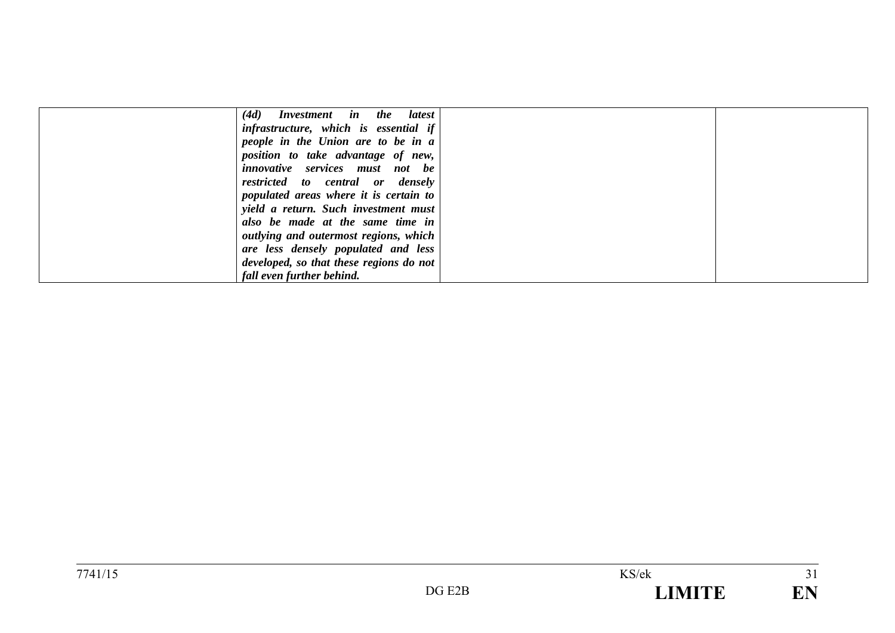|  |  |  |  |
|---|---|---|---|
|  | ***(4d) Investment in the latest infrastructure, which is essential if people in the Union are to be in a position to take advantage of new, innovative services must not be restricted to central or densely populated areas where it is certain to yield a return. Such investment must also be made at the same time in outlying and outermost regions, which are less densely populated and less developed, so that these regions do not fall even further behind.*** |  |  |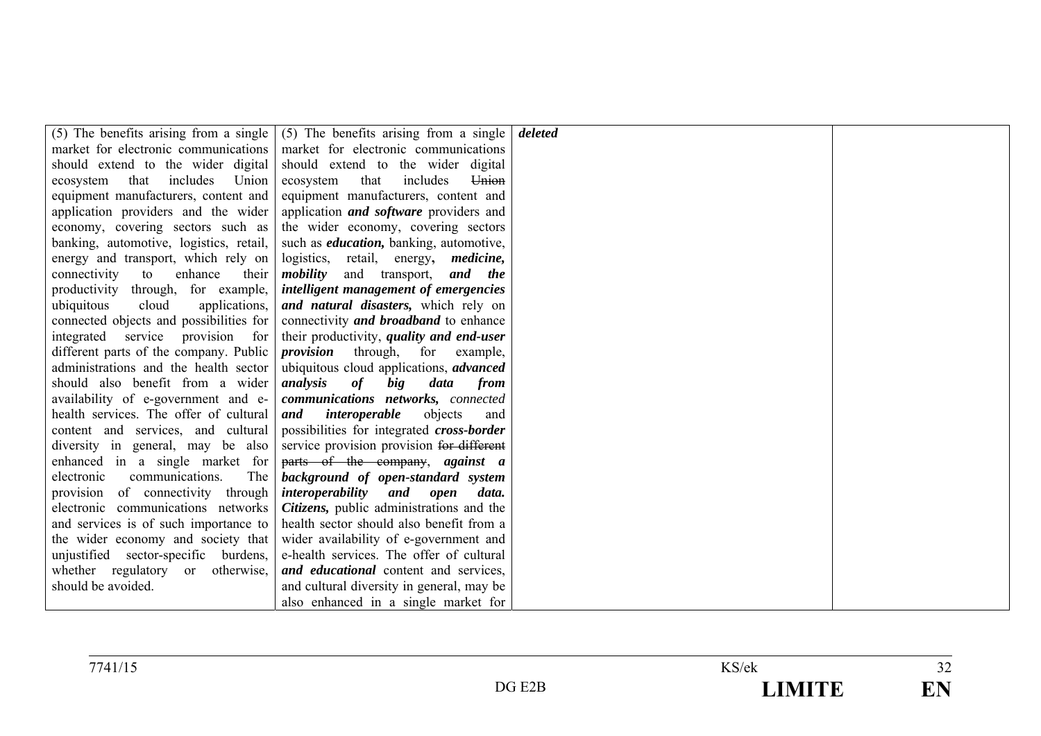| | | | |
|---|---|---|---|
| (5) The benefits arising from a single market for electronic communications should extend to the wider digital ecosystem that includes Union equipment manufacturers, content and application providers and the wider economy, covering sectors such as banking, automotive, logistics, retail, energy and transport, which rely on connectivity to enhance their productivity through, for example, ubiquitous cloud applications, connected objects and possibilities for integrated service provision for different parts of the company. Public administrations and the health sector should also benefit from a wider availability of e-government and e-health services. The offer of cultural content and services, and cultural diversity in general, may be also enhanced in a single market for electronic communications. The provision of connectivity through electronic communications networks and services is of such importance to the wider economy and society that unjustified sector-specific burdens, whether regulatory or otherwise, should be avoided. | (5) The benefits arising from a single market for electronic communications should extend to the wider digital ecosystem that includes ~~Union~~ equipment manufacturers, content and application ***and software*** providers and the wider economy, covering sectors such as ***education,*** banking, automotive, logistics, retail, energy***, medicine, mobility*** and transport, ***and the intelligent management of emergencies and natural disasters,*** which rely on connectivity ***and broadband*** to enhance their productivity, ***quality and end-user provision*** through, for example, ubiquitous cloud applications, ***advanced analysis of big data from communications networks,*** connected ***and interoperable*** objects and possibilities for integrated ***cross-border*** service provision provision ~~for different parts of the company~~, ***against a background of open-standard system interoperability and open data. Citizens,*** public administrations and the health sector should also benefit from a wider availability of e-government and e-health services. The offer of cultural ***and educational*** content and services, and cultural diversity in general, may be also enhanced in a single market for | ***deleted*** | |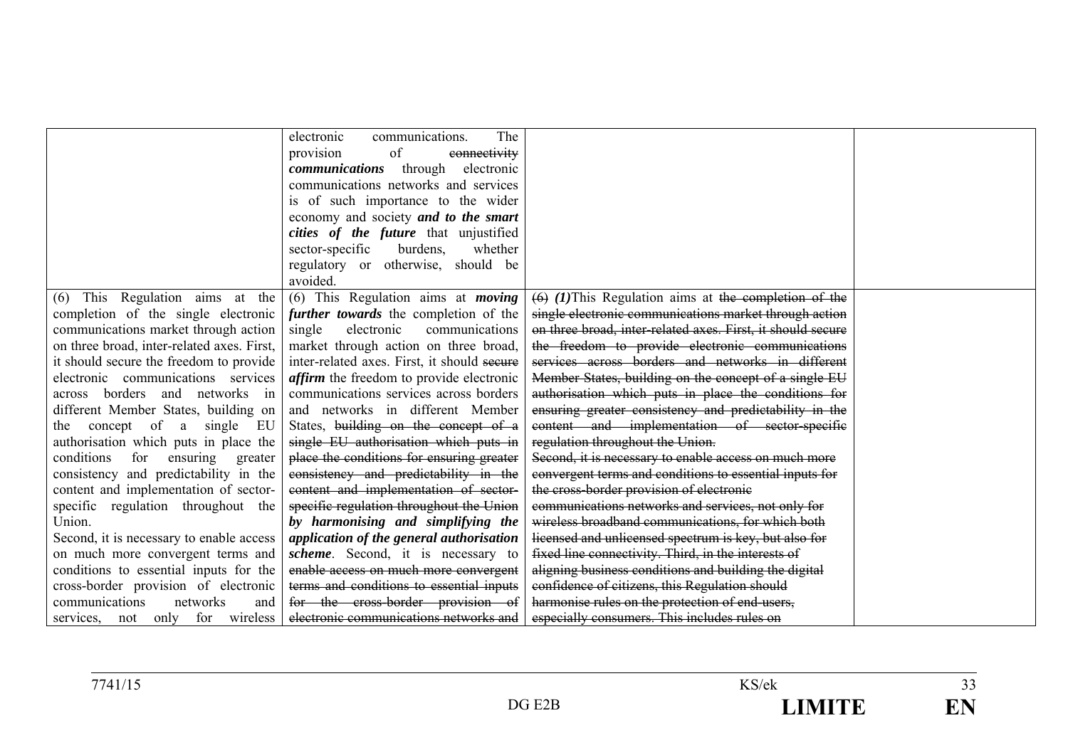| | | | |
|---|---|---|---|
| | electronic communications. The provision of ~~connectivity~~ ***communications*** through electronic communications networks and services is of such importance to the wider economy and society ***and to the smart cities of the future*** that unjustified sector-specific burdens, whether regulatory or otherwise, should be avoided. | | |
| (6) This Regulation aims at the completion of the single electronic communications market through action on three broad, inter-related axes. First, it should secure the freedom to provide electronic communications services across borders and networks in different Member States, building on the concept of a single EU authorisation which puts in place the conditions for ensuring greater consistency and predictability in the content and implementation of sector-specific regulation throughout the Union.<br>Second, it is necessary to enable access on much more convergent terms and conditions to essential inputs for the cross-border provision of electronic communications networks and services, not only for wireless | (6) This Regulation aims at ***moving further towards*** the completion of the single electronic communications market through action on three broad, inter-related axes. First, it should ~~secure~~ ***affirm*** the freedom to provide electronic communications services across borders and networks in different Member States, ~~building on the concept of a single EU authorisation which puts in place the conditions for ensuring greater consistency and predictability in the content and implementation of sector-specific regulation throughout the Union~~ ***by harmonising and simplifying the application of the general authorisation scheme***. Second, it is necessary to ~~enable access on much more convergent terms and conditions to essential inputs for the cross-border provision of electronic communications networks and~~ | ~~(6)~~ ***(1)***This Regulation aims at ~~the completion of the single electronic communications market through action on three broad, inter-related axes. First, it should secure the freedom to provide electronic communications services across borders and networks in different Member States, building on the concept of a single EU authorisation which puts in place the conditions for ensuring greater consistency and predictability in the content and implementation of sector-specific regulation throughout the Union.~~<br>~~Second, it is necessary to enable access on much more convergent terms and conditions to essential inputs for the cross-border provision of electronic communications networks and services, not only for wireless broadband communications, for which both licensed and unlicensed spectrum is key, but also for fixed line connectivity. Third, in the interests of aligning business conditions and building the digital confidence of citizens, this Regulation should harmonise rules on the protection of end-users, especially consumers. This includes rules on~~ | |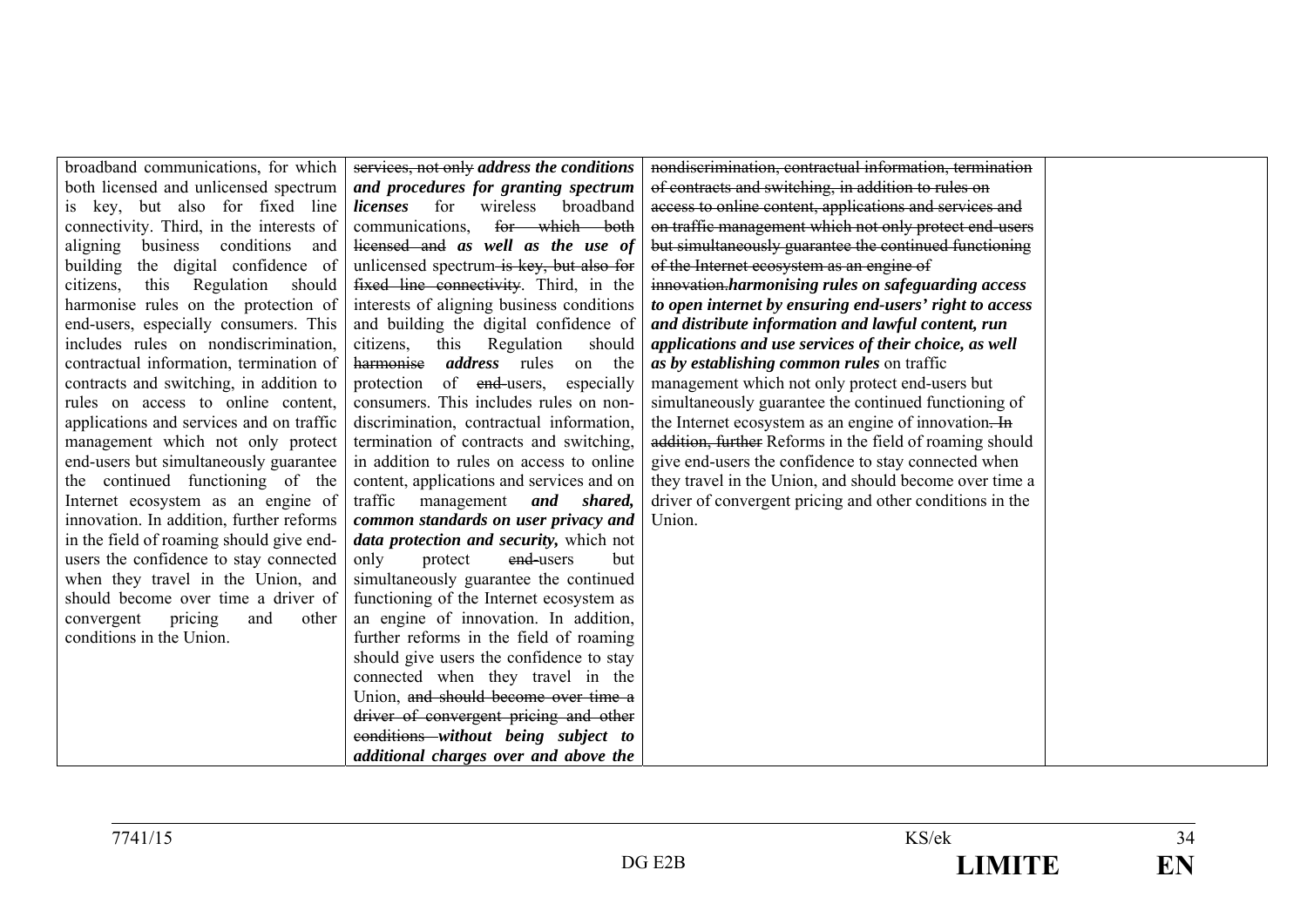| | | | |
|---|---|---|---|
| broadband communications, for which both licensed and unlicensed spectrum is key, but also for fixed line connectivity. Third, in the interests of aligning business conditions and building the digital confidence of citizens, this Regulation should harmonise rules on the protection of end-users, especially consumers. This includes rules on nondiscrimination, contractual information, termination of contracts and switching, in addition to rules on access to online content, applications and services and on traffic management which not only protect end-users but simultaneously guarantee the continued functioning of the Internet ecosystem as an engine of innovation. In addition, further reforms in the field of roaming should give end-users the confidence to stay connected when they travel in the Union, and should become over time a driver of convergent pricing and other conditions in the Union. | ~~services, not only~~ ***address the conditions and procedures for granting spectrum licenses*** for wireless broadband communications, ~~for which both licensed and~~ ***as well as the use of*** unlicensed spectrum ~~is key, but also for fixed line connectivity~~. Third, in the interests of aligning business conditions and building the digital confidence of citizens, this Regulation should ~~harmonise~~ ***address*** rules on the protection of ~~end-~~users, especially consumers. This includes rules on non-discrimination, contractual information, termination of contracts and switching, in addition to rules on access to online content, applications and services and on traffic management ***and shared, common standards on user privacy and data protection and security,*** which not only protect ~~end-~~users but simultaneously guarantee the continued functioning of the Internet ecosystem as an engine of innovation. In addition, further reforms in the field of roaming should give users the confidence to stay connected when they travel in the Union, ~~and should become over time a driver of convergent pricing and other conditions~~ ***without being subject to additional charges over and above the*** | ~~nondiscrimination, contractual information, termination of contracts and switching, in addition to rules on access to online content, applications and services and on traffic management which not only protect end-users but simultaneously guarantee the continued functioning of the Internet ecosystem as an engine of innovation.~~***harmonising rules on safeguarding access to open internet by ensuring end-users' right to access and distribute information and lawful content, run applications and use services of their choice, as well as by establishing common rules*** on traffic management which not only protect end-users but simultaneously guarantee the continued functioning of the Internet ecosystem as an engine of innovation~~. In addition, further~~ Reforms in the field of roaming should give end-users the confidence to stay connected when they travel in the Union, and should become over time a driver of convergent pricing and other conditions in the Union. | |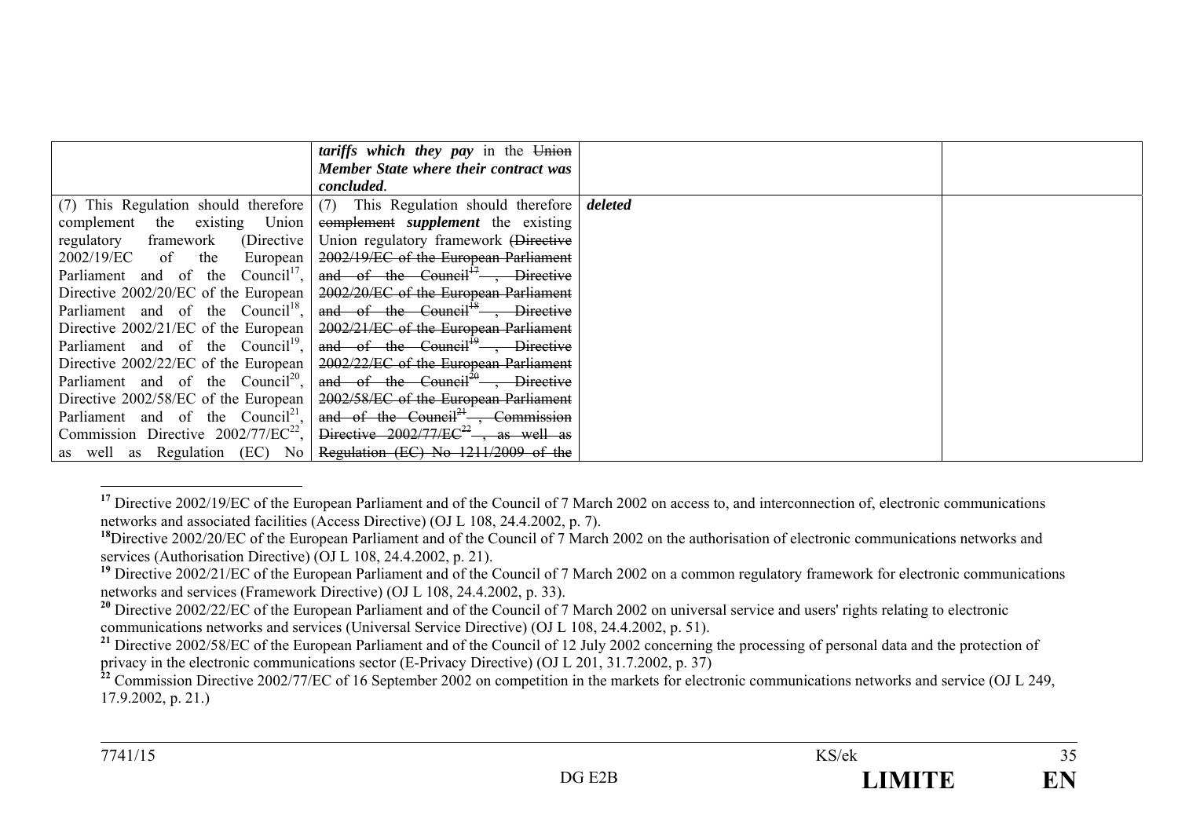| | | | |
|---|---|---|---|
| | ***tariffs which they pay*** in the ~~Union~~ ***Member State where their contract was concluded***. | | |
| (7) This Regulation should therefore complement the existing Union regulatory framework (Directive 2002/19/EC of the European Parliament and of the Council[17], Directive 2002/20/EC of the European Parliament and of the Council[18], Directive 2002/21/EC of the European Parliament and of the Council[19], Directive 2002/22/EC of the European Parliament and of the Council[20], Directive 2002/58/EC of the European Parliament and of the Council[21], Commission Directive 2002/77/EC[22], as well as Regulation (EC) No | (7) This Regulation should therefore ~~complement~~ ***supplement*** the existing Union regulatory framework ~~(Directive 2002/19/EC of the European Parliament and of the Council[17], Directive 2002/20/EC of the European Parliament and of the Council[18], Directive 2002/21/EC of the European Parliament and of the Council[19], Directive 2002/22/EC of the European Parliament and of the Council[20], Directive 2002/58/EC of the European Parliament and of the Council[21], Commission Directive 2002/77/EC[22], as well as Regulation (EC) No 1211/2009 of the~~ | ***deleted*** | |

[17] Directive 2002/19/EC of the European Parliament and of the Council of 7 March 2002 on access to, and interconnection of, electronic communications networks and associated facilities (Access Directive) (OJ L 108, 24.4.2002, p. 7).

[18] Directive 2002/20/EC of the European Parliament and of the Council of 7 March 2002 on the authorisation of electronic communications networks and services (Authorisation Directive) (OJ L 108, 24.4.2002, p. 21).

[19] Directive 2002/21/EC of the European Parliament and of the Council of 7 March 2002 on a common regulatory framework for electronic communications networks and services (Framework Directive) (OJ L 108, 24.4.2002, p. 33).

[20] Directive 2002/22/EC of the European Parliament and of the Council of 7 March 2002 on universal service and users' rights relating to electronic communications networks and services (Universal Service Directive) (OJ L 108, 24.4.2002, p. 51).

[21] Directive 2002/58/EC of the European Parliament and of the Council of 12 July 2002 concerning the processing of personal data and the protection of privacy in the electronic communications sector (E-Privacy Directive) (OJ L 201, 31.7.2002, p. 37)

[22] Commission Directive 2002/77/EC of 16 September 2002 on competition in the markets for electronic communications networks and service (OJ L 249, 17.9.2002, p. 21.)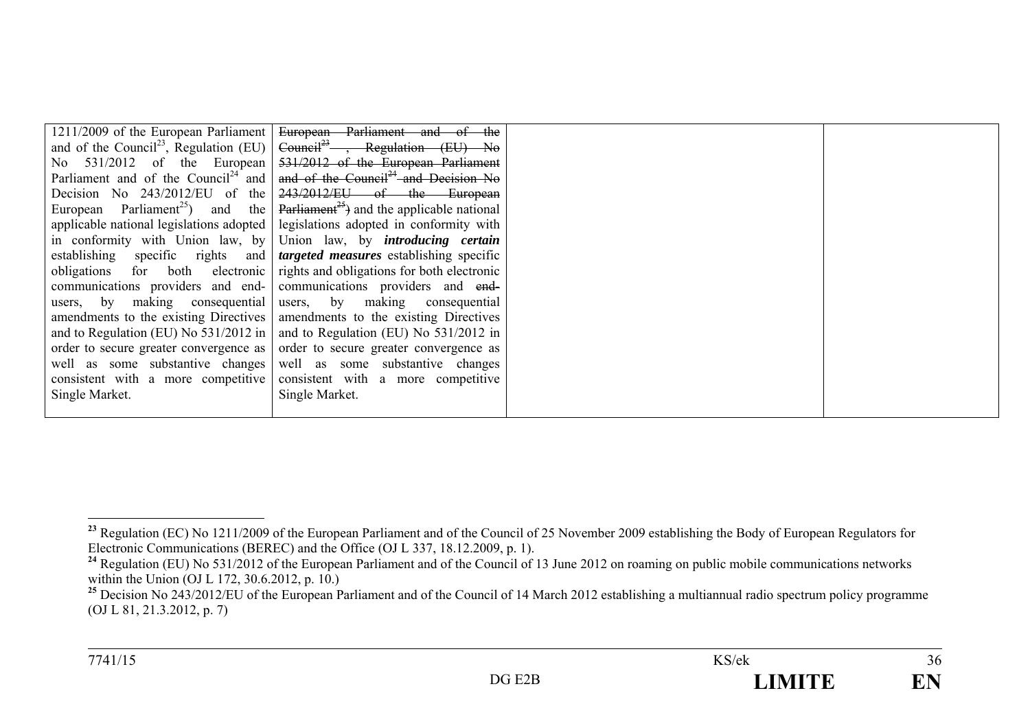| | | | |
|---|---|---|---|
| 1211/2009 of the European Parliament and of the Council[23], Regulation (EU) No 531/2012 of the European Parliament and of the Council[24] and Decision No 243/2012/EU of the European Parliament[25]) and the applicable national legislations adopted in conformity with Union law, by establishing specific rights and obligations for both electronic communications providers and end-users, by making consequential amendments to the existing Directives and to Regulation (EU) No 531/2012 in order to secure greater convergence as well as some substantive changes consistent with a more competitive Single Market. | ~~European Parliament and of the Council[23] , Regulation (EU) No 531/2012 of the European Parliament and of the Council[24] and Decision No 243/2012/EU of the European Parliament[25])~~ and the applicable national legislations adopted in conformity with Union law, by ***introducing certain targeted measures*** establishing specific rights and obligations for both electronic communications providers and ~~end-~~users, by making consequential amendments to the existing Directives and to Regulation (EU) No 531/2012 in order to secure greater convergence as well as some substantive changes consistent with a more competitive Single Market. | | |

[23] Regulation (EC) No 1211/2009 of the European Parliament and of the Council of 25 November 2009 establishing the Body of European Regulators for Electronic Communications (BEREC) and the Office (OJ L 337, 18.12.2009, p. 1).

[24] Regulation (EU) No 531/2012 of the European Parliament and of the Council of 13 June 2012 on roaming on public mobile communications networks within the Union (OJ L 172, 30.6.2012, p. 10.)

[25] Decision No 243/2012/EU of the European Parliament and of the Council of 14 March 2012 establishing a multiannual radio spectrum policy programme (OJ L 81, 21.3.2012, p. 7)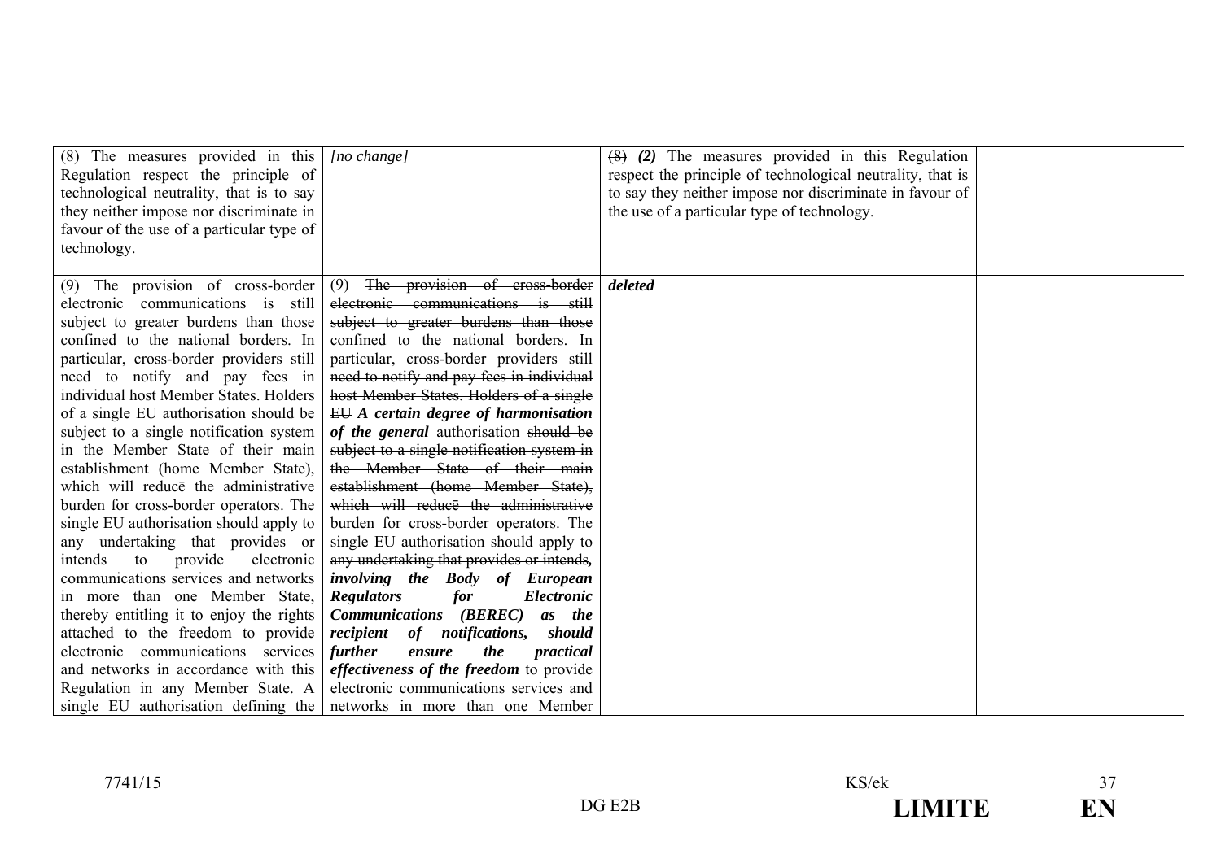| | | | |
|---|---|---|---|
| (8) The measures provided in this Regulation respect the principle of technological neutrality, that is to say they neither impose nor discriminate in favour of the use of a particular type of technology. | *[no change]* | ~~(8)~~ ***(2)*** The measures provided in this Regulation respect the principle of technological neutrality, that is to say they neither impose nor discriminate in favour of the use of a particular type of technology. | |
| (9) The provision of cross-border electronic communications is still subject to greater burdens than those confined to the national borders. In particular, cross-border providers still need to notify and pay fees in individual host Member States. Holders of a single EU authorisation should be subject to a single notification system in the Member State of their main establishment (home Member State), which will reducē the administrative burden for cross-border operators. The single EU authorisation should apply to any undertaking that provides or intends to provide electronic communications services and networks in more than one Member State, thereby entitling it to enjoy the rights attached to the freedom to provide electronic communications services and networks in accordance with this Regulation in any Member State. A single EU authorisation defining the | (9) ~~The provision of cross-border electronic communications is still subject to greater burdens than those confined to the national borders. In particular, cross-border providers still need to notify and pay fees in individual host Member States. Holders of a single EU~~ ***A certain degree of harmonisation of the general*** authorisation ~~should be subject to a single notification system in the Member State of their main establishment (home Member State), which will reducē the administrative burden for cross-border operators. The single EU authorisation should apply to any undertaking that provides or intends~~, ***involving the Body of European Regulators for Electronic Communications (BEREC) as the recipient of notifications, should further ensure the practical effectiveness of the freedom*** to provide electronic communications services and networks in ~~more than one Member~~ | ***deleted*** | |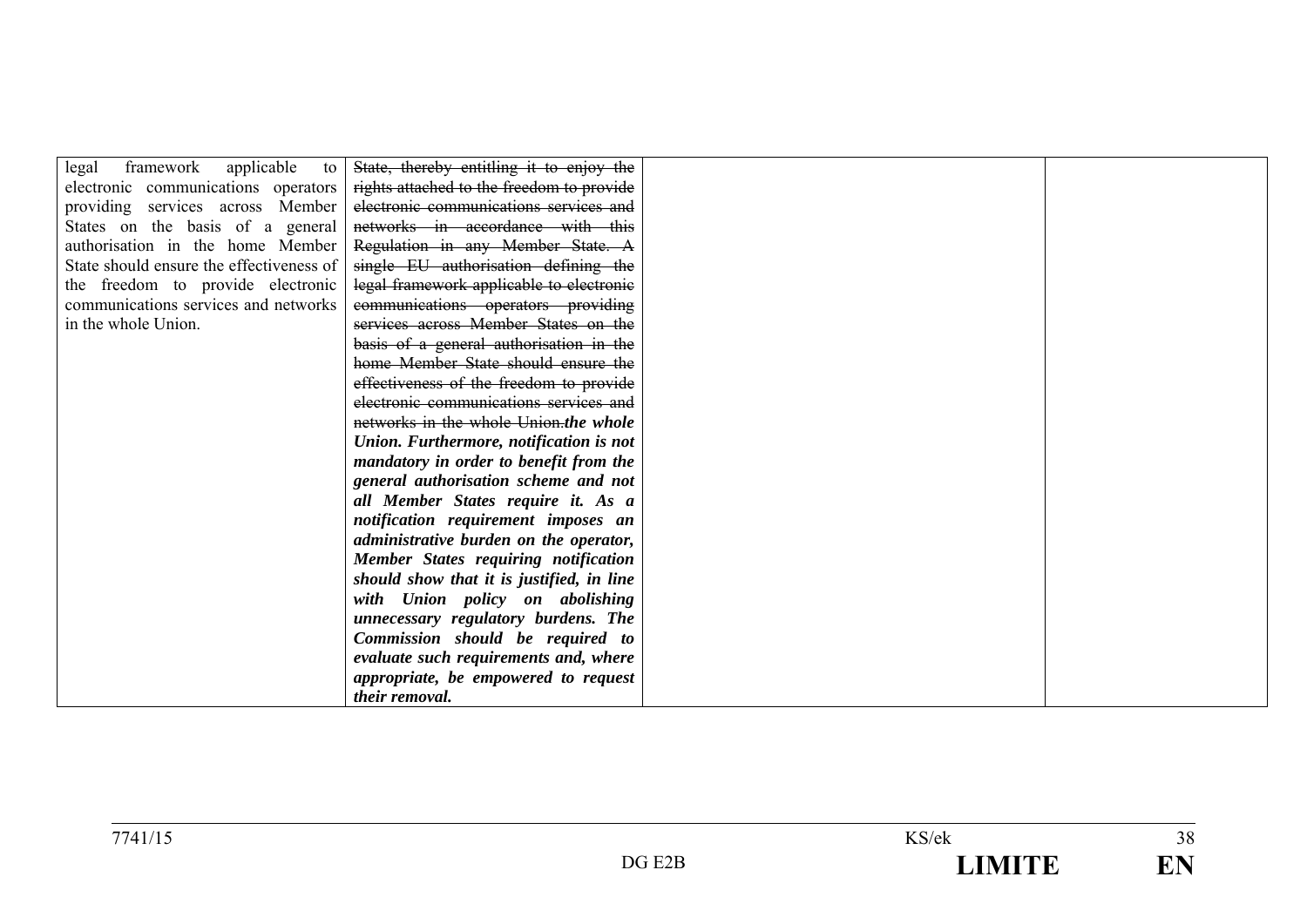| | | | |
|---|---|---|---|
| legal framework applicable to electronic communications operators providing services across Member States on the basis of a general authorisation in the home Member State should ensure the effectiveness of the freedom to provide electronic communications services and networks in the whole Union. | ~~State, thereby entitling it to enjoy the rights attached to the freedom to provide electronic communications services and networks in accordance with this Regulation in any Member State. A single EU authorisation defining the legal framework applicable to electronic communications operators providing services across Member States on the basis of a general authorisation in the home Member State should ensure the effectiveness of the freedom to provide electronic communications services and networks in the whole Union.~~ ***the whole Union. Furthermore, notification is not mandatory in order to benefit from the general authorisation scheme and not all Member States require it. As a notification requirement imposes an administrative burden on the operator, Member States requiring notification should show that it is justified, in line with Union policy on abolishing unnecessary regulatory burdens. The Commission should be required to evaluate such requirements and, where appropriate, be empowered to request their removal.*** | | |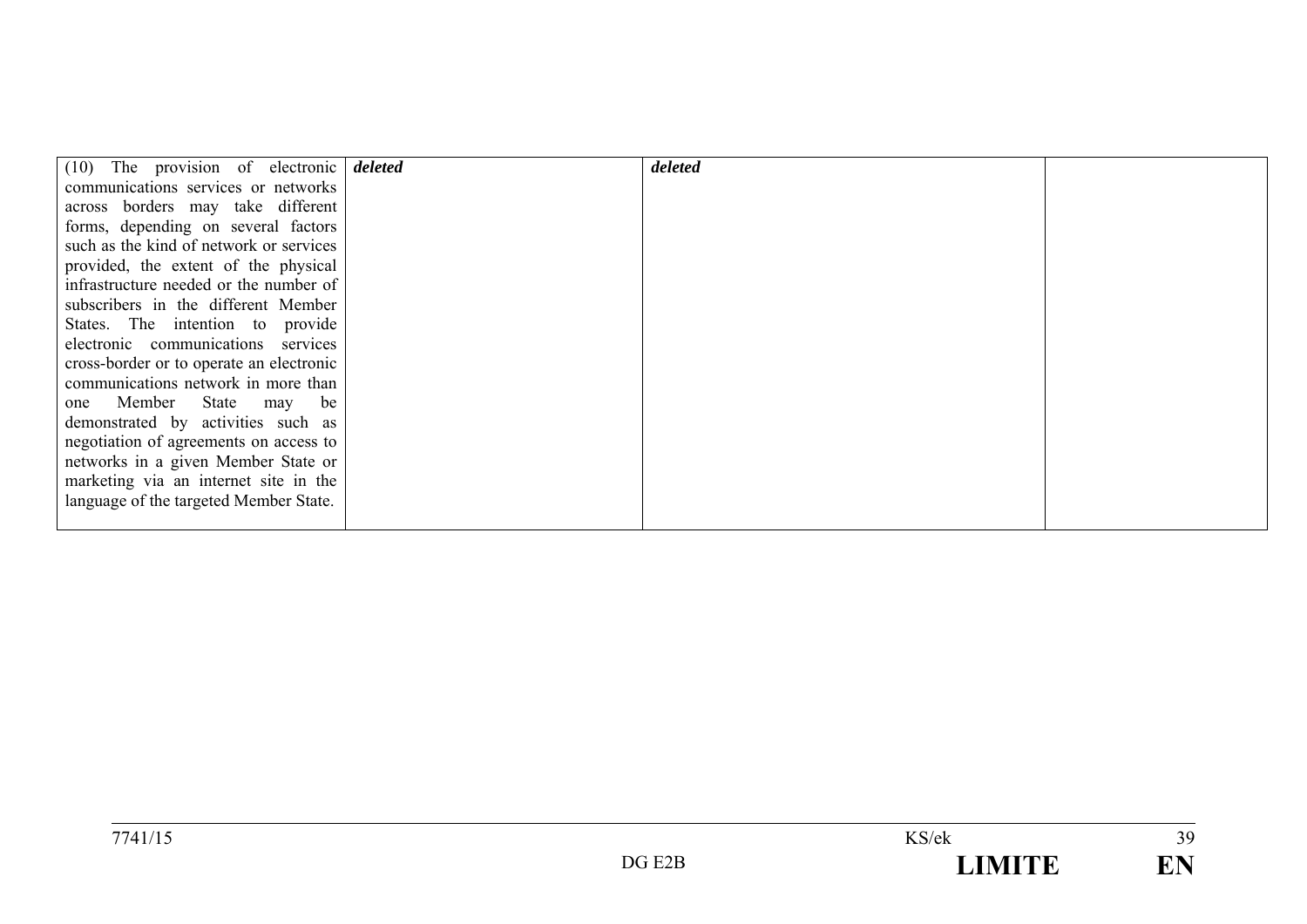| | | | |
|---|---|---|---|
| (10) The provision of electronic communications services or networks across borders may take different forms, depending on several factors such as the kind of network or services provided, the extent of the physical infrastructure needed or the number of subscribers in the different Member States. The intention to provide electronic communications services cross-border or to operate an electronic communications network in more than one Member State may be demonstrated by activities such as negotiation of agreements on access to networks in a given Member State or marketing via an internet site in the language of the targeted Member State. | ***deleted*** | ***deleted*** | |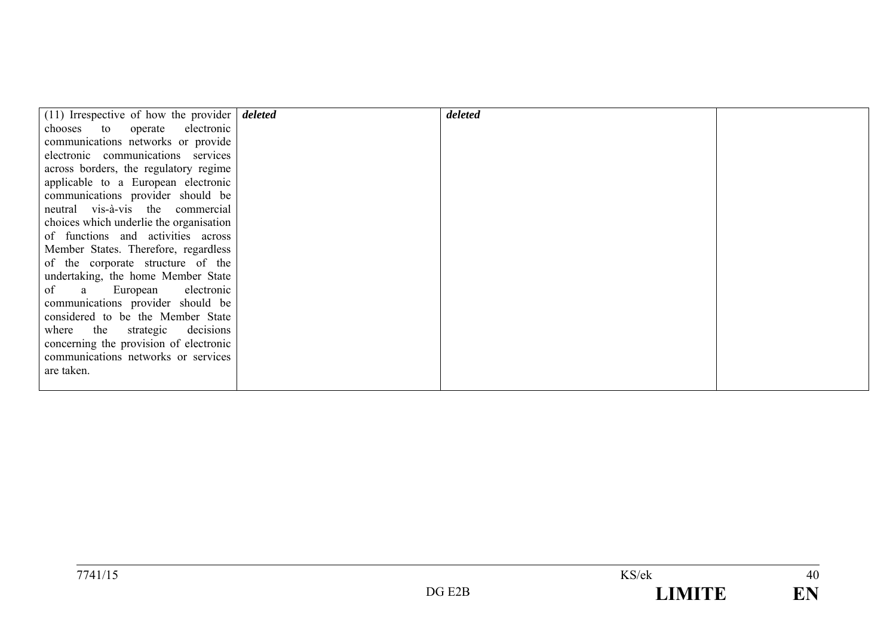| | | | |
|---|---|---|---|
| (11) Irrespective of how the provider chooses to operate electronic communications networks or provide electronic communications services across borders, the regulatory regime applicable to a European electronic communications provider should be neutral vis-à-vis the commercial choices which underlie the organisation of functions and activities across Member States. Therefore, regardless of the corporate structure of the undertaking, the home Member State of a European electronic communications provider should be considered to be the Member State where the strategic decisions concerning the provision of electronic communications networks or services are taken. | ***deleted*** | ***deleted*** | |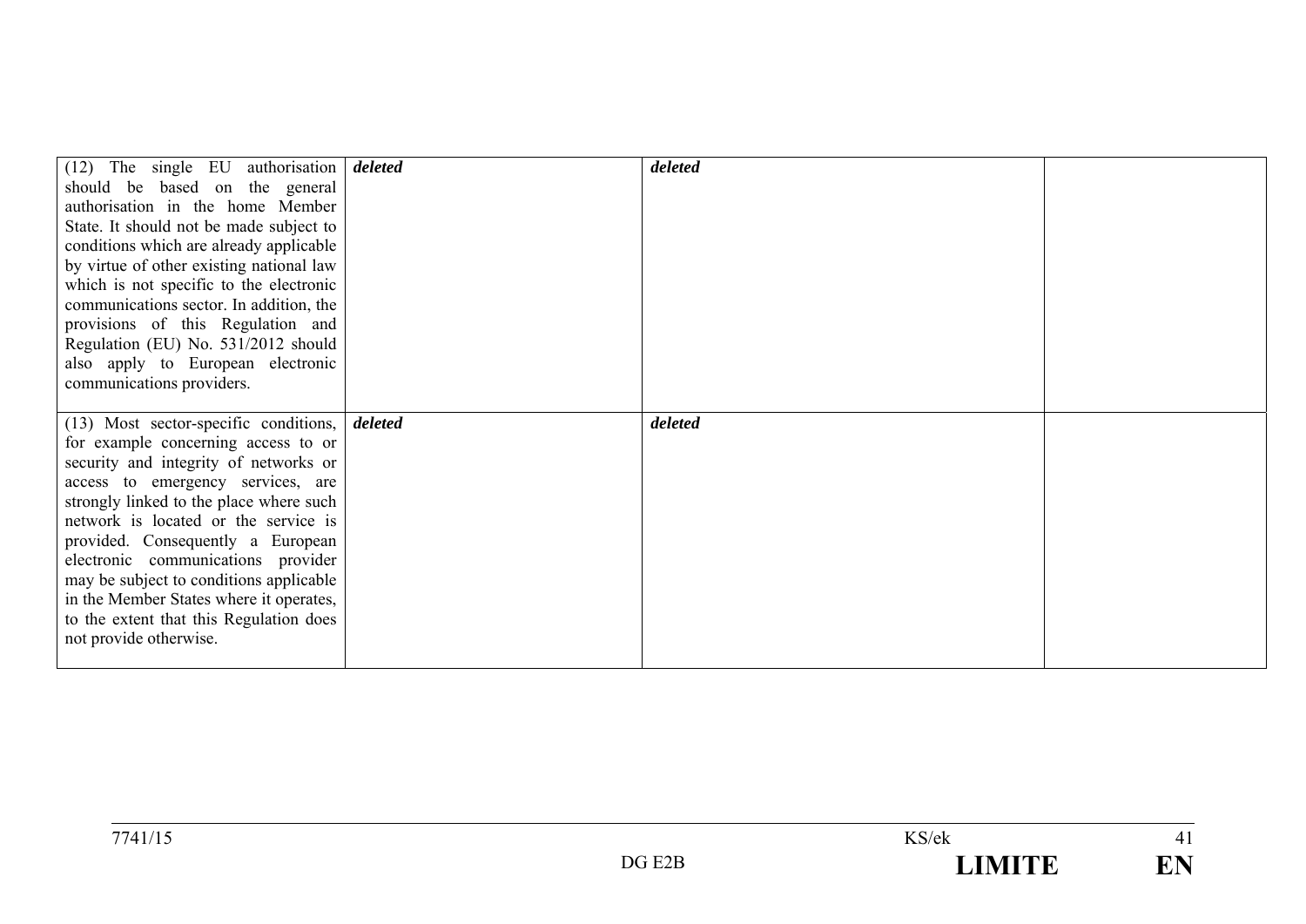| | | | |
|---|---|---|---|
| (12) The single EU authorisation should be based on the general authorisation in the home Member State. It should not be made subject to conditions which are already applicable by virtue of other existing national law which is not specific to the electronic communications sector. In addition, the provisions of this Regulation and Regulation (EU) No. 531/2012 should also apply to European electronic communications providers. | ***deleted*** | ***deleted*** | |
| (13) Most sector-specific conditions, for example concerning access to or security and integrity of networks or access to emergency services, are strongly linked to the place where such network is located or the service is provided. Consequently a European electronic communications provider may be subject to conditions applicable in the Member States where it operates, to the extent that this Regulation does not provide otherwise. | ***deleted*** | ***deleted*** | |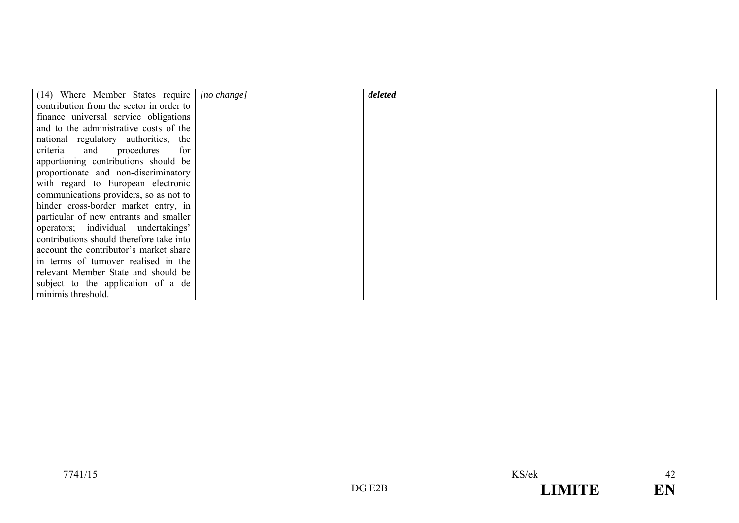| | | | |
|---|---|---|---|
| (14) Where Member States require contribution from the sector in order to finance universal service obligations and to the administrative costs of the national regulatory authorities, the criteria and procedures for apportioning contributions should be proportionate and non-discriminatory with regard to European electronic communications providers, so as not to hinder cross-border market entry, in particular of new entrants and smaller operators; individual undertakings' contributions should therefore take into account the contributor's market share in terms of turnover realised in the relevant Member State and should be subject to the application of a de minimis threshold. | *[no change]* | ***deleted*** | |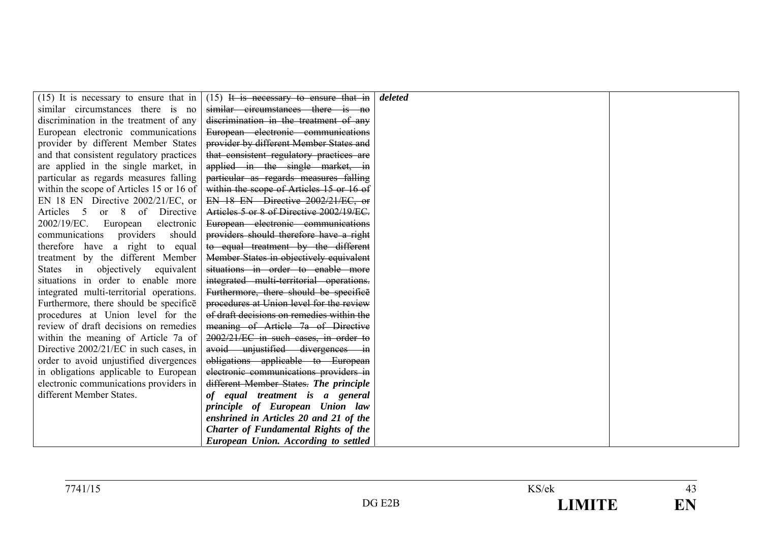| | | | |
|---|---|---|---|
| (15) It is necessary to ensure that in similar circumstances there is no discrimination in the treatment of any European electronic communications provider by different Member States and that consistent regulatory practices are applied in the single market, in particular as regards measures falling within the scope of Articles 15 or 16 of EN 18 EN Directive 2002/21/EC, or Articles 5 or 8 of Directive 2002/19/EC. European electronic communications providers should therefore have a right to equal treatment by the different Member States in objectively equivalent situations in order to enable more integrated multi-territorial operations. Furthermore, there should be specificē procedures at Union level for the review of draft decisions on remedies within the meaning of Article 7a of Directive 2002/21/EC in such cases, in order to avoid unjustified divergences in obligations applicable to European electronic communications providers in different Member States. | (15) ~~It is necessary to ensure that in similar circumstances there is no discrimination in the treatment of any European electronic communications provider by different Member States and that consistent regulatory practices are applied in the single market, in particular as regards measures falling within the scope of Articles 15 or 16 of EN 18 EN Directive 2002/21/EC, or Articles 5 or 8 of Directive 2002/19/EC. European electronic communications providers should therefore have a right to equal treatment by the different Member States in objectively equivalent situations in order to enable more integrated multi-territorial operations. Furthermore, there should be specificē procedures at Union level for the review of draft decisions on remedies within the meaning of Article 7a of Directive 2002/21/EC in such cases, in order to avoid unjustified divergences in obligations applicable to European electronic communications providers in different Member States.~~ ***The principle of equal treatment is a general principle of European Union law enshrined in Articles 20 and 21 of the Charter of Fundamental Rights of the European Union. According to settled*** | ***deleted*** | |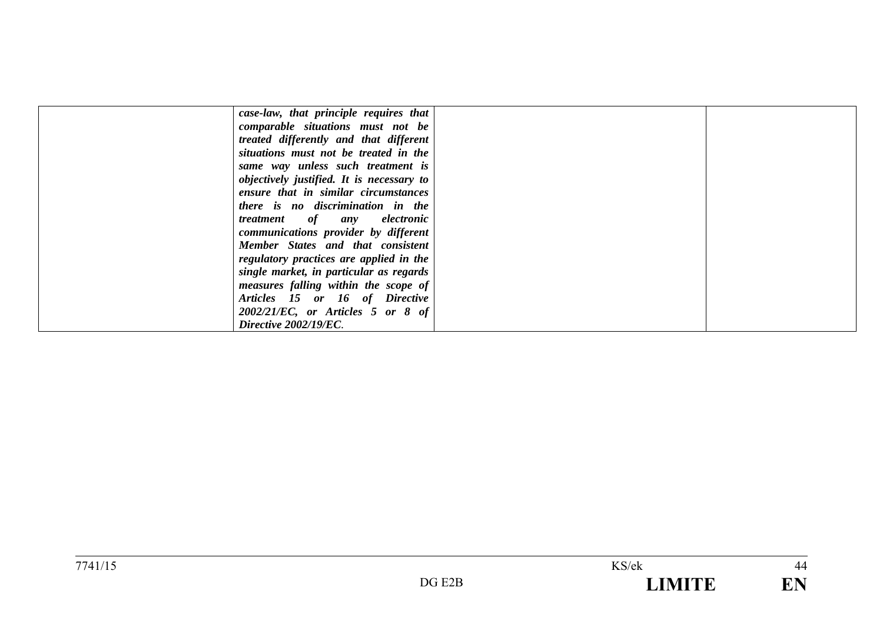| | | | |
|---|---|---|---|
| | ***case-law, that principle requires that comparable situations must not be treated differently and that different situations must not be treated in the same way unless such treatment is objectively justified. It is necessary to ensure that in similar circumstances there is no discrimination in the treatment of any electronic communications provider by different Member States and that consistent regulatory practices are applied in the single market, in particular as regards measures falling within the scope of Articles 15 or 16 of Directive 2002/21/EC, or Articles 5 or 8 of Directive 2002/19/EC***. | | |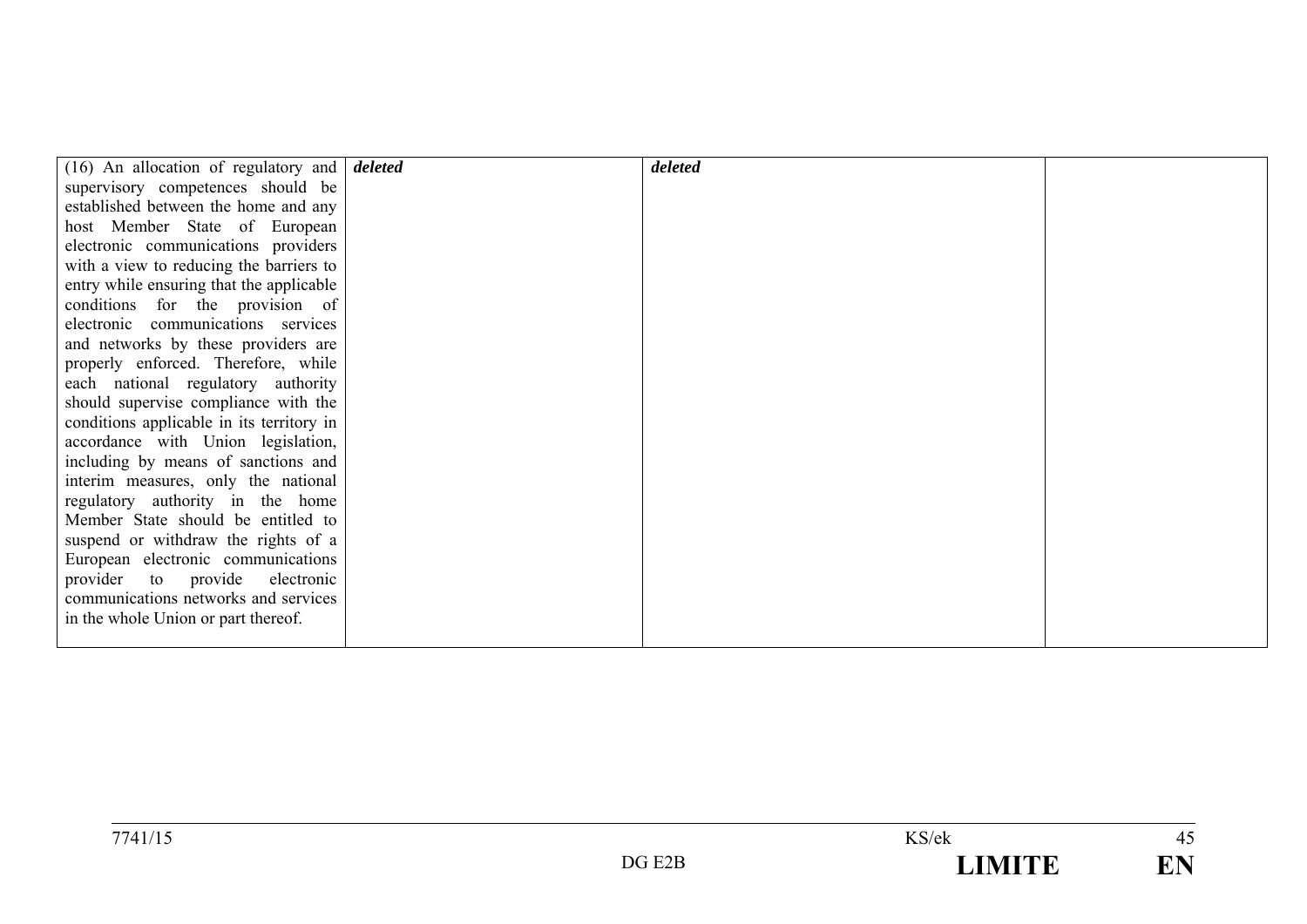| | | | |
|---|---|---|---|
| (16) An allocation of regulatory and supervisory competences should be established between the home and any host Member State of European electronic communications providers with a view to reducing the barriers to entry while ensuring that the applicable conditions for the provision of electronic communications services and networks by these providers are properly enforced. Therefore, while each national regulatory authority should supervise compliance with the conditions applicable in its territory in accordance with Union legislation, including by means of sanctions and interim measures, only the national regulatory authority in the home Member State should be entitled to suspend or withdraw the rights of a European electronic communications provider to provide electronic communications networks and services in the whole Union or part thereof. | ***deleted*** | ***deleted*** | |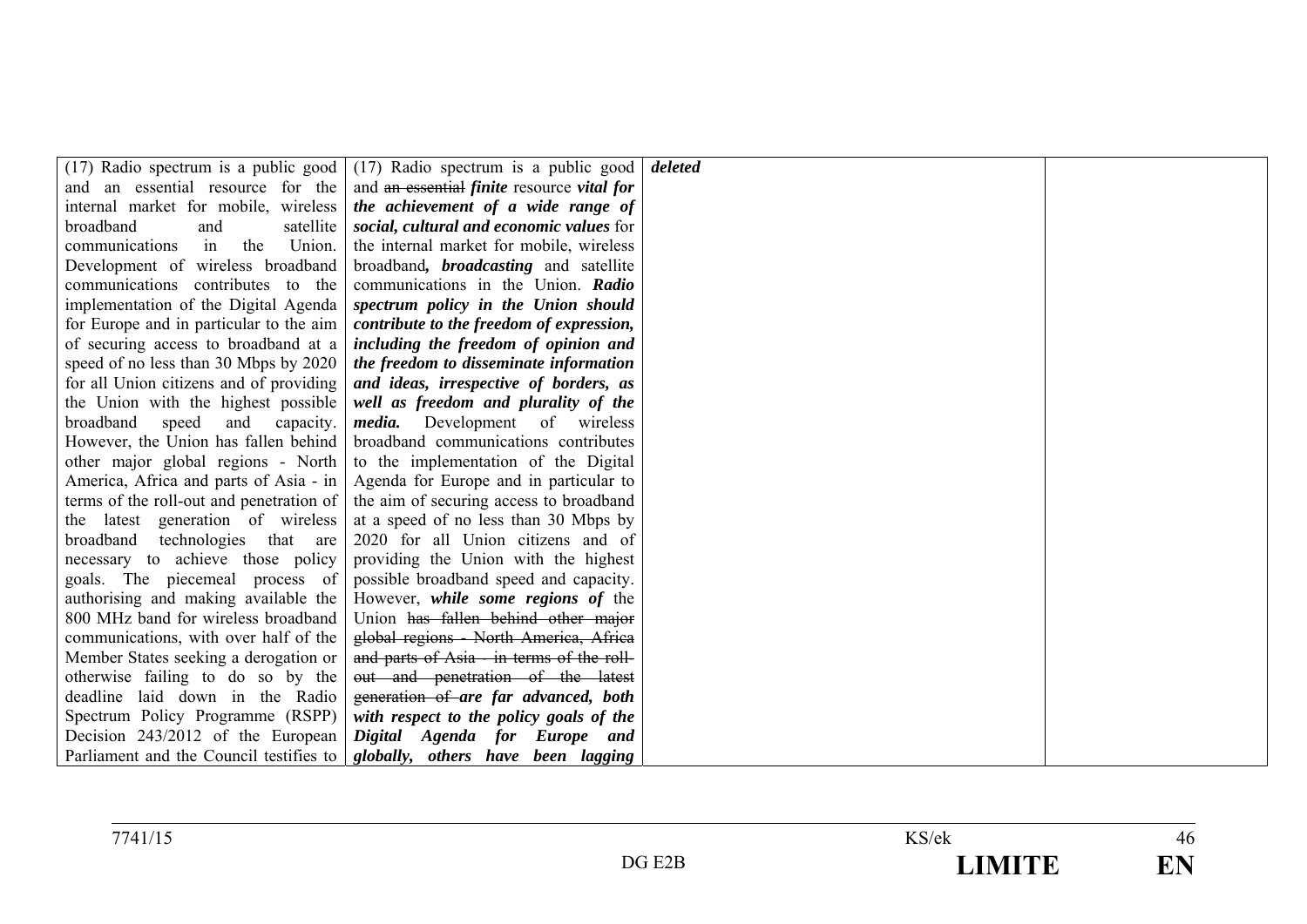| | | | |
|---|---|---|---|
| (17) Radio spectrum is a public good and an essential resource for the internal market for mobile, wireless broadband and satellite communications in the Union. Development of wireless broadband communications contributes to the implementation of the Digital Agenda for Europe and in particular to the aim of securing access to broadband at a speed of no less than 30 Mbps by 2020 for all Union citizens and of providing the Union with the highest possible broadband speed and capacity. However, the Union has fallen behind other major global regions - North America, Africa and parts of Asia - in terms of the roll-out and penetration of the latest generation of wireless broadband technologies that are necessary to achieve those policy goals. The piecemeal process of authorising and making available the 800 MHz band for wireless broadband communications, with over half of the Member States seeking a derogation or otherwise failing to do so by the deadline laid down in the Radio Spectrum Policy Programme (RSPP) Decision 243/2012 of the European Parliament and the Council testifies to | (17) Radio spectrum is a public good and ~~an essential~~ ***finite*** resource ***vital for the achievement of a wide range of social, cultural and economic values*** for the internal market for mobile, wireless broadband***, broadcasting*** and satellite communications in the Union. ***Radio spectrum policy in the Union should contribute to the freedom of expression, including the freedom of opinion and the freedom to disseminate information and ideas, irrespective of borders, as well as freedom and plurality of the media.*** Development of wireless broadband communications contributes to the implementation of the Digital Agenda for Europe and in particular to the aim of securing access to broadband at a speed of no less than 30 Mbps by 2020 for all Union citizens and of providing the Union with the highest possible broadband speed and capacity. However, ***while some regions of*** the Union ~~has fallen behind other major global regions - North America, Africa and parts of Asia - in terms of the roll-out and penetration of the latest generation of~~ ***are far advanced, both with respect to the policy goals of the Digital Agenda for Europe and globally, others have been lagging*** | ***deleted*** | |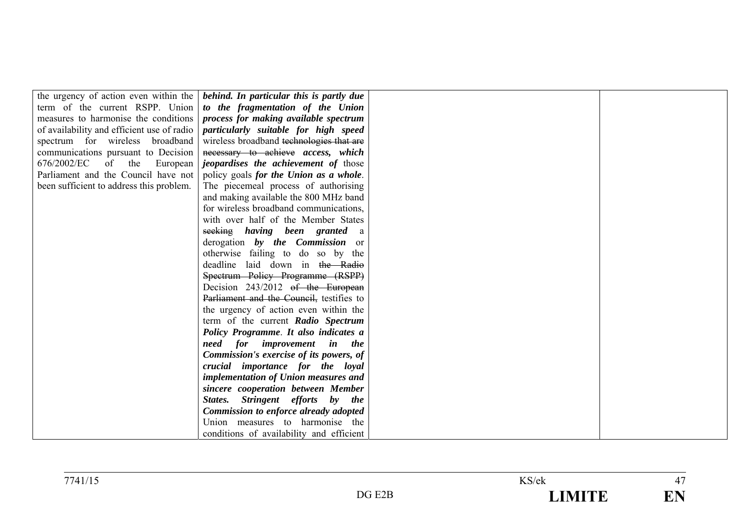| | | | |
|---|---|---|---|
| the urgency of action even within the term of the current RSPP. Union measures to harmonise the conditions of availability and efficient use of radio spectrum for wireless broadband communications pursuant to Decision 676/2002/EC of the European Parliament and the Council have not been sufficient to address this problem. | ***behind. In particular this is partly due to the fragmentation of the Union process for making available spectrum particularly suitable for high speed*** wireless broadband ~~technologies that are necessary to achieve~~ ***access, which jeopardises the achievement of*** those policy goals ***for the Union as a whole***. The piecemeal process of authorising and making available the 800 MHz band for wireless broadband communications, with over half of the Member States ~~seeking~~ ***having been granted*** a derogation ***by the Commission*** or otherwise failing to do so by the deadline laid down in ~~the Radio Spectrum Policy Programme (RSPP)~~ Decision 243/2012 ~~of the European Parliament and the Council,~~ testifies to the urgency of action even within the term of the current ***Radio Spectrum Policy Programme***. ***It also indicates a need for improvement in the Commission's exercise of its powers, of crucial importance for the loyal implementation of Union measures and sincere cooperation between Member States. Stringent efforts by the Commission to enforce already adopted*** Union measures to harmonise the conditions of availability and efficient | | |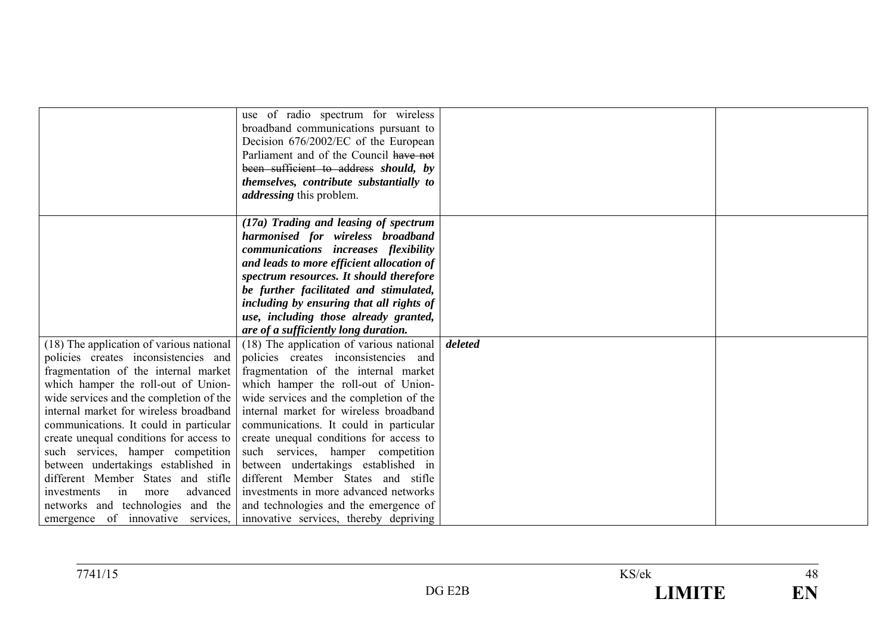| | | | |
|---|---|---|---|
| | use of radio spectrum for wireless broadband communications pursuant to Decision 676/2002/EC of the European Parliament and of the Council ~~have not been sufficient to address~~ ***should, by themselves, contribute substantially to addressing*** this problem. | | |
| | ***(17a) Trading and leasing of spectrum harmonised for wireless broadband communications increases flexibility and leads to more efficient allocation of spectrum resources. It should therefore be further facilitated and stimulated, including by ensuring that all rights of use, including those already granted, are of a sufficiently long duration.*** | | |
| (18) The application of various national policies creates inconsistencies and fragmentation of the internal market which hamper the roll-out of Union-wide services and the completion of the internal market for wireless broadband communications. It could in particular create unequal conditions for access to such services, hamper competition between undertakings established in different Member States and stifle investments in more advanced networks and technologies and the emergence of innovative services, | (18) The application of various national policies creates inconsistencies and fragmentation of the internal market which hamper the roll-out of Union-wide services and the completion of the internal market for wireless broadband communications. It could in particular create unequal conditions for access to such services, hamper competition between undertakings established in different Member States and stifle investments in more advanced networks and technologies and the emergence of innovative services, thereby depriving | ***deleted*** | |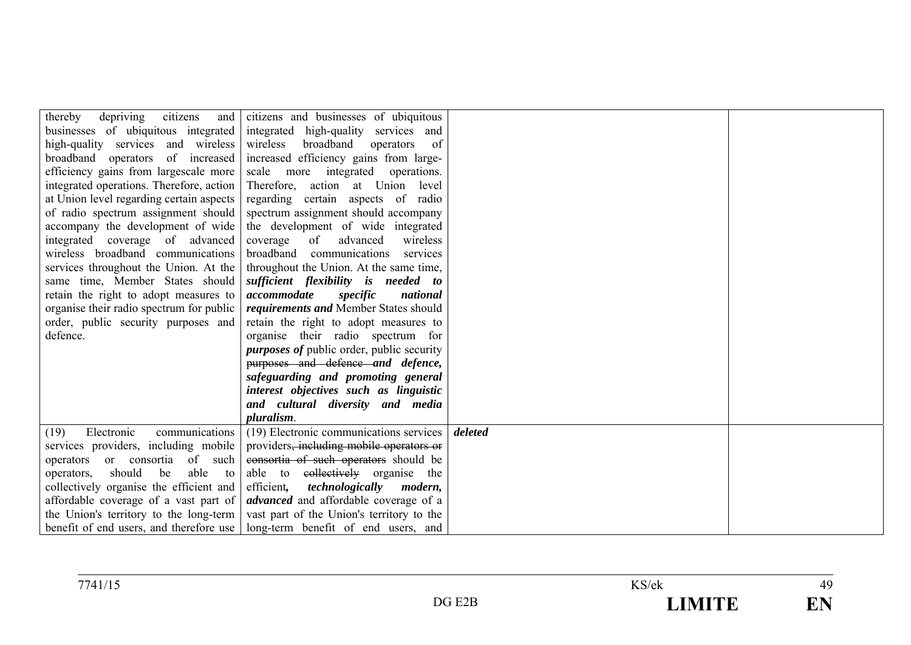| | | | |
|---|---|---|---|
| thereby depriving citizens and businesses of ubiquitous integrated high-quality services and wireless broadband operators of increased efficiency gains from largescale more integrated operations. Therefore, action at Union level regarding certain aspects of radio spectrum assignment should accompany the development of wide integrated coverage of advanced wireless broadband communications services throughout the Union. At the same time, Member States should retain the right to adopt measures to organise their radio spectrum for public order, public security purposes and defence. | citizens and businesses of ubiquitous integrated high-quality services and wireless broadband operators of increased efficiency gains from large-scale more integrated operations. Therefore, action at Union level regarding certain aspects of radio spectrum assignment should accompany the development of wide integrated coverage of advanced wireless broadband communications services throughout the Union. At the same time, ***sufficient flexibility is needed to accommodate specific national requirements and*** Member States should retain the right to adopt measures to organise their radio spectrum for ***purposes of*** public order, public security ~~purposes and defence~~ ***and defence, safeguarding and promoting general interest objectives such as linguistic and cultural diversity and media pluralism***. | | |
| (19) Electronic communications services providers, including mobile operators or consortia of such operators, should be able to collectively organise the efficient and affordable coverage of a vast part of the Union's territory to the long-term benefit of end users, and therefore use | (19) Electronic communications services providers~~, including mobile operators or consortia of such operators~~ should be able to ~~collectively~~ organise the efficient***, technologically modern, advanced*** and affordable coverage of a vast part of the Union's territory to the long-term benefit of end users, and | ***deleted*** | |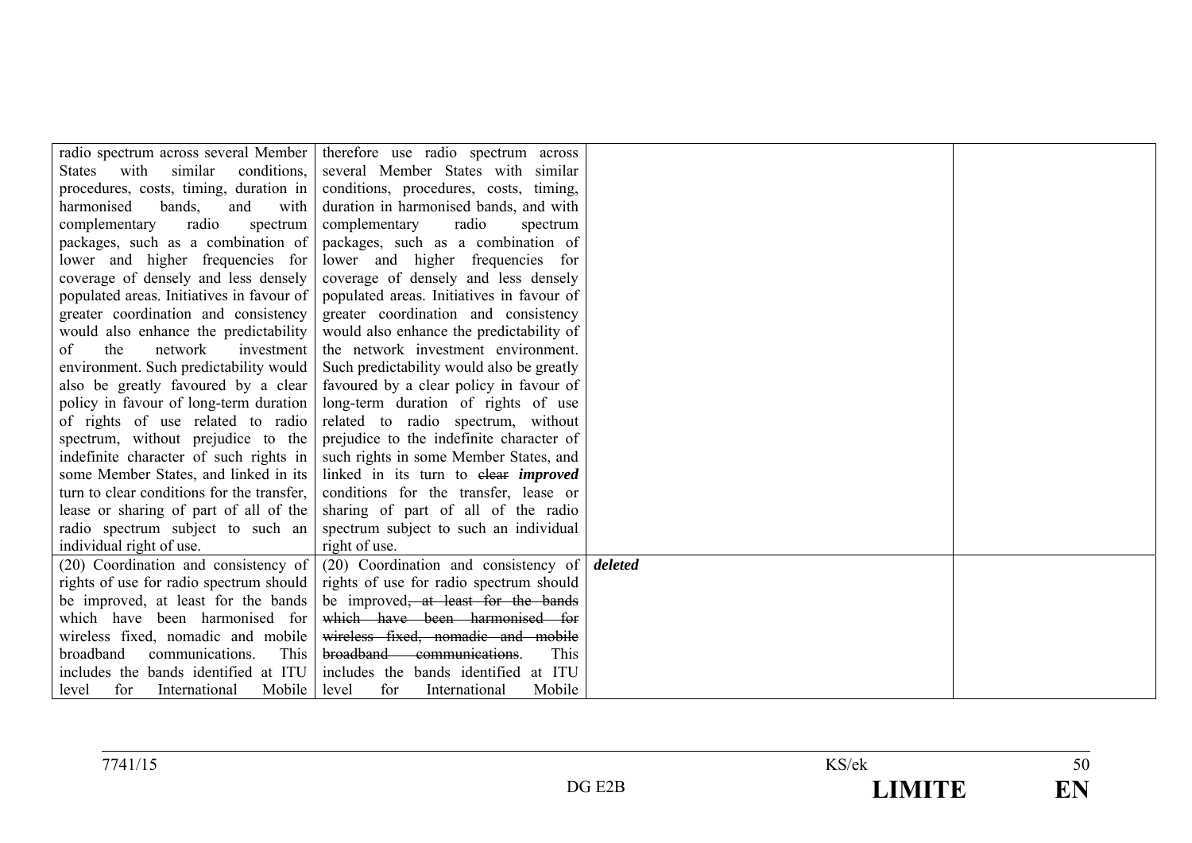| | | | |
|---|---|---|---|
| radio spectrum across several Member States with similar conditions, procedures, costs, timing, duration in harmonised bands, and with complementary radio spectrum packages, such as a combination of lower and higher frequencies for coverage of densely and less densely populated areas. Initiatives in favour of greater coordination and consistency would also enhance the predictability of the network investment environment. Such predictability would also be greatly favoured by a clear policy in favour of long-term duration of rights of use related to radio spectrum, without prejudice to the indefinite character of such rights in some Member States, and linked in its turn to clear conditions for the transfer, lease or sharing of part of all of the radio spectrum subject to such an individual right of use. | therefore use radio spectrum across several Member States with similar conditions, procedures, costs, timing, duration in harmonised bands, and with complementary radio spectrum packages, such as a combination of lower and higher frequencies for coverage of densely and less densely populated areas. Initiatives in favour of greater coordination and consistency would also enhance the predictability of the network investment environment. Such predictability would also be greatly favoured by a clear policy in favour of long-term duration of rights of use related to radio spectrum, without prejudice to the indefinite character of such rights in some Member States, and linked in its turn to ~~clear~~ ***improved*** conditions for the transfer, lease or sharing of part of all of the radio spectrum subject to such an individual right of use. | | |
| (20) Coordination and consistency of rights of use for radio spectrum should be improved, at least for the bands which have been harmonised for wireless fixed, nomadic and mobile broadband communications. This includes the bands identified at ITU level for International Mobile | (20) Coordination and consistency of rights of use for radio spectrum should be improved~~, at least for the bands which have been harmonised for wireless fixed, nomadic and mobile broadband communications~~. This includes the bands identified at ITU level for International Mobile | ***deleted*** | |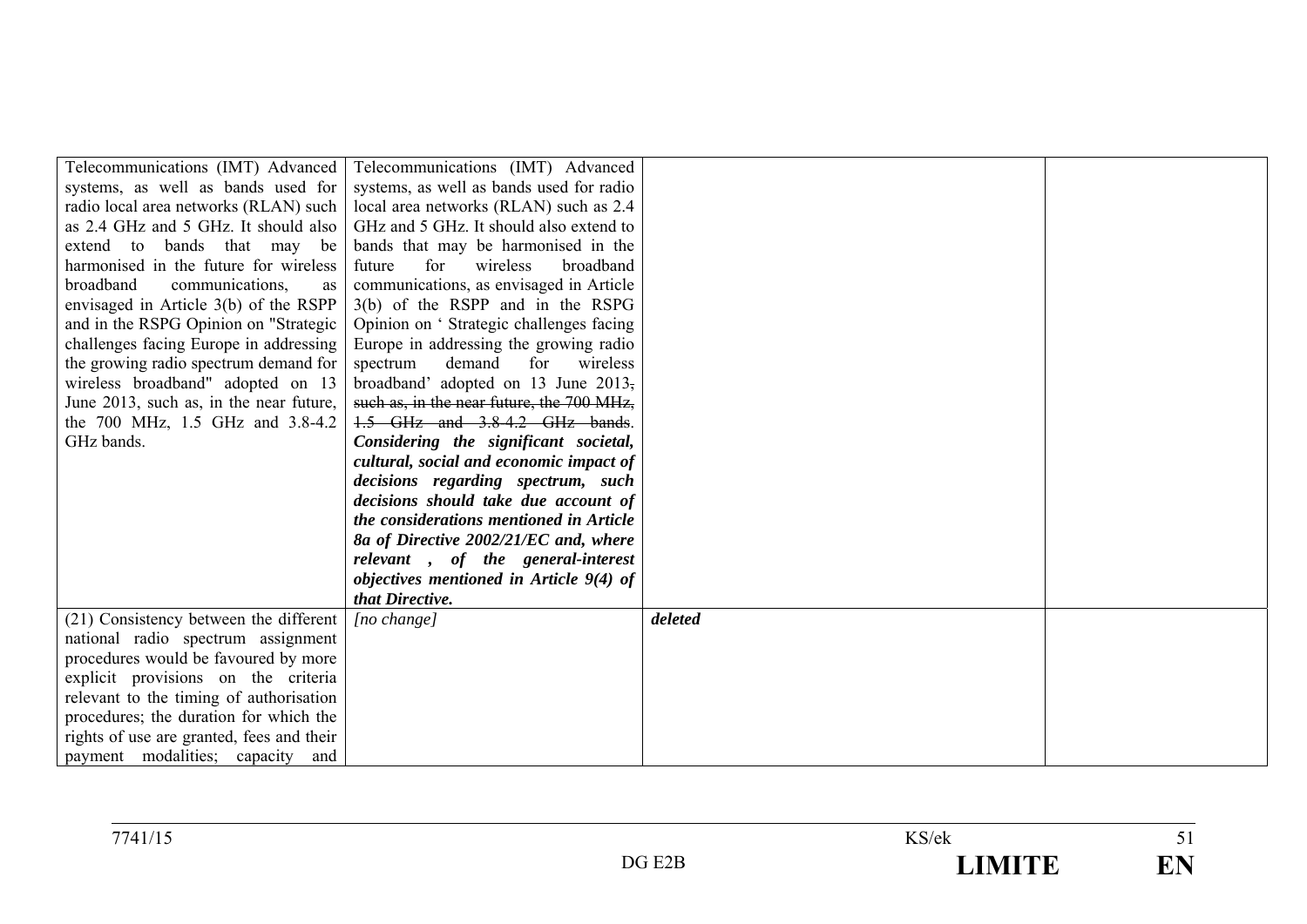| | | | |
|---|---|---|---|
| Telecommunications (IMT) Advanced systems, as well as bands used for radio local area networks (RLAN) such as 2.4 GHz and 5 GHz. It should also extend to bands that may be harmonised in the future for wireless broadband communications, as envisaged in Article 3(b) of the RSPP and in the RSPG Opinion on "Strategic challenges facing Europe in addressing the growing radio spectrum demand for wireless broadband" adopted on 13 June 2013, such as, in the near future, the 700 MHz, 1.5 GHz and 3.8-4.2 GHz bands. | Telecommunications (IMT) Advanced systems, as well as bands used for radio local area networks (RLAN) such as 2.4 GHz and 5 GHz. It should also extend to bands that may be harmonised in the future for wireless broadband communications, as envisaged in Article 3(b) of the RSPP and in the RSPG Opinion on ' Strategic challenges facing Europe in addressing the growing radio spectrum demand for wireless broadband' adopted on 13 June 2013~~,~~ ~~such as, in the near future, the 700 MHz, 1.5 GHz and 3.8-4.2 GHz bands~~. ***Considering the significant societal, cultural, social and economic impact of decisions regarding spectrum, such decisions should take due account of the considerations mentioned in Article 8a of Directive 2002/21/EC and, where relevant , of the general-interest objectives mentioned in Article 9(4) of that Directive.*** | | |
| (21) Consistency between the different national radio spectrum assignment procedures would be favoured by more explicit provisions on the criteria relevant to the timing of authorisation procedures; the duration for which the rights of use are granted, fees and their payment modalities; capacity and | *[no change]* | ***deleted*** | |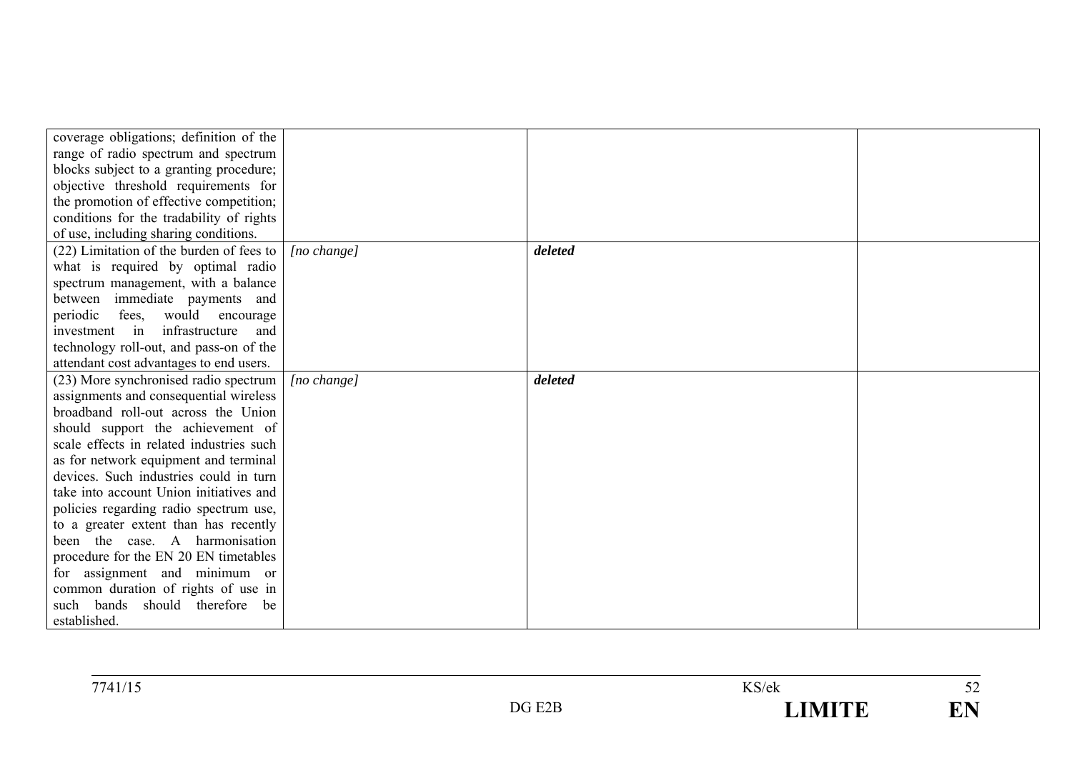| | | | |
|---|---|---|---|
| coverage obligations; definition of the range of radio spectrum and spectrum blocks subject to a granting procedure; objective threshold requirements for the promotion of effective competition; conditions for the tradability of rights of use, including sharing conditions. | | | |
| (22) Limitation of the burden of fees to what is required by optimal radio spectrum management, with a balance between immediate payments and periodic fees, would encourage investment in infrastructure and technology roll-out, and pass-on of the attendant cost advantages to end users. | *[no change]* | ***deleted*** | |
| (23) More synchronised radio spectrum assignments and consequential wireless broadband roll-out across the Union should support the achievement of scale effects in related industries such as for network equipment and terminal devices. Such industries could in turn take into account Union initiatives and policies regarding radio spectrum use, to a greater extent than has recently been the case. A harmonisation procedure for the EN 20 EN timetables for assignment and minimum or common duration of rights of use in such bands should therefore be established. | *[no change]* | ***deleted*** | |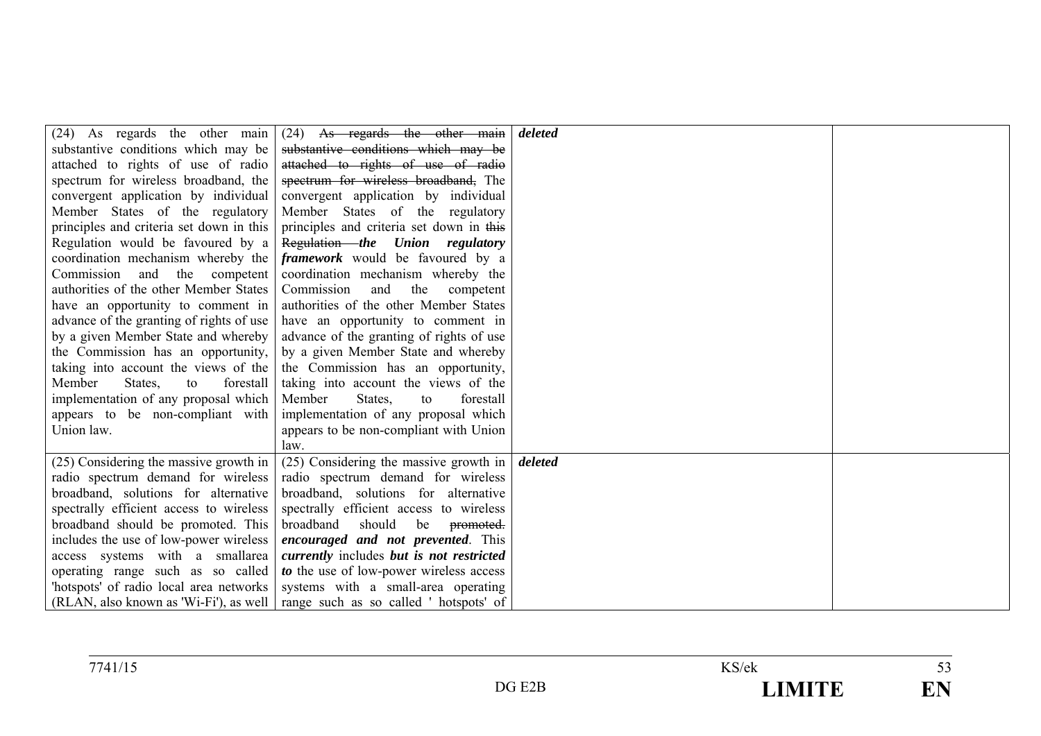| | | | |
|---|---|---|---|
| (24) As regards the other main substantive conditions which may be attached to rights of use of radio spectrum for wireless broadband, the convergent application by individual Member States of the regulatory principles and criteria set down in this Regulation would be favoured by a coordination mechanism whereby the Commission and the competent authorities of the other Member States have an opportunity to comment in advance of the granting of rights of use by a given Member State and whereby the Commission has an opportunity, taking into account the views of the Member States, to forestall implementation of any proposal which appears to be non-compliant with Union law. | (24) ~~As regards the other main substantive conditions which may be attached to rights of use of radio spectrum for wireless broadband,~~ The convergent application by individual Member States of the regulatory principles and criteria set down in ~~this Regulation~~ ***the Union regulatory framework*** would be favoured by a coordination mechanism whereby the Commission and the competent authorities of the other Member States have an opportunity to comment in advance of the granting of rights of use by a given Member State and whereby the Commission has an opportunity, taking into account the views of the Member States, to forestall implementation of any proposal which appears to be non-compliant with Union law. | ***deleted*** | |
| (25) Considering the massive growth in radio spectrum demand for wireless broadband, solutions for alternative spectrally efficient access to wireless broadband should be promoted. This includes the use of low-power wireless access systems with a smallarea operating range such as so called 'hotspots' of radio local area networks (RLAN, also known as 'Wi-Fi'), as well | (25) Considering the massive growth in radio spectrum demand for wireless broadband, solutions for alternative spectrally efficient access to wireless broadband should be ~~promoted.~~ ***encouraged and not prevented***. This ***currently*** includes ***but is not restricted to*** the use of low-power wireless access systems with a small-area operating range such as so called ' hotspots' of | ***deleted*** | |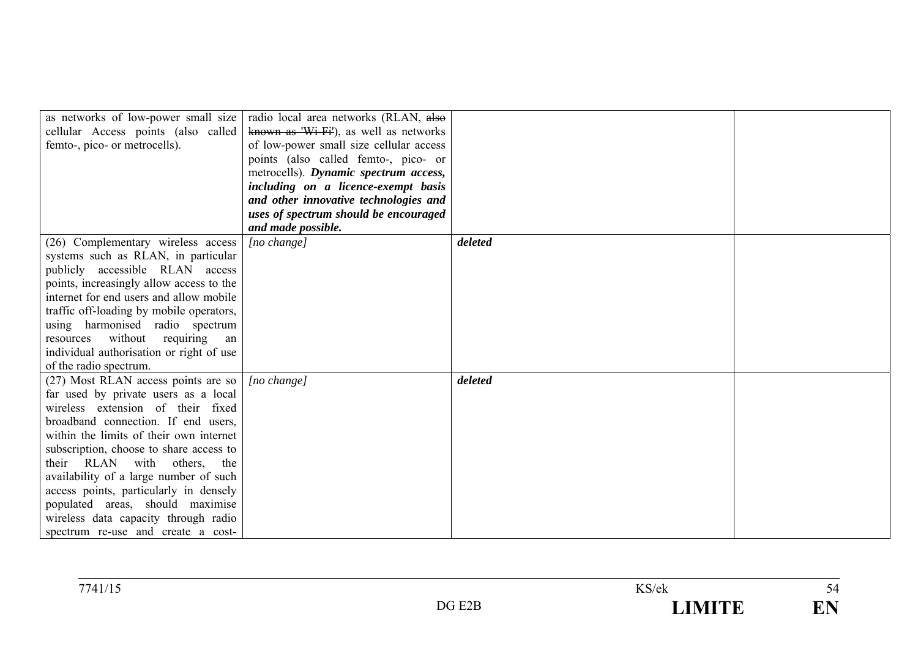| | | | |
|---|---|---|---|
| as networks of low-power small size cellular Access points (also called femto-, pico- or metrocells). | radio local area networks (RLAN, ~~also known as 'Wi-Fi'~~), as well as networks of low-power small size cellular access points (also called femto-, pico- or metrocells). ***Dynamic spectrum access, including on a licence-exempt basis and other innovative technologies and uses of spectrum should be encouraged and made possible.*** | | |
| (26) Complementary wireless access systems such as RLAN, in particular publicly accessible RLAN access points, increasingly allow access to the internet for end users and allow mobile traffic off-loading by mobile operators, using harmonised radio spectrum resources without requiring an individual authorisation or right of use of the radio spectrum. | *[no change]* | ***deleted*** | |
| (27) Most RLAN access points are so far used by private users as a local wireless extension of their fixed broadband connection. If end users, within the limits of their own internet subscription, choose to share access to their RLAN with others, the availability of a large number of such access points, particularly in densely populated areas, should maximise wireless data capacity through radio spectrum re-use and create a cost- | *[no change]* | ***deleted*** | |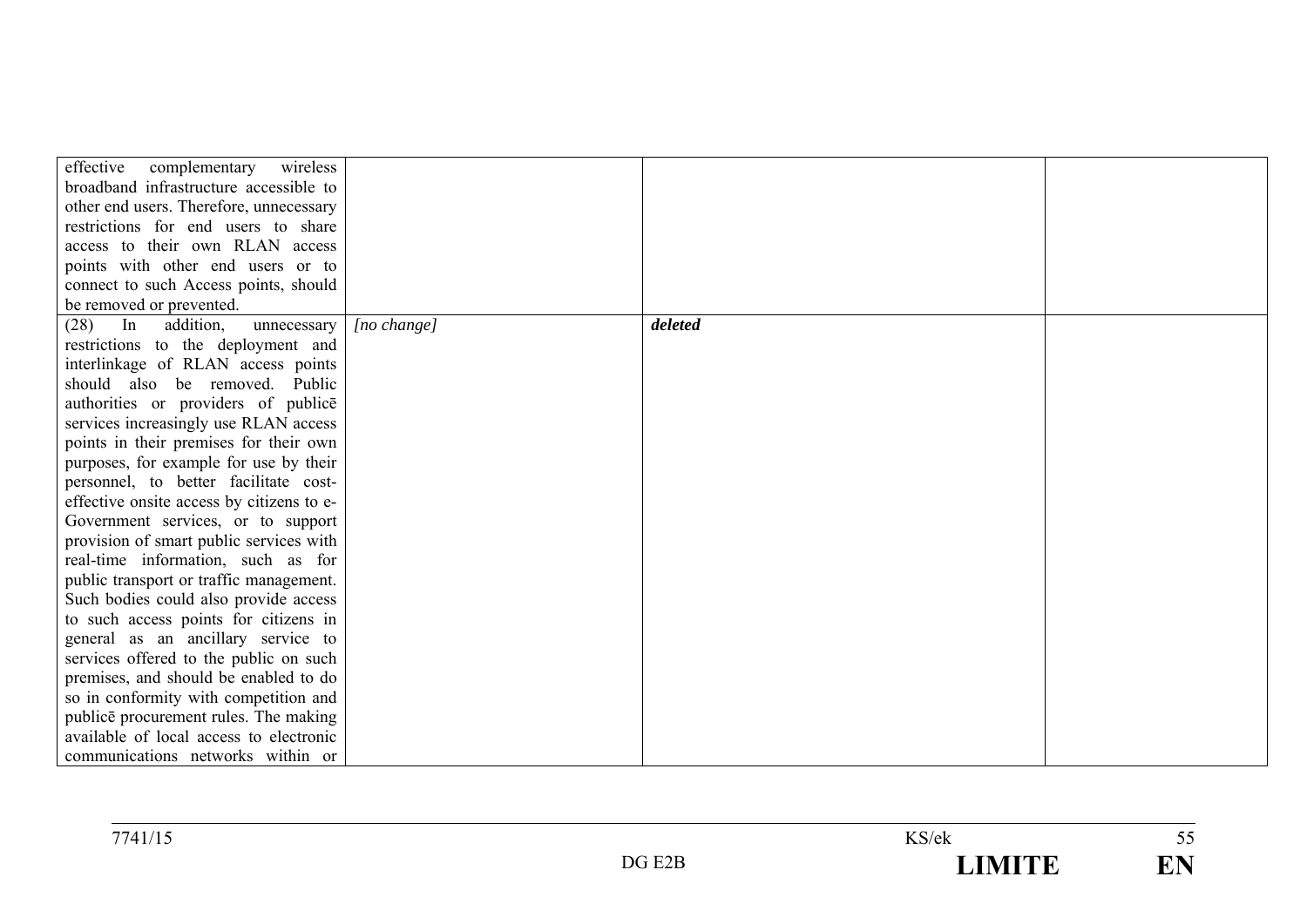| | | | |
|---|---|---|---|
| effective complementary wireless broadband infrastructure accessible to other end users. Therefore, unnecessary restrictions for end users to share access to their own RLAN access points with other end users or to connect to such Access points, should be removed or prevented. | | | |
| (28) In addition, unnecessary restrictions to the deployment and interlinkage of RLAN access points should also be removed. Public authorities or providers of publicē services increasingly use RLAN access points in their premises for their own purposes, for example for use by their personnel, to better facilitate cost-effective onsite access by citizens to e-Government services, or to support provision of smart public services with real-time information, such as for public transport or traffic management. Such bodies could also provide access to such access points for citizens in general as an ancillary service to services offered to the public on such premises, and should be enabled to do so in conformity with competition and publicē procurement rules. The making available of local access to electronic communications networks within or | *[no change]* | ***deleted*** | |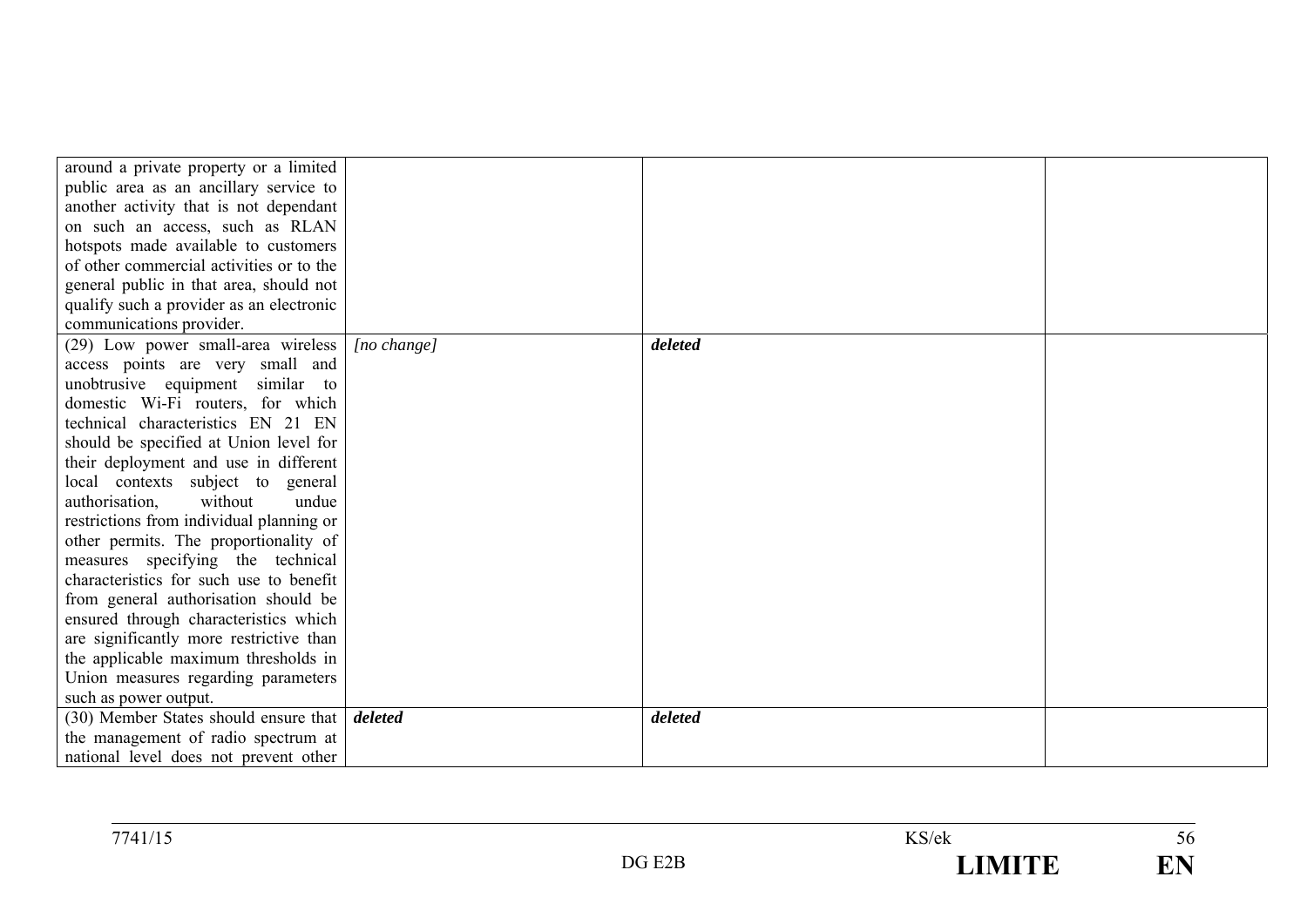| | | | |
|---|---|---|---|
| around a private property or a limited public area as an ancillary service to another activity that is not dependant on such an access, such as RLAN hotspots made available to customers of other commercial activities or to the general public in that area, should not qualify such a provider as an electronic communications provider. | | | |
| (29) Low power small-area wireless access points are very small and unobtrusive equipment similar to domestic Wi-Fi routers, for which technical characteristics EN 21 EN should be specified at Union level for their deployment and use in different local contexts subject to general authorisation, without undue restrictions from individual planning or other permits. The proportionality of measures specifying the technical characteristics for such use to benefit from general authorisation should be ensured through characteristics which are significantly more restrictive than the applicable maximum thresholds in Union measures regarding parameters such as power output. | *[no change]* | ***deleted*** | |
| (30) Member States should ensure that the management of radio spectrum at national level does not prevent other | ***deleted*** | ***deleted*** | |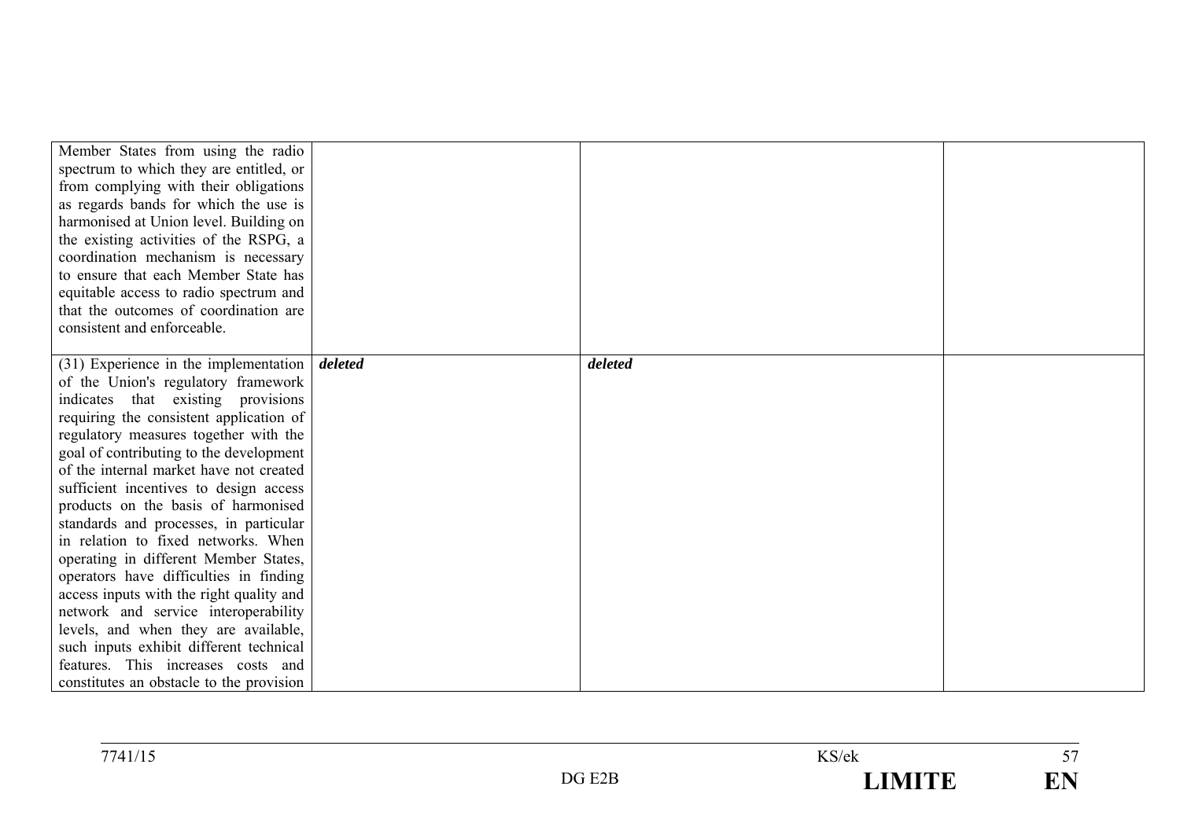| | | | |
|---|---|---|---|
| Member States from using the radio spectrum to which they are entitled, or from complying with their obligations as regards bands for which the use is harmonised at Union level. Building on the existing activities of the RSPG, a coordination mechanism is necessary to ensure that each Member State has equitable access to radio spectrum and that the outcomes of coordination are consistent and enforceable. | | | |
| (31) Experience in the implementation of the Union's regulatory framework indicates that existing provisions requiring the consistent application of regulatory measures together with the goal of contributing to the development of the internal market have not created sufficient incentives to design access products on the basis of harmonised standards and processes, in particular in relation to fixed networks. When operating in different Member States, operators have difficulties in finding access inputs with the right quality and network and service interoperability levels, and when they are available, such inputs exhibit different technical features. This increases costs and constitutes an obstacle to the provision | ***deleted*** | ***deleted*** | |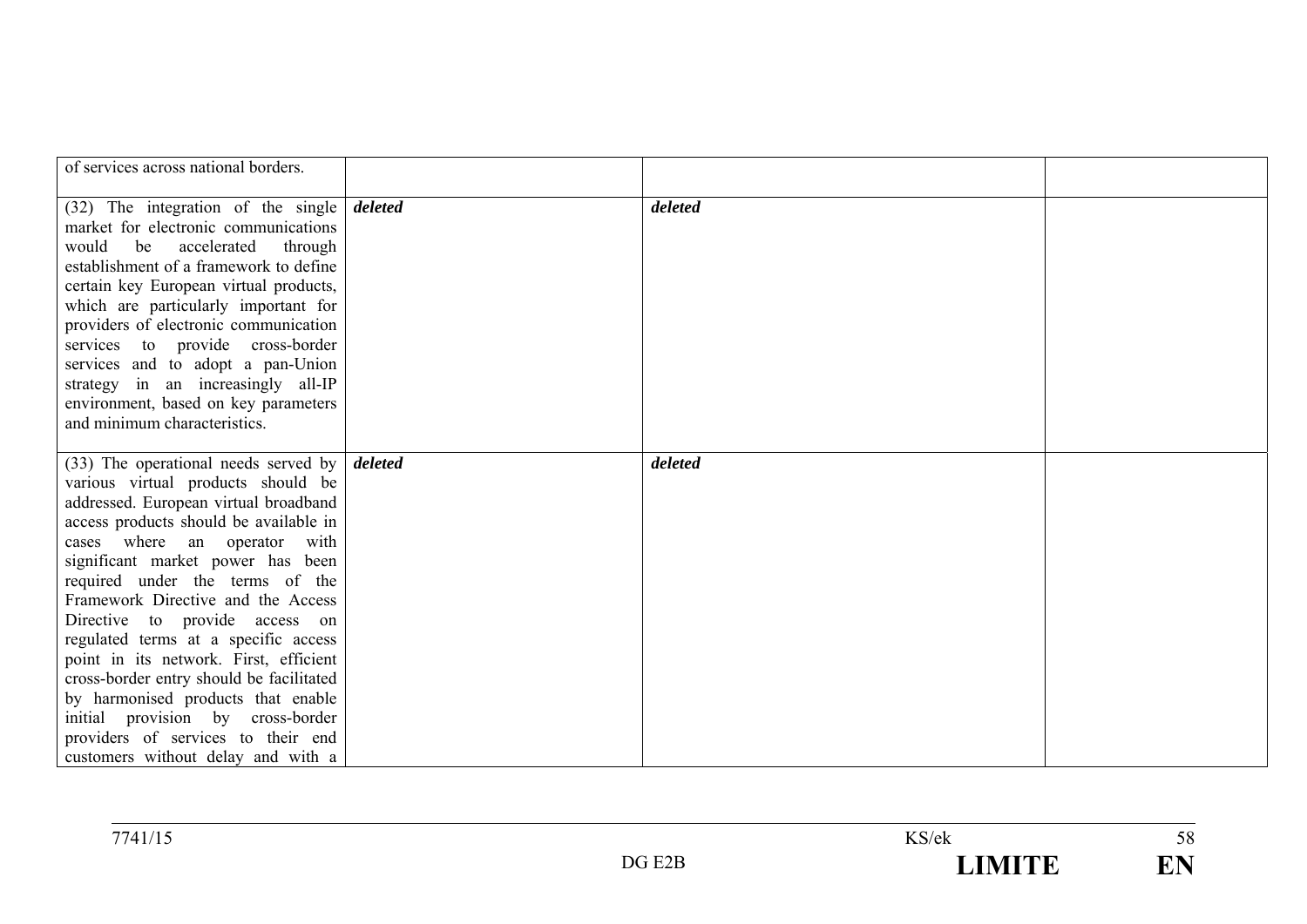| | | | |
|---|---|---|---|
| of services across national borders. | | | |
| (32) The integration of the single market for electronic communications would be accelerated through establishment of a framework to define certain key European virtual products, which are particularly important for providers of electronic communication services to provide cross-border services and to adopt a pan-Union strategy in an increasingly all-IP environment, based on key parameters and minimum characteristics. | ***deleted*** | ***deleted*** | |
| (33) The operational needs served by various virtual products should be addressed. European virtual broadband access products should be available in cases where an operator with significant market power has been required under the terms of the Framework Directive and the Access Directive to provide access on regulated terms at a specific access point in its network. First, efficient cross-border entry should be facilitated by harmonised products that enable initial provision by cross-border providers of services to their end customers without delay and with a | ***deleted*** | ***deleted*** | |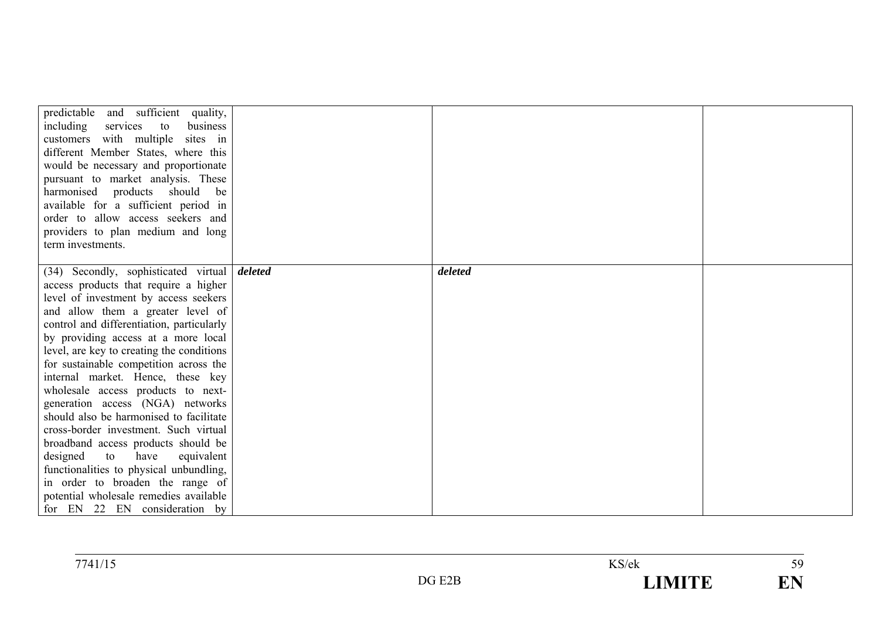| | | | |
|---|---|---|---|
| predictable and sufficient quality, including services to business customers with multiple sites in different Member States, where this would be necessary and proportionate pursuant to market analysis. These harmonised products should be available for a sufficient period in order to allow access seekers and providers to plan medium and long term investments. | | | |
| (34) Secondly, sophisticated virtual access products that require a higher level of investment by access seekers and allow them a greater level of control and differentiation, particularly by providing access at a more local level, are key to creating the conditions for sustainable competition across the internal market. Hence, these key wholesale access products to next-generation access (NGA) networks should also be harmonised to facilitate cross-border investment. Such virtual broadband access products should be designed to have equivalent functionalities to physical unbundling, in order to broaden the range of potential wholesale remedies available for EN 22 EN consideration by | ***deleted*** | ***deleted*** | |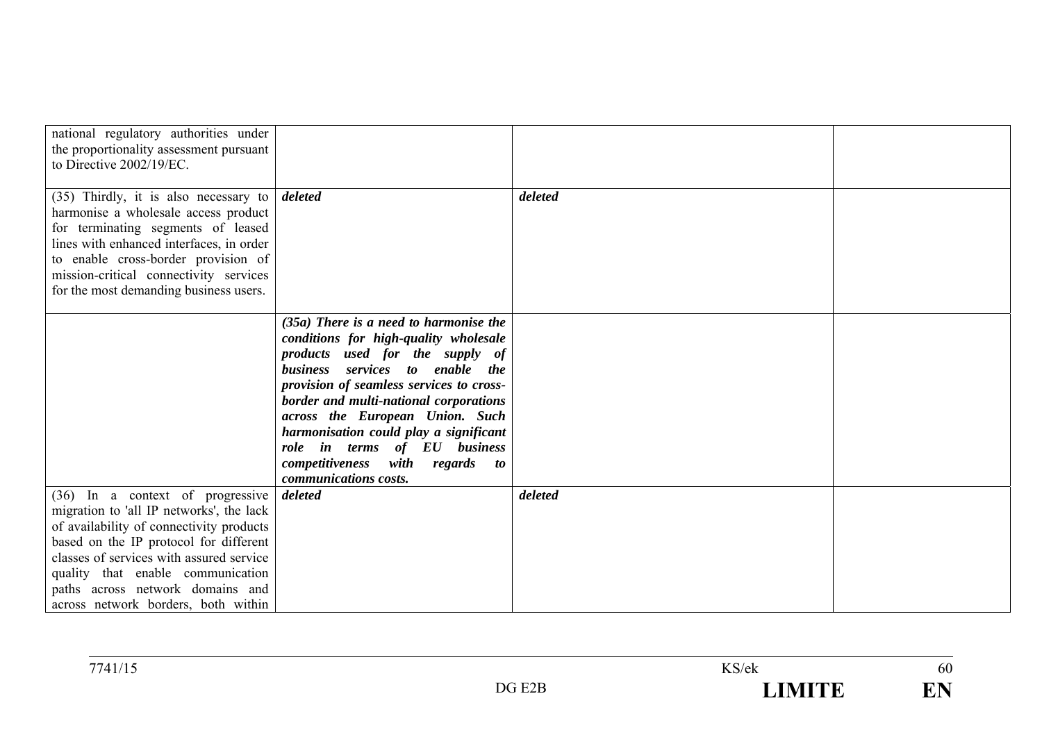| | | | |
|---|---|---|---|
| national regulatory authorities under the proportionality assessment pursuant to Directive 2002/19/EC. | | | |
| (35) Thirdly, it is also necessary to harmonise a wholesale access product for terminating segments of leased lines with enhanced interfaces, in order to enable cross-border provision of mission-critical connectivity services for the most demanding business users. | ***deleted*** | ***deleted*** | |
| | ***(35a) There is a need to harmonise the conditions for high-quality wholesale products used for the supply of business services to enable the provision of seamless services to cross-border and multi-national corporations across the European Union. Such harmonisation could play a significant role in terms of EU business competitiveness with regards to communications costs.*** | | |
| (36) In a context of progressive migration to 'all IP networks', the lack of availability of connectivity products based on the IP protocol for different classes of services with assured service quality that enable communication paths across network domains and across network borders, both within | ***deleted*** | ***deleted*** | |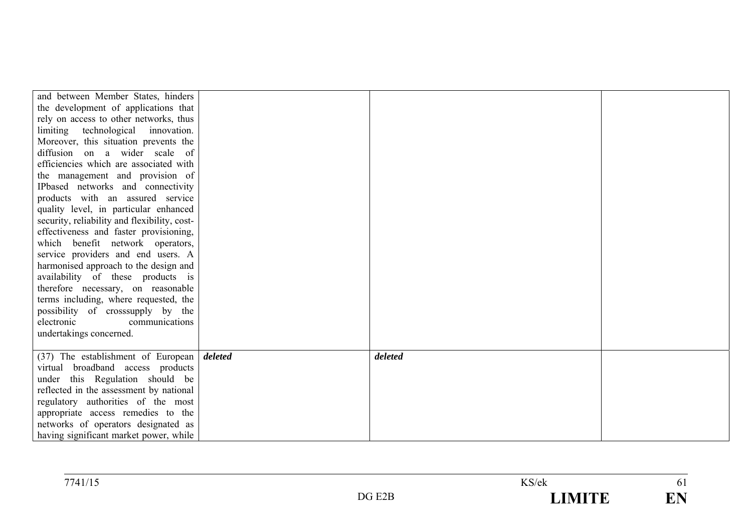| | | | |
|---|---|---|---|
| and between Member States, hinders the development of applications that rely on access to other networks, thus limiting technological innovation. Moreover, this situation prevents the diffusion on a wider scale of efficiencies which are associated with the management and provision of IPbased networks and connectivity products with an assured service quality level, in particular enhanced security, reliability and flexibility, cost-effectiveness and faster provisioning, which benefit network operators, service providers and end users. A harmonised approach to the design and availability of these products is therefore necessary, on reasonable terms including, where requested, the possibility of crosssupply by the electronic communications undertakings concerned. | | | |
| (37) The establishment of European virtual broadband access products under this Regulation should be reflected in the assessment by national regulatory authorities of the most appropriate access remedies to the networks of operators designated as having significant market power, while | ***deleted*** | ***deleted*** | |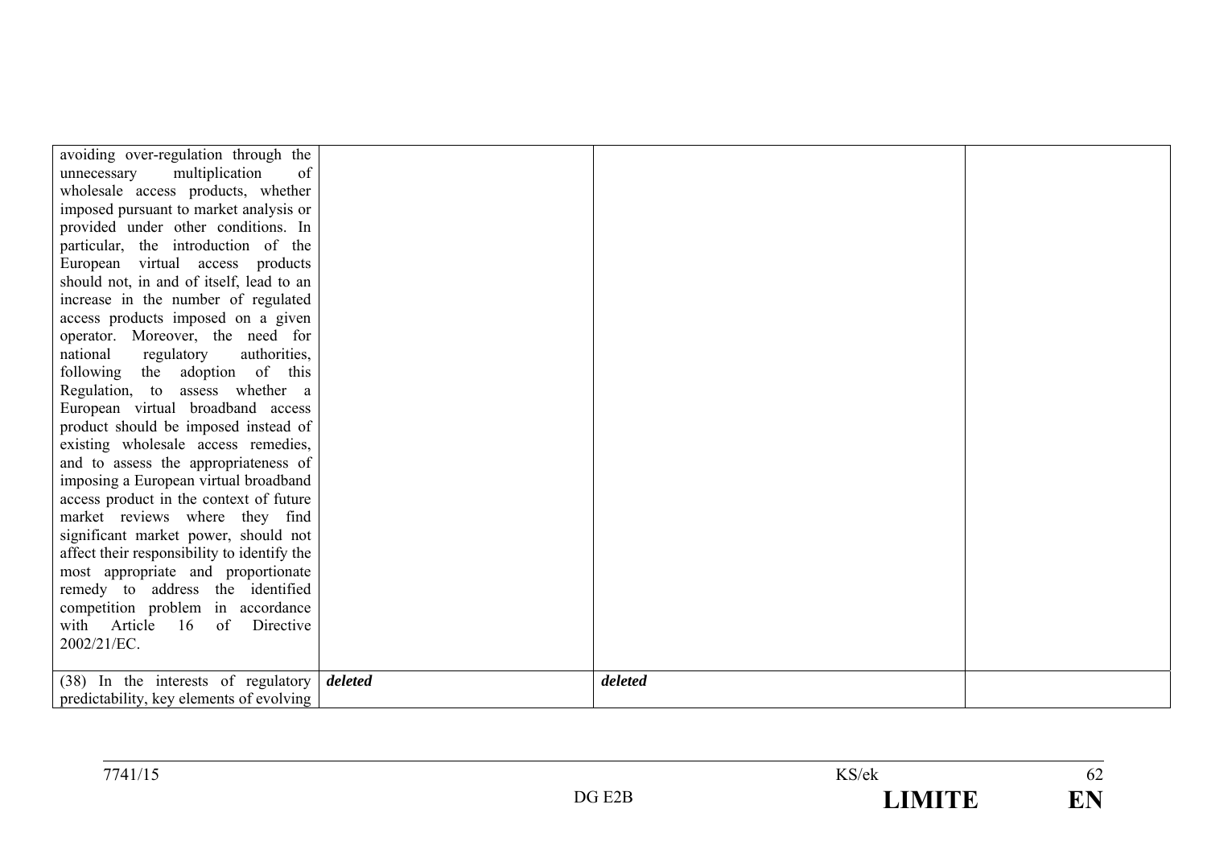| | | | |
|---|---|---|---|
| avoiding over-regulation through the unnecessary multiplication of wholesale access products, whether imposed pursuant to market analysis or provided under other conditions. In particular, the introduction of the European virtual access products should not, in and of itself, lead to an increase in the number of regulated access products imposed on a given operator. Moreover, the need for national regulatory authorities, following the adoption of this Regulation, to assess whether a European virtual broadband access product should be imposed instead of existing wholesale access remedies, and to assess the appropriateness of imposing a European virtual broadband access product in the context of future market reviews where they find significant market power, should not affect their responsibility to identify the most appropriate and proportionate remedy to address the identified competition problem in accordance with Article 16 of Directive 2002/21/EC. | | | |
| (38) In the interests of regulatory predictability, key elements of evolving | ***deleted*** | ***deleted*** | |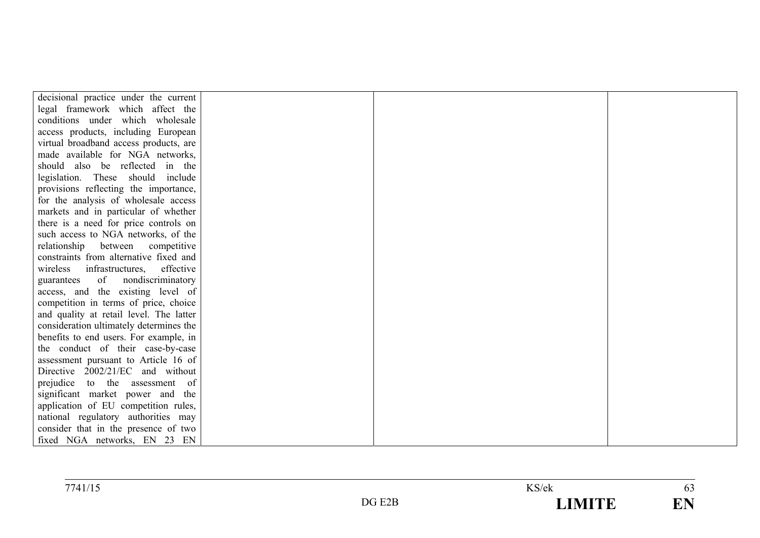| | | | |
|---|---|---|---|
| decisional practice under the current legal framework which affect the conditions under which wholesale access products, including European virtual broadband access products, are made available for NGA networks, should also be reflected in the legislation. These should include provisions reflecting the importance, for the analysis of wholesale access markets and in particular of whether there is a need for price controls on such access to NGA networks, of the relationship between competitive constraints from alternative fixed and wireless infrastructures, effective guarantees of nondiscriminatory access, and the existing level of competition in terms of price, choice and quality at retail level. The latter consideration ultimately determines the benefits to end users. For example, in the conduct of their case-by-case assessment pursuant to Article 16 of Directive 2002/21/EC and without prejudice to the assessment of significant market power and the application of EU competition rules, national regulatory authorities may consider that in the presence of two fixed NGA networks, EN 23 EN | | | |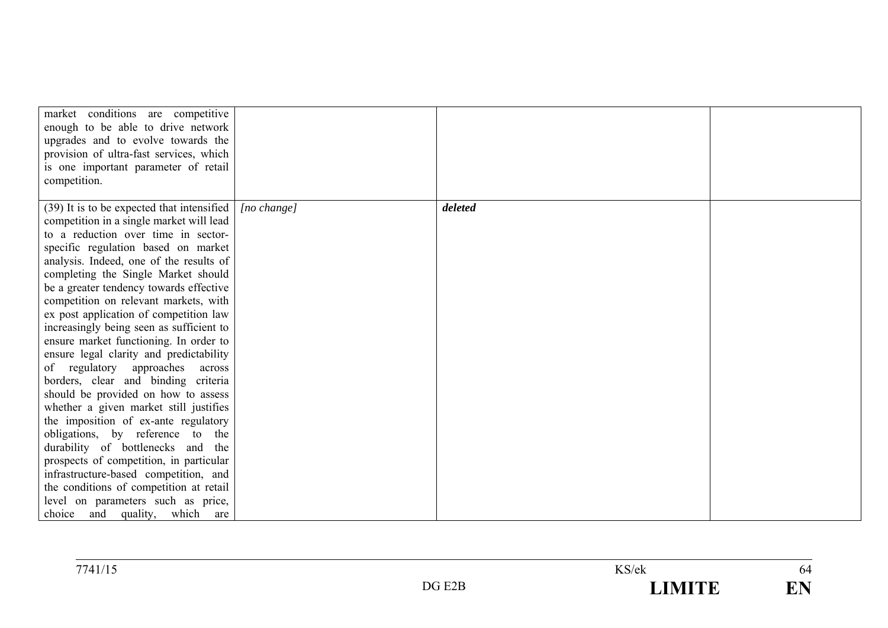| | | | |
|---|---|---|---|
| market conditions are competitive enough to be able to drive network upgrades and to evolve towards the provision of ultra-fast services, which is one important parameter of retail competition. | | | |
| (39) It is to be expected that intensified competition in a single market will lead to a reduction over time in sector-specific regulation based on market analysis. Indeed, one of the results of completing the Single Market should be a greater tendency towards effective competition on relevant markets, with ex post application of competition law increasingly being seen as sufficient to ensure market functioning. In order to ensure legal clarity and predictability of regulatory approaches across borders, clear and binding criteria should be provided on how to assess whether a given market still justifies the imposition of ex-ante regulatory obligations, by reference to the durability of bottlenecks and the prospects of competition, in particular infrastructure-based competition, and the conditions of competition at retail level on parameters such as price, choice and quality, which are | *[no change]* | ***deleted*** | |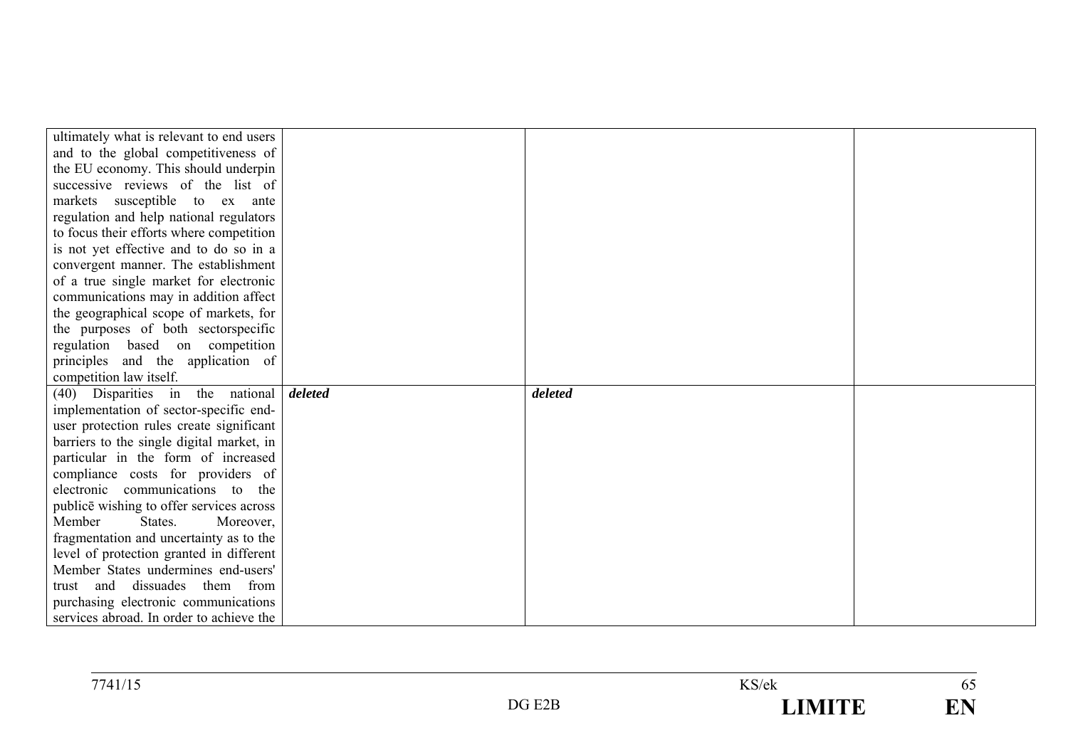| | | | |
|---|---|---|---|
| ultimately what is relevant to end users and to the global competitiveness of the EU economy. This should underpin successive reviews of the list of markets susceptible to ex ante regulation and help national regulators to focus their efforts where competition is not yet effective and to do so in a convergent manner. The establishment of a true single market for electronic communications may in addition affect the geographical scope of markets, for the purposes of both sectorspecific regulation based on competition principles and the application of competition law itself. | | | |
| (40) Disparities in the national implementation of sector-specific end-user protection rules create significant barriers to the single digital market, in particular in the form of increased compliance costs for providers of electronic communications to the publicē wishing to offer services across Member States. Moreover, fragmentation and uncertainty as to the level of protection granted in different Member States undermines end-users' trust and dissuades them from purchasing electronic communications services abroad. In order to achieve the | ***deleted*** | ***deleted*** | |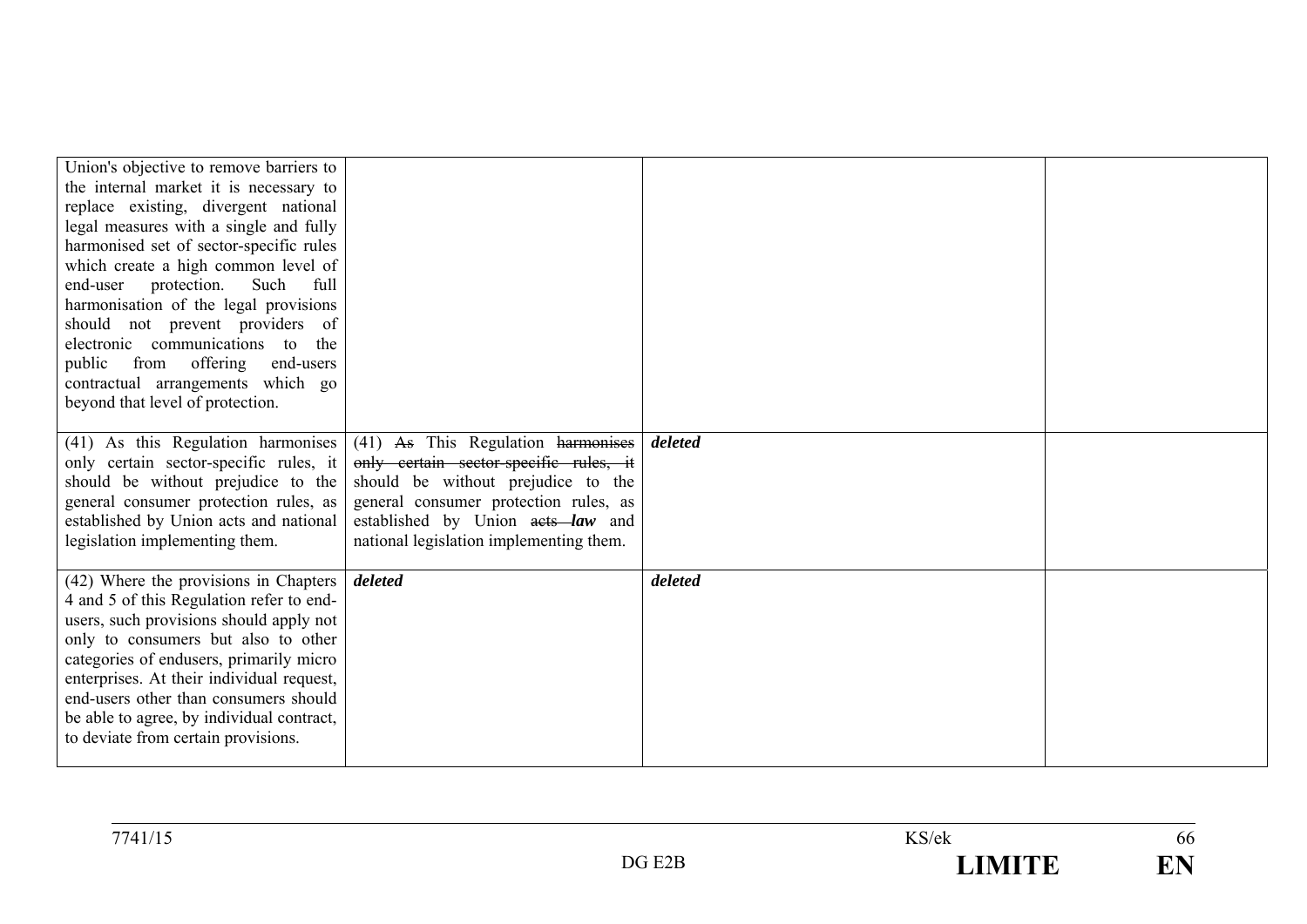| | | | |
|---|---|---|---|
| Union's objective to remove barriers to the internal market it is necessary to replace existing, divergent national legal measures with a single and fully harmonised set of sector-specific rules which create a high common level of end-user protection. Such full harmonisation of the legal provisions should not prevent providers of electronic communications to the public from offering end-users contractual arrangements which go beyond that level of protection. | | | |
| (41) As this Regulation harmonises only certain sector-specific rules, it should be without prejudice to the general consumer protection rules, as established by Union acts and national legislation implementing them. | (41) ~~As~~ This Regulation ~~harmonises only certain sector-specific rules, it~~ should be without prejudice to the general consumer protection rules, as established by Union ~~acts~~ ***law*** and national legislation implementing them. | ***deleted*** | |
| (42) Where the provisions in Chapters 4 and 5 of this Regulation refer to end-users, such provisions should apply not only to consumers but also to other categories of endusers, primarily micro enterprises. At their individual request, end-users other than consumers should be able to agree, by individual contract, to deviate from certain provisions. | ***deleted*** | ***deleted*** | |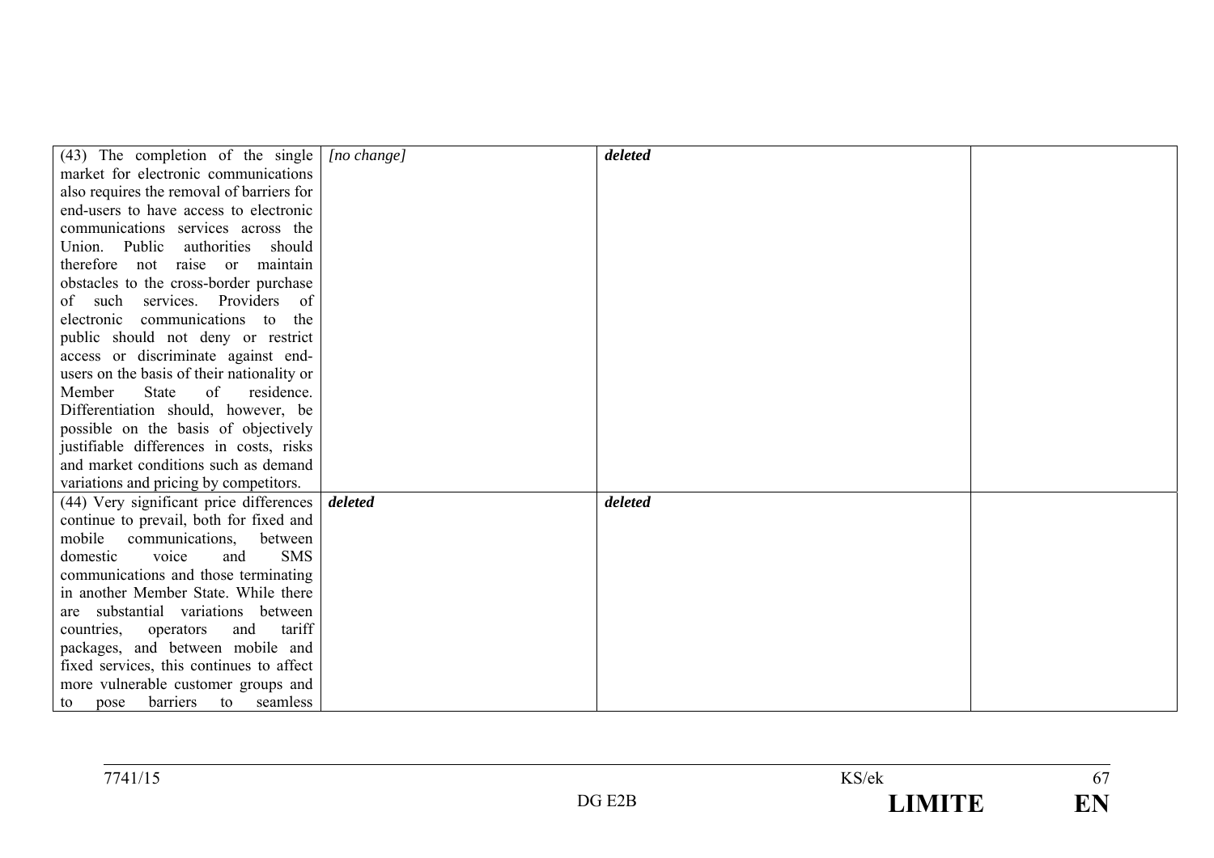| | | | |
|---|---|---|---|
| (43) The completion of the single market for electronic communications also requires the removal of barriers for end-users to have access to electronic communications services across the Union. Public authorities should therefore not raise or maintain obstacles to the cross-border purchase of such services. Providers of electronic communications to the public should not deny or restrict access or discriminate against end-users on the basis of their nationality or Member State of residence. Differentiation should, however, be possible on the basis of objectively justifiable differences in costs, risks and market conditions such as demand variations and pricing by competitors. | *[no change]* | ***deleted*** | |
| (44) Very significant price differences continue to prevail, both for fixed and mobile communications, between domestic voice and SMS communications and those terminating in another Member State. While there are substantial variations between countries, operators and tariff packages, and between mobile and fixed services, this continues to affect more vulnerable customer groups and to pose barriers to seamless | ***deleted*** | ***deleted*** | |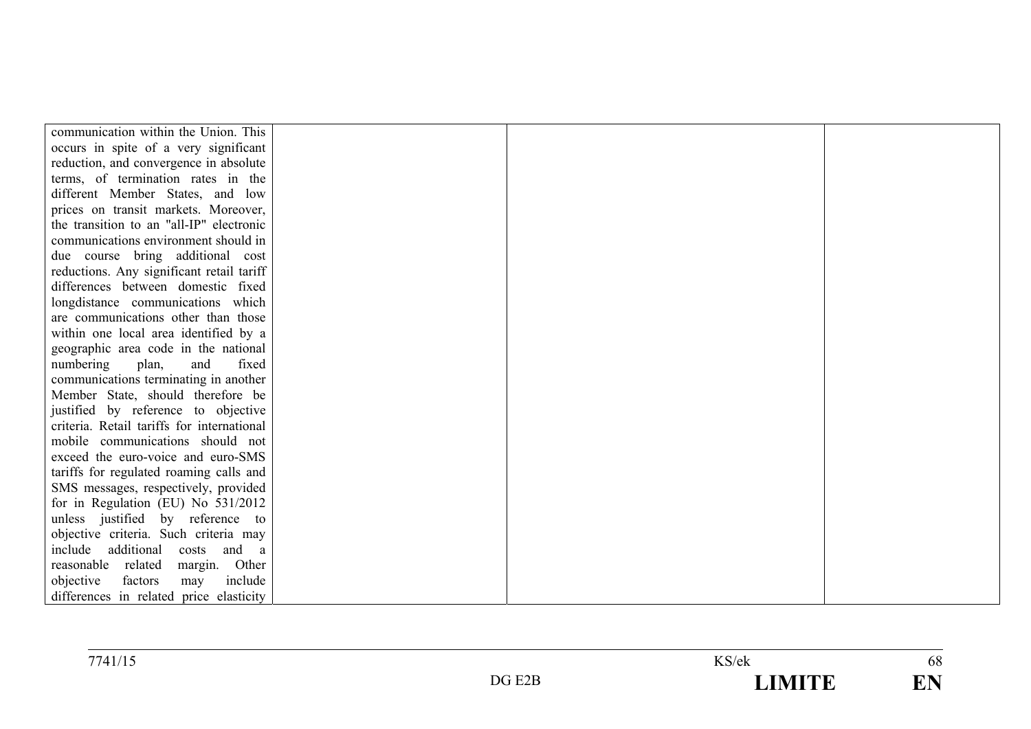| | | | |
|---|---|---|---|
| communication within the Union. This occurs in spite of a very significant reduction, and convergence in absolute terms, of termination rates in the different Member States, and low prices on transit markets. Moreover, the transition to an "all-IP" electronic communications environment should in due course bring additional cost reductions. Any significant retail tariff differences between domestic fixed longdistance communications which are communications other than those within one local area identified by a geographic area code in the national numbering plan, and fixed communications terminating in another Member State, should therefore be justified by reference to objective criteria. Retail tariffs for international mobile communications should not exceed the euro-voice and euro-SMS tariffs for regulated roaming calls and SMS messages, respectively, provided for in Regulation (EU) No 531/2012 unless justified by reference to objective criteria. Such criteria may include additional costs and a reasonable related margin. Other objective factors may include differences in related price elasticity | | | |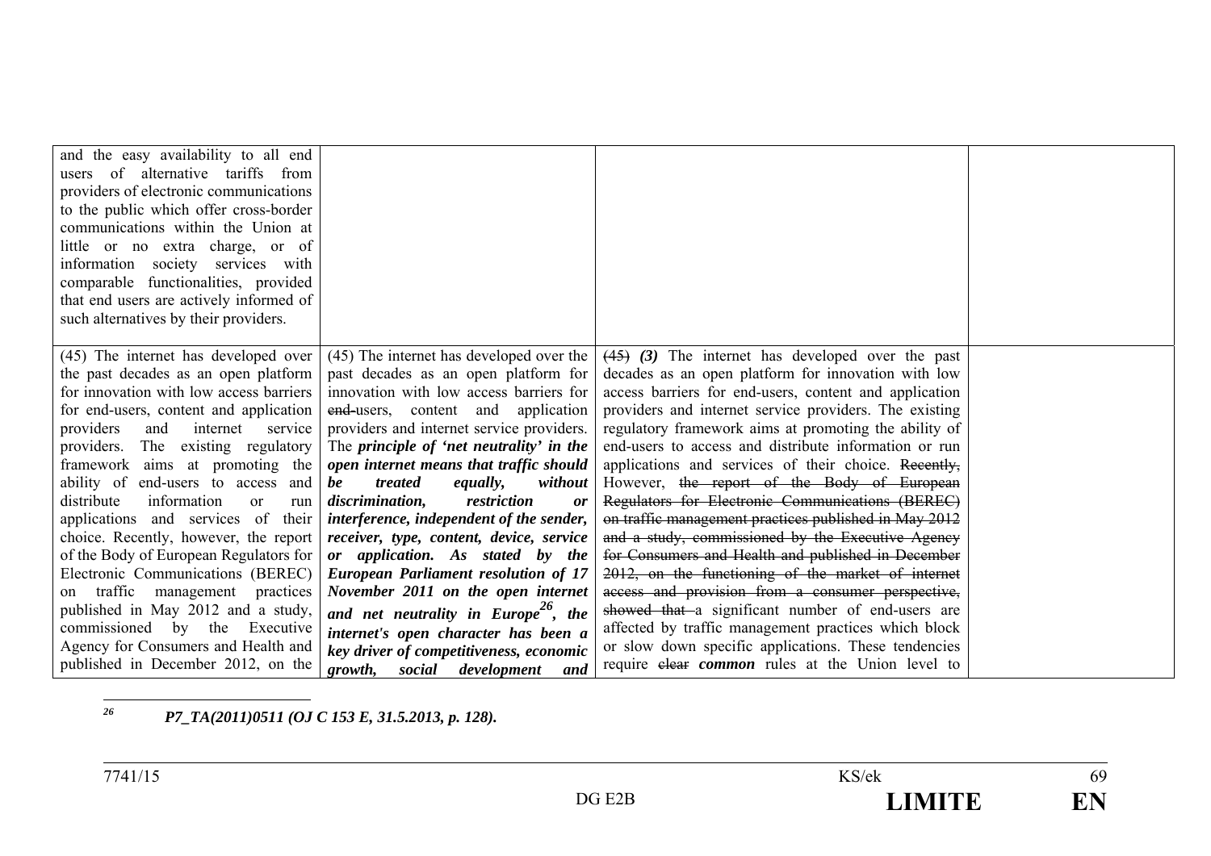| | | | |
|---|---|---|---|
| and the easy availability to all end users of alternative tariffs from providers of electronic communications to the public which offer cross-border communications within the Union at little or no extra charge, or of information society services with comparable functionalities, provided that end users are actively informed of such alternatives by their providers. | | | |
| (45) The internet has developed over the past decades as an open platform for innovation with low access barriers for end-users, content and application providers and internet service providers. The existing regulatory framework aims at promoting the ability of end-users to access and distribute information or run applications and services of their choice. Recently, however, the report of the Body of European Regulators for Electronic Communications (BEREC) on traffic management practices published in May 2012 and a study, commissioned by the Executive Agency for Consumers and Health and published in December 2012, on the | (45) The internet has developed over the past decades as an open platform for innovation with low access barriers for ~~end-~~users, content and application providers and internet service providers. The ***principle of 'net neutrality' in the open internet means that traffic should be treated equally, without discrimination, restriction or interference, independent of the sender, receiver, type, content, device, service or application. As stated by the European Parliament resolution of 17 November 2011 on the open internet and net neutrality in Europe***[26]***, the internet's open character has been a key driver of competitiveness, economic growth, social development and*** | ~~(45)~~ ***(3)*** The internet has developed over the past decades as an open platform for innovation with low access barriers for end-users, content and application providers and internet service providers. The existing regulatory framework aims at promoting the ability of end-users to access and distribute information or run applications and services of their choice. ~~Recently,~~ However, ~~the report of the Body of European Regulators for Electronic Communications (BEREC) on traffic management practices published in May 2012 and a study, commissioned by the Executive Agency for Consumers and Health and published in December 2012, on the functioning of the market of internet access and provision from a consumer perspective, showed that~~ a significant number of end-users are affected by traffic management practices which block or slow down specific applications. These tendencies require ~~clear~~ ***common*** rules at the Union level to | |

[26] ***P7_TA(2011)0511 (OJ C 153 E, 31.5.2013, p. 128).***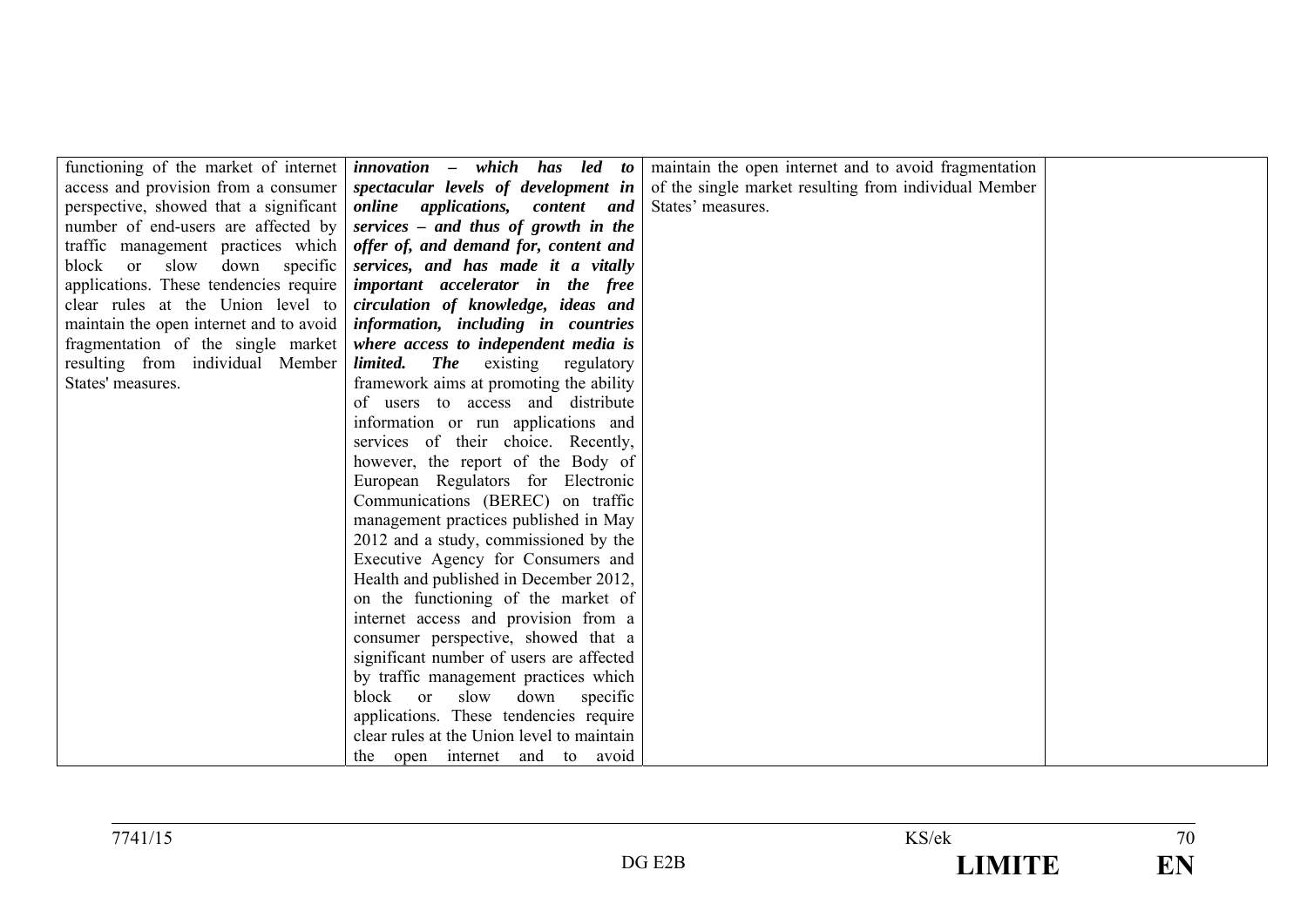| | | | |
|---|---|---|---|
| functioning of the market of internet access and provision from a consumer perspective, showed that a significant number of end-users are affected by traffic management practices which block or slow down specific applications. These tendencies require clear rules at the Union level to maintain the open internet and to avoid fragmentation of the single market resulting from individual Member States' measures. | ***innovation – which has led to spectacular levels of development in online applications, content and services – and thus of growth in the offer of, and demand for, content and services, and has made it a vitally important accelerator in the free circulation of knowledge, ideas and information, including in countries where access to independent media is limited. The*** existing regulatory framework aims at promoting the ability of users to access and distribute information or run applications and services of their choice. Recently, however, the report of the Body of European Regulators for Electronic Communications (BEREC) on traffic management practices published in May 2012 and a study, commissioned by the Executive Agency for Consumers and Health and published in December 2012, on the functioning of the market of internet access and provision from a consumer perspective, showed that a significant number of users are affected by traffic management practices which block or slow down specific applications. These tendencies require clear rules at the Union level to maintain the open internet and to avoid | maintain the open internet and to avoid fragmentation of the single market resulting from individual Member States' measures. | |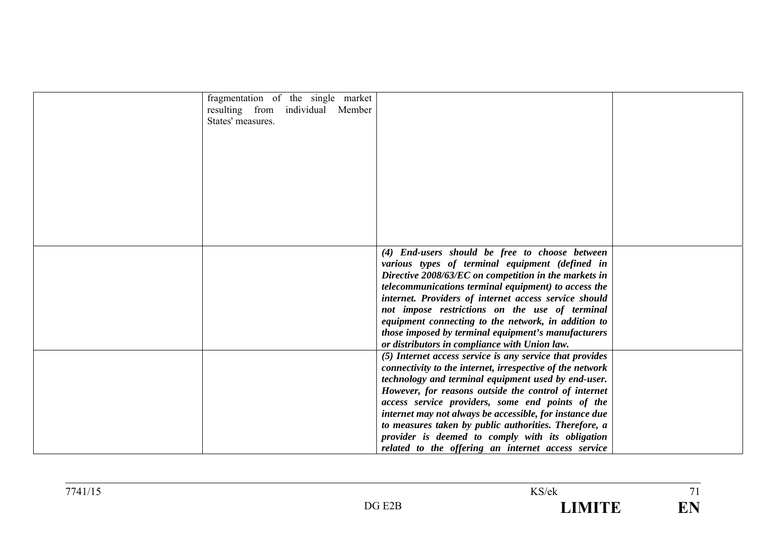| | | | |
|---|---|---|---|
| | fragmentation of the single market resulting from individual Member States' measures. | | |
| | | ***(4) End-users should be free to choose between various types of terminal equipment (defined in Directive 2008/63/EC on competition in the markets in telecommunications terminal equipment) to access the internet. Providers of internet access service should not impose restrictions on the use of terminal equipment connecting to the network, in addition to those imposed by terminal equipment's manufacturers or distributors in compliance with Union law.*** | |
| | | ***(5) Internet access service is any service that provides connectivity to the internet, irrespective of the network technology and terminal equipment used by end-user. However, for reasons outside the control of internet access service providers, some end points of the internet may not always be accessible, for instance due to measures taken by public authorities. Therefore, a provider is deemed to comply with its obligation related to the offering an internet access service*** | |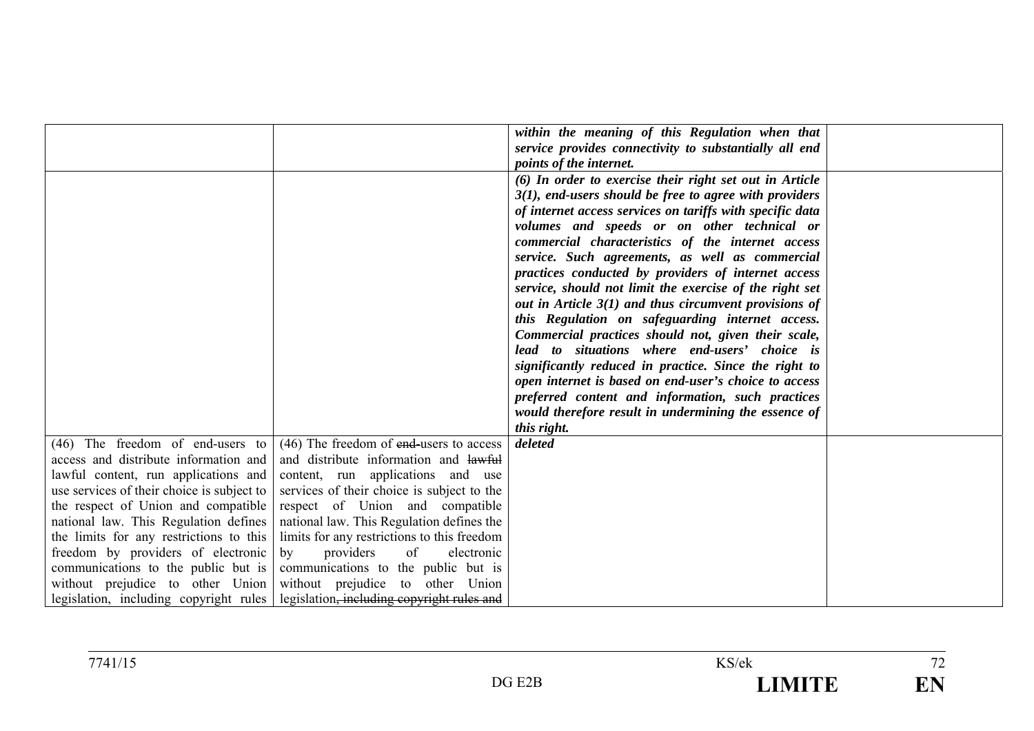| | | | |
|---|---|---|---|
| | | ***within the meaning of this Regulation when that service provides connectivity to substantially all end points of the internet.*** | |
| | | ***(6) In order to exercise their right set out in Article 3(1), end-users should be free to agree with providers of internet access services on tariffs with specific data volumes and speeds or on other technical or commercial characteristics of the internet access service. Such agreements, as well as commercial practices conducted by providers of internet access service, should not limit the exercise of the right set out in Article 3(1) and thus circumvent provisions of this Regulation on safeguarding internet access. Commercial practices should not, given their scale, lead to situations where end-users' choice is significantly reduced in practice. Since the right to open internet is based on end-user's choice to access preferred content and information, such practices would therefore result in undermining the essence of this right.*** | |
| (46) The freedom of end-users to access and distribute information and lawful content, run applications and use services of their choice is subject to the respect of Union and compatible national law. This Regulation defines the limits for any restrictions to this freedom by providers of electronic communications to the public but is without prejudice to other Union legislation, including copyright rules | (46) The freedom of ~~end-~~users to access and distribute information and ~~lawful~~ content, run applications and use services of their choice is subject to the respect of Union and compatible national law. This Regulation defines the limits for any restrictions to this freedom by providers of electronic communications to the public but is without prejudice to other Union legislation~~, including copyright rules and~~ | ***deleted*** | |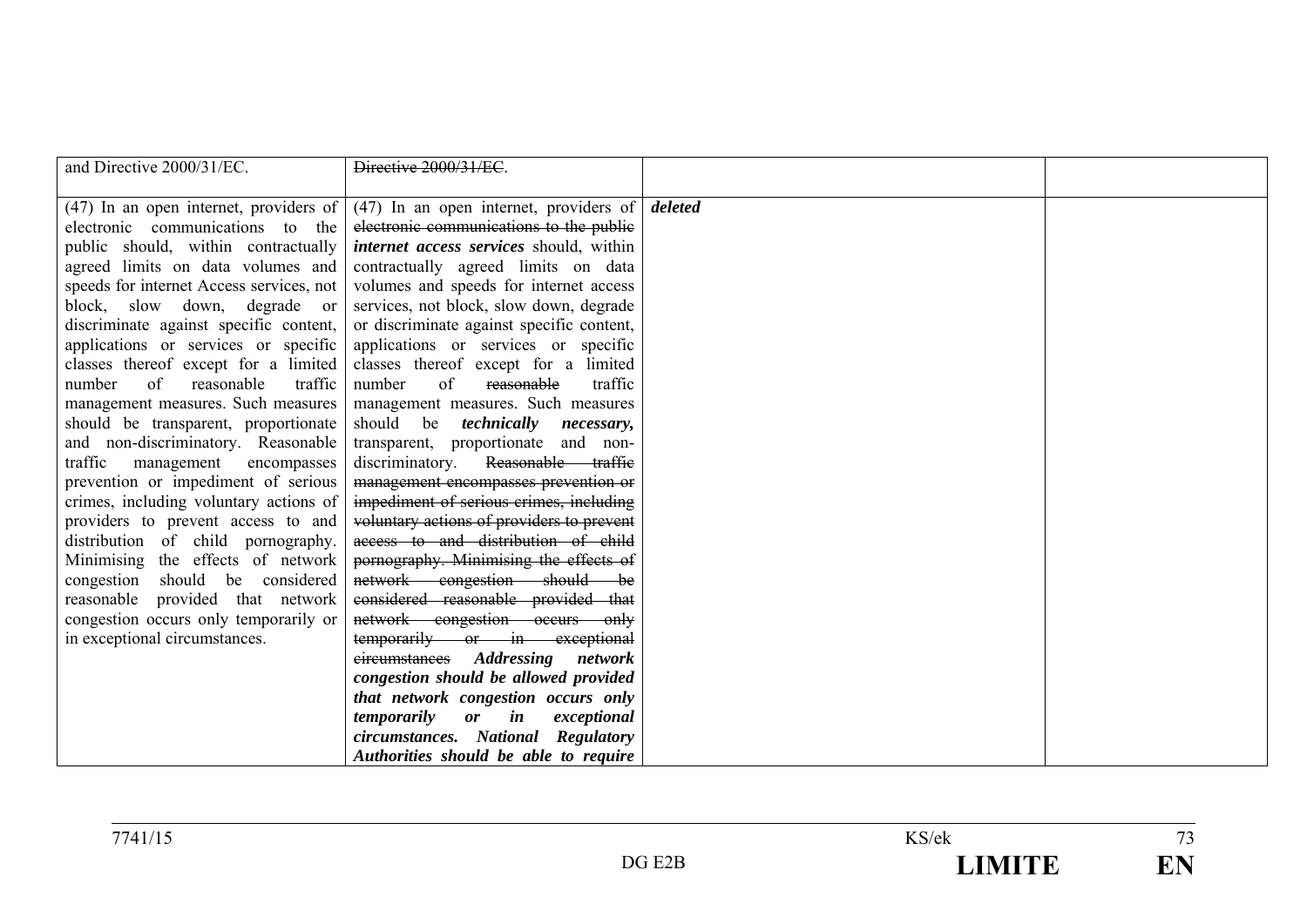| | | | |
|---|---|---|---|
| and Directive 2000/31/EC. | ~~Directive 2000/31/EC~~. | | |
| (47) In an open internet, providers of electronic communications to the public should, within contractually agreed limits on data volumes and speeds for internet Access services, not block, slow down, degrade or discriminate against specific content, applications or services or specific classes thereof except for a limited number of reasonable traffic management measures. Such measures should be transparent, proportionate and non-discriminatory. Reasonable traffic management encompasses prevention or impediment of serious crimes, including voluntary actions of providers to prevent access to and distribution of child pornography. Minimising the effects of network congestion should be considered reasonable provided that network congestion occurs only temporarily or in exceptional circumstances. | (47) In an open internet, providers of ~~electronic communications to the public~~ ***internet access services*** should, within contractually agreed limits on data volumes and speeds for internet access services, not block, slow down, degrade or discriminate against specific content, applications or services or specific classes thereof except for a limited number of ~~reasonable~~ traffic management measures. Such measures should be ***technically necessary,*** transparent, proportionate and non-discriminatory. ~~Reasonable traffic management encompasses prevention or impediment of serious crimes, including voluntary actions of providers to prevent access to and distribution of child pornography. Minimising the effects of network congestion should be considered reasonable provided that network congestion occurs only temporarily or in exceptional circumstances~~ ***Addressing network congestion should be allowed provided that network congestion occurs only temporarily or in exceptional circumstances. National Regulatory Authorities should be able to require*** | ***deleted*** | |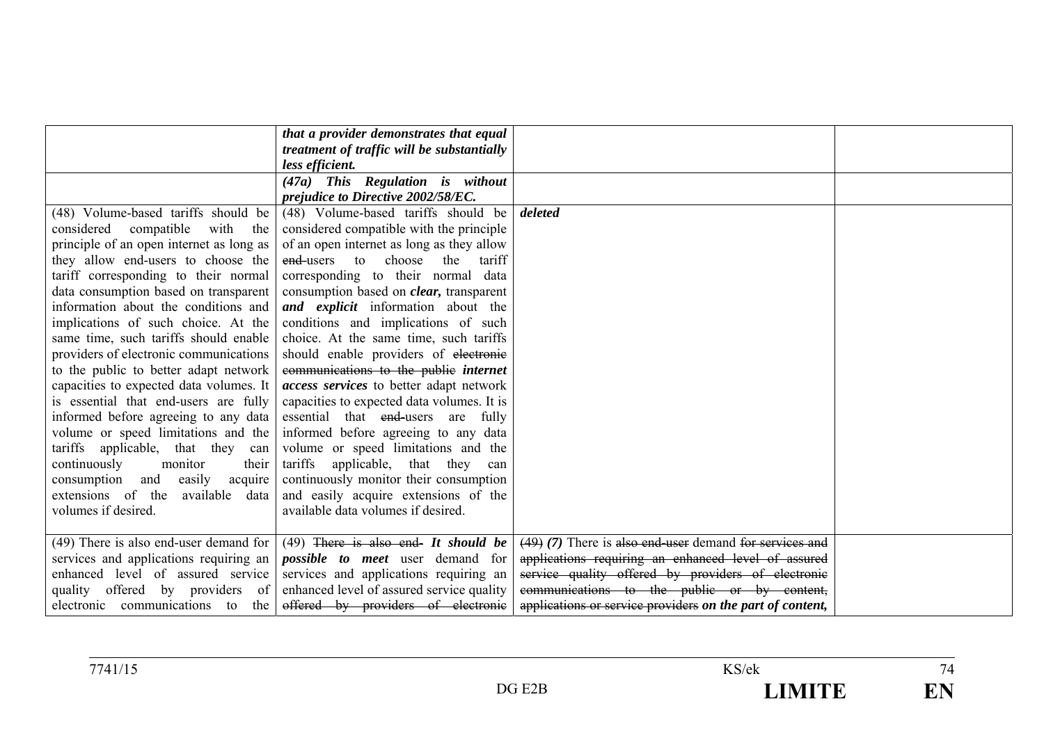| | | | |
|---|---|---|---|
| | ***that a provider demonstrates that equal treatment of traffic will be substantially less efficient.*** | | |
| | ***(47a) This Regulation is without prejudice to Directive 2002/58/EC.*** | | |
| (48) Volume-based tariffs should be considered compatible with the principle of an open internet as long as they allow end-users to choose the tariff corresponding to their normal data consumption based on transparent information about the conditions and implications of such choice. At the same time, such tariffs should enable providers of electronic communications to the public to better adapt network capacities to expected data volumes. It is essential that end-users are fully informed before agreeing to any data volume or speed limitations and the tariffs applicable, that they can continuously monitor their consumption and easily acquire extensions of the available data volumes if desired. | (48) Volume-based tariffs should be considered compatible with the principle of an open internet as long as they allow ~~end-~~users to choose the tariff corresponding to their normal data consumption based on ***clear,*** transparent ***and explicit*** information about the conditions and implications of such choice. At the same time, such tariffs should enable providers of ~~electronic communications to the public~~ ***internet access services*** to better adapt network capacities to expected data volumes. It is essential that ~~end-~~users are fully informed before agreeing to any data volume or speed limitations and the tariffs applicable, that they can continuously monitor their consumption and easily acquire extensions of the available data volumes if desired. | ***deleted*** | |
| (49) There is also end-user demand for services and applications requiring an enhanced level of assured service quality offered by providers of electronic communications to the | (49) ~~There is also end-~~ ***It should be possible to meet*** user demand for services and applications requiring an enhanced level of assured service quality ~~offered by providers of electronic~~ | ~~(49)~~ ***(7)*** There is ~~also end-user~~ demand ~~for services and applications requiring an enhanced level of assured service quality offered by providers of electronic communications to the public or by content, applications or service providers~~ ***on the part of content,*** | |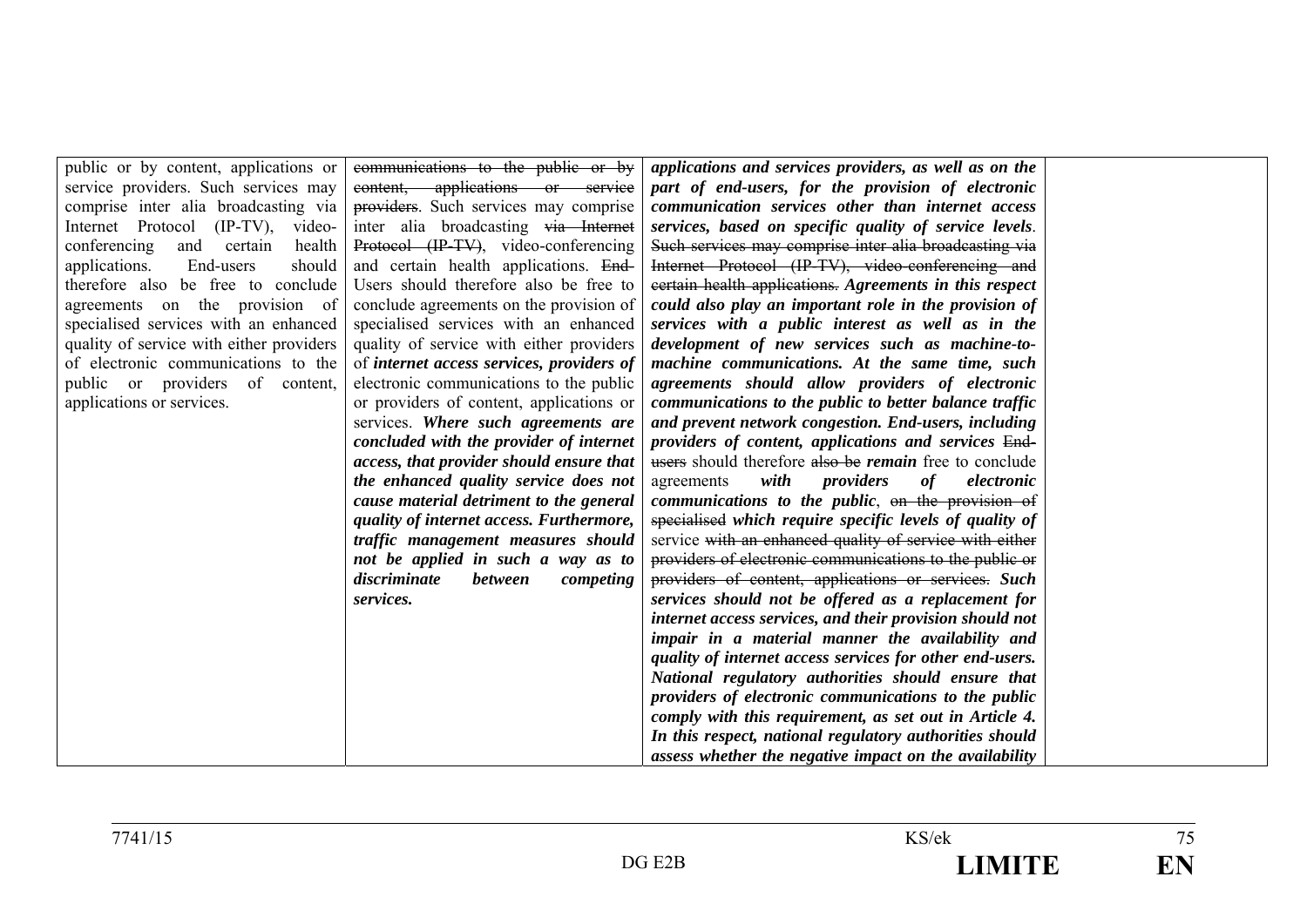| | | | |
|---|---|---|---|
| public or by content, applications or service providers. Such services may comprise inter alia broadcasting via Internet Protocol (IP-TV), video-conferencing and certain health applications. End-users should therefore also be free to conclude agreements on the provision of specialised services with an enhanced quality of service with either providers of electronic communications to the public or providers of content, applications or services. | ~~communications to the public or by content, applications or service providers~~. Such services may comprise inter alia broadcasting ~~via Internet Protocol (IP-TV)~~, video-conferencing and certain health applications. ~~End-~~Users should therefore also be free to conclude agreements on the provision of specialised services with an enhanced quality of service with either providers of ***internet access services, providers of*** electronic communications to the public or providers of content, applications or services. ***Where such agreements are concluded with the provider of internet access, that provider should ensure that the enhanced quality service does not cause material detriment to the general quality of internet access. Furthermore, traffic management measures should not be applied in such a way as to discriminate between competing services.*** | ***applications and services providers, as well as on the part of end-users, for the provision of electronic communication services other than internet access services, based on specific quality of service levels***. ~~Such services may comprise inter alia broadcasting via Internet Protocol (IP-TV), video-conferencing and certain health applications.~~ ***Agreements in this respect could also play an important role in the provision of services with a public interest as well as in the development of new services such as machine-to-machine communications. At the same time, such agreements should allow providers of electronic communications to the public to better balance traffic and prevent network congestion. End-users, including providers of content, applications and services*** ~~End-users~~ should therefore ~~also be~~ ***remain*** free to conclude agreements ***with providers of electronic communications to the public***, ~~on the provision of specialised~~ ***which require specific levels of quality of*** service ~~with an enhanced quality of service with either providers of electronic communications to the public or providers of content, applications or services.~~ ***Such services should not be offered as a replacement for internet access services, and their provision should not impair in a material manner the availability and quality of internet access services for other end-users. National regulatory authorities should ensure that providers of electronic communications to the public comply with this requirement, as set out in Article 4. In this respect, national regulatory authorities should assess whether the negative impact on the availability*** | |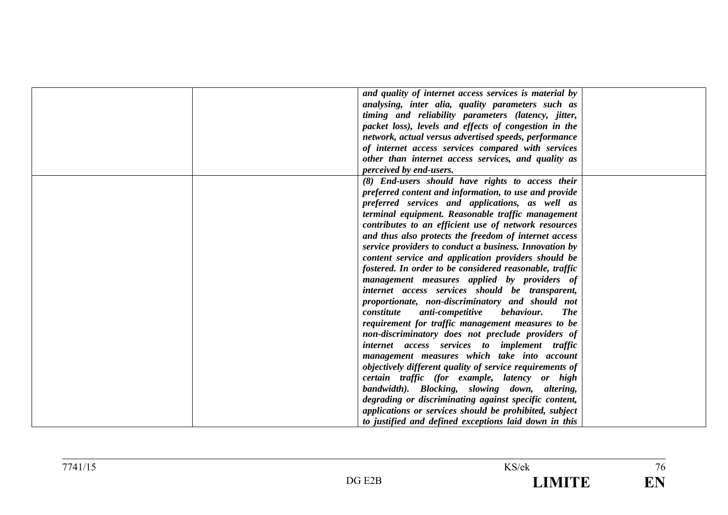|  |  |  |  |
|---|---|---|---|
|  |  | ***and quality of internet access services is material by analysing, inter alia, quality parameters such as timing and reliability parameters (latency, jitter, packet loss), levels and effects of congestion in the network, actual versus advertised speeds, performance of internet access services compared with services other than internet access services, and quality as perceived by end-users.*** |  |
|  |  | ***(8) End-users should have rights to access their preferred content and information, to use and provide preferred services and applications, as well as terminal equipment. Reasonable traffic management contributes to an efficient use of network resources and thus also protects the freedom of internet access service providers to conduct a business. Innovation by content service and application providers should be fostered. In order to be considered reasonable, traffic management measures applied by providers of internet access services should be transparent, proportionate, non-discriminatory and should not constitute anti-competitive behaviour. The requirement for traffic management measures to be non-discriminatory does not preclude providers of internet access services to implement traffic management measures which take into account objectively different quality of service requirements of certain traffic (for example, latency or high bandwidth). Blocking, slowing down, altering, degrading or discriminating against specific content, applications or services should be prohibited, subject to justified and defined exceptions laid down in this*** |  |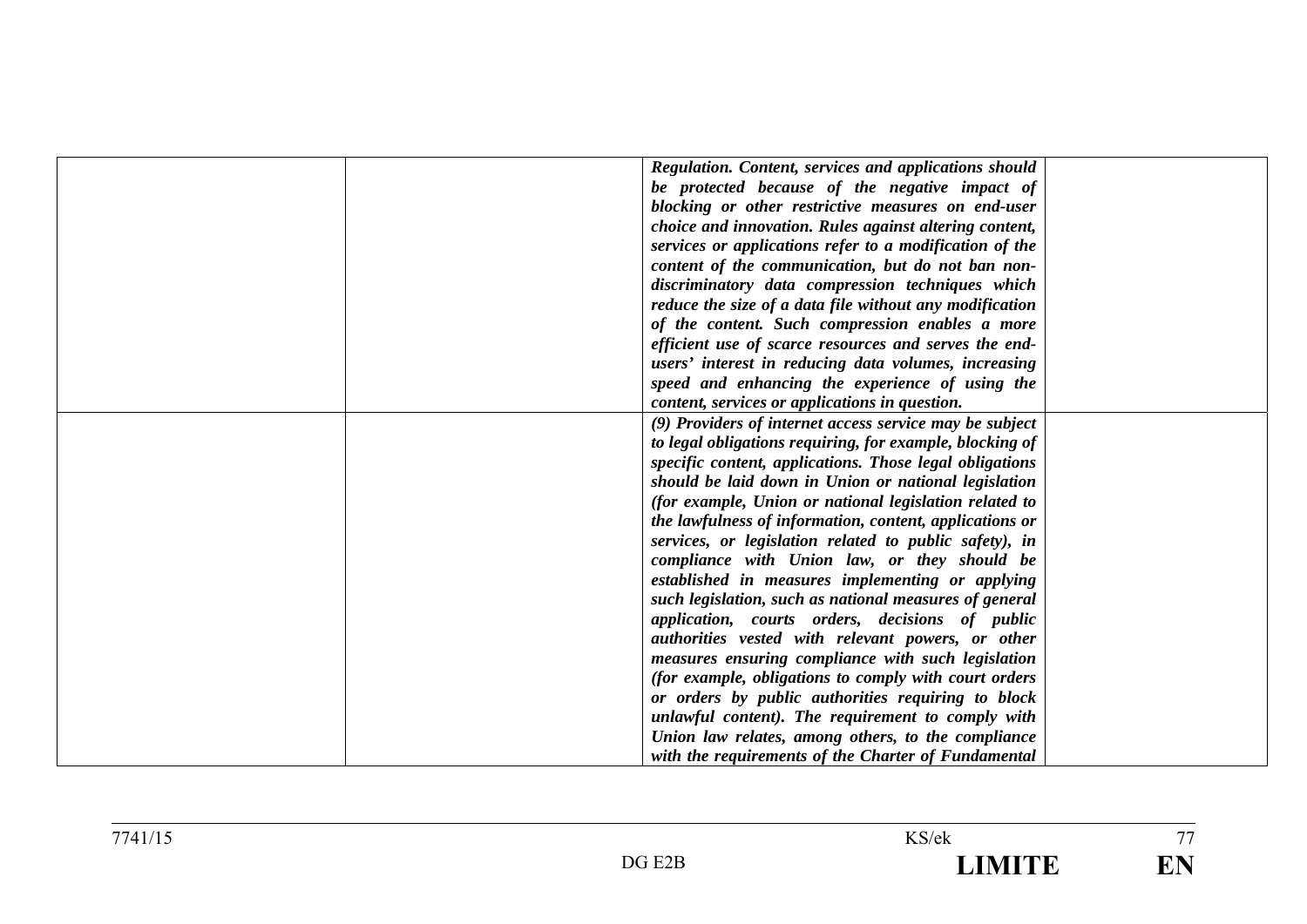| | | | |
|---|---|---|---|
| | | ***Regulation. Content, services and applications should be protected because of the negative impact of blocking or other restrictive measures on end-user choice and innovation. Rules against altering content, services or applications refer to a modification of the content of the communication, but do not ban non-discriminatory data compression techniques which reduce the size of a data file without any modification of the content. Such compression enables a more efficient use of scarce resources and serves the end-users' interest in reducing data volumes, increasing speed and enhancing the experience of using the content, services or applications in question.*** | |
| | | ***(9) Providers of internet access service may be subject to legal obligations requiring, for example, blocking of specific content, applications. Those legal obligations should be laid down in Union or national legislation (for example, Union or national legislation related to the lawfulness of information, content, applications or services, or legislation related to public safety), in compliance with Union law, or they should be established in measures implementing or applying such legislation, such as national measures of general application, courts orders, decisions of public authorities vested with relevant powers, or other measures ensuring compliance with such legislation (for example, obligations to comply with court orders or orders by public authorities requiring to block unlawful content). The requirement to comply with Union law relates, among others, to the compliance with the requirements of the Charter of Fundamental*** | |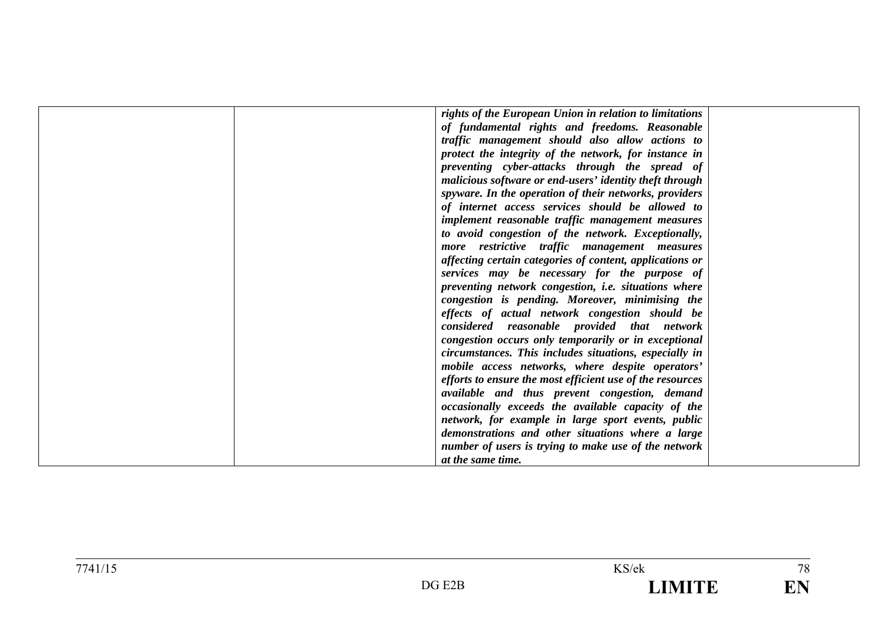|  |  |  |  |
|---|---|---|---|
|  |  | ***rights of the European Union in relation to limitations of fundamental rights and freedoms. Reasonable traffic management should also allow actions to protect the integrity of the network, for instance in preventing cyber-attacks through the spread of malicious software or end-users' identity theft through spyware. In the operation of their networks, providers of internet access services should be allowed to implement reasonable traffic management measures to avoid congestion of the network. Exceptionally, more restrictive traffic management measures affecting certain categories of content, applications or services may be necessary for the purpose of preventing network congestion, i.e. situations where congestion is pending. Moreover, minimising the effects of actual network congestion should be considered reasonable provided that network congestion occurs only temporarily or in exceptional circumstances. This includes situations, especially in mobile access networks, where despite operators' efforts to ensure the most efficient use of the resources available and thus prevent congestion, demand occasionally exceeds the available capacity of the network, for example in large sport events, public demonstrations and other situations where a large number of users is trying to make use of the network at the same time.*** |  |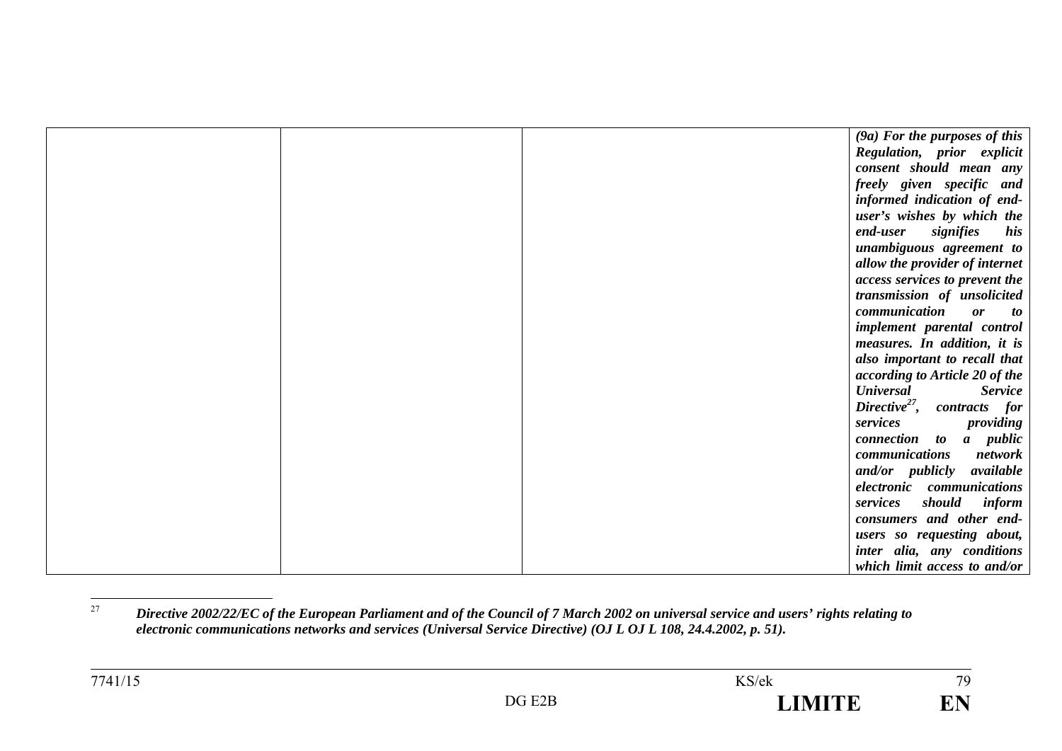| | | | |
|---|---|---|---|
| | | | ***(9a) For the purposes of this Regulation, prior explicit consent should mean any freely given specific and informed indication of end-user's wishes by which the end-user signifies his unambiguous agreement to allow the provider of internet access services to prevent the transmission of unsolicited communication or to implement parental control measures. In addition, it is also important to recall that according to Article 20 of the Universal Service Directive[27], contracts for services providing connection to a public communications network and/or publicly available electronic communications services should inform consumers and other end-users so requesting about, inter alia, any conditions which limit access to and/or*** |

[27] ***Directive 2002/22/EC of the European Parliament and of the Council of 7 March 2002 on universal service and users' rights relating to electronic communications networks and services (Universal Service Directive) (OJ L OJ L 108, 24.4.2002, p. 51).***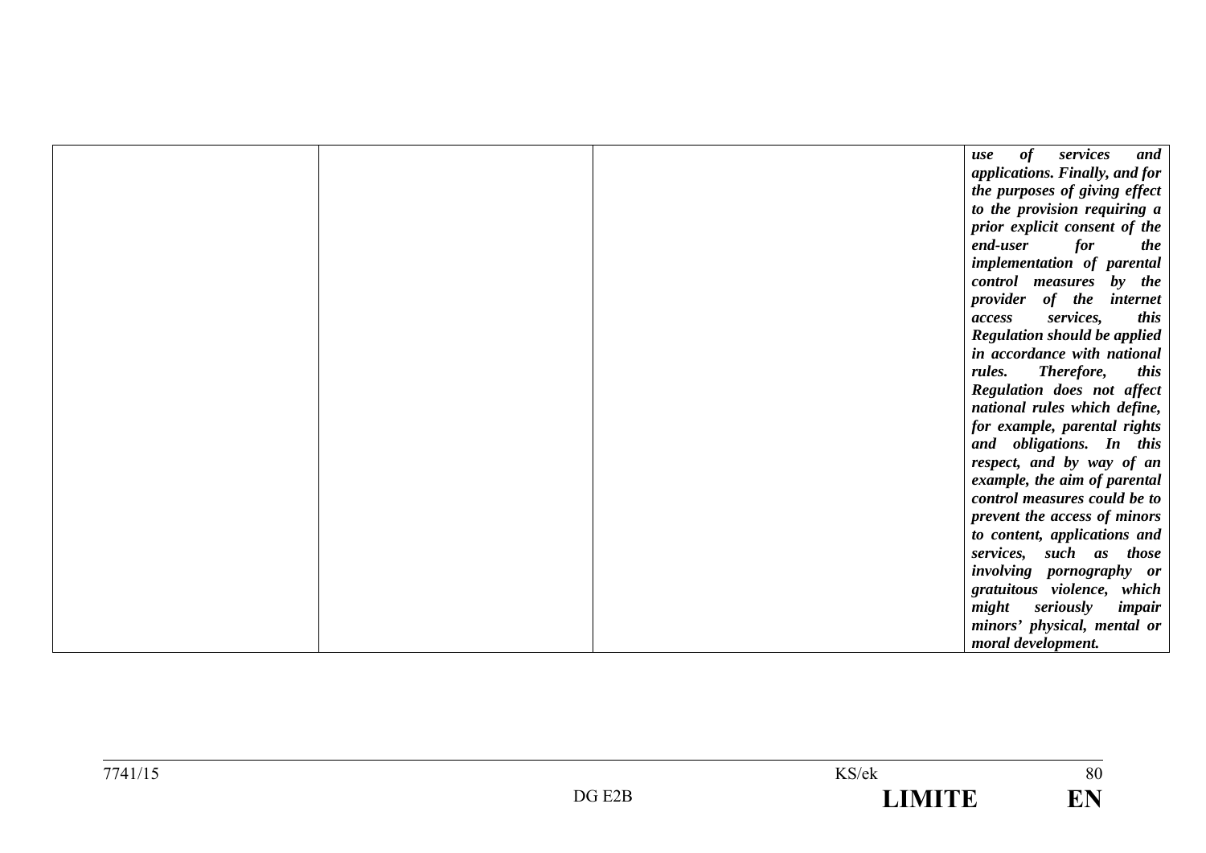| | | | |
|---|---|---|---|
| | | | ***use of services and applications. Finally, and for the purposes of giving effect to the provision requiring a prior explicit consent of the end-user for the implementation of parental control measures by the provider of the internet access services, this Regulation should be applied in accordance with national rules. Therefore, this Regulation does not affect national rules which define, for example, parental rights and obligations. In this respect, and by way of an example, the aim of parental control measures could be to prevent the access of minors to content, applications and services, such as those involving pornography or gratuitous violence, which might seriously impair minors' physical, mental or moral development.*** |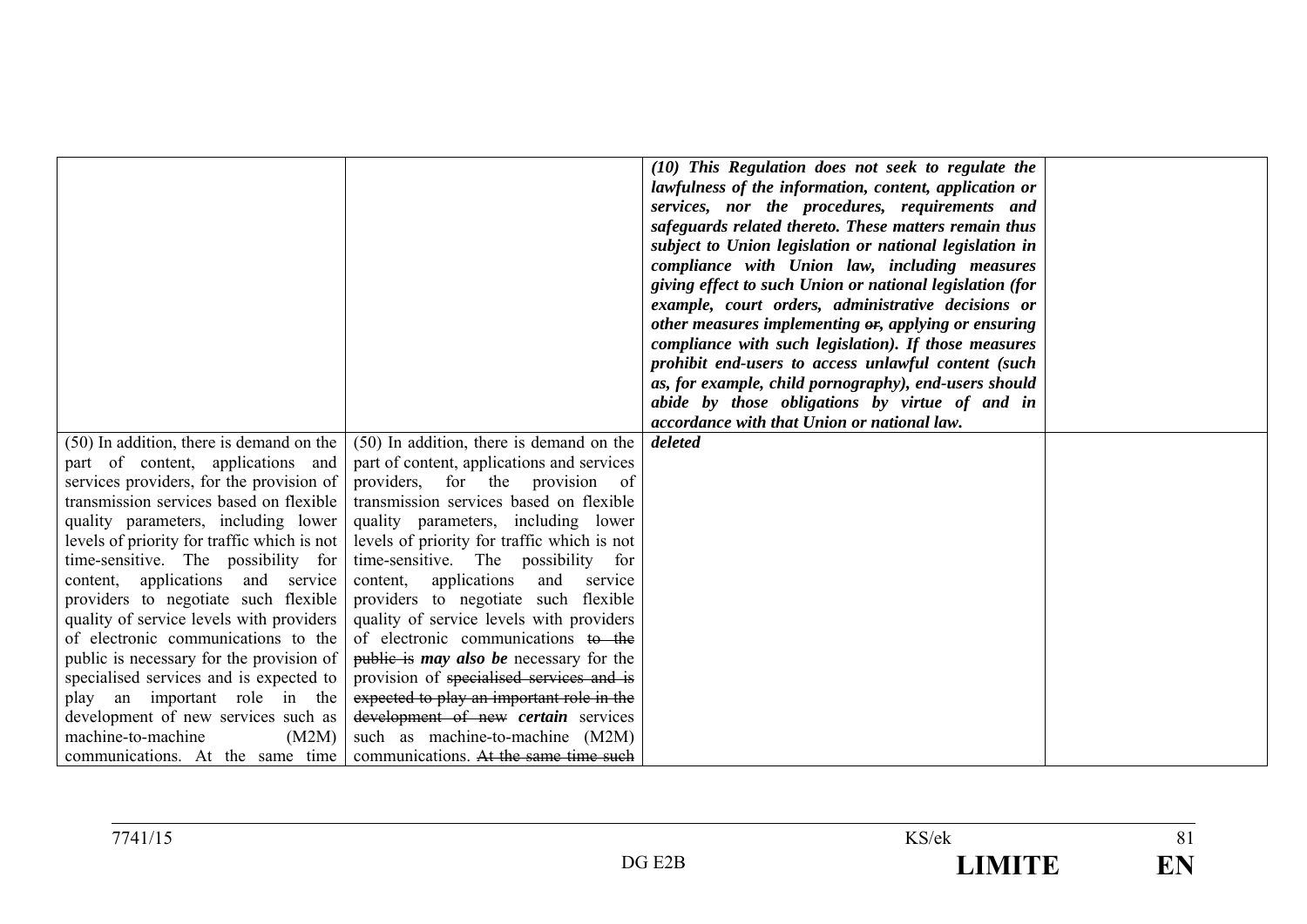| | | | |
|---|---|---|---|
| | | ***(10) This Regulation does not seek to regulate the lawfulness of the information, content, application or services, nor the procedures, requirements and safeguards related thereto. These matters remain thus subject to Union legislation or national legislation in compliance with Union law, including measures giving effect to such Union or national legislation (for example, court orders, administrative decisions or other measures implementing ~~or~~, applying or ensuring compliance with such legislation). If those measures prohibit end-users to access unlawful content (such as, for example, child pornography), end-users should abide by those obligations by virtue of and in accordance with that Union or national law.*** | |
| (50) In addition, there is demand on the part of content, applications and services providers, for the provision of transmission services based on flexible quality parameters, including lower levels of priority for traffic which is not time-sensitive. The possibility for content, applications and service providers to negotiate such flexible quality of service levels with providers of electronic communications to the public is necessary for the provision of specialised services and is expected to play an important role in the development of new services such as machine-to-machine (M2M) communications. At the same time | (50) In addition, there is demand on the part of content, applications and services providers, for the provision of transmission services based on flexible quality parameters, including lower levels of priority for traffic which is not time-sensitive. The possibility for content, applications and service providers to negotiate such flexible quality of service levels with providers of electronic communications ~~to the public is~~ ***may also be*** necessary for the provision of ~~specialised services and is expected to play an important role in the development of new~~ ***certain*** services such as machine-to-machine (M2M) communications. ~~At the same time such~~ | ***deleted*** | |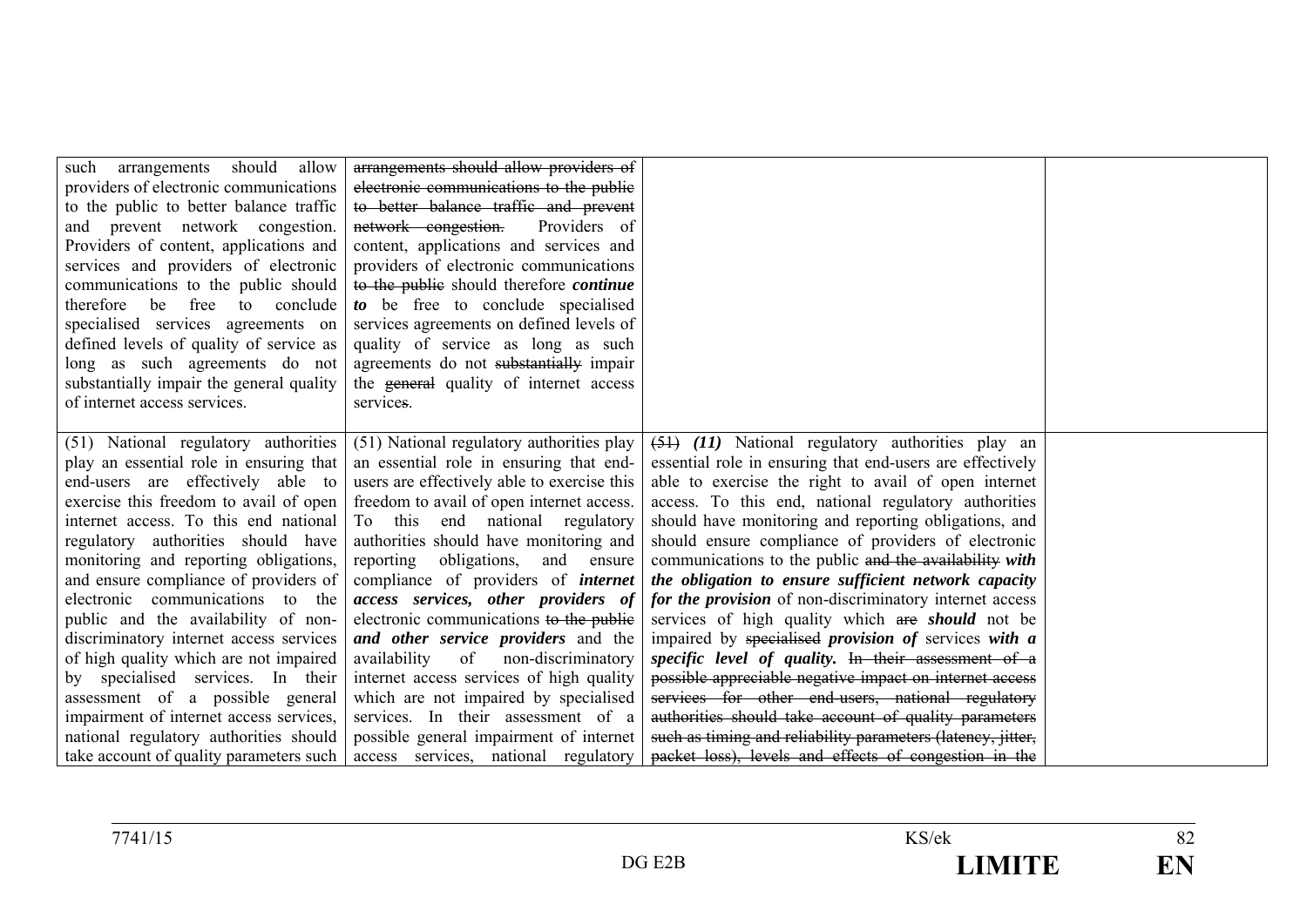| | | | |
|---|---|---|---|
| such arrangements should allow providers of electronic communications to the public to better balance traffic and prevent network congestion. Providers of content, applications and services and providers of electronic communications to the public should therefore be free to conclude specialised services agreements on defined levels of quality of service as long as such agreements do not substantially impair the general quality of internet access services. | ~~arrangements should allow providers of electronic communications to the public to better balance traffic and prevent network congestion.~~ Providers of content, applications and services and providers of electronic communications ~~to the public~~ should therefore ***continue to*** be free to conclude specialised services agreements on defined levels of quality of service as long as such agreements do not ~~substantially~~ impair the ~~general~~ quality of internet access service~~s~~. | | |
| (51) National regulatory authorities play an essential role in ensuring that end-users are effectively able to exercise this freedom to avail of open internet access. To this end national regulatory authorities should have monitoring and reporting obligations, and ensure compliance of providers of electronic communications to the public and the availability of non-discriminatory internet access services of high quality which are not impaired by specialised services. In their assessment of a possible general impairment of internet access services, national regulatory authorities should take account of quality parameters such | (51) National regulatory authorities play an essential role in ensuring that end-users are effectively able to exercise this freedom to avail of open internet access. To this end national regulatory authorities should have monitoring and reporting obligations, and ensure compliance of providers of ***internet access services, other providers of*** electronic communications ~~to the public~~ ***and other service providers*** and the availability of non-discriminatory internet access services of high quality which are not impaired by specialised services. In their assessment of a possible general impairment of internet access services, national regulatory | ~~(51)~~ ***(11)*** National regulatory authorities play an essential role in ensuring that end-users are effectively able to exercise the right to avail of open internet access. To this end, national regulatory authorities should have monitoring and reporting obligations, and should ensure compliance of providers of electronic communications to the public ~~and the availability~~ ***with the obligation to ensure sufficient network capacity for the provision*** of non-discriminatory internet access services of high quality which ~~are~~ ***should*** not be impaired by ~~specialised~~ ***provision of*** services ***with a specific level of quality.*** ~~In their assessment of a possible appreciable negative impact on internet access services for other end-users, national regulatory authorities should take account of quality parameters such as timing and reliability parameters (latency, jitter, packet loss), levels and effects of congestion in the~~ | |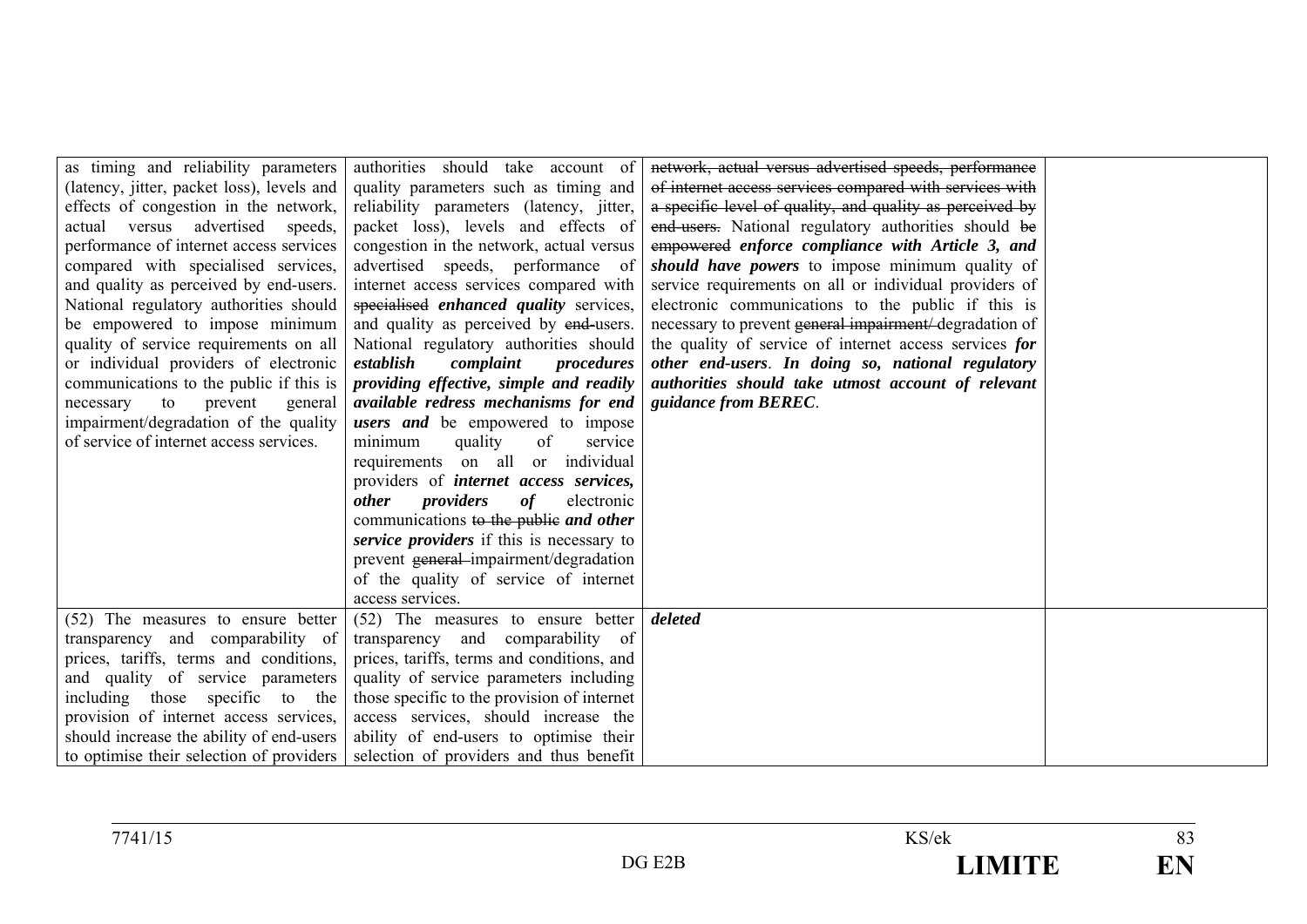| | | | |
|---|---|---|---|
| as timing and reliability parameters (latency, jitter, packet loss), levels and effects of congestion in the network, actual versus advertised speeds, performance of internet access services compared with specialised services, and quality as perceived by end-users. National regulatory authorities should be empowered to impose minimum quality of service requirements on all or individual providers of electronic communications to the public if this is necessary to prevent general impairment/degradation of the quality of service of internet access services. | authorities should take account of quality parameters such as timing and reliability parameters (latency, jitter, packet loss), levels and effects of congestion in the network, actual versus advertised speeds, performance of internet access services compared with ~~specialised~~ ***enhanced quality*** services, and quality as perceived by ~~end-~~users. National regulatory authorities should ***establish complaint procedures providing effective, simple and readily available redress mechanisms for end users and*** be empowered to impose minimum quality of service requirements on all or individual providers of ***internet access services, other providers of*** electronic communications ~~to the public~~ ***and other service providers*** if this is necessary to prevent ~~general~~ impairment/degradation of the quality of service of internet access services. | ~~network, actual versus advertised speeds, performance of internet access services compared with services with a specific level of quality, and quality as perceived by end-users.~~ National regulatory authorities should ~~be empowered~~ ***enforce compliance with Article 3, and should have powers*** to impose minimum quality of service requirements on all or individual providers of electronic communications to the public if this is necessary to prevent ~~general impairment/~~ degradation of the quality of service of internet access services ***for other end-users***. ***In doing so, national regulatory authorities should take utmost account of relevant guidance from BEREC***. | |
| (52) The measures to ensure better transparency and comparability of prices, tariffs, terms and conditions, and quality of service parameters including those specific to the provision of internet access services, should increase the ability of end-users to optimise their selection of providers | (52) The measures to ensure better transparency and comparability of prices, tariffs, terms and conditions, and quality of service parameters including those specific to the provision of internet access services, should increase the ability of end-users to optimise their selection of providers and thus benefit | ***deleted*** | |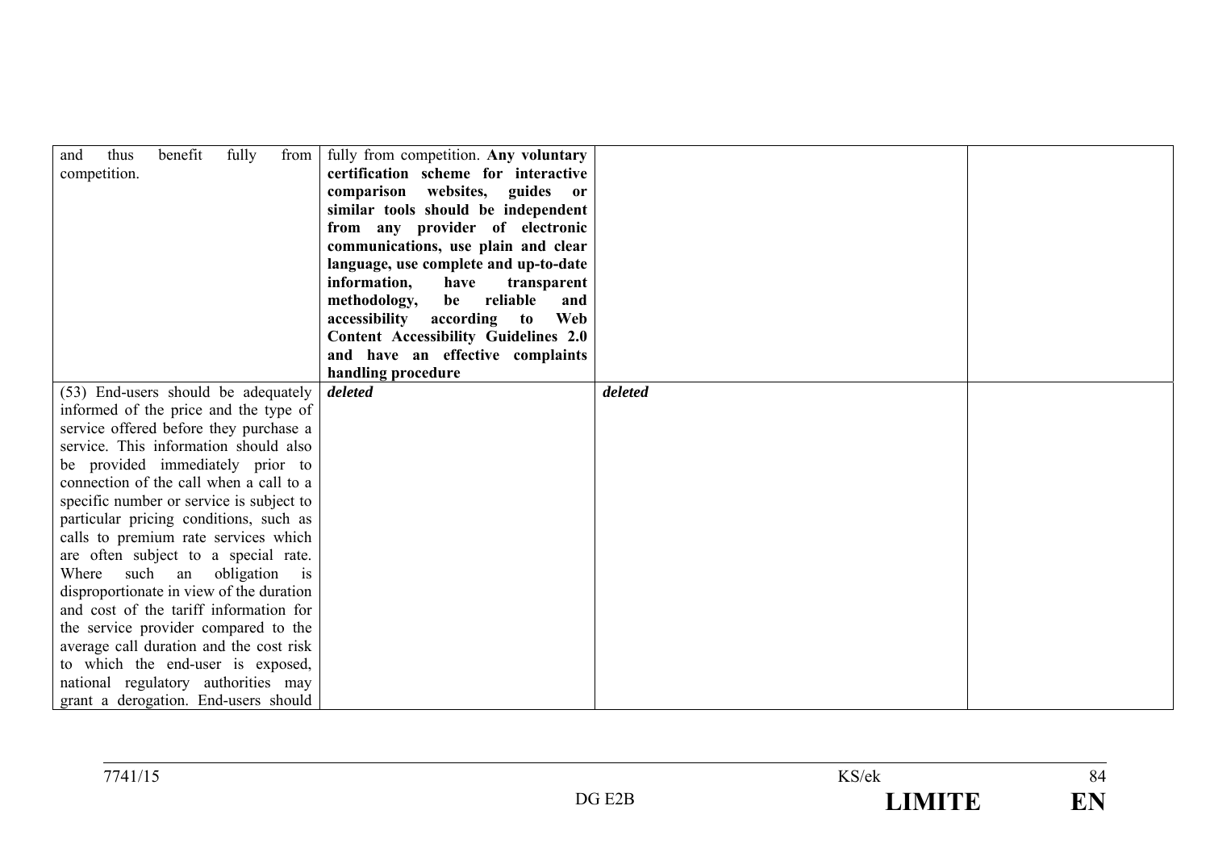| | | | |
|---|---|---|---|
| and thus benefit fully from competition. | fully from competition. **Any voluntary certification scheme for interactive comparison websites, guides or similar tools should be independent from any provider of electronic communications, use plain and clear language, use complete and up-to-date information, have transparent methodology, be reliable and accessibility according to Web Content Accessibility Guidelines 2.0 and have an effective complaints handling procedure** | | |
| (53) End-users should be adequately informed of the price and the type of service offered before they purchase a service. This information should also be provided immediately prior to connection of the call when a call to a specific number or service is subject to particular pricing conditions, such as calls to premium rate services which are often subject to a special rate. Where such an obligation is disproportionate in view of the duration and cost of the tariff information for the service provider compared to the average call duration and the cost risk to which the end-user is exposed, national regulatory authorities may grant a derogation. End-users should | ***deleted*** | ***deleted*** | |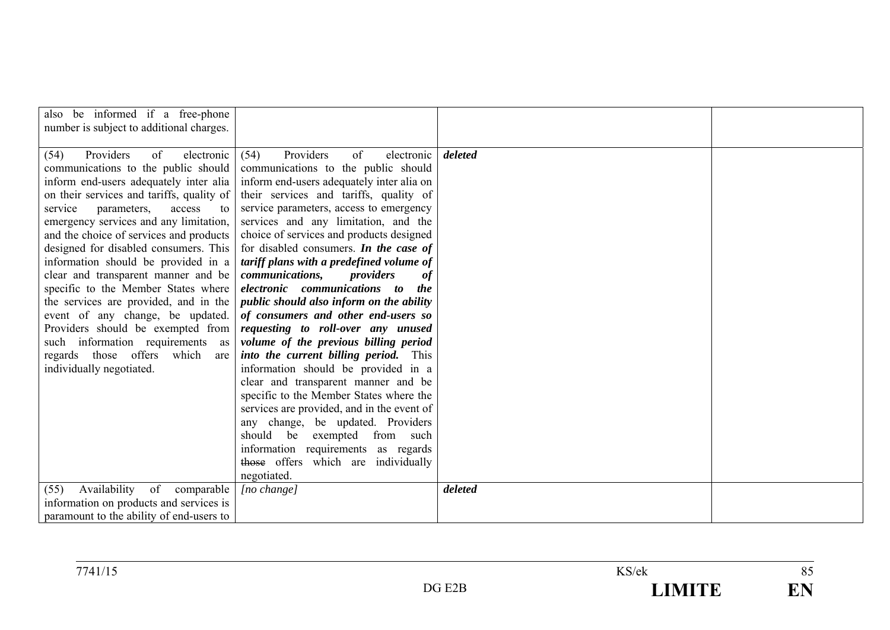| | | | |
|---|---|---|---|
| also be informed if a free-phone number is subject to additional charges. | | | |
| (54) Providers of electronic communications to the public should inform end-users adequately inter alia on their services and tariffs, quality of service parameters, access to emergency services and any limitation, and the choice of services and products designed for disabled consumers. This information should be provided in a clear and transparent manner and be specific to the Member States where the services are provided, and in the event of any change, be updated. Providers should be exempted from such information requirements as regards those offers which are individually negotiated. | (54) Providers of electronic communications to the public should inform end-users adequately inter alia on their services and tariffs, quality of service parameters, access to emergency services and any limitation, and the choice of services and products designed for disabled consumers. ***In the case of tariff plans with a predefined volume of communications, providers of electronic communications to the public should also inform on the ability of consumers and other end-users so requesting to roll-over any unused volume of the previous billing period into the current billing period.*** This information should be provided in a clear and transparent manner and be specific to the Member States where the services are provided, and in the event of any change, be updated. Providers should be exempted from such information requirements as regards ~~those~~ offers which are individually negotiated. | ***deleted*** | |
| (55) Availability of comparable information on products and services is paramount to the ability of end-users to | *[no change]* | ***deleted*** | |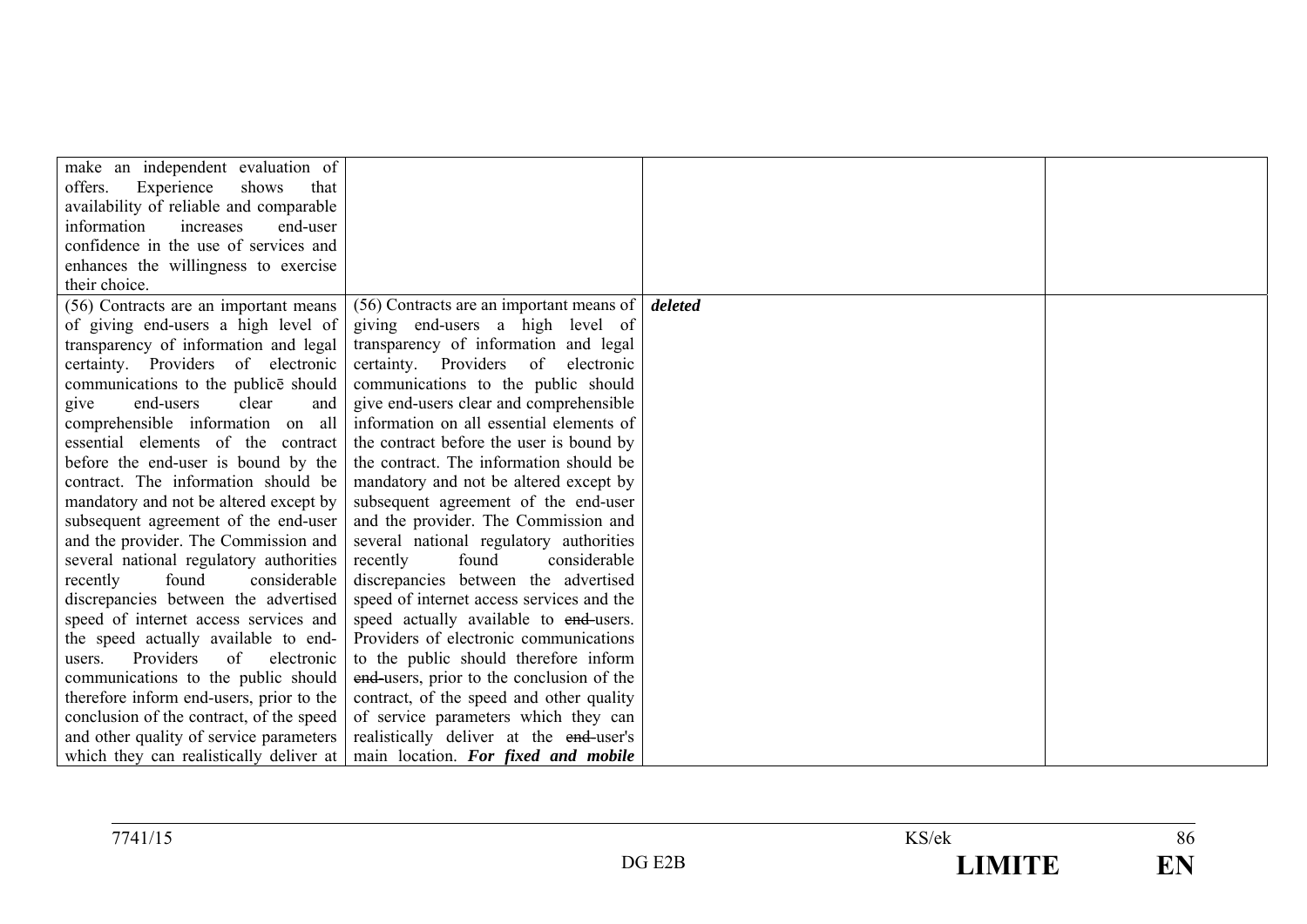| | | | |
|---|---|---|---|
| make an independent evaluation of offers. Experience shows that availability of reliable and comparable information increases end-user confidence in the use of services and enhances the willingness to exercise their choice. | | | |
| (56) Contracts are an important means of giving end-users a high level of transparency of information and legal certainty. Providers of electronic communications to the publicē should give end-users clear and comprehensible information on all essential elements of the contract before the end-user is bound by the contract. The information should be mandatory and not be altered except by subsequent agreement of the end-user and the provider. The Commission and several national regulatory authorities recently found considerable discrepancies between the advertised speed of internet access services and the speed actually available to end-users. Providers of electronic communications to the public should therefore inform end-users, prior to the conclusion of the contract, of the speed and other quality of service parameters which they can realistically deliver at | (56) Contracts are an important means of giving end-users a high level of transparency of information and legal certainty. Providers of electronic communications to the public should give end-users clear and comprehensible information on all essential elements of the contract before the user is bound by the contract. The information should be mandatory and not be altered except by subsequent agreement of the end-user and the provider. The Commission and several national regulatory authorities recently found considerable discrepancies between the advertised speed of internet access services and the speed actually available to ~~end-~~users. Providers of electronic communications to the public should therefore inform ~~end-~~users, prior to the conclusion of the contract, of the speed and other quality of service parameters which they can realistically deliver at the ~~end-~~user's main location. ***For fixed and mobile*** | ***deleted*** | |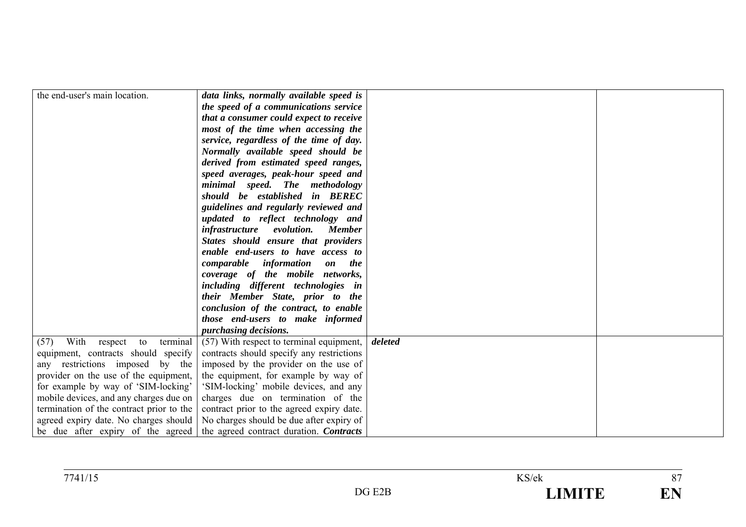| | | | |
|---|---|---|---|
| the end-user's main location. | ***data links, normally available speed is the speed of a communications service that a consumer could expect to receive most of the time when accessing the service, regardless of the time of day. Normally available speed should be derived from estimated speed ranges, speed averages, peak-hour speed and minimal speed. The methodology should be established in BEREC guidelines and regularly reviewed and updated to reflect technology and infrastructure evolution. Member States should ensure that providers enable end-users to have access to comparable information on the coverage of the mobile networks, including different technologies in their Member State, prior to the conclusion of the contract, to enable those end-users to make informed purchasing decisions.*** | | |
| (57) With respect to terminal equipment, contracts should specify any restrictions imposed by the provider on the use of the equipment, for example by way of 'SIM-locking' mobile devices, and any charges due on termination of the contract prior to the agreed expiry date. No charges should be due after expiry of the agreed | (57) With respect to terminal equipment, contracts should specify any restrictions imposed by the provider on the use of the equipment, for example by way of 'SIM-locking' mobile devices, and any charges due on termination of the contract prior to the agreed expiry date. No charges should be due after expiry of the agreed contract duration. ***Contracts*** | ***deleted*** | |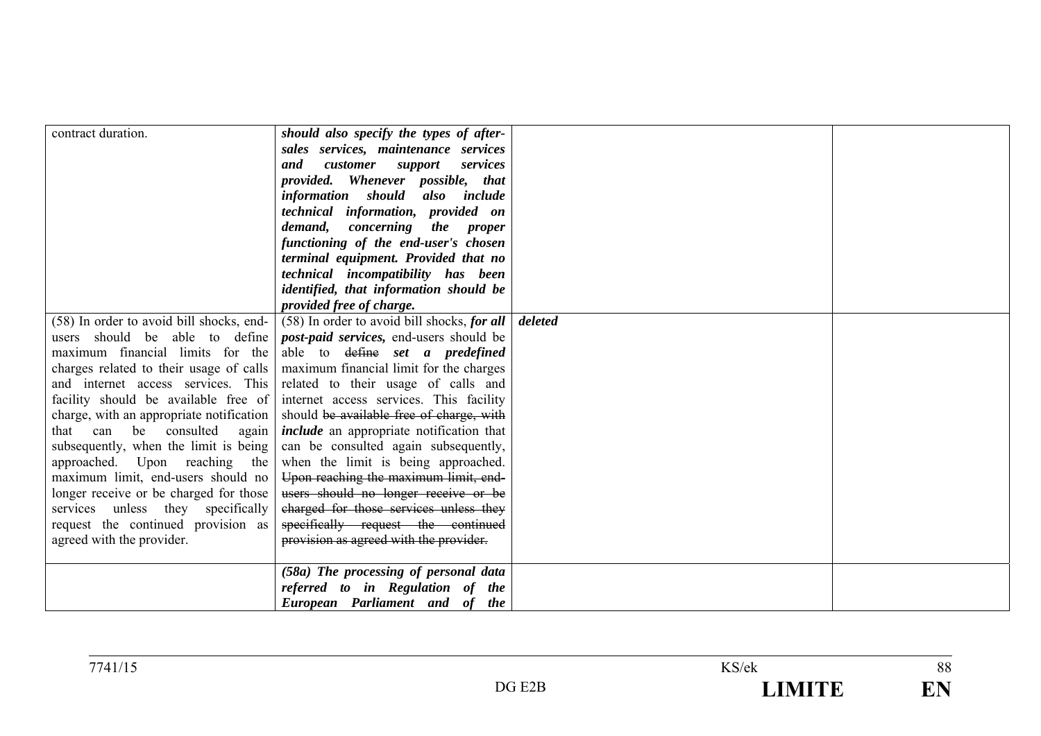| | | | |
|---|---|---|---|
| contract duration. | ***should also specify the types of after-sales services, maintenance services and customer support services provided. Whenever possible, that information should also include technical information, provided on demand, concerning the proper functioning of the end-user's chosen terminal equipment. Provided that no technical incompatibility has been identified, that information should be provided free of charge.*** | | |
| (58) In order to avoid bill shocks, end-users should be able to define maximum financial limits for the charges related to their usage of calls and internet access services. This facility should be available free of charge, with an appropriate notification that can be consulted again subsequently, when the limit is being approached. Upon reaching the maximum limit, end-users should no longer receive or be charged for those services unless they specifically request the continued provision as agreed with the provider. | (58) In order to avoid bill shocks, ***for all post-paid services,*** end-users should be able to ~~define~~ ***set a predefined*** maximum financial limit for the charges related to their usage of calls and internet access services. This facility should ~~be available free of charge, with~~ ***include*** an appropriate notification that can be consulted again subsequently, when the limit is being approached. ~~Upon reaching the maximum limit, end-users should no longer receive or be charged for those services unless they specifically request the continued provision as agreed with the provider.~~ | ***deleted*** | |
| | ***(58a) The processing of personal data referred to in Regulation of the European Parliament and of the*** | | |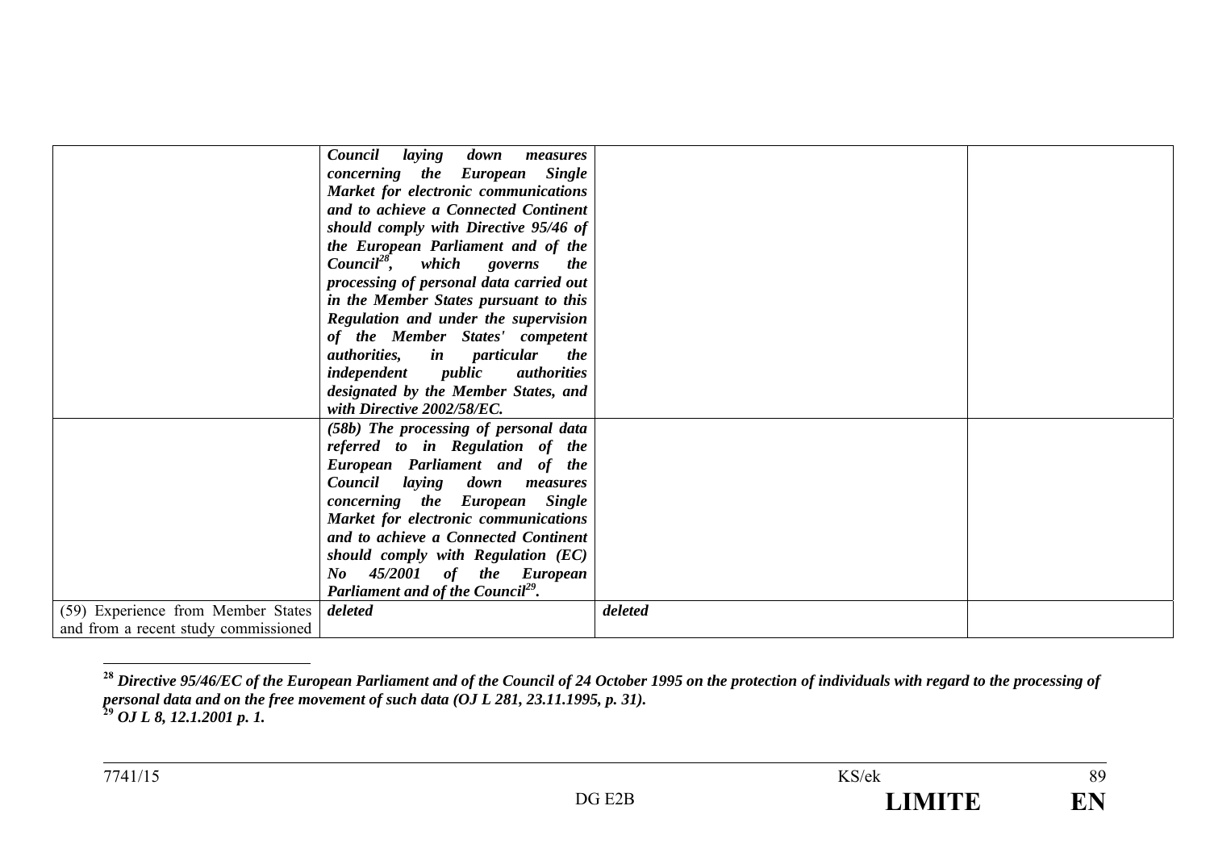| | | | |
|---|---|---|---|
| | ***Council laying down measures concerning the European Single Market for electronic communications and to achieve a Connected Continent should comply with Directive 95/46 of the European Parliament and of the Council[28], which governs the processing of personal data carried out in the Member States pursuant to this Regulation and under the supervision of the Member States' competent authorities, in particular the independent public authorities designated by the Member States, and with Directive 2002/58/EC.*** | | |
| | ***(58b) The processing of personal data referred to in Regulation of the European Parliament and of the Council laying down measures concerning the European Single Market for electronic communications and to achieve a Connected Continent should comply with Regulation (EC) No 45/2001 of the European Parliament and of the Council[29].*** | | |
| (59) Experience from Member States and from a recent study commissioned | ***deleted*** | ***deleted*** | |

[28] ***Directive 95/46/EC of the European Parliament and of the Council of 24 October 1995 on the protection of individuals with regard to the processing of personal data and on the free movement of such data (OJ L 281, 23.11.1995, p. 31).***

[29] ***OJ L 8, 12.1.2001 p. 1.***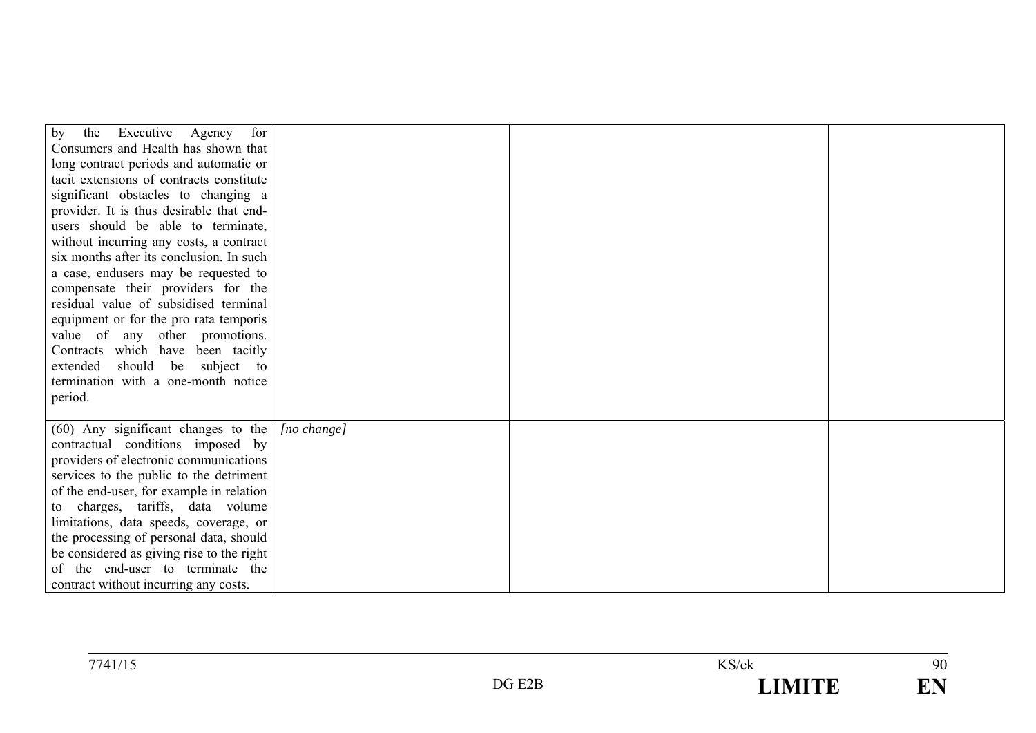| | | | |
|---|---|---|---|
| by the Executive Agency for Consumers and Health has shown that long contract periods and automatic or tacit extensions of contracts constitute significant obstacles to changing a provider. It is thus desirable that end-users should be able to terminate, without incurring any costs, a contract six months after its conclusion. In such a case, endusers may be requested to compensate their providers for the residual value of subsidised terminal equipment or for the pro rata temporis value of any other promotions. Contracts which have been tacitly extended should be subject to termination with a one-month notice period. | | | |
| (60) Any significant changes to the contractual conditions imposed by providers of electronic communications services to the public to the detriment of the end-user, for example in relation to charges, tariffs, data volume limitations, data speeds, coverage, or the processing of personal data, should be considered as giving rise to the right of the end-user to terminate the contract without incurring any costs. | *[no change]* | | |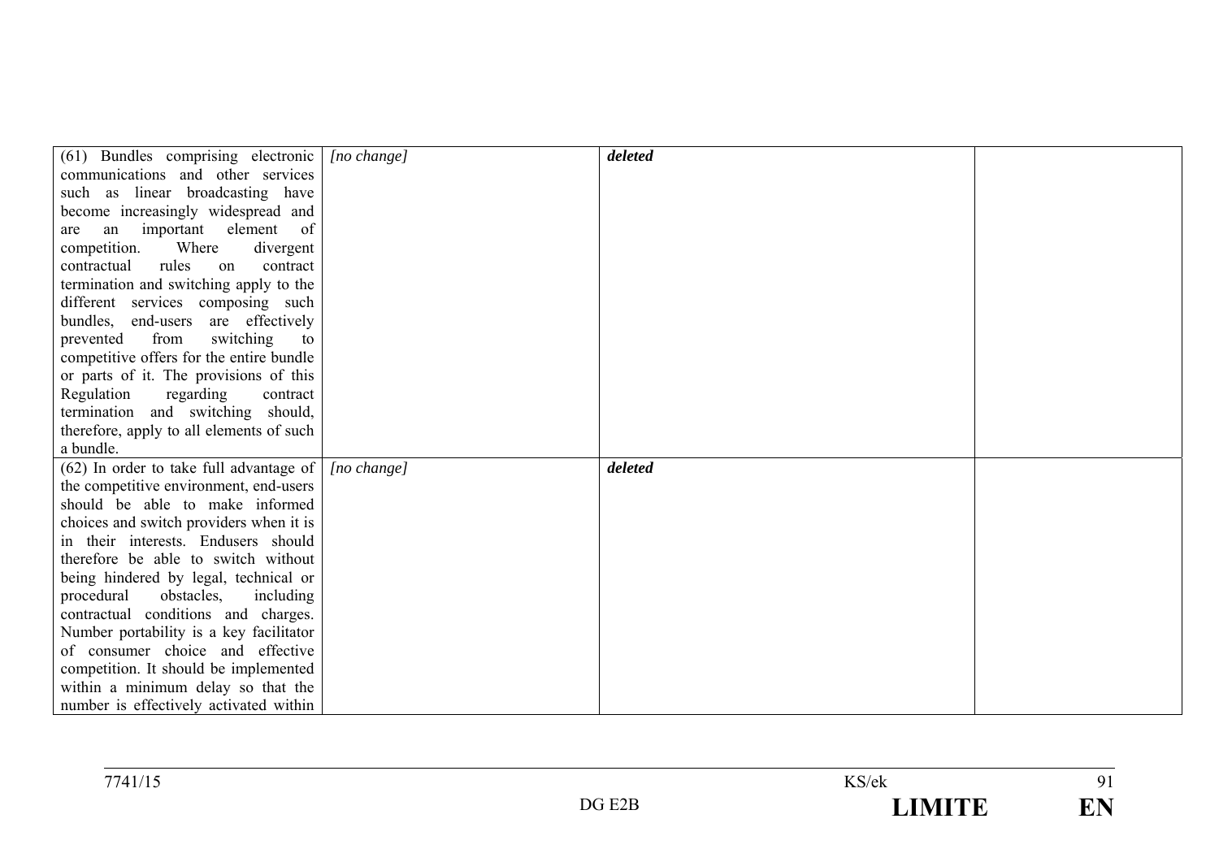| | | | |
|---|---|---|---|
| (61) Bundles comprising electronic communications and other services such as linear broadcasting have become increasingly widespread and are an important element of competition. Where divergent contractual rules on contract termination and switching apply to the different services composing such bundles, end-users are effectively prevented from switching to competitive offers for the entire bundle or parts of it. The provisions of this Regulation regarding contract termination and switching should, therefore, apply to all elements of such a bundle. | *[no change]* | ***deleted*** | |
| (62) In order to take full advantage of the competitive environment, end-users should be able to make informed choices and switch providers when it is in their interests. Endusers should therefore be able to switch without being hindered by legal, technical or procedural obstacles, including contractual conditions and charges. Number portability is a key facilitator of consumer choice and effective competition. It should be implemented within a minimum delay so that the number is effectively activated within | *[no change]* | ***deleted*** | |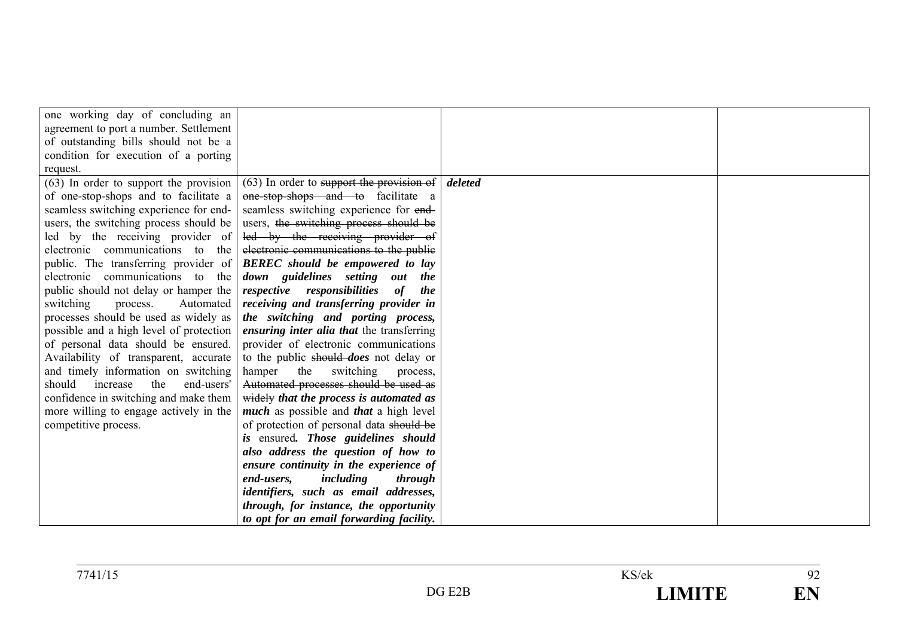| | | | |
|---|---|---|---|
| one working day of concluding an agreement to port a number. Settlement of outstanding bills should not be a condition for execution of a porting request. | | | |
| (63) In order to support the provision of one-stop-shops and to facilitate a seamless switching experience for end-users, the switching process should be led by the receiving provider of electronic communications to the public. The transferring provider of electronic communications to the public should not delay or hamper the switching process. Automated processes should be used as widely as possible and a high level of protection of personal data should be ensured. Availability of transparent, accurate and timely information on switching should increase the end-users' confidence in switching and make them more willing to engage actively in the competitive process. | (63) In order to ~~support the provision of one-stop-shops and to~~ facilitate a seamless switching experience for ~~end-~~users, ~~the switching process should be led by the receiving provider of electronic communications to the public~~ ***BEREC should be empowered to lay down guidelines setting out the respective responsibilities of the receiving and transferring provider in the switching and porting process, ensuring inter alia that*** the transferring provider of electronic communications to the public ~~should~~ ***does*** not delay or hamper the switching process, ~~Automated processes should be used as widely~~ ***that the process is automated as much*** as possible and ***that*** a high level of protection of personal data ~~should be~~ ***is*** ensured***. Those guidelines should also address the question of how to ensure continuity in the experience of end-users, including through identifiers, such as email addresses, through, for instance, the opportunity to opt for an email forwarding facility.*** | ***deleted*** | |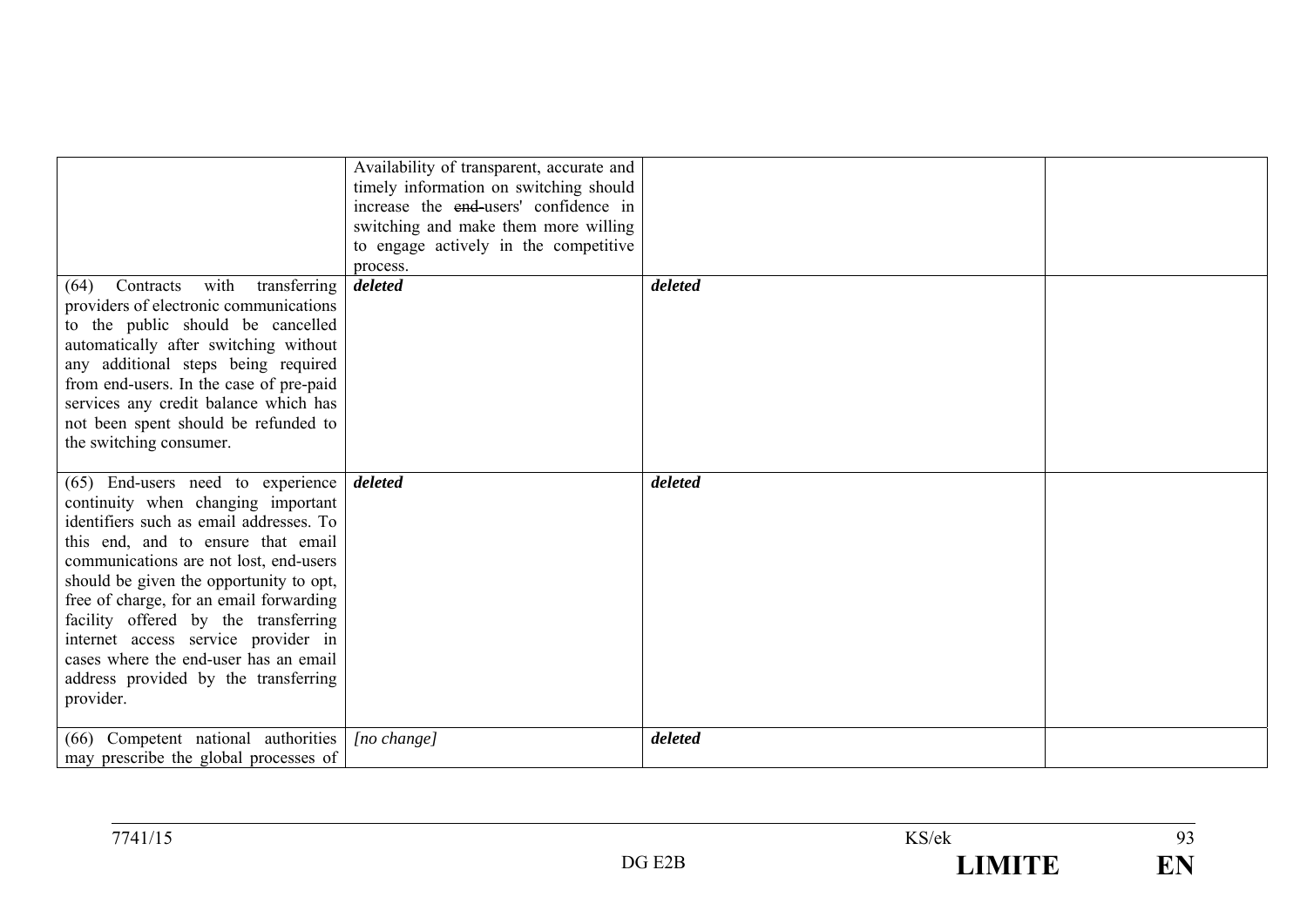| | | | |
|---|---|---|---|
| | Availability of transparent, accurate and timely information on switching should increase the ~~end-~~users' confidence in switching and make them more willing to engage actively in the competitive process. | | |
| (64) Contracts with transferring providers of electronic communications to the public should be cancelled automatically after switching without any additional steps being required from end-users. In the case of pre-paid services any credit balance which has not been spent should be refunded to the switching consumer. | ***deleted*** | ***deleted*** | |
| (65) End-users need to experience continuity when changing important identifiers such as email addresses. To this end, and to ensure that email communications are not lost, end-users should be given the opportunity to opt, free of charge, for an email forwarding facility offered by the transferring internet access service provider in cases where the end-user has an email address provided by the transferring provider. | ***deleted*** | ***deleted*** | |
| (66) Competent national authorities may prescribe the global processes of | *[no change]* | ***deleted*** | |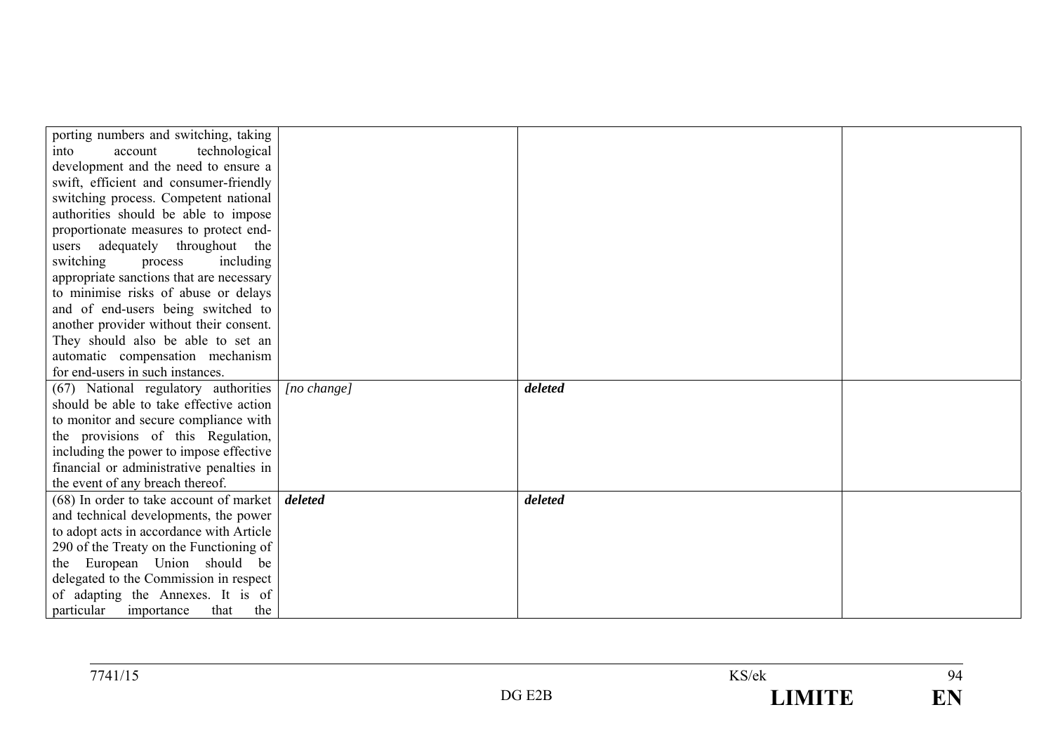| | | | |
|---|---|---|---|
| porting numbers and switching, taking into account technological development and the need to ensure a swift, efficient and consumer-friendly switching process. Competent national authorities should be able to impose proportionate measures to protect end-users adequately throughout the switching process including appropriate sanctions that are necessary to minimise risks of abuse or delays and of end-users being switched to another provider without their consent. They should also be able to set an automatic compensation mechanism for end-users in such instances. | | | |
| (67) National regulatory authorities should be able to take effective action to monitor and secure compliance with the provisions of this Regulation, including the power to impose effective financial or administrative penalties in the event of any breach thereof. | *[no change]* | ***deleted*** | |
| (68) In order to take account of market and technical developments, the power to adopt acts in accordance with Article 290 of the Treaty on the Functioning of the European Union should be delegated to the Commission in respect of adapting the Annexes. It is of particular importance that the | ***deleted*** | ***deleted*** | |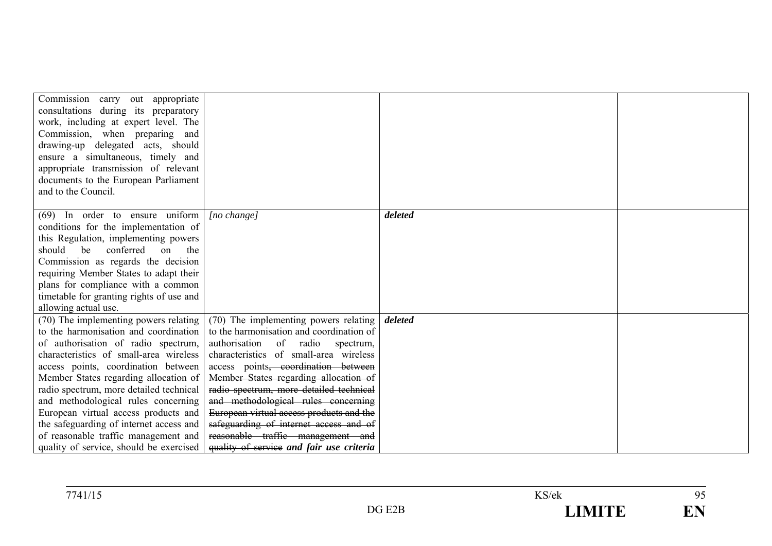| | | | |
|---|---|---|---|
| Commission carry out appropriate consultations during its preparatory work, including at expert level. The Commission, when preparing and drawing-up delegated acts, should ensure a simultaneous, timely and appropriate transmission of relevant documents to the European Parliament and to the Council. | | | |
| (69) In order to ensure uniform conditions for the implementation of this Regulation, implementing powers should be conferred on the Commission as regards the decision requiring Member States to adapt their plans for compliance with a common timetable for granting rights of use and allowing actual use. | *[no change]* | ***deleted*** | |
| (70) The implementing powers relating to the harmonisation and coordination of authorisation of radio spectrum, characteristics of small-area wireless access points, coordination between Member States regarding allocation of radio spectrum, more detailed technical and methodological rules concerning European virtual access products and the safeguarding of internet access and of reasonable traffic management and quality of service, should be exercised | (70) The implementing powers relating to the harmonisation and coordination of authorisation of radio spectrum, characteristics of small-area wireless access points~~, coordination between Member States regarding allocation of radio spectrum, more detailed technical and methodological rules concerning European virtual access products and the safeguarding of internet access and of reasonable traffic management and quality of service~~ ***and fair use criteria*** | ***deleted*** | |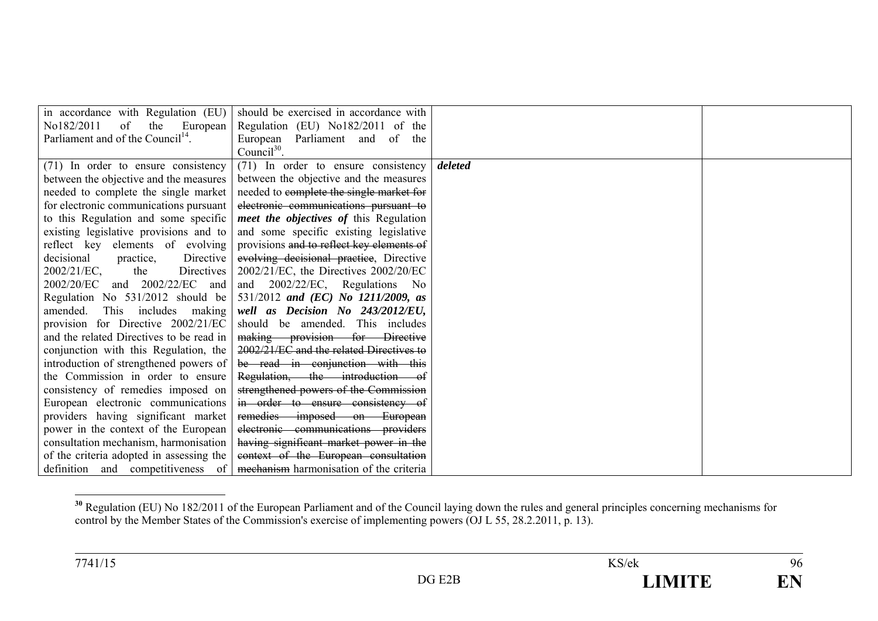| | | | |
|---|---|---|---|
| in accordance with Regulation (EU) No182/2011 of the European Parliament and of the Council[14]. | should be exercised in accordance with Regulation (EU) No182/2011 of the European Parliament and of the Council[30]. | | |
| (71) In order to ensure consistency between the objective and the measures needed to complete the single market for electronic communications pursuant to this Regulation and some specific existing legislative provisions and to reflect key elements of evolving decisional practice, Directive 2002/21/EC, the Directives 2002/20/EC and 2002/22/EC and Regulation No 531/2012 should be amended. This includes making provision for Directive 2002/21/EC and the related Directives to be read in conjunction with this Regulation, the introduction of strengthened powers of the Commission in order to ensure consistency of remedies imposed on European electronic communications providers having significant market power in the context of the European consultation mechanism, harmonisation of the criteria adopted in assessing the definition and competitiveness of | (71) In order to ensure consistency between the objective and the measures needed to ~~complete the single market for electronic communications pursuant to~~ ***meet the objectives of*** this Regulation and some specific existing legislative provisions ~~and to reflect key elements of evolving decisional practice~~, Directive 2002/21/EC, the Directives 2002/20/EC and 2002/22/EC, Regulations No 531/2012 ***and (EC) No 1211/2009, as well as Decision No 243/2012/EU,*** should be amended. This includes ~~making provision for Directive 2002/21/EC and the related Directives to be read in conjunction with this Regulation, the introduction of strengthened powers of the Commission in order to ensure consistency of remedies imposed on European electronic communications providers having significant market power in the context of the European consultation mechanism~~ harmonisation of the criteria | ***deleted*** | |

[30] Regulation (EU) No 182/2011 of the European Parliament and of the Council laying down the rules and general principles concerning mechanisms for control by the Member States of the Commission's exercise of implementing powers (OJ L 55, 28.2.2011, p. 13).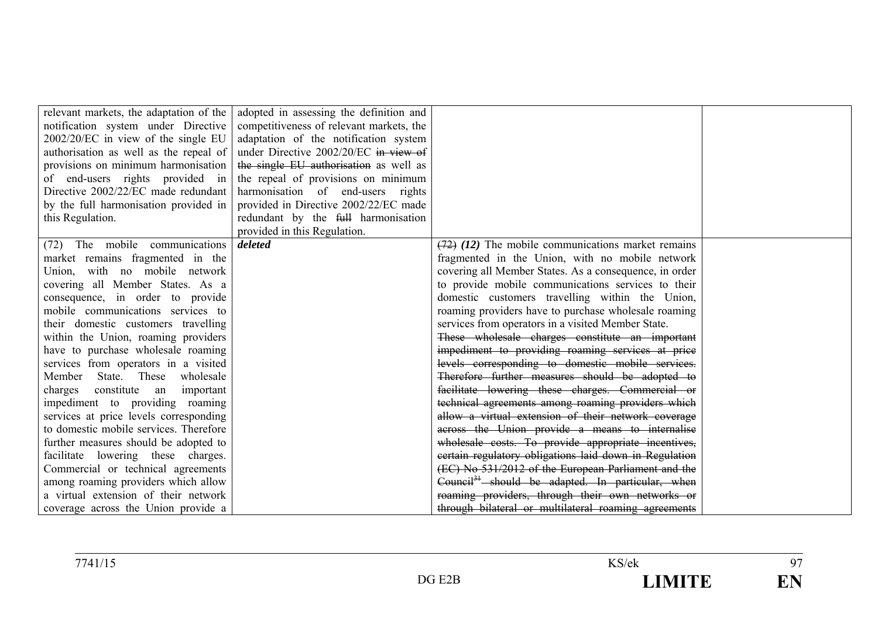| | | | |
|---|---|---|---|
| relevant markets, the adaptation of the notification system under Directive 2002/20/EC in view of the single EU authorisation as well as the repeal of provisions on minimum harmonisation of end-users rights provided in Directive 2002/22/EC made redundant by the full harmonisation provided in this Regulation. | adopted in assessing the definition and competitiveness of relevant markets, the adaptation of the notification system under Directive 2002/20/EC ~~in view of the single EU authorisation~~ as well as the repeal of provisions on minimum harmonisation of end-users rights provided in Directive 2002/22/EC made redundant by the ~~full~~ harmonisation provided in this Regulation. | | |
| (72) The mobile communications market remains fragmented in the Union, with no mobile network covering all Member States. As a consequence, in order to provide mobile communications services to their domestic customers travelling within the Union, roaming providers have to purchase wholesale roaming services from operators in a visited Member State. These wholesale charges constitute an important impediment to providing roaming services at price levels corresponding to domestic mobile services. Therefore further measures should be adopted to facilitate lowering these charges. Commercial or technical agreements among roaming providers which allow a virtual extension of their network coverage across the Union provide a | ***deleted*** | ~~(72)~~ ***(12)*** The mobile communications market remains fragmented in the Union, with no mobile network covering all Member States. As a consequence, in order to provide mobile communications services to their domestic customers travelling within the Union, roaming providers have to purchase wholesale roaming services from operators in a visited Member State. ~~These wholesale charges constitute an important impediment to providing roaming services at price levels corresponding to domestic mobile services. Therefore further measures should be adopted to facilitate lowering these charges. Commercial or technical agreements among roaming providers which allow a virtual extension of their network coverage across the Union provide a means to internalise wholesale costs. To provide appropriate incentives, certain regulatory obligations laid down in Regulation (EC) No 531/2012 of the European Parliament and the Council[31] should be adapted. In particular, when roaming providers, through their own networks or through bilateral or multilateral roaming agreements~~ | |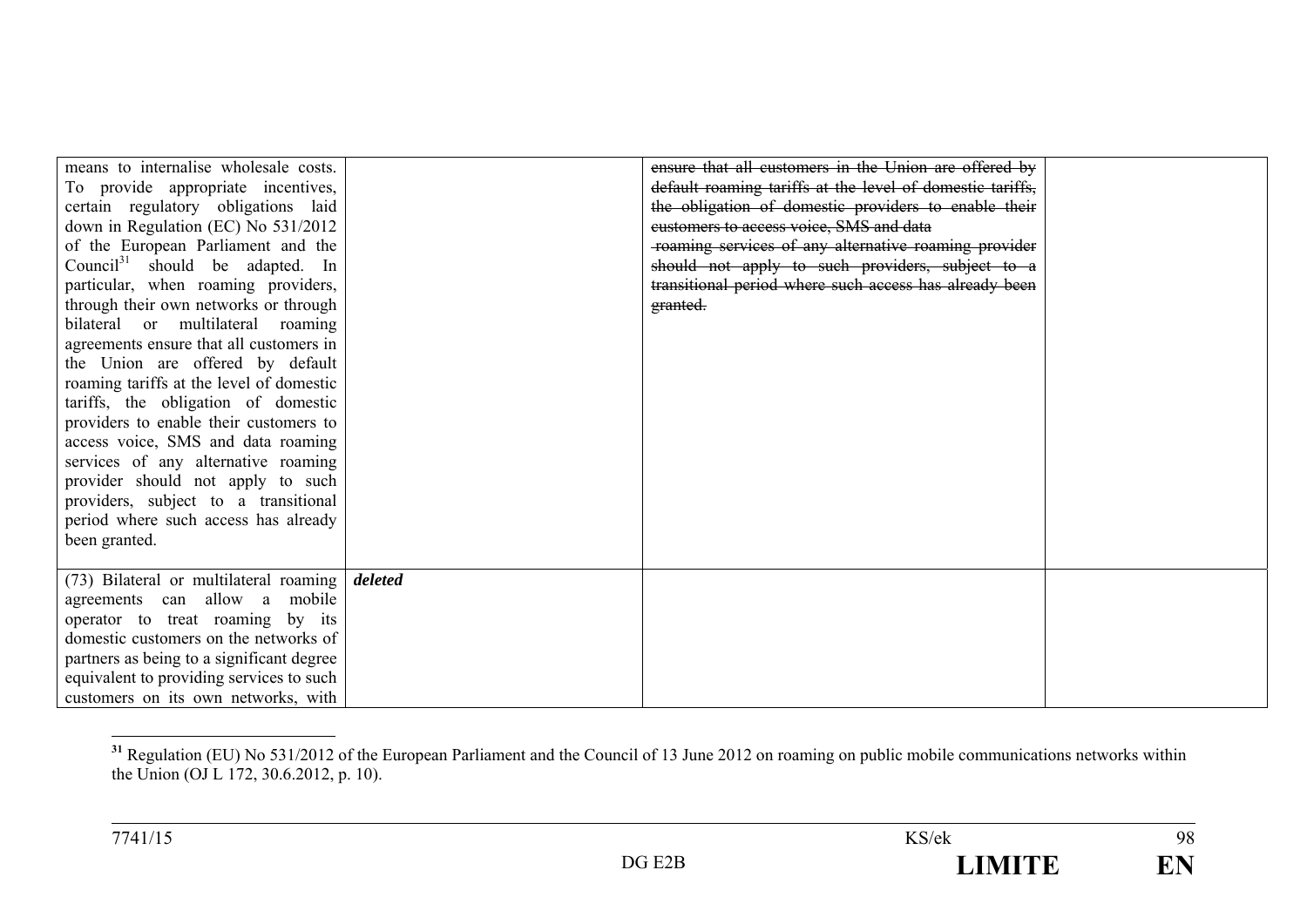| | | | |
|---|---|---|---|
| means to internalise wholesale costs. To provide appropriate incentives, certain regulatory obligations laid down in Regulation (EC) No 531/2012 of the European Parliament and the Council[31] should be adapted. In particular, when roaming providers, through their own networks or through bilateral or multilateral roaming agreements ensure that all customers in the Union are offered by default roaming tariffs at the level of domestic tariffs, the obligation of domestic providers to enable their customers to access voice, SMS and data roaming services of any alternative roaming provider should not apply to such providers, subject to a transitional period where such access has already been granted. | | ~~ensure that all customers in the Union are offered by default roaming tariffs at the level of domestic tariffs, the obligation of domestic providers to enable their customers to access voice, SMS and data roaming services of any alternative roaming provider should not apply to such providers, subject to a transitional period where such access has already been granted.~~ | |
| (73) Bilateral or multilateral roaming agreements can allow a mobile operator to treat roaming by its domestic customers on the networks of partners as being to a significant degree equivalent to providing services to such customers on its own networks, with | ***deleted*** | | |

[31] Regulation (EU) No 531/2012 of the European Parliament and the Council of 13 June 2012 on roaming on public mobile communications networks within the Union (OJ L 172, 30.6.2012, p. 10).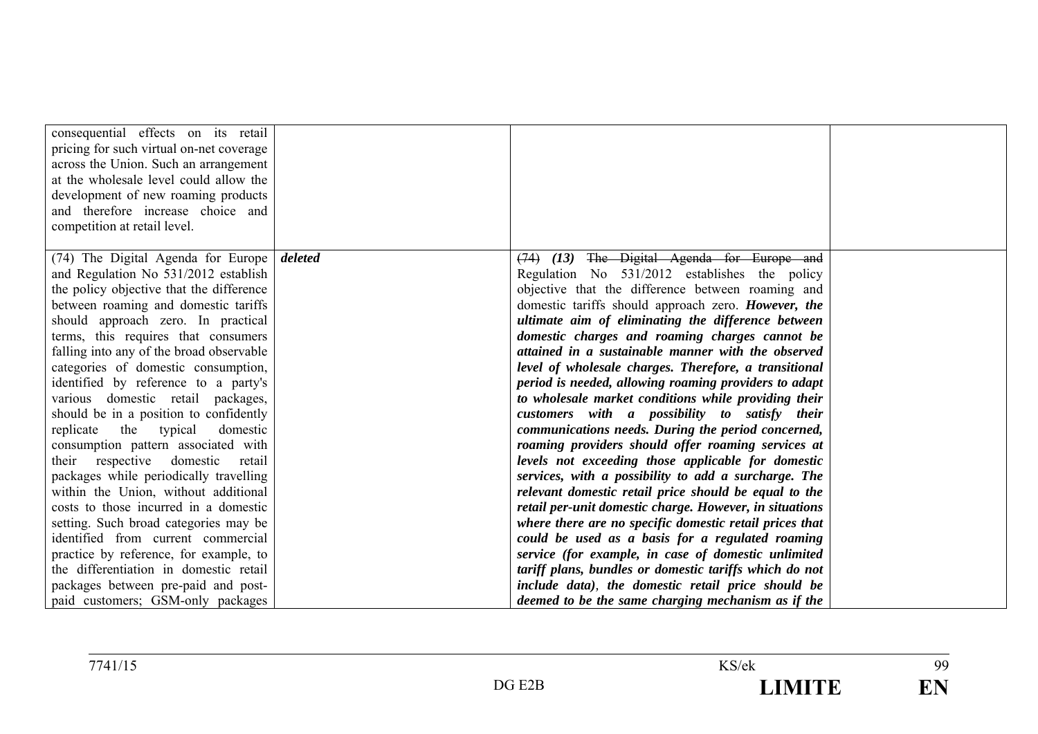| | | | |
|---|---|---|---|
| consequential effects on its retail pricing for such virtual on-net coverage across the Union. Such an arrangement at the wholesale level could allow the development of new roaming products and therefore increase choice and competition at retail level. | | | |
| (74) The Digital Agenda for Europe and Regulation No 531/2012 establish the policy objective that the difference between roaming and domestic tariffs should approach zero. In practical terms, this requires that consumers falling into any of the broad observable categories of domestic consumption, identified by reference to a party's various domestic retail packages, should be in a position to confidently replicate the typical domestic consumption pattern associated with their respective domestic retail packages while periodically travelling within the Union, without additional costs to those incurred in a domestic setting. Such broad categories may be identified from current commercial practice by reference, for example, to the differentiation in domestic retail packages between pre-paid and post-paid customers; GSM-only packages | ***deleted*** | ~~(74)~~ ***(13)*** ~~The Digital Agenda for Europe and~~ Regulation No 531/2012 establishes the policy objective that the difference between roaming and domestic tariffs should approach zero. ***However, the ultimate aim of eliminating the difference between domestic charges and roaming charges cannot be attained in a sustainable manner with the observed level of wholesale charges. Therefore, a transitional period is needed, allowing roaming providers to adapt to wholesale market conditions while providing their customers with a possibility to satisfy their communications needs. During the period concerned, roaming providers should offer roaming services at levels not exceeding those applicable for domestic services, with a possibility to add a surcharge. The relevant domestic retail price should be equal to the retail per-unit domestic charge. However, in situations where there are no specific domestic retail prices that could be used as a basis for a regulated roaming service (for example, in case of domestic unlimited tariff plans, bundles or domestic tariffs which do not include data), the domestic retail price should be deemed to be the same charging mechanism as if the*** | |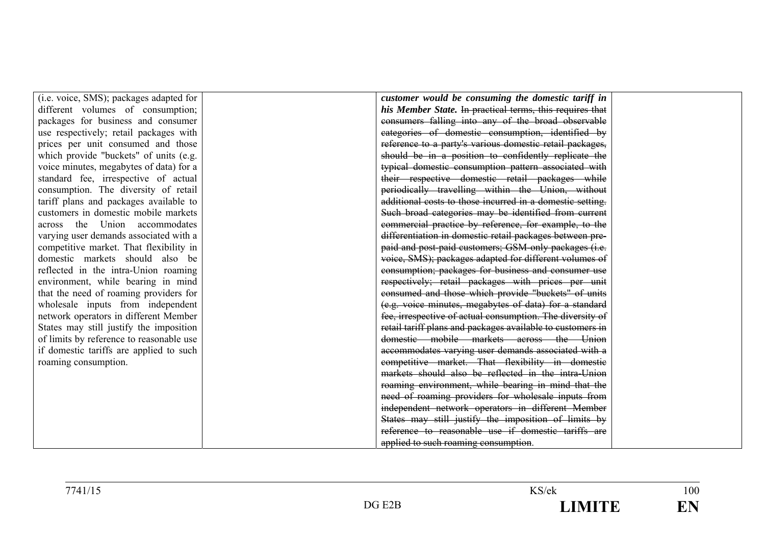| | | | |
|---|---|---|---|
| (i.e. voice, SMS); packages adapted for different volumes of consumption; packages for business and consumer use respectively; retail packages with prices per unit consumed and those which provide "buckets" of units (e.g. voice minutes, megabytes of data) for a standard fee, irrespective of actual consumption. The diversity of retail tariff plans and packages available to customers in domestic mobile markets across the Union accommodates varying user demands associated with a competitive market. That flexibility in domestic markets should also be reflected in the intra-Union roaming environment, while bearing in mind that the need of roaming providers for wholesale inputs from independent network operators in different Member States may still justify the imposition of limits by reference to reasonable use if domestic tariffs are applied to such roaming consumption. | | ***customer would be consuming the domestic tariff in his Member State.*** ~~In practical terms, this requires that consumers falling into any of the broad observable categories of domestic consumption, identified by reference to a party's various domestic retail packages, should be in a position to confidently replicate the typical domestic consumption pattern associated with their respective domestic retail packages while periodically travelling within the Union, without additional costs to those incurred in a domestic setting. Such broad categories may be identified from current commercial practice by reference, for example, to the differentiation in domestic retail packages between pre-paid and post-paid customers; GSM-only packages (i.e. voice, SMS); packages adapted for different volumes of consumption; packages for business and consumer use respectively; retail packages with prices per unit consumed and those which provide "buckets" of units (e.g. voice minutes, megabytes of data) for a standard fee, irrespective of actual consumption. The diversity of retail tariff plans and packages available to customers in domestic mobile markets across the Union accommodates varying user demands associated with a competitive market. That flexibility in domestic markets should also be reflected in the intra-Union roaming environment, while bearing in mind that the need of roaming providers for wholesale inputs from independent network operators in different Member States may still justify the imposition of limits by reference to reasonable use if domestic tariffs are applied to such roaming consumption~~. | |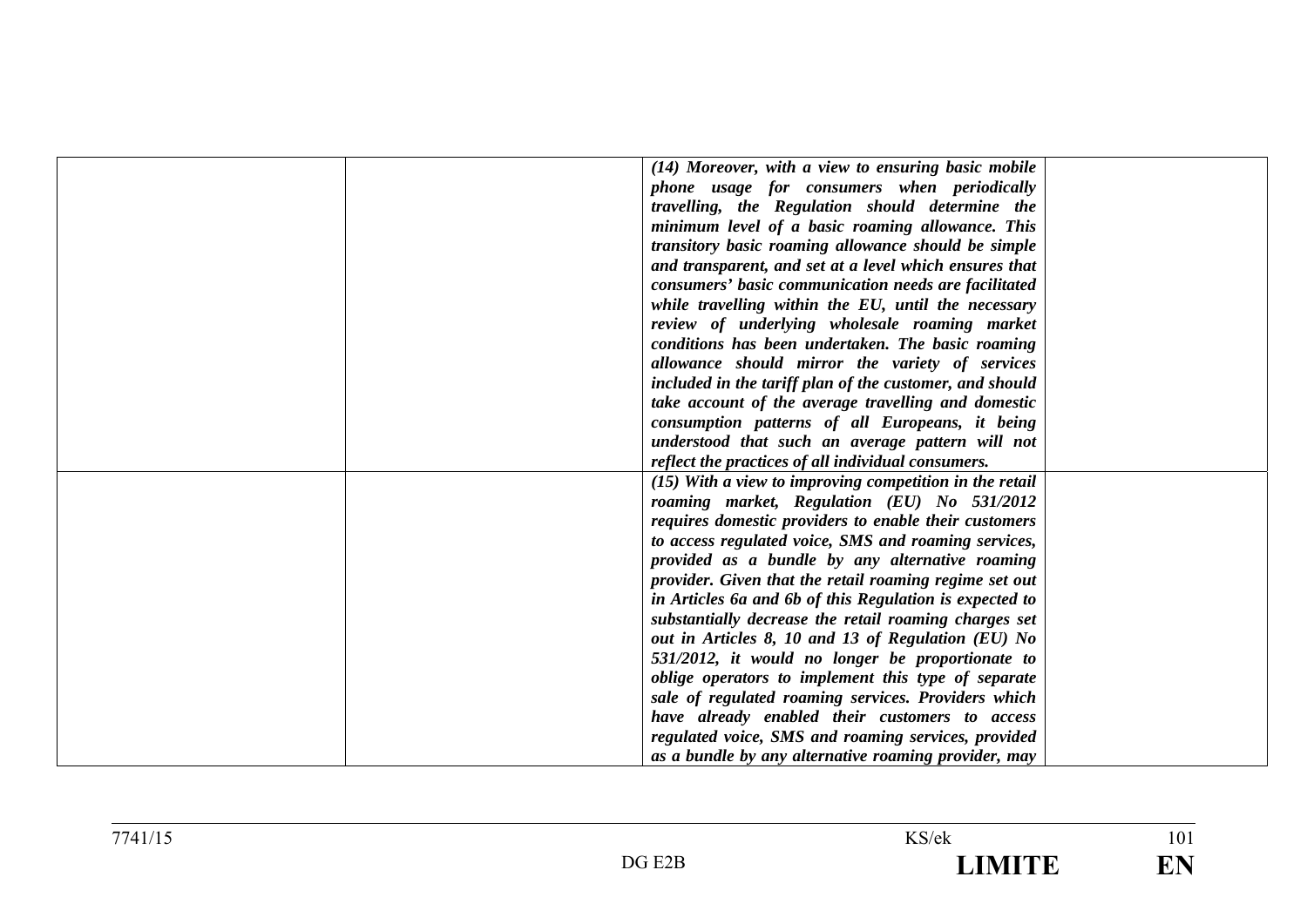|  |  |  |  |
|---|---|---|---|
|  |  | *(14) Moreover, with a view to ensuring basic mobile phone usage for consumers when periodically travelling, the Regulation should determine the minimum level of a basic roaming allowance. This transitory basic roaming allowance should be simple and transparent, and set at a level which ensures that consumers' basic communication needs are facilitated while travelling within the EU, until the necessary review of underlying wholesale roaming market conditions has been undertaken. The basic roaming allowance should mirror the variety of services included in the tariff plan of the customer, and should take account of the average travelling and domestic consumption patterns of all Europeans, it being understood that such an average pattern will not reflect the practices of all individual consumers.* |  |
|  |  | *(15) With a view to improving competition in the retail roaming market, Regulation (EU) No 531/2012 requires domestic providers to enable their customers to access regulated voice, SMS and roaming services, provided as a bundle by any alternative roaming provider. Given that the retail roaming regime set out in Articles 6a and 6b of this Regulation is expected to substantially decrease the retail roaming charges set out in Articles 8, 10 and 13 of Regulation (EU) No 531/2012, it would no longer be proportionate to oblige operators to implement this type of separate sale of regulated roaming services. Providers which have already enabled their customers to access regulated voice, SMS and roaming services, provided as a bundle by any alternative roaming provider, may* |  |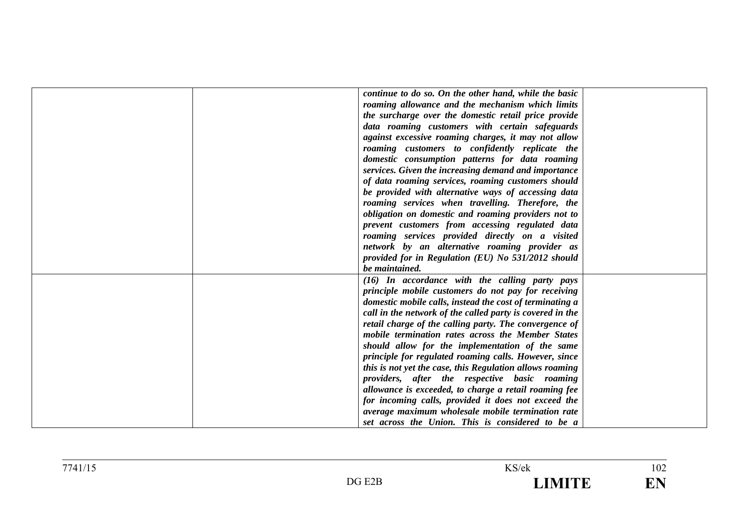| | | | |
|---|---|---|---|
| | | ***continue to do so. On the other hand, while the basic roaming allowance and the mechanism which limits the surcharge over the domestic retail price provide data roaming customers with certain safeguards against excessive roaming charges, it may not allow roaming customers to confidently replicate the domestic consumption patterns for data roaming services. Given the increasing demand and importance of data roaming services, roaming customers should be provided with alternative ways of accessing data roaming services when travelling. Therefore, the obligation on domestic and roaming providers not to prevent customers from accessing regulated data roaming services provided directly on a visited network by an alternative roaming provider as provided for in Regulation (EU) No 531/2012 should be maintained.*** | |
| | | ***(16) In accordance with the calling party pays principle mobile customers do not pay for receiving domestic mobile calls, instead the cost of terminating a call in the network of the called party is covered in the retail charge of the calling party. The convergence of mobile termination rates across the Member States should allow for the implementation of the same principle for regulated roaming calls. However, since this is not yet the case, this Regulation allows roaming providers, after the respective basic roaming allowance is exceeded, to charge a retail roaming fee for incoming calls, provided it does not exceed the average maximum wholesale mobile termination rate set across the Union. This is considered to be a*** | |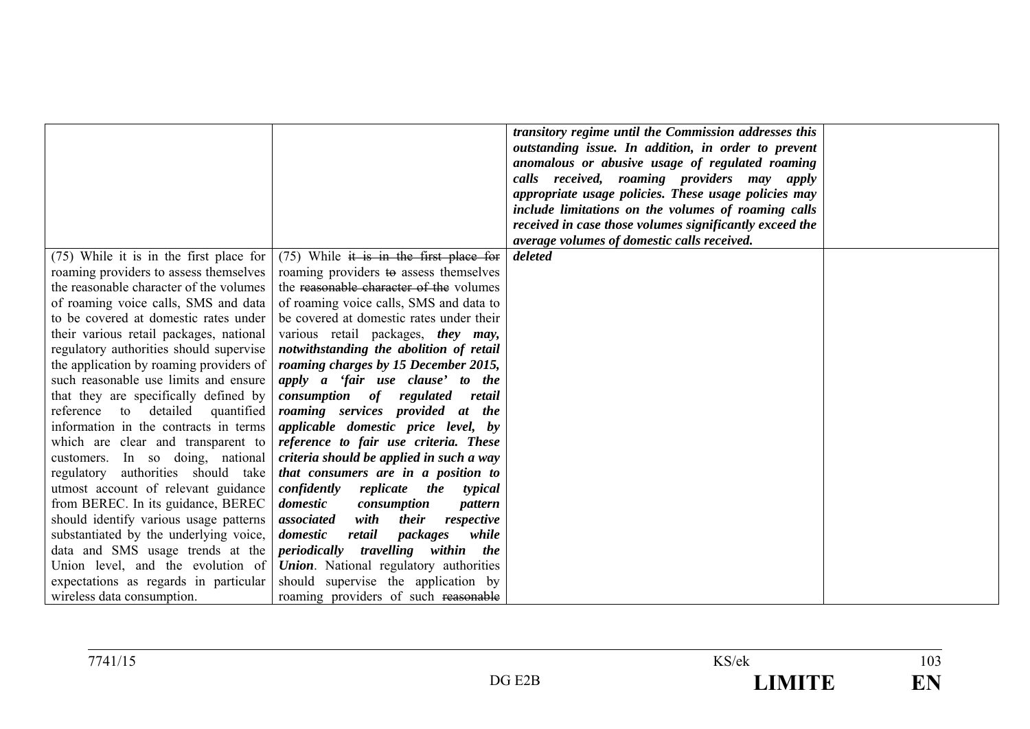| | | | |
|---|---|---|---|
| | | ***transitory regime until the Commission addresses this outstanding issue. In addition, in order to prevent anomalous or abusive usage of regulated roaming calls received, roaming providers may apply appropriate usage policies. These usage policies may include limitations on the volumes of roaming calls received in case those volumes significantly exceed the average volumes of domestic calls received.*** | |
| (75) While it is in the first place for roaming providers to assess themselves the reasonable character of the volumes of roaming voice calls, SMS and data to be covered at domestic rates under their various retail packages, national regulatory authorities should supervise the application by roaming providers of such reasonable use limits and ensure that they are specifically defined by reference to detailed quantified information in the contracts in terms which are clear and transparent to customers. In so doing, national regulatory authorities should take utmost account of relevant guidance from BEREC. In its guidance, BEREC should identify various usage patterns substantiated by the underlying voice, data and SMS usage trends at the Union level, and the evolution of expectations as regards in particular wireless data consumption. | (75) While ~~it is in the first place for~~ roaming providers ~~to~~ assess themselves the ~~reasonable character of the~~ volumes of roaming voice calls, SMS and data to be covered at domestic rates under their various retail packages, ***they may, notwithstanding the abolition of retail roaming charges by 15 December 2015, apply a 'fair use clause' to the consumption of regulated retail roaming services provided at the applicable domestic price level, by reference to fair use criteria. These criteria should be applied in such a way that consumers are in a position to confidently replicate the typical domestic consumption pattern associated with their respective domestic retail packages while periodically travelling within the Union***. National regulatory authorities should supervise the application by roaming providers of such ~~reasonable~~ | ***deleted*** | |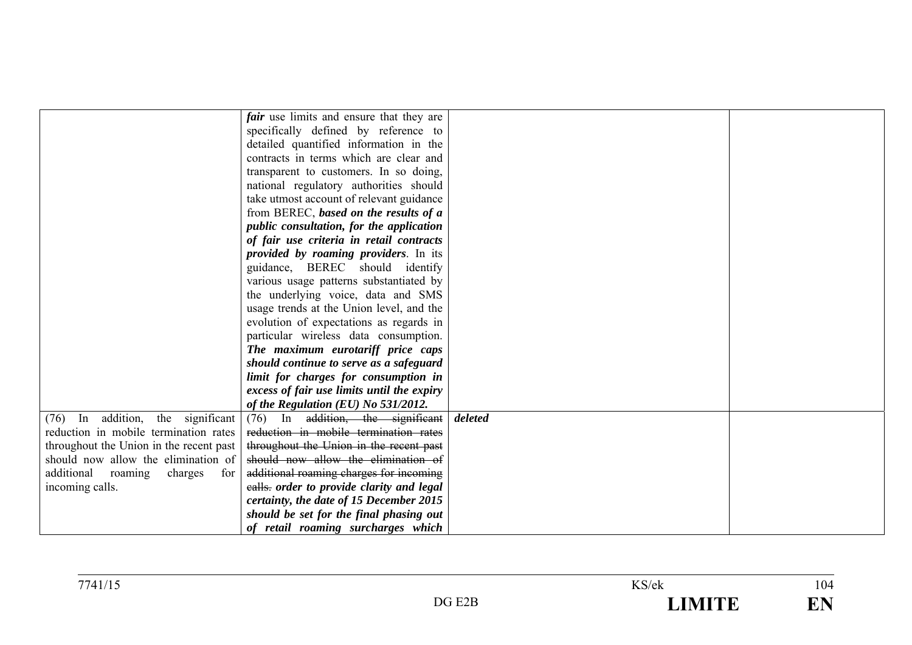|  |  |  |  |
|---|---|---|---|
|  | ***fair*** use limits and ensure that they are specifically defined by reference to detailed quantified information in the contracts in terms which are clear and transparent to customers. In so doing, national regulatory authorities should take utmost account of relevant guidance from BEREC, ***based on the results of a public consultation, for the application of fair use criteria in retail contracts provided by roaming providers***. In its guidance, BEREC should identify various usage patterns substantiated by the underlying voice, data and SMS usage trends at the Union level, and the evolution of expectations as regards in particular wireless data consumption. ***The maximum eurotariff price caps should continue to serve as a safeguard limit for charges for consumption in excess of fair use limits until the expiry of the Regulation (EU) No 531/2012.*** |  |  |
| (76) In addition, the significant reduction in mobile termination rates throughout the Union in the recent past should now allow the elimination of additional roaming charges for incoming calls. | (76) In ~~addition, the significant reduction in mobile termination rates throughout the Union in the recent past should now allow the elimination of additional roaming charges for incoming calls.~~ ***order to provide clarity and legal certainty, the date of 15 December 2015 should be set for the final phasing out of retail roaming surcharges which*** | ***deleted*** |  |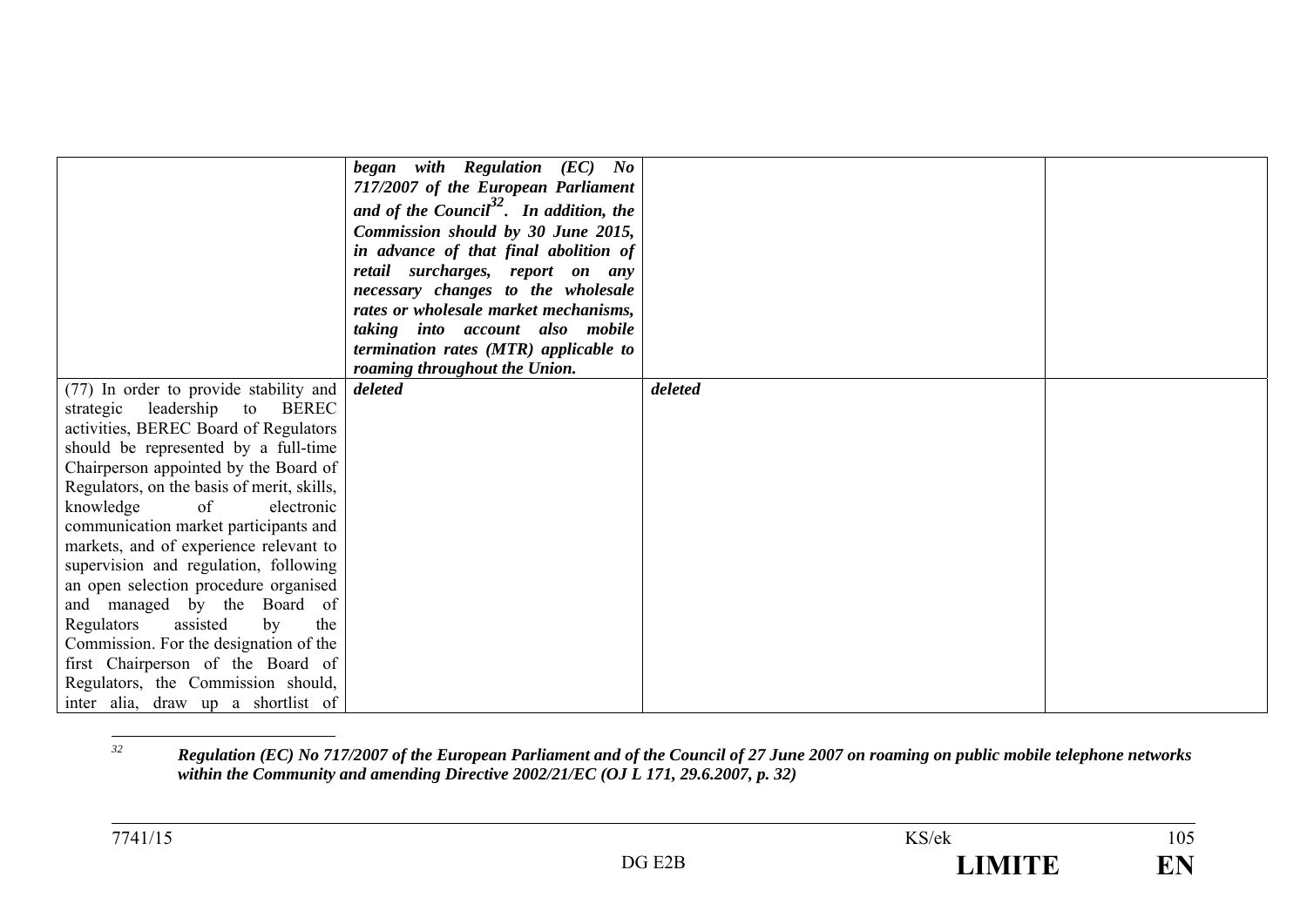| | | | |
|---|---|---|---|
| | ***began with Regulation (EC) No 717/2007 of the European Parliament and of the Council[32]. In addition, the Commission should by 30 June 2015, in advance of that final abolition of retail surcharges, report on any necessary changes to the wholesale rates or wholesale market mechanisms, taking into account also mobile termination rates (MTR) applicable to roaming throughout the Union.*** | | |
| (77) In order to provide stability and strategic leadership to BEREC activities, BEREC Board of Regulators should be represented by a full-time Chairperson appointed by the Board of Regulators, on the basis of merit, skills, knowledge of electronic communication market participants and markets, and of experience relevant to supervision and regulation, following an open selection procedure organised and managed by the Board of Regulators assisted by the Commission. For the designation of the first Chairperson of the Board of Regulators, the Commission should, inter alia, draw up a shortlist of | ***deleted*** | ***deleted*** | |

[32] ***Regulation (EC) No 717/2007 of the European Parliament and of the Council of 27 June 2007 on roaming on public mobile telephone networks within the Community and amending Directive 2002/21/EC (OJ L 171, 29.6.2007, p. 32)***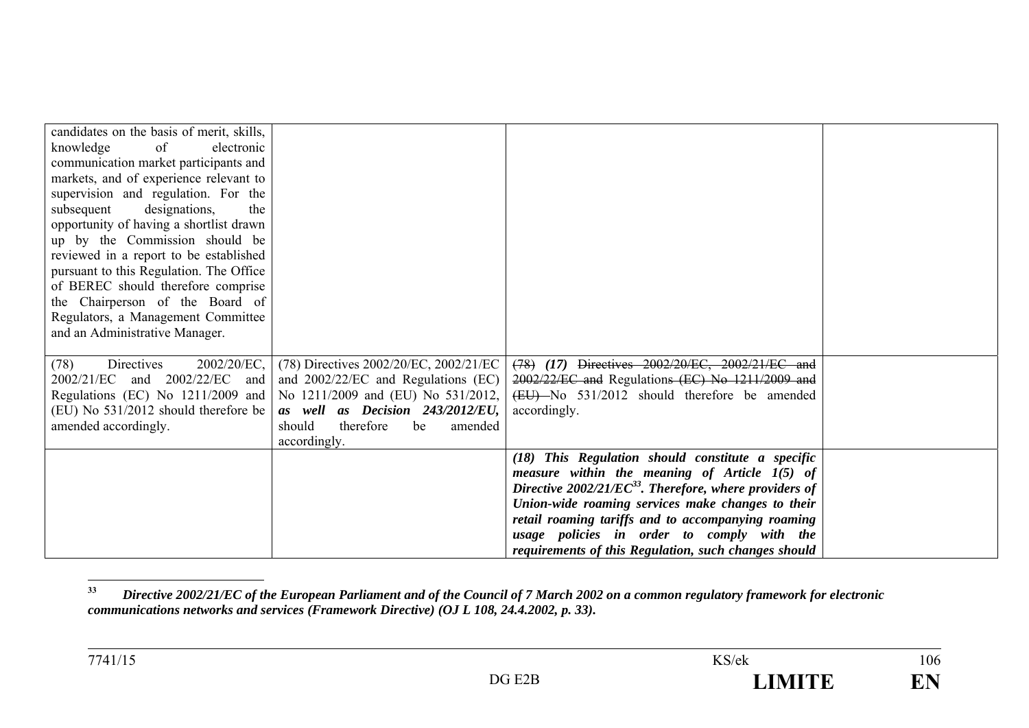| | | | |
|---|---|---|---|
| candidates on the basis of merit, skills, knowledge of electronic communication market participants and markets, and of experience relevant to supervision and regulation. For the subsequent designations, the opportunity of having a shortlist drawn up by the Commission should be reviewed in a report to be established pursuant to this Regulation. The Office of BEREC should therefore comprise the Chairperson of the Board of Regulators, a Management Committee and an Administrative Manager. | | | |
| (78) Directives 2002/20/EC, 2002/21/EC and 2002/22/EC and Regulations (EC) No 1211/2009 and (EU) No 531/2012 should therefore be amended accordingly. | (78) Directives 2002/20/EC, 2002/21/EC and 2002/22/EC and Regulations (EC) No 1211/2009 and (EU) No 531/2012, ***as well as Decision 243/2012/EU,*** should therefore be amended accordingly. | ~~(78)~~ ***(17)*** ~~Directives 2002/20/EC, 2002/21/EC and 2002/22/EC and~~ Regulation~~s (EC) No 1211/2009 and (EU)~~ No 531/2012 should therefore be amended accordingly. | |
| | | ***(18) This Regulation should constitute a specific measure within the meaning of Article 1(5) of Directive 2002/21/EC[33]. Therefore, where providers of Union-wide roaming services make changes to their retail roaming tariffs and to accompanying roaming usage policies in order to comply with the requirements of this Regulation, such changes should*** | |

[33] ***Directive 2002/21/EC of the European Parliament and of the Council of 7 March 2002 on a common regulatory framework for electronic communications networks and services (Framework Directive) (OJ L 108, 24.4.2002, p. 33).***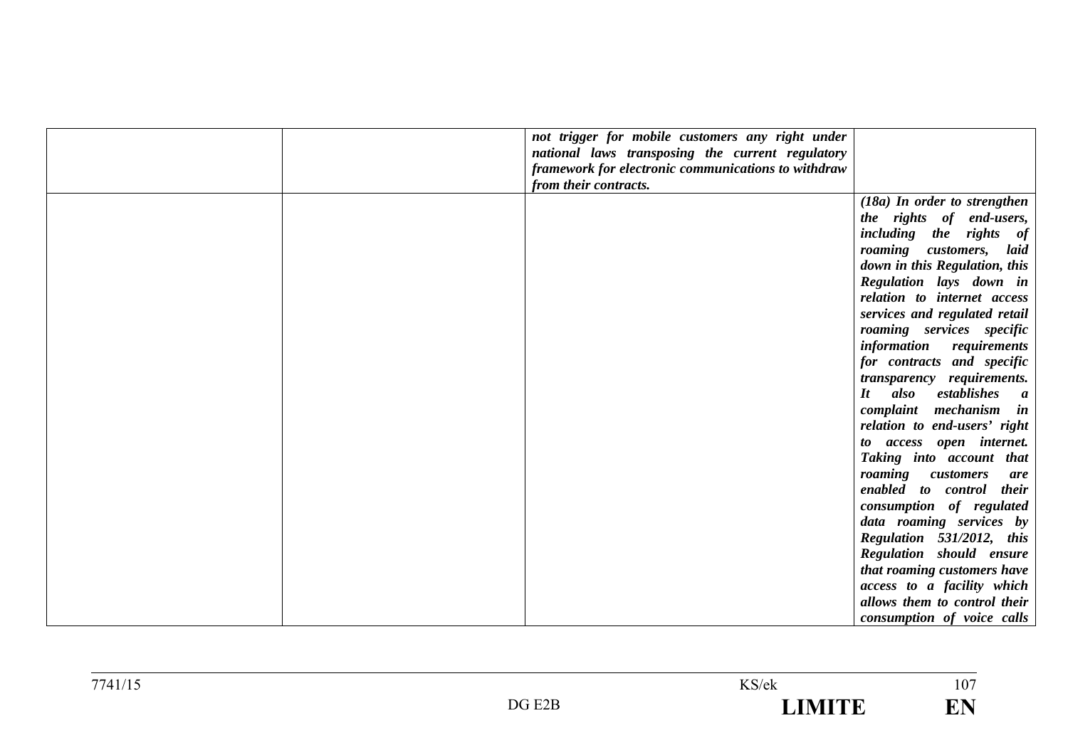| | | | |
|---|---|---|---|
| | | ***not trigger for mobile customers any right under national laws transposing the current regulatory framework for electronic communications to withdraw from their contracts.*** | |
| | | | ***(18a) In order to strengthen the rights of end-users, including the rights of roaming customers, laid down in this Regulation, this Regulation lays down in relation to internet access services and regulated retail roaming services specific information requirements for contracts and specific transparency requirements. It also establishes a complaint mechanism in relation to end-users' right to access open internet. Taking into account that roaming customers are enabled to control their consumption of regulated data roaming services by Regulation 531/2012, this Regulation should ensure that roaming customers have access to a facility which allows them to control their consumption of voice calls*** |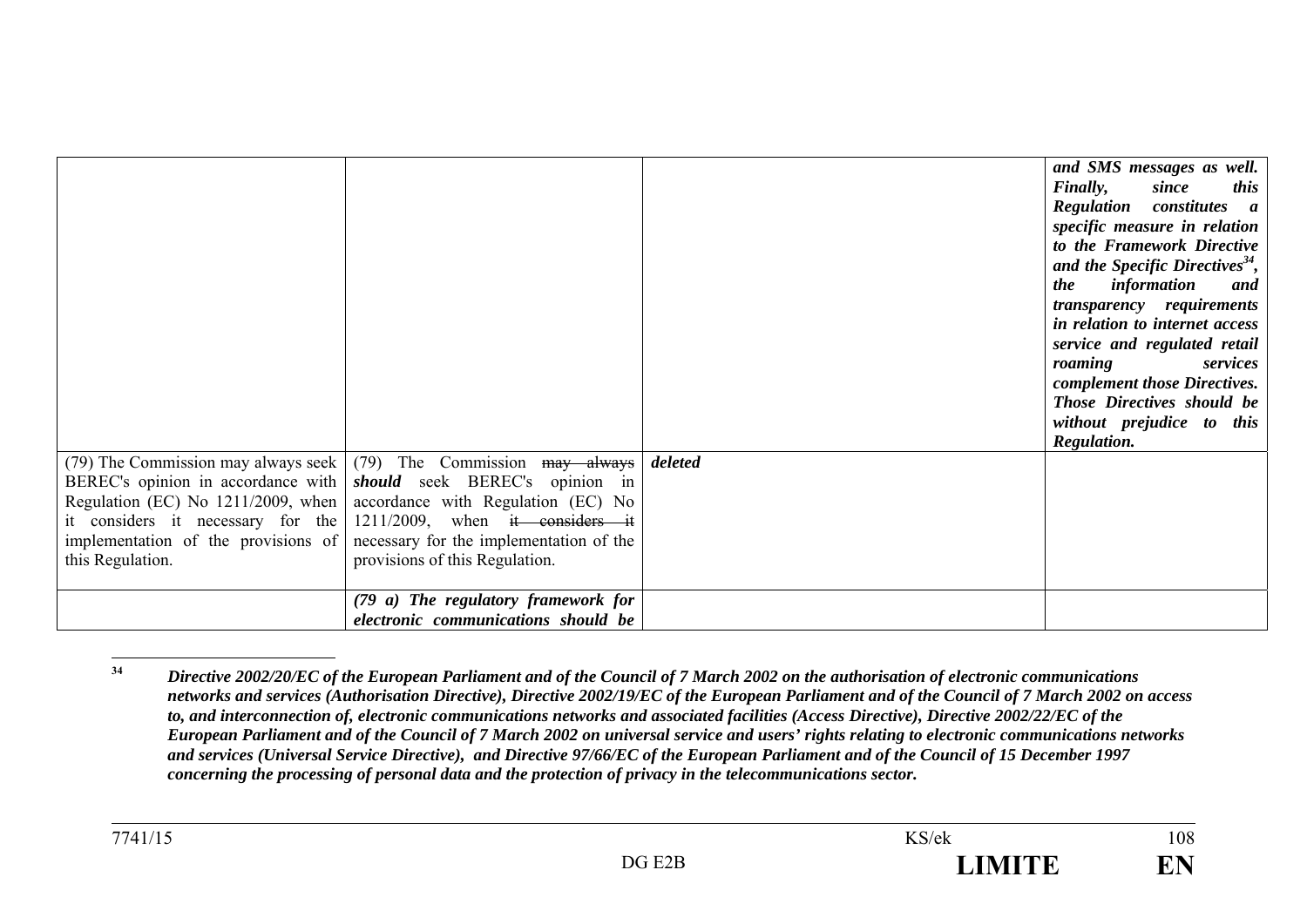| | | | |
|---|---|---|---|
| | | | ***and SMS messages as well. Finally, since this Regulation constitutes a specific measure in relation to the Framework Directive and the Specific Directives[34], the information and transparency requirements in relation to internet access service and regulated retail roaming services complement those Directives. Those Directives should be without prejudice to this Regulation.*** |
| (79) The Commission may always seek BEREC's opinion in accordance with Regulation (EC) No 1211/2009, when it considers it necessary for the implementation of the provisions of this Regulation. | (79) The Commission ~~may always~~ ***should*** seek BEREC's opinion in accordance with Regulation (EC) No 1211/2009, when ~~it considers it~~ necessary for the implementation of the provisions of this Regulation. | ***deleted*** | |
| | ***(79 a) The regulatory framework for electronic communications should be*** | | |

[34] ***Directive 2002/20/EC of the European Parliament and of the Council of 7 March 2002 on the authorisation of electronic communications networks and services (Authorisation Directive), Directive 2002/19/EC of the European Parliament and of the Council of 7 March 2002 on access to, and interconnection of, electronic communications networks and associated facilities (Access Directive), Directive 2002/22/EC of the European Parliament and of the Council of 7 March 2002 on universal service and users' rights relating to electronic communications networks and services (Universal Service Directive), and Directive 97/66/EC of the European Parliament and of the Council of 15 December 1997 concerning the processing of personal data and the protection of privacy in the telecommunications sector.***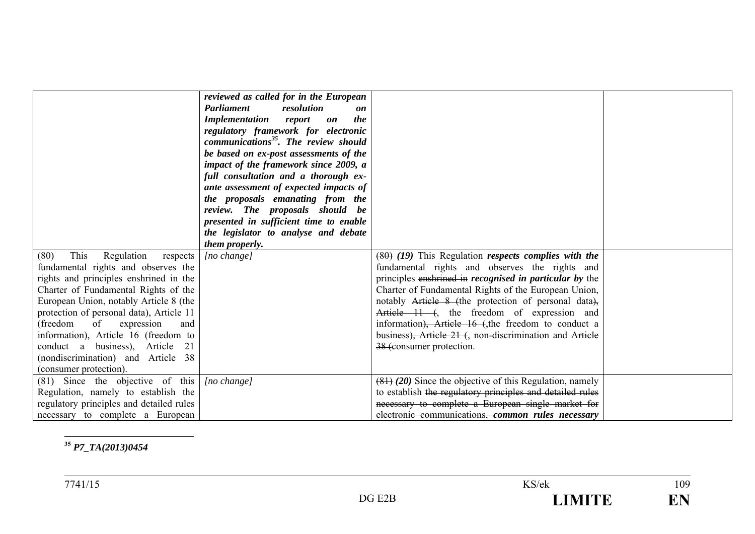| | | | |
|---|---|---|---|
| | ***reviewed as called for in the European Parliament resolution on Implementation report on the regulatory framework for electronic communications[35]. The review should be based on ex-post assessments of the impact of the framework since 2009, a full consultation and a thorough ex-ante assessment of expected impacts of the proposals emanating from the review. The proposals should be presented in sufficient time to enable the legislator to analyse and debate them properly.*** | | |
| (80) This Regulation respects fundamental rights and observes the rights and principles enshrined in the Charter of Fundamental Rights of the European Union, notably Article 8 (the protection of personal data), Article 11 (freedom of expression and information), Article 16 (freedom to conduct a business), Article 21 (nondiscrimination) and Article 38 (consumer protection). | *[no change]* | ~~(80)~~ ***(19)*** This Regulation ~~***respects***~~ ***complies with the*** fundamental rights and observes the ~~rights and~~ principles ~~enshrined in~~ ***recognised in particular by*** the Charter of Fundamental Rights of the European Union, notably ~~Article 8 (~~the protection of personal data~~),~~ ~~Article 11 (~~, the freedom of expression and information~~), Article 16 (~~,the freedom to conduct a business~~), Article 21 (~~, non-discrimination and ~~Article 38 (~~consumer protection. | |
| (81) Since the objective of this Regulation, namely to establish the regulatory principles and detailed rules necessary to complete a European | *[no change]* | ~~(81)~~ ***(20)*** Since the objective of this Regulation, namely to establish ~~the regulatory principles and detailed rules necessary to complete a European single market for electronic communications,~~ ***common rules necessary*** | |

[35] ***P7_TA(2013)0454***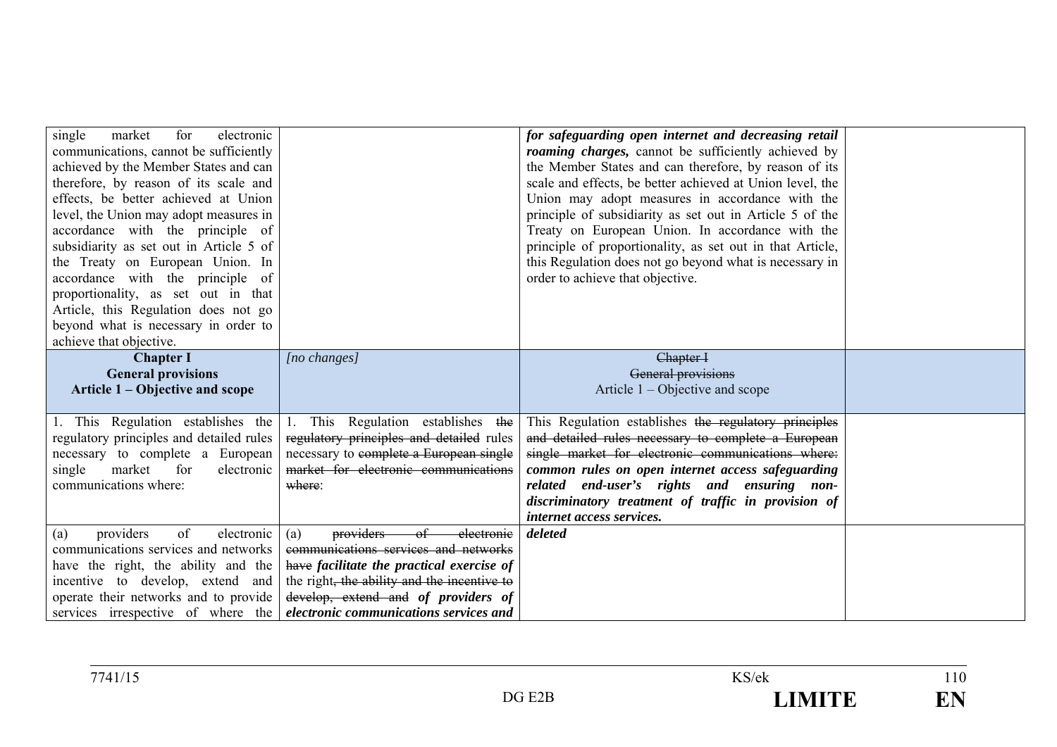| | | | |
|---|---|---|---|
| single market for electronic communications, cannot be sufficiently achieved by the Member States and can therefore, by reason of its scale and effects, be better achieved at Union level, the Union may adopt measures in accordance with the principle of subsidiarity as set out in Article 5 of the Treaty on European Union. In accordance with the principle of proportionality, as set out in that Article, this Regulation does not go beyond what is necessary in order to achieve that objective. | | ***for safeguarding open internet and decreasing retail roaming charges,*** cannot be sufficiently achieved by the Member States and can therefore, by reason of its scale and effects, be better achieved at Union level, the Union may adopt measures in accordance with the principle of subsidiarity as set out in Article 5 of the Treaty on European Union. In accordance with the principle of proportionality, as set out in that Article, this Regulation does not go beyond what is necessary in order to achieve that objective. | |
| **Chapter I**<br>**General provisions**<br>**Article 1 – Objective and scope** | *[no changes]* | ~~Chapter I~~<br>~~General provisions~~<br>Article 1 – Objective and scope | |
| 1. This Regulation establishes the regulatory principles and detailed rules necessary to complete a European single market for electronic communications where: | 1. This Regulation establishes ~~the regulatory principles and detailed~~ rules necessary to ~~complete a European single market for electronic communications where~~: | This Regulation establishes ~~the regulatory principles and detailed rules necessary to complete a European single market for electronic communications where:~~ ***common rules on open internet access safeguarding related end-user's rights and ensuring non-discriminatory treatment of traffic in provision of internet access services.*** | |
| (a) providers of electronic communications services and networks have the right, the ability and the incentive to develop, extend and operate their networks and to provide services irrespective of where the | (a) ~~providers of electronic communications services and networks have~~ ***facilitate the practical exercise of*** the right~~, the ability and the incentive to develop, extend and~~ ***of providers of electronic communications services and*** | ***deleted*** | |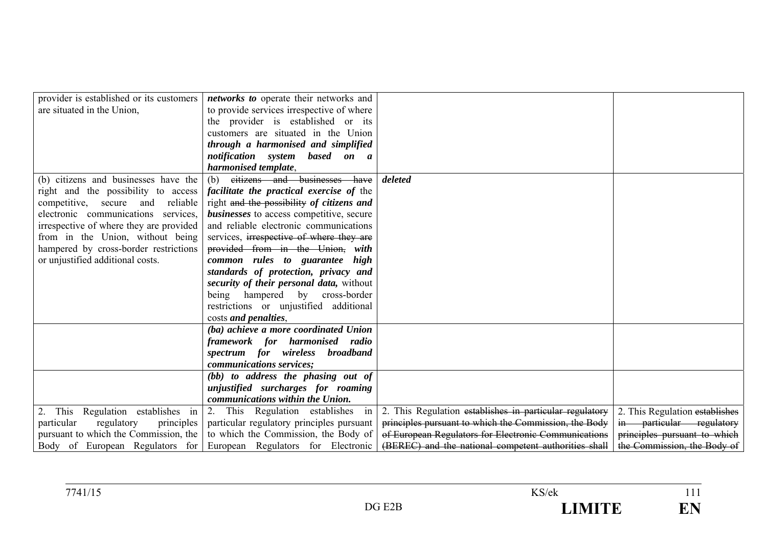| | | | |
|---|---|---|---|
| provider is established or its customers are situated in the Union, | ***networks to*** operate their networks and to provide services irrespective of where the provider is established or its customers are situated in the Union ***through a harmonised and simplified notification system based on a harmonised template***, | | |
| (b) citizens and businesses have the right and the possibility to access competitive, secure and reliable electronic communications services, irrespective of where they are provided from in the Union, without being hampered by cross-border restrictions or unjustified additional costs. | (b) ~~citizens and businesses have~~ ***facilitate the practical exercise of*** the right ~~and the possibility~~ ***of citizens and businesses*** to access competitive, secure and reliable electronic communications services, ~~irrespective of where they are provided from in the Union,~~ ***with common rules to guarantee high standards of protection, privacy and security of their personal data,*** without being hampered by cross-border restrictions or unjustified additional costs ***and penalties***, | ***deleted*** | |
| | ***(ba) achieve a more coordinated Union framework for harmonised radio spectrum for wireless broadband communications services;*** | | |
| | ***(bb) to address the phasing out of unjustified surcharges for roaming communications within the Union.*** | | |
| 2. This Regulation establishes in particular regulatory principles pursuant to which the Commission, the Body of European Regulators for | 2. This Regulation establishes in particular regulatory principles pursuant to which the Commission, the Body of European Regulators for Electronic | 2. This Regulation ~~establishes in particular regulatory principles pursuant to which the Commission, the Body of European Regulators for Electronic Communications (BEREC) and the national competent authorities shall~~ | 2. This Regulation ~~establishes in particular regulatory principles pursuant to which the Commission, the Body of~~ |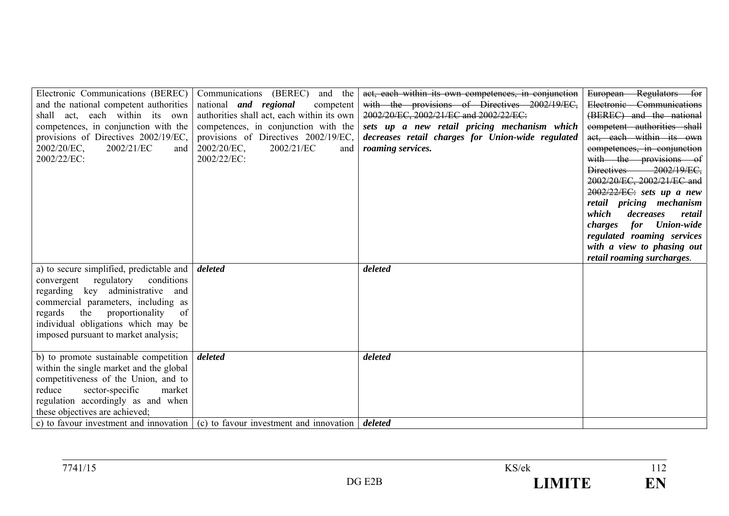| | | | |
|---|---|---|---|
| Electronic Communications (BEREC) and the national competent authorities shall act, each within its own competences, in conjunction with the provisions of Directives 2002/19/EC, 2002/20/EC, 2002/21/EC and 2002/22/EC: | Communications (BEREC) and the national ***and regional*** competent authorities shall act, each within its own competences, in conjunction with the provisions of Directives 2002/19/EC, 2002/20/EC, 2002/21/EC and 2002/22/EC: | ~~act, each within its own competences, in conjunction with the provisions of Directives 2002/19/EC, 2002/20/EC, 2002/21/EC and 2002/22/EC:~~ ***sets up a new retail pricing mechanism which decreases retail charges for Union-wide regulated roaming services.*** | ~~European Regulators for Electronic Communications (BEREC) and the national competent authorities shall act, each within its own competences, in conjunction with the provisions of Directives 2002/19/EC, 2002/20/EC, 2002/21/EC and 2002/22/EC:~~ ***sets up a new retail pricing mechanism which decreases retail charges for Union-wide regulated roaming services with a view to phasing out retail roaming surcharges.*** |
| a) to secure simplified, predictable and convergent regulatory conditions regarding key administrative and commercial parameters, including as regards the proportionality of individual obligations which may be imposed pursuant to market analysis; | ***deleted*** | ***deleted*** | |
| b) to promote sustainable competition within the single market and the global competitiveness of the Union, and to reduce sector-specific market regulation accordingly as and when these objectives are achieved; | ***deleted*** | ***deleted*** | |
| c) to favour investment and innovation | (c) to favour investment and innovation | ***deleted*** | |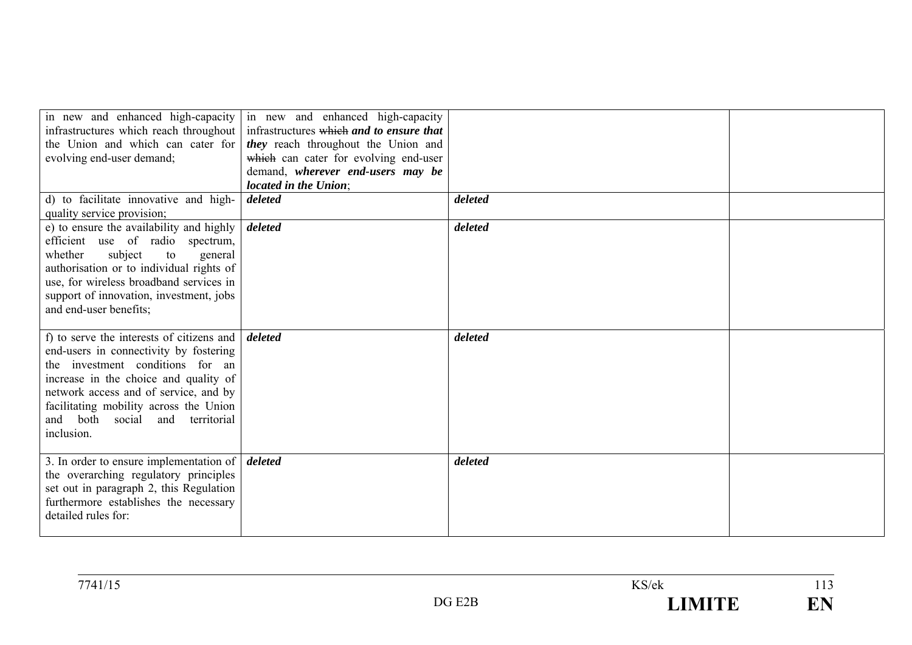| | | | |
|---|---|---|---|
| in new and enhanced high-capacity infrastructures which reach throughout the Union and which can cater for evolving end-user demand; | in new and enhanced high-capacity infrastructures ~~which~~ ***and to ensure that they*** reach throughout the Union and ~~which~~ can cater for evolving end-user demand, ***wherever end-users may be located in the Union***; | | |
| d) to facilitate innovative and high-quality service provision; | ***deleted*** | ***deleted*** | |
| e) to ensure the availability and highly efficient use of radio spectrum, whether subject to general authorisation or to individual rights of use, for wireless broadband services in support of innovation, investment, jobs and end-user benefits; | ***deleted*** | ***deleted*** | |
| f) to serve the interests of citizens and end-users in connectivity by fostering the investment conditions for an increase in the choice and quality of network access and of service, and by facilitating mobility across the Union and both social and territorial inclusion. | ***deleted*** | ***deleted*** | |
| 3. In order to ensure implementation of the overarching regulatory principles set out in paragraph 2, this Regulation furthermore establishes the necessary detailed rules for: | ***deleted*** | ***deleted*** | |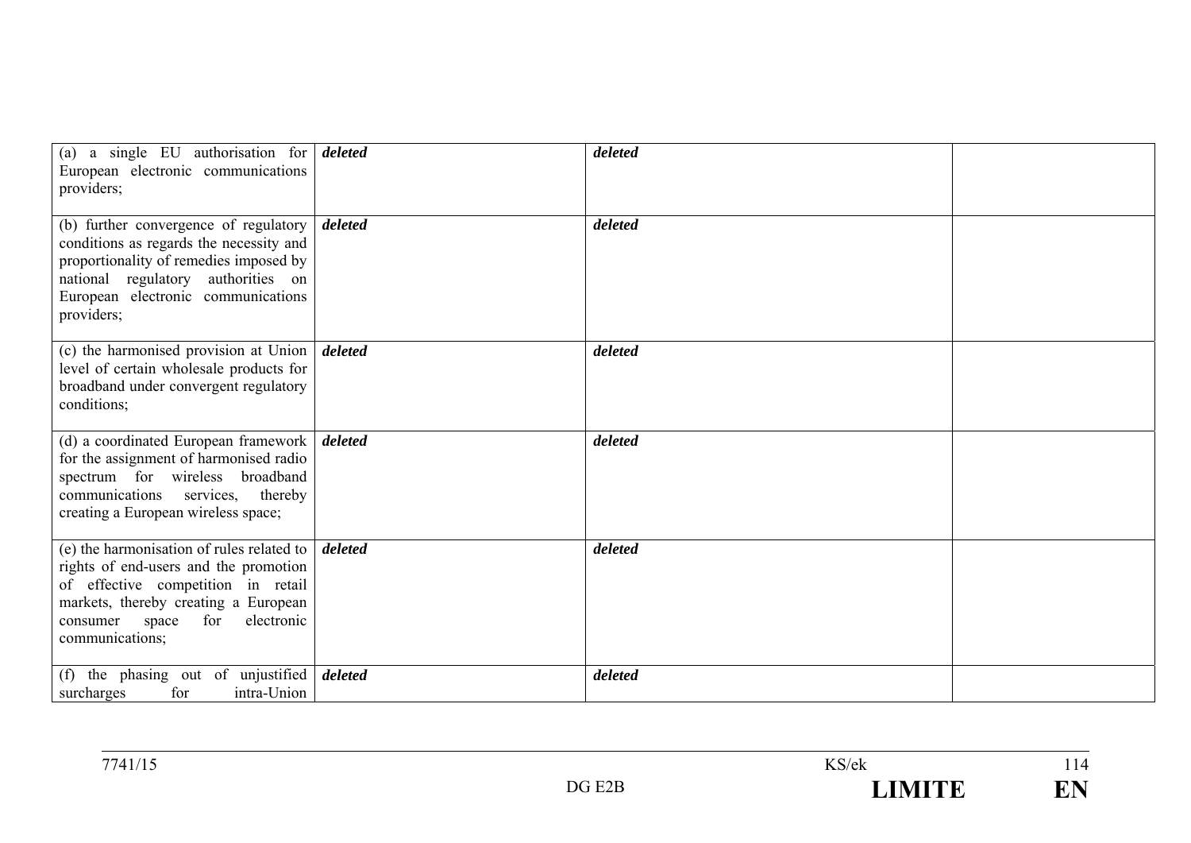| | | | |
|---|---|---|---|
| (a) a single EU authorisation for European electronic communications providers; | ***deleted*** | ***deleted*** | |
| (b) further convergence of regulatory conditions as regards the necessity and proportionality of remedies imposed by national regulatory authorities on European electronic communications providers; | ***deleted*** | ***deleted*** | |
| (c) the harmonised provision at Union level of certain wholesale products for broadband under convergent regulatory conditions; | ***deleted*** | ***deleted*** | |
| (d) a coordinated European framework for the assignment of harmonised radio spectrum for wireless broadband communications services, thereby creating a European wireless space; | ***deleted*** | ***deleted*** | |
| (e) the harmonisation of rules related to rights of end-users and the promotion of effective competition in retail markets, thereby creating a European consumer space for electronic communications; | ***deleted*** | ***deleted*** | |
| (f) the phasing out of unjustified surcharges for intra-Union | ***deleted*** | ***deleted*** | |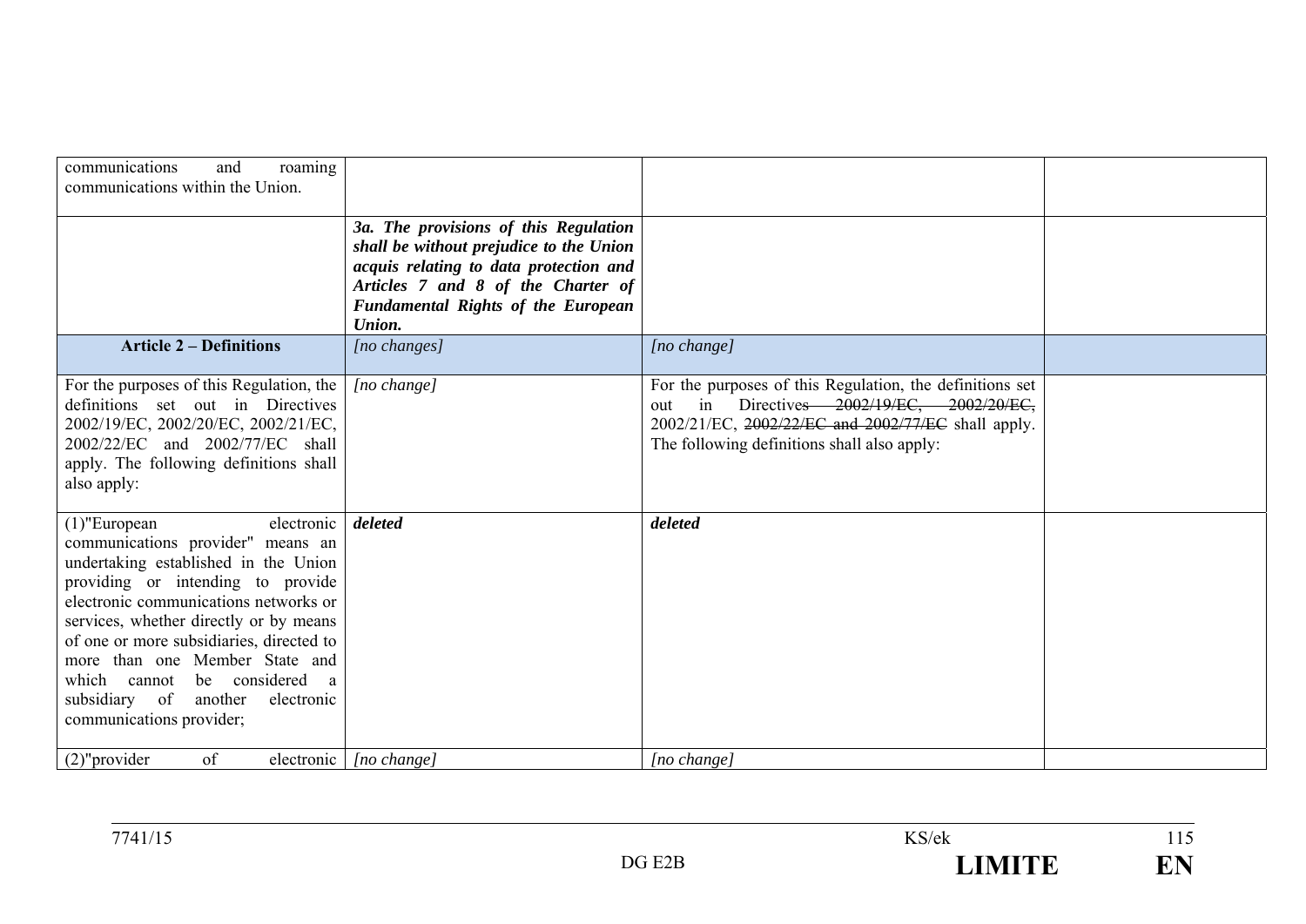| | | | |
|---|---|---|---|
| communications and roaming communications within the Union. | | | |
| | ***3a. The provisions of this Regulation shall be without prejudice to the Union acquis relating to data protection and Articles 7 and 8 of the Charter of Fundamental Rights of the European Union.*** | | |
| **Article 2 – Definitions** | *[no changes]* | *[no change]* | |
| For the purposes of this Regulation, the definitions set out in Directives 2002/19/EC, 2002/20/EC, 2002/21/EC, 2002/22/EC and 2002/77/EC shall apply. The following definitions shall also apply: | *[no change]* | For the purposes of this Regulation, the definitions set out in Directive~~s 2002/19/EC, 2002/20/EC,~~ 2002/21/EC, ~~2002/22/EC and 2002/77/EC~~ shall apply. The following definitions shall also apply: | |
| (1)"European electronic communications provider" means an undertaking established in the Union providing or intending to provide electronic communications networks or services, whether directly or by means of one or more subsidiaries, directed to more than one Member State and which cannot be considered a subsidiary of another electronic communications provider; | ***deleted*** | ***deleted*** | |
| (2)"provider of electronic | *[no change]* | *[no change]* | |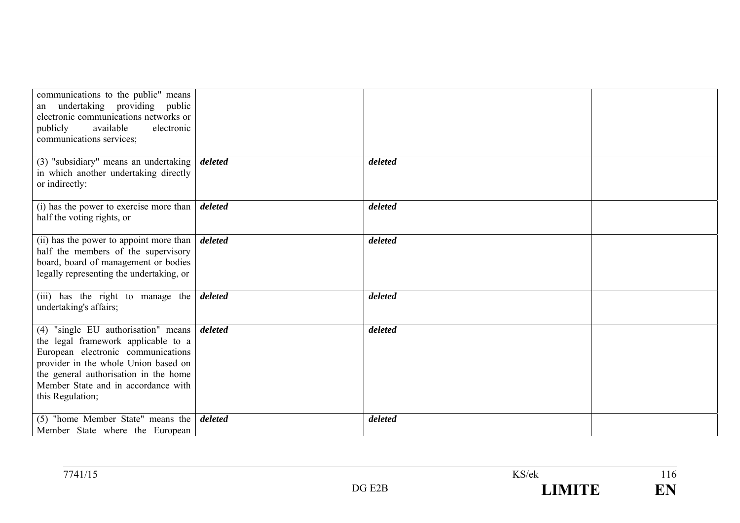| | | | |
|---|---|---|---|
| communications to the public" means an undertaking providing public electronic communications networks or publicly available electronic communications services; | | | |
| (3) "subsidiary" means an undertaking in which another undertaking directly or indirectly: | ***deleted*** | ***deleted*** | |
| (i) has the power to exercise more than half the voting rights, or | ***deleted*** | ***deleted*** | |
| (ii) has the power to appoint more than half the members of the supervisory board, board of management or bodies legally representing the undertaking, or | ***deleted*** | ***deleted*** | |
| (iii) has the right to manage the undertaking's affairs; | ***deleted*** | ***deleted*** | |
| (4) "single EU authorisation" means the legal framework applicable to a European electronic communications provider in the whole Union based on the general authorisation in the home Member State and in accordance with this Regulation; | ***deleted*** | ***deleted*** | |
| (5) "home Member State" means the Member State where the European | ***deleted*** | ***deleted*** | |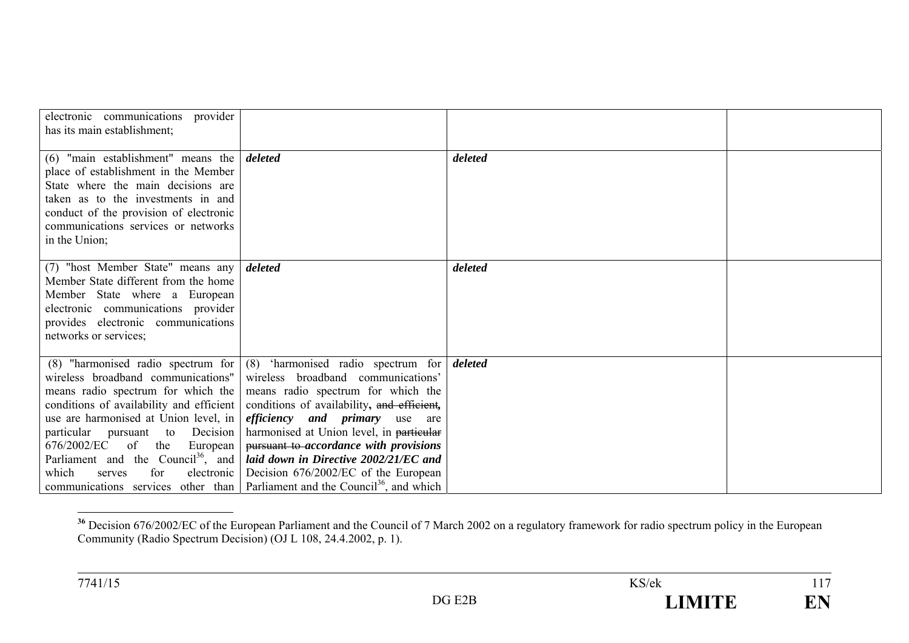| | | | |
|---|---|---|---|
| electronic communications provider has its main establishment; | | | |
| (6) "main establishment" means the place of establishment in the Member State where the main decisions are taken as to the investments in and conduct of the provision of electronic communications services or networks in the Union; | ***deleted*** | ***deleted*** | |
| (7) "host Member State" means any Member State different from the home Member State where a European electronic communications provider provides electronic communications networks or services; | ***deleted*** | ***deleted*** | |
| (8) "harmonised radio spectrum for wireless broadband communications" means radio spectrum for which the conditions of availability and efficient use are harmonised at Union level, in particular pursuant to Decision 676/2002/EC of the European Parliament and the Council[36], and which serves for electronic communications services other than | (8) 'harmonised radio spectrum for wireless broadband communications' means radio spectrum for which the conditions of availability~~, and efficient,~~ ***efficiency and primary*** use are harmonised at Union level, in ~~particular pursuant to~~ ***accordance with provisions laid down in Directive 2002/21/EC and*** Decision 676/2002/EC of the European Parliament and the Council[36], and which | ***deleted*** | |

[36] Decision 676/2002/EC of the European Parliament and the Council of 7 March 2002 on a regulatory framework for radio spectrum policy in the European Community (Radio Spectrum Decision) (OJ L 108, 24.4.2002, p. 1).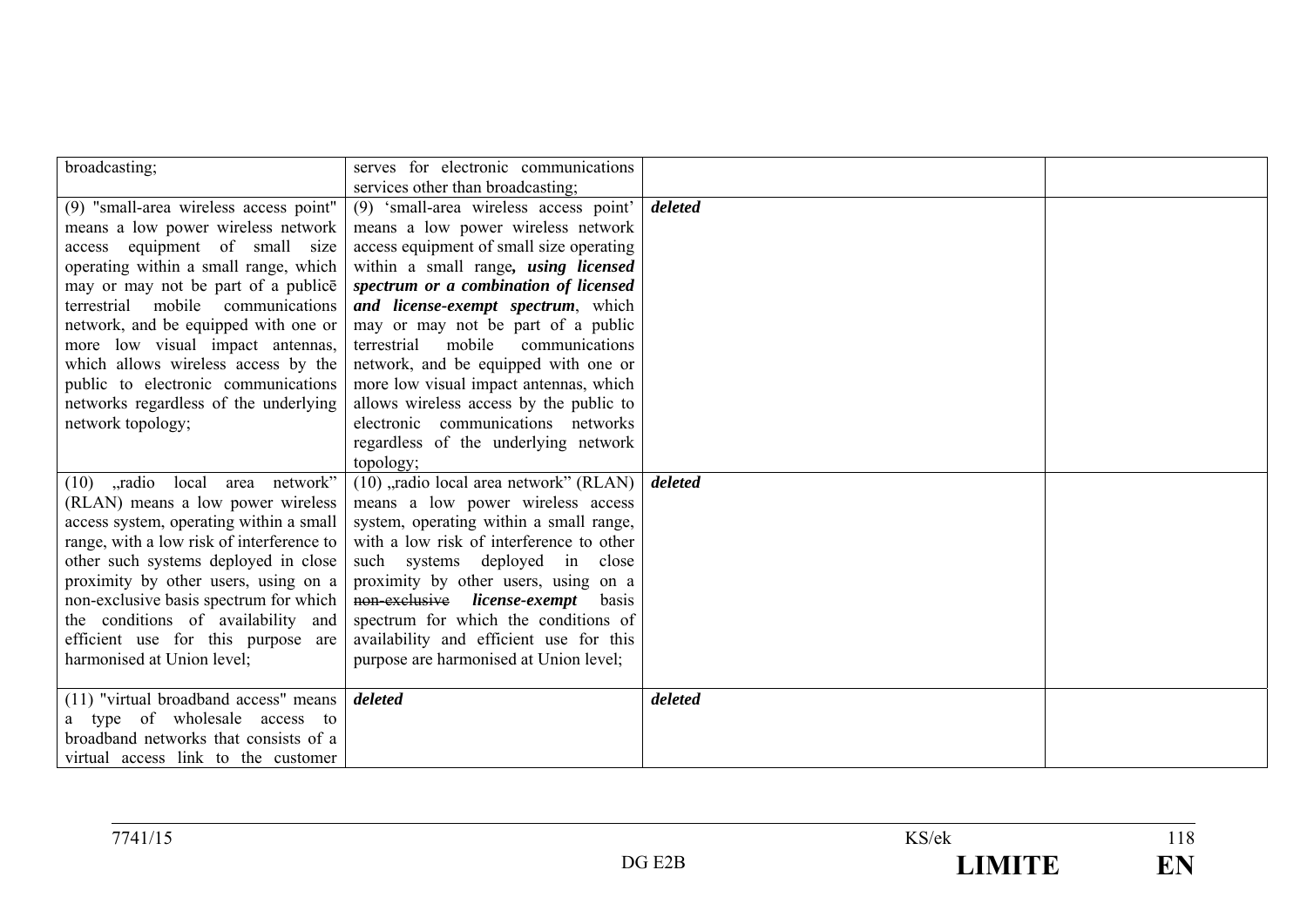| | | | |
|---|---|---|---|
| broadcasting; | serves for electronic communications services other than broadcasting; | | |
| (9) "small-area wireless access point" means a low power wireless network access equipment of small size operating within a small range, which may or may not be part of a publicē terrestrial mobile communications network, and be equipped with one or more low visual impact antennas, which allows wireless access by the public to electronic communications networks regardless of the underlying network topology; | (9) 'small-area wireless access point' means a low power wireless network access equipment of small size operating within a small range***, using licensed spectrum or a combination of licensed and license-exempt spectrum***, which may or may not be part of a public terrestrial mobile communications network, and be equipped with one or more low visual impact antennas, which allows wireless access by the public to electronic communications networks regardless of the underlying network topology; | ***deleted*** | |
| (10) „radio local area network" (RLAN) means a low power wireless access system, operating within a small range, with a low risk of interference to other such systems deployed in close proximity by other users, using on a non-exclusive basis spectrum for which the conditions of availability and efficient use for this purpose are harmonised at Union level; | (10) „radio local area network" (RLAN) means a low power wireless access system, operating within a small range, with a low risk of interference to other such systems deployed in close proximity by other users, using on a ~~non-exclusive~~ ***license-exempt*** basis spectrum for which the conditions of availability and efficient use for this purpose are harmonised at Union level; | ***deleted*** | |
| (11) "virtual broadband access" means a type of wholesale access to broadband networks that consists of a virtual access link to the customer | ***deleted*** | ***deleted*** | |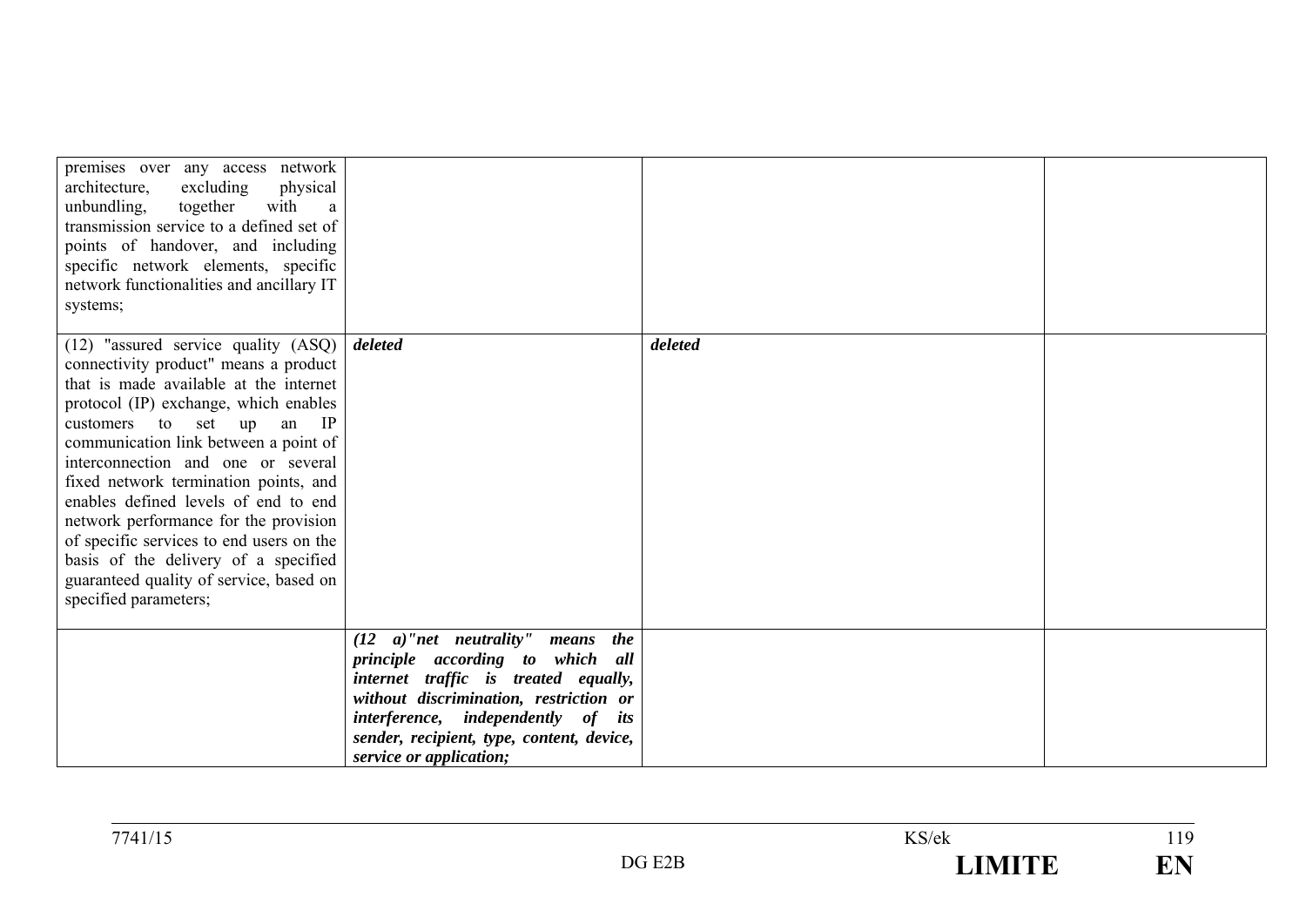| | | | |
|---|---|---|---|
| premises over any access network architecture, excluding physical unbundling, together with a transmission service to a defined set of points of handover, and including specific network elements, specific network functionalities and ancillary IT systems; | | | |
| (12) "assured service quality (ASQ) connectivity product" means a product that is made available at the internet protocol (IP) exchange, which enables customers to set up an IP communication link between a point of interconnection and one or several fixed network termination points, and enables defined levels of end to end network performance for the provision of specific services to end users on the basis of the delivery of a specified guaranteed quality of service, based on specified parameters; | ***deleted*** | ***deleted*** | |
| | ***(12 a)"net neutrality" means the principle according to which all internet traffic is treated equally, without discrimination, restriction or interference, independently of its sender, recipient, type, content, device, service or application;*** | | |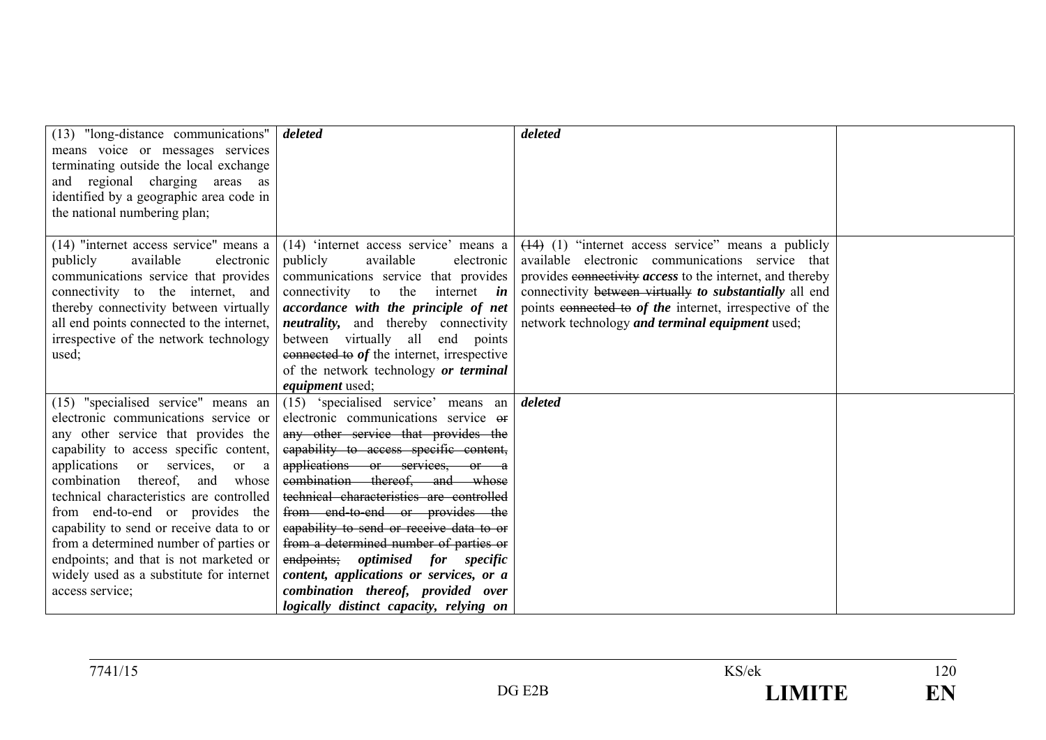| | | | |
|---|---|---|---|
| (13) "long-distance communications" means voice or messages services terminating outside the local exchange and regional charging areas as identified by a geographic area code in the national numbering plan; | ***deleted*** | ***deleted*** | |
| (14) "internet access service" means a publicly available electronic communications service that provides connectivity to the internet, and thereby connectivity between virtually all end points connected to the internet, irrespective of the network technology used; | (14) 'internet access service' means a publicly available electronic communications service that provides connectivity to the internet ***in accordance with the principle of net neutrality,*** and thereby connectivity between virtually all end points ~~connected to~~ ***of*** the internet, irrespective of the network technology ***or terminal equipment*** used; | ~~(14)~~ (1) "internet access service" means a publicly available electronic communications service that provides ~~connectivity~~ ***access*** to the internet, and thereby connectivity ~~between virtually~~ ***to substantially*** all end points ~~connected to~~ ***of the*** internet, irrespective of the network technology ***and terminal equipment*** used; | |
| (15) "specialised service" means an electronic communications service or any other service that provides the capability to access specific content, applications or services, or a combination thereof, and whose technical characteristics are controlled from end-to-end or provides the capability to send or receive data to or from a determined number of parties or endpoints; and that is not marketed or widely used as a substitute for internet access service; | (15) 'specialised service' means an electronic communications service ~~or any other service that provides the capability to access specific content, applications or services, or a combination thereof, and whose technical characteristics are controlled from end-to-end or provides the capability to send or receive data to or from a determined number of parties or endpoints;~~ ***optimised for specific content, applications or services, or a combination thereof, provided over logically distinct capacity, relying on*** | ***deleted*** | |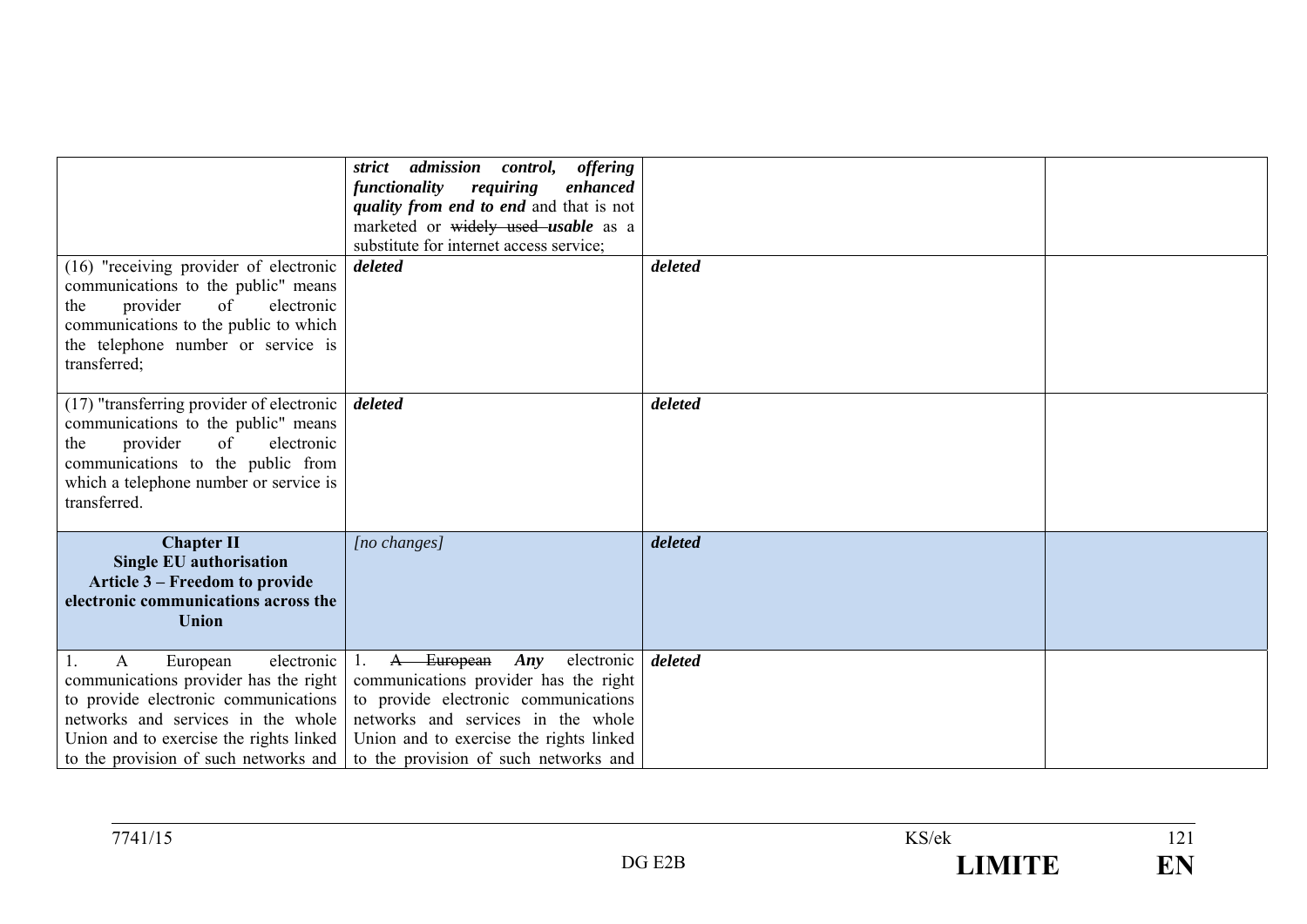| | | | |
|---|---|---|---|
| | ***strict admission control, offering functionality requiring enhanced quality from end to end*** and that is not marketed or ~~widely used~~ ***usable*** as a substitute for internet access service; | | |
| (16) "receiving provider of electronic communications to the public" means the provider of electronic communications to the public to which the telephone number or service is transferred; | ***deleted*** | ***deleted*** | |
| (17) "transferring provider of electronic communications to the public" means the provider of electronic communications to the public from which a telephone number or service is transferred. | ***deleted*** | ***deleted*** | |
| **Chapter II** **Single EU authorisation** **Article 3 – Freedom to provide electronic communications across the Union** | *[no changes]* | ***deleted*** | |
| 1. A European electronic communications provider has the right to provide electronic communications networks and services in the whole Union and to exercise the rights linked to the provision of such networks and | 1. ~~A European~~ ***Any*** electronic communications provider has the right to provide electronic communications networks and services in the whole Union and to exercise the rights linked to the provision of such networks and | ***deleted*** | |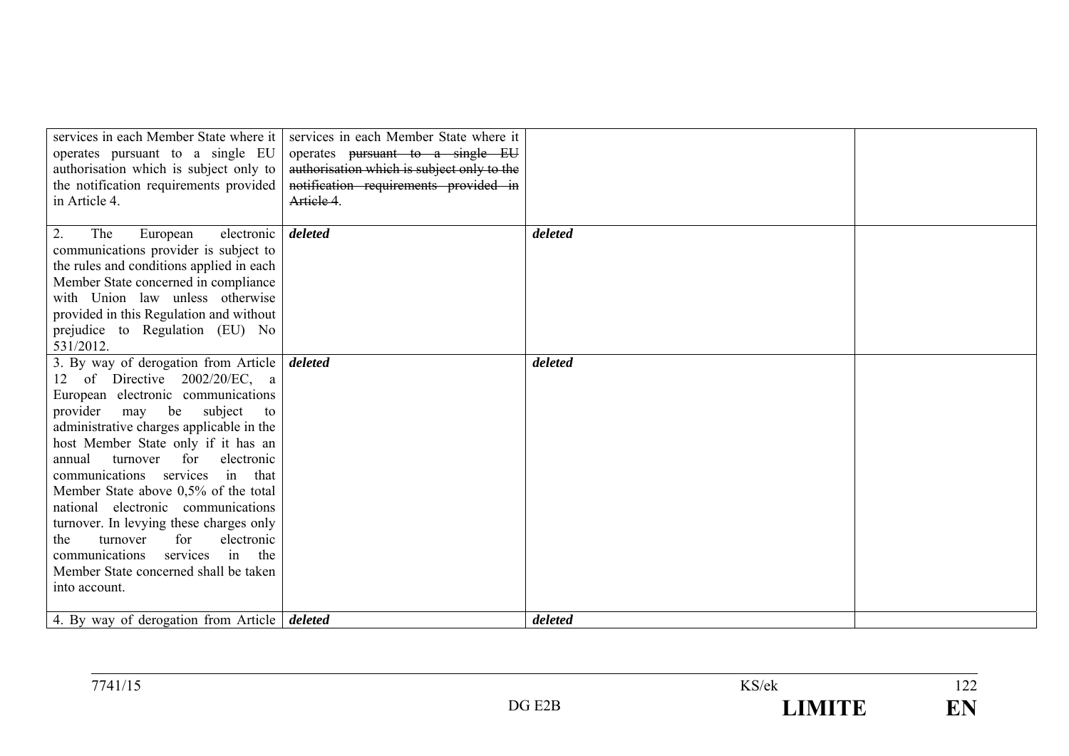| | | | |
|---|---|---|---|
| services in each Member State where it operates pursuant to a single EU authorisation which is subject only to the notification requirements provided in Article 4. | services in each Member State where it operates ~~pursuant to a single EU authorisation which is subject only to the notification requirements provided in Article 4~~. | | |
| 2. The European electronic communications provider is subject to the rules and conditions applied in each Member State concerned in compliance with Union law unless otherwise provided in this Regulation and without prejudice to Regulation (EU) No 531/2012. | ***deleted*** | ***deleted*** | |
| 3. By way of derogation from Article 12 of Directive 2002/20/EC, a European electronic communications provider may be subject to administrative charges applicable in the host Member State only if it has an annual turnover for electronic communications services in that Member State above 0,5% of the total national electronic communications turnover. In levying these charges only the turnover for electronic communications services in the Member State concerned shall be taken into account. | ***deleted*** | ***deleted*** | |
| 4. By way of derogation from Article | ***deleted*** | ***deleted*** | |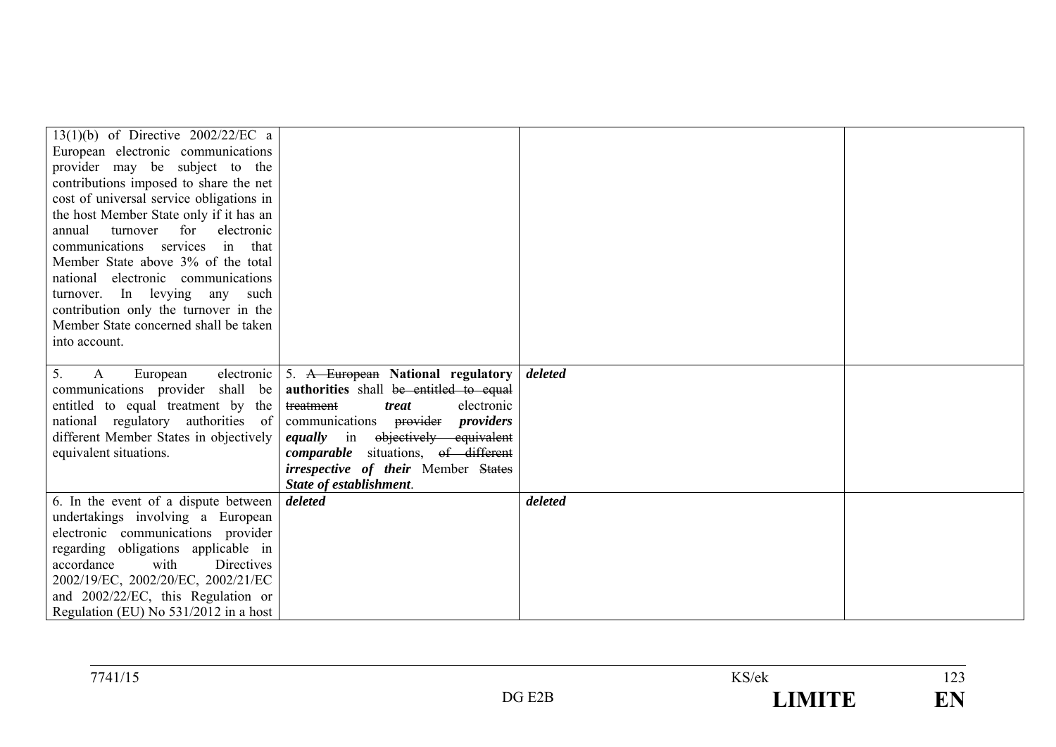| | | | |
|---|---|---|---|
| 13(1)(b) of Directive 2002/22/EC a European electronic communications provider may be subject to the contributions imposed to share the net cost of universal service obligations in the host Member State only if it has an annual turnover for electronic communications services in that Member State above 3% of the total national electronic communications turnover. In levying any such contribution only the turnover in the Member State concerned shall be taken into account. | | | |
| 5. A European electronic communications provider shall be entitled to equal treatment by the national regulatory authorities of different Member States in objectively equivalent situations. | 5. ~~A European~~ **National regulatory authorities** shall ~~be entitled to equal treatment~~ ***treat*** electronic communications ~~provider~~ ***providers equally*** in ~~objectively equivalent~~ ***comparable*** situations, ~~of different~~ ***irrespective of their*** Member ~~States~~ ***State of establishment***. | ***deleted*** | |
| 6. In the event of a dispute between undertakings involving a European electronic communications provider regarding obligations applicable in accordance with Directives 2002/19/EC, 2002/20/EC, 2002/21/EC and 2002/22/EC, this Regulation or Regulation (EU) No 531/2012 in a host | ***deleted*** | ***deleted*** | |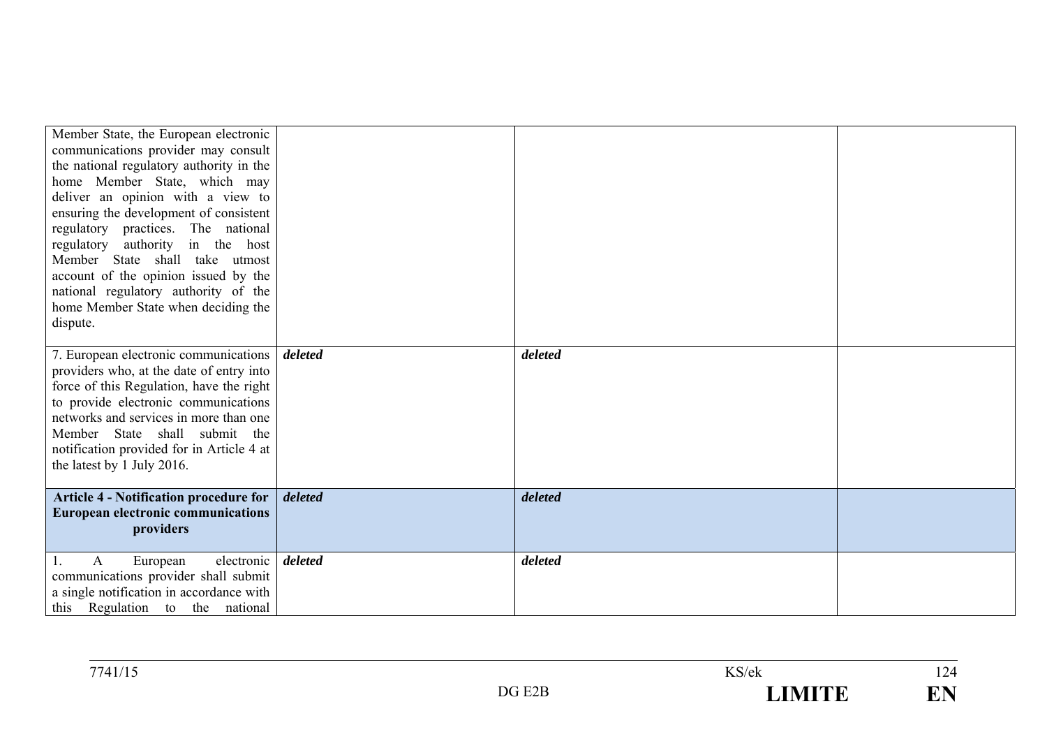| | | | |
|---|---|---|---|
| Member State, the European electronic communications provider may consult the national regulatory authority in the home Member State, which may deliver an opinion with a view to ensuring the development of consistent regulatory practices. The national regulatory authority in the host Member State shall take utmost account of the opinion issued by the national regulatory authority of the home Member State when deciding the dispute. | | | |
| 7. European electronic communications providers who, at the date of entry into force of this Regulation, have the right to provide electronic communications networks and services in more than one Member State shall submit the notification provided for in Article 4 at the latest by 1 July 2016. | ***deleted*** | ***deleted*** | |
| **Article 4 - Notification procedure for European electronic communications providers** | ***deleted*** | ***deleted*** | |
| 1. A European electronic communications provider shall submit a single notification in accordance with this Regulation to the national | ***deleted*** | ***deleted*** | |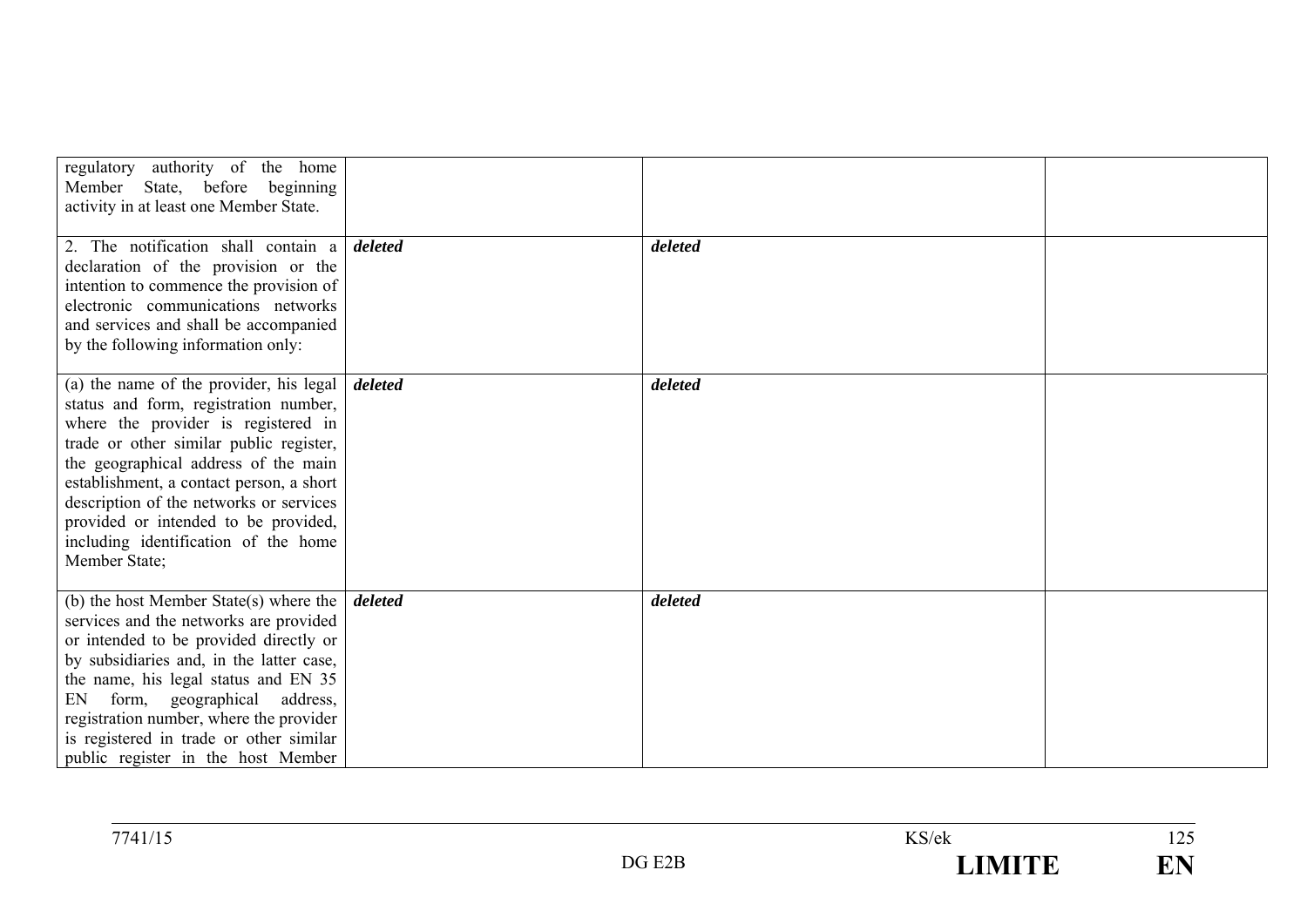| | | | |
|---|---|---|---|
| regulatory authority of the home Member State, before beginning activity in at least one Member State. | | | |
| 2. The notification shall contain a declaration of the provision or the intention to commence the provision of electronic communications networks and services and shall be accompanied by the following information only: | ***deleted*** | ***deleted*** | |
| (a) the name of the provider, his legal status and form, registration number, where the provider is registered in trade or other similar public register, the geographical address of the main establishment, a contact person, a short description of the networks or services provided or intended to be provided, including identification of the home Member State; | ***deleted*** | ***deleted*** | |
| (b) the host Member State(s) where the services and the networks are provided or intended to be provided directly or by subsidiaries and, in the latter case, the name, his legal status and EN 35 EN form, geographical address, registration number, where the provider is registered in trade or other similar public register in the host Member | ***deleted*** | ***deleted*** | |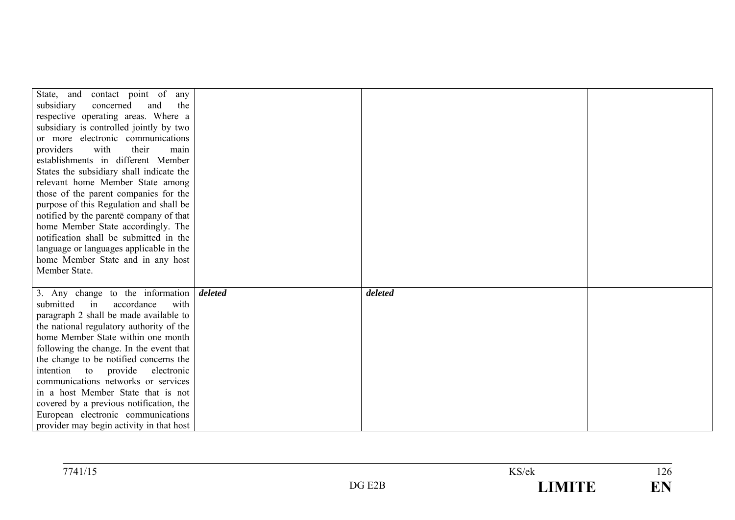| | | | |
|---|---|---|---|
| State, and contact point of any subsidiary concerned and the respective operating areas. Where a subsidiary is controlled jointly by two or more electronic communications providers with their main establishments in different Member States the subsidiary shall indicate the relevant home Member State among those of the parent companies for the purpose of this Regulation and shall be notified by the parentē company of that home Member State accordingly. The notification shall be submitted in the language or languages applicable in the home Member State and in any host Member State. | | | |
| 3. Any change to the information submitted in accordance with paragraph 2 shall be made available to the national regulatory authority of the home Member State within one month following the change. In the event that the change to be notified concerns the intention to provide electronic communications networks or services in a host Member State that is not covered by a previous notification, the European electronic communications provider may begin activity in that host | ***deleted*** | ***deleted*** | |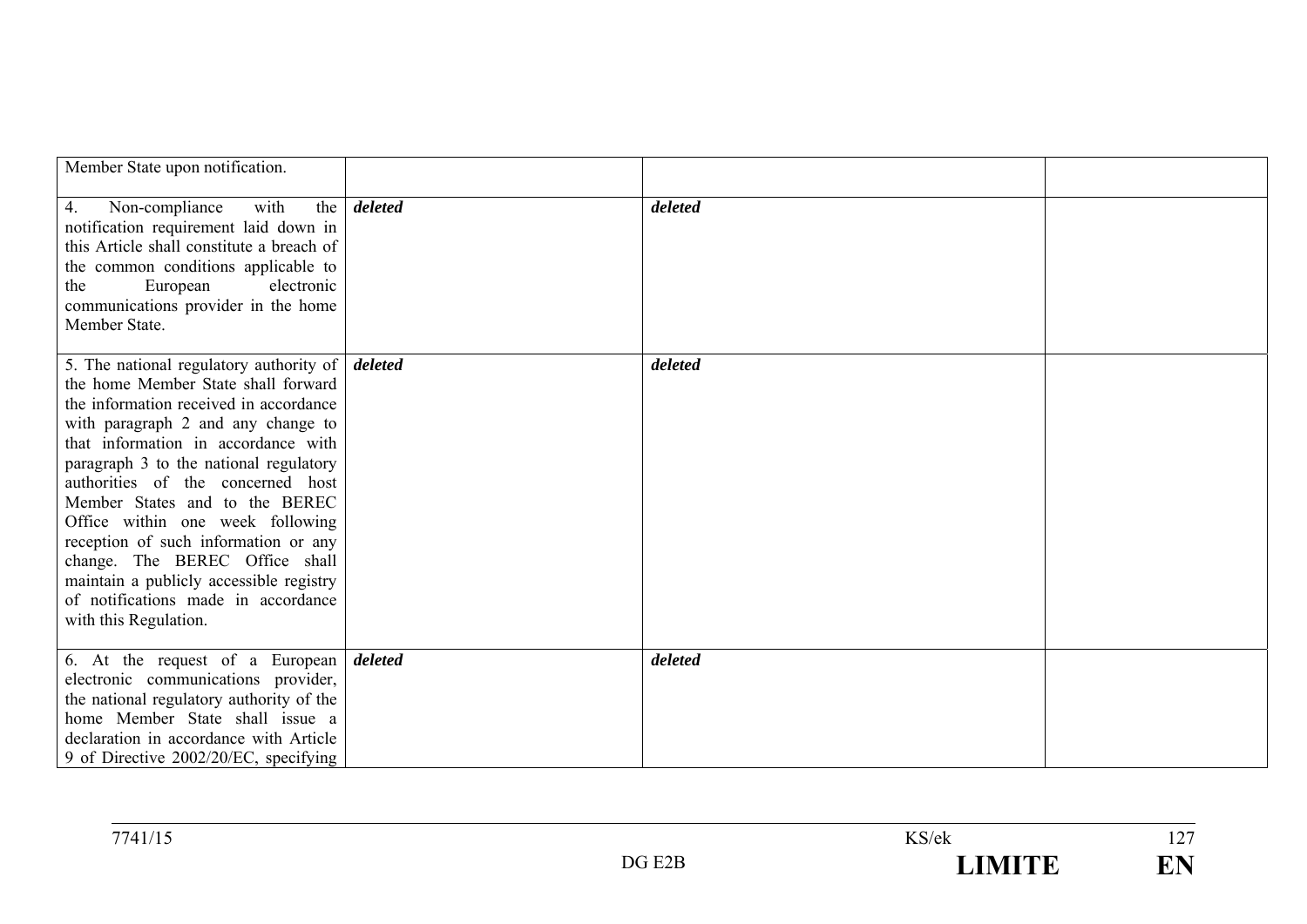| | | | |
|---|---|---|---|
| Member State upon notification. | | | |
| 4. Non-compliance with the notification requirement laid down in this Article shall constitute a breach of the common conditions applicable to the European electronic communications provider in the home Member State. | ***deleted*** | ***deleted*** | |
| 5. The national regulatory authority of the home Member State shall forward the information received in accordance with paragraph 2 and any change to that information in accordance with paragraph 3 to the national regulatory authorities of the concerned host Member States and to the BEREC Office within one week following reception of such information or any change. The BEREC Office shall maintain a publicly accessible registry of notifications made in accordance with this Regulation. | ***deleted*** | ***deleted*** | |
| 6. At the request of a European electronic communications provider, the national regulatory authority of the home Member State shall issue a declaration in accordance with Article 9 of Directive 2002/20/EC, specifying | ***deleted*** | ***deleted*** | |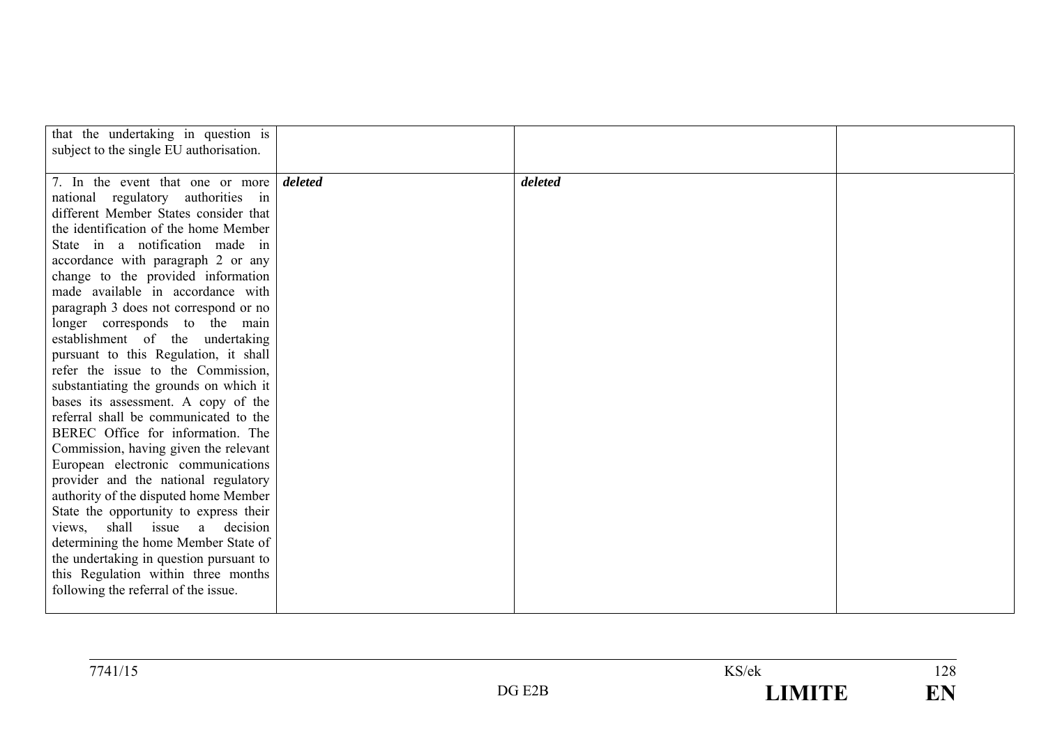| | | | |
|---|---|---|---|
| that the undertaking in question is subject to the single EU authorisation. | | | |
| 7. In the event that one or more national regulatory authorities in different Member States consider that the identification of the home Member State in a notification made in accordance with paragraph 2 or any change to the provided information made available in accordance with paragraph 3 does not correspond or no longer corresponds to the main establishment of the undertaking pursuant to this Regulation, it shall refer the issue to the Commission, substantiating the grounds on which it bases its assessment. A copy of the referral shall be communicated to the BEREC Office for information. The Commission, having given the relevant European electronic communications provider and the national regulatory authority of the disputed home Member State the opportunity to express their views, shall issue a decision determining the home Member State of the undertaking in question pursuant to this Regulation within three months following the referral of the issue. | ***deleted*** | ***deleted*** | |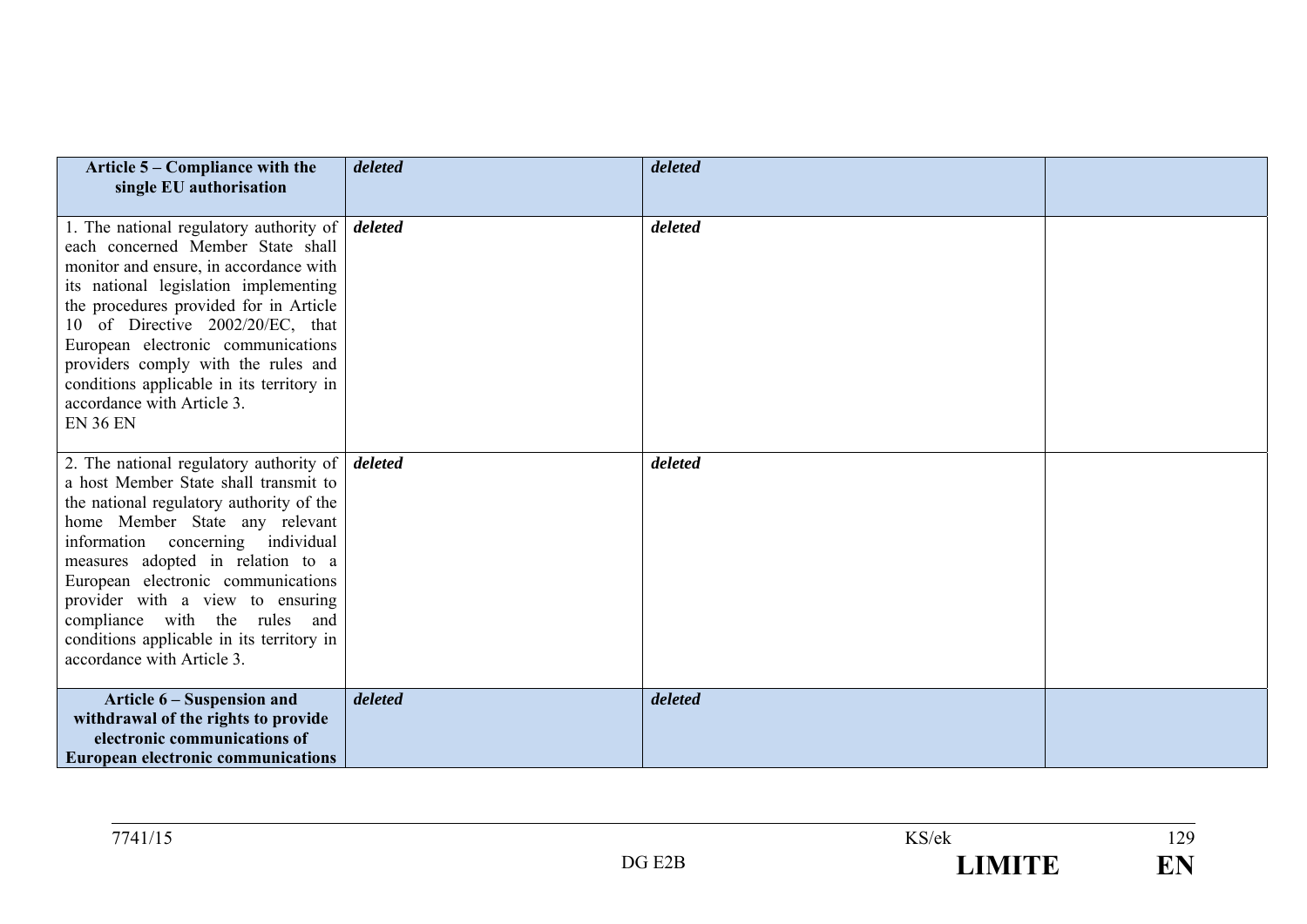| **Article 5 – Compliance with the single EU authorisation** | ***deleted*** | ***deleted*** | |
|---|---|---|---|
| 1. The national regulatory authority of each concerned Member State shall monitor and ensure, in accordance with its national legislation implementing the procedures provided for in Article 10 of Directive 2002/20/EC, that European electronic communications providers comply with the rules and conditions applicable in its territory in accordance with Article 3. EN 36 EN | ***deleted*** | ***deleted*** | |
| 2. The national regulatory authority of a host Member State shall transmit to the national regulatory authority of the home Member State any relevant information concerning individual measures adopted in relation to a European electronic communications provider with a view to ensuring compliance with the rules and conditions applicable in its territory in accordance with Article 3. | ***deleted*** | ***deleted*** | |
| **Article 6 – Suspension and withdrawal of the rights to provide electronic communications of European electronic communications** | ***deleted*** | ***deleted*** | |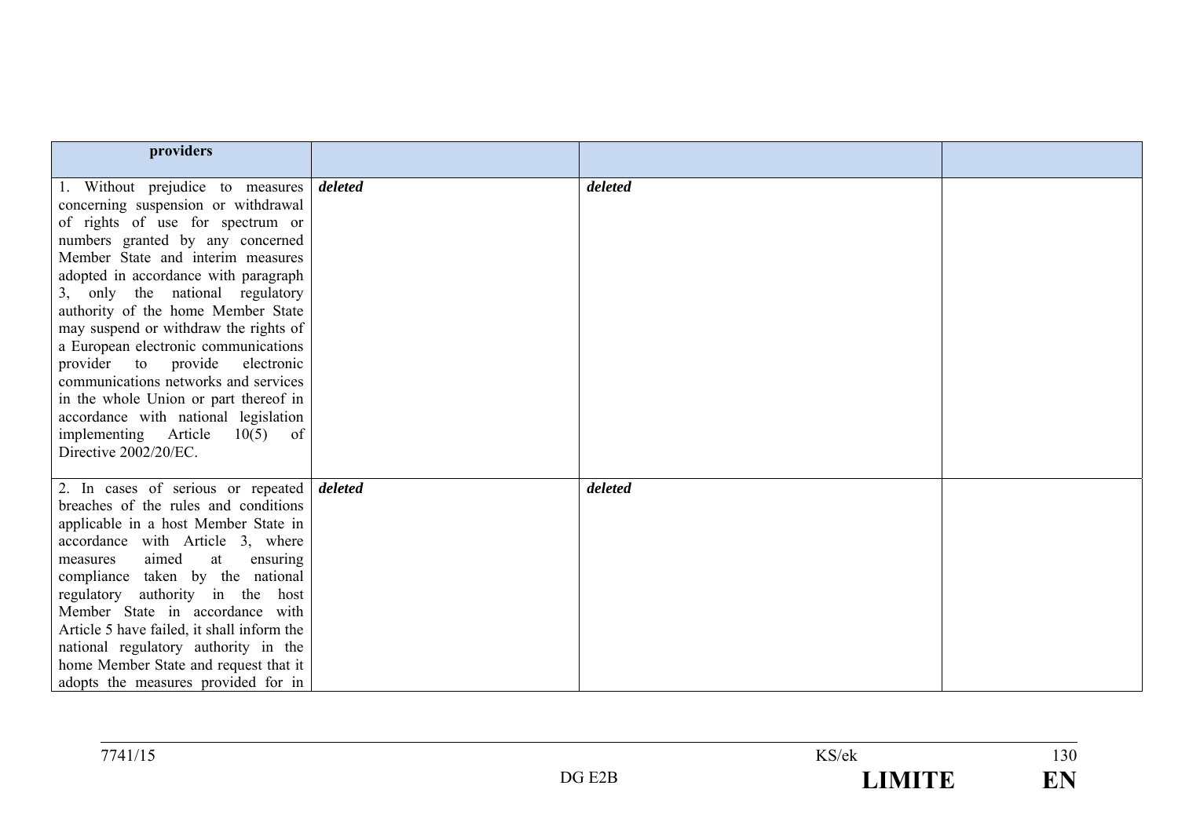| **providers** | | | |
|---|---|---|---|
| 1. Without prejudice to measures concerning suspension or withdrawal of rights of use for spectrum or numbers granted by any concerned Member State and interim measures adopted in accordance with paragraph 3, only the national regulatory authority of the home Member State may suspend or withdraw the rights of a European electronic communications provider to provide electronic communications networks and services in the whole Union or part thereof in accordance with national legislation implementing Article 10(5) of Directive 2002/20/EC. | ***deleted*** | ***deleted*** | |
| 2. In cases of serious or repeated breaches of the rules and conditions applicable in a host Member State in accordance with Article 3, where measures aimed at ensuring compliance taken by the national regulatory authority in the host Member State in accordance with Article 5 have failed, it shall inform the national regulatory authority in the home Member State and request that it adopts the measures provided for in | ***deleted*** | ***deleted*** | |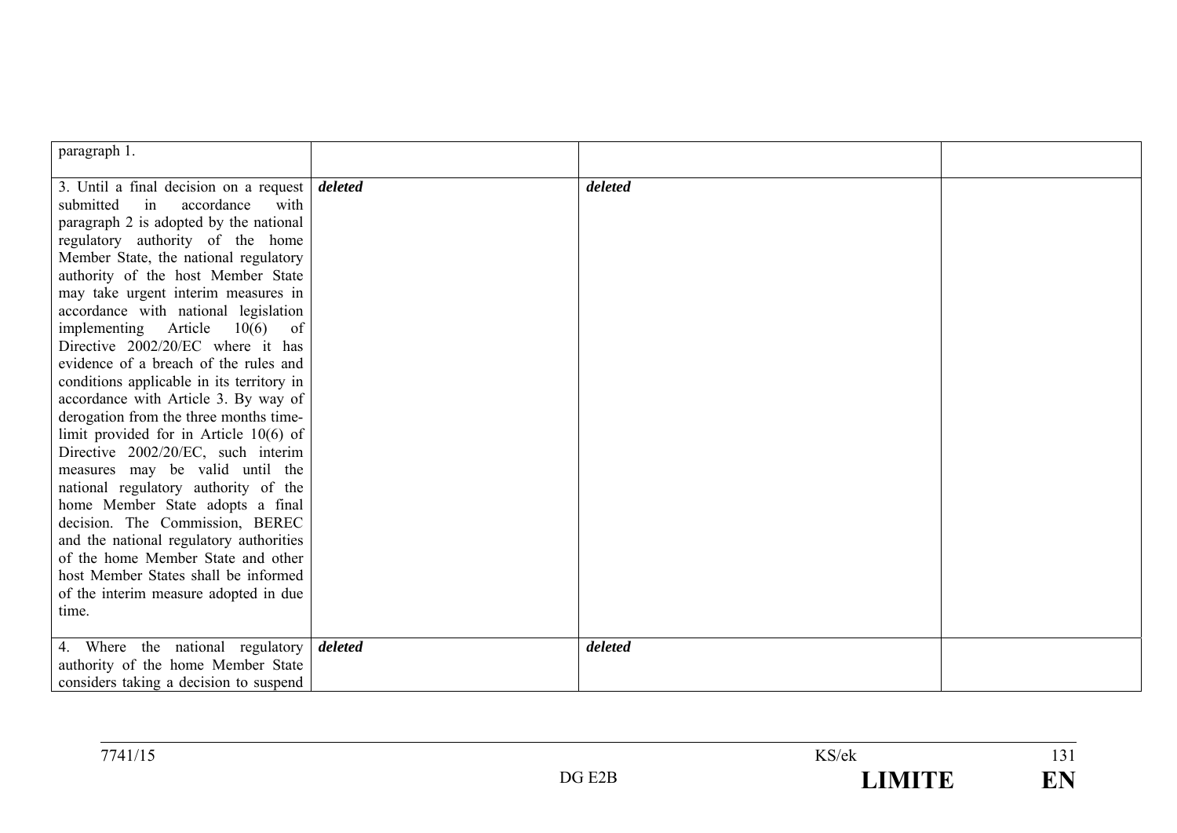| | | | |
|---|---|---|---|
| paragraph 1. | | | |
| 3. Until a final decision on a request submitted in accordance with paragraph 2 is adopted by the national regulatory authority of the home Member State, the national regulatory authority of the host Member State may take urgent interim measures in accordance with national legislation implementing Article 10(6) of Directive 2002/20/EC where it has evidence of a breach of the rules and conditions applicable in its territory in accordance with Article 3. By way of derogation from the three months time-limit provided for in Article 10(6) of Directive 2002/20/EC, such interim measures may be valid until the national regulatory authority of the home Member State adopts a final decision. The Commission, BEREC and the national regulatory authorities of the home Member State and other host Member States shall be informed of the interim measure adopted in due time. | ***deleted*** | ***deleted*** | |
| 4. Where the national regulatory authority of the home Member State considers taking a decision to suspend | ***deleted*** | ***deleted*** | |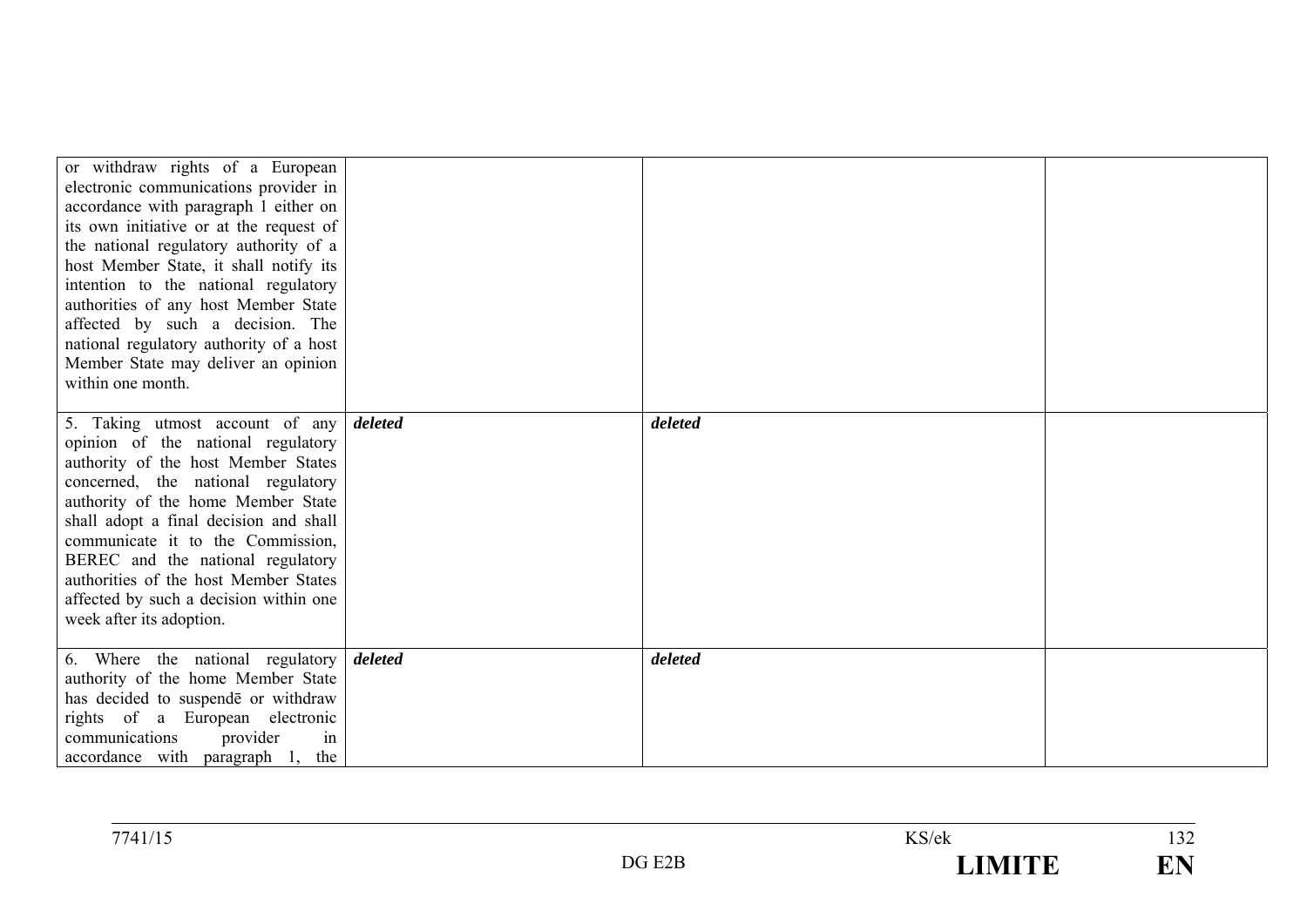| | | | |
|---|---|---|---|
| or withdraw rights of a European electronic communications provider in accordance with paragraph 1 either on its own initiative or at the request of the national regulatory authority of a host Member State, it shall notify its intention to the national regulatory authorities of any host Member State affected by such a decision. The national regulatory authority of a host Member State may deliver an opinion within one month. | | | |
| 5. Taking utmost account of any opinion of the national regulatory authority of the host Member States concerned, the national regulatory authority of the home Member State shall adopt a final decision and shall communicate it to the Commission, BEREC and the national regulatory authorities of the host Member States affected by such a decision within one week after its adoption. | ***deleted*** | ***deleted*** | |
| 6. Where the national regulatory authority of the home Member State has decided to suspendē or withdraw rights of a European electronic communications provider in accordance with paragraph 1, the | ***deleted*** | ***deleted*** | |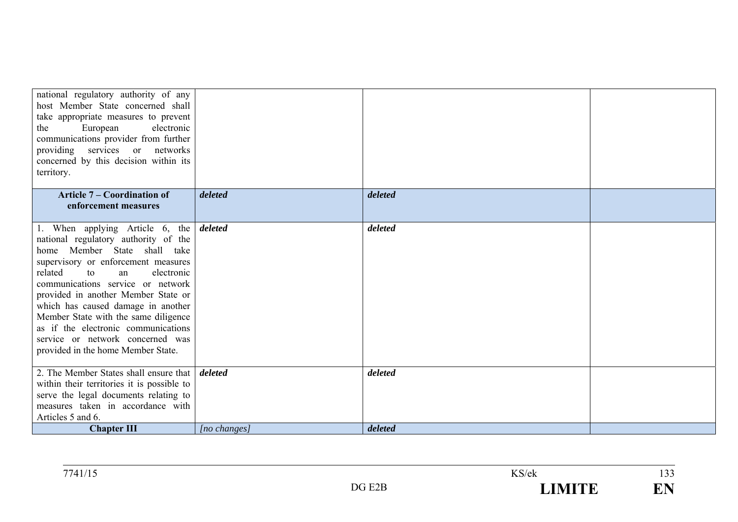| | | | |
|---|---|---|---|
| national regulatory authority of any host Member State concerned shall take appropriate measures to prevent the European electronic communications provider from further providing services or networks concerned by this decision within its territory. | | | |
| **Article 7 – Coordination of enforcement measures** | ***deleted*** | ***deleted*** | |
| 1. When applying Article 6, the national regulatory authority of the home Member State shall take supervisory or enforcement measures related to an electronic communications service or network provided in another Member State or which has caused damage in another Member State with the same diligence as if the electronic communications service or network concerned was provided in the home Member State. | ***deleted*** | ***deleted*** | |
| 2. The Member States shall ensure that within their territories it is possible to serve the legal documents relating to measures taken in accordance with Articles 5 and 6. | ***deleted*** | ***deleted*** | |
| **Chapter III** | *[no changes]* | ***deleted*** | |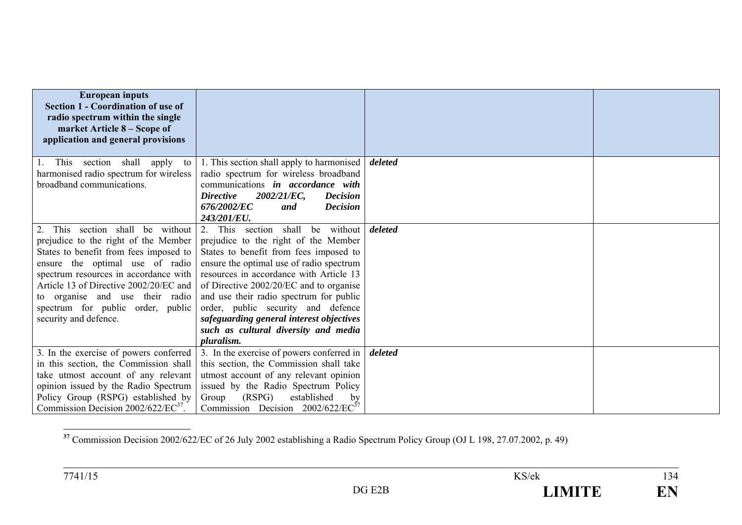| **European inputs Section 1 - Coordination of use of radio spectrum within the single market Article 8 – Scope of application and general provisions** | | | |
|---|---|---|---|
| 1. This section shall apply to harmonised radio spectrum for wireless broadband communications. | 1. This section shall apply to harmonised radio spectrum for wireless broadband communications ***in accordance with Directive 2002/21/EC, Decision 676/2002/EC and Decision 243/201/EU.*** | ***deleted*** | |
| 2. This section shall be without prejudice to the right of the Member States to benefit from fees imposed to ensure the optimal use of radio spectrum resources in accordance with Article 13 of Directive 2002/20/EC and to organise and use their radio spectrum for public order, public security and defence. | 2. This section shall be without prejudice to the right of the Member States to benefit from fees imposed to ensure the optimal use of radio spectrum resources in accordance with Article 13 of Directive 2002/20/EC and to organise and use their radio spectrum for public order, public security and defence ***safeguarding general interest objectives such as cultural diversity and media pluralism.*** | ***deleted*** | |
| 3. In the exercise of powers conferred in this section, the Commission shall take utmost account of any relevant opinion issued by the Radio Spectrum Policy Group (RSPG) established by Commission Decision 2002/622/EC[37]. | 3. In the exercise of powers conferred in this section, the Commission shall take utmost account of any relevant opinion issued by the Radio Spectrum Policy Group (RSPG) established by Commission Decision 2002/622/EC[37] | ***deleted*** | |

[37] Commission Decision 2002/622/EC of 26 July 2002 establishing a Radio Spectrum Policy Group (OJ L 198, 27.07.2002, p. 49)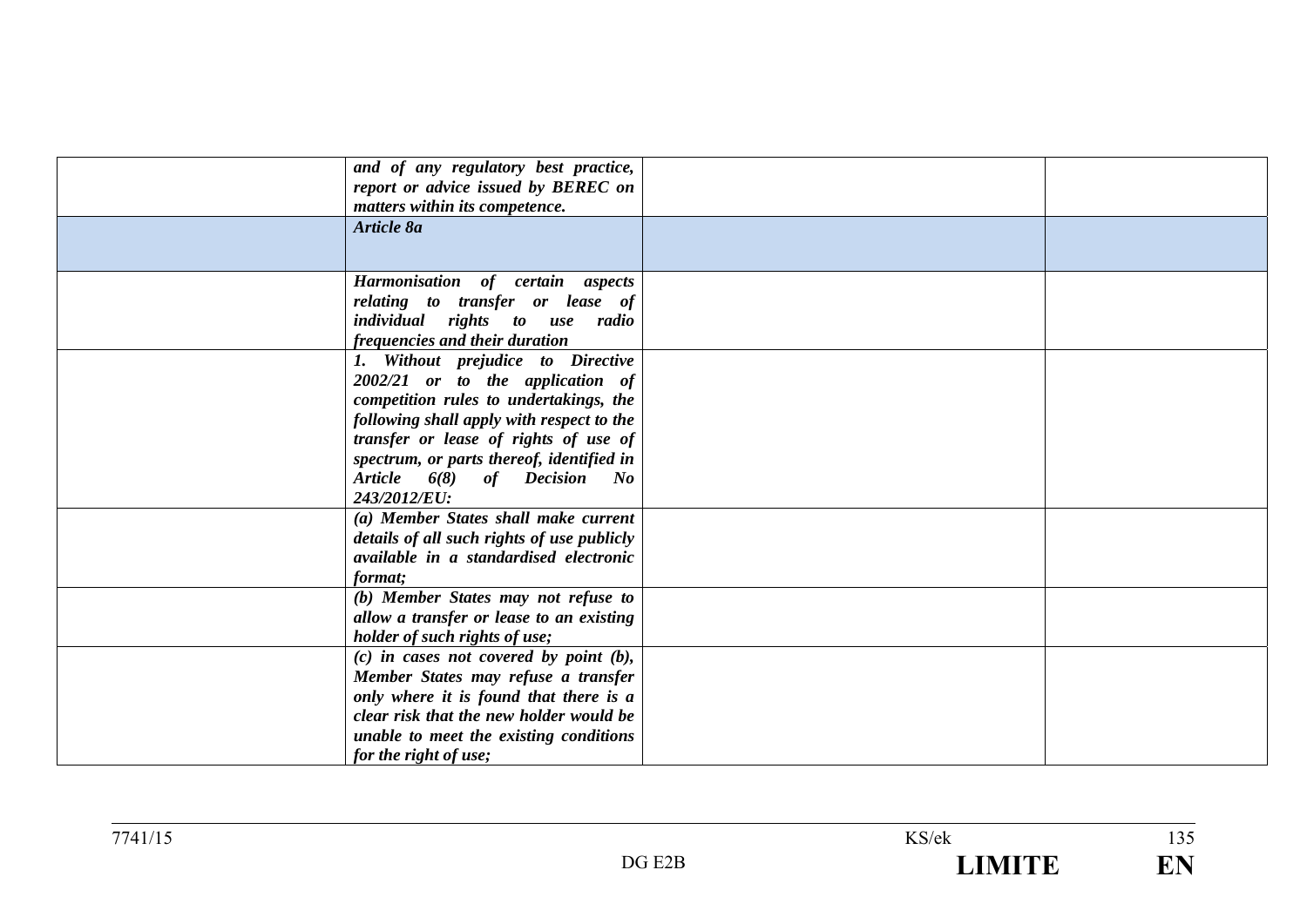| | | | |
|---|---|---|---|
| | ***and of any regulatory best practice, report or advice issued by BEREC on matters within its competence.*** | | |
| | ***Article 8a*** | | |
| | ***Harmonisation of certain aspects relating to transfer or lease of individual rights to use radio frequencies and their duration*** | | |
| | ***1. Without prejudice to Directive 2002/21 or to the application of competition rules to undertakings, the following shall apply with respect to the transfer or lease of rights of use of spectrum, or parts thereof, identified in Article 6(8) of Decision No 243/2012/EU:*** | | |
| | ***(a) Member States shall make current details of all such rights of use publicly available in a standardised electronic format;*** | | |
| | ***(b) Member States may not refuse to allow a transfer or lease to an existing holder of such rights of use;*** | | |
| | ***(c) in cases not covered by point (b), Member States may refuse a transfer only where it is found that there is a clear risk that the new holder would be unable to meet the existing conditions for the right of use;*** | | |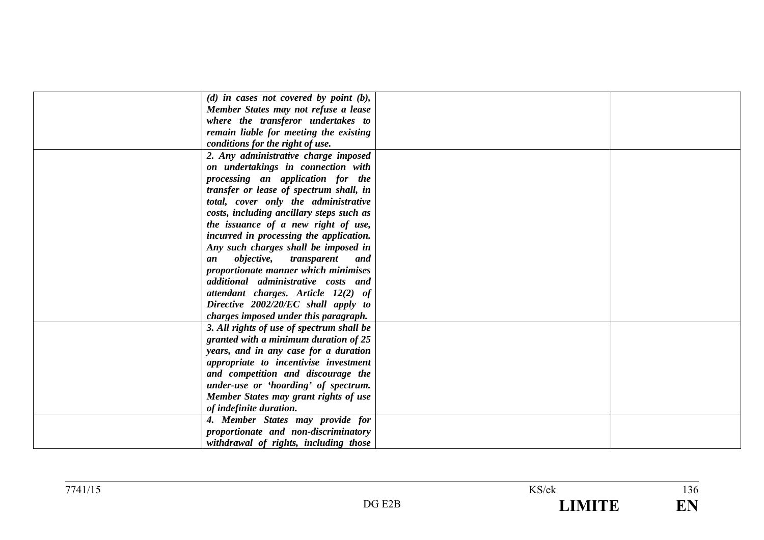|  |  |  |  |
|---|---|---|---|
|  | ***(d) in cases not covered by point (b), Member States may not refuse a lease where the transferor undertakes to remain liable for meeting the existing conditions for the right of use.*** |  |  |
|  | ***2. Any administrative charge imposed on undertakings in connection with processing an application for the transfer or lease of spectrum shall, in total, cover only the administrative costs, including ancillary steps such as the issuance of a new right of use, incurred in processing the application. Any such charges shall be imposed in an objective, transparent and proportionate manner which minimises additional administrative costs and attendant charges. Article 12(2) of Directive 2002/20/EC shall apply to charges imposed under this paragraph.*** |  |  |
|  | ***3. All rights of use of spectrum shall be granted with a minimum duration of 25 years, and in any case for a duration appropriate to incentivise investment and competition and discourage the under-use or 'hoarding' of spectrum. Member States may grant rights of use of indefinite duration.*** |  |  |
|  | ***4. Member States may provide for proportionate and non-discriminatory withdrawal of rights, including those*** |  |  |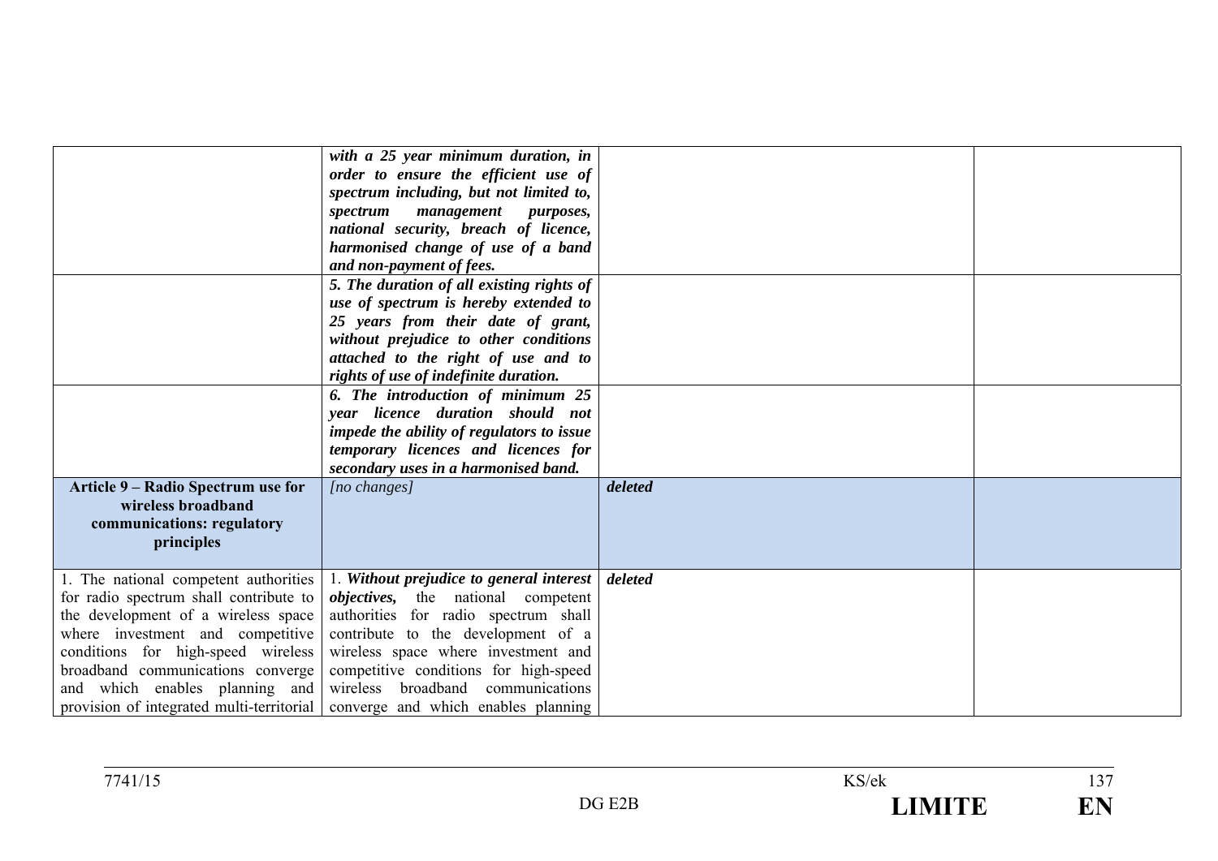| | | | |
|---|---|---|---|
| | ***with a 25 year minimum duration, in order to ensure the efficient use of spectrum including, but not limited to, spectrum management purposes, national security, breach of licence, harmonised change of use of a band and non-payment of fees.*** | | |
| | ***5. The duration of all existing rights of use of spectrum is hereby extended to 25 years from their date of grant, without prejudice to other conditions attached to the right of use and to rights of use of indefinite duration.*** | | |
| | ***6. The introduction of minimum 25 year licence duration should not impede the ability of regulators to issue temporary licences and licences for secondary uses in a harmonised band.*** | | |
| **Article 9 – Radio Spectrum use for wireless broadband communications: regulatory principles** | *[no changes]* | ***deleted*** | |
| 1. The national competent authorities for radio spectrum shall contribute to the development of a wireless space where investment and competitive conditions for high-speed wireless broadband communications converge and which enables planning and provision of integrated multi-territorial | 1. ***Without prejudice to general interest objectives,*** the national competent authorities for radio spectrum shall contribute to the development of a wireless space where investment and competitive conditions for high-speed wireless broadband communications converge and which enables planning | ***deleted*** | |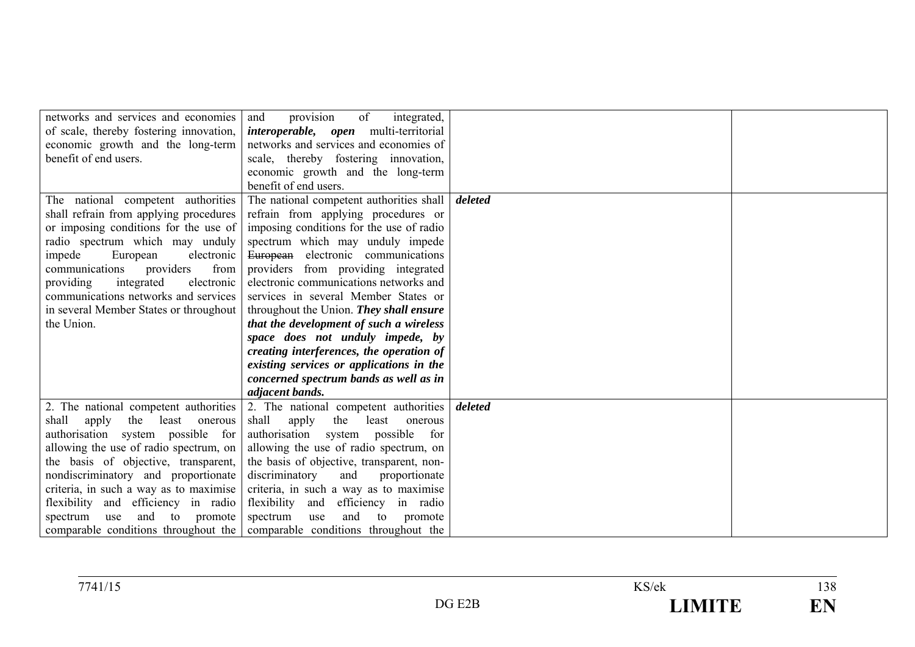| | | | |
|---|---|---|---|
| networks and services and economies of scale, thereby fostering innovation, economic growth and the long-term benefit of end users. | and provision of integrated, ***interoperable, open*** multi-territorial networks and services and economies of scale, thereby fostering innovation, economic growth and the long-term benefit of end users. | | |
| The national competent authorities shall refrain from applying procedures or imposing conditions for the use of radio spectrum which may unduly impede European electronic communications providers from providing integrated electronic communications networks and services in several Member States or throughout the Union. | The national competent authorities shall refrain from applying procedures or imposing conditions for the use of radio spectrum which may unduly impede ~~European~~ electronic communications providers from providing integrated electronic communications networks and services in several Member States or throughout the Union. ***They shall ensure that the development of such a wireless space does not unduly impede, by creating interferences, the operation of existing services or applications in the concerned spectrum bands as well as in adjacent bands.*** | ***deleted*** | |
| 2. The national competent authorities shall apply the least onerous authorisation system possible for allowing the use of radio spectrum, on the basis of objective, transparent, nondiscriminatory and proportionate criteria, in such a way as to maximise flexibility and efficiency in radio spectrum use and to promote comparable conditions throughout the | 2. The national competent authorities shall apply the least onerous authorisation system possible for allowing the use of radio spectrum, on the basis of objective, transparent, non-discriminatory and proportionate criteria, in such a way as to maximise flexibility and efficiency in radio spectrum use and to promote comparable conditions throughout the | ***deleted*** | |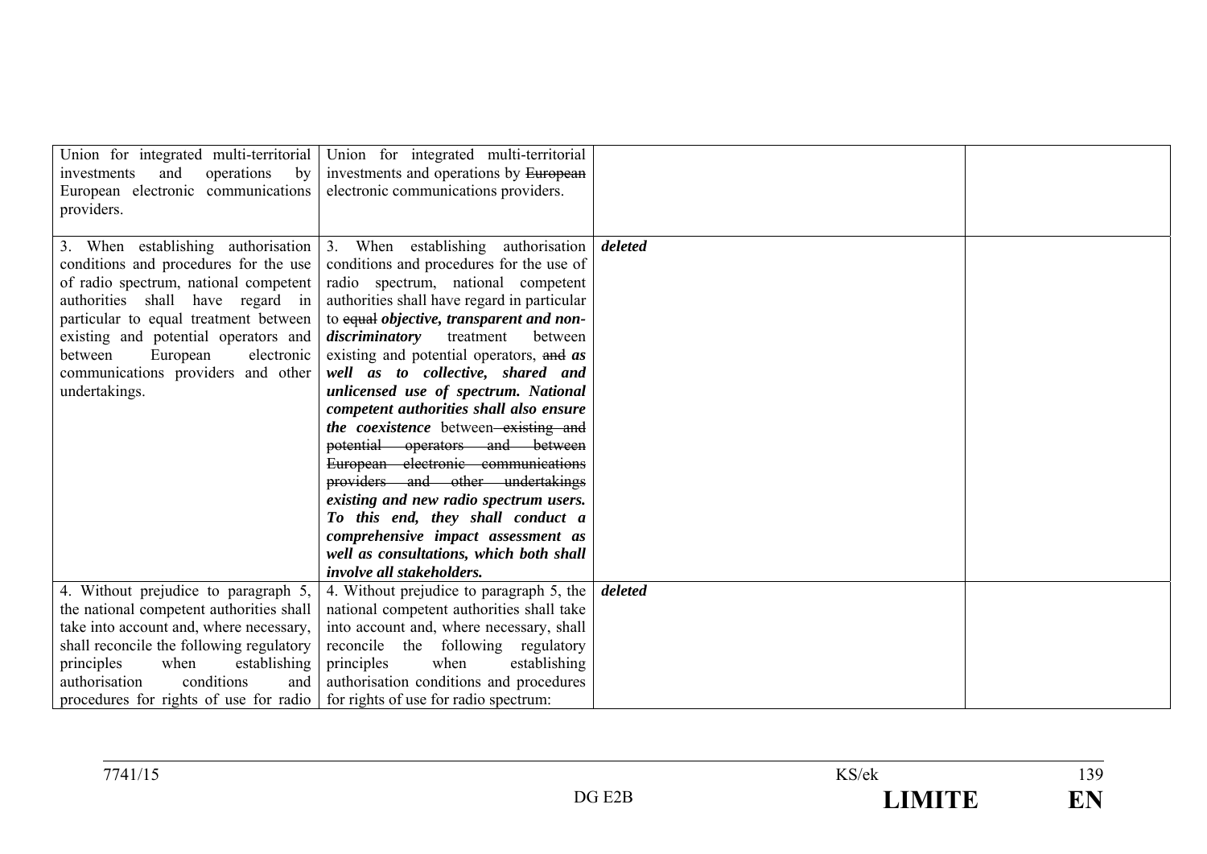| | | | |
|---|---|---|---|
| Union for integrated multi-territorial investments and operations by European electronic communications providers. | Union for integrated multi-territorial investments and operations by ~~European~~ electronic communications providers. | | |
| 3. When establishing authorisation conditions and procedures for the use of radio spectrum, national competent authorities shall have regard in particular to equal treatment between existing and potential operators and between European electronic communications providers and other undertakings. | 3. When establishing authorisation conditions and procedures for the use of radio spectrum, national competent authorities shall have regard in particular to ~~equal~~ ***objective, transparent and non-discriminatory*** treatment between existing and potential operators, ~~and~~ ***as well as to collective, shared and unlicensed use of spectrum. National competent authorities shall also ensure the coexistence*** between ~~existing and potential operators and between European electronic communications providers and other undertakings~~ ***existing and new radio spectrum users. To this end, they shall conduct a comprehensive impact assessment as well as consultations, which both shall involve all stakeholders.*** | ***deleted*** | |
| 4. Without prejudice to paragraph 5, the national competent authorities shall take into account and, where necessary, shall reconcile the following regulatory principles when establishing authorisation conditions and procedures for rights of use for radio | 4. Without prejudice to paragraph 5, the national competent authorities shall take into account and, where necessary, shall reconcile the following regulatory principles when establishing authorisation conditions and procedures for rights of use for radio spectrum: | ***deleted*** | |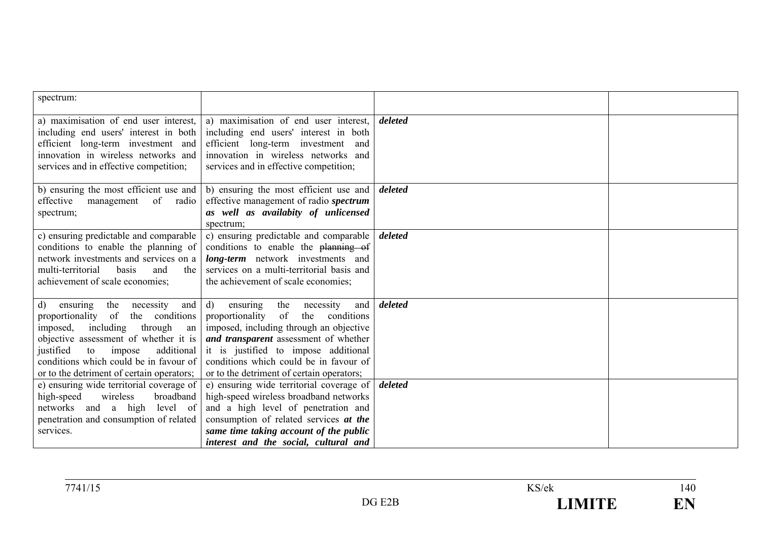| spectrum: | | | |
|---|---|---|---|
| a) maximisation of end user interest, including end users' interest in both efficient long-term investment and innovation in wireless networks and services and in effective competition; | a) maximisation of end user interest, including end users' interest in both efficient long-term investment and innovation in wireless networks and services and in effective competition; | ***deleted*** | |
| b) ensuring the most efficient use and effective management of radio spectrum; | b) ensuring the most efficient use and effective management of radio ***spectrum as well as availabity of unlicensed*** spectrum; | ***deleted*** | |
| c) ensuring predictable and comparable conditions to enable the planning of network investments and services on a multi-territorial basis and the achievement of scale economies; | c) ensuring predictable and comparable conditions to enable the ~~planning of~~ ***long-term*** network investments and services on a multi-territorial basis and the achievement of scale economies; | ***deleted*** | |
| d) ensuring the necessity and proportionality of the conditions imposed, including through an objective assessment of whether it is justified to impose additional conditions which could be in favour of or to the detriment of certain operators; | d) ensuring the necessity and proportionality of the conditions imposed, including through an objective ***and transparent*** assessment of whether it is justified to impose additional conditions which could be in favour of or to the detriment of certain operators; | ***deleted*** | |
| e) ensuring wide territorial coverage of high-speed wireless broadband networks and a high level of penetration and consumption of related services. | e) ensuring wide territorial coverage of high-speed wireless broadband networks and a high level of penetration and consumption of related services ***at the same time taking account of the public interest and the social, cultural and*** | ***deleted*** | |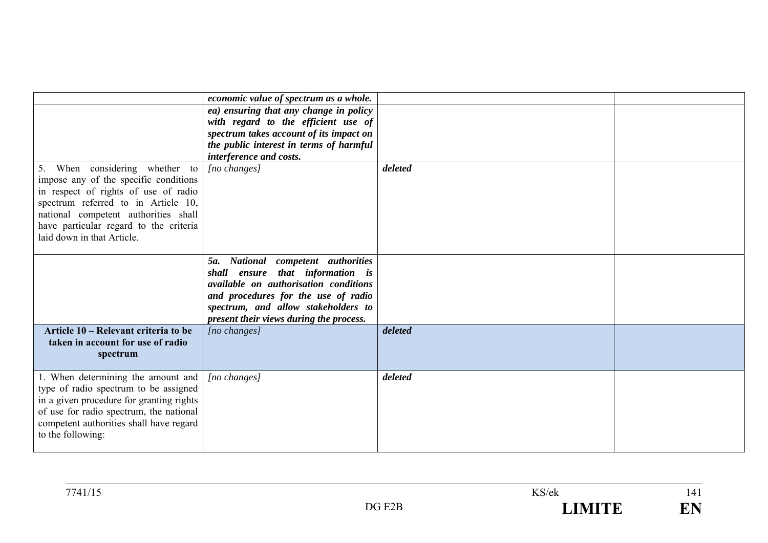| | | | |
|---|---|---|---|
| | ***economic value of spectrum as a whole.*** | | |
| | ***ea) ensuring that any change in policy with regard to the efficient use of spectrum takes account of its impact on the public interest in terms of harmful interference and costs.*** | | |
| 5. When considering whether to impose any of the specific conditions in respect of rights of use of radio spectrum referred to in Article 10, national competent authorities shall have particular regard to the criteria laid down in that Article. | *[no changes]* | ***deleted*** | |
| | ***5a. National competent authorities shall ensure that information is available on authorisation conditions and procedures for the use of radio spectrum, and allow stakeholders to present their views during the process.*** | | |
| **Article 10 – Relevant criteria to be taken in account for use of radio spectrum** | *[no changes]* | ***deleted*** | |
| 1. When determining the amount and type of radio spectrum to be assigned in a given procedure for granting rights of use for radio spectrum, the national competent authorities shall have regard to the following: | *[no changes]* | ***deleted*** | |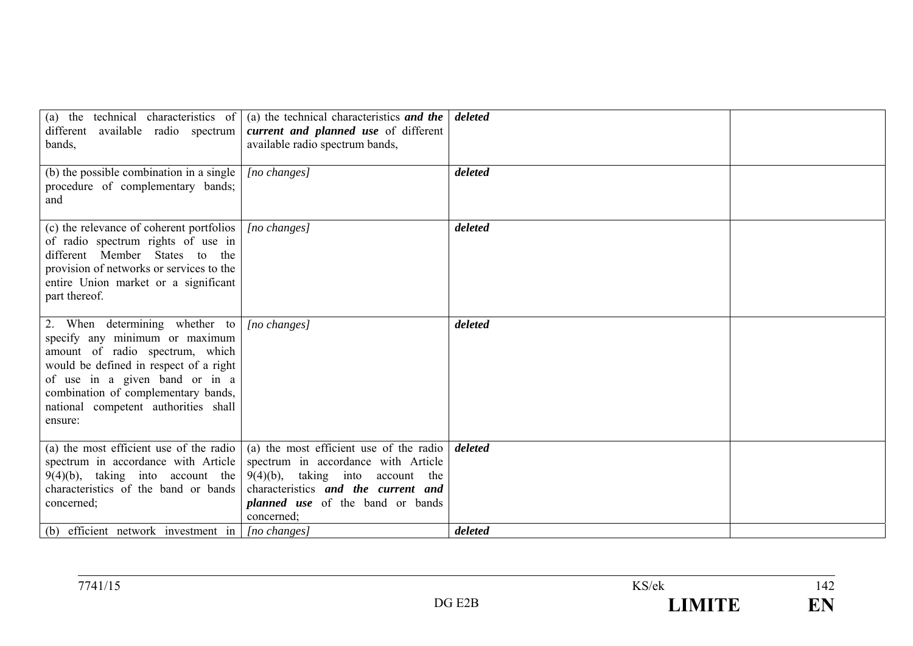| | | | |
|---|---|---|---|
| (a) the technical characteristics of different available radio spectrum bands, | (a) the technical characteristics ***and the current and planned use*** of different available radio spectrum bands, | ***deleted*** | |
| (b) the possible combination in a single procedure of complementary bands; and | *[no changes]* | ***deleted*** | |
| (c) the relevance of coherent portfolios of radio spectrum rights of use in different Member States to the provision of networks or services to the entire Union market or a significant part thereof. | *[no changes]* | ***deleted*** | |
| 2. When determining whether to specify any minimum or maximum amount of radio spectrum, which would be defined in respect of a right of use in a given band or in a combination of complementary bands, national competent authorities shall ensure: | *[no changes]* | ***deleted*** | |
| (a) the most efficient use of the radio spectrum in accordance with Article 9(4)(b), taking into account the characteristics of the band or bands concerned; | (a) the most efficient use of the radio spectrum in accordance with Article 9(4)(b), taking into account the characteristics ***and the current and planned use*** of the band or bands concerned; | ***deleted*** | |
| (b) efficient network investment in | *[no changes]* | ***deleted*** | |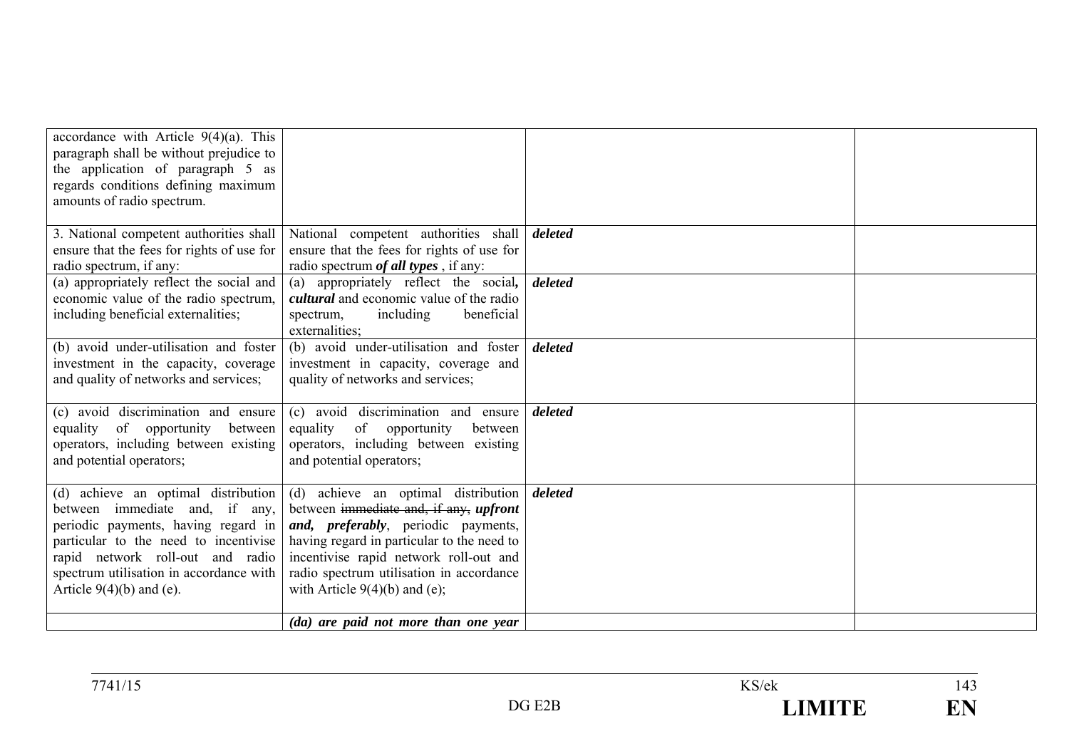| | | | |
|---|---|---|---|
| accordance with Article 9(4)(a). This paragraph shall be without prejudice to the application of paragraph 5 as regards conditions defining maximum amounts of radio spectrum. | | | |
| 3. National competent authorities shall ensure that the fees for rights of use for radio spectrum, if any: | National competent authorities shall ensure that the fees for rights of use for radio spectrum ***of all types*** , if any: | ***deleted*** | |
| (a) appropriately reflect the social and economic value of the radio spectrum, including beneficial externalities; | (a) appropriately reflect the social***,*** ***cultural*** and economic value of the radio spectrum, including beneficial externalities; | ***deleted*** | |
| (b) avoid under-utilisation and foster investment in the capacity, coverage and quality of networks and services; | (b) avoid under-utilisation and foster investment in capacity, coverage and quality of networks and services; | ***deleted*** | |
| (c) avoid discrimination and ensure equality of opportunity between operators, including between existing and potential operators; | (c) avoid discrimination and ensure equality of opportunity between operators, including between existing and potential operators; | ***deleted*** | |
| (d) achieve an optimal distribution between immediate and, if any, periodic payments, having regard in particular to the need to incentivise rapid network roll-out and radio spectrum utilisation in accordance with Article 9(4)(b) and (e). | (d) achieve an optimal distribution between ~~immediate and, if any,~~ ***upfront and, preferably***, periodic payments, having regard in particular to the need to incentivise rapid network roll-out and radio spectrum utilisation in accordance with Article 9(4)(b) and (e); | ***deleted*** | |
| | ***(da) are paid not more than one year*** | | |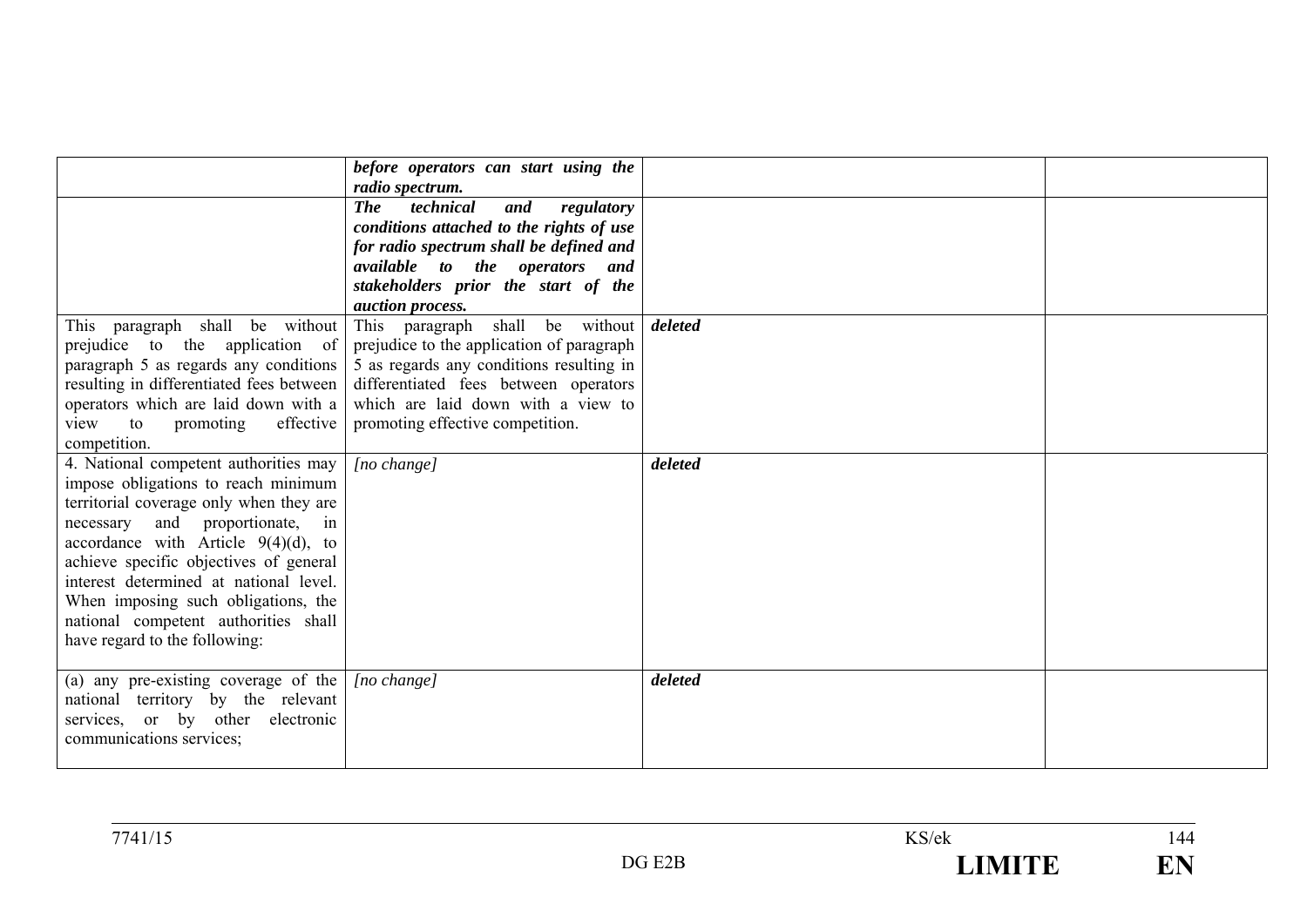| | | | |
|---|---|---|---|
| | ***before operators can start using the radio spectrum.*** | | |
| | ***The technical and regulatory conditions attached to the rights of use for radio spectrum shall be defined and available to the operators and stakeholders prior the start of the auction process.*** | | |
| This paragraph shall be without prejudice to the application of paragraph 5 as regards any conditions resulting in differentiated fees between operators which are laid down with a view to promoting effective competition. | This paragraph shall be without prejudice to the application of paragraph 5 as regards any conditions resulting in differentiated fees between operators which are laid down with a view to promoting effective competition. | ***deleted*** | |
| 4. National competent authorities may impose obligations to reach minimum territorial coverage only when they are necessary and proportionate, in accordance with Article 9(4)(d), to achieve specific objectives of general interest determined at national level. When imposing such obligations, the national competent authorities shall have regard to the following: | *[no change]* | ***deleted*** | |
| (a) any pre-existing coverage of the national territory by the relevant services, or by other electronic communications services; | *[no change]* | ***deleted*** | |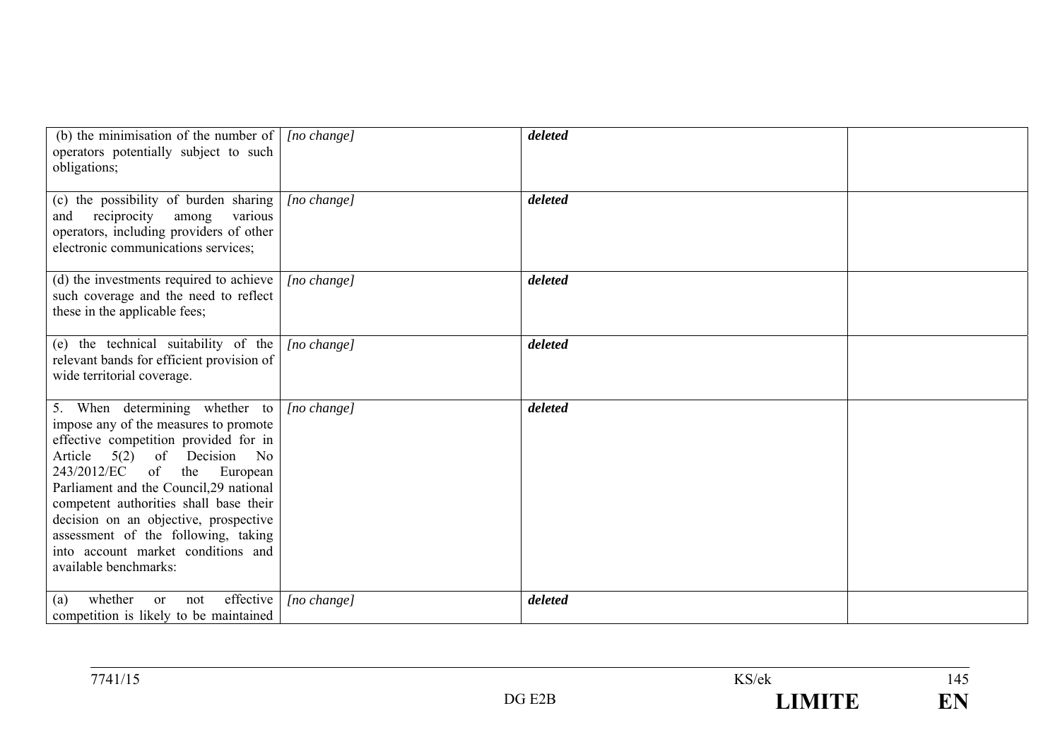| | | | |
|---|---|---|---|
| (b) the minimisation of the number of operators potentially subject to such obligations; | *[no change]* | ***deleted*** | |
| (c) the possibility of burden sharing and reciprocity among various operators, including providers of other electronic communications services; | *[no change]* | ***deleted*** | |
| (d) the investments required to achieve such coverage and the need to reflect these in the applicable fees; | *[no change]* | ***deleted*** | |
| (e) the technical suitability of the relevant bands for efficient provision of wide territorial coverage. | *[no change]* | ***deleted*** | |
| 5. When determining whether to impose any of the measures to promote effective competition provided for in Article 5(2) of Decision No 243/2012/EC of the European Parliament and the Council,29 national competent authorities shall base their decision on an objective, prospective assessment of the following, taking into account market conditions and available benchmarks: | *[no change]* | ***deleted*** | |
| (a) whether or not effective competition is likely to be maintained | *[no change]* | ***deleted*** | |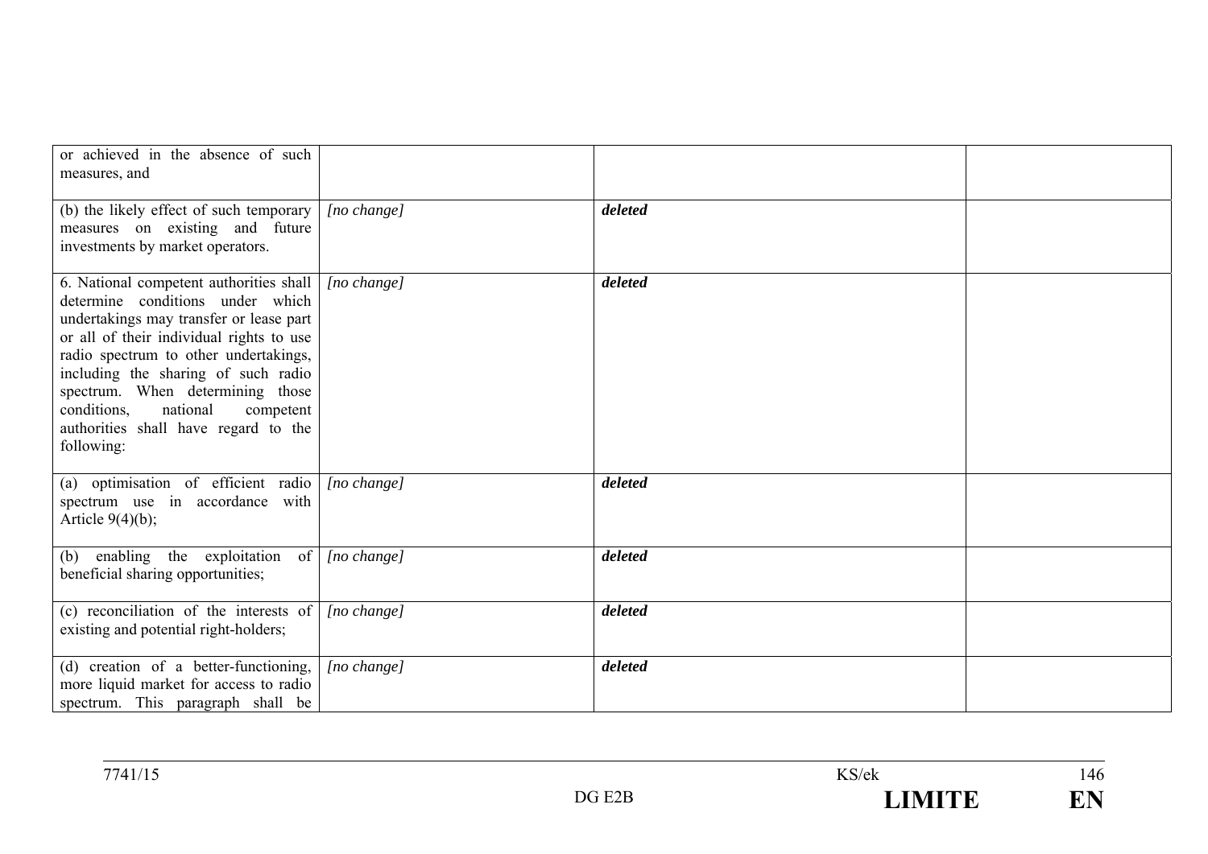| | | | |
|---|---|---|---|
| or achieved in the absence of such measures, and | | | |
| (b) the likely effect of such temporary measures on existing and future investments by market operators. | *[no change]* | ***deleted*** | |
| 6. National competent authorities shall determine conditions under which undertakings may transfer or lease part or all of their individual rights to use radio spectrum to other undertakings, including the sharing of such radio spectrum. When determining those conditions, national competent authorities shall have regard to the following: | *[no change]* | ***deleted*** | |
| (a) optimisation of efficient radio spectrum use in accordance with Article 9(4)(b); | *[no change]* | ***deleted*** | |
| (b) enabling the exploitation of beneficial sharing opportunities; | *[no change]* | ***deleted*** | |
| (c) reconciliation of the interests of existing and potential right-holders; | *[no change]* | ***deleted*** | |
| (d) creation of a better-functioning, more liquid market for access to radio spectrum. This paragraph shall be | *[no change]* | ***deleted*** | |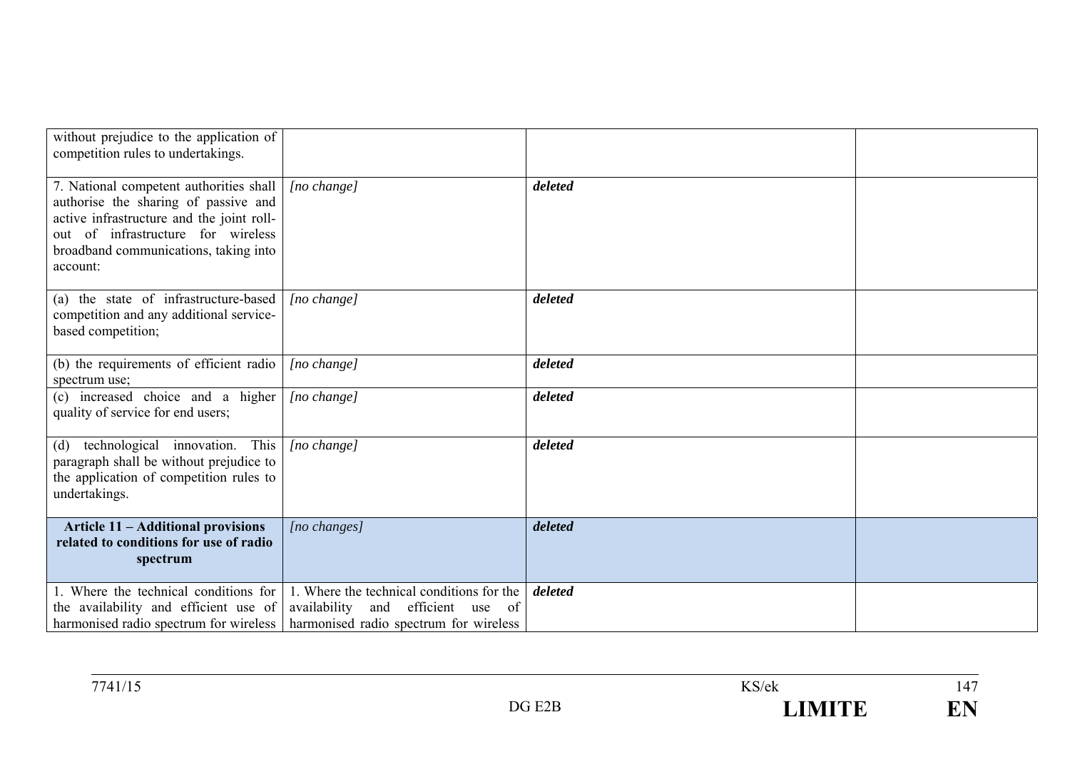| | | | |
|---|---|---|---|
| without prejudice to the application of competition rules to undertakings. | | | |
| 7. National competent authorities shall authorise the sharing of passive and active infrastructure and the joint roll-out of infrastructure for wireless broadband communications, taking into account: | *[no change]* | ***deleted*** | |
| (a) the state of infrastructure-based competition and any additional service-based competition; | *[no change]* | ***deleted*** | |
| (b) the requirements of efficient radio spectrum use; | *[no change]* | ***deleted*** | |
| (c) increased choice and a higher quality of service for end users; | *[no change]* | ***deleted*** | |
| (d) technological innovation. This paragraph shall be without prejudice to the application of competition rules to undertakings. | *[no change]* | ***deleted*** | |
| **Article 11 – Additional provisions related to conditions for use of radio spectrum** | *[no changes]* | ***deleted*** | |
| 1. Where the technical conditions for the availability and efficient use of harmonised radio spectrum for wireless | 1. Where the technical conditions for the availability and efficient use of harmonised radio spectrum for wireless | ***deleted*** | |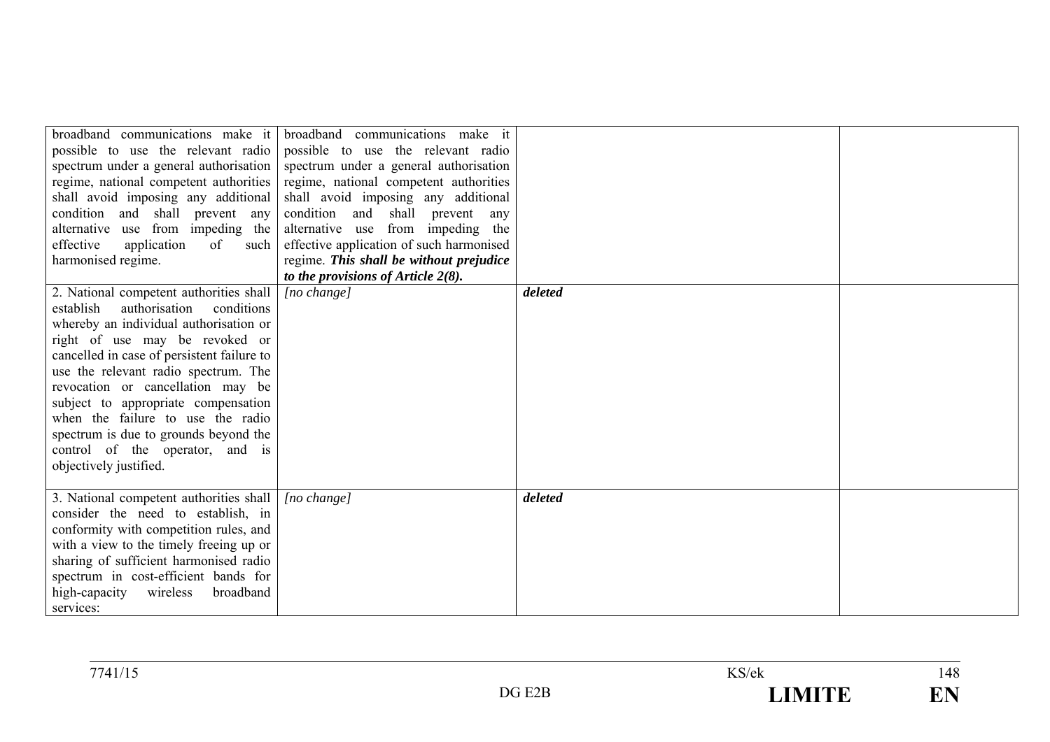| | | | |
|---|---|---|---|
| broadband communications make it possible to use the relevant radio spectrum under a general authorisation regime, national competent authorities shall avoid imposing any additional condition and shall prevent any alternative use from impeding the effective application of such harmonised regime. | broadband communications make it possible to use the relevant radio spectrum under a general authorisation regime, national competent authorities shall avoid imposing any additional condition and shall prevent any alternative use from impeding the effective application of such harmonised regime. ***This shall be without prejudice to the provisions of Article 2(8).*** | | |
| 2. National competent authorities shall establish authorisation conditions whereby an individual authorisation or right of use may be revoked or cancelled in case of persistent failure to use the relevant radio spectrum. The revocation or cancellation may be subject to appropriate compensation when the failure to use the radio spectrum is due to grounds beyond the control of the operator, and is objectively justified. | *[no change]* | ***deleted*** | |
| 3. National competent authorities shall consider the need to establish, in conformity with competition rules, and with a view to the timely freeing up or sharing of sufficient harmonised radio spectrum in cost-efficient bands for high-capacity wireless broadband services: | *[no change]* | ***deleted*** | |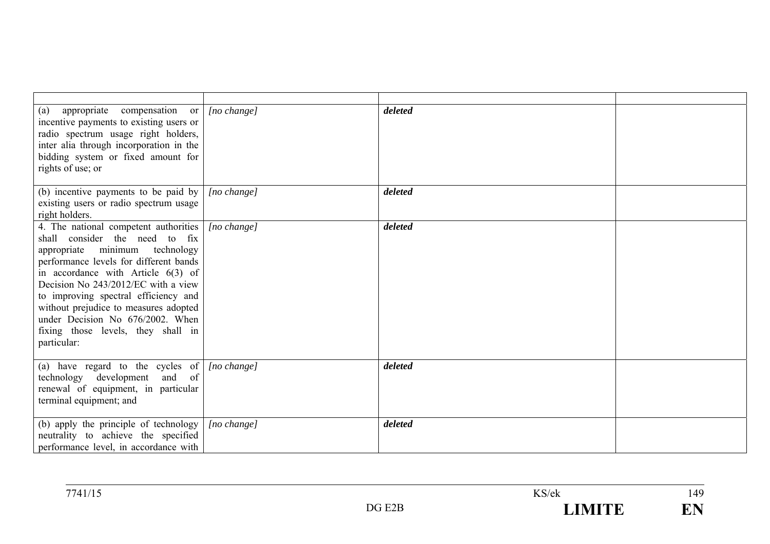| | | | |
|---|---|---|---|
| (a) appropriate compensation or incentive payments to existing users or radio spectrum usage right holders, inter alia through incorporation in the bidding system or fixed amount for rights of use; or | *[no change]* | ***deleted*** | |
| (b) incentive payments to be paid by existing users or radio spectrum usage right holders. | *[no change]* | ***deleted*** | |
| 4. The national competent authorities shall consider the need to fix appropriate minimum technology performance levels for different bands in accordance with Article 6(3) of Decision No 243/2012/EC with a view to improving spectral efficiency and without prejudice to measures adopted under Decision No 676/2002. When fixing those levels, they shall in particular: | *[no change]* | ***deleted*** | |
| (a) have regard to the cycles of technology development and of renewal of equipment, in particular terminal equipment; and | *[no change]* | ***deleted*** | |
| (b) apply the principle of technology neutrality to achieve the specified performance level, in accordance with | *[no change]* | ***deleted*** | |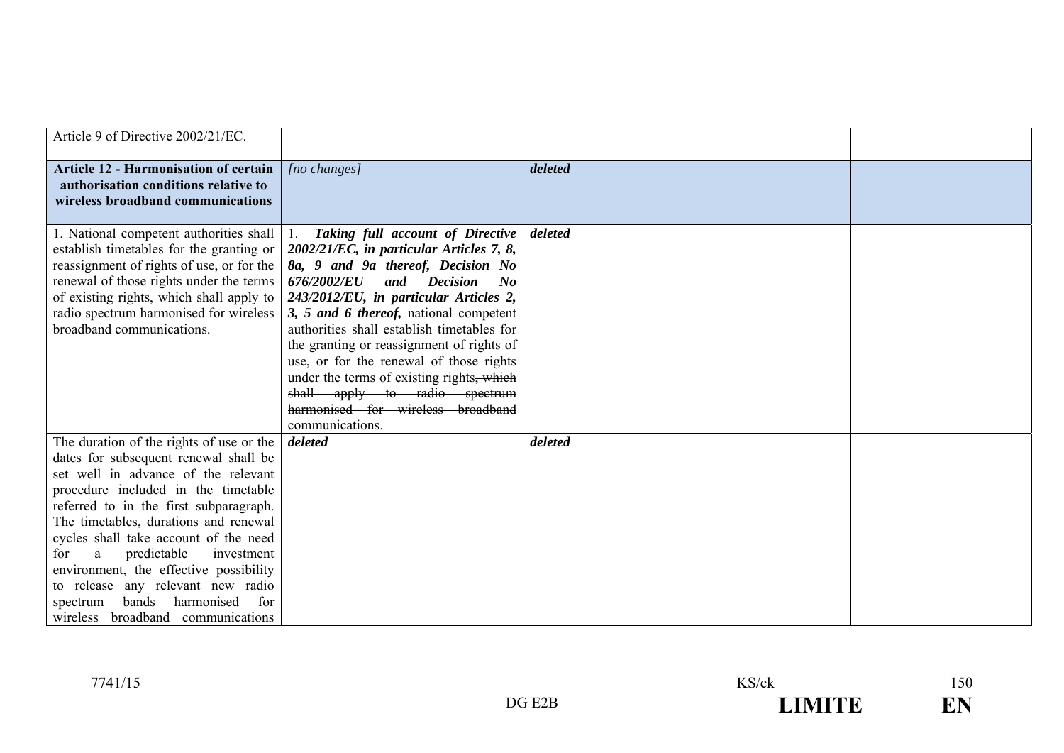| | | | |
|---|---|---|---|
| Article 9 of Directive 2002/21/EC. | | | |
| **Article 12 - Harmonisation of certain authorisation conditions relative to wireless broadband communications** | *[no changes]* | ***deleted*** | |
| 1. National competent authorities shall establish timetables for the granting or reassignment of rights of use, or for the renewal of those rights under the terms of existing rights, which shall apply to radio spectrum harmonised for wireless broadband communications. | 1. ***Taking full account of Directive 2002/21/EC, in particular Articles 7, 8, 8a, 9 and 9a thereof, Decision No 676/2002/EU and Decision No 243/2012/EU, in particular Articles 2, 3, 5 and 6 thereof,*** national competent authorities shall establish timetables for the granting or reassignment of rights of use, or for the renewal of those rights under the terms of existing rights~~, which shall apply to radio spectrum harmonised for wireless broadband communications~~. | ***deleted*** | |
| The duration of the rights of use or the dates for subsequent renewal shall be set well in advance of the relevant procedure included in the timetable referred to in the first subparagraph. The timetables, durations and renewal cycles shall take account of the need for a predictable investment environment, the effective possibility to release any relevant new radio spectrum bands harmonised for wireless broadband communications | ***deleted*** | ***deleted*** | |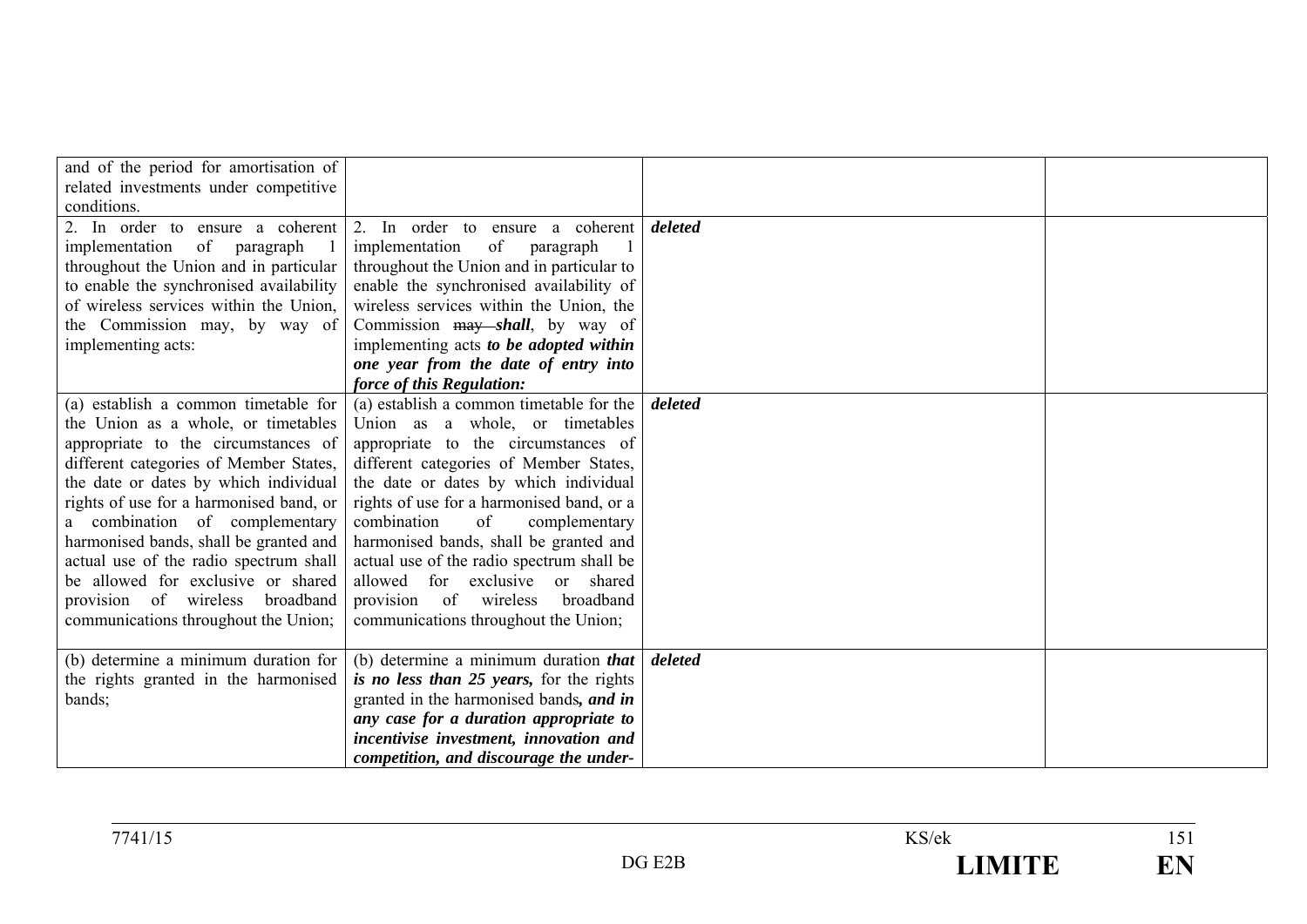| | | | |
|---|---|---|---|
| and of the period for amortisation of related investments under competitive conditions. | | | |
| 2. In order to ensure a coherent implementation of paragraph 1 throughout the Union and in particular to enable the synchronised availability of wireless services within the Union, the Commission may, by way of implementing acts: | 2. In order to ensure a coherent implementation of paragraph 1 throughout the Union and in particular to enable the synchronised availability of wireless services within the Union, the Commission ~~may~~ ***shall***, by way of implementing acts ***to be adopted within one year from the date of entry into force of this Regulation:*** | ***deleted*** | |
| (a) establish a common timetable for the Union as a whole, or timetables appropriate to the circumstances of different categories of Member States, the date or dates by which individual rights of use for a harmonised band, or a combination of complementary harmonised bands, shall be granted and actual use of the radio spectrum shall be allowed for exclusive or shared provision of wireless broadband communications throughout the Union; | (a) establish a common timetable for the Union as a whole, or timetables appropriate to the circumstances of different categories of Member States, the date or dates by which individual rights of use for a harmonised band, or a combination of complementary harmonised bands, shall be granted and actual use of the radio spectrum shall be allowed for exclusive or shared provision of wireless broadband communications throughout the Union; | ***deleted*** | |
| (b) determine a minimum duration for the rights granted in the harmonised bands; | (b) determine a minimum duration ***that is no less than 25 years,*** for the rights granted in the harmonised bands***, and in any case for a duration appropriate to incentivise investment, innovation and competition, and discourage the under-*** | ***deleted*** | |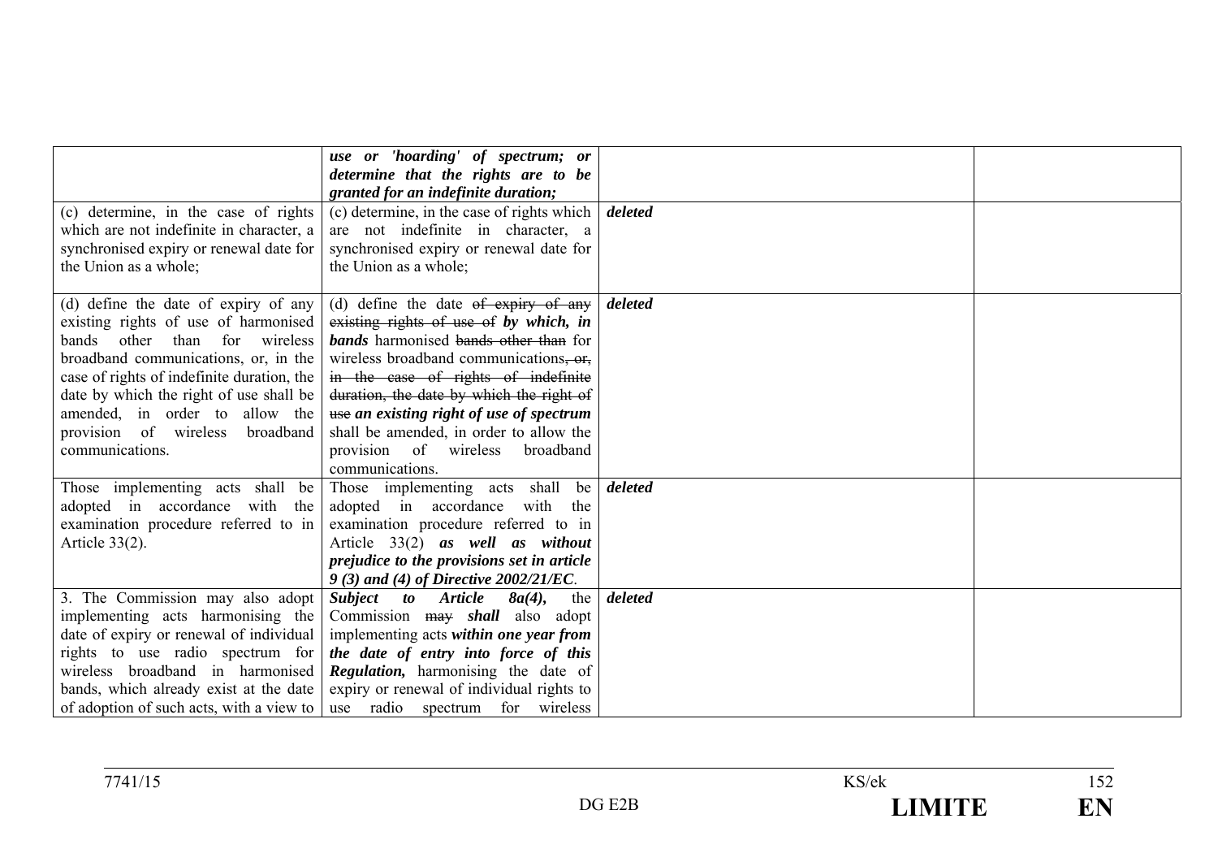| | | | |
|---|---|---|---|
| | ***use or 'hoarding' of spectrum; or determine that the rights are to be granted for an indefinite duration;*** | | |
| (c) determine, in the case of rights which are not indefinite in character, a synchronised expiry or renewal date for the Union as a whole; | (c) determine, in the case of rights which are not indefinite in character, a synchronised expiry or renewal date for the Union as a whole; | ***deleted*** | |
| (d) define the date of expiry of any existing rights of use of harmonised bands other than for wireless broadband communications, or, in the case of rights of indefinite duration, the date by which the right of use shall be amended, in order to allow the provision of wireless broadband communications. | (d) define the date ~~of expiry of any existing rights of use of~~ ***by which, in bands*** harmonised ~~bands other than~~ for wireless broadband communications~~, or, in the case of rights of indefinite duration, the date by which the right of use~~ ***an existing right of use of spectrum*** shall be amended, in order to allow the provision of wireless broadband communications. | ***deleted*** | |
| Those implementing acts shall be adopted in accordance with the examination procedure referred to in Article 33(2). | Those implementing acts shall be adopted in accordance with the examination procedure referred to in Article 33(2) ***as well as without prejudice to the provisions set in article 9 (3) and (4) of Directive 2002/21/EC***. | ***deleted*** | |
| 3. The Commission may also adopt implementing acts harmonising the date of expiry or renewal of individual rights to use radio spectrum for wireless broadband in harmonised bands, which already exist at the date of adoption of such acts, with a view to | ***Subject to Article 8a(4),*** the Commission ~~may~~ ***shall*** also adopt implementing acts ***within one year from the date of entry into force of this Regulation,*** harmonising the date of expiry or renewal of individual rights to use radio spectrum for wireless | ***deleted*** | |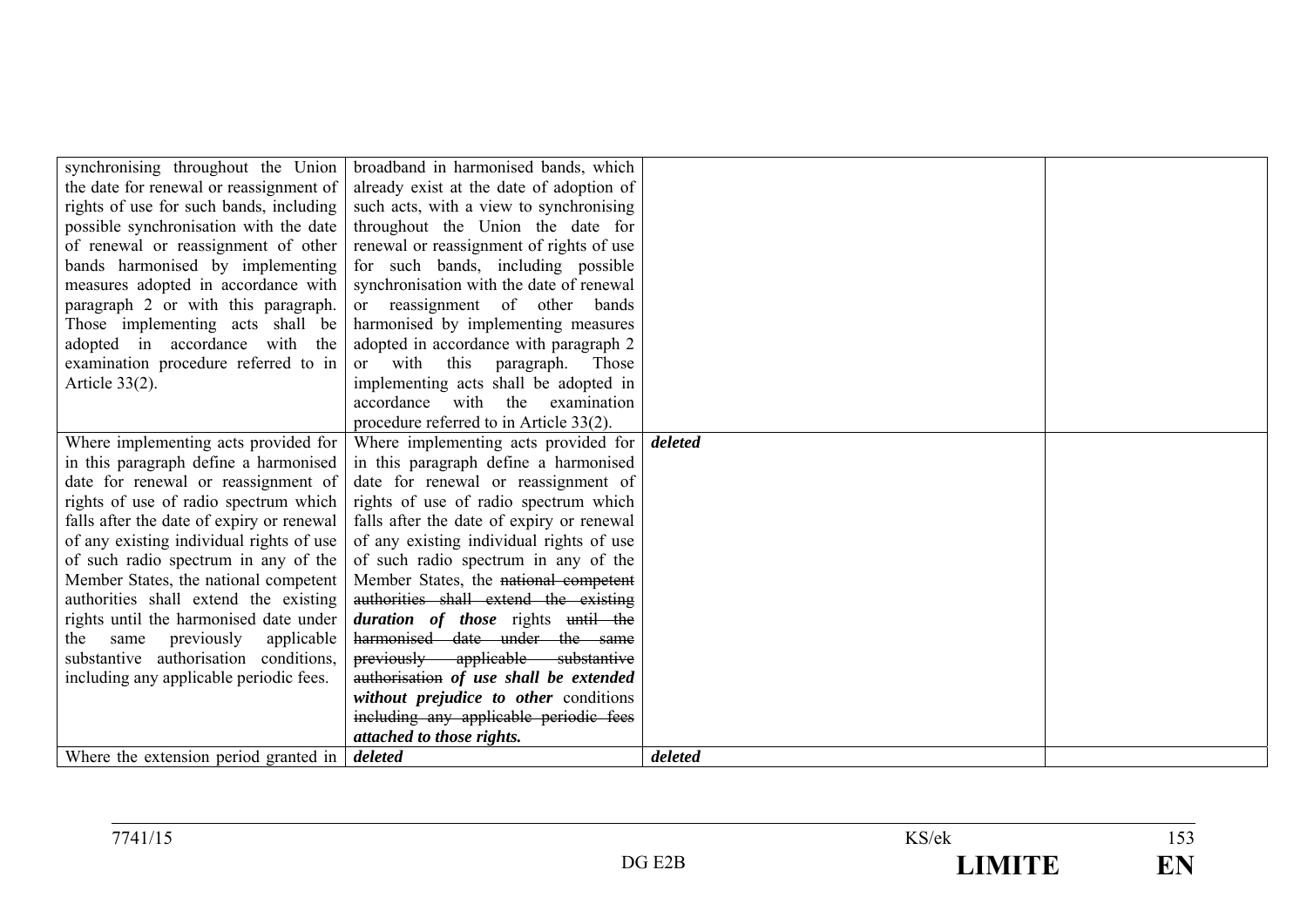| | | | |
|---|---|---|---|
| synchronising throughout the Union the date for renewal or reassignment of rights of use for such bands, including possible synchronisation with the date of renewal or reassignment of other bands harmonised by implementing measures adopted in accordance with paragraph 2 or with this paragraph. Those implementing acts shall be adopted in accordance with the examination procedure referred to in Article 33(2). | broadband in harmonised bands, which already exist at the date of adoption of such acts, with a view to synchronising throughout the Union the date for renewal or reassignment of rights of use for such bands, including possible synchronisation with the date of renewal or reassignment of other bands harmonised by implementing measures adopted in accordance with paragraph 2 or with this paragraph. Those implementing acts shall be adopted in accordance with the examination procedure referred to in Article 33(2). | | |
| Where implementing acts provided for in this paragraph define a harmonised date for renewal or reassignment of rights of use of radio spectrum which falls after the date of expiry or renewal of any existing individual rights of use of such radio spectrum in any of the Member States, the national competent authorities shall extend the existing rights until the harmonised date under the same previously applicable substantive authorisation conditions, including any applicable periodic fees. | Where implementing acts provided for in this paragraph define a harmonised date for renewal or reassignment of rights of use of radio spectrum which falls after the date of expiry or renewal of any existing individual rights of use of such radio spectrum in any of the Member States, the ~~national competent authorities shall extend the existing~~ ***duration of those*** rights ~~until the harmonised date under the same previously applicable substantive authorisation~~ ***of use shall be extended without prejudice to other*** conditions ~~including any applicable periodic fees~~ ***attached to those rights.*** | ***deleted*** | |
| Where the extension period granted in | ***deleted*** | ***deleted*** | |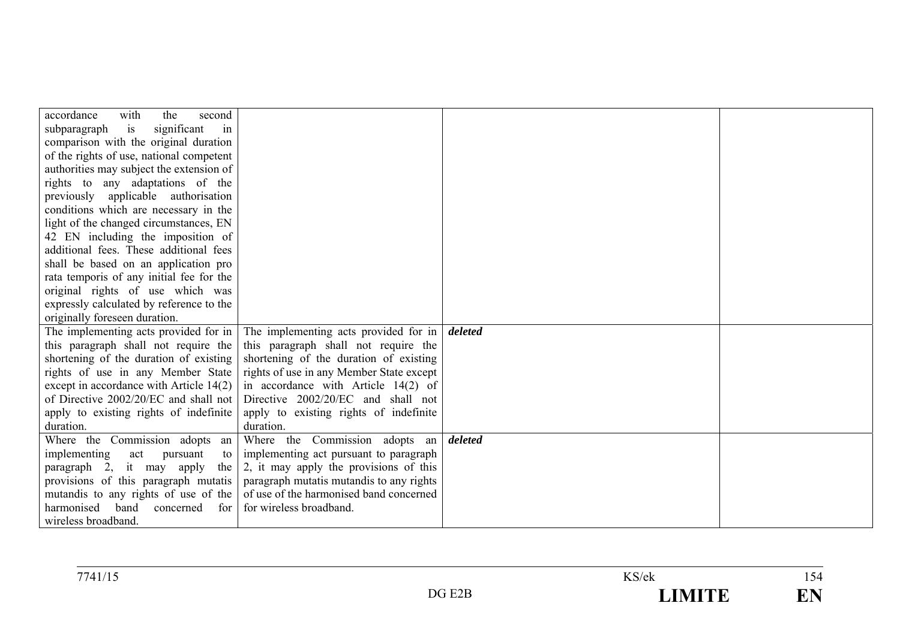| | | | |
|---|---|---|---|
| accordance with the second subparagraph is significant in comparison with the original duration of the rights of use, national competent authorities may subject the extension of rights to any adaptations of the previously applicable authorisation conditions which are necessary in the light of the changed circumstances, EN 42 EN including the imposition of additional fees. These additional fees shall be based on an application pro rata temporis of any initial fee for the original rights of use which was expressly calculated by reference to the originally foreseen duration. | | | |
| The implementing acts provided for in this paragraph shall not require the shortening of the duration of existing rights of use in any Member State except in accordance with Article 14(2) of Directive 2002/20/EC and shall not apply to existing rights of indefinite duration. | The implementing acts provided for in this paragraph shall not require the shortening of the duration of existing rights of use in any Member State except in accordance with Article 14(2) of Directive 2002/20/EC and shall not apply to existing rights of indefinite duration. | ***deleted*** | |
| Where the Commission adopts an implementing act pursuant to paragraph 2, it may apply the provisions of this paragraph mutatis mutandis to any rights of use of the harmonised band concerned for wireless broadband. | Where the Commission adopts an implementing act pursuant to paragraph 2, it may apply the provisions of this paragraph mutatis mutandis to any rights of use of the harmonised band concerned for wireless broadband. | ***deleted*** | |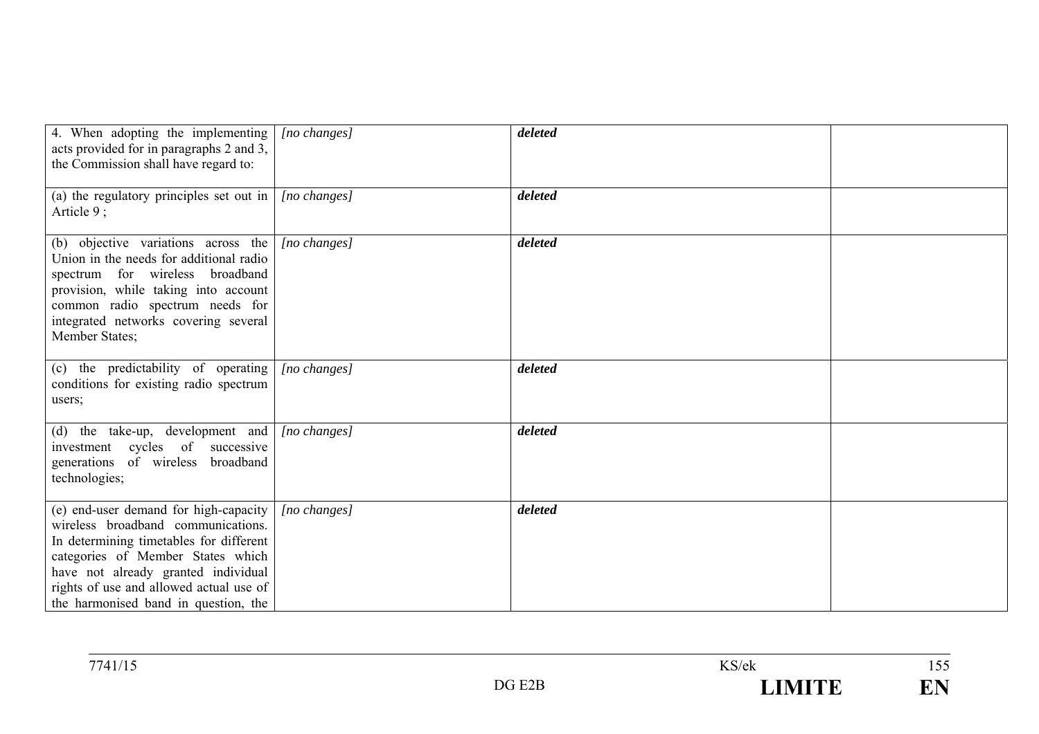| | | | |
|---|---|---|---|
| 4. When adopting the implementing acts provided for in paragraphs 2 and 3, the Commission shall have regard to: | *[no changes]* | ***deleted*** | |
| (a) the regulatory principles set out in Article 9 ; | *[no changes]* | ***deleted*** | |
| (b) objective variations across the Union in the needs for additional radio spectrum for wireless broadband provision, while taking into account common radio spectrum needs for integrated networks covering several Member States; | *[no changes]* | ***deleted*** | |
| (c) the predictability of operating conditions for existing radio spectrum users; | *[no changes]* | ***deleted*** | |
| (d) the take-up, development and investment cycles of successive generations of wireless broadband technologies; | *[no changes]* | ***deleted*** | |
| (e) end-user demand for high-capacity wireless broadband communications. In determining timetables for different categories of Member States which have not already granted individual rights of use and allowed actual use of the harmonised band in question, the | *[no changes]* | ***deleted*** | |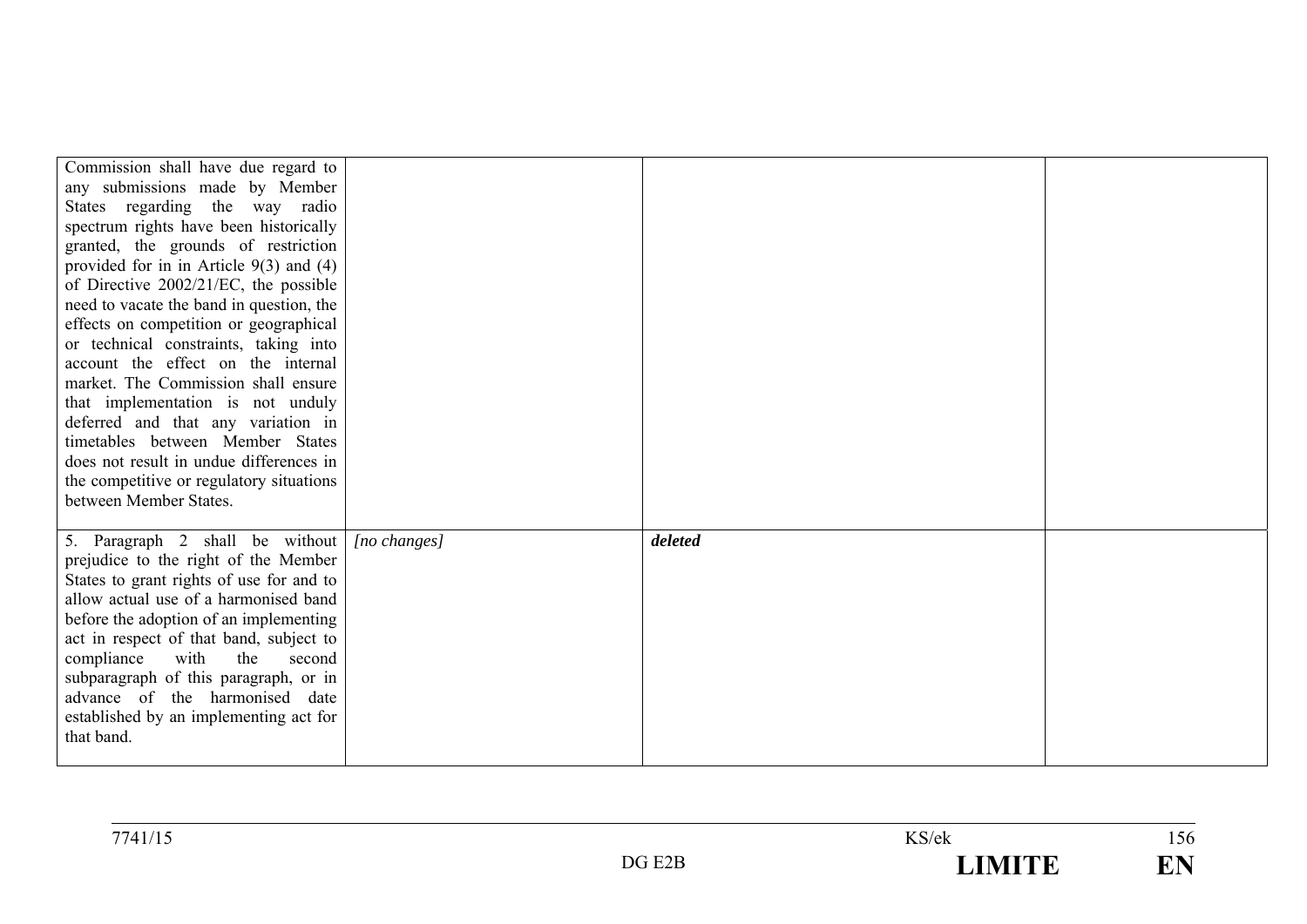| | | | |
|---|---|---|---|
| Commission shall have due regard to any submissions made by Member States regarding the way radio spectrum rights have been historically granted, the grounds of restriction provided for in in Article 9(3) and (4) of Directive 2002/21/EC, the possible need to vacate the band in question, the effects on competition or geographical or technical constraints, taking into account the effect on the internal market. The Commission shall ensure that implementation is not unduly deferred and that any variation in timetables between Member States does not result in undue differences in the competitive or regulatory situations between Member States. | | | |
| 5. Paragraph 2 shall be without prejudice to the right of the Member States to grant rights of use for and to allow actual use of a harmonised band before the adoption of an implementing act in respect of that band, subject to compliance with the second subparagraph of this paragraph, or in advance of the harmonised date established by an implementing act for that band. | *[no changes]* | ***deleted*** | |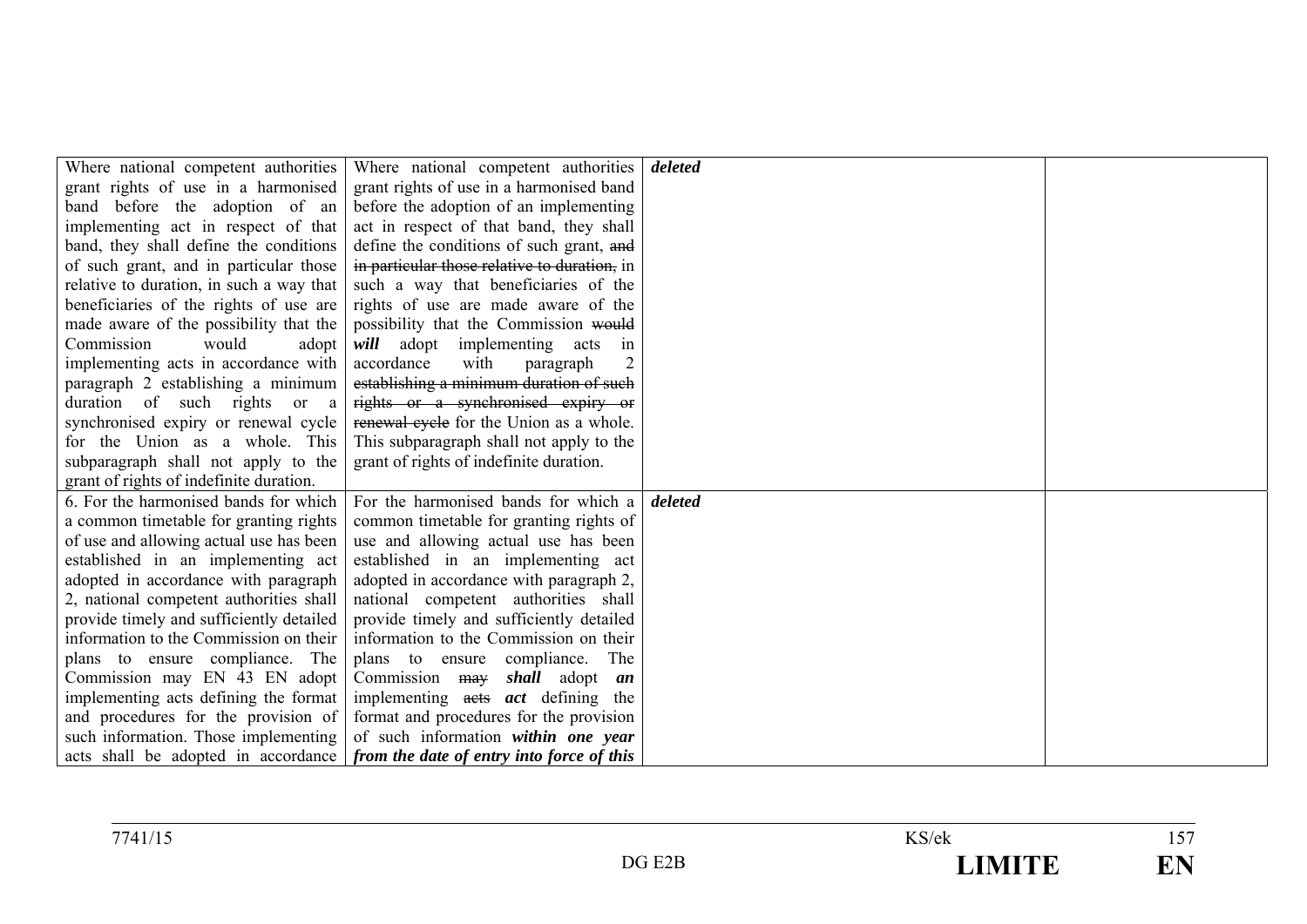| | | | |
|---|---|---|---|
| Where national competent authorities grant rights of use in a harmonised band before the adoption of an implementing act in respect of that band, they shall define the conditions of such grant, and in particular those relative to duration, in such a way that beneficiaries of the rights of use are made aware of the possibility that the Commission would adopt implementing acts in accordance with paragraph 2 establishing a minimum duration of such rights or a synchronised expiry or renewal cycle for the Union as a whole. This subparagraph shall not apply to the grant of rights of indefinite duration. | Where national competent authorities grant rights of use in a harmonised band before the adoption of an implementing act in respect of that band, they shall define the conditions of such grant, ~~and in particular those relative to duration,~~ in such a way that beneficiaries of the rights of use are made aware of the possibility that the Commission ~~would~~ ***will*** adopt implementing acts in accordance with paragraph 2 ~~establishing a minimum duration of such rights or a synchronised expiry or renewal cycle~~ for the Union as a whole. This subparagraph shall not apply to the grant of rights of indefinite duration. | ***deleted*** | |
| 6. For the harmonised bands for which a common timetable for granting rights of use and allowing actual use has been established in an implementing act adopted in accordance with paragraph 2, national competent authorities shall provide timely and sufficiently detailed information to the Commission on their plans to ensure compliance. The Commission may EN 43 EN adopt implementing acts defining the format and procedures for the provision of such information. Those implementing acts shall be adopted in accordance | For the harmonised bands for which a common timetable for granting rights of use and allowing actual use has been established in an implementing act adopted in accordance with paragraph 2, national competent authorities shall provide timely and sufficiently detailed information to the Commission on their plans to ensure compliance. The Commission ~~may~~ ***shall*** adopt ***an*** implementing ~~acts~~ ***act*** defining the format and procedures for the provision of such information ***within one year from the date of entry into force of this*** | ***deleted*** | |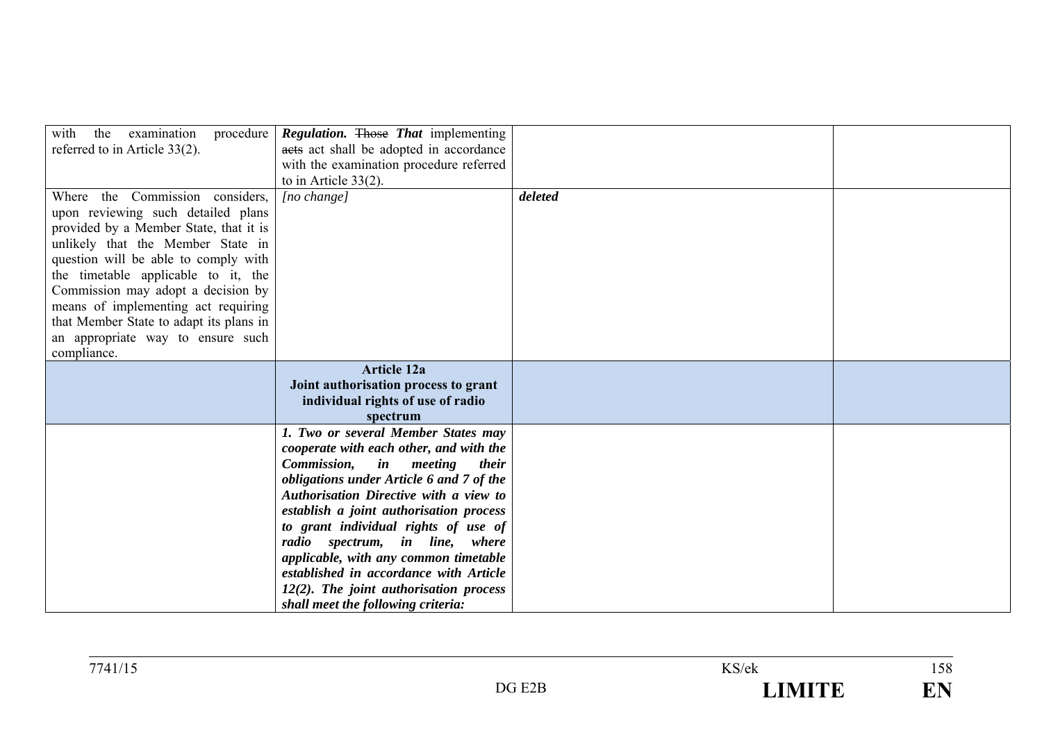| | | | |
|---|---|---|---|
| with the examination procedure referred to in Article 33(2). | ***Regulation.*** ~~Those~~ ***That*** implementing ~~acts~~ act shall be adopted in accordance with the examination procedure referred to in Article 33(2). | | |
| Where the Commission considers, upon reviewing such detailed plans provided by a Member State, that it is unlikely that the Member State in question will be able to comply with the timetable applicable to it, the Commission may adopt a decision by means of implementing act requiring that Member State to adapt its plans in an appropriate way to ensure such compliance. | *[no change]* | ***deleted*** | |
| | **Article 12a**<br>**Joint authorisation process to grant individual rights of use of radio spectrum** | | |
| | ***1. Two or several Member States may cooperate with each other, and with the Commission, in meeting their obligations under Article 6 and 7 of the Authorisation Directive with a view to establish a joint authorisation process to grant individual rights of use of radio spectrum, in line, where applicable, with any common timetable established in accordance with Article 12(2). The joint authorisation process shall meet the following criteria:*** | | |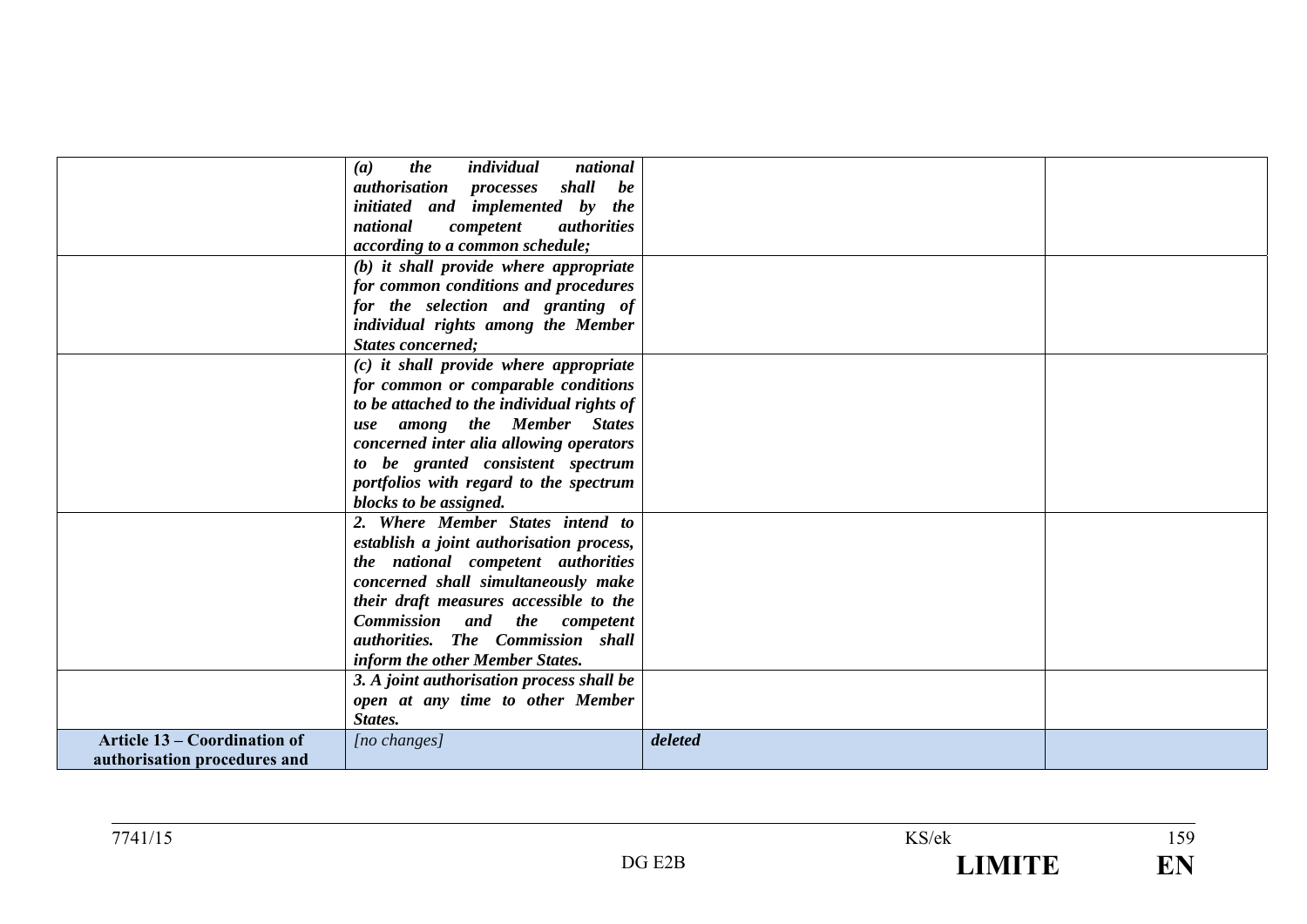| | | | |
|---|---|---|---|
| | ***(a) the individual national authorisation processes shall be initiated and implemented by the national competent authorities according to a common schedule;*** | | |
| | ***(b) it shall provide where appropriate for common conditions and procedures for the selection and granting of individual rights among the Member States concerned;*** | | |
| | ***(c) it shall provide where appropriate for common or comparable conditions to be attached to the individual rights of use among the Member States concerned inter alia allowing operators to be granted consistent spectrum portfolios with regard to the spectrum blocks to be assigned.*** | | |
| | ***2. Where Member States intend to establish a joint authorisation process, the national competent authorities concerned shall simultaneously make their draft measures accessible to the Commission and the competent authorities. The Commission shall inform the other Member States.*** | | |
| | ***3. A joint authorisation process shall be open at any time to other Member States.*** | | |
| **Article 13 – Coordination of authorisation procedures and** | *[no changes]* | ***deleted*** | |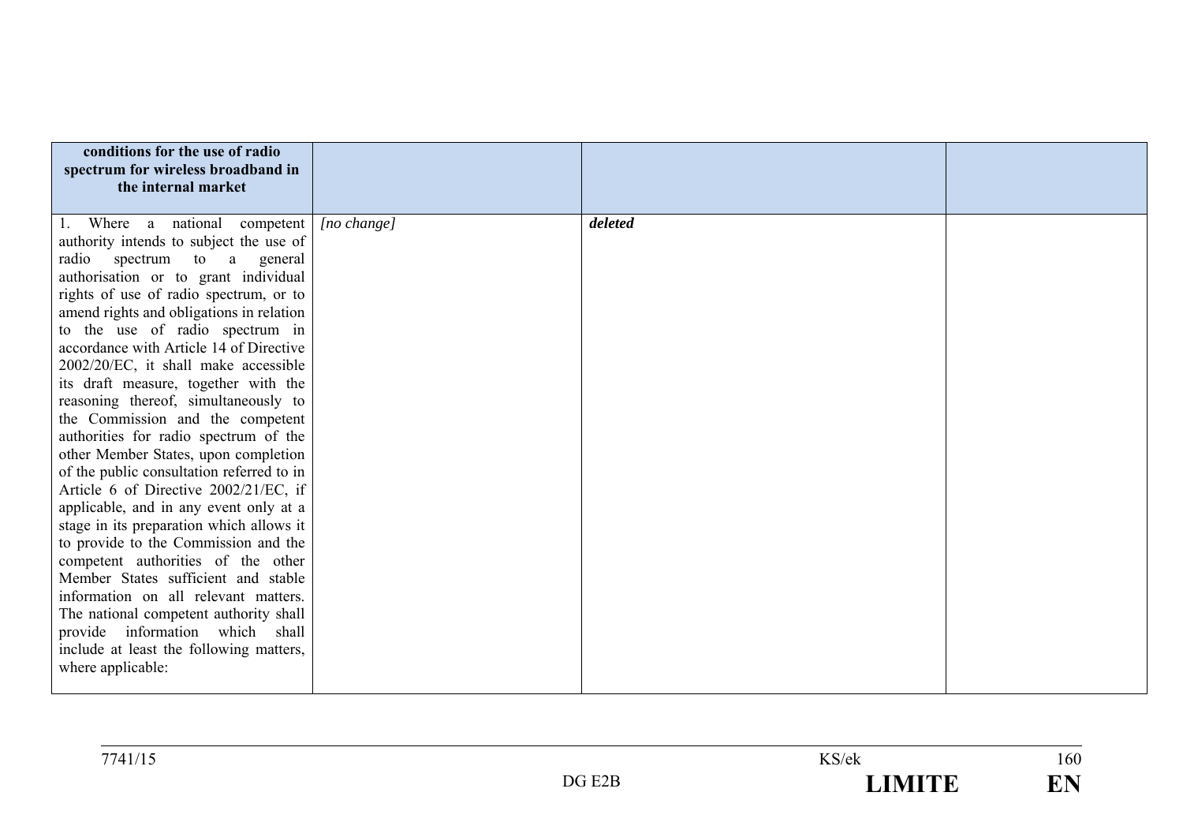| **conditions for the use of radio spectrum for wireless broadband in the internal market** | | | |
|---|---|---|---|
| 1. Where a national competent authority intends to subject the use of radio spectrum to a general authorisation or to grant individual rights of use of radio spectrum, or to amend rights and obligations in relation to the use of radio spectrum in accordance with Article 14 of Directive 2002/20/EC, it shall make accessible its draft measure, together with the reasoning thereof, simultaneously to the Commission and the competent authorities for radio spectrum of the other Member States, upon completion of the public consultation referred to in Article 6 of Directive 2002/21/EC, if applicable, and in any event only at a stage in its preparation which allows it to provide to the Commission and the competent authorities of the other Member States sufficient and stable information on all relevant matters. The national competent authority shall provide information which shall include at least the following matters, where applicable: | *[no change]* | ***deleted*** | |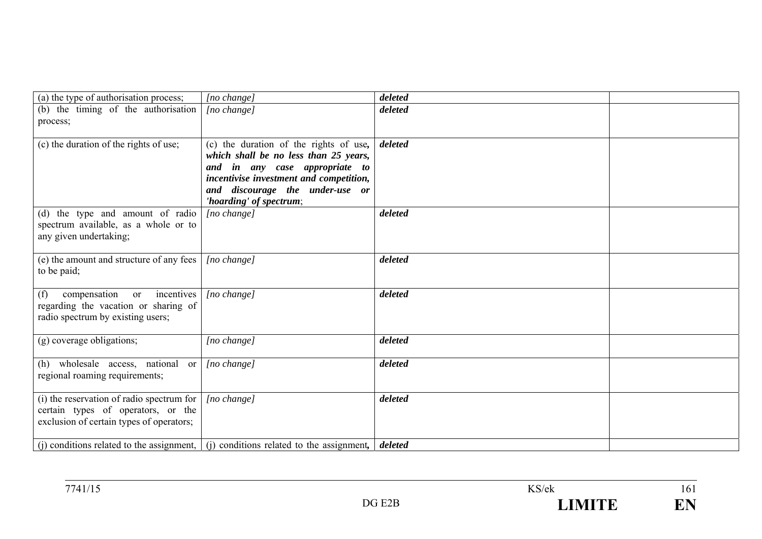| | | | |
|---|---|---|---|
| (a) the type of authorisation process; | *[no change]* | ***deleted*** | |
| (b) the timing of the authorisation process; | *[no change]* | ***deleted*** | |
| (c) the duration of the rights of use; | (c) the duration of the rights of use***, which shall be no less than 25 years, and in any case appropriate to incentivise investment and competition, and discourage the under-use or 'hoarding' of spectrum***; | ***deleted*** | |
| (d) the type and amount of radio spectrum available, as a whole or to any given undertaking; | *[no change]* | ***deleted*** | |
| (e) the amount and structure of any fees to be paid; | *[no change]* | ***deleted*** | |
| (f) compensation or incentives regarding the vacation or sharing of radio spectrum by existing users; | *[no change]* | ***deleted*** | |
| (g) coverage obligations; | *[no change]* | ***deleted*** | |
| (h) wholesale access, national or regional roaming requirements; | *[no change]* | ***deleted*** | |
| (i) the reservation of radio spectrum for certain types of operators, or the exclusion of certain types of operators; | *[no change]* | ***deleted*** | |
| (j) conditions related to the assignment, | (j) conditions related to the assignment***,*** | ***deleted*** | |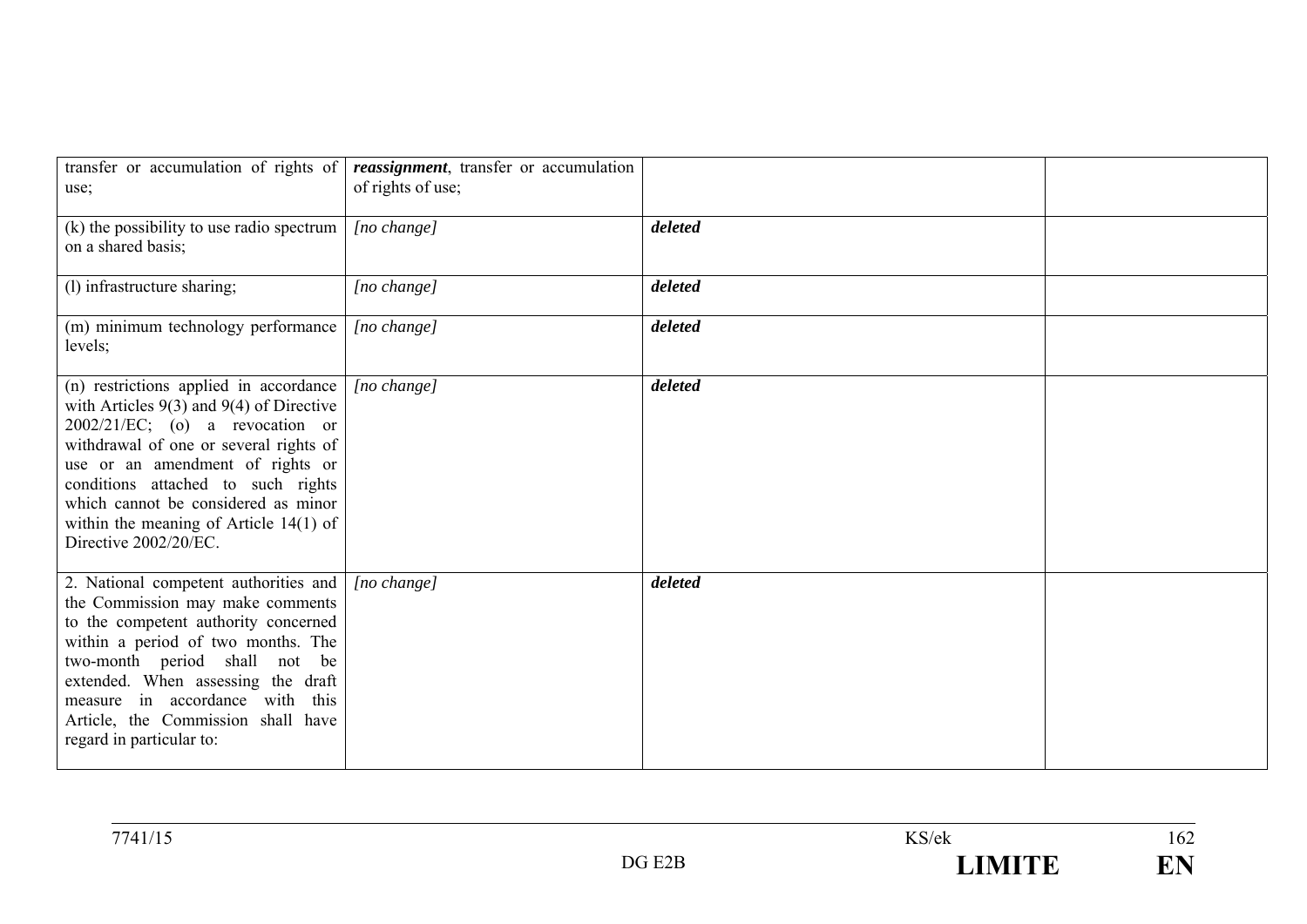| | | | |
|---|---|---|---|
| transfer or accumulation of rights of use; | ***reassignment***, transfer or accumulation of rights of use; | | |
| (k) the possibility to use radio spectrum on a shared basis; | *[no change]* | ***deleted*** | |
| (l) infrastructure sharing; | *[no change]* | ***deleted*** | |
| (m) minimum technology performance levels; | *[no change]* | ***deleted*** | |
| (n) restrictions applied in accordance with Articles 9(3) and 9(4) of Directive 2002/21/EC; (o) a revocation or withdrawal of one or several rights of use or an amendment of rights or conditions attached to such rights which cannot be considered as minor within the meaning of Article 14(1) of Directive 2002/20/EC. | *[no change]* | ***deleted*** | |
| 2. National competent authorities and the Commission may make comments to the competent authority concerned within a period of two months. The two-month period shall not be extended. When assessing the draft measure in accordance with this Article, the Commission shall have regard in particular to: | *[no change]* | ***deleted*** | |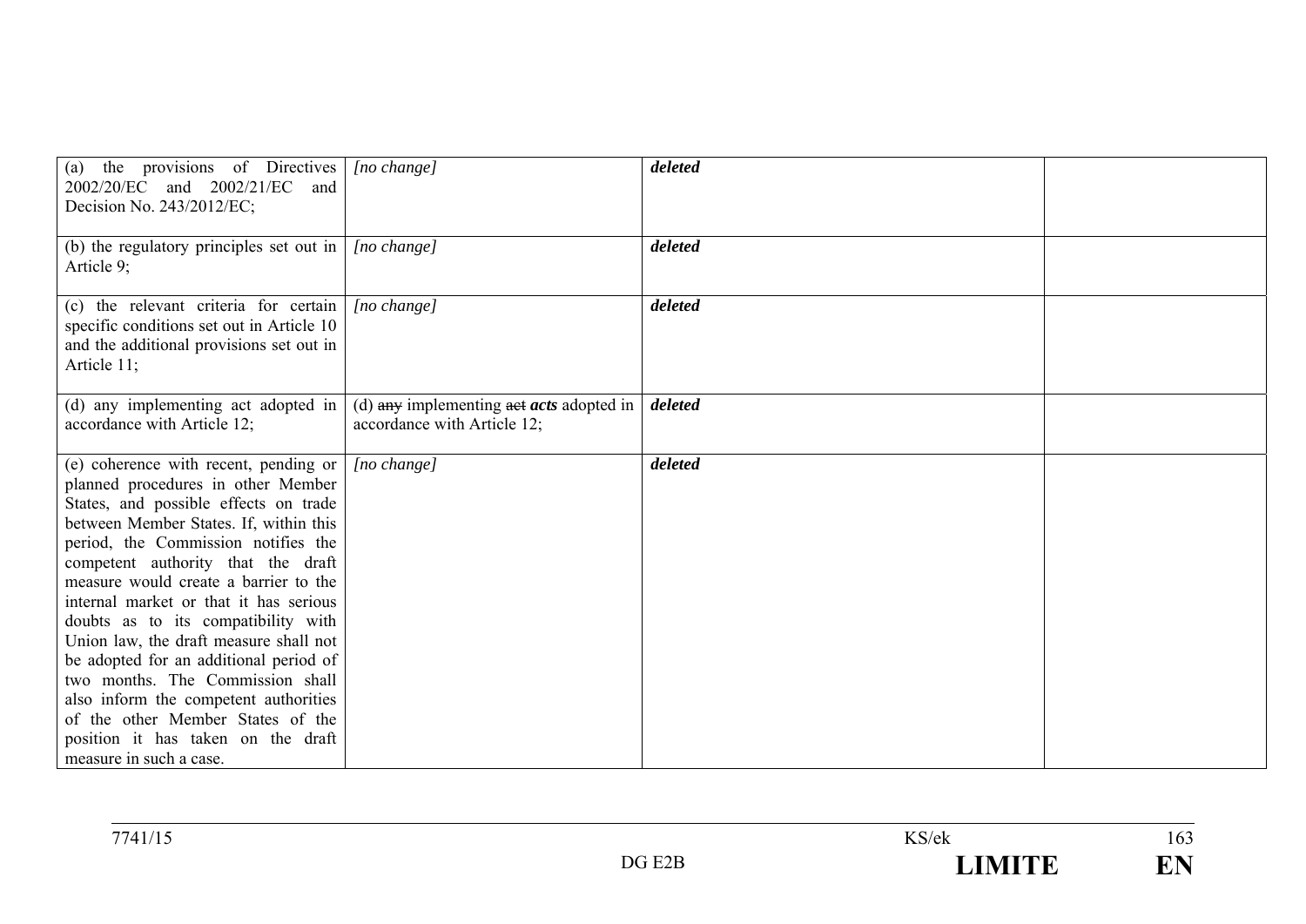| | | | |
|---|---|---|---|
| (a) the provisions of Directives 2002/20/EC and 2002/21/EC and Decision No. 243/2012/EC; | *[no change]* | ***deleted*** | |
| (b) the regulatory principles set out in Article 9; | *[no change]* | ***deleted*** | |
| (c) the relevant criteria for certain specific conditions set out in Article 10 and the additional provisions set out in Article 11; | *[no change]* | ***deleted*** | |
| (d) any implementing act adopted in accordance with Article 12; | (d) ~~any~~ implementing ~~act~~ ***acts*** adopted in accordance with Article 12; | ***deleted*** | |
| (e) coherence with recent, pending or planned procedures in other Member States, and possible effects on trade between Member States. If, within this period, the Commission notifies the competent authority that the draft measure would create a barrier to the internal market or that it has serious doubts as to its compatibility with Union law, the draft measure shall not be adopted for an additional period of two months. The Commission shall also inform the competent authorities of the other Member States of the position it has taken on the draft measure in such a case. | *[no change]* | ***deleted*** | |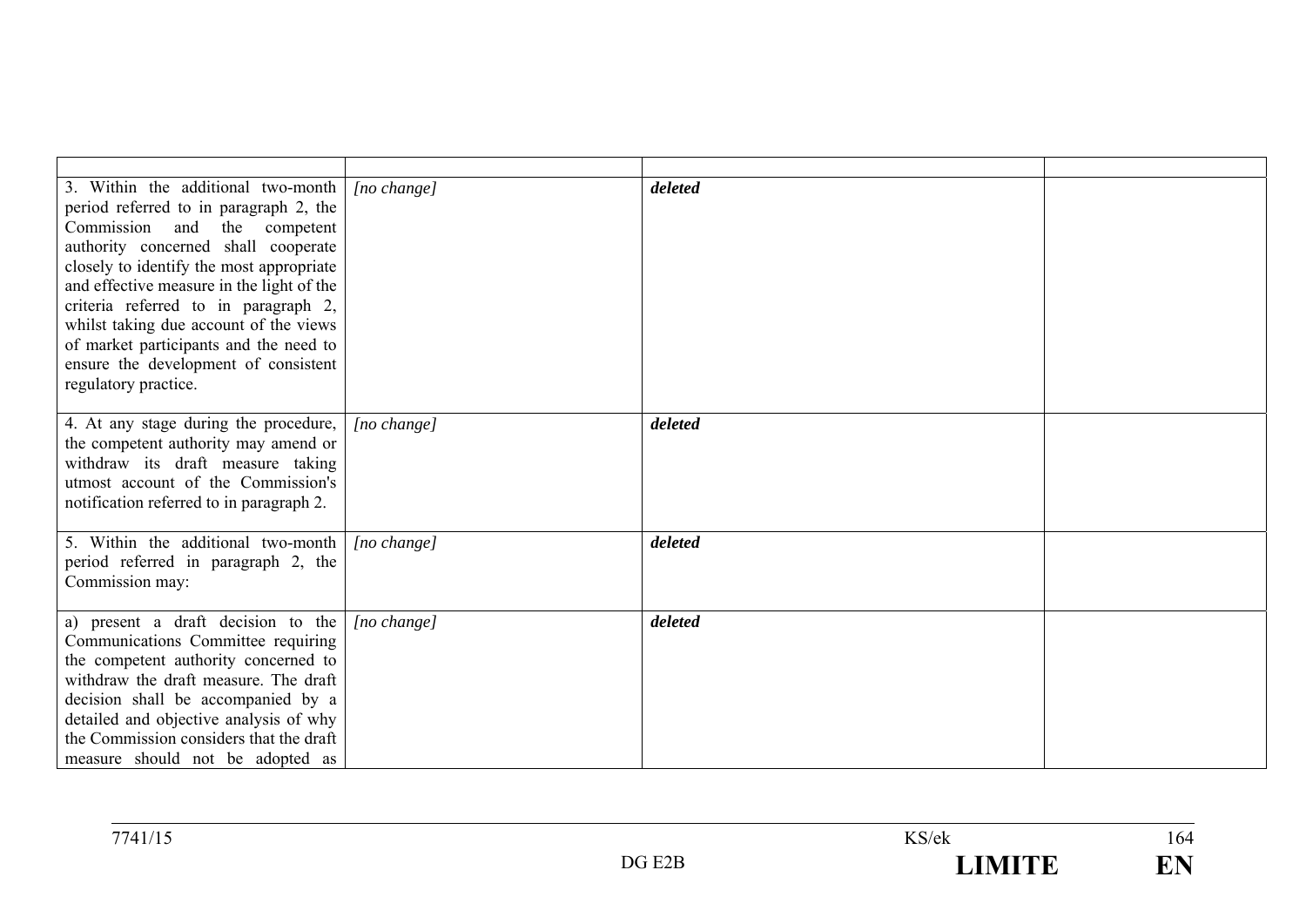| | | | |
|---|---|---|---|
| 3. Within the additional two-month period referred to in paragraph 2, the Commission and the competent authority concerned shall cooperate closely to identify the most appropriate and effective measure in the light of the criteria referred to in paragraph 2, whilst taking due account of the views of market participants and the need to ensure the development of consistent regulatory practice. | *[no change]* | ***deleted*** | |
| 4. At any stage during the procedure, the competent authority may amend or withdraw its draft measure taking utmost account of the Commission's notification referred to in paragraph 2. | *[no change]* | ***deleted*** | |
| 5. Within the additional two-month period referred in paragraph 2, the Commission may: | *[no change]* | ***deleted*** | |
| a) present a draft decision to the Communications Committee requiring the competent authority concerned to withdraw the draft measure. The draft decision shall be accompanied by a detailed and objective analysis of why the Commission considers that the draft measure should not be adopted as | *[no change]* | ***deleted*** | |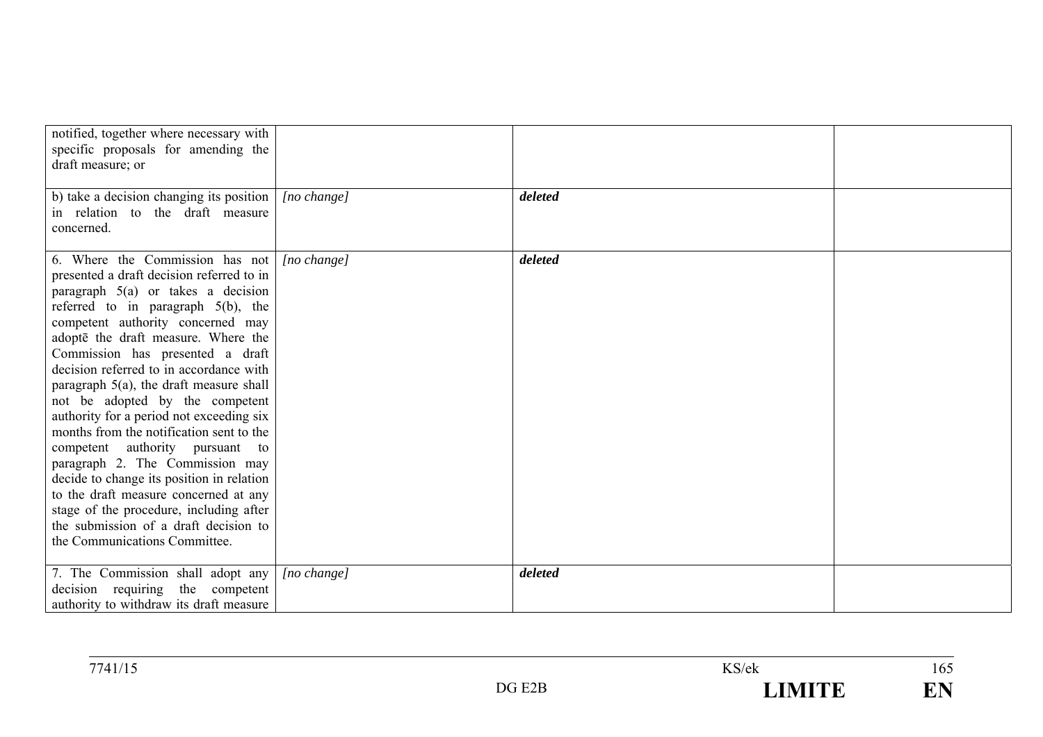| | | | |
|---|---|---|---|
| notified, together where necessary with specific proposals for amending the draft measure; or | | | |
| b) take a decision changing its position in relation to the draft measure concerned. | *[no change]* | ***deleted*** | |
| 6. Where the Commission has not presented a draft decision referred to in paragraph 5(a) or takes a decision referred to in paragraph 5(b), the competent authority concerned may adoptē the draft measure. Where the Commission has presented a draft decision referred to in accordance with paragraph 5(a), the draft measure shall not be adopted by the competent authority for a period not exceeding six months from the notification sent to the competent authority pursuant to paragraph 2. The Commission may decide to change its position in relation to the draft measure concerned at any stage of the procedure, including after the submission of a draft decision to the Communications Committee. | *[no change]* | ***deleted*** | |
| 7. The Commission shall adopt any decision requiring the competent authority to withdraw its draft measure | *[no change]* | ***deleted*** | |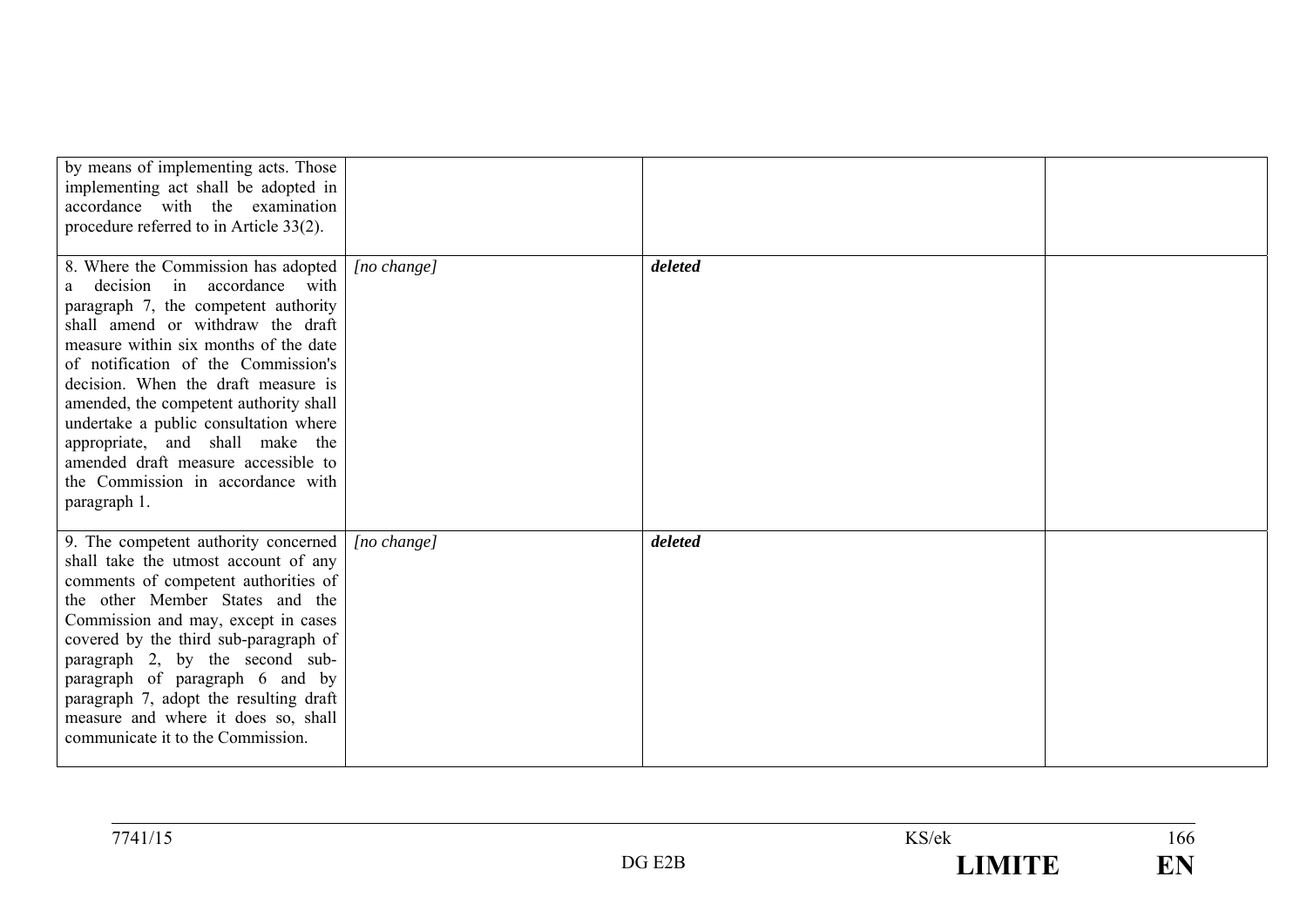| | | | |
|---|---|---|---|
| by means of implementing acts. Those implementing act shall be adopted in accordance with the examination procedure referred to in Article 33(2). | | | |
| 8. Where the Commission has adopted a decision in accordance with paragraph 7, the competent authority shall amend or withdraw the draft measure within six months of the date of notification of the Commission's decision. When the draft measure is amended, the competent authority shall undertake a public consultation where appropriate, and shall make the amended draft measure accessible to the Commission in accordance with paragraph 1. | *[no change]* | ***deleted*** | |
| 9. The competent authority concerned shall take the utmost account of any comments of competent authorities of the other Member States and the Commission and may, except in cases covered by the third sub-paragraph of paragraph 2, by the second sub-paragraph of paragraph 6 and by paragraph 7, adopt the resulting draft measure and where it does so, shall communicate it to the Commission. | *[no change]* | ***deleted*** | |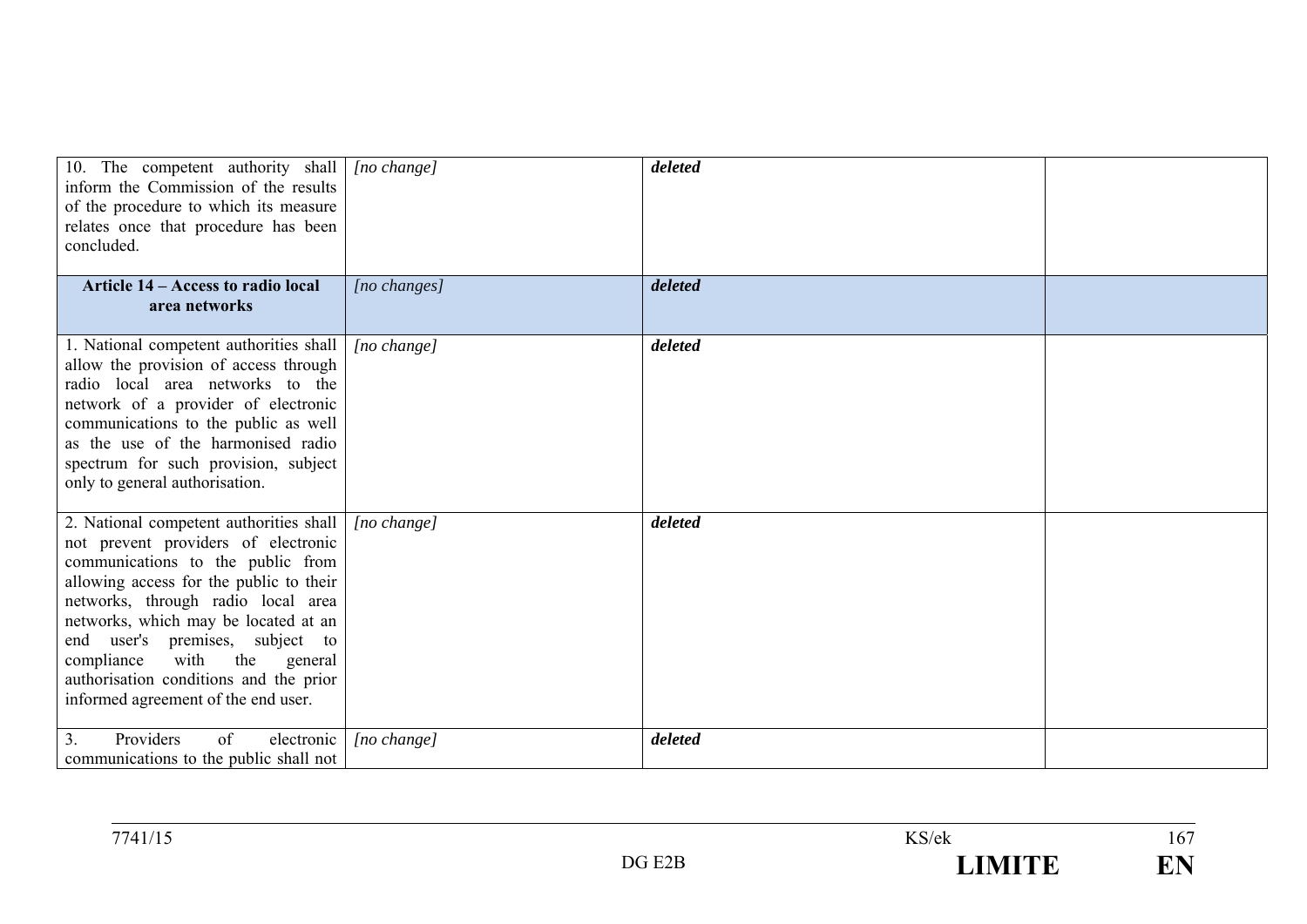| | | | |
|---|---|---|---|
| 10. The competent authority shall inform the Commission of the results of the procedure to which its measure relates once that procedure has been concluded. | *[no change]* | ***deleted*** | |
| **Article 14 – Access to radio local area networks** | *[no changes]* | ***deleted*** | |
| 1. National competent authorities shall allow the provision of access through radio local area networks to the network of a provider of electronic communications to the public as well as the use of the harmonised radio spectrum for such provision, subject only to general authorisation. | *[no change]* | ***deleted*** | |
| 2. National competent authorities shall not prevent providers of electronic communications to the public from allowing access for the public to their networks, through radio local area networks, which may be located at an end user's premises, subject to compliance with the general authorisation conditions and the prior informed agreement of the end user. | *[no change]* | ***deleted*** | |
| 3. Providers of electronic communications to the public shall not | *[no change]* | ***deleted*** | |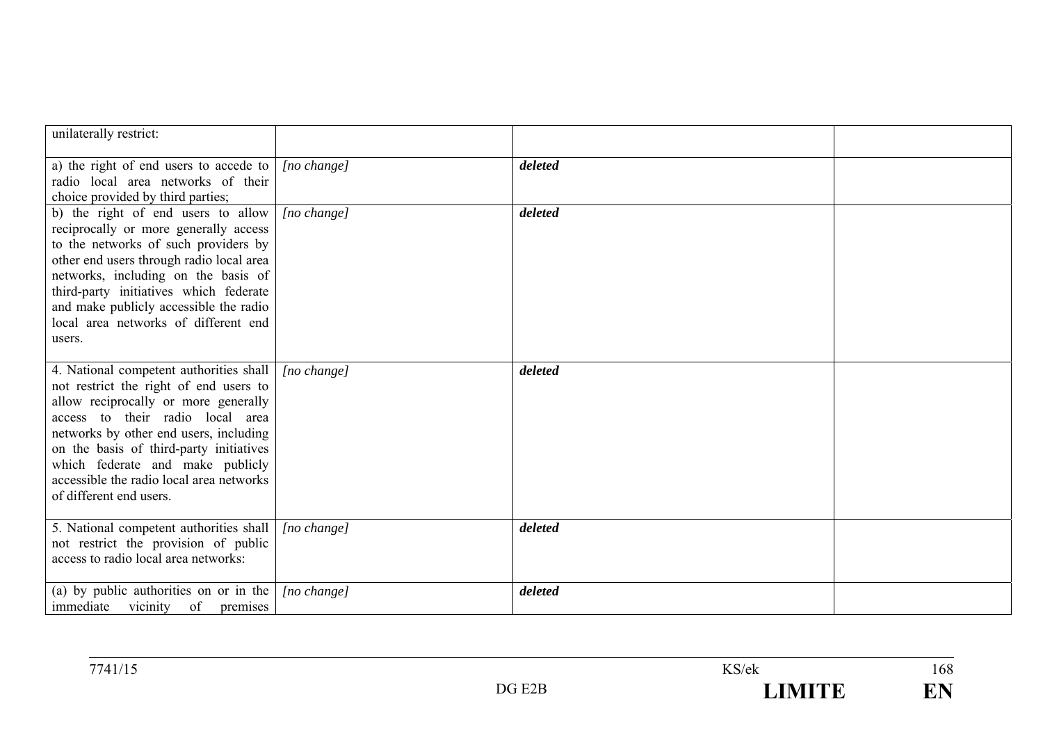| | | | |
|---|---|---|---|
| unilaterally restrict: | | | |
| a) the right of end users to accede to radio local area networks of their choice provided by third parties; | *[no change]* | ***deleted*** | |
| b) the right of end users to allow reciprocally or more generally access to the networks of such providers by other end users through radio local area networks, including on the basis of third-party initiatives which federate and make publicly accessible the radio local area networks of different end users. | *[no change]* | ***deleted*** | |
| 4. National competent authorities shall not restrict the right of end users to allow reciprocally or more generally access to their radio local area networks by other end users, including on the basis of third-party initiatives which federate and make publicly accessible the radio local area networks of different end users. | *[no change]* | ***deleted*** | |
| 5. National competent authorities shall not restrict the provision of public access to radio local area networks: | *[no change]* | ***deleted*** | |
| (a) by public authorities on or in the immediate vicinity of premises | *[no change]* | ***deleted*** | |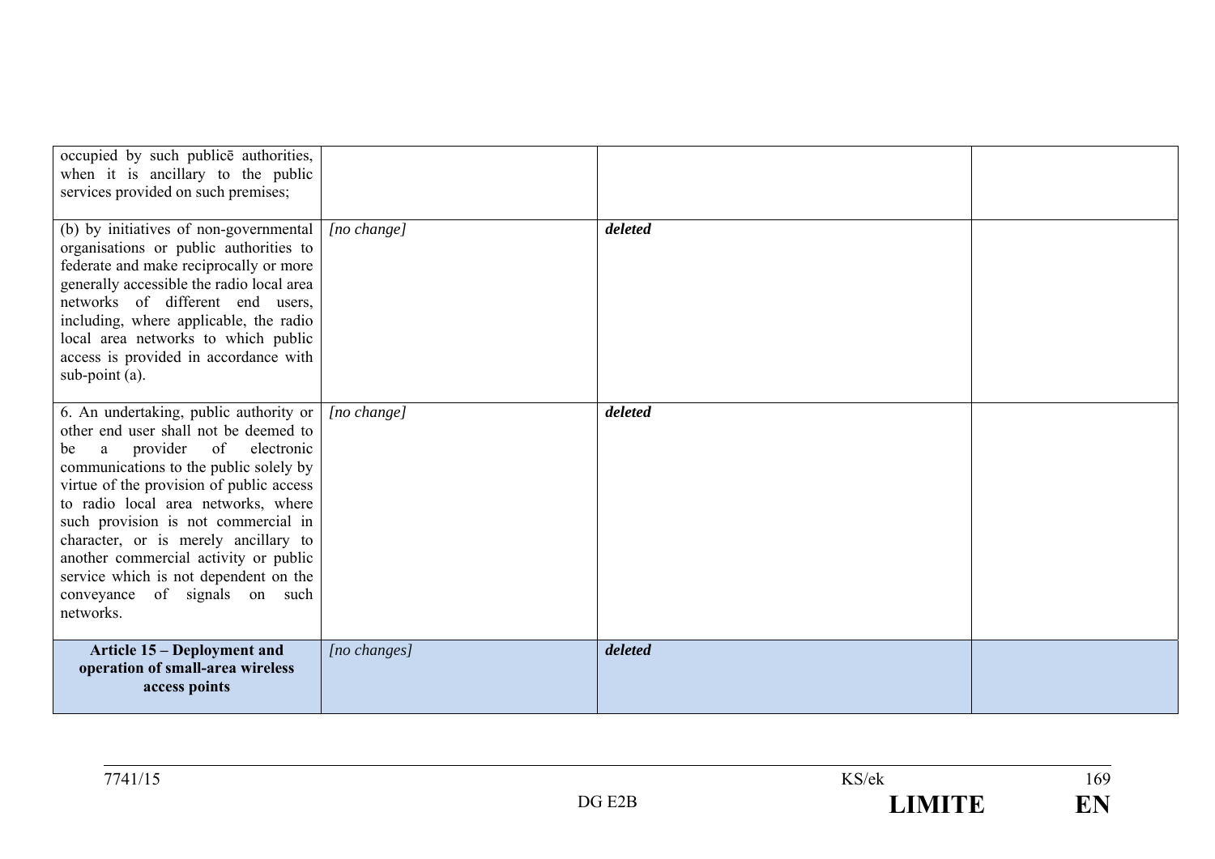| | | | |
|---|---|---|---|
| occupied by such publicē authorities, when it is ancillary to the public services provided on such premises; | | | |
| (b) by initiatives of non-governmental organisations or public authorities to federate and make reciprocally or more generally accessible the radio local area networks of different end users, including, where applicable, the radio local area networks to which public access is provided in accordance with sub-point (a). | *[no change]* | ***deleted*** | |
| 6. An undertaking, public authority or other end user shall not be deemed to be a provider of electronic communications to the public solely by virtue of the provision of public access to radio local area networks, where such provision is not commercial in character, or is merely ancillary to another commercial activity or public service which is not dependent on the conveyance of signals on such networks. | *[no change]* | ***deleted*** | |
| **Article 15 – Deployment and operation of small-area wireless access points** | *[no changes]* | ***deleted*** | |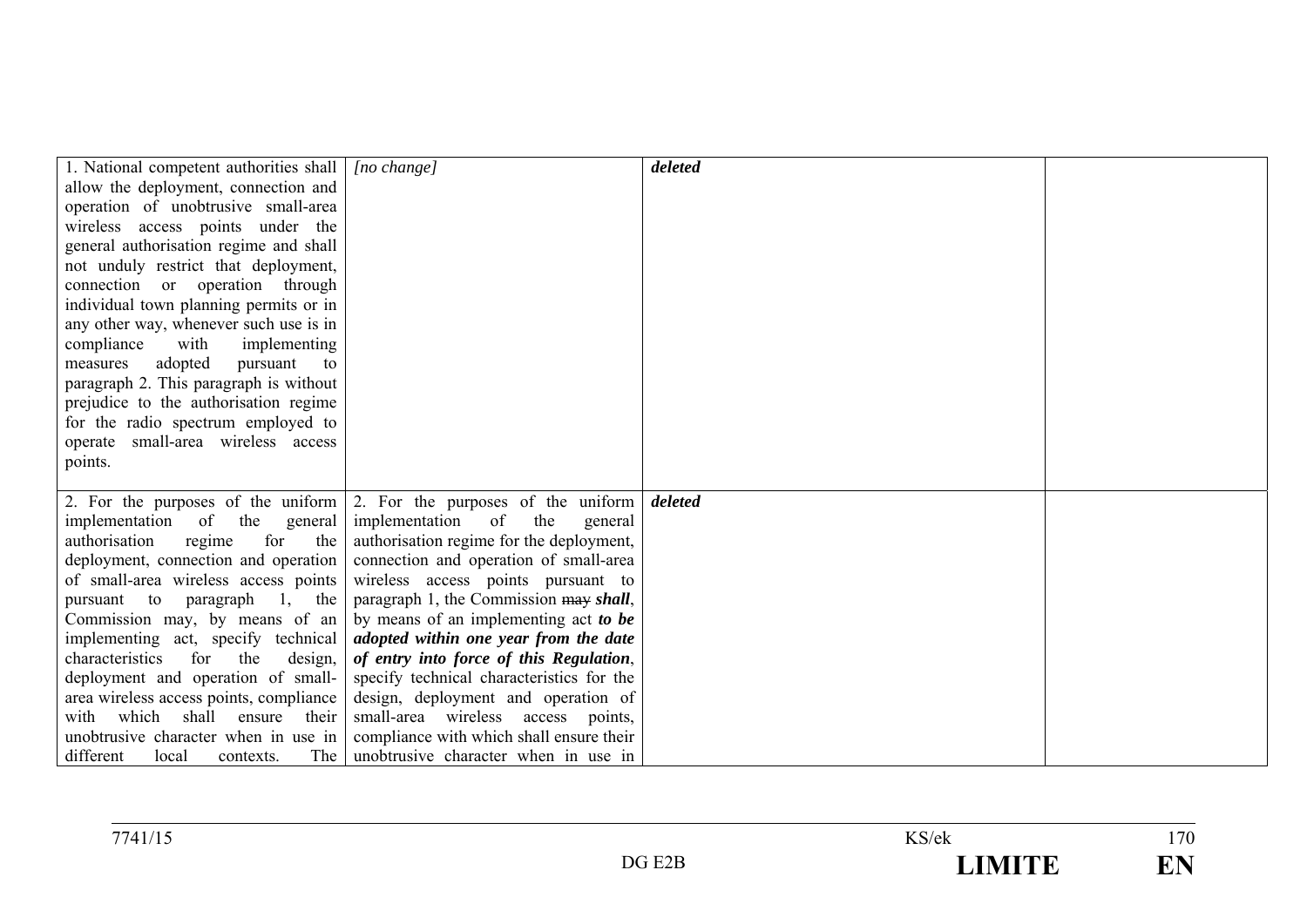| | | | |
|---|---|---|---|
| 1. National competent authorities shall allow the deployment, connection and operation of unobtrusive small-area wireless access points under the general authorisation regime and shall not unduly restrict that deployment, connection or operation through individual town planning permits or in any other way, whenever such use is in compliance with implementing measures adopted pursuant to paragraph 2. This paragraph is without prejudice to the authorisation regime for the radio spectrum employed to operate small-area wireless access points. | *[no change]* | ***deleted*** | |
| 2. For the purposes of the uniform implementation of the general authorisation regime for the deployment, connection and operation of small-area wireless access points pursuant to paragraph 1, the Commission may, by means of an implementing act, specify technical characteristics for the design, deployment and operation of small-area wireless access points, compliance with which shall ensure their unobtrusive character when in use in different local contexts. The | 2. For the purposes of the uniform implementation of the general authorisation regime for the deployment, connection and operation of small-area wireless access points pursuant to paragraph 1, the Commission ~~may~~ ***shall***, by means of an implementing act ***to be adopted within one year from the date of entry into force of this Regulation***, specify technical characteristics for the design, deployment and operation of small-area wireless access points, compliance with which shall ensure their unobtrusive character when in use in | ***deleted*** | |

7741/15 KS/ek
DG E2B **LIMITE** **EN**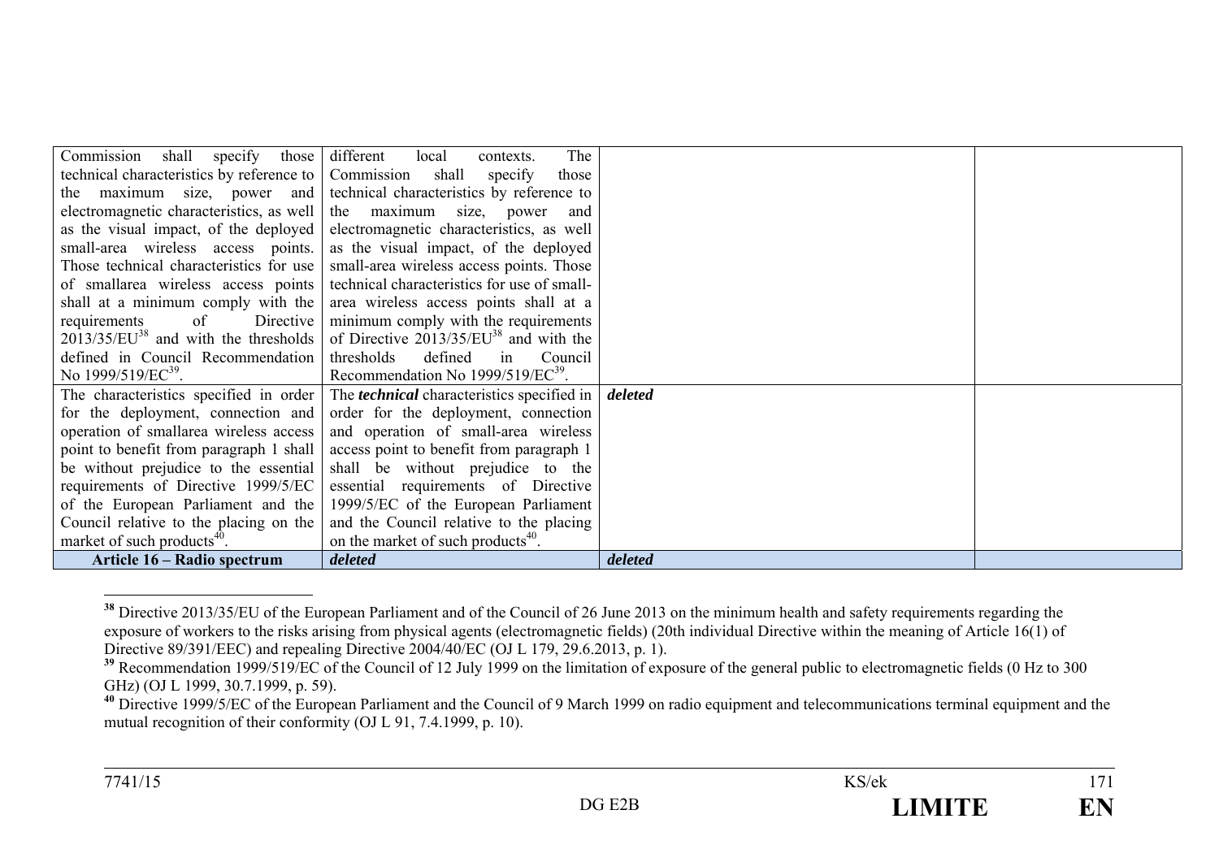| | | | |
|---|---|---|---|
| Commission shall specify those technical characteristics by reference to the maximum size, power and electromagnetic characteristics, as well as the visual impact, of the deployed small-area wireless access points. Those technical characteristics for use of smallarea wireless access points shall at a minimum comply with the requirements of Directive 2013/35/EU[38] and with the thresholds defined in Council Recommendation No 1999/519/EC[39]. | different local contexts. The Commission shall specify those technical characteristics by reference to the maximum size, power and electromagnetic characteristics, as well as the visual impact, of the deployed small-area wireless access points. Those technical characteristics for use of small-area wireless access points shall at a minimum comply with the requirements of Directive 2013/35/EU[38] and with the thresholds defined in Council Recommendation No 1999/519/EC[39]. | | |
| The characteristics specified in order for the deployment, connection and operation of smallarea wireless access point to benefit from paragraph 1 shall be without prejudice to the essential requirements of Directive 1999/5/EC of the European Parliament and the Council relative to the placing on the market of such products[40]. | The ***technical*** characteristics specified in order for the deployment, connection and operation of small-area wireless access point to benefit from paragraph 1 shall be without prejudice to the essential requirements of Directive 1999/5/EC of the European Parliament and the Council relative to the placing on the market of such products[40]. | ***deleted*** | |
| **Article 16 – Radio spectrum** | ***deleted*** | ***deleted*** | |

[38] Directive 2013/35/EU of the European Parliament and of the Council of 26 June 2013 on the minimum health and safety requirements regarding the exposure of workers to the risks arising from physical agents (electromagnetic fields) (20th individual Directive within the meaning of Article 16(1) of Directive 89/391/EEC) and repealing Directive 2004/40/EC (OJ L 179, 29.6.2013, p. 1).

[39] Recommendation 1999/519/EC of the Council of 12 July 1999 on the limitation of exposure of the general public to electromagnetic fields (0 Hz to 300 GHz) (OJ L 1999, 30.7.1999, p. 59).

[40] Directive 1999/5/EC of the European Parliament and the Council of 9 March 1999 on radio equipment and telecommunications terminal equipment and the mutual recognition of their conformity (OJ L 91, 7.4.1999, p. 10).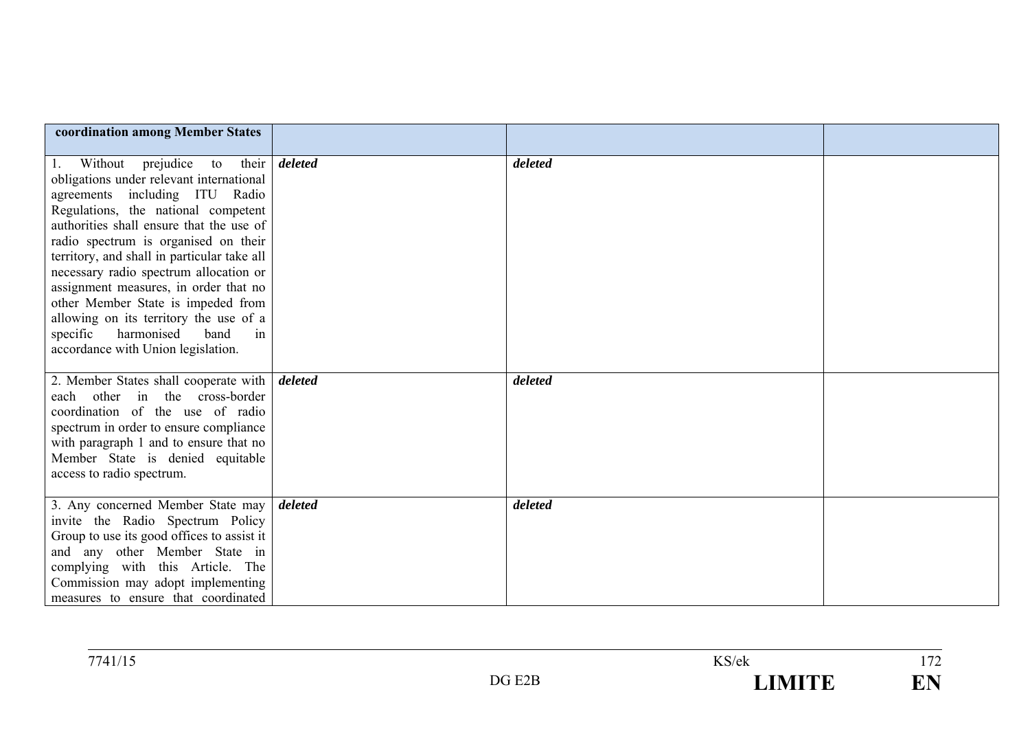| **coordination among Member States** | | | |
|---|---|---|---|
| 1. Without prejudice to their obligations under relevant international agreements including ITU Radio Regulations, the national competent authorities shall ensure that the use of radio spectrum is organised on their territory, and shall in particular take all necessary radio spectrum allocation or assignment measures, in order that no other Member State is impeded from allowing on its territory the use of a specific harmonised band in accordance with Union legislation. | ***deleted*** | ***deleted*** | |
| 2. Member States shall cooperate with each other in the cross-border coordination of the use of radio spectrum in order to ensure compliance with paragraph 1 and to ensure that no Member State is denied equitable access to radio spectrum. | ***deleted*** | ***deleted*** | |
| 3. Any concerned Member State may invite the Radio Spectrum Policy Group to use its good offices to assist it and any other Member State in complying with this Article. The Commission may adopt implementing measures to ensure that coordinated | ***deleted*** | ***deleted*** | |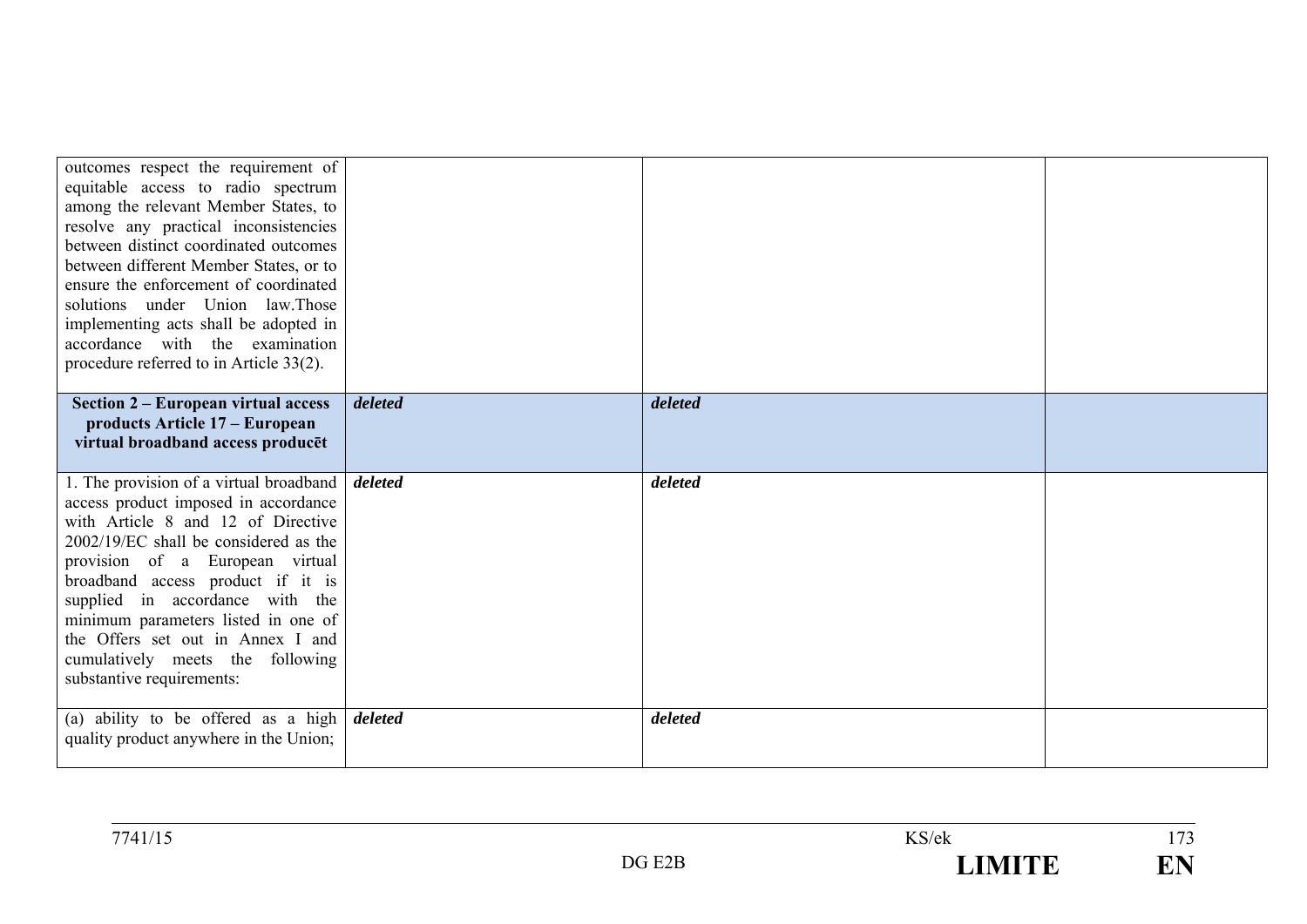| | | | |
|---|---|---|---|
| outcomes respect the requirement of equitable access to radio spectrum among the relevant Member States, to resolve any practical inconsistencies between distinct coordinated outcomes between different Member States, or to ensure the enforcement of coordinated solutions under Union law.Those implementing acts shall be adopted in accordance with the examination procedure referred to in Article 33(2). | | | |
| **Section 2 – European virtual access products Article 17 – European virtual broadband access producēt** | ***deleted*** | ***deleted*** | |
| 1. The provision of a virtual broadband access product imposed in accordance with Article 8 and 12 of Directive 2002/19/EC shall be considered as the provision of a European virtual broadband access product if it is supplied in accordance with the minimum parameters listed in one of the Offers set out in Annex I and cumulatively meets the following substantive requirements: | ***deleted*** | ***deleted*** | |
| (a) ability to be offered as a high quality product anywhere in the Union; | ***deleted*** | ***deleted*** | |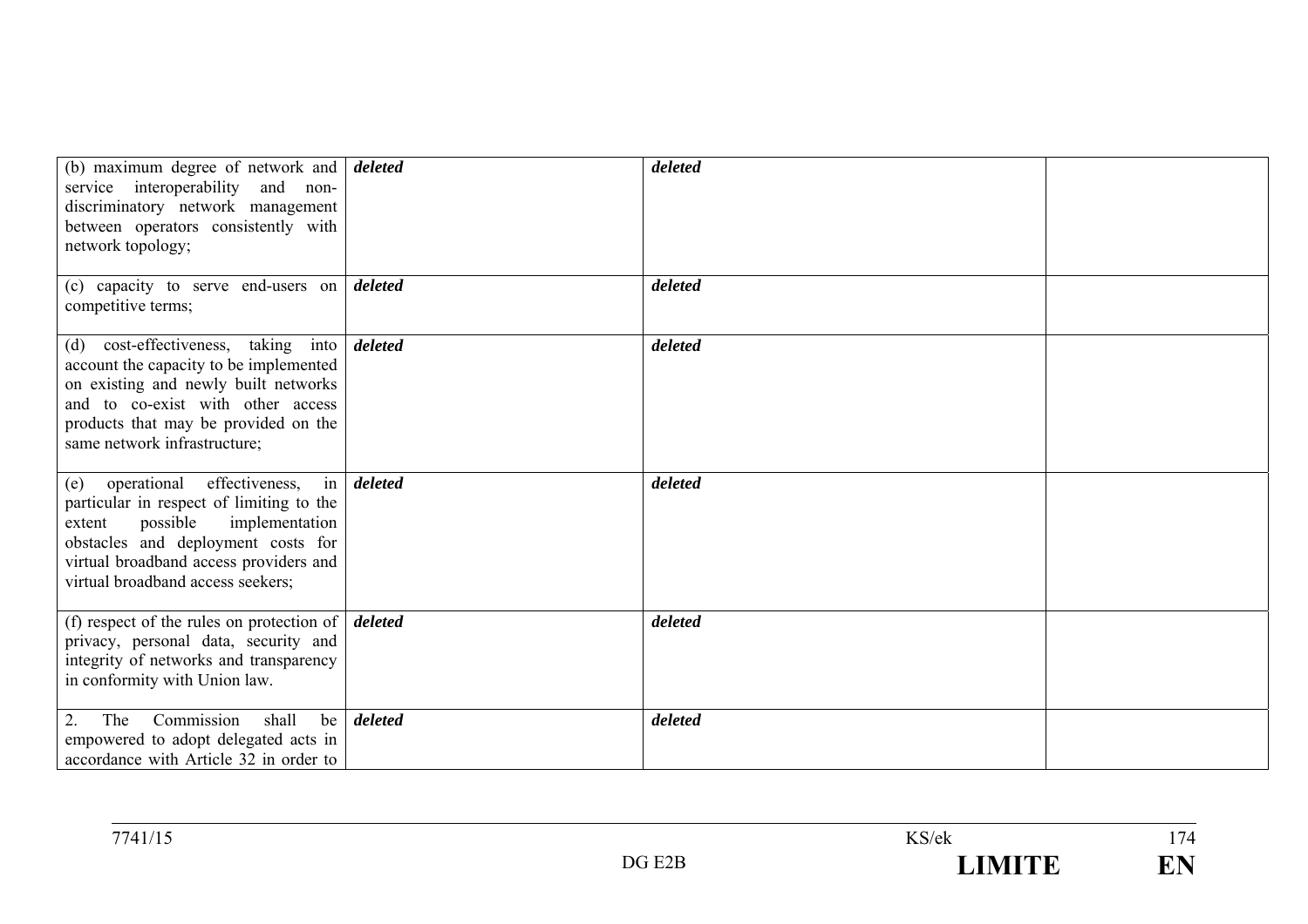| | | | |
|---|---|---|---|
| (b) maximum degree of network and service interoperability and non-discriminatory network management between operators consistently with network topology; | ***deleted*** | ***deleted*** | |
| (c) capacity to serve end-users on competitive terms; | ***deleted*** | ***deleted*** | |
| (d) cost-effectiveness, taking into account the capacity to be implemented on existing and newly built networks and to co-exist with other access products that may be provided on the same network infrastructure; | ***deleted*** | ***deleted*** | |
| (e) operational effectiveness, in particular in respect of limiting to the extent possible implementation obstacles and deployment costs for virtual broadband access providers and virtual broadband access seekers; | ***deleted*** | ***deleted*** | |
| (f) respect of the rules on protection of privacy, personal data, security and integrity of networks and transparency in conformity with Union law. | ***deleted*** | ***deleted*** | |
| 2. The Commission shall be empowered to adopt delegated acts in accordance with Article 32 in order to | ***deleted*** | ***deleted*** | |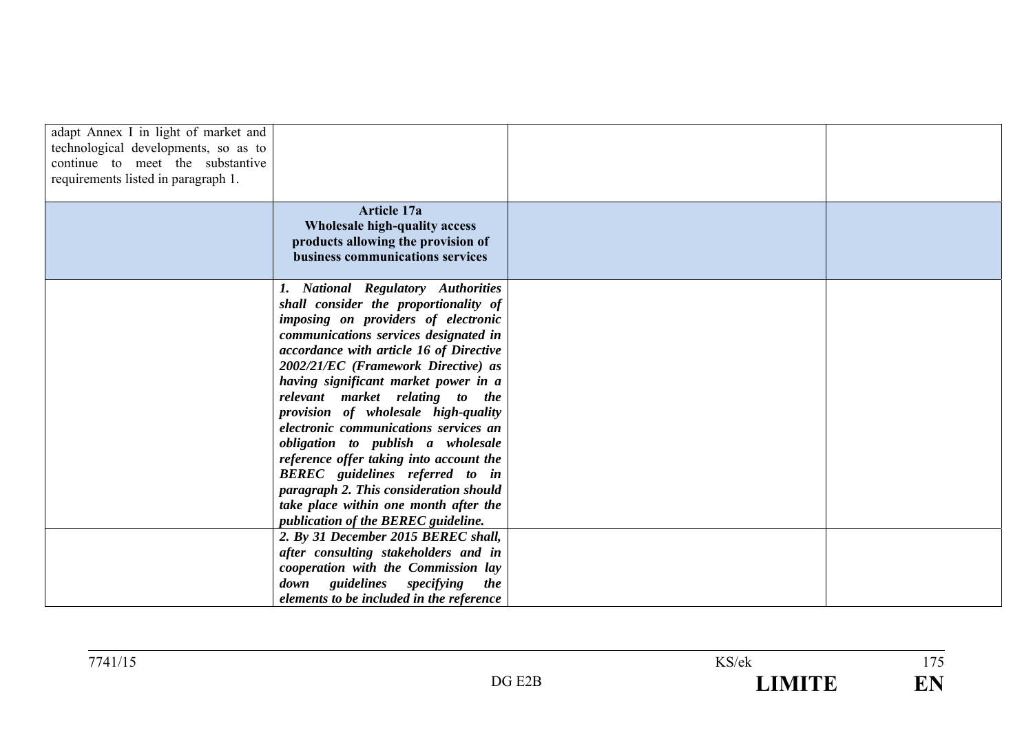| | | | |
|---|---|---|---|
| adapt Annex I in light of market and technological developments, so as to continue to meet the substantive requirements listed in paragraph 1. | | | |
| | **Article 17a** **Wholesale high-quality access products allowing the provision of business communications services** | | |
| | ***1. National Regulatory Authorities shall consider the proportionality of imposing on providers of electronic communications services designated in accordance with article 16 of Directive 2002/21/EC (Framework Directive) as having significant market power in a relevant market relating to the provision of wholesale high-quality electronic communications services an obligation to publish a wholesale reference offer taking into account the BEREC guidelines referred to in paragraph 2. This consideration should take place within one month after the publication of the BEREC guideline.*** | | |
| | ***2. By 31 December 2015 BEREC shall, after consulting stakeholders and in cooperation with the Commission lay down guidelines specifying the elements to be included in the reference*** | | |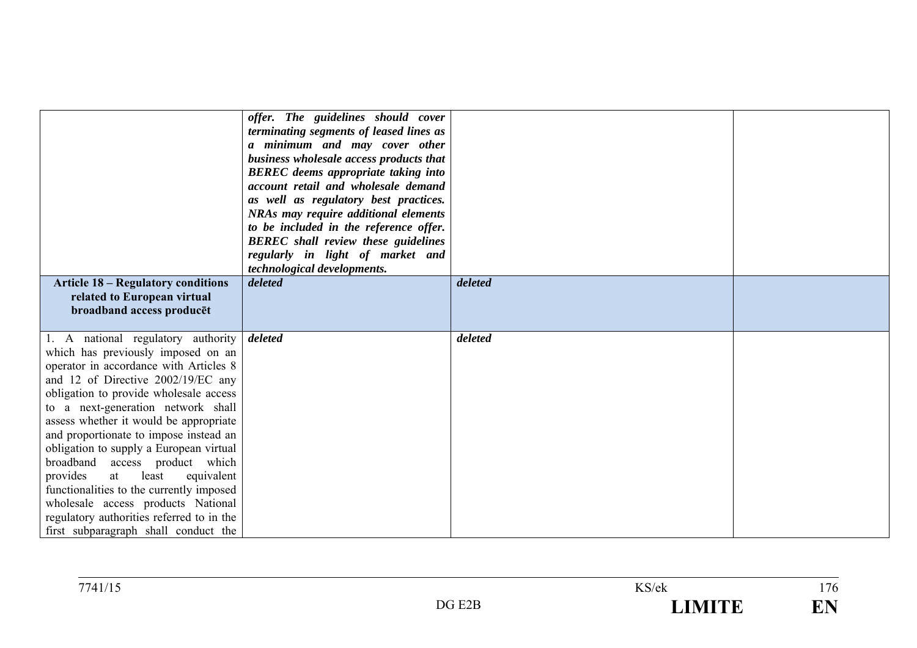| | | | |
|---|---|---|---|
| | ***offer. The guidelines should cover terminating segments of leased lines as a minimum and may cover other business wholesale access products that BEREC deems appropriate taking into account retail and wholesale demand as well as regulatory best practices. NRAs may require additional elements to be included in the reference offer. BEREC shall review these guidelines regularly in light of market and technological developments.*** | | |
| **Article 18 – Regulatory conditions related to European virtual broadband access producēt** | ***deleted*** | ***deleted*** | |
| 1. A national regulatory authority which has previously imposed on an operator in accordance with Articles 8 and 12 of Directive 2002/19/EC any obligation to provide wholesale access to a next-generation network shall assess whether it would be appropriate and proportionate to impose instead an obligation to supply a European virtual broadband access product which provides at least equivalent functionalities to the currently imposed wholesale access products National regulatory authorities referred to in the first subparagraph shall conduct the | ***deleted*** | ***deleted*** | |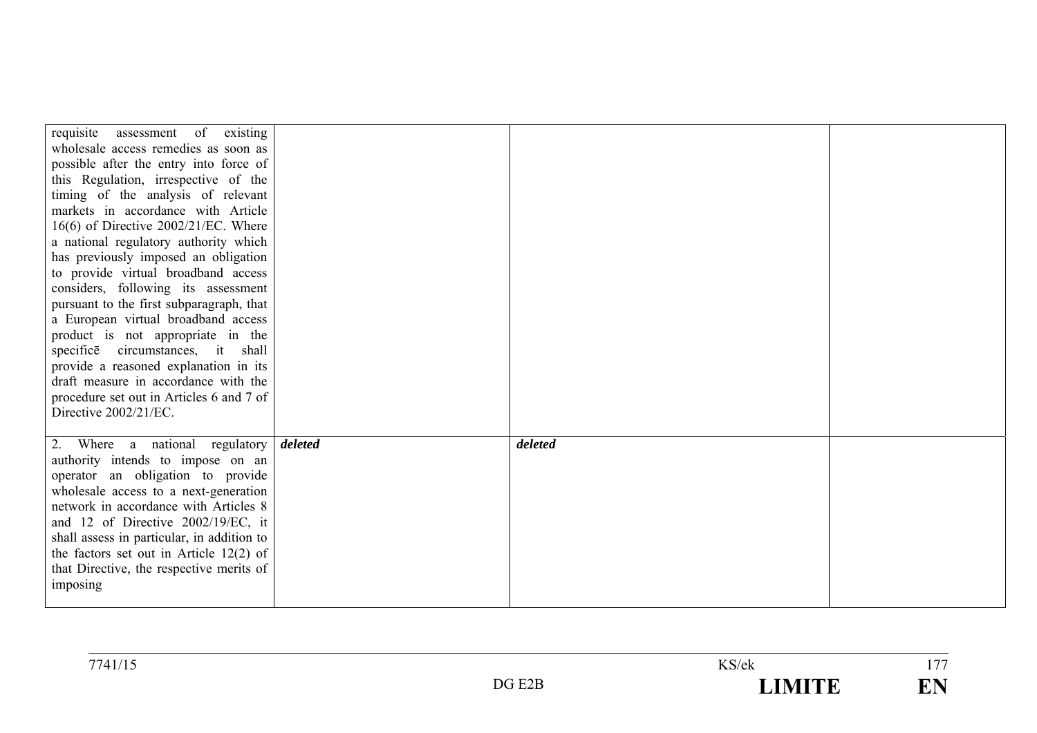| | | | |
|---|---|---|---|
| requisite assessment of existing wholesale access remedies as soon as possible after the entry into force of this Regulation, irrespective of the timing of the analysis of relevant markets in accordance with Article 16(6) of Directive 2002/21/EC. Where a national regulatory authority which has previously imposed an obligation to provide virtual broadband access considers, following its assessment pursuant to the first subparagraph, that a European virtual broadband access product is not appropriate in the specificē circumstances, it shall provide a reasoned explanation in its draft measure in accordance with the procedure set out in Articles 6 and 7 of Directive 2002/21/EC. | | | |
| 2. Where a national regulatory authority intends to impose on an operator an obligation to provide wholesale access to a next-generation network in accordance with Articles 8 and 12 of Directive 2002/19/EC, it shall assess in particular, in addition to the factors set out in Article 12(2) of that Directive, the respective merits of imposing | ***deleted*** | ***deleted*** | |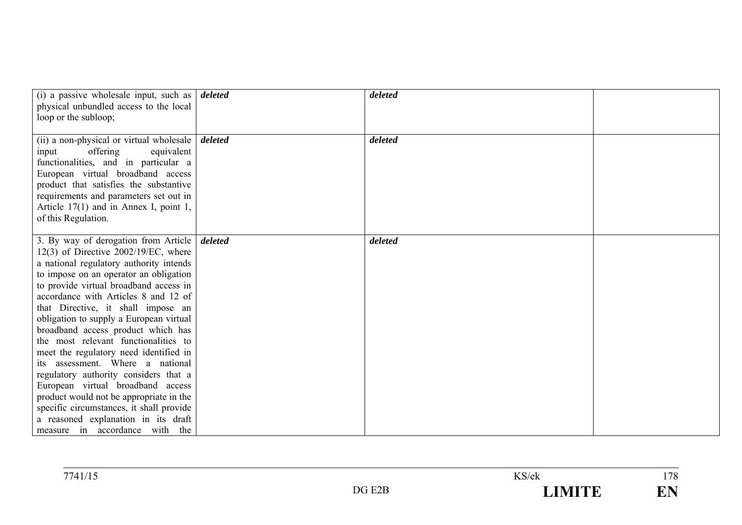| | | | |
|---|---|---|---|
| (i) a passive wholesale input, such as physical unbundled access to the local loop or the subloop; | ***deleted*** | ***deleted*** | |
| (ii) a non-physical or virtual wholesale input offering equivalent functionalities, and in particular a European virtual broadband access product that satisfies the substantive requirements and parameters set out in Article 17(1) and in Annex I, point 1, of this Regulation. | ***deleted*** | ***deleted*** | |
| 3. By way of derogation from Article 12(3) of Directive 2002/19/EC, where a national regulatory authority intends to impose on an operator an obligation to provide virtual broadband access in accordance with Articles 8 and 12 of that Directive, it shall impose an obligation to supply a European virtual broadband access product which has the most relevant functionalities to meet the regulatory need identified in its assessment. Where a national regulatory authority considers that a European virtual broadband access product would not be appropriate in the specific circumstances, it shall provide a reasoned explanation in its draft measure in accordance with the | ***deleted*** | ***deleted*** | |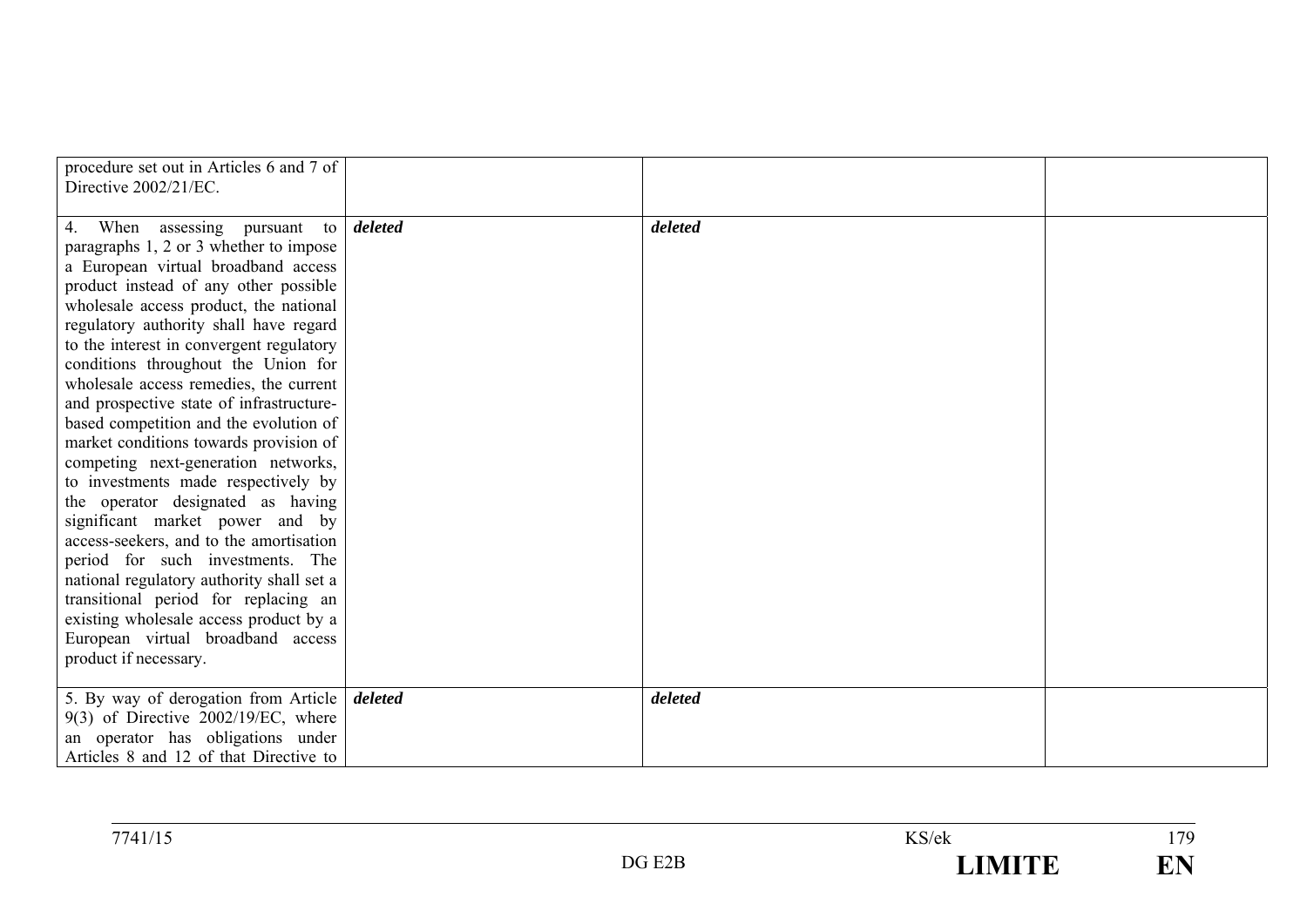| | | | |
|---|---|---|---|
| procedure set out in Articles 6 and 7 of Directive 2002/21/EC. | | | |
| 4. When assessing pursuant to paragraphs 1, 2 or 3 whether to impose a European virtual broadband access product instead of any other possible wholesale access product, the national regulatory authority shall have regard to the interest in convergent regulatory conditions throughout the Union for wholesale access remedies, the current and prospective state of infrastructure-based competition and the evolution of market conditions towards provision of competing next-generation networks, to investments made respectively by the operator designated as having significant market power and by access-seekers, and to the amortisation period for such investments. The national regulatory authority shall set a transitional period for replacing an existing wholesale access product by a European virtual broadband access product if necessary. | ***deleted*** | ***deleted*** | |
| 5. By way of derogation from Article 9(3) of Directive 2002/19/EC, where an operator has obligations under Articles 8 and 12 of that Directive to | ***deleted*** | ***deleted*** | |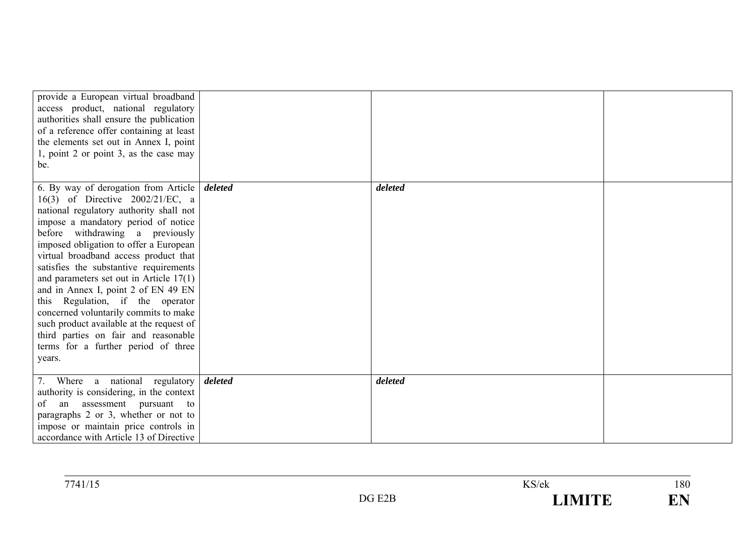| | | | |
|---|---|---|---|
| provide a European virtual broadband access product, national regulatory authorities shall ensure the publication of a reference offer containing at least the elements set out in Annex I, point 1, point 2 or point 3, as the case may be. | | | |
| 6. By way of derogation from Article 16(3) of Directive 2002/21/EC, a national regulatory authority shall not impose a mandatory period of notice before withdrawing a previously imposed obligation to offer a European virtual broadband access product that satisfies the substantive requirements and parameters set out in Article 17(1) and in Annex I, point 2 of EN 49 EN this Regulation, if the operator concerned voluntarily commits to make such product available at the request of third parties on fair and reasonable terms for a further period of three years. | ***deleted*** | ***deleted*** | |
| 7. Where a national regulatory authority is considering, in the context of an assessment pursuant to paragraphs 2 or 3, whether or not to impose or maintain price controls in accordance with Article 13 of Directive | ***deleted*** | ***deleted*** | |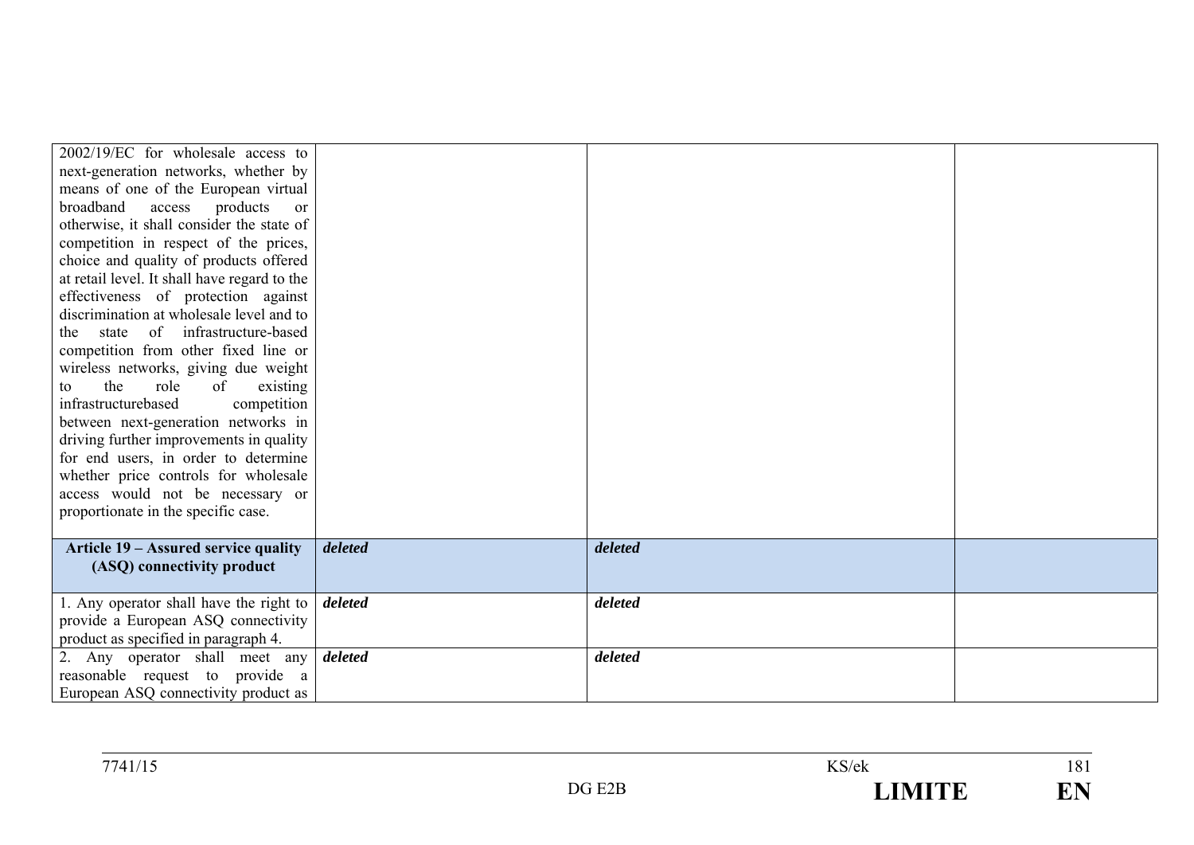| | | | |
|---|---|---|---|
| 2002/19/EC for wholesale access to next-generation networks, whether by means of one of the European virtual broadband access products or otherwise, it shall consider the state of competition in respect of the prices, choice and quality of products offered at retail level. It shall have regard to the effectiveness of protection against discrimination at wholesale level and to the state of infrastructure-based competition from other fixed line or wireless networks, giving due weight to the role of existing infrastructurebased competition between next-generation networks in driving further improvements in quality for end users, in order to determine whether price controls for wholesale access would not be necessary or proportionate in the specific case. | | | |
| **Article 19 – Assured service quality (ASQ) connectivity product** | ***deleted*** | ***deleted*** | |
| 1. Any operator shall have the right to provide a European ASQ connectivity product as specified in paragraph 4. | ***deleted*** | ***deleted*** | |
| 2. Any operator shall meet any reasonable request to provide a European ASQ connectivity product as | ***deleted*** | ***deleted*** | |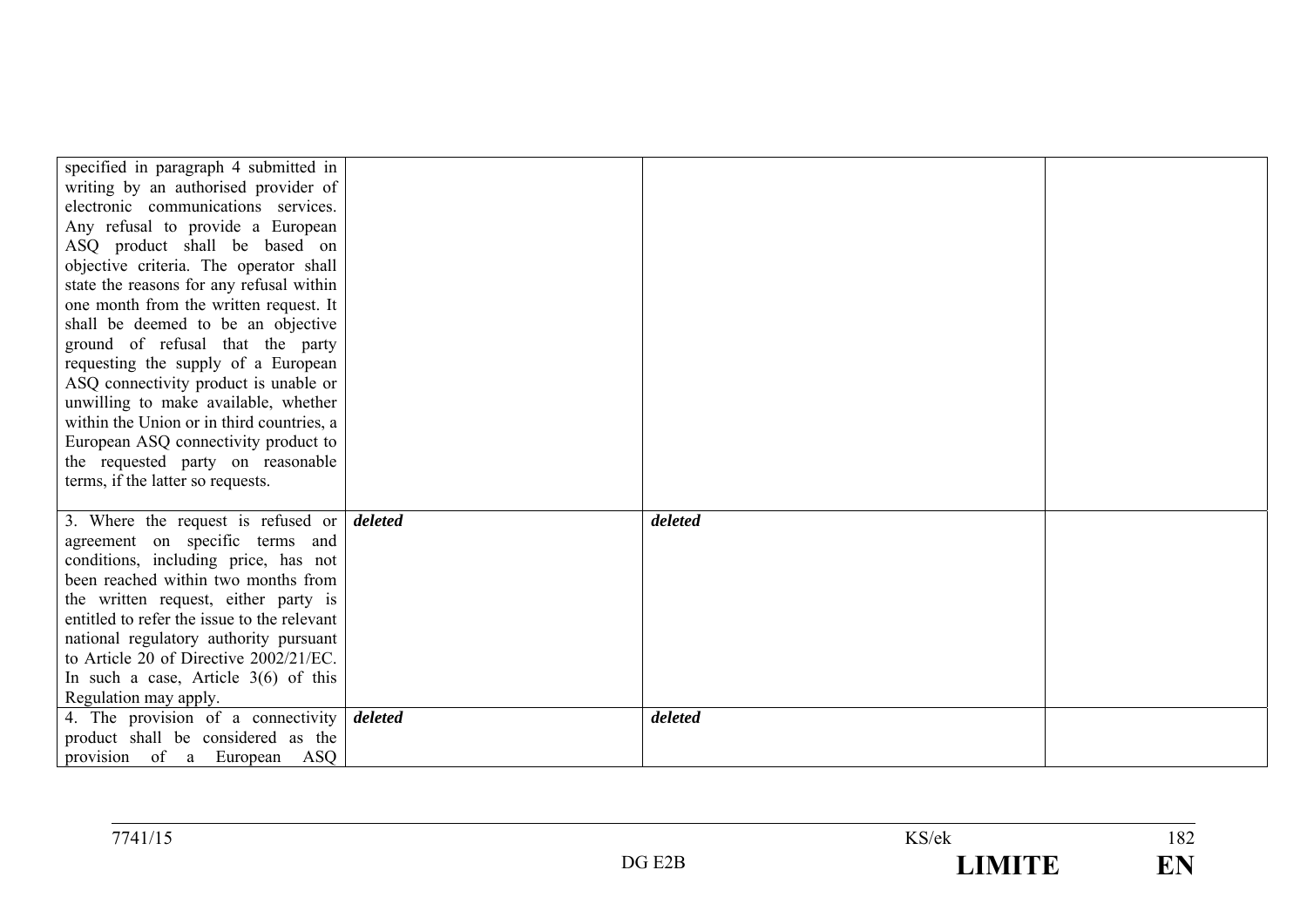| | | | |
|---|---|---|---|
| specified in paragraph 4 submitted in writing by an authorised provider of electronic communications services. Any refusal to provide a European ASQ product shall be based on objective criteria. The operator shall state the reasons for any refusal within one month from the written request. It shall be deemed to be an objective ground of refusal that the party requesting the supply of a European ASQ connectivity product is unable or unwilling to make available, whether within the Union or in third countries, a European ASQ connectivity product to the requested party on reasonable terms, if the latter so requests. | | | |
| 3. Where the request is refused or agreement on specific terms and conditions, including price, has not been reached within two months from the written request, either party is entitled to refer the issue to the relevant national regulatory authority pursuant to Article 20 of Directive 2002/21/EC. In such a case, Article 3(6) of this Regulation may apply. | ***deleted*** | ***deleted*** | |
| 4. The provision of a connectivity product shall be considered as the provision of a European ASQ | ***deleted*** | ***deleted*** | |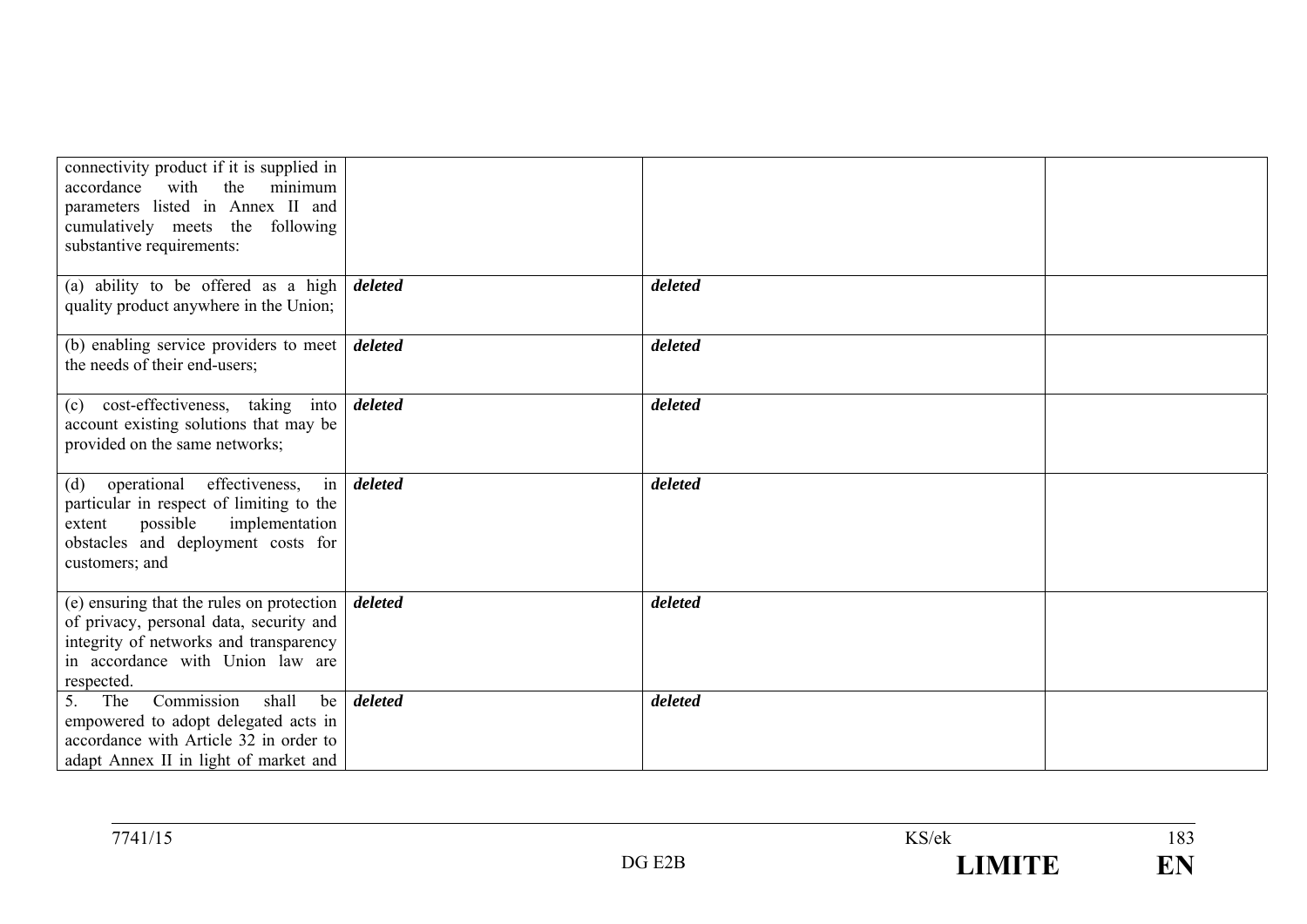| | | | |
|---|---|---|---|
| connectivity product if it is supplied in accordance with the minimum parameters listed in Annex II and cumulatively meets the following substantive requirements: | | | |
| (a) ability to be offered as a high quality product anywhere in the Union; | ***deleted*** | ***deleted*** | |
| (b) enabling service providers to meet the needs of their end-users; | ***deleted*** | ***deleted*** | |
| (c) cost-effectiveness, taking into account existing solutions that may be provided on the same networks; | ***deleted*** | ***deleted*** | |
| (d) operational effectiveness, in particular in respect of limiting to the extent possible implementation obstacles and deployment costs for customers; and | ***deleted*** | ***deleted*** | |
| (e) ensuring that the rules on protection of privacy, personal data, security and integrity of networks and transparency in accordance with Union law are respected. | ***deleted*** | ***deleted*** | |
| 5. The Commission shall be empowered to adopt delegated acts in accordance with Article 32 in order to adapt Annex II in light of market and | ***deleted*** | ***deleted*** | |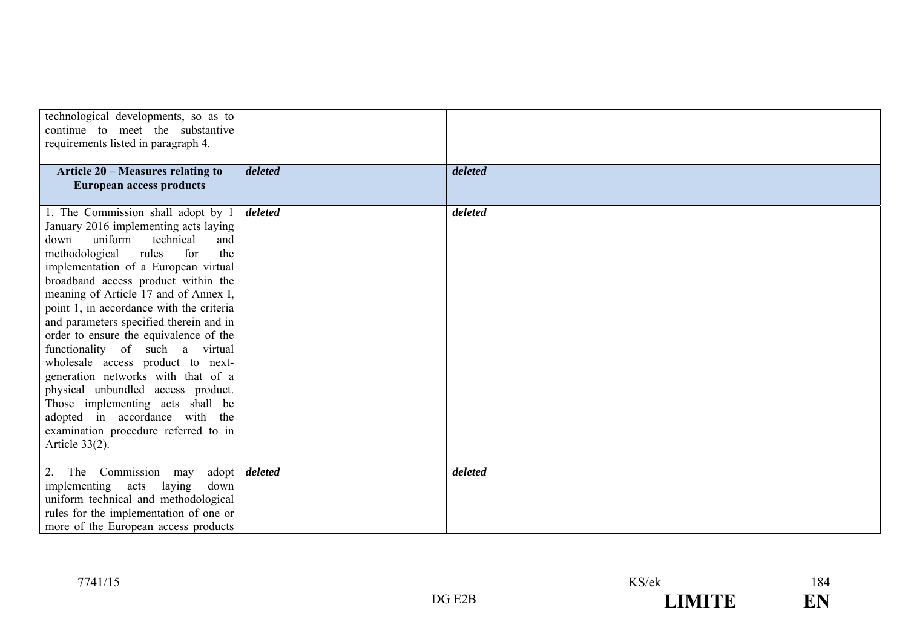| | | | |
|---|---|---|---|
| technological developments, so as to continue to meet the substantive requirements listed in paragraph 4. | | | |
| **Article 20 – Measures relating to European access products** | ***deleted*** | ***deleted*** | |
| 1. The Commission shall adopt by 1 January 2016 implementing acts laying down uniform technical and methodological rules for the implementation of a European virtual broadband access product within the meaning of Article 17 and of Annex I, point 1, in accordance with the criteria and parameters specified therein and in order to ensure the equivalence of the functionality of such a virtual wholesale access product to next-generation networks with that of a physical unbundled access product. Those implementing acts shall be adopted in accordance with the examination procedure referred to in Article 33(2). | ***deleted*** | ***deleted*** | |
| 2. The Commission may adopt implementing acts laying down uniform technical and methodological rules for the implementation of one or more of the European access products | ***deleted*** | ***deleted*** | |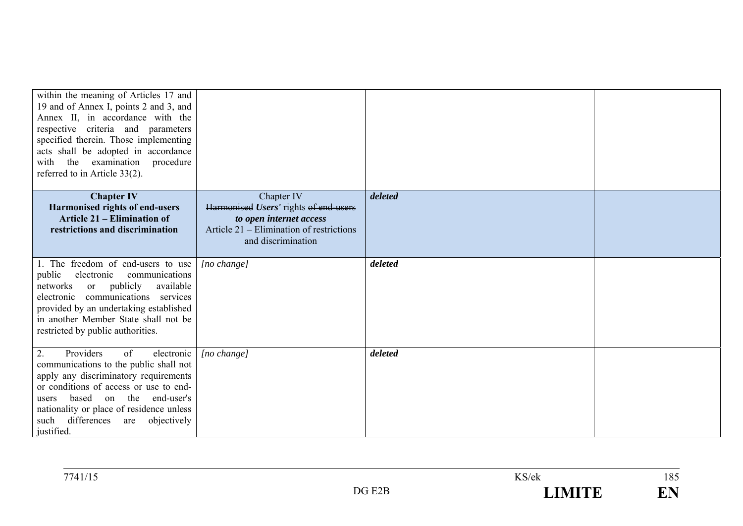| | | | |
|---|---|---|---|
| within the meaning of Articles 17 and 19 and of Annex I, points 2 and 3, and Annex II, in accordance with the respective criteria and parameters specified therein. Those implementing acts shall be adopted in accordance with the examination procedure referred to in Article 33(2). | | | |
| **Chapter IV**<br>**Harmonised rights of end-users**<br>**Article 21 – Elimination of restrictions and discrimination** | Chapter IV<br>~~Harmonised~~ ***Users'*** rights ~~of end-users~~ ***to open internet access***<br>Article 21 – Elimination of restrictions and discrimination | ***deleted*** | |
| 1. The freedom of end-users to use public electronic communications networks or publicly available electronic communications services provided by an undertaking established in another Member State shall not be restricted by public authorities. | *[no change]* | ***deleted*** | |
| 2. Providers of electronic communications to the public shall not apply any discriminatory requirements or conditions of access or use to end-users based on the end-user's nationality or place of residence unless such differences are objectively justified. | *[no change]* | ***deleted*** | |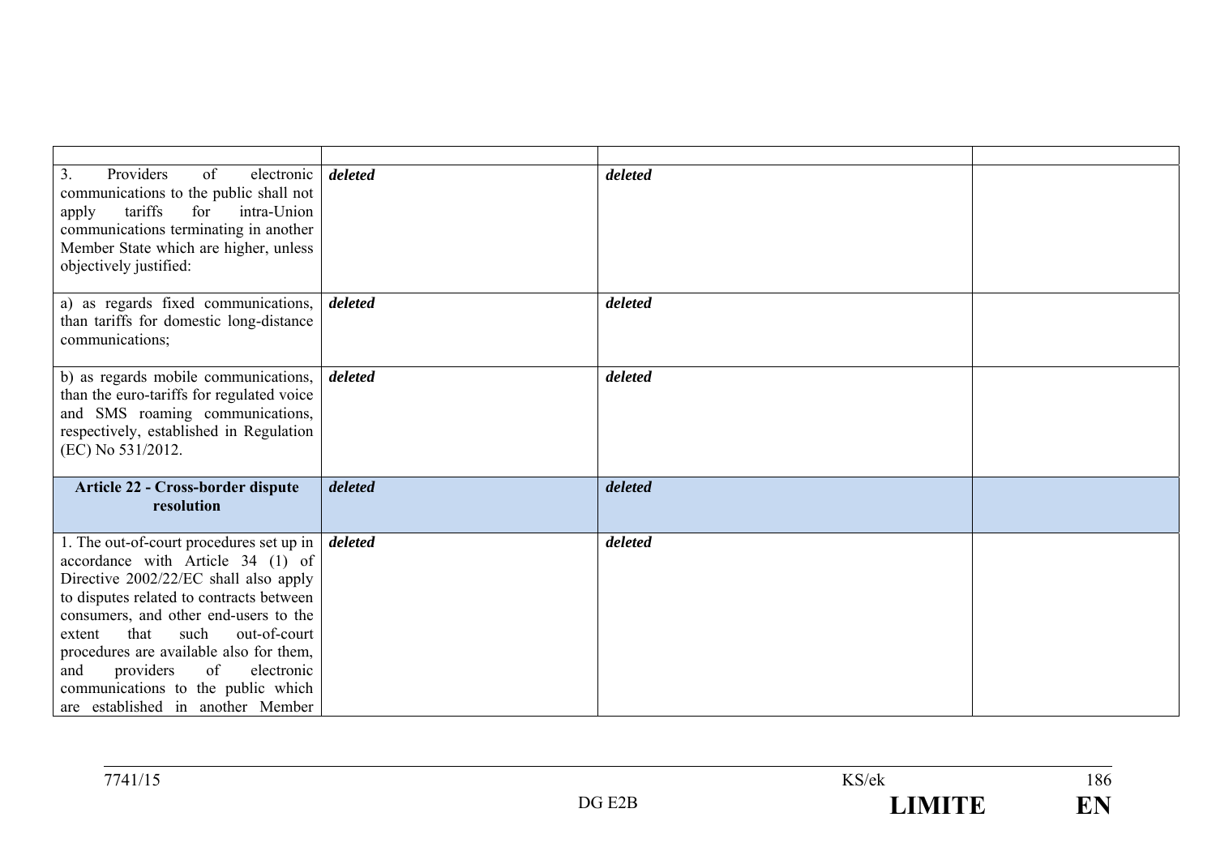| | | | |
|---|---|---|---|
| 3. Providers of electronic communications to the public shall not apply tariffs for intra-Union communications terminating in another Member State which are higher, unless objectively justified: | ***deleted*** | ***deleted*** | |
| a) as regards fixed communications, than tariffs for domestic long-distance communications; | ***deleted*** | ***deleted*** | |
| b) as regards mobile communications, than the euro-tariffs for regulated voice and SMS roaming communications, respectively, established in Regulation (EC) No 531/2012. | ***deleted*** | ***deleted*** | |
| **Article 22 - Cross-border dispute resolution** | ***deleted*** | ***deleted*** | |
| 1. The out-of-court procedures set up in accordance with Article 34 (1) of Directive 2002/22/EC shall also apply to disputes related to contracts between consumers, and other end-users to the extent that such out-of-court procedures are available also for them, and providers of electronic communications to the public which are established in another Member | ***deleted*** | ***deleted*** | |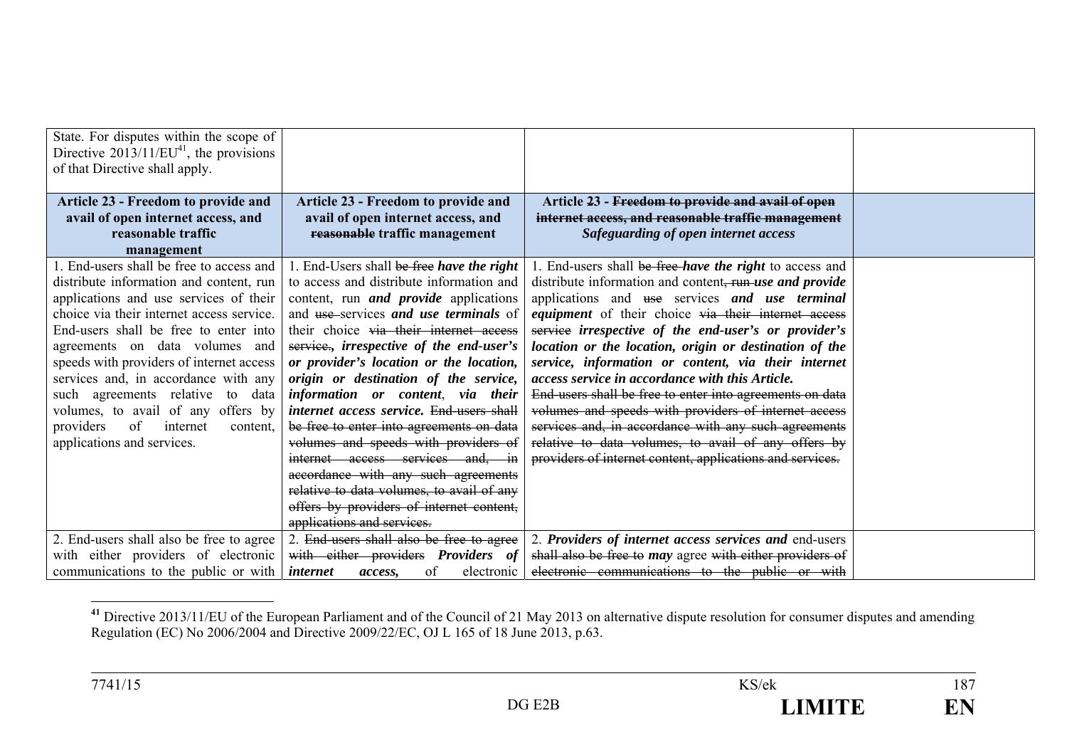| | | | |
|---|---|---|---|
| State. For disputes within the scope of Directive 2013/11/EU[41], the provisions of that Directive shall apply. | | | |
| **Article 23 - Freedom to provide and avail of open internet access, and reasonable traffic management** | **Article 23 - Freedom to provide and avail of open internet access, and ~~reasonable~~ traffic management** | **Article ~~23 - Freedom to provide and avail of open internet access, and reasonable traffic management~~ *Safeguarding of open internet access*** | |
| 1. End-users shall be free to access and distribute information and content, run applications and use services of their choice via their internet access service. End-users shall be free to enter into agreements on data volumes and speeds with providers of internet access services and, in accordance with any such agreements relative to data volumes, to avail of any offers by providers of internet content, applications and services. | 1. End-Users shall ~~be free~~ ***have the right*** to access and distribute information and content, run ***and provide*** applications and ~~use~~ services ***and use terminals*** of their choice ~~via their internet access service.~~, ***irrespective of the end-user's or provider's location or the location, origin or destination of the service, information or content*, *via their internet access service.*** ~~End-users shall be free to enter into agreements on data volumes and speeds with providers of internet access services and, in accordance with any such agreements relative to data volumes, to avail of any offers by providers of internet content, applications and services.~~ | 1. End-users shall ~~be free~~ ***have the right*** to access and distribute information and content~~, run~~ ***use and provide*** applications and ~~use~~ services ***and use terminal equipment*** of their choice ~~via their internet access service~~ ***irrespective of the end-user's or provider's location or the location, origin or destination of the service, information or content, via their internet access service in accordance with this Article.*** ~~End-users shall be free to enter into agreements on data volumes and speeds with providers of internet access services and, in accordance with any such agreements relative to data volumes, to avail of any offers by providers of internet content, applications and services.~~ | |
| 2. End-users shall also be free to agree with either providers of electronic communications to the public or with | 2. ~~End-users shall also be free to agree with either providers~~ ***Providers of internet access,*** of electronic | 2. ***Providers of internet access services and*** end-users ~~shall also be free to~~ ***may*** agree ~~with either providers of electronic communications to the public or with~~ | |

[41] Directive 2013/11/EU of the European Parliament and of the Council of 21 May 2013 on alternative dispute resolution for consumer disputes and amending Regulation (EC) No 2006/2004 and Directive 2009/22/EC, OJ L 165 of 18 June 2013, p.63.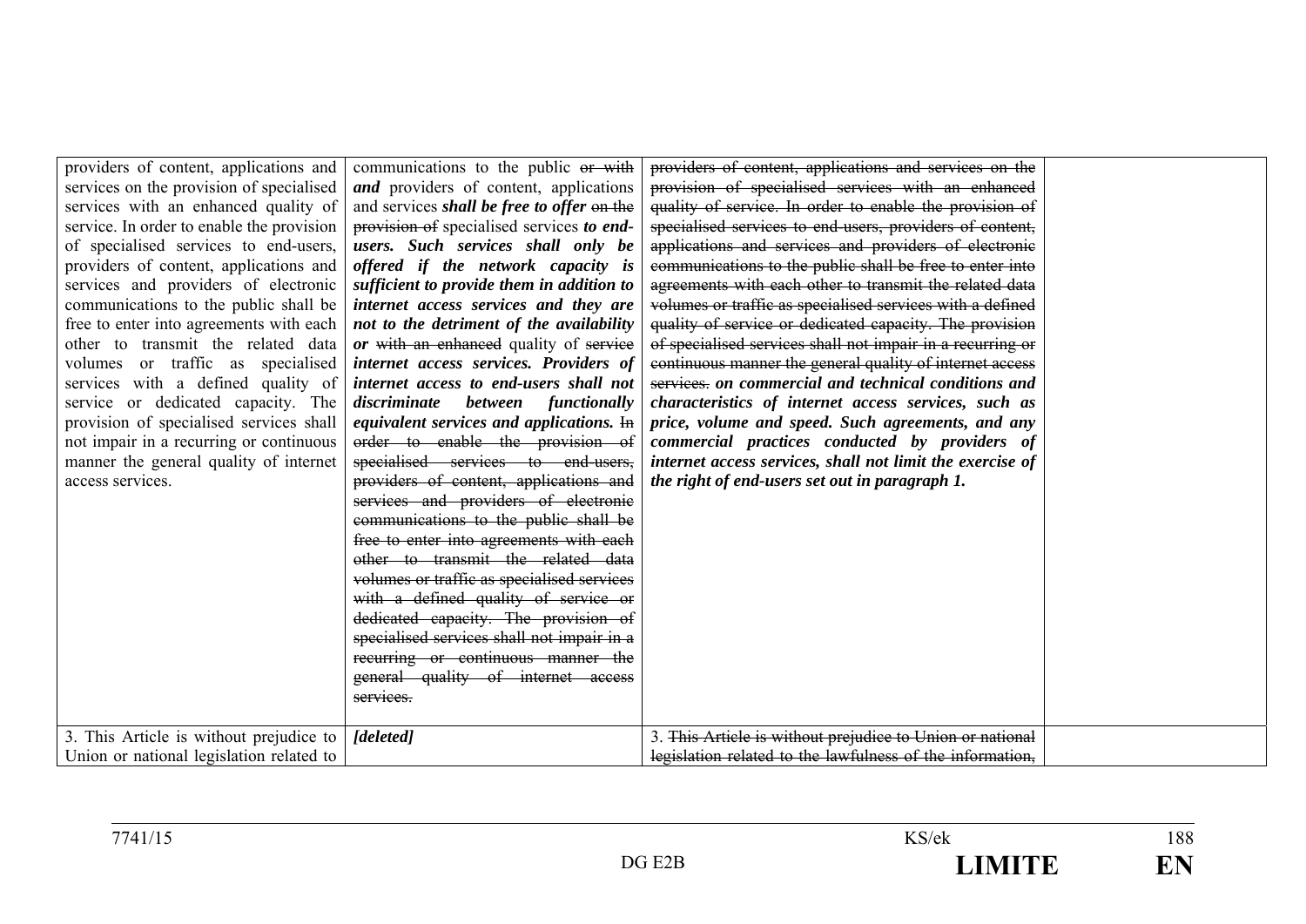| | | | |
|---|---|---|---|
| providers of content, applications and services on the provision of specialised services with an enhanced quality of service. In order to enable the provision of specialised services to end-users, providers of content, applications and services and providers of electronic communications to the public shall be free to enter into agreements with each other to transmit the related data volumes or traffic as specialised services with a defined quality of service or dedicated capacity. The provision of specialised services shall not impair in a recurring or continuous manner the general quality of internet access services. | communications to the public ~~or with~~ ***and*** providers of content, applications and services ***shall be free to offer*** ~~on the provision of~~ specialised services ***to end-users. Such services shall only be offered if the network capacity is sufficient to provide them in addition to internet access services and they are not to the detriment of the availability or*** ~~with an enhanced~~ quality of ~~service~~ ***internet access services. Providers of internet access to end-users shall not discriminate between functionally equivalent services and applications.*** ~~In order to enable the provision of specialised services to end-users, providers of content, applications and services and providers of electronic communications to the public shall be free to enter into agreements with each other to transmit the related data volumes or traffic as specialised services with a defined quality of service or dedicated capacity. The provision of specialised services shall not impair in a recurring or continuous manner the general quality of internet access services.~~ | ~~providers of content, applications and services on the provision of specialised services with an enhanced quality of service. In order to enable the provision of specialised services to end-users, providers of content, applications and services and providers of electronic communications to the public shall be free to enter into agreements with each other to transmit the related data volumes or traffic as specialised services with a defined quality of service or dedicated capacity. The provision of specialised services shall not impair in a recurring or continuous manner the general quality of internet access services.~~ ***on commercial and technical conditions and characteristics of internet access services, such as price, volume and speed. Such agreements, and any commercial practices conducted by providers of internet access services, shall not limit the exercise of the right of end-users set out in paragraph 1.*** | |
| 3. This Article is without prejudice to Union or national legislation related to | ***[deleted]*** | 3. ~~This Article is without prejudice to Union or national legislation related to the lawfulness of the information,~~ | |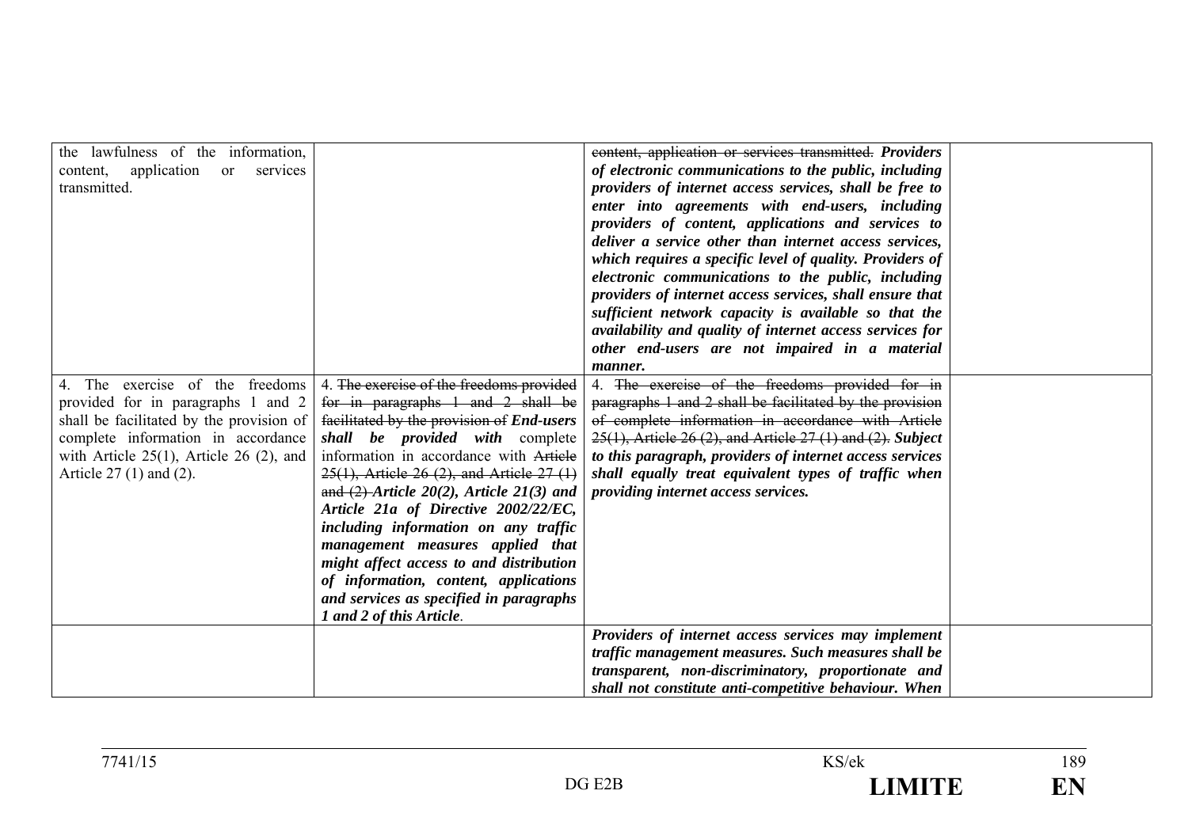| | | | |
|---|---|---|---|
| the lawfulness of the information, content, application or services transmitted. | | ~~content, application or services transmitted.~~ ***Providers of electronic communications to the public, including providers of internet access services, shall be free to enter into agreements with end-users, including providers of content, applications and services to deliver a service other than internet access services, which requires a specific level of quality. Providers of electronic communications to the public, including providers of internet access services, shall ensure that sufficient network capacity is available so that the availability and quality of internet access services for other end-users are not impaired in a material manner.*** | |
| 4. The exercise of the freedoms provided for in paragraphs 1 and 2 shall be facilitated by the provision of complete information in accordance with Article 25(1), Article 26 (2), and Article 27 (1) and (2). | 4. ~~The exercise of the freedoms provided for in paragraphs 1 and 2 shall be facilitated by the provision of~~ ***End-users shall be provided with*** complete information in accordance with ~~Article 25(1), Article 26 (2), and Article 27 (1) and (2)~~ ***Article 20(2), Article 21(3) and Article 21a of Directive 2002/22/EC, including information on any traffic management measures applied that might affect access to and distribution of information, content, applications and services as specified in paragraphs 1 and 2 of this Article***. | 4. ~~The exercise of the freedoms provided for in paragraphs 1 and 2 shall be facilitated by the provision of complete information in accordance with Article 25(1), Article 26 (2), and Article 27 (1) and (2).~~ ***Subject to this paragraph, providers of internet access services shall equally treat equivalent types of traffic when providing internet access services.*** | |
| | | ***Providers of internet access services may implement traffic management measures. Such measures shall be transparent, non-discriminatory, proportionate and shall not constitute anti-competitive behaviour. When*** | |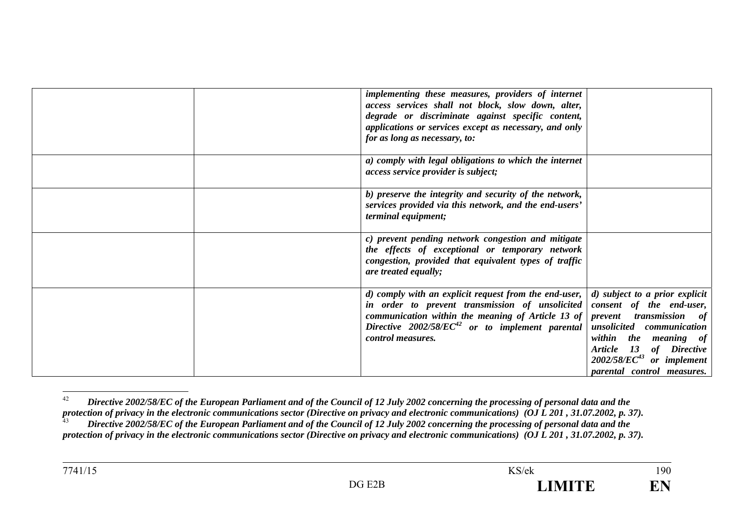| | | | |
|---|---|---|---|
| | | ***implementing these measures, providers of internet access services shall not block, slow down, alter, degrade or discriminate against specific content, applications or services except as necessary, and only for as long as necessary, to:*** | |
| | | ***a) comply with legal obligations to which the internet access service provider is subject;*** | |
| | | ***b) preserve the integrity and security of the network, services provided via this network, and the end-users' terminal equipment;*** | |
| | | ***c) prevent pending network congestion and mitigate the effects of exceptional or temporary network congestion, provided that equivalent types of traffic are treated equally;*** | |
| | | ***d) comply with an explicit request from the end-user, in order to prevent transmission of unsolicited communication within the meaning of Article 13 of Directive 2002/58/EC[42] or to implement parental control measures.*** | ***d) subject to a prior explicit consent of the end-user, prevent transmission of unsolicited communication within the meaning of Article 13 of Directive 2002/58/EC[43] or implement parental control measures.*** |

[42] ***Directive 2002/58/EC of the European Parliament and of the Council of 12 July 2002 concerning the processing of personal data and the protection of privacy in the electronic communications sector (Directive on privacy and electronic communications) (OJ L 201 , 31.07.2002, p. 37).***

[43] ***Directive 2002/58/EC of the European Parliament and of the Council of 12 July 2002 concerning the processing of personal data and the protection of privacy in the electronic communications sector (Directive on privacy and electronic communications) (OJ L 201 , 31.07.2002, p. 37).***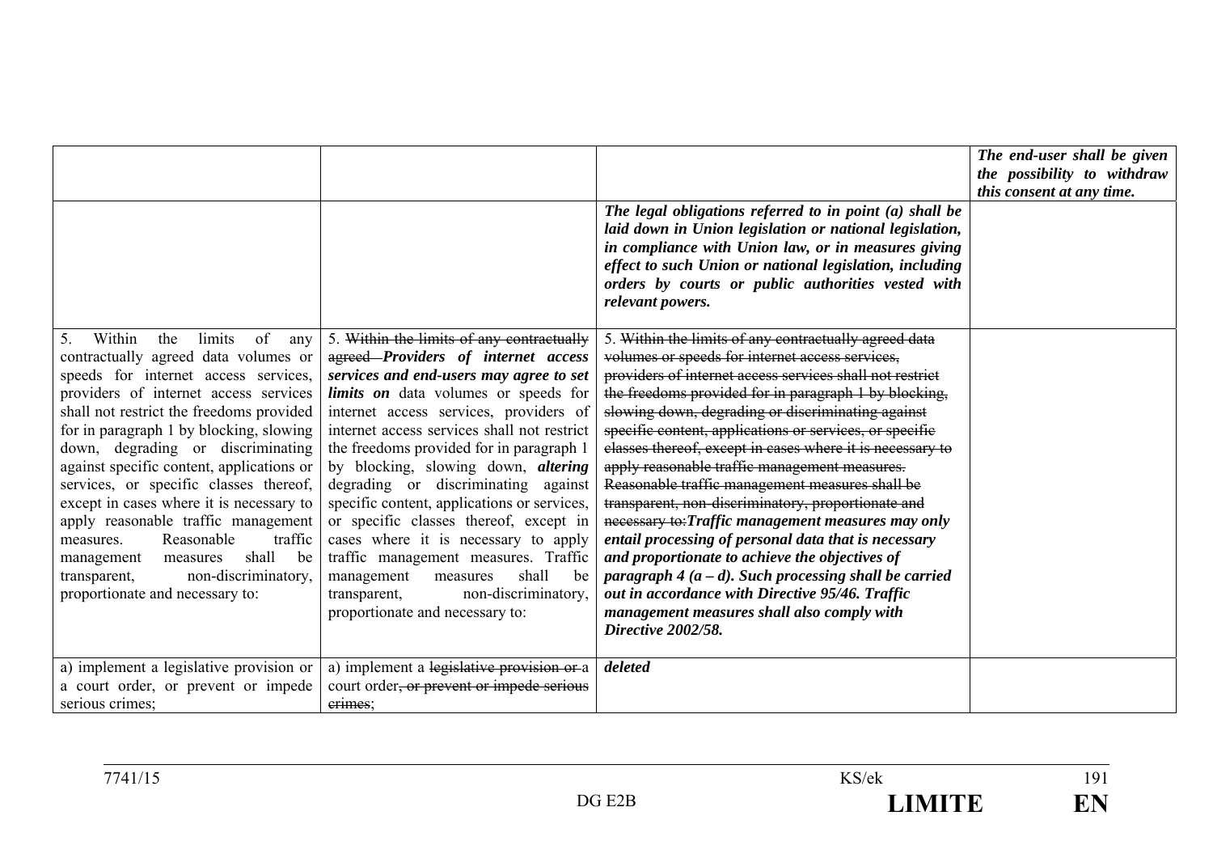| | | | |
|---|---|---|---|
| | | | ***The end-user shall be given the possibility to withdraw this consent at any time.*** |
| | | ***The legal obligations referred to in point (a) shall be laid down in Union legislation or national legislation, in compliance with Union law, or in measures giving effect to such Union or national legislation, including orders by courts or public authorities vested with relevant powers.*** | |
| 5. Within the limits of any contractually agreed data volumes or speeds for internet access services, providers of internet access services shall not restrict the freedoms provided for in paragraph 1 by blocking, slowing down, degrading or discriminating against specific content, applications or services, or specific classes thereof, except in cases where it is necessary to apply reasonable traffic management measures. Reasonable traffic management measures shall be transparent, non-discriminatory, proportionate and necessary to: | 5. ~~Within the limits of any contractually agreed~~ ***Providers of internet access services and end-users may agree to set limits on*** data volumes or speeds for internet access services, providers of internet access services shall not restrict the freedoms provided for in paragraph 1 by blocking, slowing down, ***altering*** degrading or discriminating against specific content, applications or services, or specific classes thereof, except in cases where it is necessary to apply traffic management measures. Traffic management measures shall be transparent, non-discriminatory, proportionate and necessary to: | 5. ~~Within the limits of any contractually agreed data volumes or speeds for internet access services, providers of internet access services shall not restrict the freedoms provided for in paragraph 1 by blocking, slowing down, degrading or discriminating against specific content, applications or services, or specific classes thereof, except in cases where it is necessary to apply reasonable traffic management measures. Reasonable traffic management measures shall be transparent, non-discriminatory, proportionate and necessary to:~~***Traffic management measures may only entail processing of personal data that is necessary and proportionate to achieve the objectives of paragraph 4 (a – d). Such processing shall be carried out in accordance with Directive 95/46. Traffic management measures shall also comply with Directive 2002/58.*** | |
| a) implement a legislative provision or a court order, or prevent or impede serious crimes; | a) implement a ~~legislative provision or~~ a court order~~, or prevent or impede serious crimes~~; | ***deleted*** | |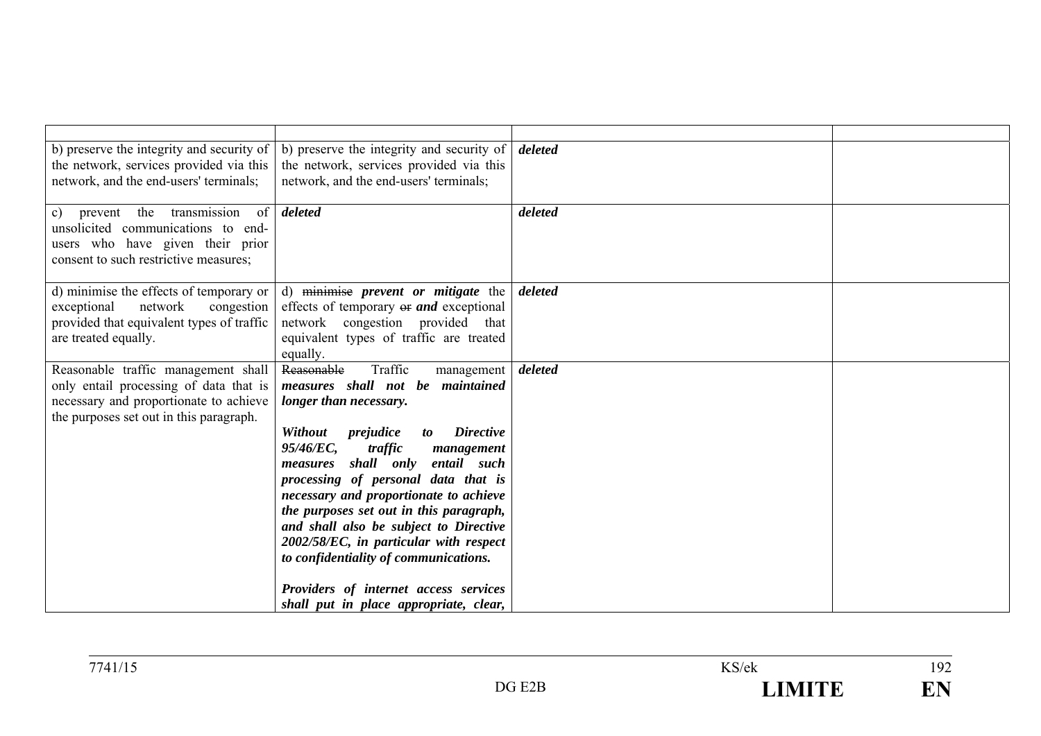| | | | |
|---|---|---|---|
| b) preserve the integrity and security of the network, services provided via this network, and the end-users' terminals; | b) preserve the integrity and security of the network, services provided via this network, and the end-users' terminals; | ***deleted*** | |
| c) prevent the transmission of unsolicited communications to end-users who have given their prior consent to such restrictive measures; | ***deleted*** | ***deleted*** | |
| d) minimise the effects of temporary or exceptional network congestion provided that equivalent types of traffic are treated equally. | d) ~~minimise~~ ***prevent or mitigate*** the effects of temporary ~~or~~ ***and*** exceptional network congestion provided that equivalent types of traffic are treated equally. | ***deleted*** | |
| Reasonable traffic management shall only entail processing of data that is necessary and proportionate to achieve the purposes set out in this paragraph. | ~~Reasonable~~ Traffic management ***measures shall not be maintained longer than necessary.*** <br><br> ***Without prejudice to Directive 95/46/EC, traffic management measures shall only entail such processing of personal data that is necessary and proportionate to achieve the purposes set out in this paragraph, and shall also be subject to Directive 2002/58/EC, in particular with respect to confidentiality of communications.*** <br><br> ***Providers of internet access services shall put in place appropriate, clear,*** | ***deleted*** | |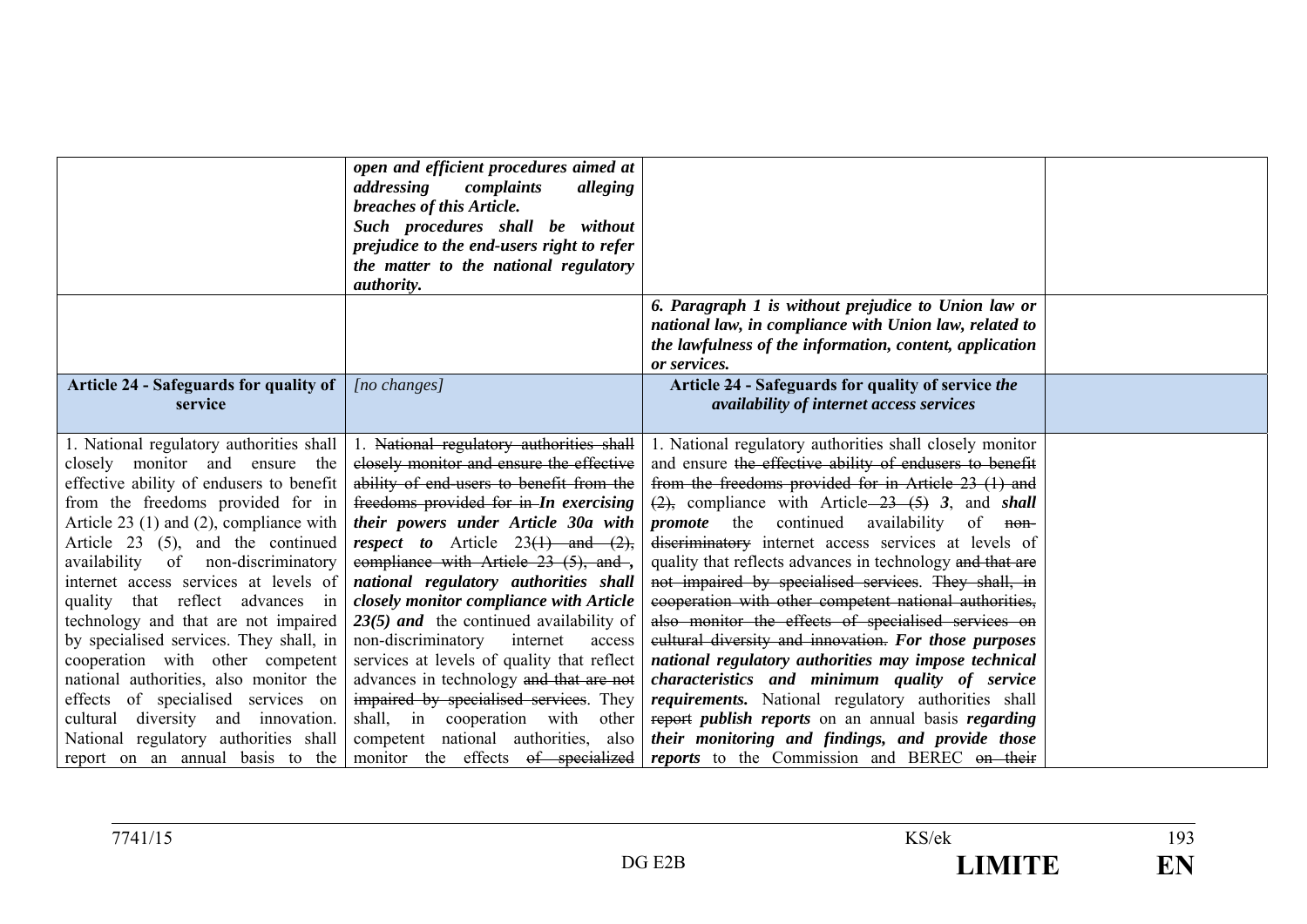| | | | |
|---|---|---|---|
| | ***open and efficient procedures aimed at addressing complaints alleging breaches of this Article.*** ***Such procedures shall be without prejudice to the end-users right to refer the matter to the national regulatory authority.*** | | |
| | | ***6. Paragraph 1 is without prejudice to Union law or national law, in compliance with Union law, related to the lawfulness of the information, content, application or services.*** | |
| **Article 24 - Safeguards for quality of service** | *[no changes]* | **Article ~~24~~ - Safeguards for quality of service** ***the availability of internet access services*** | |
| 1. National regulatory authorities shall closely monitor and ensure the effective ability of endusers to benefit from the freedoms provided for in Article 23 (1) and (2), compliance with Article 23 (5), and the continued availability of non-discriminatory internet access services at levels of quality that reflect advances in technology and that are not impaired by specialised services. They shall, in cooperation with other competent national authorities, also monitor the effects of specialised services on cultural diversity and innovation. National regulatory authorities shall report on an annual basis to the | 1. ~~National regulatory authorities shall closely monitor and ensure the effective ability of end-users to benefit from the freedoms provided for in~~ ***In exercising their powers under Article 30a with respect to*** Article 23~~(1) and (2), compliance with Article 23 (5), and~~ , ***national regulatory authorities shall closely monitor compliance with Article 23(5) and*** the continued availability of non-discriminatory internet access services at levels of quality that reflect advances in technology ~~and that are not impaired by specialised services~~. They shall, in cooperation with other competent national authorities, also monitor the effects ~~of specialized~~ | 1. National regulatory authorities shall closely monitor and ensure ~~the effective ability of endusers to benefit from the freedoms provided for in Article 23 (1) and (2),~~ compliance with Article ~~23 (5)~~ ***3***, and ***shall promote*** the continued availability of ~~non-discriminatory~~ internet access services at levels of quality that reflects advances in technology ~~and that are not impaired by specialised services~~. ~~They shall, in cooperation with other competent national authorities, also monitor the effects of specialised services on cultural diversity and innovation.~~ ***For those purposes national regulatory authorities may impose technical characteristics and minimum quality of service requirements.*** National regulatory authorities shall ~~report~~ ***publish reports*** on an annual basis ***regarding their monitoring and findings, and provide those reports*** to the Commission and BEREC ~~on their~~ | |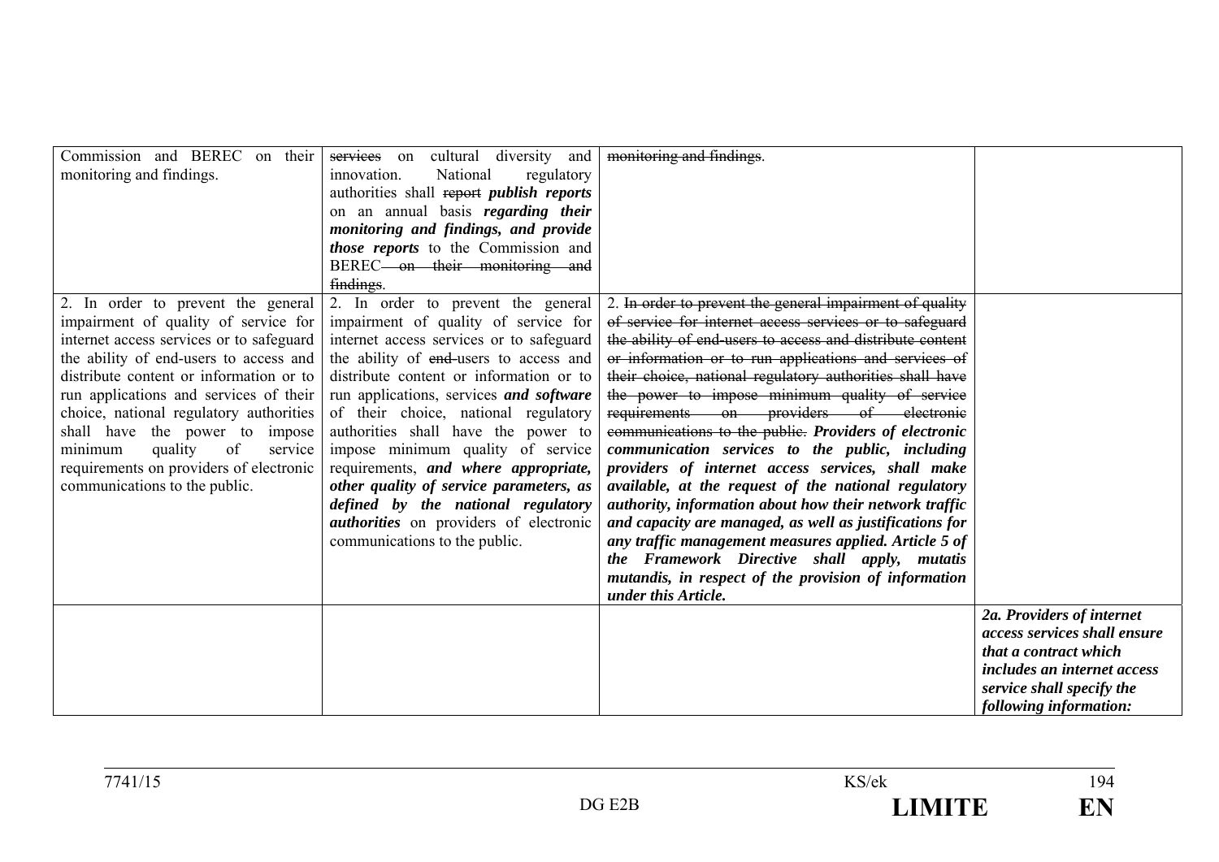| | | | |
|---|---|---|---|
| Commission and BEREC on their monitoring and findings. | ~~services~~ on cultural diversity and innovation. National regulatory authorities shall ~~report~~ ***publish reports*** on an annual basis ***regarding their monitoring and findings, and provide those reports*** to the Commission and BEREC ~~on their monitoring and findings~~. | ~~monitoring and findings~~. | |
| 2. In order to prevent the general impairment of quality of service for internet access services or to safeguard the ability of end-users to access and distribute content or information or to run applications and services of their choice, national regulatory authorities shall have the power to impose minimum quality of service requirements on providers of electronic communications to the public. | 2. In order to prevent the general impairment of quality of service for internet access services or to safeguard the ability of ~~end-~~users to access and distribute content or information or to run applications, services ***and software*** of their choice, national regulatory authorities shall have the power to impose minimum quality of service requirements, ***and where appropriate, other quality of service parameters, as defined by the national regulatory authorities*** on providers of electronic communications to the public. | 2. ~~In order to prevent the general impairment of quality of service for internet access services or to safeguard the ability of end-users to access and distribute content or information or to run applications and services of their choice, national regulatory authorities shall have the power to impose minimum quality of service requirements on providers of electronic communications to the public.~~ ***Providers of electronic communication services to the public, including providers of internet access services, shall make available, at the request of the national regulatory authority, information about how their network traffic and capacity are managed, as well as justifications for any traffic management measures applied. Article 5 of the Framework Directive shall apply, mutatis mutandis, in respect of the provision of information under this Article.*** | |
| | | | ***2a. Providers of internet access services shall ensure that a contract which includes an internet access service shall specify the following information:*** |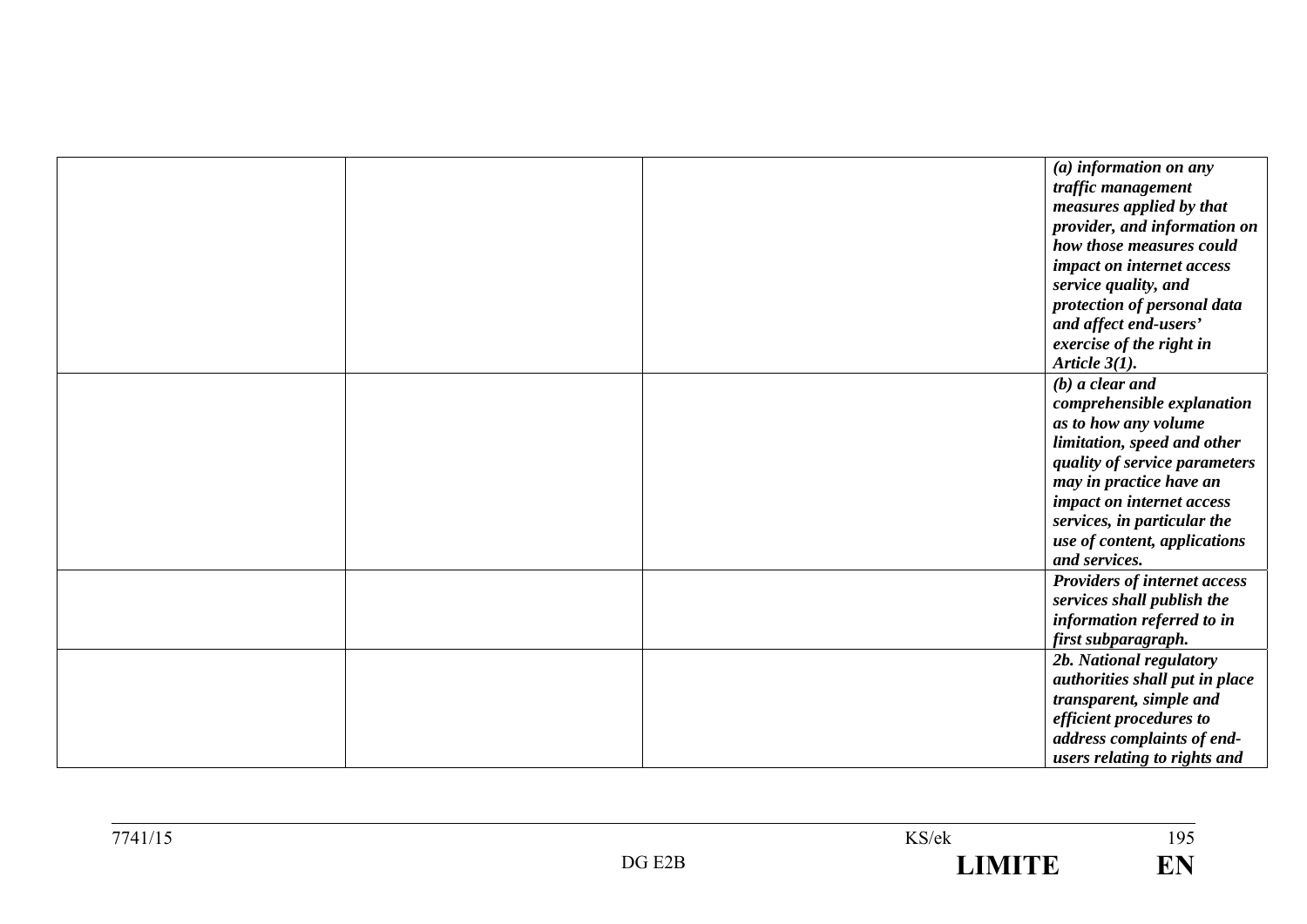| | | | |
|---|---|---|---|
| | | | ***(a) information on any traffic management measures applied by that provider, and information on how those measures could impact on internet access service quality, and protection of personal data and affect end-users' exercise of the right in Article 3(1).*** |
| | | | ***(b) a clear and comprehensible explanation as to how any volume limitation, speed and other quality of service parameters may in practice have an impact on internet access services, in particular the use of content, applications and services.*** |
| | | | ***Providers of internet access services shall publish the information referred to in first subparagraph.*** |
| | | | ***2b. National regulatory authorities shall put in place transparent, simple and efficient procedures to address complaints of end-users relating to rights and*** |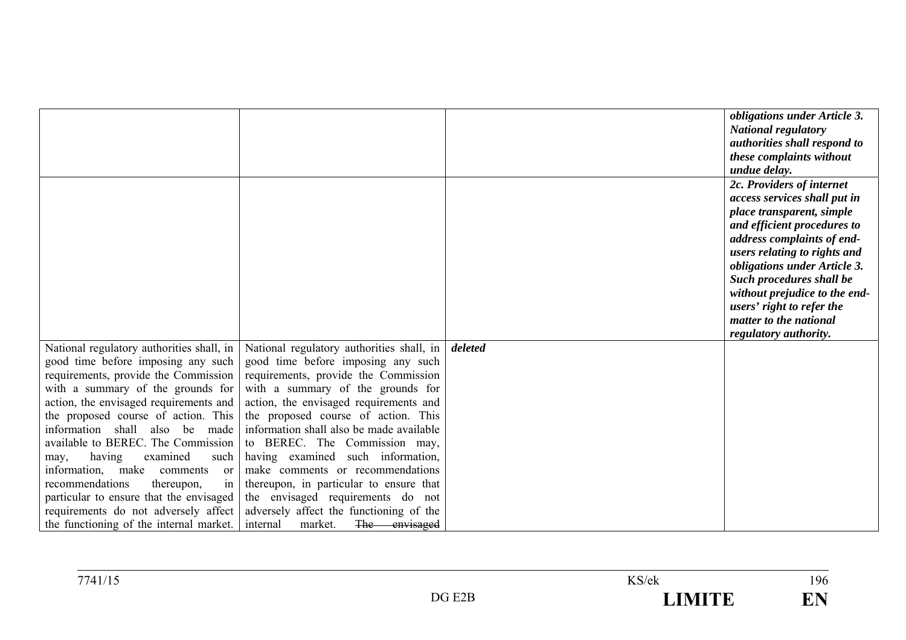| | | | |
|---|---|---|---|
| | | | ***obligations under Article 3. National regulatory authorities shall respond to these complaints without undue delay.*** |
| | | | ***2c. Providers of internet access services shall put in place transparent, simple and efficient procedures to address complaints of end-users relating to rights and obligations under Article 3. Such procedures shall be without prejudice to the end-users' right to refer the matter to the national regulatory authority.*** |
| National regulatory authorities shall, in good time before imposing any such requirements, provide the Commission with a summary of the grounds for action, the envisaged requirements and the proposed course of action. This information shall also be made available to BEREC. The Commission may, having examined such information, make comments or recommendations thereupon, in particular to ensure that the envisaged requirements do not adversely affect the functioning of the internal market. | National regulatory authorities shall, in good time before imposing any such requirements, provide the Commission with a summary of the grounds for action, the envisaged requirements and the proposed course of action. This information shall also be made available to BEREC. The Commission may, having examined such information, make comments or recommendations thereupon, in particular to ensure that the envisaged requirements do not adversely affect the functioning of the internal market. ~~The envisaged~~ | ***deleted*** | |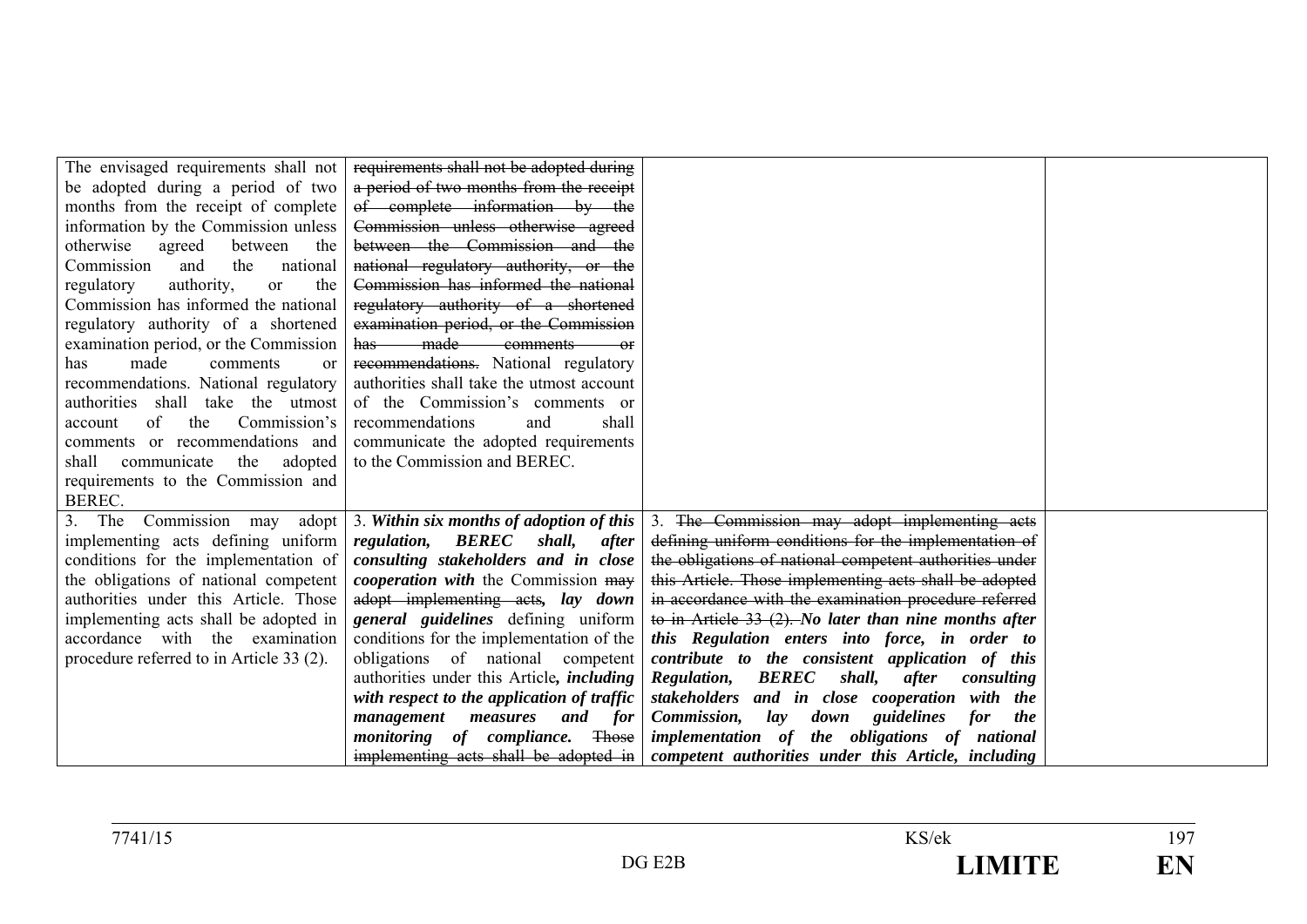| | | | |
|---|---|---|---|
| The envisaged requirements shall not be adopted during a period of two months from the receipt of complete information by the Commission unless otherwise agreed between the Commission and the national regulatory authority, or the Commission has informed the national regulatory authority of a shortened examination period, or the Commission has made comments or recommendations. National regulatory authorities shall take the utmost account of the Commission's comments or recommendations and shall communicate the adopted requirements to the Commission and BEREC. | ~~requirements shall not be adopted during a period of two months from the receipt of complete information by the Commission unless otherwise agreed between the Commission and the national regulatory authority, or the Commission has informed the national regulatory authority of a shortened examination period, or the Commission has made comments or recommendations.~~ National regulatory authorities shall take the utmost account of the Commission's comments or recommendations and shall communicate the adopted requirements to the Commission and BEREC. | | |
| 3. The Commission may adopt implementing acts defining uniform conditions for the implementation of the obligations of national competent authorities under this Article. Those implementing acts shall be adopted in accordance with the examination procedure referred to in Article 33 (2). | 3. ***Within six months of adoption of this regulation, BEREC shall, after consulting stakeholders and in close cooperation with*** the Commission ~~may adopt implementing acts~~***, lay down general guidelines*** defining uniform conditions for the implementation of the obligations of national competent authorities under this Article***, including with respect to the application of traffic management measures and for monitoring of compliance.*** ~~Those implementing acts shall be adopted in~~ | 3. ~~The Commission may adopt implementing acts defining uniform conditions for the implementation of the obligations of national competent authorities under this Article. Those implementing acts shall be adopted in accordance with the examination procedure referred to in Article 33 (2).~~ ***No later than nine months after this Regulation enters into force, in order to contribute to the consistent application of this Regulation, BEREC shall, after consulting stakeholders and in close cooperation with the Commission, lay down guidelines for the implementation of the obligations of national competent authorities under this Article, including*** | |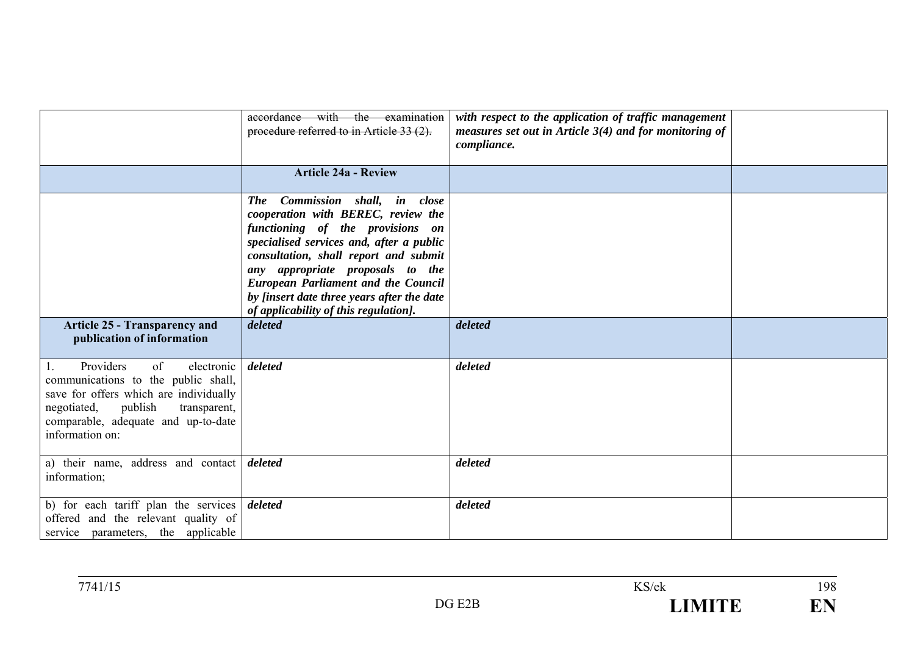| | | | |
|---|---|---|---|
| | ~~accordance with the examination procedure referred to in Article 33 (2).~~ | ***with respect to the application of traffic management measures set out in Article 3(4) and for monitoring of compliance.*** | |
| | **Article 24a - Review** | | |
| | ***The Commission shall, in close cooperation with BEREC, review the functioning of the provisions on specialised services and, after a public consultation, shall report and submit any appropriate proposals to the European Parliament and the Council by [insert date three years after the date of applicability of this regulation].*** | | |
| **Article 25 - Transparency and publication of information** | ***deleted*** | ***deleted*** | |
| 1. Providers of electronic communications to the public shall, save for offers which are individually negotiated, publish transparent, comparable, adequate and up-to-date information on: | ***deleted*** | ***deleted*** | |
| a) their name, address and contact information; | ***deleted*** | ***deleted*** | |
| b) for each tariff plan the services offered and the relevant quality of service parameters, the applicable | ***deleted*** | ***deleted*** | |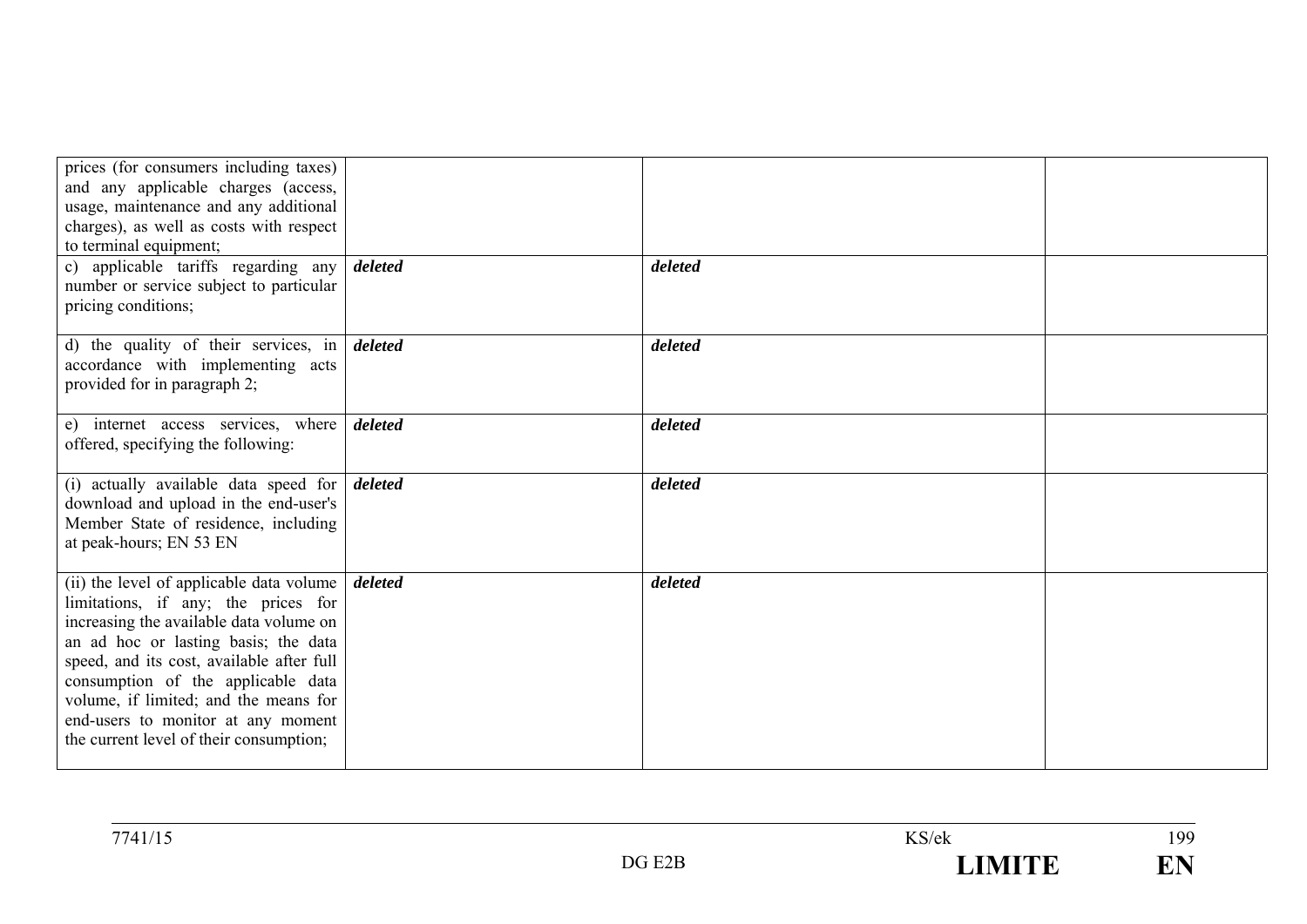| | | | |
|---|---|---|---|
| prices (for consumers including taxes) and any applicable charges (access, usage, maintenance and any additional charges), as well as costs with respect to terminal equipment; | | | |
| c) applicable tariffs regarding any number or service subject to particular pricing conditions; | ***deleted*** | ***deleted*** | |
| d) the quality of their services, in accordance with implementing acts provided for in paragraph 2; | ***deleted*** | ***deleted*** | |
| e) internet access services, where offered, specifying the following: | ***deleted*** | ***deleted*** | |
| (i) actually available data speed for download and upload in the end-user's Member State of residence, including at peak-hours; EN 53 EN | ***deleted*** | ***deleted*** | |
| (ii) the level of applicable data volume limitations, if any; the prices for increasing the available data volume on an ad hoc or lasting basis; the data speed, and its cost, available after full consumption of the applicable data volume, if limited; and the means for end-users to monitor at any moment the current level of their consumption; | ***deleted*** | ***deleted*** | |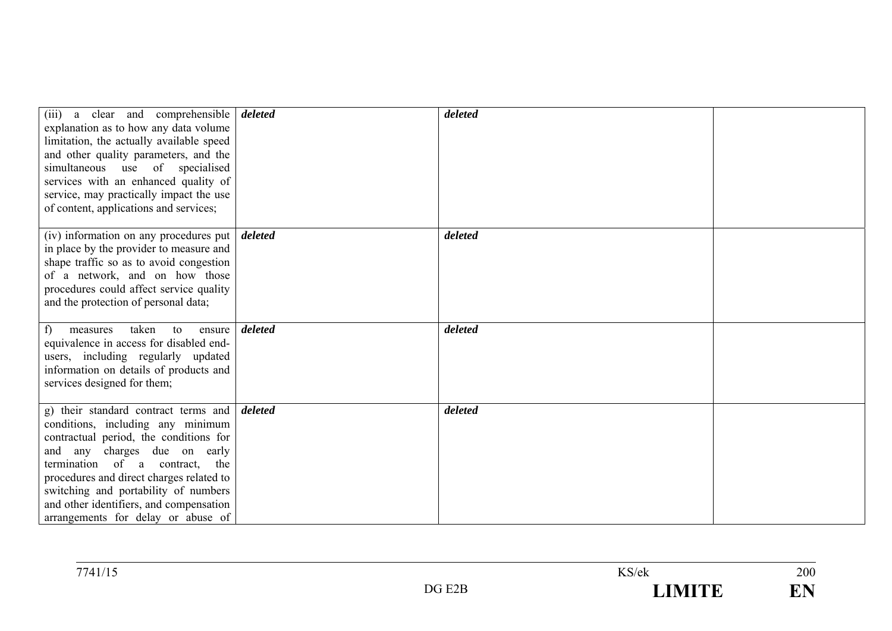| | | | |
|---|---|---|---|
| (iii) a clear and comprehensible explanation as to how any data volume limitation, the actually available speed and other quality parameters, and the simultaneous use of specialised services with an enhanced quality of service, may practically impact the use of content, applications and services; | ***deleted*** | ***deleted*** | |
| (iv) information on any procedures put in place by the provider to measure and shape traffic so as to avoid congestion of a network, and on how those procedures could affect service quality and the protection of personal data; | ***deleted*** | ***deleted*** | |
| f) measures taken to ensure equivalence in access for disabled end-users, including regularly updated information on details of products and services designed for them; | ***deleted*** | ***deleted*** | |
| g) their standard contract terms and conditions, including any minimum contractual period, the conditions for and any charges due on early termination of a contract, the procedures and direct charges related to switching and portability of numbers and other identifiers, and compensation arrangements for delay or abuse of | ***deleted*** | ***deleted*** | |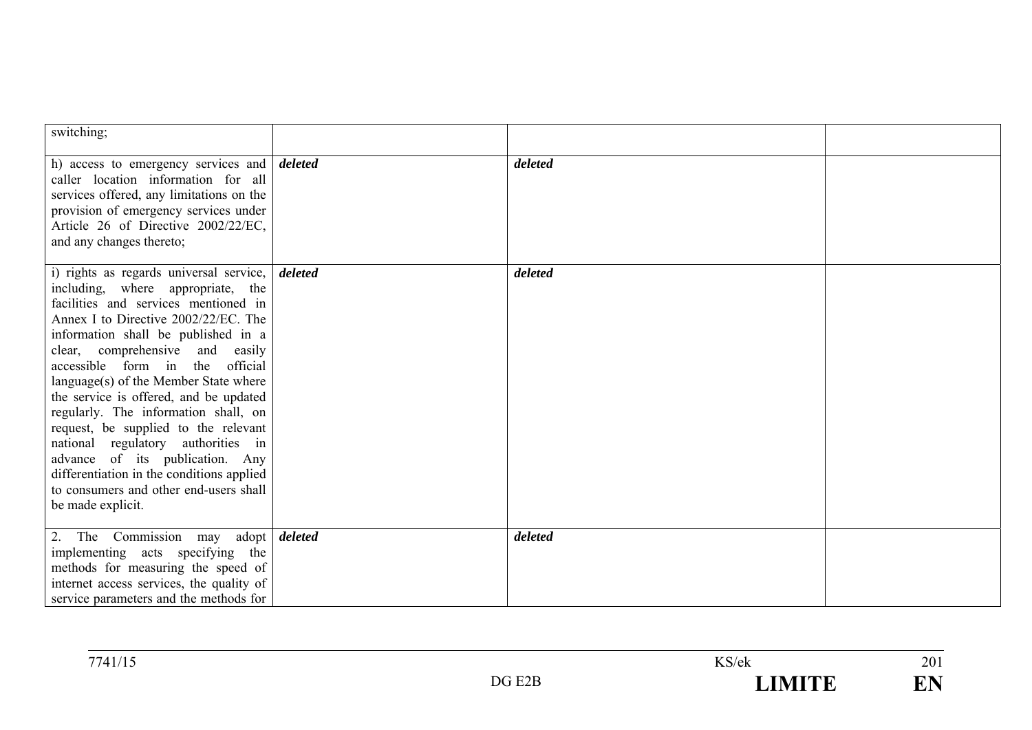| | | | |
|---|---|---|---|
| switching; | | | |
| h) access to emergency services and caller location information for all services offered, any limitations on the provision of emergency services under Article 26 of Directive 2002/22/EC, and any changes thereto; | ***deleted*** | ***deleted*** | |
| i) rights as regards universal service, including, where appropriate, the facilities and services mentioned in Annex I to Directive 2002/22/EC. The information shall be published in a clear, comprehensive and easily accessible form in the official language(s) of the Member State where the service is offered, and be updated regularly. The information shall, on request, be supplied to the relevant national regulatory authorities in advance of its publication. Any differentiation in the conditions applied to consumers and other end-users shall be made explicit. | ***deleted*** | ***deleted*** | |
| 2. The Commission may adopt implementing acts specifying the methods for measuring the speed of internet access services, the quality of service parameters and the methods for | ***deleted*** | ***deleted*** | |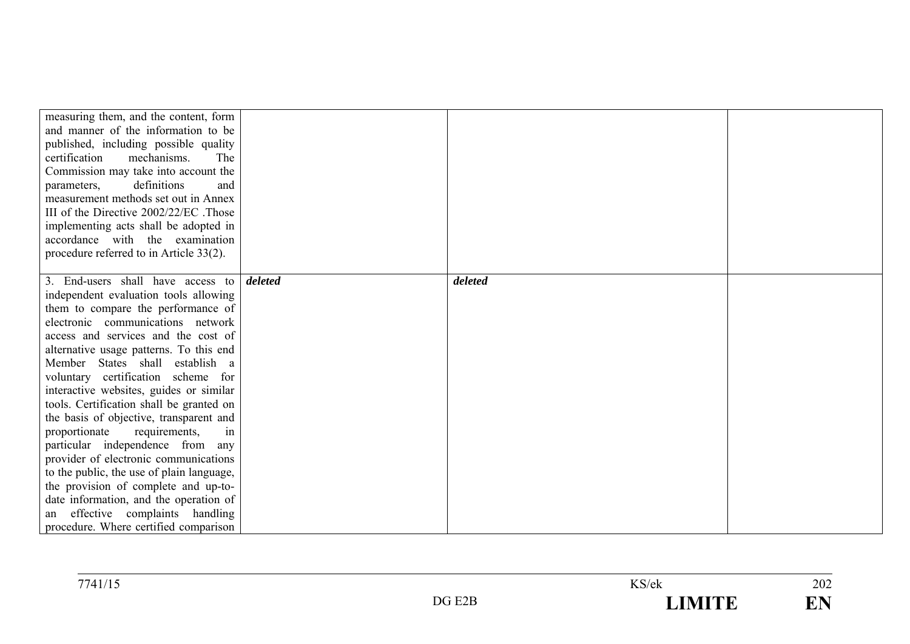| | | | |
|---|---|---|---|
| measuring them, and the content, form and manner of the information to be published, including possible quality certification mechanisms. The Commission may take into account the parameters, definitions and measurement methods set out in Annex III of the Directive 2002/22/EC .Those implementing acts shall be adopted in accordance with the examination procedure referred to in Article 33(2). | | | |
| 3. End-users shall have access to independent evaluation tools allowing them to compare the performance of electronic communications network access and services and the cost of alternative usage patterns. To this end Member States shall establish a voluntary certification scheme for interactive websites, guides or similar tools. Certification shall be granted on the basis of objective, transparent and proportionate requirements, in particular independence from any provider of electronic communications to the public, the use of plain language, the provision of complete and up-to-date information, and the operation of an effective complaints handling procedure. Where certified comparison | ***deleted*** | ***deleted*** | |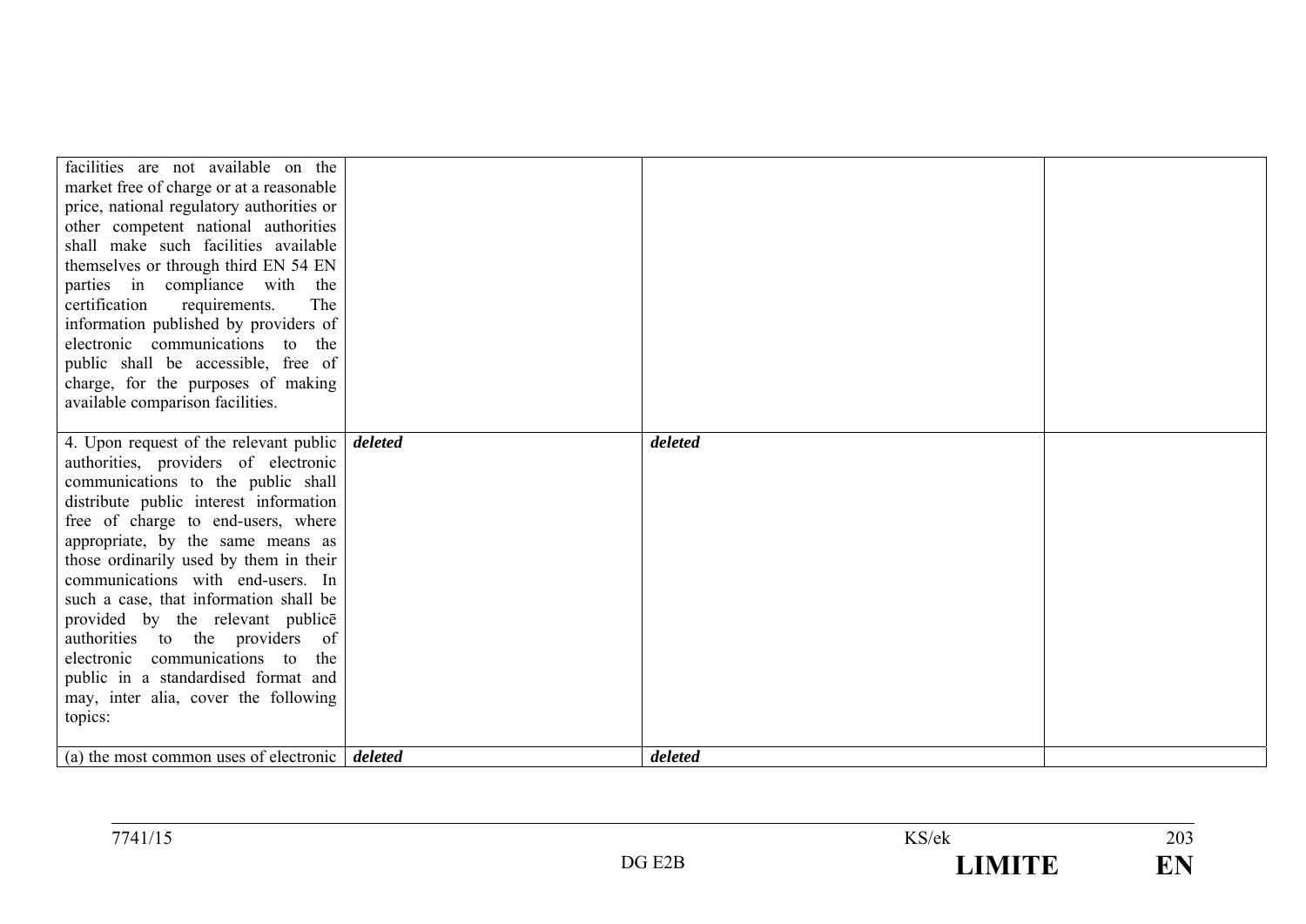| | | | |
|---|---|---|---|
| facilities are not available on the market free of charge or at a reasonable price, national regulatory authorities or other competent national authorities shall make such facilities available themselves or through third EN 54 EN parties in compliance with the certification requirements. The information published by providers of electronic communications to the public shall be accessible, free of charge, for the purposes of making available comparison facilities. | | | |
| 4. Upon request of the relevant public authorities, providers of electronic communications to the public shall distribute public interest information free of charge to end-users, where appropriate, by the same means as those ordinarily used by them in their communications with end-users. In such a case, that information shall be provided by the relevant publicē authorities to the providers of electronic communications to the public in a standardised format and may, inter alia, cover the following topics: | ***deleted*** | ***deleted*** | |
| (a) the most common uses of electronic | ***deleted*** | ***deleted*** | |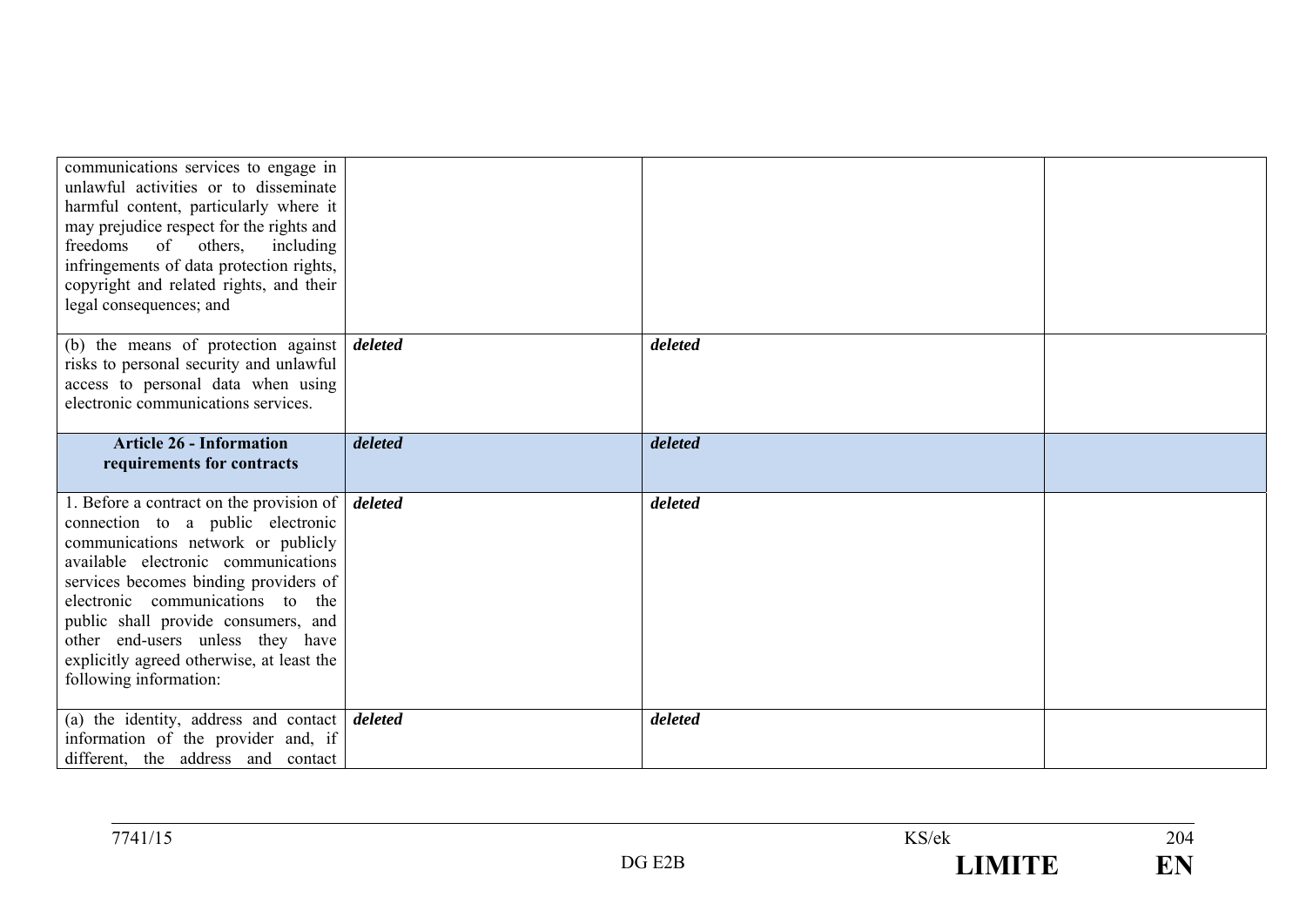| | | | |
|---|---|---|---|
| communications services to engage in unlawful activities or to disseminate harmful content, particularly where it may prejudice respect for the rights and freedoms of others, including infringements of data protection rights, copyright and related rights, and their legal consequences; and | | | |
| (b) the means of protection against risks to personal security and unlawful access to personal data when using electronic communications services. | ***deleted*** | ***deleted*** | |
| **Article 26 - Information requirements for contracts** | ***deleted*** | ***deleted*** | |
| 1. Before a contract on the provision of connection to a public electronic communications network or publicly available electronic communications services becomes binding providers of electronic communications to the public shall provide consumers, and other end-users unless they have explicitly agreed otherwise, at least the following information: | ***deleted*** | ***deleted*** | |
| (a) the identity, address and contact information of the provider and, if different, the address and contact | ***deleted*** | ***deleted*** | |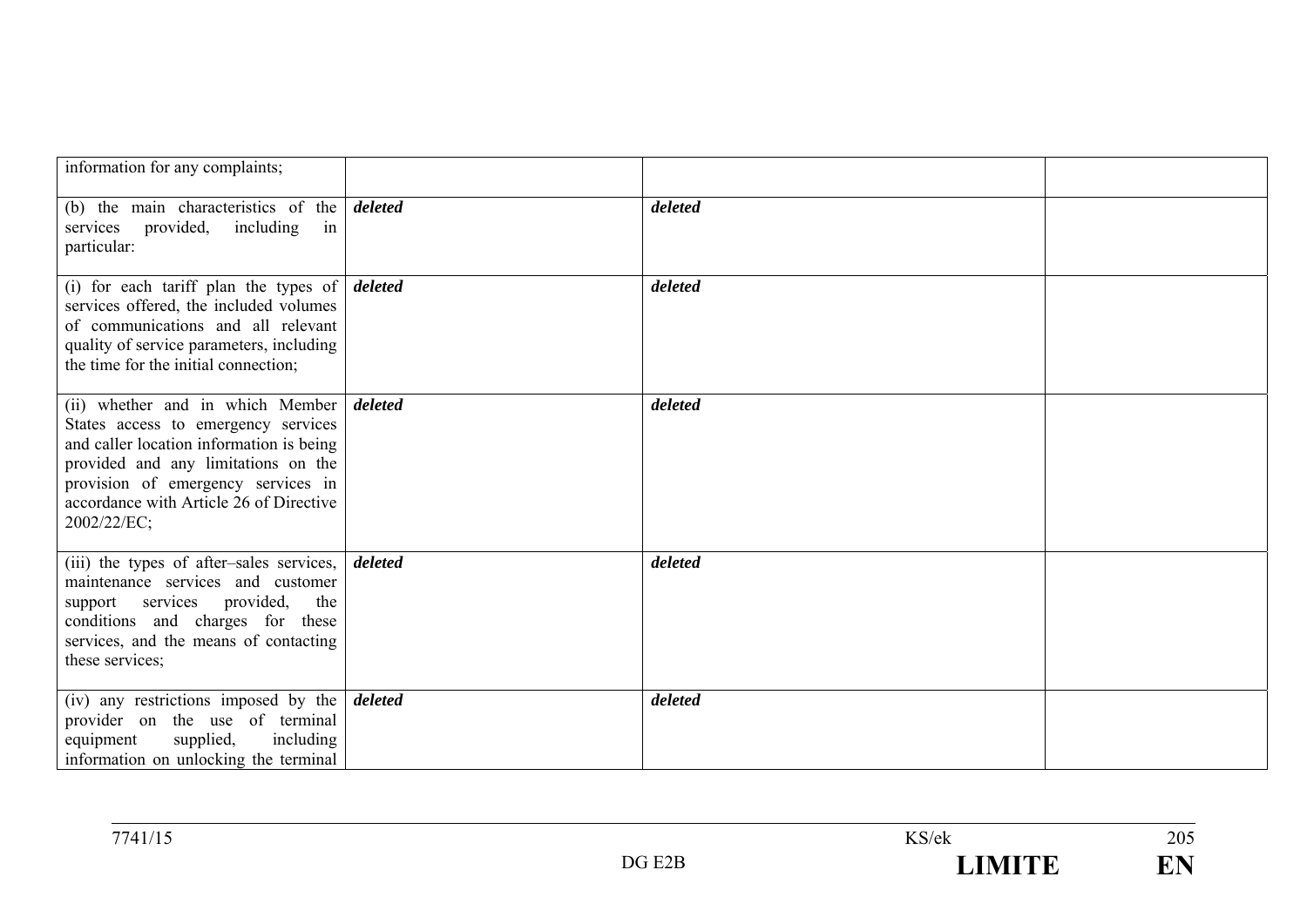| | | | |
|---|---|---|---|
| information for any complaints; | | | |
| (b) the main characteristics of the services provided, including in particular: | ***deleted*** | ***deleted*** | |
| (i) for each tariff plan the types of services offered, the included volumes of communications and all relevant quality of service parameters, including the time for the initial connection; | ***deleted*** | ***deleted*** | |
| (ii) whether and in which Member States access to emergency services and caller location information is being provided and any limitations on the provision of emergency services in accordance with Article 26 of Directive 2002/22/EC; | ***deleted*** | ***deleted*** | |
| (iii) the types of after–sales services, maintenance services and customer support services provided, the conditions and charges for these services, and the means of contacting these services; | ***deleted*** | ***deleted*** | |
| (iv) any restrictions imposed by the provider on the use of terminal equipment supplied, including information on unlocking the terminal | ***deleted*** | ***deleted*** | |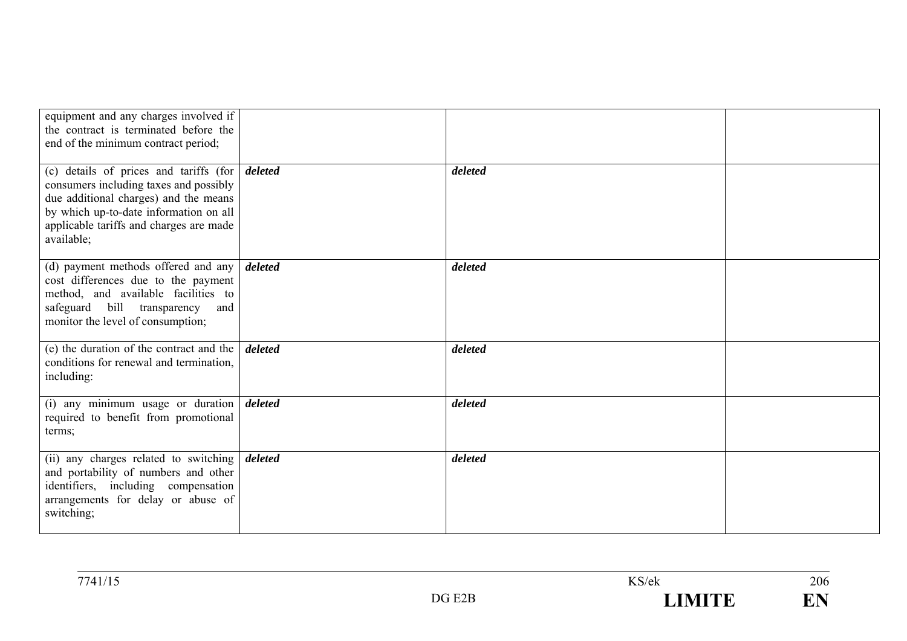| | | | |
|---|---|---|---|
| equipment and any charges involved if the contract is terminated before the end of the minimum contract period; | | | |
| (c) details of prices and tariffs (for consumers including taxes and possibly due additional charges) and the means by which up-to-date information on all applicable tariffs and charges are made available; | ***deleted*** | ***deleted*** | |
| (d) payment methods offered and any cost differences due to the payment method, and available facilities to safeguard bill transparency and monitor the level of consumption; | ***deleted*** | ***deleted*** | |
| (e) the duration of the contract and the conditions for renewal and termination, including: | ***deleted*** | ***deleted*** | |
| (i) any minimum usage or duration required to benefit from promotional terms; | ***deleted*** | ***deleted*** | |
| (ii) any charges related to switching and portability of numbers and other identifiers, including compensation arrangements for delay or abuse of switching; | ***deleted*** | ***deleted*** | |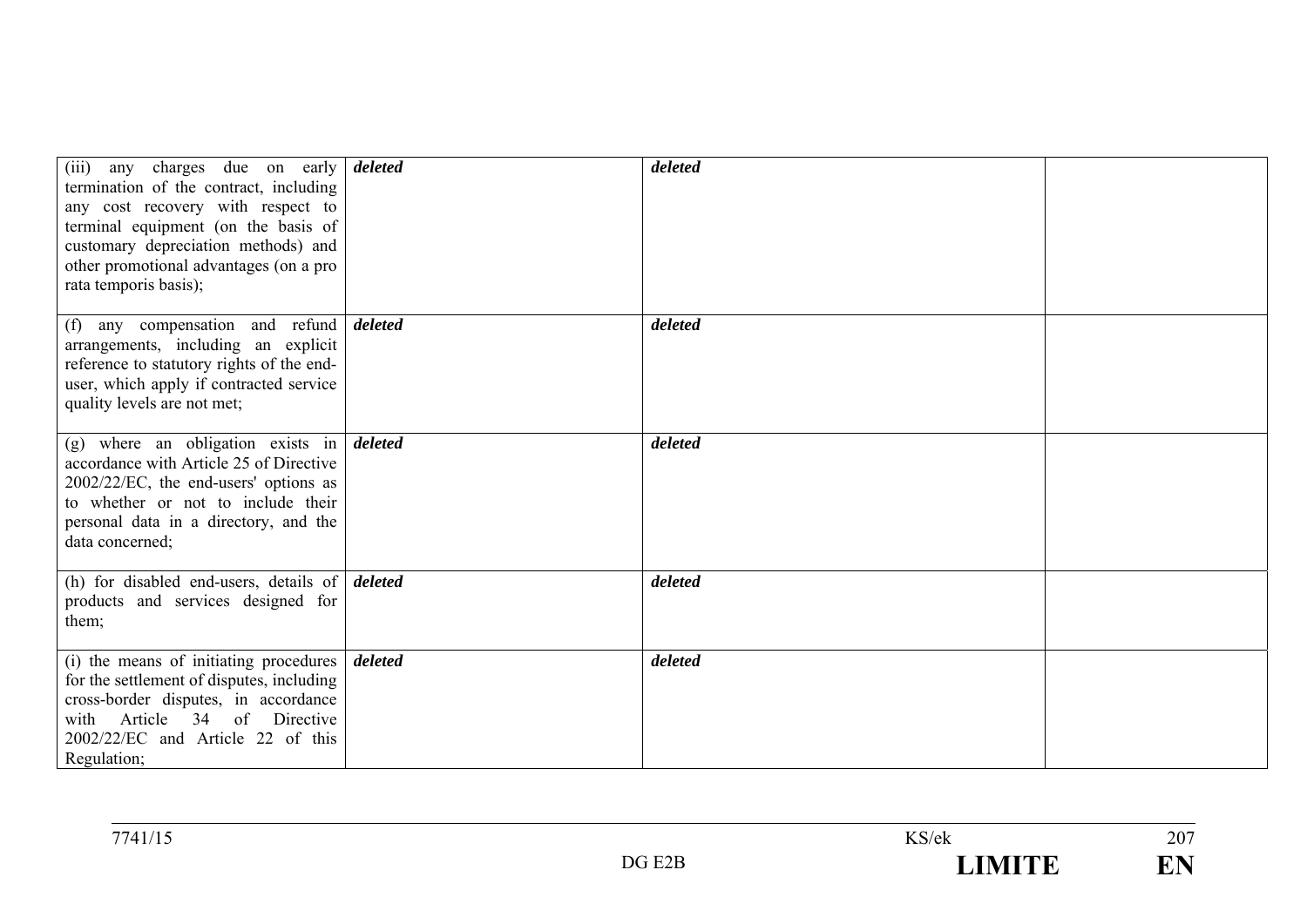| | | | |
|---|---|---|---|
| (iii) any charges due on early termination of the contract, including any cost recovery with respect to terminal equipment (on the basis of customary depreciation methods) and other promotional advantages (on a pro rata temporis basis); | ***deleted*** | ***deleted*** | |
| (f) any compensation and refund arrangements, including an explicit reference to statutory rights of the end-user, which apply if contracted service quality levels are not met; | ***deleted*** | ***deleted*** | |
| (g) where an obligation exists in accordance with Article 25 of Directive 2002/22/EC, the end-users' options as to whether or not to include their personal data in a directory, and the data concerned; | ***deleted*** | ***deleted*** | |
| (h) for disabled end-users, details of products and services designed for them; | ***deleted*** | ***deleted*** | |
| (i) the means of initiating procedures for the settlement of disputes, including cross-border disputes, in accordance with Article 34 of Directive 2002/22/EC and Article 22 of this Regulation; | ***deleted*** | ***deleted*** | |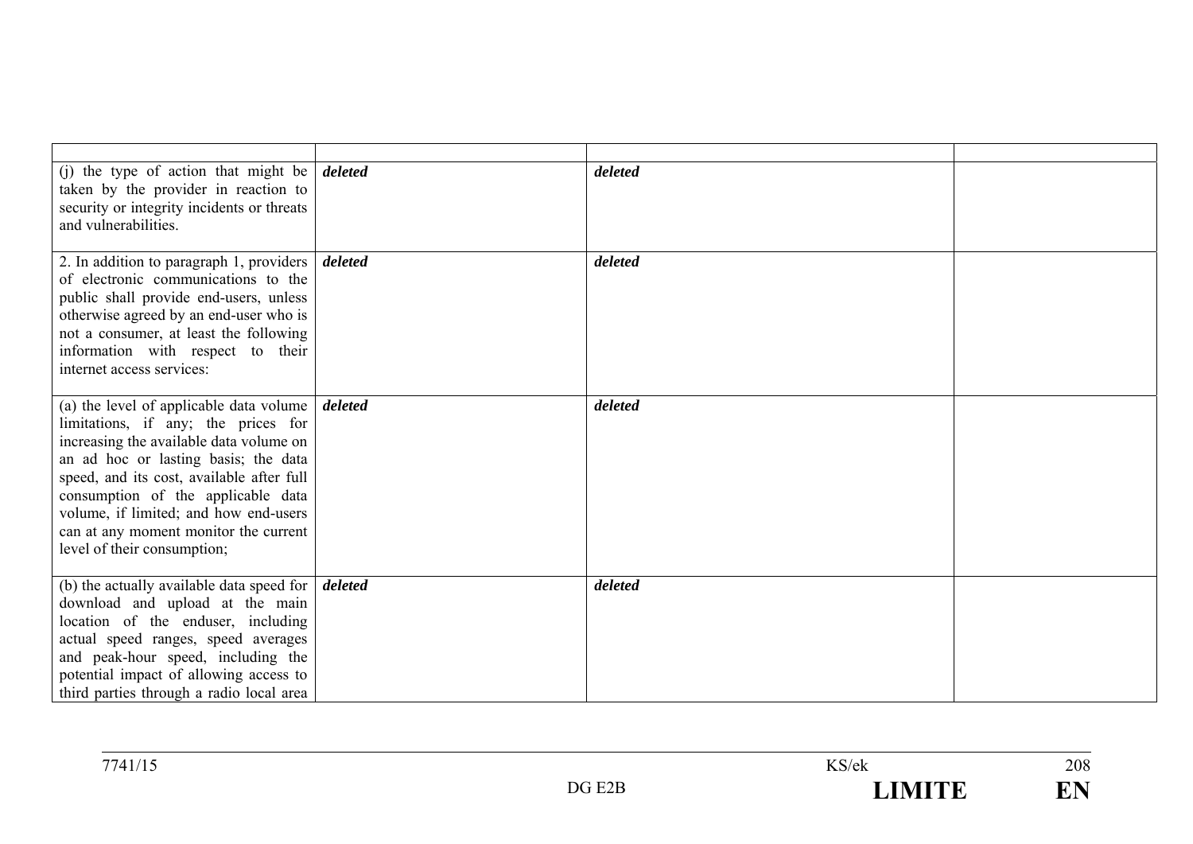| | | | |
|---|---|---|---|
| (j) the type of action that might be taken by the provider in reaction to security or integrity incidents or threats and vulnerabilities. | ***deleted*** | ***deleted*** | |
| 2. In addition to paragraph 1, providers of electronic communications to the public shall provide end-users, unless otherwise agreed by an end-user who is not a consumer, at least the following information with respect to their internet access services: | ***deleted*** | ***deleted*** | |
| (a) the level of applicable data volume limitations, if any; the prices for increasing the available data volume on an ad hoc or lasting basis; the data speed, and its cost, available after full consumption of the applicable data volume, if limited; and how end-users can at any moment monitor the current level of their consumption; | ***deleted*** | ***deleted*** | |
| (b) the actually available data speed for download and upload at the main location of the enduser, including actual speed ranges, speed averages and peak-hour speed, including the potential impact of allowing access to third parties through a radio local area | ***deleted*** | ***deleted*** | |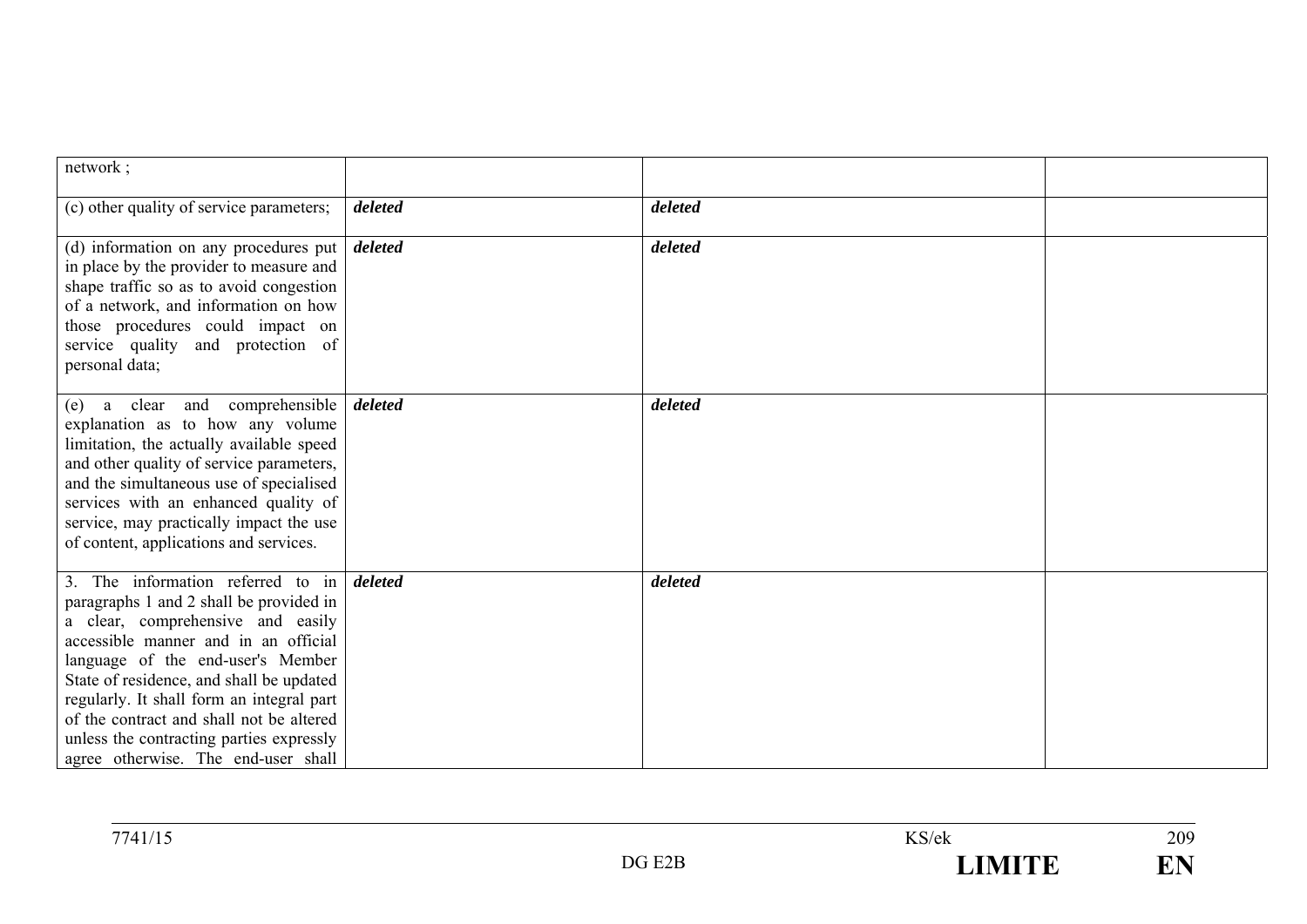| | | | |
|---|---|---|---|
| network ; | | | |
| (c) other quality of service parameters; | ***deleted*** | ***deleted*** | |
| (d) information on any procedures put in place by the provider to measure and shape traffic so as to avoid congestion of a network, and information on how those procedures could impact on service quality and protection of personal data; | ***deleted*** | ***deleted*** | |
| (e) a clear and comprehensible explanation as to how any volume limitation, the actually available speed and other quality of service parameters, and the simultaneous use of specialised services with an enhanced quality of service, may practically impact the use of content, applications and services. | ***deleted*** | ***deleted*** | |
| 3. The information referred to in paragraphs 1 and 2 shall be provided in a clear, comprehensive and easily accessible manner and in an official language of the end-user's Member State of residence, and shall be updated regularly. It shall form an integral part of the contract and shall not be altered unless the contracting parties expressly agree otherwise. The end-user shall | ***deleted*** | ***deleted*** | |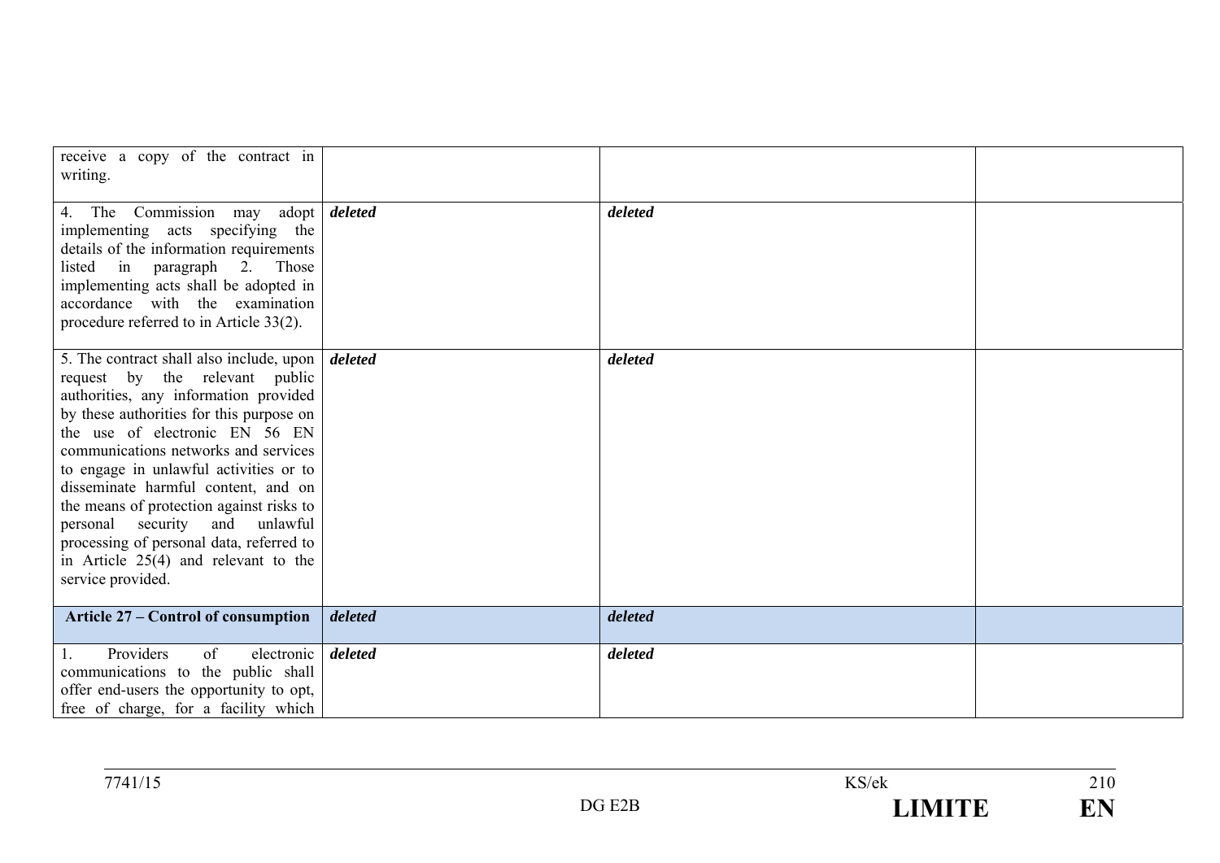| | | | |
|---|---|---|---|
| receive a copy of the contract in writing. | | | |
| 4. The Commission may adopt implementing acts specifying the details of the information requirements listed in paragraph 2. Those implementing acts shall be adopted in accordance with the examination procedure referred to in Article 33(2). | ***deleted*** | ***deleted*** | |
| 5. The contract shall also include, upon request by the relevant public authorities, any information provided by these authorities for this purpose on the use of electronic EN 56 EN communications networks and services to engage in unlawful activities or to disseminate harmful content, and on the means of protection against risks to personal security and unlawful processing of personal data, referred to in Article 25(4) and relevant to the service provided. | ***deleted*** | ***deleted*** | |
| **Article 27 – Control of consumption** | ***deleted*** | ***deleted*** | |
| 1. Providers of electronic communications to the public shall offer end-users the opportunity to opt, free of charge, for a facility which | ***deleted*** | ***deleted*** | |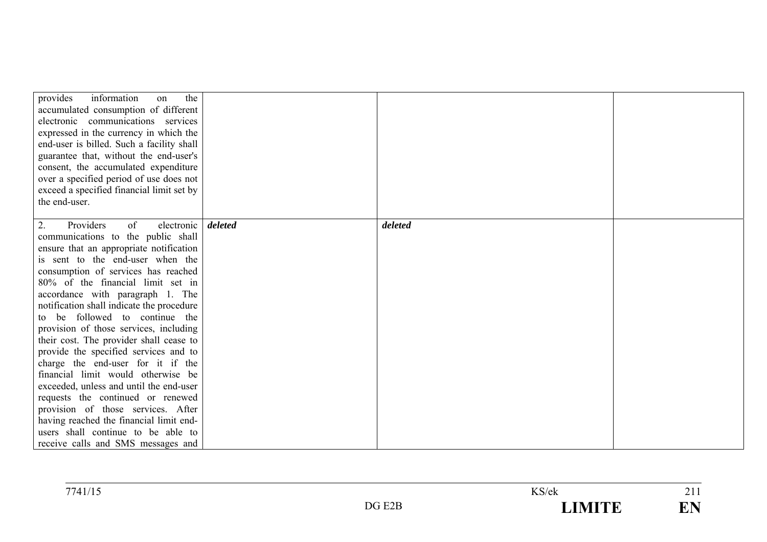| | | | |
|---|---|---|---|
| provides information on the accumulated consumption of different electronic communications services expressed in the currency in which the end-user is billed. Such a facility shall guarantee that, without the end-user's consent, the accumulated expenditure over a specified period of use does not exceed a specified financial limit set by the end-user. | | | |
| 2. Providers of electronic communications to the public shall ensure that an appropriate notification is sent to the end-user when the consumption of services has reached 80% of the financial limit set in accordance with paragraph 1. The notification shall indicate the procedure to be followed to continue the provision of those services, including their cost. The provider shall cease to provide the specified services and to charge the end-user for it if the financial limit would otherwise be exceeded, unless and until the end-user requests the continued or renewed provision of those services. After having reached the financial limit end-users shall continue to be able to receive calls and SMS messages and | ***deleted*** | ***deleted*** | |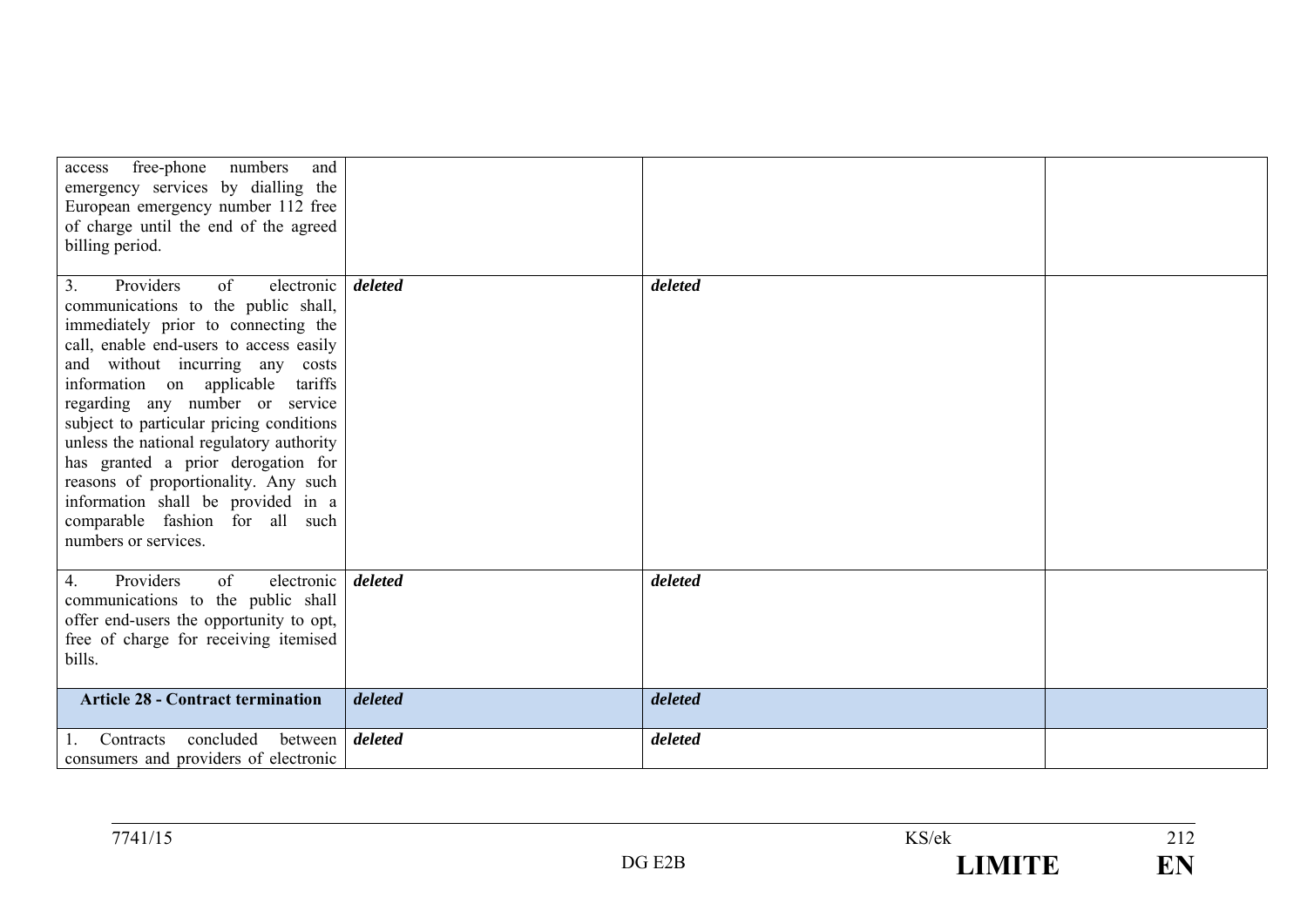| | | | |
|---|---|---|---|
| access free-phone numbers and emergency services by dialling the European emergency number 112 free of charge until the end of the agreed billing period. | | | |
| 3. Providers of electronic communications to the public shall, immediately prior to connecting the call, enable end-users to access easily and without incurring any costs information on applicable tariffs regarding any number or service subject to particular pricing conditions unless the national regulatory authority has granted a prior derogation for reasons of proportionality. Any such information shall be provided in a comparable fashion for all such numbers or services. | ***deleted*** | ***deleted*** | |
| 4. Providers of electronic communications to the public shall offer end-users the opportunity to opt, free of charge for receiving itemised bills. | ***deleted*** | ***deleted*** | |
| **Article 28 - Contract termination** | ***deleted*** | ***deleted*** | |
| 1. Contracts concluded between consumers and providers of electronic | ***deleted*** | ***deleted*** | |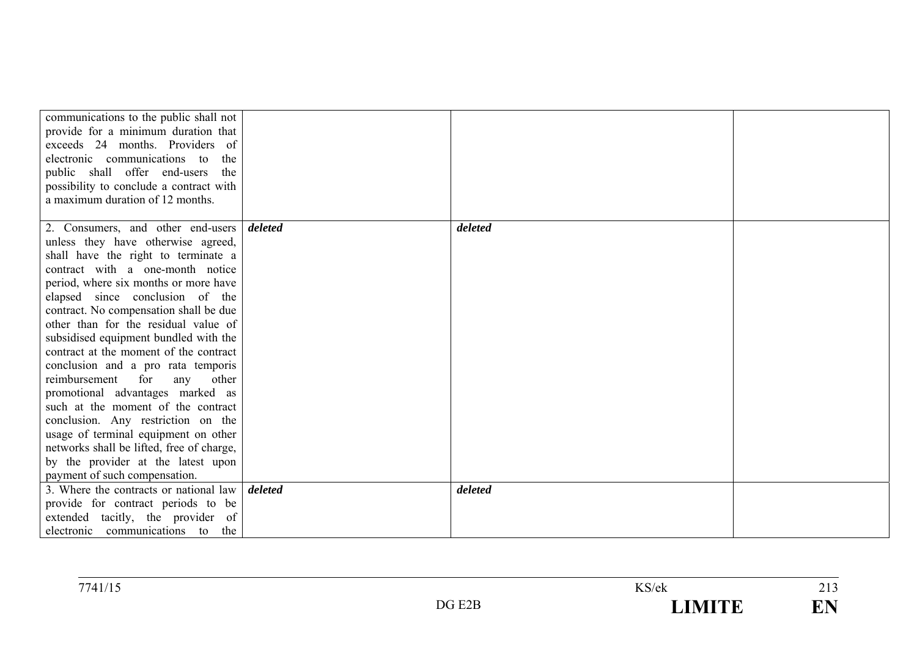| | | | |
|---|---|---|---|
| communications to the public shall not provide for a minimum duration that exceeds 24 months. Providers of electronic communications to the public shall offer end-users the possibility to conclude a contract with a maximum duration of 12 months. | | | |
| 2. Consumers, and other end-users unless they have otherwise agreed, shall have the right to terminate a contract with a one-month notice period, where six months or more have elapsed since conclusion of the contract. No compensation shall be due other than for the residual value of subsidised equipment bundled with the contract at the moment of the contract conclusion and a pro rata temporis reimbursement for any other promotional advantages marked as such at the moment of the contract conclusion. Any restriction on the usage of terminal equipment on other networks shall be lifted, free of charge, by the provider at the latest upon payment of such compensation. | ***deleted*** | ***deleted*** | |
| 3. Where the contracts or national law provide for contract periods to be extended tacitly, the provider of electronic communications to the | ***deleted*** | ***deleted*** | |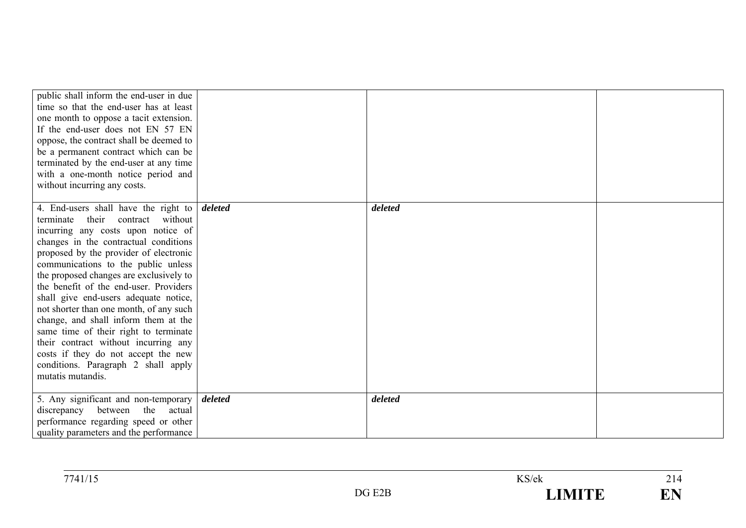| | | | |
|---|---|---|---|
| public shall inform the end-user in due time so that the end-user has at least one month to oppose a tacit extension. If the end-user does not EN 57 EN oppose, the contract shall be deemed to be a permanent contract which can be terminated by the end-user at any time with a one-month notice period and without incurring any costs. | | | |
| 4. End-users shall have the right to terminate their contract without incurring any costs upon notice of changes in the contractual conditions proposed by the provider of electronic communications to the public unless the proposed changes are exclusively to the benefit of the end-user. Providers shall give end-users adequate notice, not shorter than one month, of any such change, and shall inform them at the same time of their right to terminate their contract without incurring any costs if they do not accept the new conditions. Paragraph 2 shall apply mutatis mutandis. | ***deleted*** | ***deleted*** | |
| 5. Any significant and non-temporary discrepancy between the actual performance regarding speed or other quality parameters and the performance | ***deleted*** | ***deleted*** | |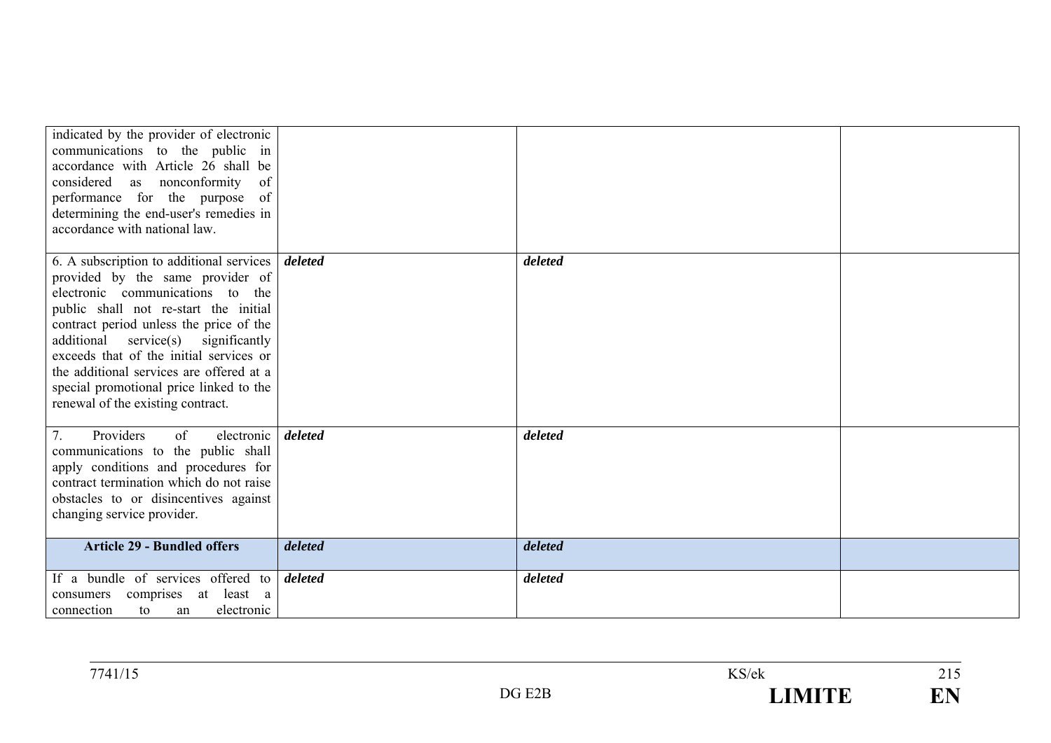| | | | |
|---|---|---|---|
| indicated by the provider of electronic communications to the public in accordance with Article 26 shall be considered as nonconformity of performance for the purpose of determining the end-user's remedies in accordance with national law. | | | |
| 6. A subscription to additional services provided by the same provider of electronic communications to the public shall not re-start the initial contract period unless the price of the additional service(s) significantly exceeds that of the initial services or the additional services are offered at a special promotional price linked to the renewal of the existing contract. | ***deleted*** | ***deleted*** | |
| 7. Providers of electronic communications to the public shall apply conditions and procedures for contract termination which do not raise obstacles to or disincentives against changing service provider. | ***deleted*** | ***deleted*** | |
| **Article 29 - Bundled offers** | ***deleted*** | ***deleted*** | |
| If a bundle of services offered to consumers comprises at least a connection to an electronic | ***deleted*** | ***deleted*** | |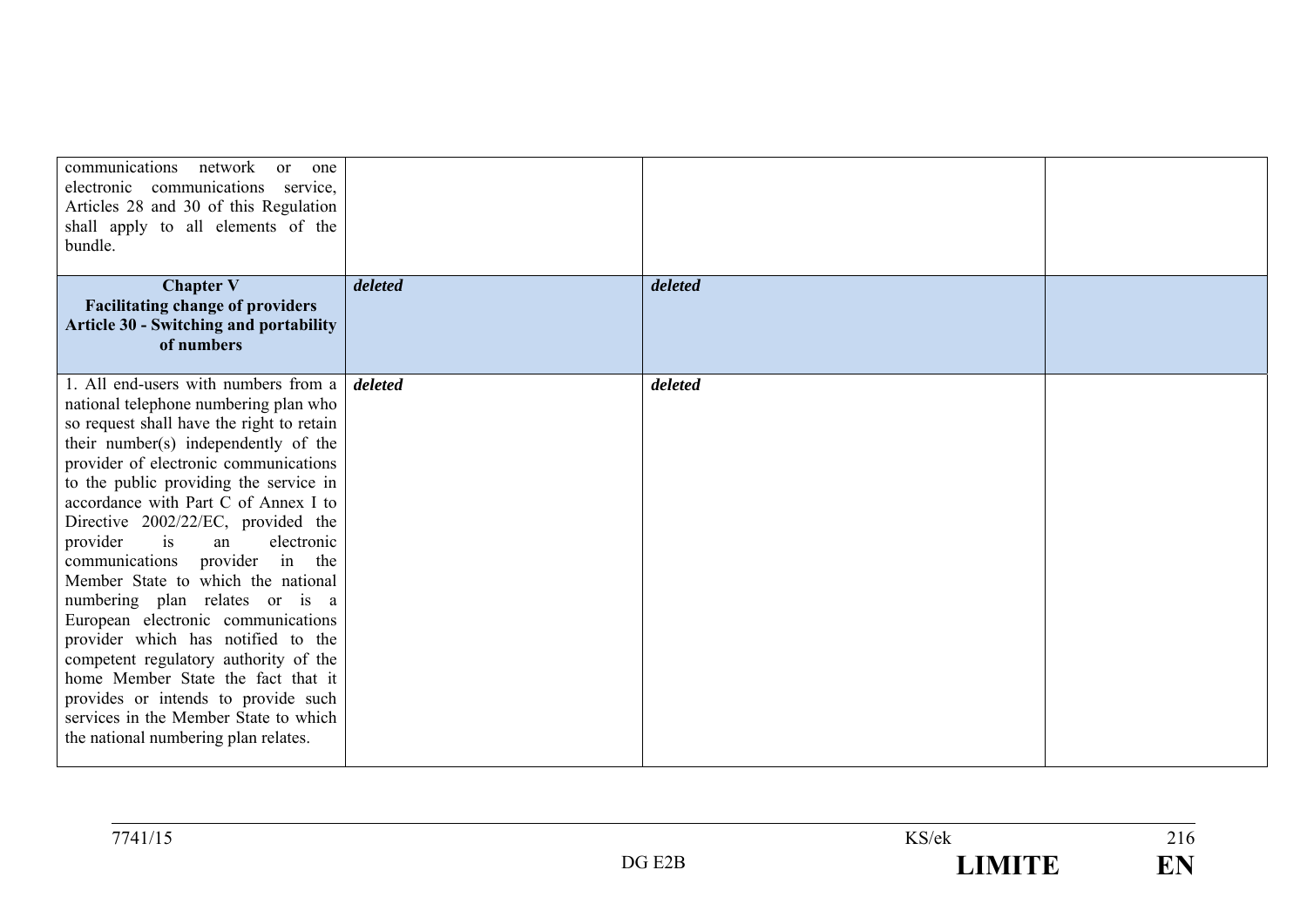| | | | |
|---|---|---|---|
| communications network or one electronic communications service, Articles 28 and 30 of this Regulation shall apply to all elements of the bundle. | | | |
| **Chapter V**<br>**Facilitating change of providers**<br>**Article 30 - Switching and portability of numbers** | ***deleted*** | ***deleted*** | |
| 1. All end-users with numbers from a national telephone numbering plan who so request shall have the right to retain their number(s) independently of the provider of electronic communications to the public providing the service in accordance with Part C of Annex I to Directive 2002/22/EC, provided the provider is an electronic communications provider in the Member State to which the national numbering plan relates or is a European electronic communications provider which has notified to the competent regulatory authority of the home Member State the fact that it provides or intends to provide such services in the Member State to which the national numbering plan relates. | ***deleted*** | ***deleted*** | |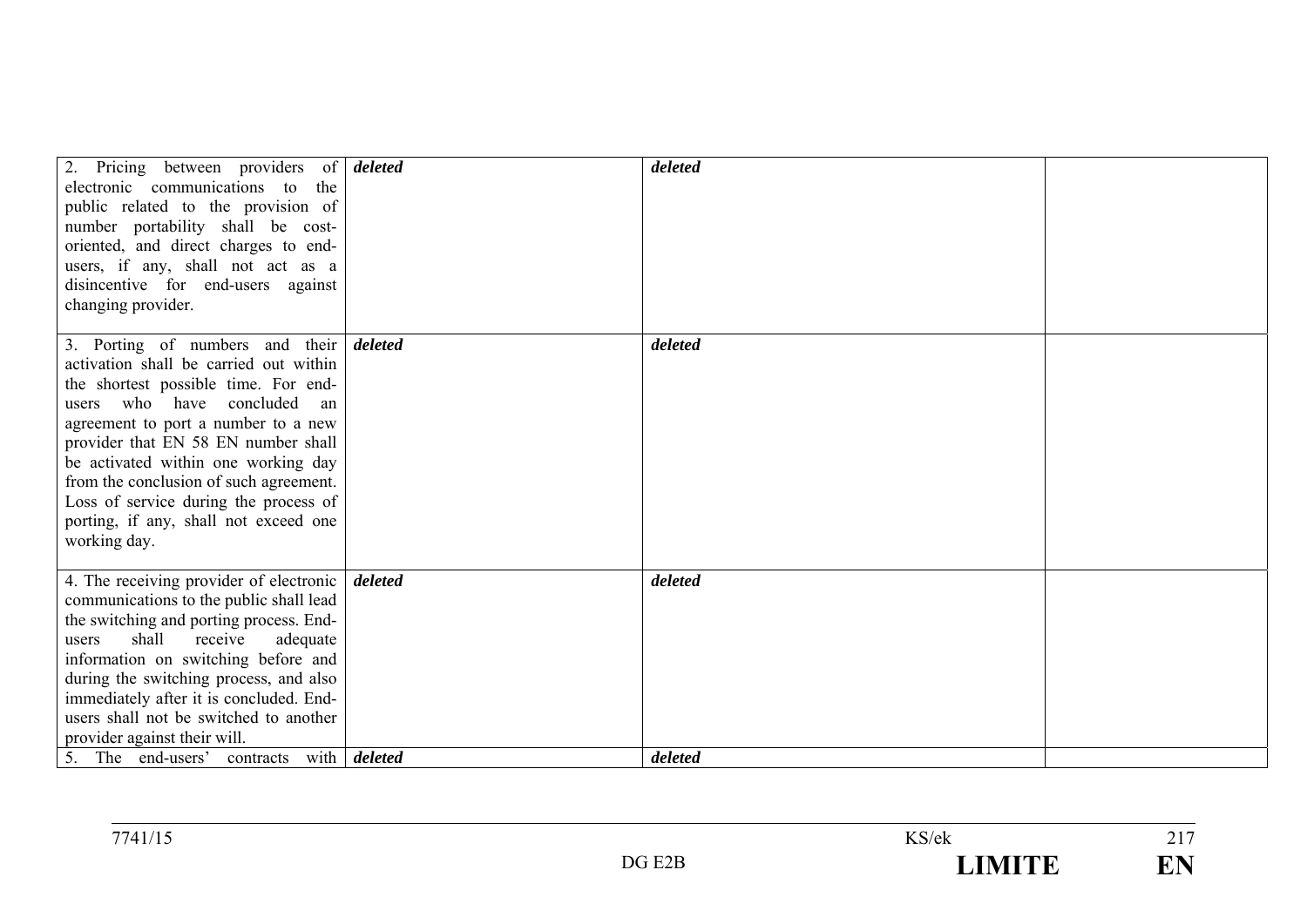| | | | |
|---|---|---|---|
| 2. Pricing between providers of electronic communications to the public related to the provision of number portability shall be cost-oriented, and direct charges to end-users, if any, shall not act as a disincentive for end-users against changing provider. | ***deleted*** | ***deleted*** | |
| 3. Porting of numbers and their activation shall be carried out within the shortest possible time. For end-users who have concluded an agreement to port a number to a new provider that EN 58 EN number shall be activated within one working day from the conclusion of such agreement. Loss of service during the process of porting, if any, shall not exceed one working day. | ***deleted*** | ***deleted*** | |
| 4. The receiving provider of electronic communications to the public shall lead the switching and porting process. End-users shall receive adequate information on switching before and during the switching process, and also immediately after it is concluded. End-users shall not be switched to another provider against their will. | ***deleted*** | ***deleted*** | |
| 5. The end-users' contracts with | ***deleted*** | ***deleted*** | |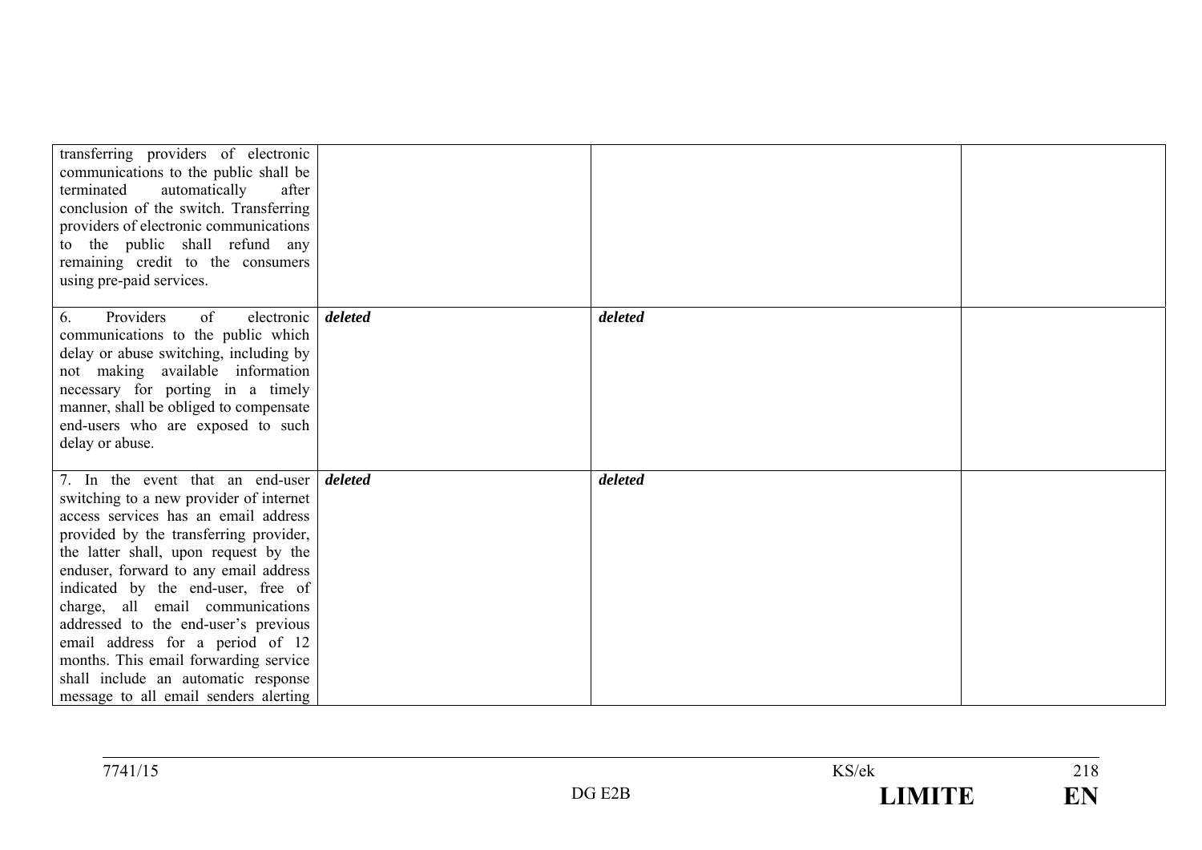| | | | |
|---|---|---|---|
| transferring providers of electronic communications to the public shall be terminated automatically after conclusion of the switch. Transferring providers of electronic communications to the public shall refund any remaining credit to the consumers using pre-paid services. | | | |
| 6. Providers of electronic communications to the public which delay or abuse switching, including by not making available information necessary for porting in a timely manner, shall be obliged to compensate end-users who are exposed to such delay or abuse. | ***deleted*** | ***deleted*** | |
| 7. In the event that an end-user switching to a new provider of internet access services has an email address provided by the transferring provider, the latter shall, upon request by the enduser, forward to any email address indicated by the end-user, free of charge, all email communications addressed to the end-user's previous email address for a period of 12 months. This email forwarding service shall include an automatic response message to all email senders alerting | ***deleted*** | ***deleted*** | |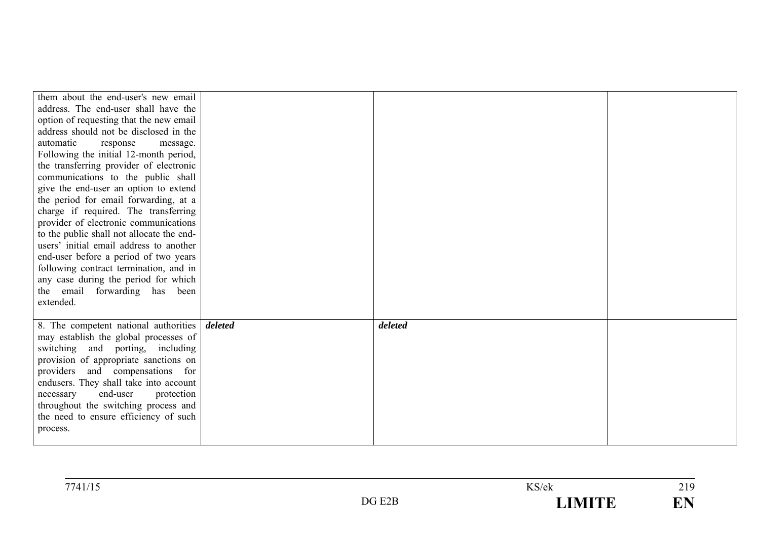| | | | |
|---|---|---|---|
| them about the end-user's new email address. The end-user shall have the option of requesting that the new email address should not be disclosed in the automatic response message. Following the initial 12-month period, the transferring provider of electronic communications to the public shall give the end-user an option to extend the period for email forwarding, at a charge if required. The transferring provider of electronic communications to the public shall not allocate the end-users' initial email address to another end-user before a period of two years following contract termination, and in any case during the period for which the email forwarding has been extended. | | | |
| 8. The competent national authorities may establish the global processes of switching and porting, including provision of appropriate sanctions on providers and compensations for endusers. They shall take into account necessary end-user protection throughout the switching process and the need to ensure efficiency of such process. | ***deleted*** | ***deleted*** | |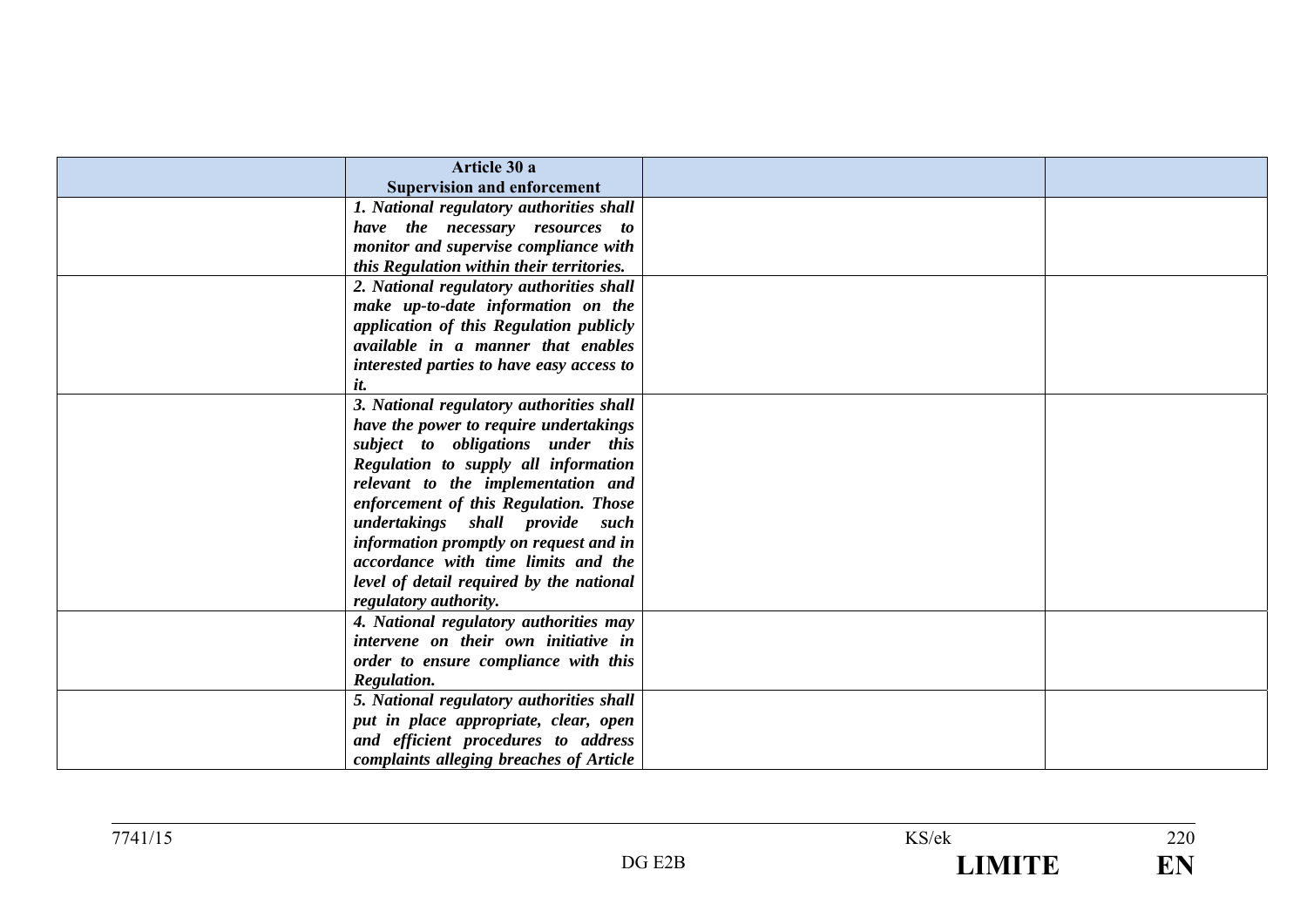| | **Article 30 a** **Supervision and enforcement** | | |
|---|---|---|---|
| | ***1. National regulatory authorities shall have the necessary resources to monitor and supervise compliance with this Regulation within their territories.*** | | |
| | ***2. National regulatory authorities shall make up-to-date information on the application of this Regulation publicly available in a manner that enables interested parties to have easy access to it.*** | | |
| | ***3. National regulatory authorities shall have the power to require undertakings subject to obligations under this Regulation to supply all information relevant to the implementation and enforcement of this Regulation. Those undertakings shall provide such information promptly on request and in accordance with time limits and the level of detail required by the national regulatory authority.*** | | |
| | ***4. National regulatory authorities may intervene on their own initiative in order to ensure compliance with this Regulation.*** | | |
| | ***5. National regulatory authorities shall put in place appropriate, clear, open and efficient procedures to address complaints alleging breaches of Article*** | | |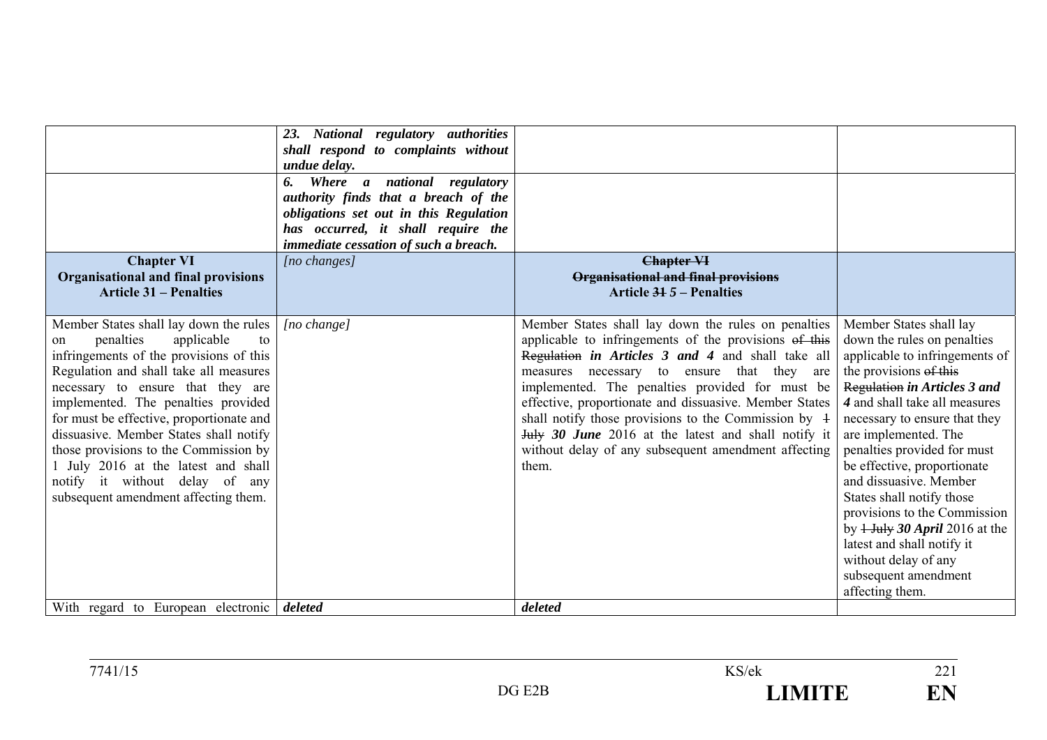| | | | |
|---|---|---|---|
| | ***23. National regulatory authorities shall respond to complaints without undue delay.*** | | |
| | ***6. Where a national regulatory authority finds that a breach of the obligations set out in this Regulation has occurred, it shall require the immediate cessation of such a breach.*** | | |
| **Chapter VI** **Organisational and final provisions** **Article 31 – Penalties** | *[no changes]* | **~~Chapter VI~~** **~~Organisational and final provisions~~** **Article ~~31~~ 5 – Penalties** | |
| Member States shall lay down the rules on penalties applicable to infringements of the provisions of this Regulation and shall take all measures necessary to ensure that they are implemented. The penalties provided for must be effective, proportionate and dissuasive. Member States shall notify those provisions to the Commission by 1 July 2016 at the latest and shall notify it without delay of any subsequent amendment affecting them. | *[no change]* | Member States shall lay down the rules on penalties applicable to infringements of the provisions ~~of this Regulation~~ ***in Articles 3 and 4*** and shall take all measures necessary to ensure that they are implemented. The penalties provided for must be effective, proportionate and dissuasive. Member States shall notify those provisions to the Commission by ~~1 July~~ ***30 June*** 2016 at the latest and shall notify it without delay of any subsequent amendment affecting them. | Member States shall lay down the rules on penalties applicable to infringements of the provisions ~~of this Regulation~~ ***in Articles 3 and 4*** and shall take all measures necessary to ensure that they are implemented. The penalties provided for must be effective, proportionate and dissuasive. Member States shall notify those provisions to the Commission by ~~1 July~~ ***30 April*** 2016 at the latest and shall notify it without delay of any subsequent amendment affecting them. |
| With regard to European electronic | ***deleted*** | ***deleted*** | |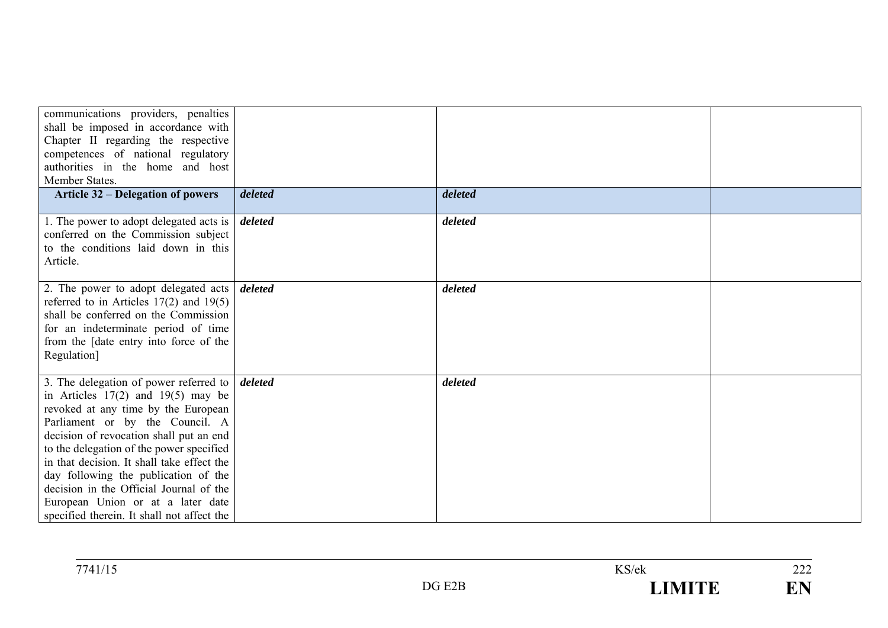| | | | |
|---|---|---|---|
| communications providers, penalties shall be imposed in accordance with Chapter II regarding the respective competences of national regulatory authorities in the home and host Member States. | | | |
| **Article 32 – Delegation of powers** | ***deleted*** | ***deleted*** | |
| 1. The power to adopt delegated acts is conferred on the Commission subject to the conditions laid down in this Article. | ***deleted*** | ***deleted*** | |
| 2. The power to adopt delegated acts referred to in Articles 17(2) and 19(5) shall be conferred on the Commission for an indeterminate period of time from the [date entry into force of the Regulation] | ***deleted*** | ***deleted*** | |
| 3. The delegation of power referred to in Articles 17(2) and 19(5) may be revoked at any time by the European Parliament or by the Council. A decision of revocation shall put an end to the delegation of the power specified in that decision. It shall take effect the day following the publication of the decision in the Official Journal of the European Union or at a later date specified therein. It shall not affect the | ***deleted*** | ***deleted*** | |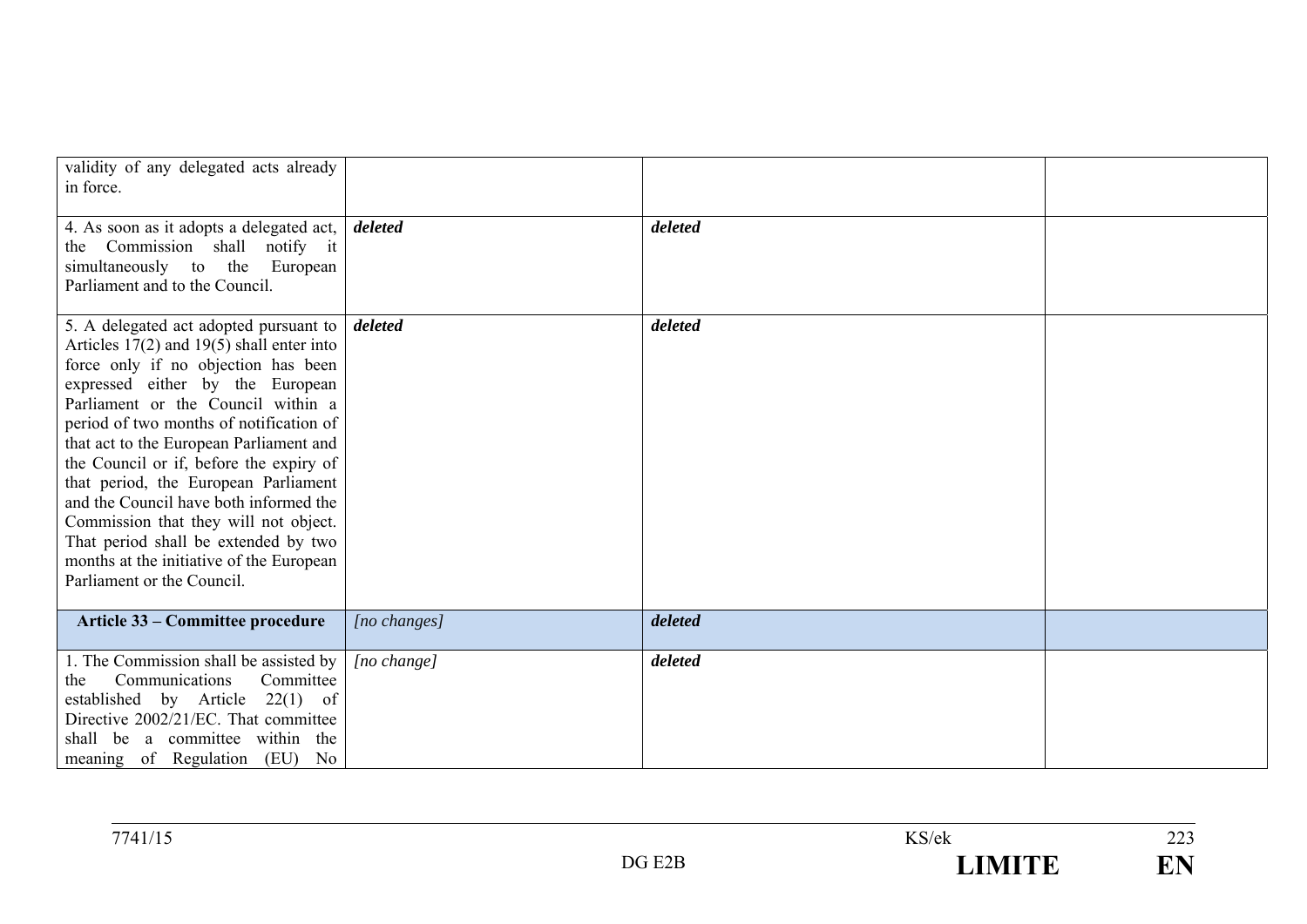| | | | |
|---|---|---|---|
| validity of any delegated acts already in force. | | | |
| 4. As soon as it adopts a delegated act, the Commission shall notify it simultaneously to the European Parliament and to the Council. | ***deleted*** | ***deleted*** | |
| 5. A delegated act adopted pursuant to Articles 17(2) and 19(5) shall enter into force only if no objection has been expressed either by the European Parliament or the Council within a period of two months of notification of that act to the European Parliament and the Council or if, before the expiry of that period, the European Parliament and the Council have both informed the Commission that they will not object. That period shall be extended by two months at the initiative of the European Parliament or the Council. | ***deleted*** | ***deleted*** | |
| **Article 33 – Committee procedure** | *[no changes]* | ***deleted*** | |
| 1. The Commission shall be assisted by the Communications Committee established by Article 22(1) of Directive 2002/21/EC. That committee shall be a committee within the meaning of Regulation (EU) No | *[no change]* | ***deleted*** | |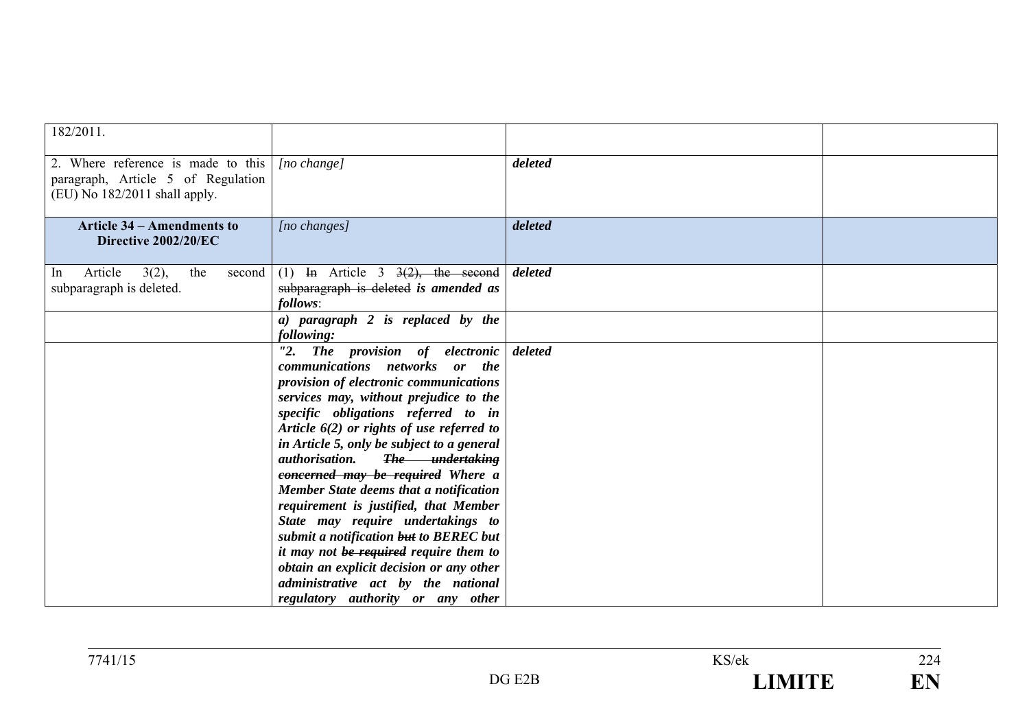| | | | |
|---|---|---|---|
| 182/2011. | | | |
| 2. Where reference is made to this paragraph, Article 5 of Regulation (EU) No 182/2011 shall apply. | *[no change]* | ***deleted*** | |
| **Article 34 – Amendments to Directive 2002/20/EC** | *[no changes]* | ***deleted*** | |
| In Article 3(2), the second subparagraph is deleted. | (1) ~~In~~ Article 3 ~~3(2), the second subparagraph is deleted~~ ***is amended as follows***: | ***deleted*** | |
| | ***a) paragraph 2 is replaced by the following:*** | | |
| | ***"2. The provision of electronic communications networks or the provision of electronic communications services may, without prejudice to the specific obligations referred to in Article 6(2) or rights of use referred to in Article 5, only be subject to a general authorisation.*** ~~***The undertaking concerned may be required***~~ ***Where a Member State deems that a notification requirement is justified, that Member State may require undertakings to submit a notification*** ~~***but***~~ ***to BEREC but it may not*** ~~***be required***~~ ***require them to obtain an explicit decision or any other administrative act by the national regulatory authority or any other*** | ***deleted*** | |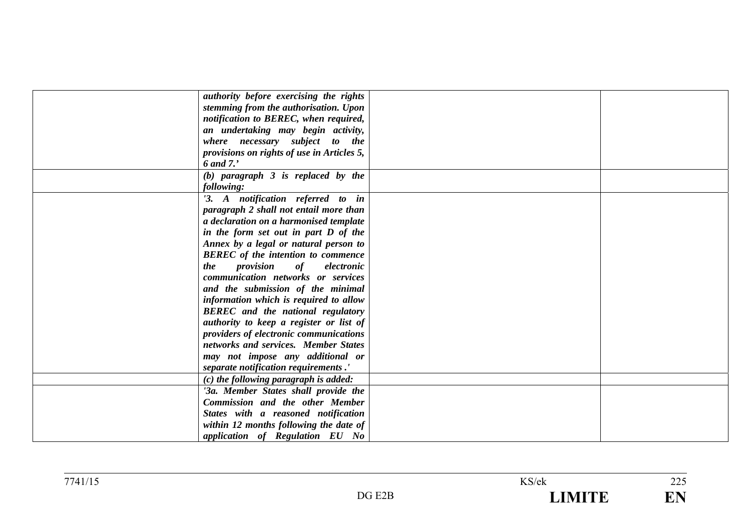| | | | |
|---|---|---|---|
| | ***authority before exercising the rights stemming from the authorisation. Upon notification to BEREC, when required, an undertaking may begin activity, where necessary subject to the provisions on rights of use in Articles 5, 6 and 7.'*** | | |
| | ***(b) paragraph 3 is replaced by the following:*** | | |
| | ***'3. A notification referred to in paragraph 2 shall not entail more than a declaration on a harmonised template in the form set out in part D of the Annex by a legal or natural person to BEREC of the intention to commence the provision of electronic communication networks or services and the submission of the minimal information which is required to allow BEREC and the national regulatory authority to keep a register or list of providers of electronic communications networks and services. Member States may not impose any additional or separate notification requirements .'*** | | |
| | ***(c) the following paragraph is added:*** | | |
| | ***'3a. Member States shall provide the Commission and the other Member States with a reasoned notification within 12 months following the date of application of Regulation EU No*** | | |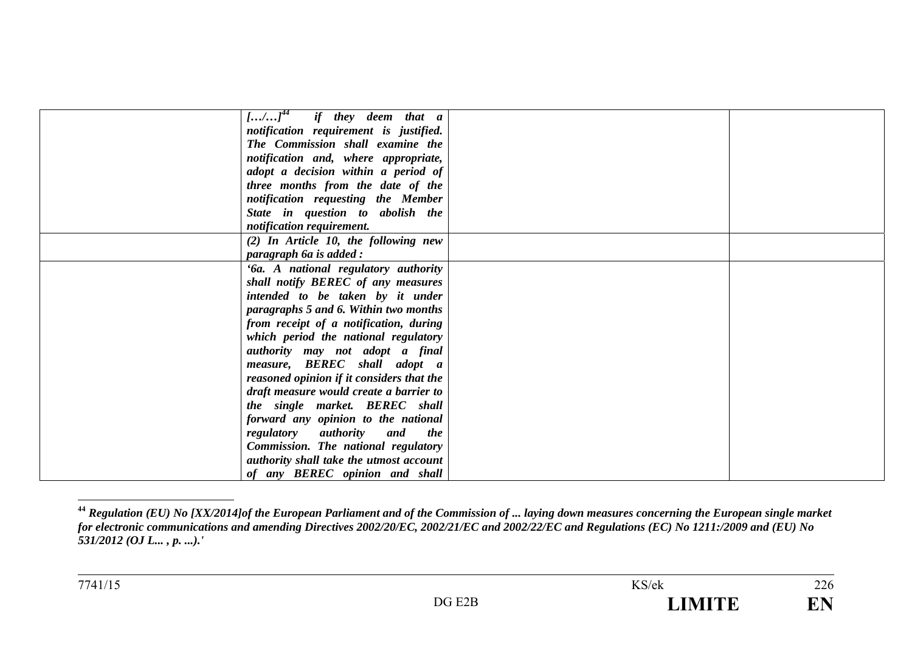| | | | |
|---|---|---|---|
| | *[…/…]*[44] *if they deem that a notification requirement is justified. The Commission shall examine the notification and, where appropriate, adopt a decision within a period of three months from the date of the notification requesting the Member State in question to abolish the notification requirement.* | | |
| | *(2) In Article 10, the following new paragraph 6a is added :* | | |
| | *'6a. A national regulatory authority shall notify BEREC of any measures intended to be taken by it under paragraphs 5 and 6. Within two months from receipt of a notification, during which period the national regulatory authority may not adopt a final measure, BEREC shall adopt a reasoned opinion if it considers that the draft measure would create a barrier to the single market. BEREC shall forward any opinion to the national regulatory authority and the Commission. The national regulatory authority shall take the utmost account of any BEREC opinion and shall* | | |

[44] *Regulation (EU) No [XX/2014]of the European Parliament and of the Commission of ... laying down measures concerning the European single market for electronic communications and amending Directives 2002/20/EC, 2002/21/EC and 2002/22/EC and Regulations (EC) No 1211:/2009 and (EU) No 531/2012 (OJ L... , p. ...).'*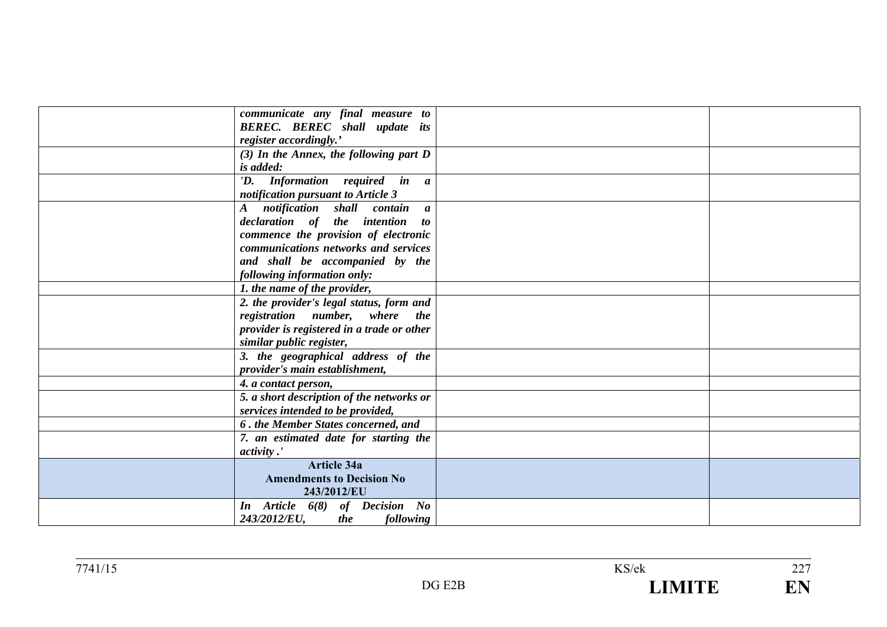| | | | |
|---|---|---|---|
| | ***communicate any final measure to BEREC. BEREC shall update its register accordingly.'*** | | |
| | ***(3) In the Annex, the following part D is added:*** | | |
| | ***'D. Information required in a notification pursuant to Article 3*** | | |
| | ***A notification shall contain a declaration of the intention to commence the provision of electronic communications networks and services and shall be accompanied by the following information only:*** | | |
| | ***1. the name of the provider,*** | | |
| | ***2. the provider's legal status, form and registration number, where the provider is registered in a trade or other similar public register,*** | | |
| | ***3. the geographical address of the provider's main establishment,*** | | |
| | ***4. a contact person,*** | | |
| | ***5. a short description of the networks or services intended to be provided,*** | | |
| | ***6 . the Member States concerned, and*** | | |
| | ***7. an estimated date for starting the activity .'*** | | |
| | **Article 34a Amendments to Decision No 243/2012/EU** | | |
| | ***In Article 6(8) of Decision No 243/2012/EU, the following*** | | |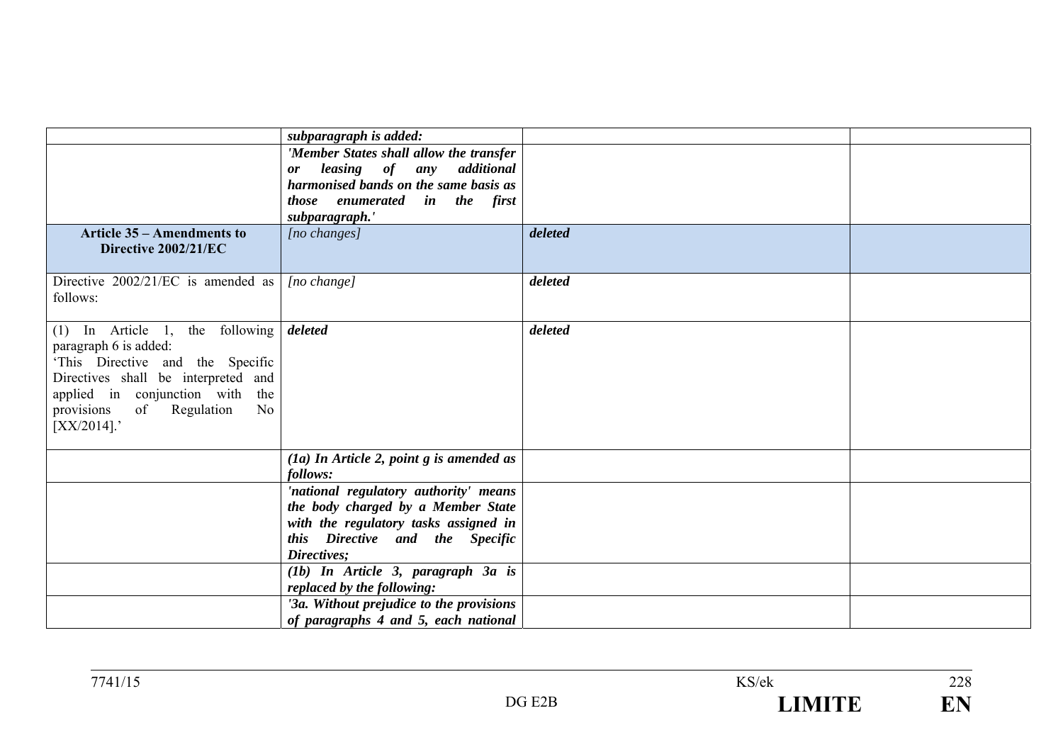| | | | |
|---|---|---|---|
| | ***subparagraph is added:*** | | |
| | ***'Member States shall allow the transfer or leasing of any additional harmonised bands on the same basis as those enumerated in the first subparagraph.'*** | | |
| **Article 35 – Amendments to Directive 2002/21/EC** | *[no changes]* | ***deleted*** | |
| Directive 2002/21/EC is amended as follows: | *[no change]* | ***deleted*** | |
| (1) In Article 1, the following paragraph 6 is added:<br>'This Directive and the Specific Directives shall be interpreted and applied in conjunction with the provisions of Regulation No [XX/2014].' | ***deleted*** | ***deleted*** | |
| | ***(1a) In Article 2, point g is amended as follows:*** | | |
| | ***'national regulatory authority' means the body charged by a Member State with the regulatory tasks assigned in this Directive and the Specific Directives;*** | | |
| | ***(1b) In Article 3, paragraph 3a is replaced by the following:*** | | |
| | ***'3a. Without prejudice to the provisions of paragraphs 4 and 5, each national*** | | |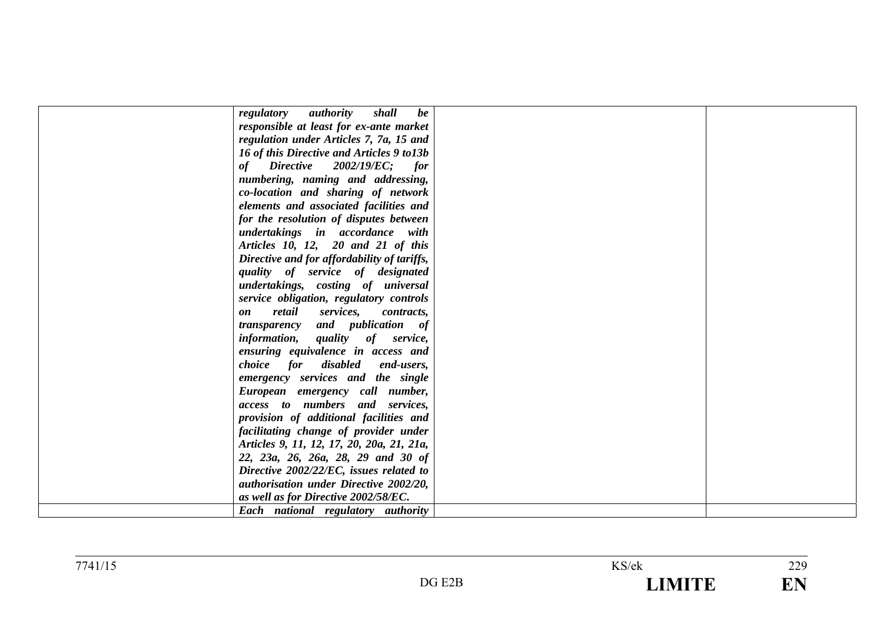| | | | |
|---|---|---|---|
| | ***regulatory authority shall be responsible at least for ex-ante market regulation under Articles 7, 7a, 15 and 16 of this Directive and Articles 9 to13b of Directive 2002/19/EC; for numbering, naming and addressing, co-location and sharing of network elements and associated facilities and for the resolution of disputes between undertakings in accordance with Articles 10, 12, 20 and 21 of this Directive and for affordability of tariffs, quality of service of designated undertakings, costing of universal service obligation, regulatory controls on retail services, contracts, transparency and publication of information, quality of service, ensuring equivalence in access and choice for disabled end-users, emergency services and the single European emergency call number, access to numbers and services, provision of additional facilities and facilitating change of provider under Articles 9, 11, 12, 17, 20, 20a, 21, 21a, 22, 23a, 26, 26a, 28, 29 and 30 of Directive 2002/22/EC, issues related to authorisation under Directive 2002/20, as well as for Directive 2002/58/EC.*** | | |
| | ***Each national regulatory authority*** | | |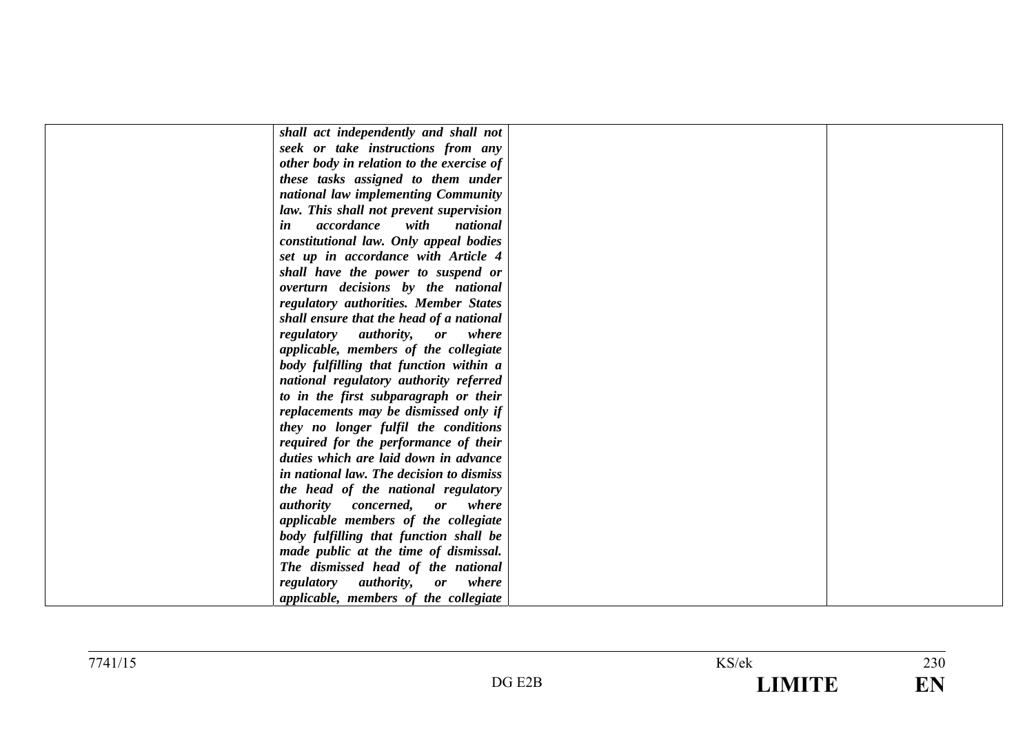|  |  |  |  |
|---|---|---|---|
|  | ***shall act independently and shall not seek or take instructions from any other body in relation to the exercise of these tasks assigned to them under national law implementing Community law. This shall not prevent supervision in accordance with national constitutional law. Only appeal bodies set up in accordance with Article 4 shall have the power to suspend or overturn decisions by the national regulatory authorities. Member States shall ensure that the head of a national regulatory authority, or where applicable, members of the collegiate body fulfilling that function within a national regulatory authority referred to in the first subparagraph or their replacements may be dismissed only if they no longer fulfil the conditions required for the performance of their duties which are laid down in advance in national law. The decision to dismiss the head of the national regulatory authority concerned, or where applicable members of the collegiate body fulfilling that function shall be made public at the time of dismissal. The dismissed head of the national regulatory authority, or where applicable, members of the collegiate*** |  |  |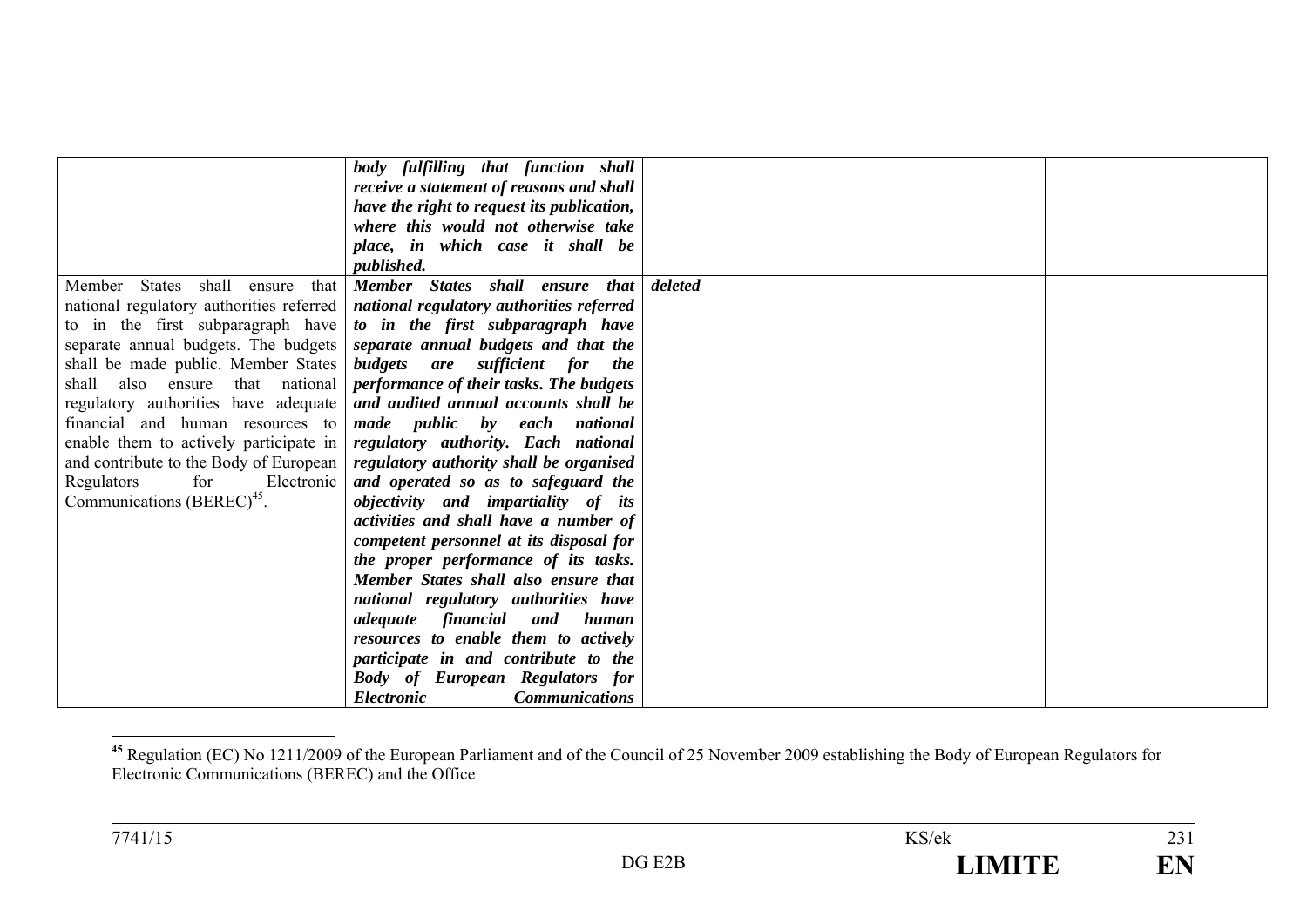|  |  |  |  |
|---|---|---|---|
|  | ***body fulfilling that function shall receive a statement of reasons and shall have the right to request its publication, where this would not otherwise take place, in which case it shall be published.*** |  |  |
| Member States shall ensure that national regulatory authorities referred to in the first subparagraph have separate annual budgets. The budgets shall be made public. Member States shall also ensure that national regulatory authorities have adequate financial and human resources to enable them to actively participate in and contribute to the Body of European Regulators for Electronic Communications (BEREC)[45]. | ***Member States shall ensure that national regulatory authorities referred to in the first subparagraph have separate annual budgets and that the budgets are sufficient for the performance of their tasks. The budgets and audited annual accounts shall be made public by each national regulatory authority. Each national regulatory authority shall be organised and operated so as to safeguard the objectivity and impartiality of its activities and shall have a number of competent personnel at its disposal for the proper performance of its tasks. Member States shall also ensure that national regulatory authorities have adequate financial and human resources to enable them to actively participate in and contribute to the Body of European Regulators for Electronic Communications*** | ***deleted*** |  |

[45] Regulation (EC) No 1211/2009 of the European Parliament and of the Council of 25 November 2009 establishing the Body of European Regulators for Electronic Communications (BEREC) and the Office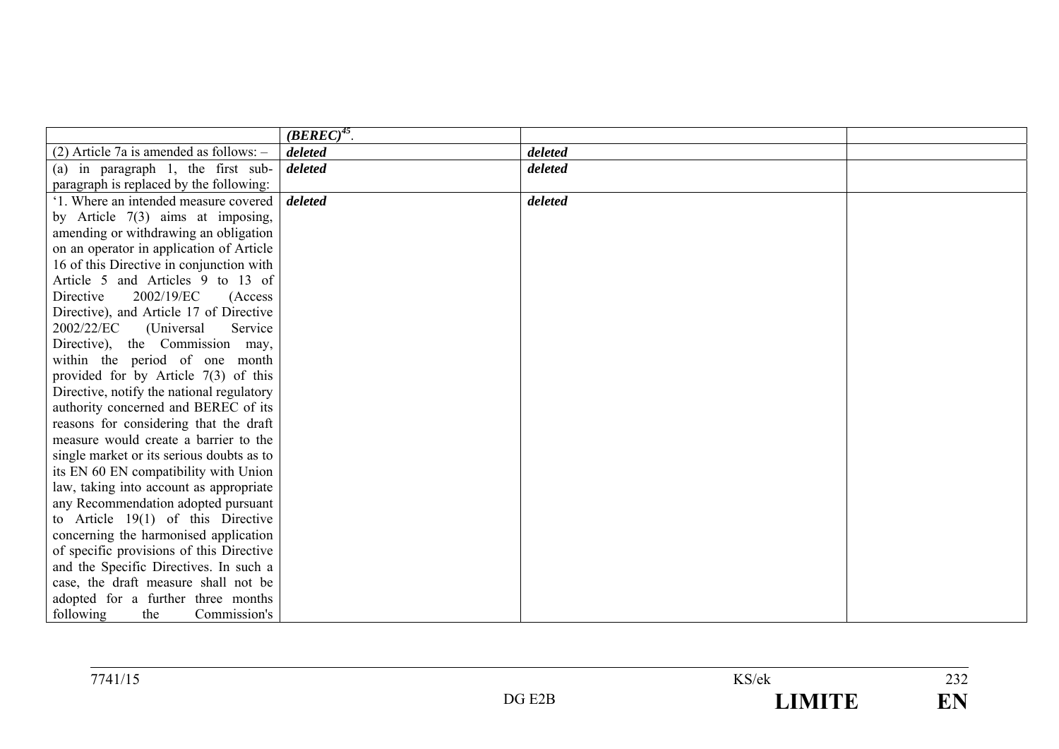| | | | |
|---|---|---|---|
| | ***(BEREC)***[45]. | | |
| (2) Article 7a is amended as follows: – | ***deleted*** | ***deleted*** | |
| (a) in paragraph 1, the first sub-paragraph is replaced by the following: | ***deleted*** | ***deleted*** | |
| '1. Where an intended measure covered by Article 7(3) aims at imposing, amending or withdrawing an obligation on an operator in application of Article 16 of this Directive in conjunction with Article 5 and Articles 9 to 13 of Directive 2002/19/EC (Access Directive), and Article 17 of Directive 2002/22/EC (Universal Service Directive), the Commission may, within the period of one month provided for by Article 7(3) of this Directive, notify the national regulatory authority concerned and BEREC of its reasons for considering that the draft measure would create a barrier to the single market or its serious doubts as to its EN 60 EN compatibility with Union law, taking into account as appropriate any Recommendation adopted pursuant to Article 19(1) of this Directive concerning the harmonised application of specific provisions of this Directive and the Specific Directives. In such a case, the draft measure shall not be adopted for a further three months following the Commission's | ***deleted*** | ***deleted*** | |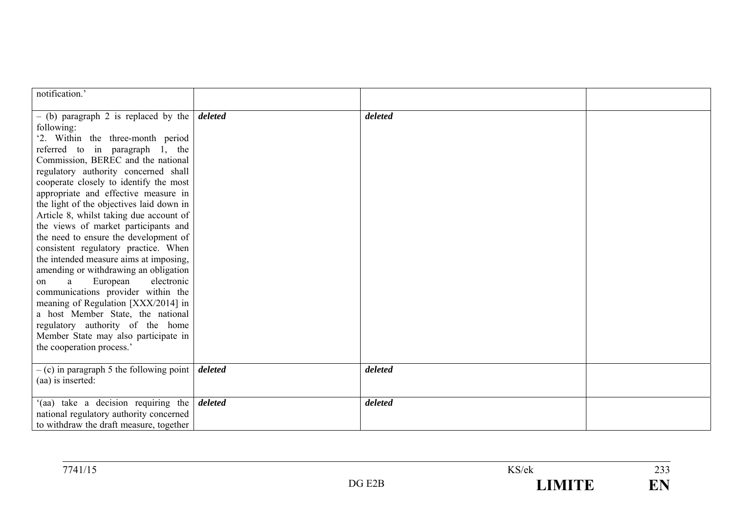| | | | |
|---|---|---|---|
| notification.' | | | |
| – (b) paragraph 2 is replaced by the following:<br>'2. Within the three-month period referred to in paragraph 1, the Commission, BEREC and the national regulatory authority concerned shall cooperate closely to identify the most appropriate and effective measure in the light of the objectives laid down in Article 8, whilst taking due account of the views of market participants and the need to ensure the development of consistent regulatory practice. When the intended measure aims at imposing, amending or withdrawing an obligation on a European electronic communications provider within the meaning of Regulation [XXX/2014] in a host Member State, the national regulatory authority of the home Member State may also participate in the cooperation process.' | ***deleted*** | ***deleted*** | |
| – (c) in paragraph 5 the following point (aa) is inserted: | ***deleted*** | ***deleted*** | |
| '(aa) take a decision requiring the national regulatory authority concerned to withdraw the draft measure, together | ***deleted*** | ***deleted*** | |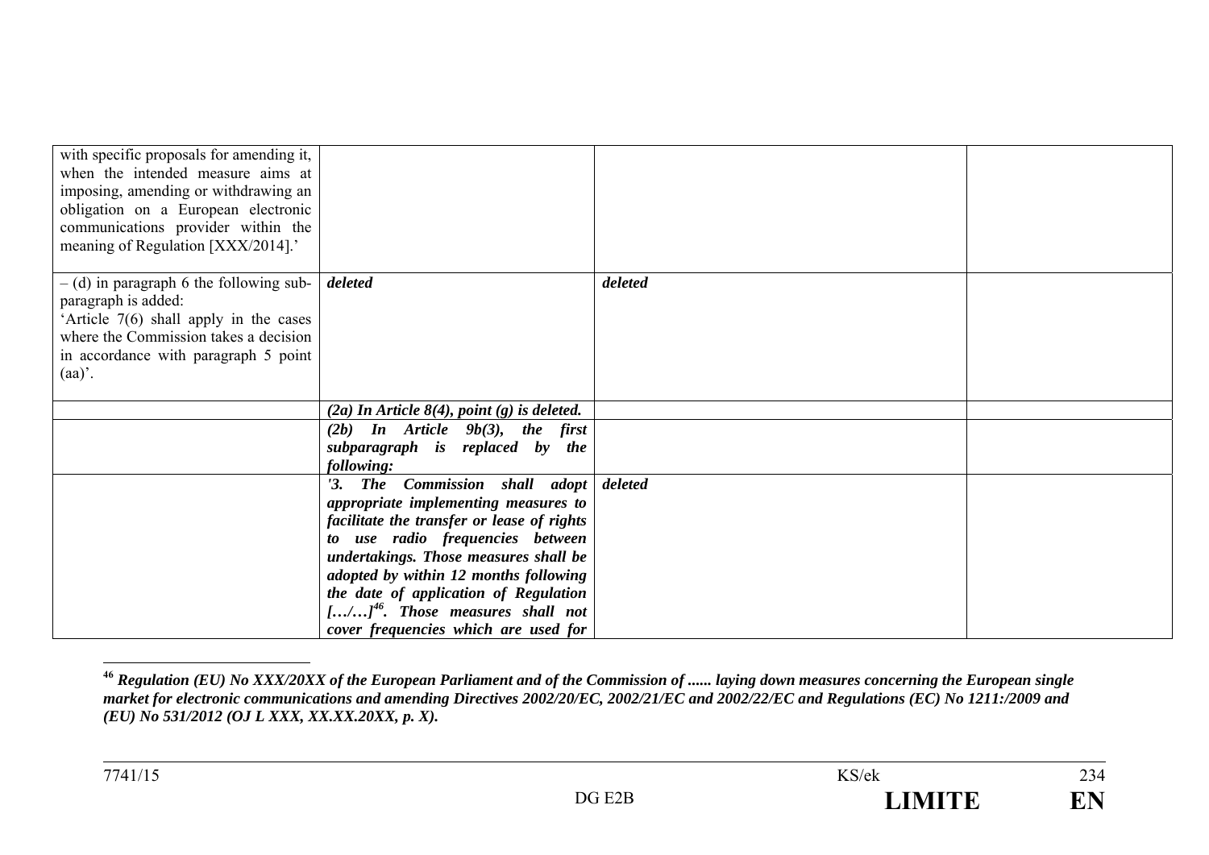| | | | |
|---|---|---|---|
| with specific proposals for amending it, when the intended measure aims at imposing, amending or withdrawing an obligation on a European electronic communications provider within the meaning of Regulation [XXX/2014].' | | | |
| – (d) in paragraph 6 the following sub-paragraph is added: 'Article 7(6) shall apply in the cases where the Commission takes a decision in accordance with paragraph 5 point (aa)'. | ***deleted*** | ***deleted*** | |
| | ***(2a) In Article 8(4), point (g) is deleted.*** | | |
| | ***(2b) In Article 9b(3), the first subparagraph is replaced by the following:*** | | |
| | ***'3. The Commission shall adopt appropriate implementing measures to facilitate the transfer or lease of rights to use radio frequencies between undertakings. Those measures shall be adopted by within 12 months following the date of application of Regulation […/…][46]. Those measures shall not cover frequencies which are used for*** | ***deleted*** | |

[46] ***Regulation (EU) No XXX/20XX of the European Parliament and of the Commission of ...... laying down measures concerning the European single market for electronic communications and amending Directives 2002/20/EC, 2002/21/EC and 2002/22/EC and Regulations (EC) No 1211:/2009 and (EU) No 531/2012 (OJ L XXX, XX.XX.20XX, p. X).***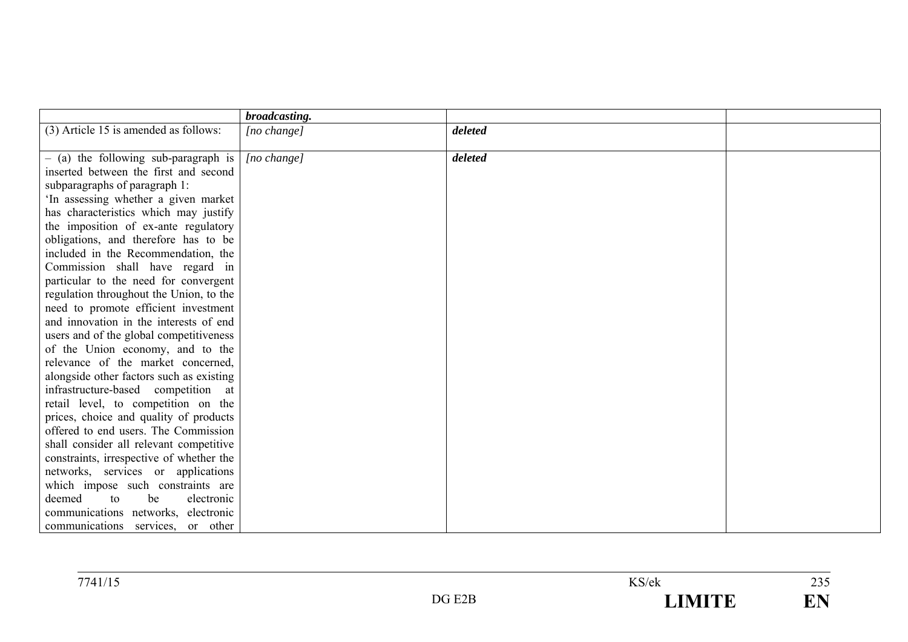| | | | |
|---|---|---|---|
| | ***broadcasting.*** | | |
| (3) Article 15 is amended as follows: | *[no change]* | ***deleted*** | |
| – (a) the following sub-paragraph is inserted between the first and second subparagraphs of paragraph 1:<br>'In assessing whether a given market has characteristics which may justify the imposition of ex-ante regulatory obligations, and therefore has to be included in the Recommendation, the Commission shall have regard in particular to the need for convergent regulation throughout the Union, to the need to promote efficient investment and innovation in the interests of end users and of the global competitiveness of the Union economy, and to the relevance of the market concerned, alongside other factors such as existing infrastructure-based competition at retail level, to competition on the prices, choice and quality of products offered to end users. The Commission shall consider all relevant competitive constraints, irrespective of whether the networks, services or applications which impose such constraints are deemed to be electronic communications networks, electronic communications services, or other | *[no change]* | ***deleted*** | |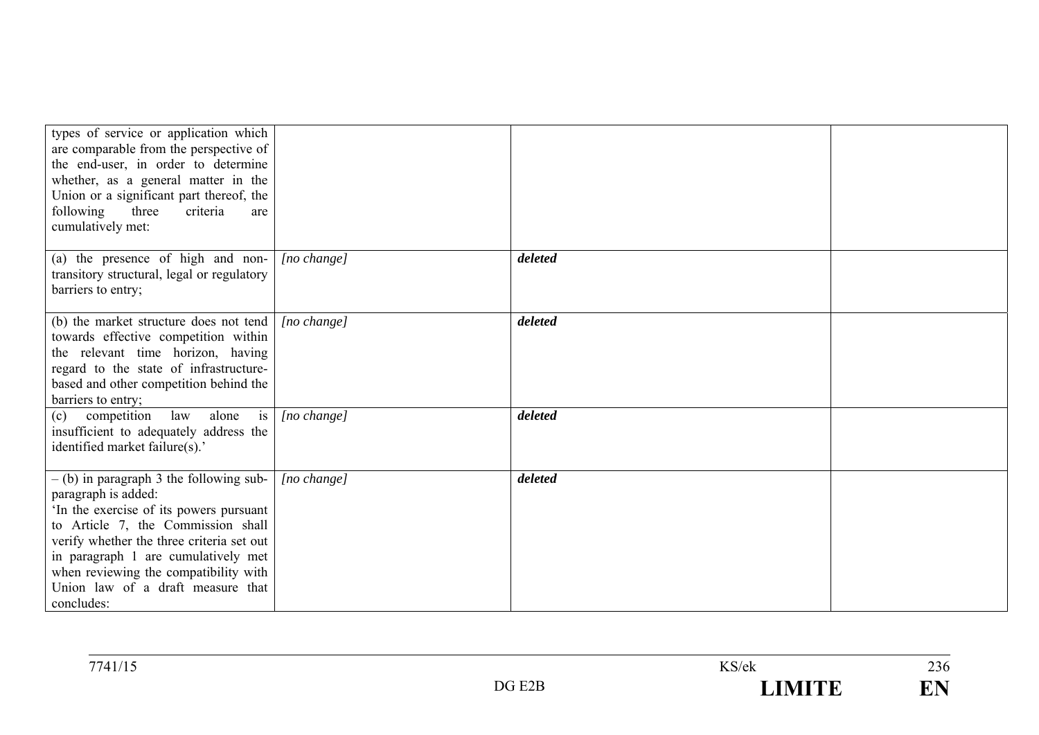| | | | |
|---|---|---|---|
| types of service or application which are comparable from the perspective of the end-user, in order to determine whether, as a general matter in the Union or a significant part thereof, the following three criteria are cumulatively met: | | | |
| (a) the presence of high and non-transitory structural, legal or regulatory barriers to entry; | *[no change]* | ***deleted*** | |
| (b) the market structure does not tend towards effective competition within the relevant time horizon, having regard to the state of infrastructure-based and other competition behind the barriers to entry; | *[no change]* | ***deleted*** | |
| (c) competition law alone is insufficient to adequately address the identified market failure(s).' | *[no change]* | ***deleted*** | |
| – (b) in paragraph 3 the following sub-paragraph is added:<br>'In the exercise of its powers pursuant to Article 7, the Commission shall verify whether the three criteria set out in paragraph 1 are cumulatively met when reviewing the compatibility with Union law of a draft measure that concludes: | *[no change]* | ***deleted*** | |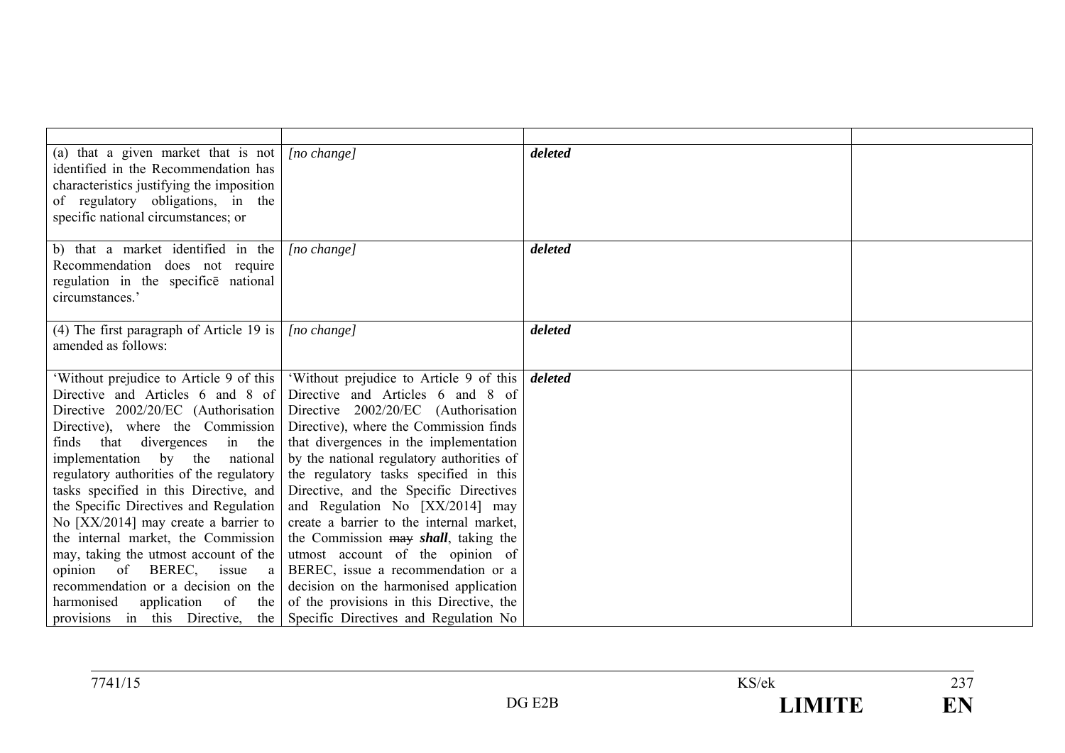| | | | |
|---|---|---|---|
| (a) that a given market that is not identified in the Recommendation has characteristics justifying the imposition of regulatory obligations, in the specific national circumstances; or | *[no change]* | ***deleted*** | |
| b) that a market identified in the Recommendation does not require regulation in the specificē national circumstances.' | *[no change]* | ***deleted*** | |
| (4) The first paragraph of Article 19 is amended as follows: | *[no change]* | ***deleted*** | |
| 'Without prejudice to Article 9 of this Directive and Articles 6 and 8 of Directive 2002/20/EC (Authorisation Directive), where the Commission finds that divergences in the implementation by the national regulatory authorities of the regulatory tasks specified in this Directive, and the Specific Directives and Regulation No [XX/2014] may create a barrier to the internal market, the Commission may, taking the utmost account of the opinion of BEREC, issue a recommendation or a decision on the harmonised application of the provisions in this Directive, the | 'Without prejudice to Article 9 of this Directive and Articles 6 and 8 of Directive 2002/20/EC (Authorisation Directive), where the Commission finds that divergences in the implementation by the national regulatory authorities of the regulatory tasks specified in this Directive, and the Specific Directives and Regulation No [XX/2014] may create a barrier to the internal market, the Commission ~~may~~ ***shall***, taking the utmost account of the opinion of BEREC, issue a recommendation or a decision on the harmonised application of the provisions in this Directive, the Specific Directives and Regulation No | ***deleted*** | |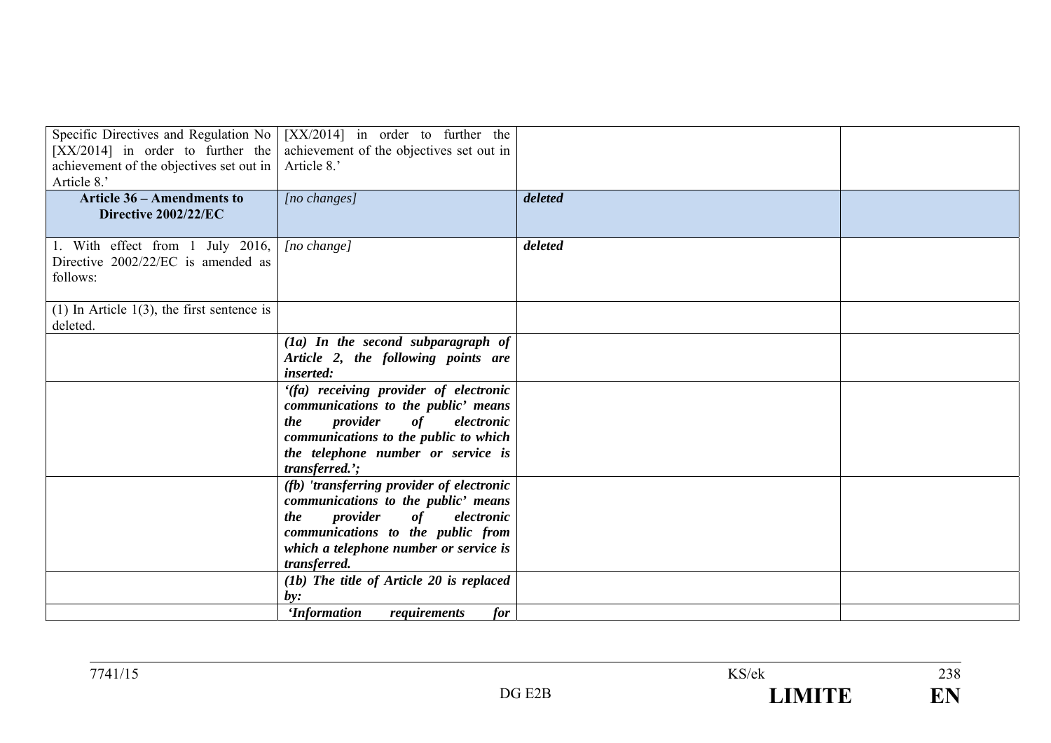| | | | |
|---|---|---|---|
| Specific Directives and Regulation No [XX/2014] in order to further the achievement of the objectives set out in Article 8.' | [XX/2014] in order to further the achievement of the objectives set out in Article 8.' | | |
| **Article 36 – Amendments to Directive 2002/22/EC** | *[no changes]* | ***deleted*** | |
| 1. With effect from 1 July 2016, Directive 2002/22/EC is amended as follows: | *[no change]* | ***deleted*** | |
| (1) In Article 1(3), the first sentence is deleted. | | | |
| | ***(1a) In the second subparagraph of Article 2, the following points are inserted:*** | | |
| | ***'(fa) receiving provider of electronic communications to the public' means the provider of electronic communications to the public to which the telephone number or service is transferred.';*** | | |
| | ***(fb) 'transferring provider of electronic communications to the public' means the provider of electronic communications to the public from which a telephone number or service is transferred.*** | | |
| | ***(1b) The title of Article 20 is replaced by:*** | | |
| | ***'Information requirements for*** | | |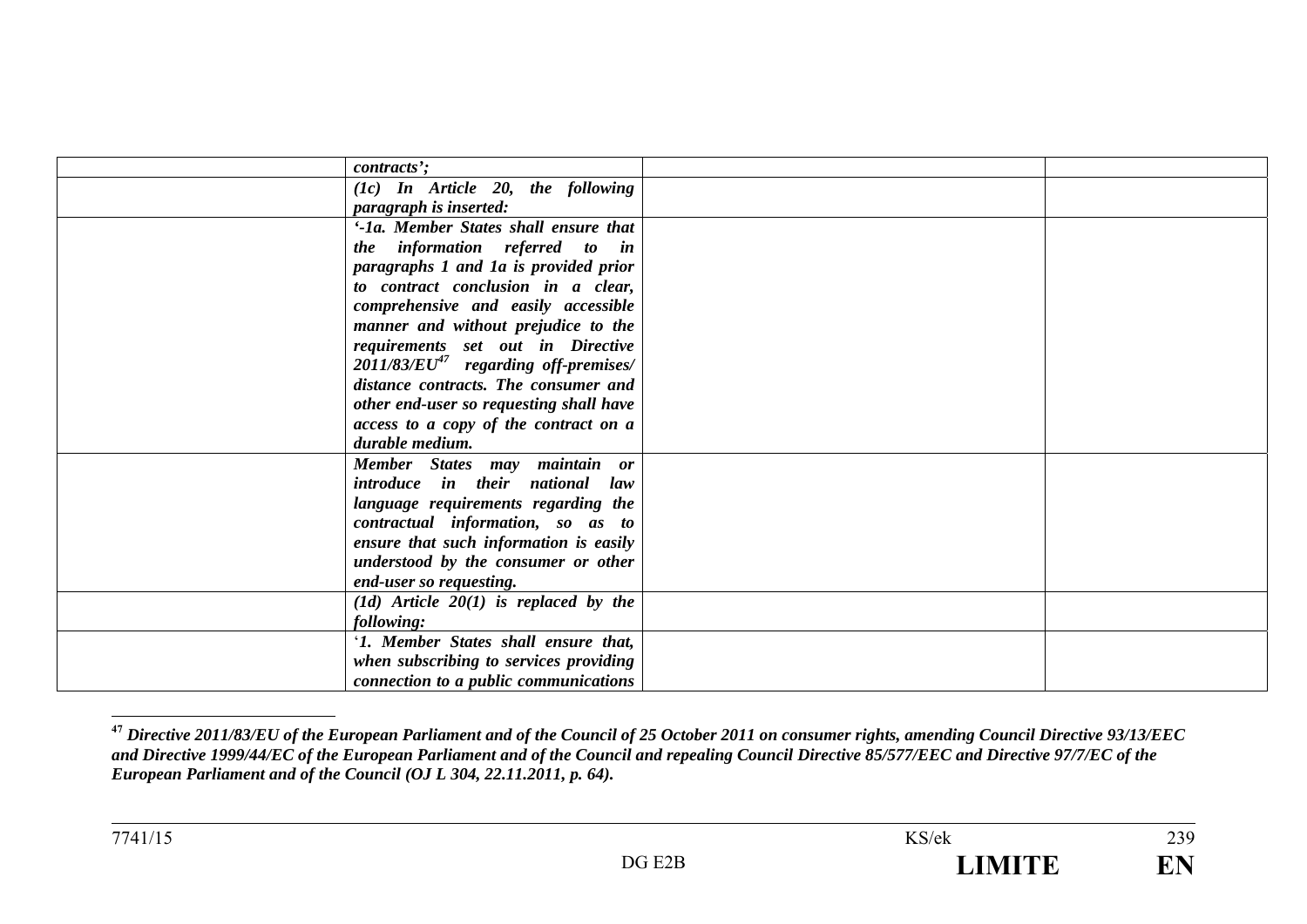| | | | |
|---|---|---|---|
| | *contracts';* | | |
| | ***(1c) In Article 20, the following paragraph is inserted:*** | | |
| | ***'-1a. Member States shall ensure that the information referred to in paragraphs 1 and 1a is provided prior to contract conclusion in a clear, comprehensive and easily accessible manner and without prejudice to the requirements set out in Directive 2011/83/EU[47] regarding off-premises/ distance contracts. The consumer and other end-user so requesting shall have access to a copy of the contract on a durable medium.*** | | |
| | ***Member States may maintain or introduce in their national law language requirements regarding the contractual information, so as to ensure that such information is easily understood by the consumer or other end-user so requesting.*** | | |
| | ***(1d) Article 20(1) is replaced by the following:*** | | |
| | '***1. Member States shall ensure that, when subscribing to services providing connection to a public communications*** | | |

[47] ***Directive 2011/83/EU of the European Parliament and of the Council of 25 October 2011 on consumer rights, amending Council Directive 93/13/EEC and Directive 1999/44/EC of the European Parliament and of the Council and repealing Council Directive 85/577/EEC and Directive 97/7/EC of the European Parliament and of the Council (OJ L 304, 22.11.2011, p. 64).***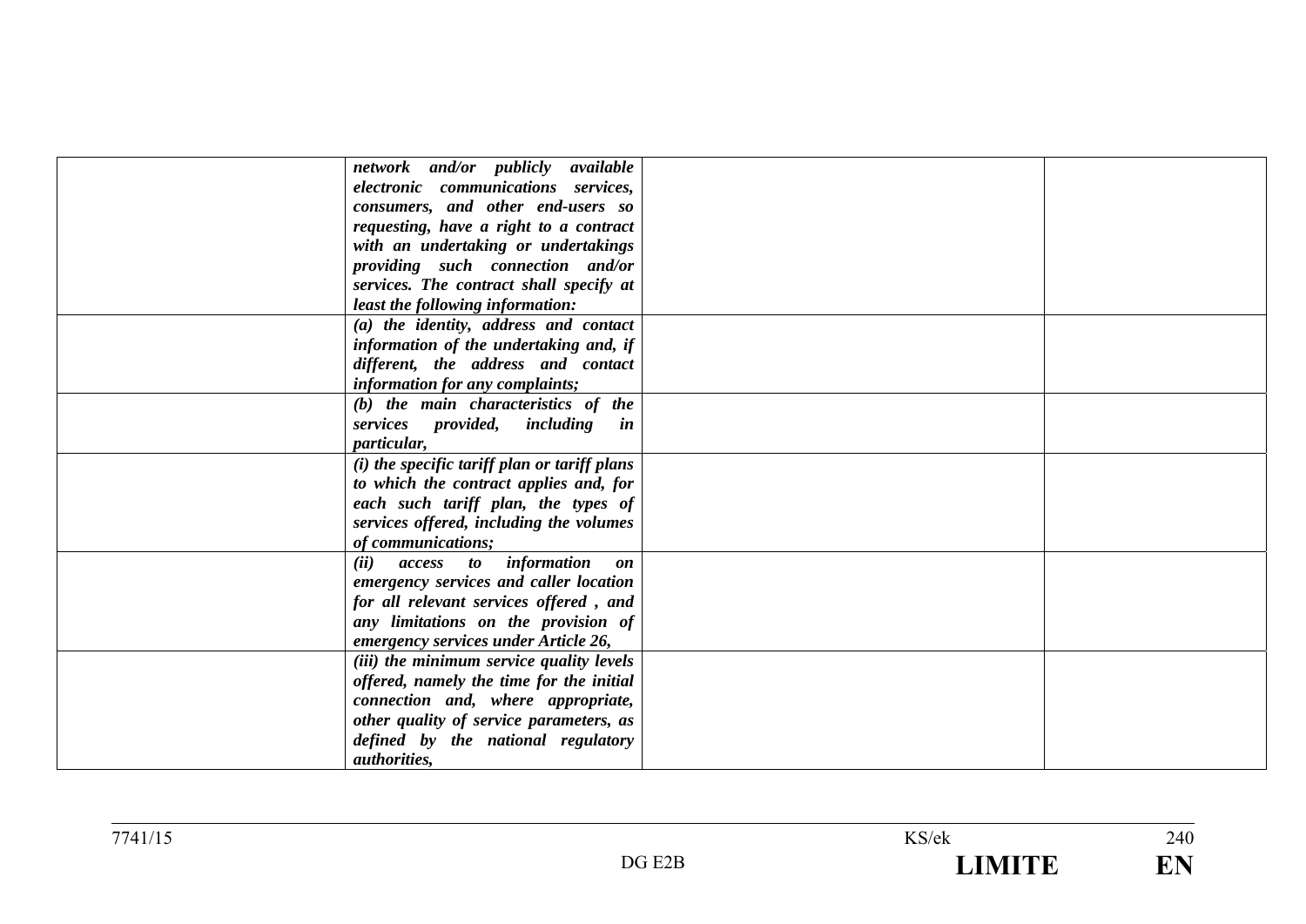| | | | |
|---|---|---|---|
| | ***network and/or publicly available electronic communications services, consumers, and other end-users so requesting, have a right to a contract with an undertaking or undertakings providing such connection and/or services. The contract shall specify at least the following information:*** | | |
| | ***(a) the identity, address and contact information of the undertaking and, if different, the address and contact information for any complaints;*** | | |
| | ***(b) the main characteristics of the services provided, including in particular,*** | | |
| | ***(i) the specific tariff plan or tariff plans to which the contract applies and, for each such tariff plan, the types of services offered, including the volumes of communications;*** | | |
| | ***(ii) access to information on emergency services and caller location for all relevant services offered , and any limitations on the provision of emergency services under Article 26,*** | | |
| | ***(iii) the minimum service quality levels offered, namely the time for the initial connection and, where appropriate, other quality of service parameters, as defined by the national regulatory authorities,*** | | |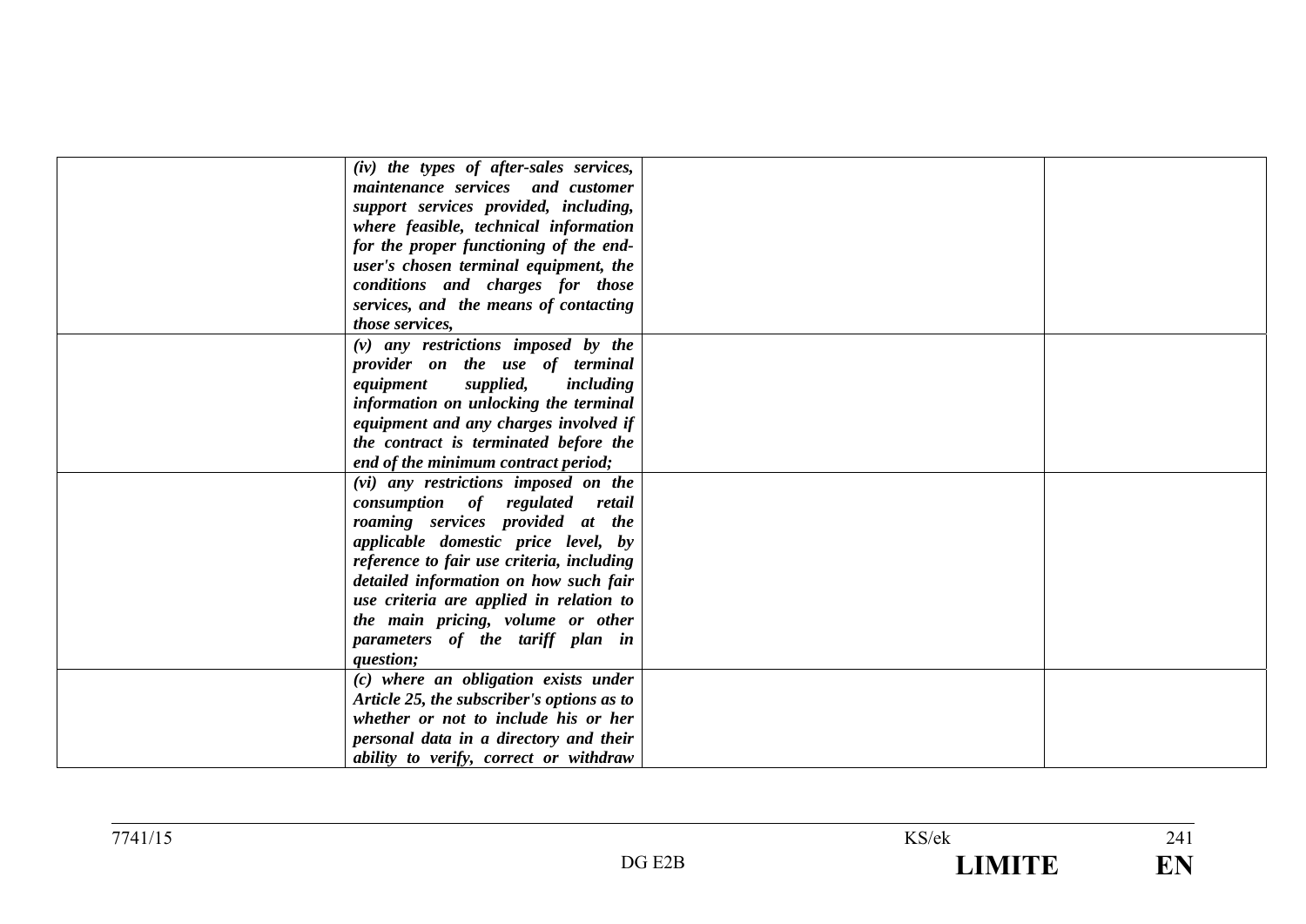|  |  |  |  |
|---|---|---|---|
|  | ***(iv) the types of after-sales services, maintenance services and customer support services provided, including, where feasible, technical information for the proper functioning of the end-user's chosen terminal equipment, the conditions and charges for those services, and the means of contacting those services,*** |  |  |
|  | ***(v) any restrictions imposed by the provider on the use of terminal equipment supplied, including information on unlocking the terminal equipment and any charges involved if the contract is terminated before the end of the minimum contract period;*** |  |  |
|  | ***(vi) any restrictions imposed on the consumption of regulated retail roaming services provided at the applicable domestic price level, by reference to fair use criteria, including detailed information on how such fair use criteria are applied in relation to the main pricing, volume or other parameters of the tariff plan in question;*** |  |  |
|  | ***(c) where an obligation exists under Article 25, the subscriber's options as to whether or not to include his or her personal data in a directory and their ability to verify, correct or withdraw*** |  |  |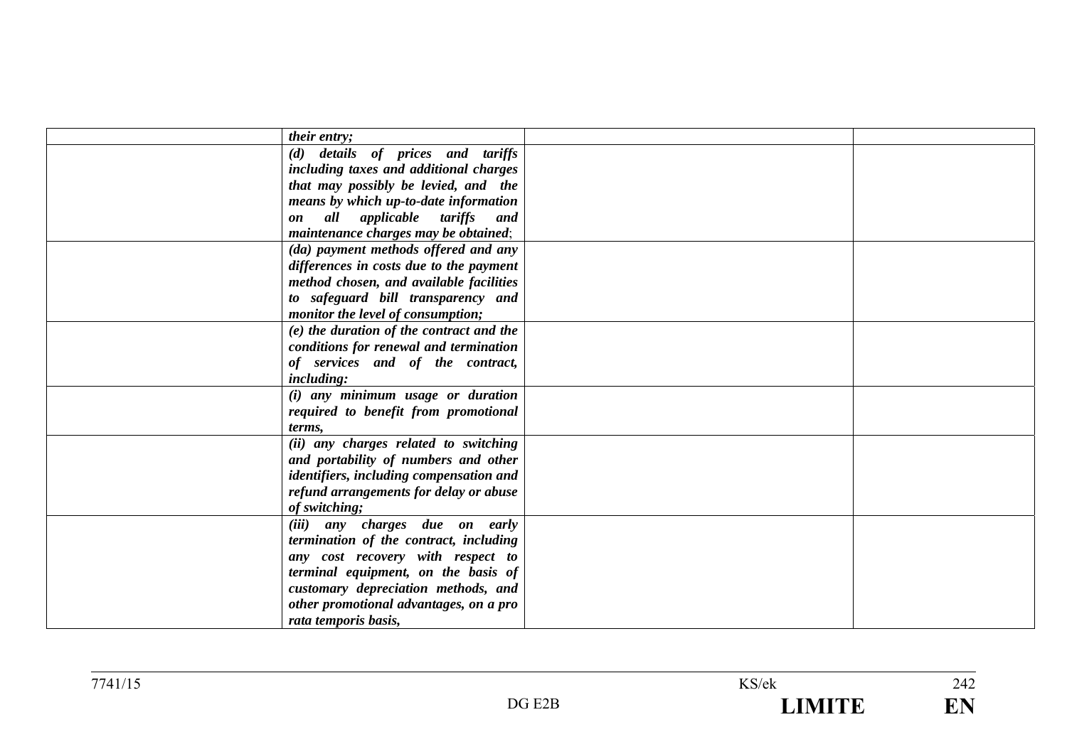| | | | |
|---|---|---|---|
| | ***their entry;*** | | |
| | ***(d) details of prices and tariffs including taxes and additional charges that may possibly be levied, and the means by which up-to-date information on all applicable tariffs and maintenance charges may be obtained***; | | |
| | ***(da) payment methods offered and any differences in costs due to the payment method chosen, and available facilities to safeguard bill transparency and monitor the level of consumption;*** | | |
| | ***(e) the duration of the contract and the conditions for renewal and termination of services and of the contract, including:*** | | |
| | ***(i) any minimum usage or duration required to benefit from promotional terms,*** | | |
| | ***(ii) any charges related to switching and portability of numbers and other identifiers, including compensation and refund arrangements for delay or abuse of switching;*** | | |
| | ***(iii) any charges due on early termination of the contract, including any cost recovery with respect to terminal equipment, on the basis of customary depreciation methods, and other promotional advantages, on a pro rata temporis basis,*** | | |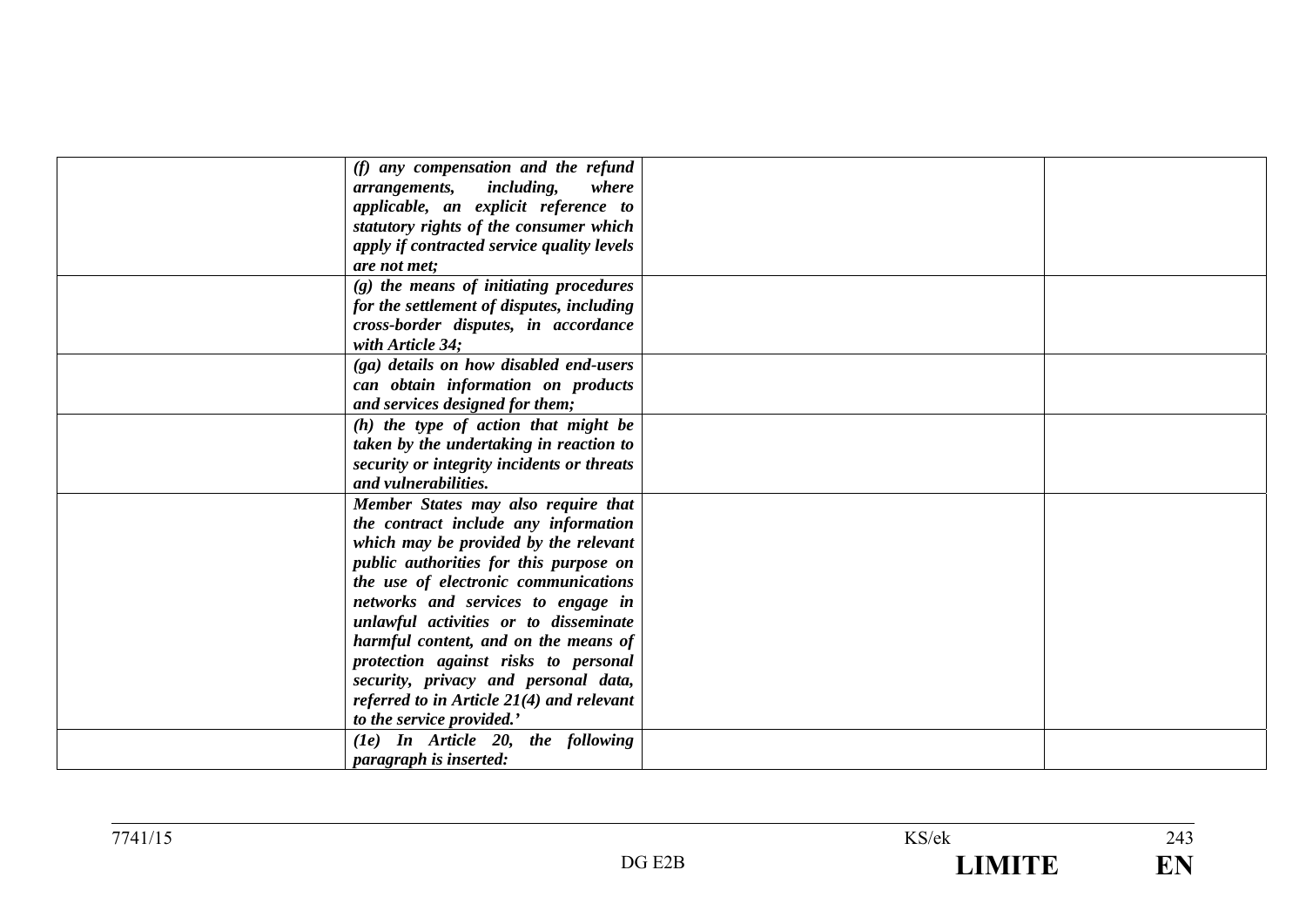| | | | |
|---|---|---|---|
| | ***(f) any compensation and the refund arrangements, including, where applicable, an explicit reference to statutory rights of the consumer which apply if contracted service quality levels are not met;*** | | |
| | ***(g) the means of initiating procedures for the settlement of disputes, including cross-border disputes, in accordance with Article 34;*** | | |
| | ***(ga) details on how disabled end-users can obtain information on products and services designed for them;*** | | |
| | ***(h) the type of action that might be taken by the undertaking in reaction to security or integrity incidents or threats and vulnerabilities.*** | | |
| | ***Member States may also require that the contract include any information which may be provided by the relevant public authorities for this purpose on the use of electronic communications networks and services to engage in unlawful activities or to disseminate harmful content, and on the means of protection against risks to personal security, privacy and personal data, referred to in Article 21(4) and relevant to the service provided.'*** | | |
| | ***(1e) In Article 20, the following paragraph is inserted:*** | | |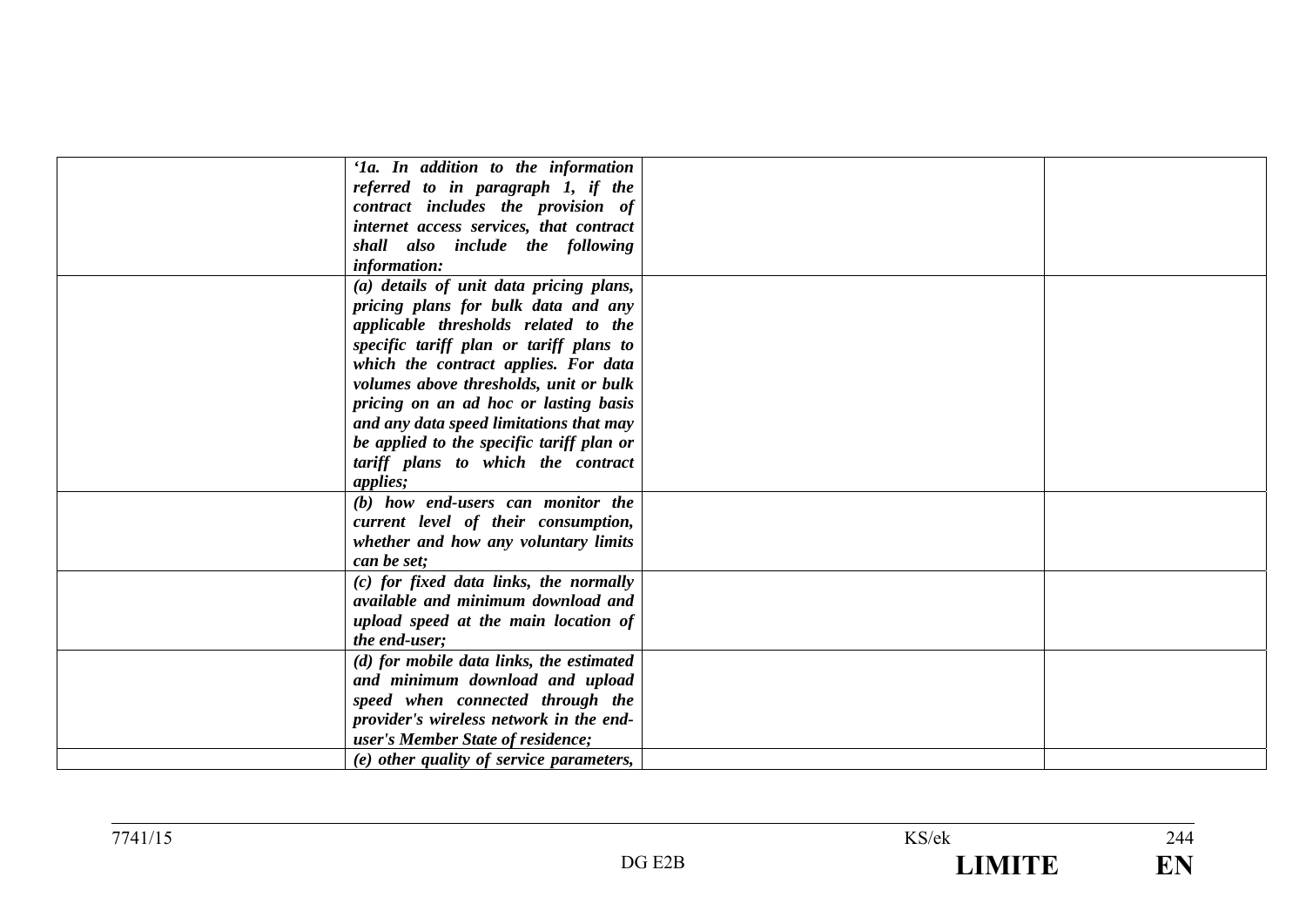| | | | |
|---|---|---|---|
| | *'1a. In addition to the information referred to in paragraph 1, if the contract includes the provision of internet access services, that contract shall also include the following information:* | | |
| | *(a) details of unit data pricing plans, pricing plans for bulk data and any applicable thresholds related to the specific tariff plan or tariff plans to which the contract applies. For data volumes above thresholds, unit or bulk pricing on an ad hoc or lasting basis and any data speed limitations that may be applied to the specific tariff plan or tariff plans to which the contract applies;* | | |
| | *(b) how end-users can monitor the current level of their consumption, whether and how any voluntary limits can be set;* | | |
| | *(c) for fixed data links, the normally available and minimum download and upload speed at the main location of the end-user;* | | |
| | *(d) for mobile data links, the estimated and minimum download and upload speed when connected through the provider's wireless network in the end-user's Member State of residence;* | | |
| | *(e) other quality of service parameters,* | | |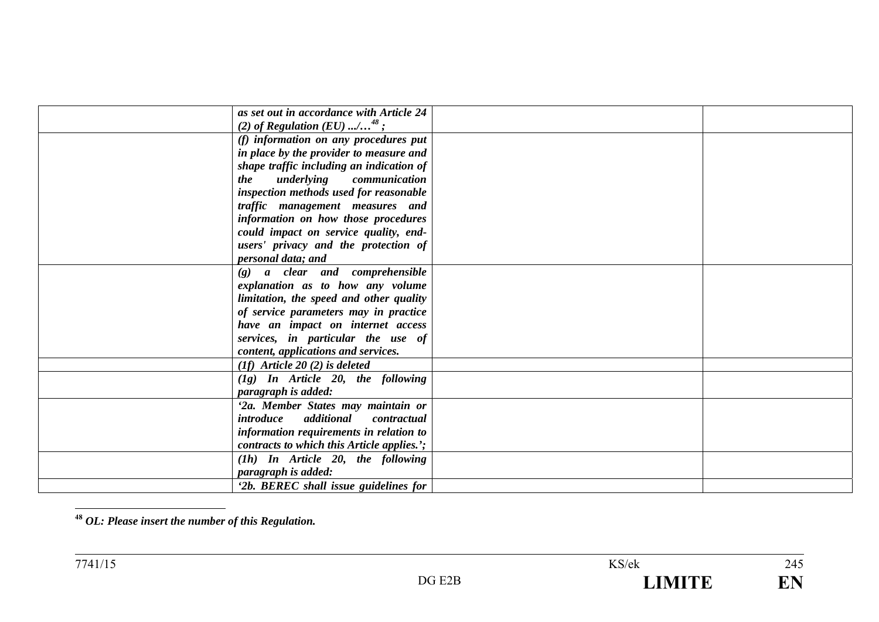| | | | |
|---|---|---|---|
| | ***as set out in accordance with Article 24 (2) of Regulation (EU) .../...[48] ;*** | | |
| | ***(f) information on any procedures put in place by the provider to measure and shape traffic including an indication of the underlying communication inspection methods used for reasonable traffic management measures and information on how those procedures could impact on service quality, end-users' privacy and the protection of personal data; and*** | | |
| | ***(g) a clear and comprehensible explanation as to how any volume limitation, the speed and other quality of service parameters may in practice have an impact on internet access services, in particular the use of content, applications and services.*** | | |
| | ***(1f) Article 20 (2) is deleted*** | | |
| | ***(1g) In Article 20, the following paragraph is added:*** | | |
| | ***'2a. Member States may maintain or introduce additional contractual information requirements in relation to contracts to which this Article applies.';*** | | |
| | ***(1h) In Article 20, the following paragraph is added:*** | | |
| | ***'2b. BEREC shall issue guidelines for*** | | |

[48] ***OL: Please insert the number of this Regulation.***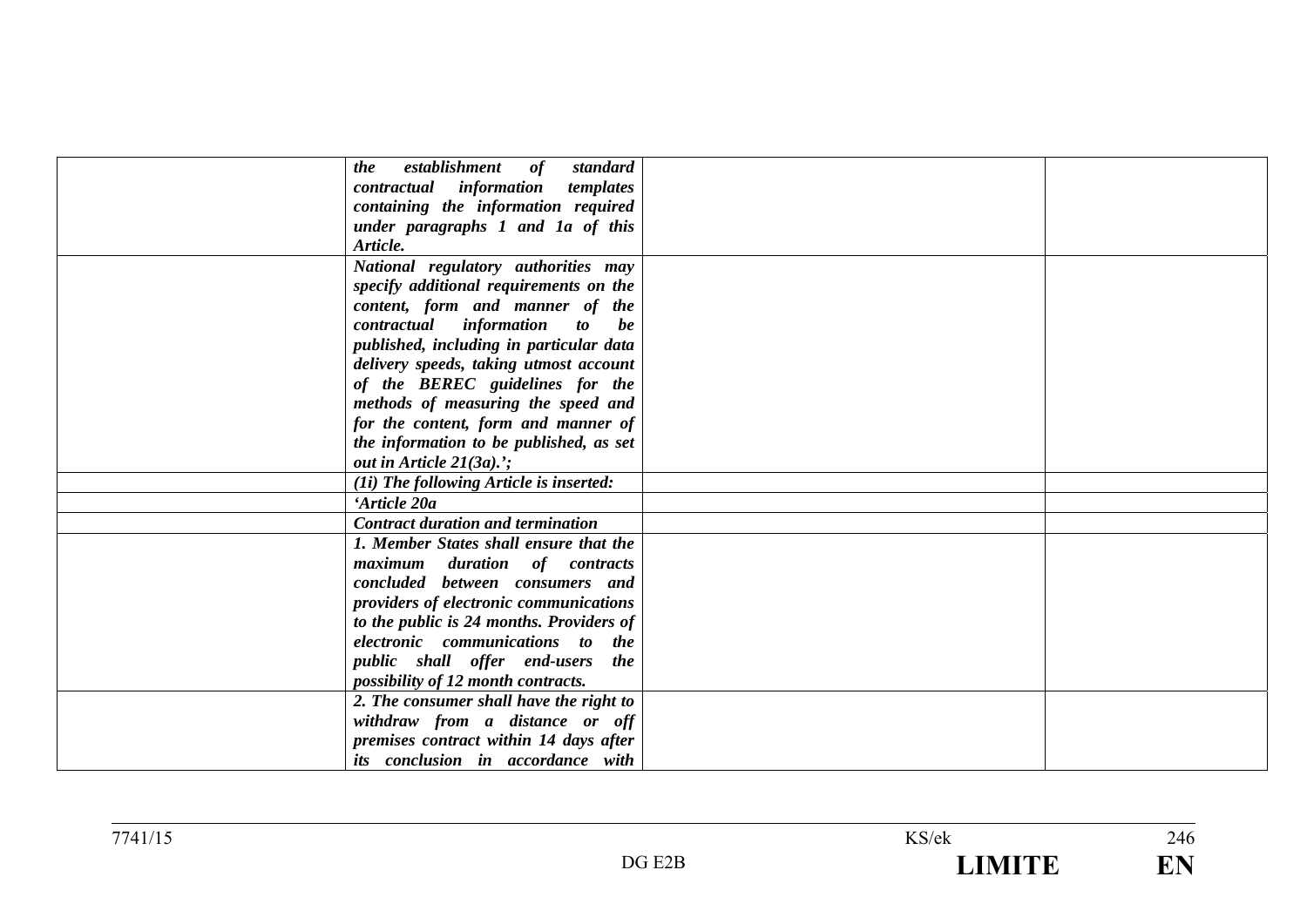| | | | |
|---|---|---|---|
| | ***the establishment of standard contractual information templates containing the information required under paragraphs 1 and 1a of this Article.*** | | |
| | ***National regulatory authorities may specify additional requirements on the content, form and manner of the contractual information to be published, including in particular data delivery speeds, taking utmost account of the BEREC guidelines for the methods of measuring the speed and for the content, form and manner of the information to be published, as set out in Article 21(3a).';*** | | |
| | ***(1i) The following Article is inserted:*** | | |
| | ***'Article 20a*** | | |
| | ***Contract duration and termination*** | | |
| | ***1. Member States shall ensure that the maximum duration of contracts concluded between consumers and providers of electronic communications to the public is 24 months. Providers of electronic communications to the public shall offer end-users the possibility of 12 month contracts.*** | | |
| | ***2. The consumer shall have the right to withdraw from a distance or off premises contract within 14 days after its conclusion in accordance with*** | | |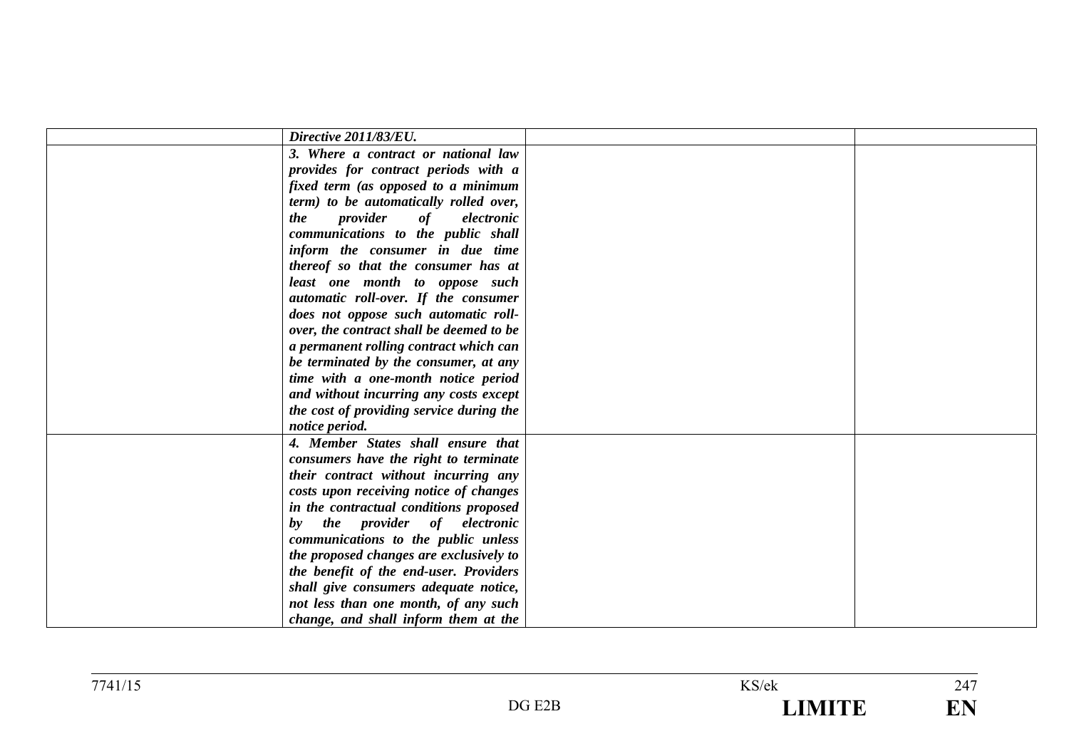| | | | |
|---|---|---|---|
| | ***Directive 2011/83/EU.*** | | |
| | ***3. Where a contract or national law provides for contract periods with a fixed term (as opposed to a minimum term) to be automatically rolled over, the provider of electronic communications to the public shall inform the consumer in due time thereof so that the consumer has at least one month to oppose such automatic roll-over. If the consumer does not oppose such automatic roll-over, the contract shall be deemed to be a permanent rolling contract which can be terminated by the consumer, at any time with a one-month notice period and without incurring any costs except the cost of providing service during the notice period.*** | | |
| | ***4. Member States shall ensure that consumers have the right to terminate their contract without incurring any costs upon receiving notice of changes in the contractual conditions proposed by the provider of electronic communications to the public unless the proposed changes are exclusively to the benefit of the end-user. Providers shall give consumers adequate notice, not less than one month, of any such change, and shall inform them at the*** | | |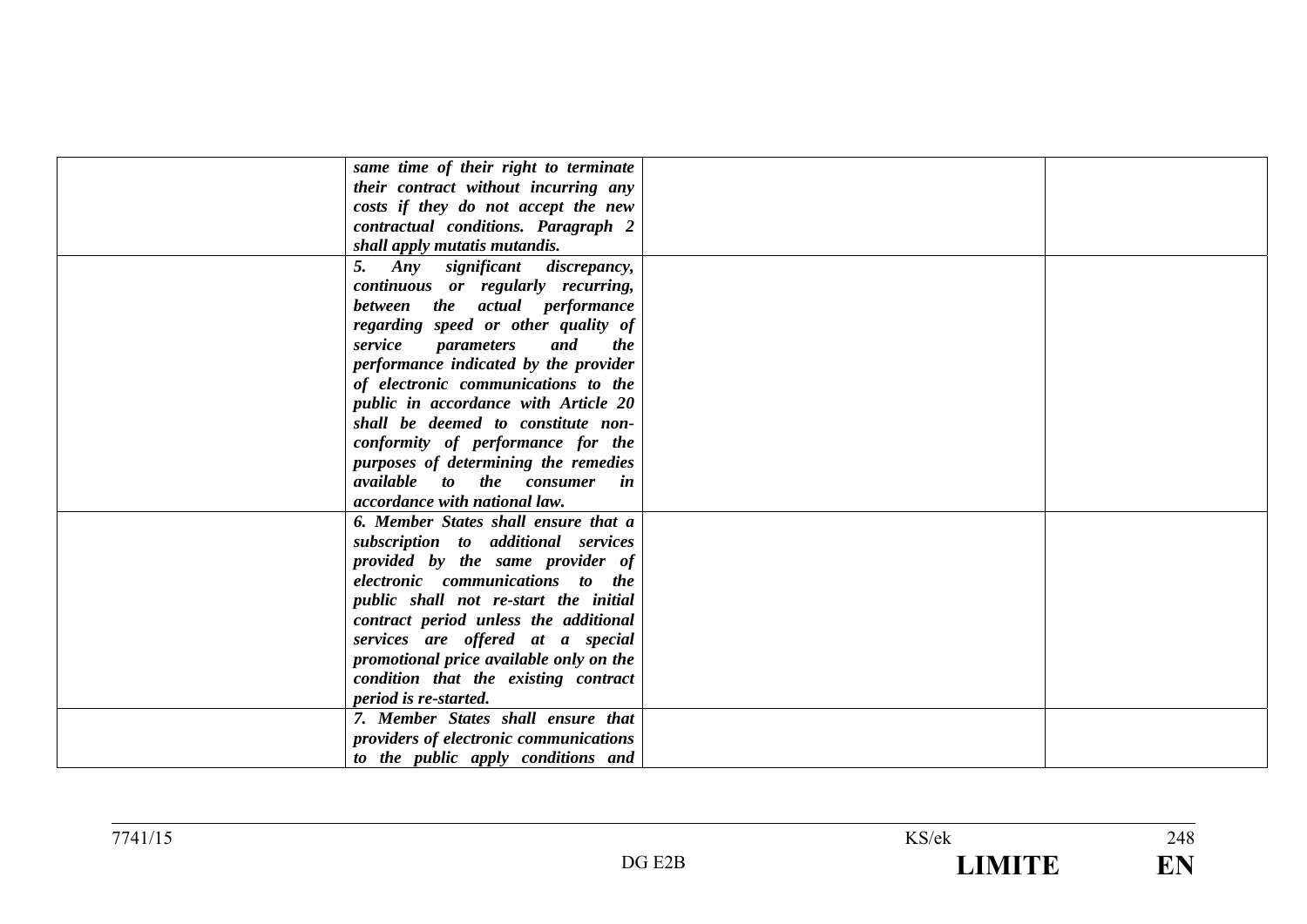| | | | |
|---|---|---|---|
| | ***same time of their right to terminate their contract without incurring any costs if they do not accept the new contractual conditions. Paragraph 2 shall apply mutatis mutandis.*** | | |
| | ***5. Any significant discrepancy, continuous or regularly recurring, between the actual performance regarding speed or other quality of service parameters and the performance indicated by the provider of electronic communications to the public in accordance with Article 20 shall be deemed to constitute non-conformity of performance for the purposes of determining the remedies available to the consumer in accordance with national law.*** | | |
| | ***6. Member States shall ensure that a subscription to additional services provided by the same provider of electronic communications to the public shall not re-start the initial contract period unless the additional services are offered at a special promotional price available only on the condition that the existing contract period is re-started.*** | | |
| | ***7. Member States shall ensure that providers of electronic communications to the public apply conditions and*** | | |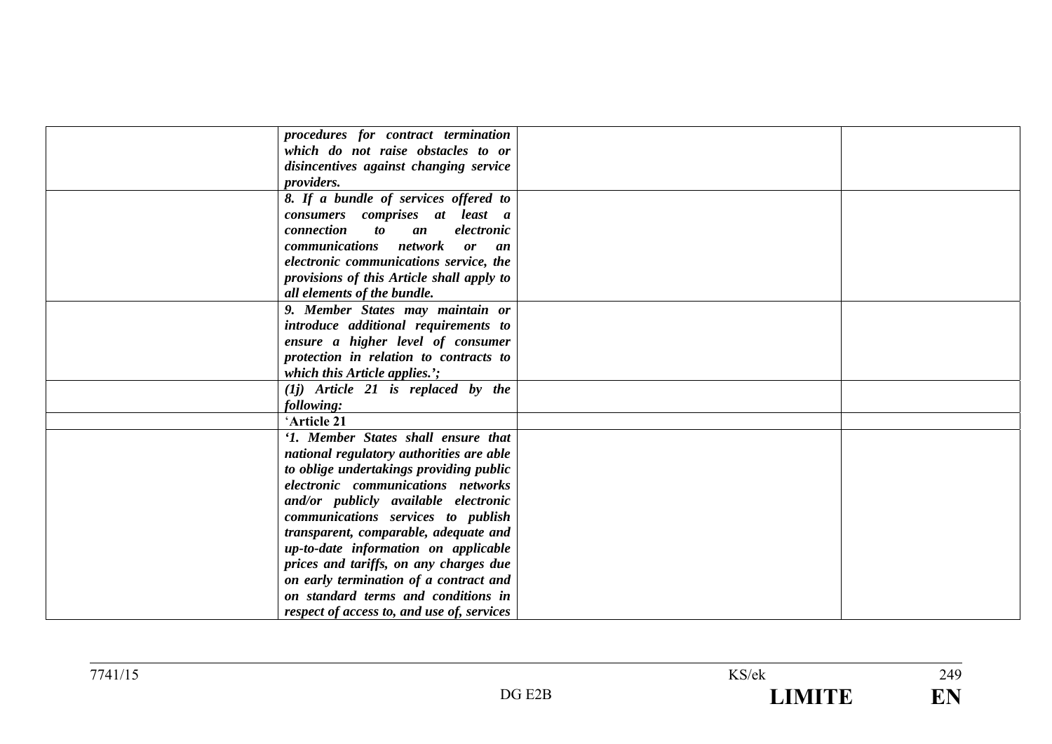| | | | |
|---|---|---|---|
| | ***procedures for contract termination which do not raise obstacles to or disincentives against changing service providers.*** | | |
| | ***8. If a bundle of services offered to consumers comprises at least a connection to an electronic communications network or an electronic communications service, the provisions of this Article shall apply to all elements of the bundle.*** | | |
| | ***9. Member States may maintain or introduce additional requirements to ensure a higher level of consumer protection in relation to contracts to which this Article applies.';*** | | |
| | ***(1j) Article 21 is replaced by the following:*** | | |
| | '**Article 21** | | |
| | ***'1. Member States shall ensure that national regulatory authorities are able to oblige undertakings providing public electronic communications networks and/or publicly available electronic communications services to publish transparent, comparable, adequate and up-to-date information on applicable prices and tariffs, on any charges due on early termination of a contract and on standard terms and conditions in respect of access to, and use of, services*** | | |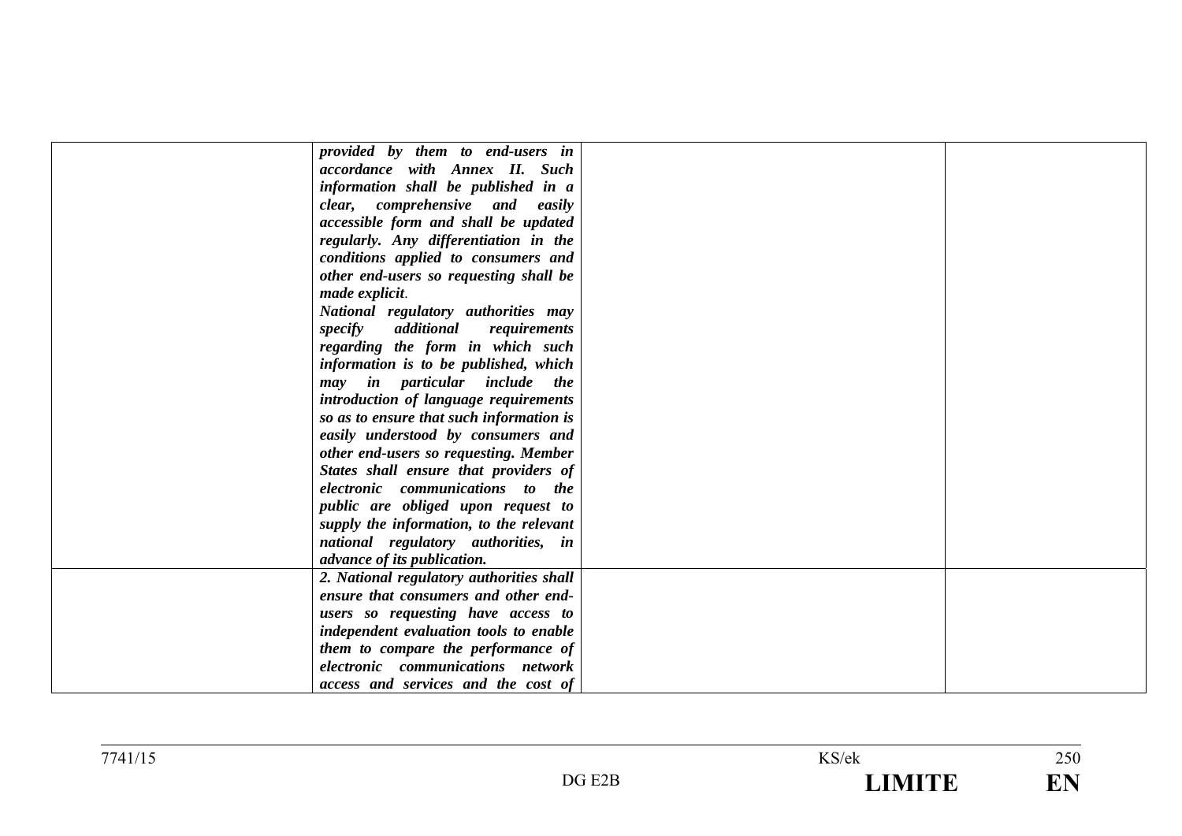|  |  |  |  |
|---|---|---|---|
|  | ***provided by them to end-users in accordance with Annex II. Such information shall be published in a clear, comprehensive and easily accessible form and shall be updated regularly. Any differentiation in the conditions applied to consumers and other end-users so requesting shall be made explicit*.** ***National regulatory authorities may specify additional requirements regarding the form in which such information is to be published, which may in particular include the introduction of language requirements so as to ensure that such information is easily understood by consumers and other end-users so requesting. Member States shall ensure that providers of electronic communications to the public are obliged upon request to supply the information, to the relevant national regulatory authorities, in advance of its publication.*** |  |  |
|  | ***2. National regulatory authorities shall ensure that consumers and other end-users so requesting have access to independent evaluation tools to enable them to compare the performance of electronic communications network access and services and the cost of*** |  |  |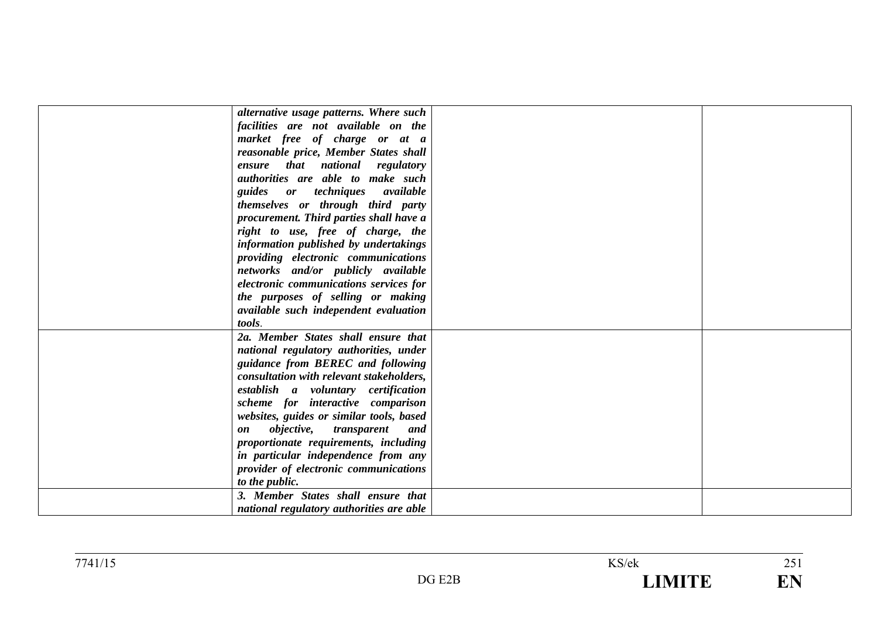| | | | |
|---|---|---|---|
| | ***alternative usage patterns. Where such facilities are not available on the market free of charge or at a reasonable price, Member States shall ensure that national regulatory authorities are able to make such guides or techniques available themselves or through third party procurement. Third parties shall have a right to use, free of charge, the information published by undertakings providing electronic communications networks and/or publicly available electronic communications services for the purposes of selling or making available such independent evaluation tools*.** | | |
| | ***2a. Member States shall ensure that national regulatory authorities, under guidance from BEREC and following consultation with relevant stakeholders, establish a voluntary certification scheme for interactive comparison websites, guides or similar tools, based on objective, transparent and proportionate requirements, including in particular independence from any provider of electronic communications to the public.*** | | |
| | ***3. Member States shall ensure that national regulatory authorities are able*** | | |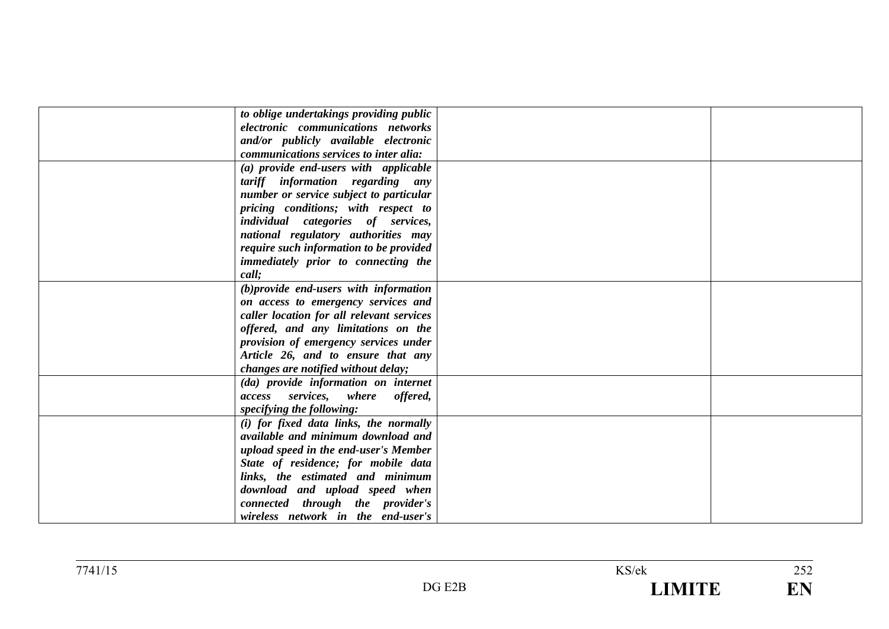|  |  |  |  |
|---|---|---|---|
|  | ***to oblige undertakings providing public electronic communications networks and/or publicly available electronic communications services to inter alia:*** |  |  |
|  | ***(a) provide end-users with applicable tariff information regarding any number or service subject to particular pricing conditions; with respect to individual categories of services, national regulatory authorities may require such information to be provided immediately prior to connecting the call;*** |  |  |
|  | ***(b)provide end-users with information on access to emergency services and caller location for all relevant services offered, and any limitations on the provision of emergency services under Article 26, and to ensure that any changes are notified without delay;*** |  |  |
|  | ***(da) provide information on internet access services, where offered, specifying the following:*** |  |  |
|  | ***(i) for fixed data links, the normally available and minimum download and upload speed in the end-user's Member State of residence; for mobile data links, the estimated and minimum download and upload speed when connected through the provider's wireless network in the end-user's*** |  |  |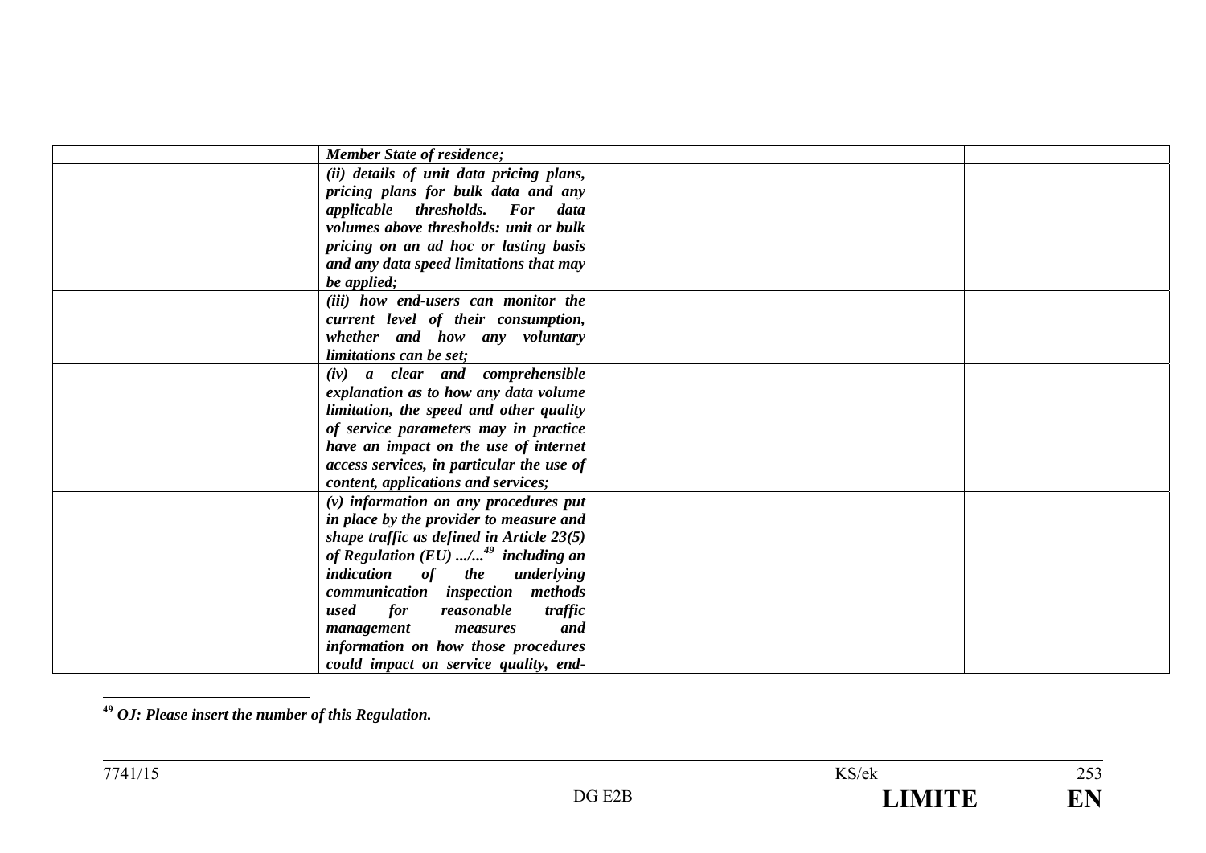| | | | |
|---|---|---|---|
| | ***Member State of residence;*** | | |
| | ***(ii) details of unit data pricing plans, pricing plans for bulk data and any applicable thresholds. For data volumes above thresholds: unit or bulk pricing on an ad hoc or lasting basis and any data speed limitations that may be applied;*** | | |
| | ***(iii) how end-users can monitor the current level of their consumption, whether and how any voluntary limitations can be set;*** | | |
| | ***(iv) a clear and comprehensible explanation as to how any data volume limitation, the speed and other quality of service parameters may in practice have an impact on the use of internet access services, in particular the use of content, applications and services;*** | | |
| | ***(v) information on any procedures put in place by the provider to measure and shape traffic as defined in Article 23(5) of Regulation (EU) .../...[49] including an indication of the underlying communication inspection methods used for reasonable traffic management measures and information on how those procedures could impact on service quality, end-*** | | |

[49] ***OJ: Please insert the number of this Regulation.***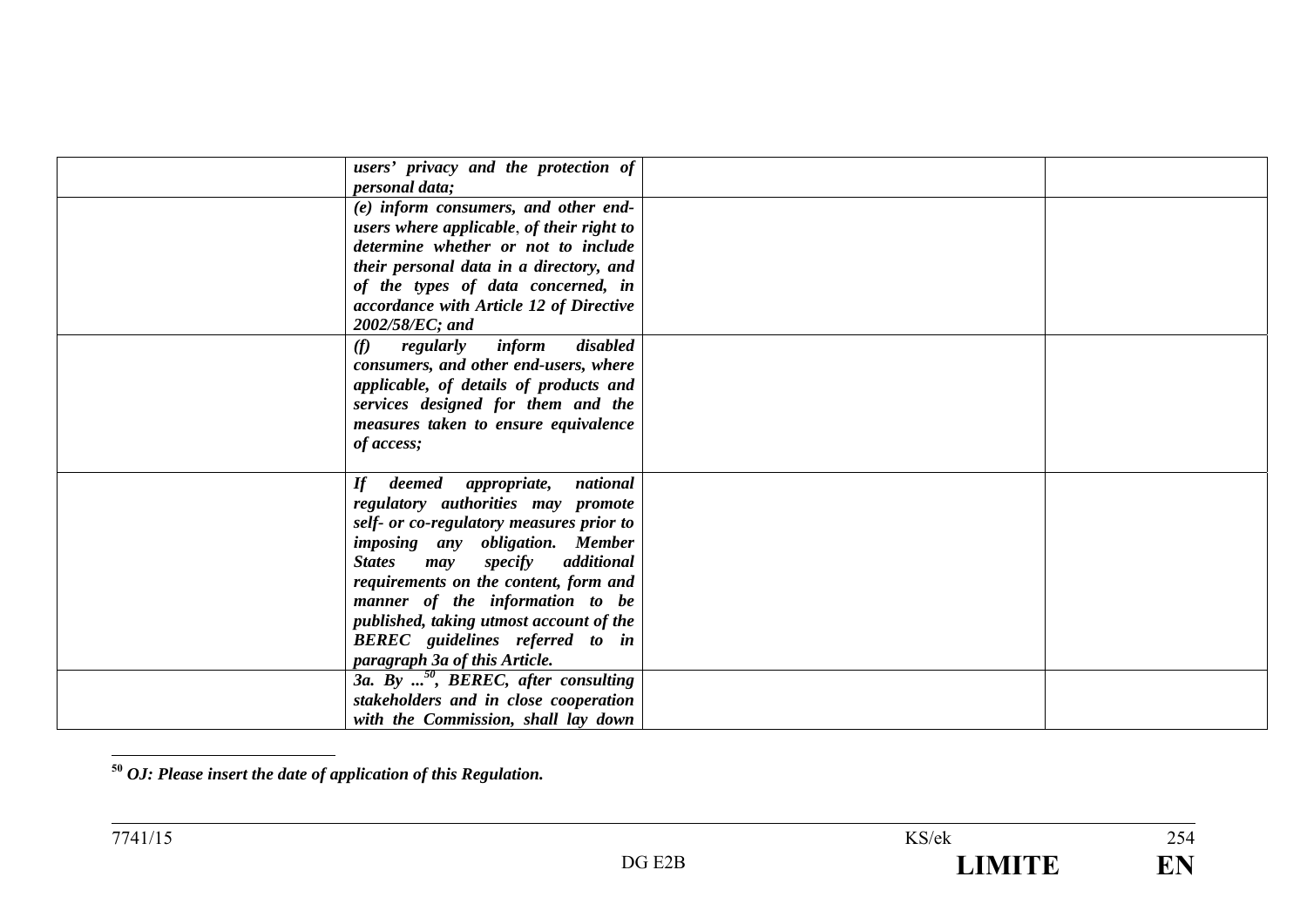| | | | |
|---|---|---|---|
| | ***users' privacy and the protection of personal data;*** | | |
| | ***(e) inform consumers, and other end-users where applicable, of their right to determine whether or not to include their personal data in a directory, and of the types of data concerned, in accordance with Article 12 of Directive 2002/58/EC; and*** | | |
| | ***(f) regularly inform disabled consumers, and other end-users, where applicable, of details of products and services designed for them and the measures taken to ensure equivalence of access;*** | | |
| | ***If deemed appropriate, national regulatory authorities may promote self- or co-regulatory measures prior to imposing any obligation. Member States may specify additional requirements on the content, form and manner of the information to be published, taking utmost account of the BEREC guidelines referred to in paragraph 3a of this Article.*** | | |
| | ***3a. By ...[50], BEREC, after consulting stakeholders and in close cooperation with the Commission, shall lay down*** | | |

[50] ***OJ: Please insert the date of application of this Regulation.***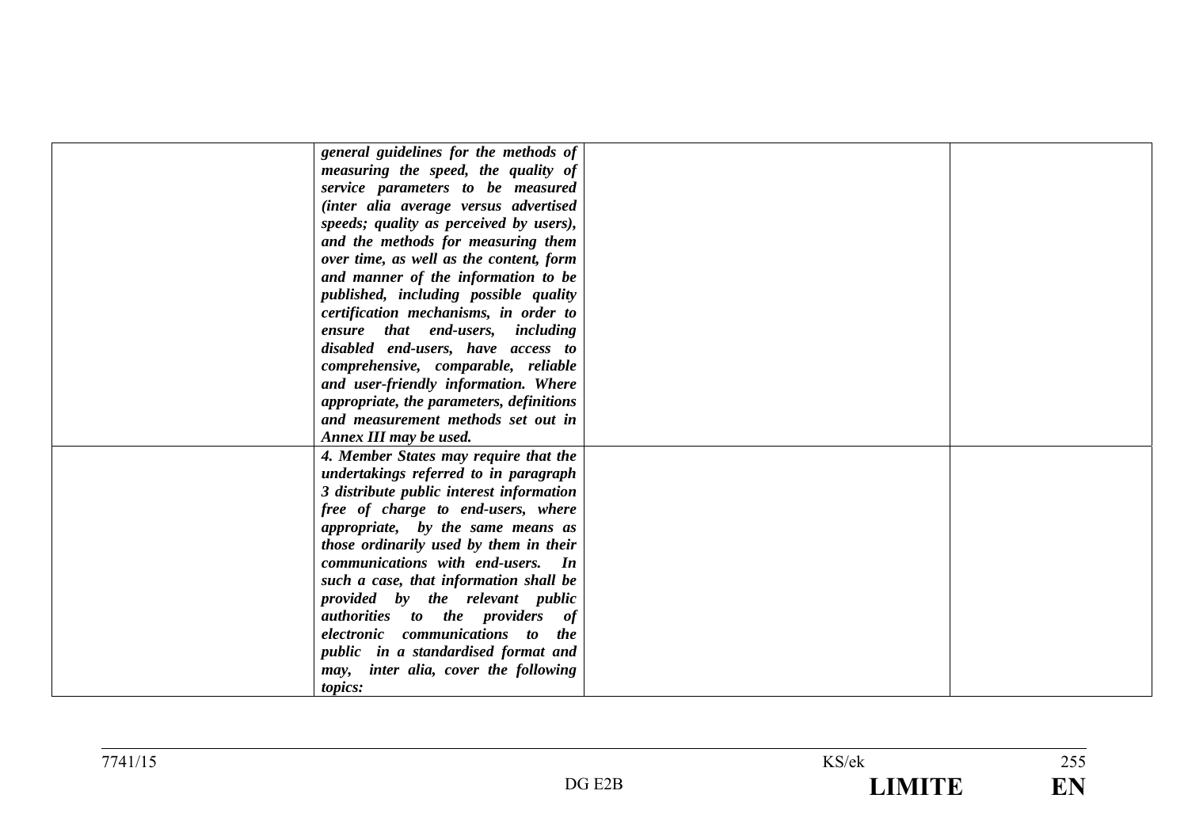| | | | |
|---|---|---|---|
| | ***general guidelines for the methods of measuring the speed, the quality of service parameters to be measured (inter alia average versus advertised speeds; quality as perceived by users), and the methods for measuring them over time, as well as the content, form and manner of the information to be published, including possible quality certification mechanisms, in order to ensure that end-users, including disabled end-users, have access to comprehensive, comparable, reliable and user-friendly information. Where appropriate, the parameters, definitions and measurement methods set out in Annex III may be used.*** | | |
| | ***4. Member States may require that the undertakings referred to in paragraph 3 distribute public interest information free of charge to end-users, where appropriate, by the same means as those ordinarily used by them in their communications with end-users. In such a case, that information shall be provided by the relevant public authorities to the providers of electronic communications to the public in a standardised format and may, inter alia, cover the following topics:*** | | |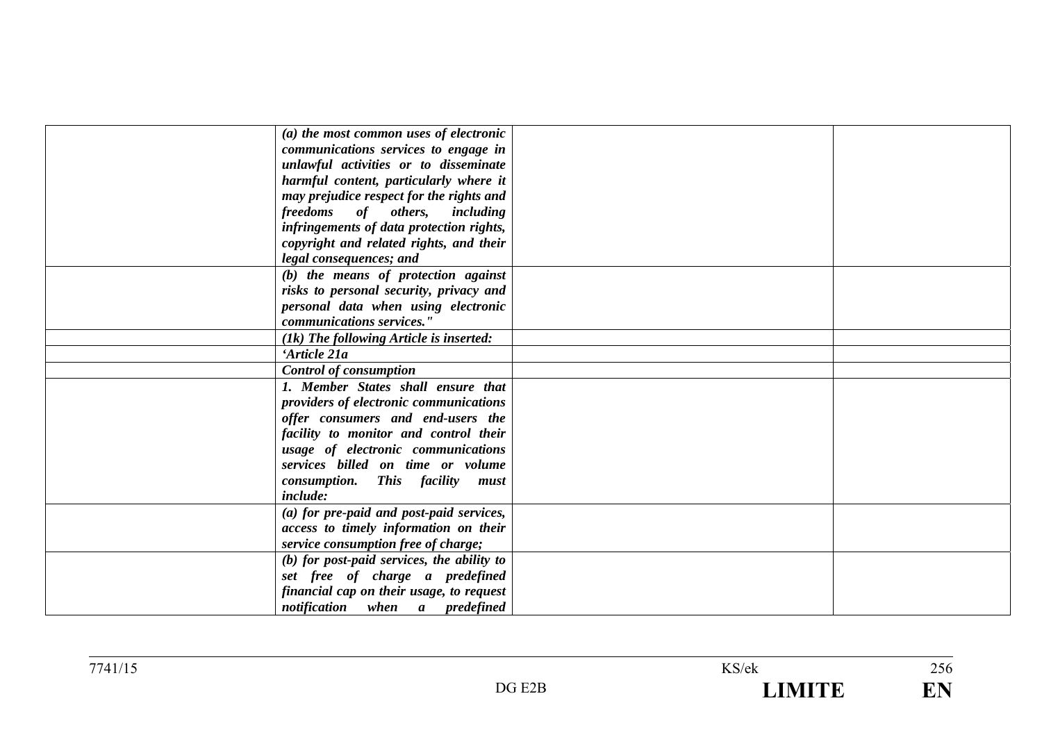| | | | |
|---|---|---|---|
| | *(a) the most common uses of electronic communications services to engage in unlawful activities or to disseminate harmful content, particularly where it may prejudice respect for the rights and freedoms of others, including infringements of data protection rights, copyright and related rights, and their legal consequences; and* | | |
| | *(b) the means of protection against risks to personal security, privacy and personal data when using electronic communications services."* | | |
| | *(1k) The following Article is inserted:* | | |
| | *'Article 21a* | | |
| | *Control of consumption* | | |
| | *1. Member States shall ensure that providers of electronic communications offer consumers and end-users the facility to monitor and control their usage of electronic communications services billed on time or volume consumption. This facility must include:* | | |
| | *(a) for pre-paid and post-paid services, access to timely information on their service consumption free of charge;* | | |
| | *(b) for post-paid services, the ability to set free of charge a predefined financial cap on their usage, to request notification when a predefined* | | |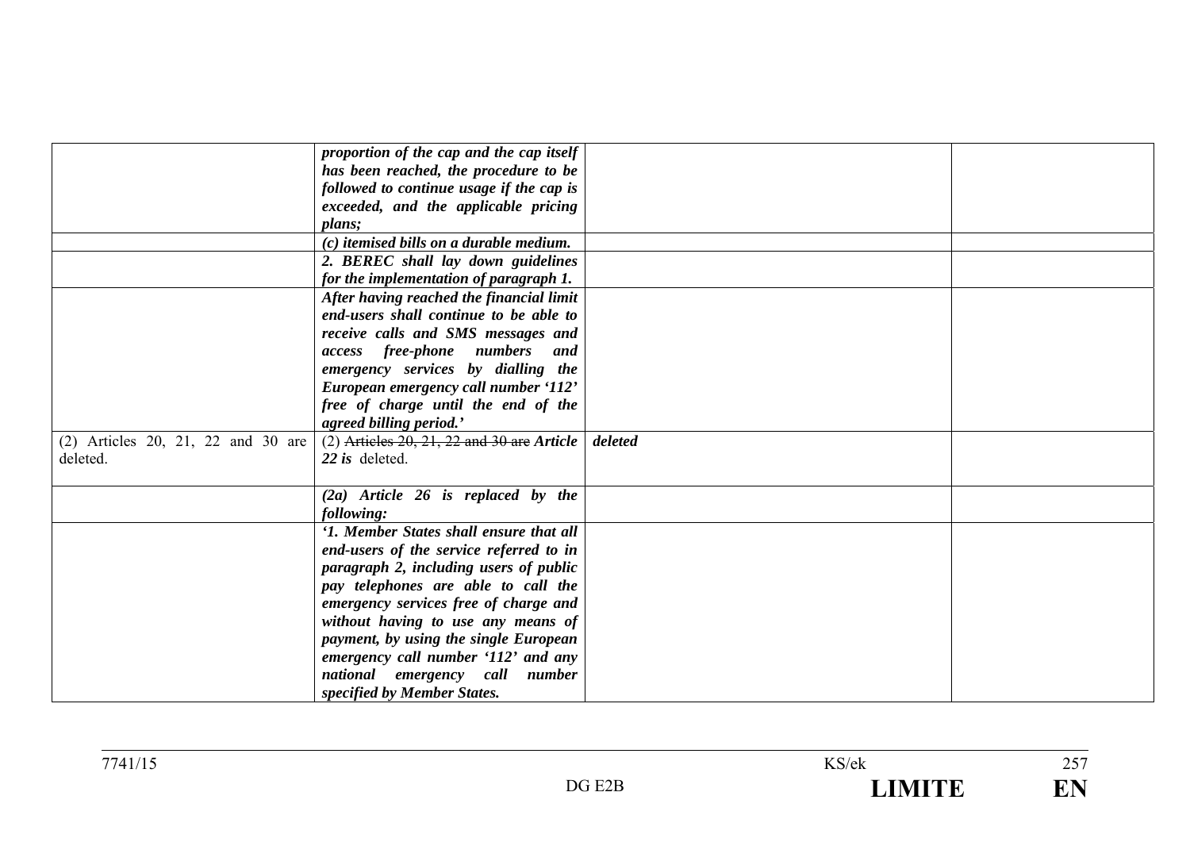| | | | |
|---|---|---|---|
| | ***proportion of the cap and the cap itself has been reached, the procedure to be followed to continue usage if the cap is exceeded, and the applicable pricing plans;*** | | |
| | ***(c) itemised bills on a durable medium.*** | | |
| | ***2. BEREC shall lay down guidelines for the implementation of paragraph 1.*** | | |
| | ***After having reached the financial limit end-users shall continue to be able to receive calls and SMS messages and access free-phone numbers and emergency services by dialling the European emergency call number '112' free of charge until the end of the agreed billing period.'*** | | |
| (2) Articles 20, 21, 22 and 30 are deleted. | (2) ~~Articles 20, 21, 22 and 30 are~~ ***Article 22 is*** deleted. | ***deleted*** | |
| | ***(2a) Article 26 is replaced by the following:*** | | |
| | ***'1. Member States shall ensure that all end-users of the service referred to in paragraph 2, including users of public pay telephones are able to call the emergency services free of charge and without having to use any means of payment, by using the single European emergency call number '112' and any national emergency call number specified by Member States.*** | | |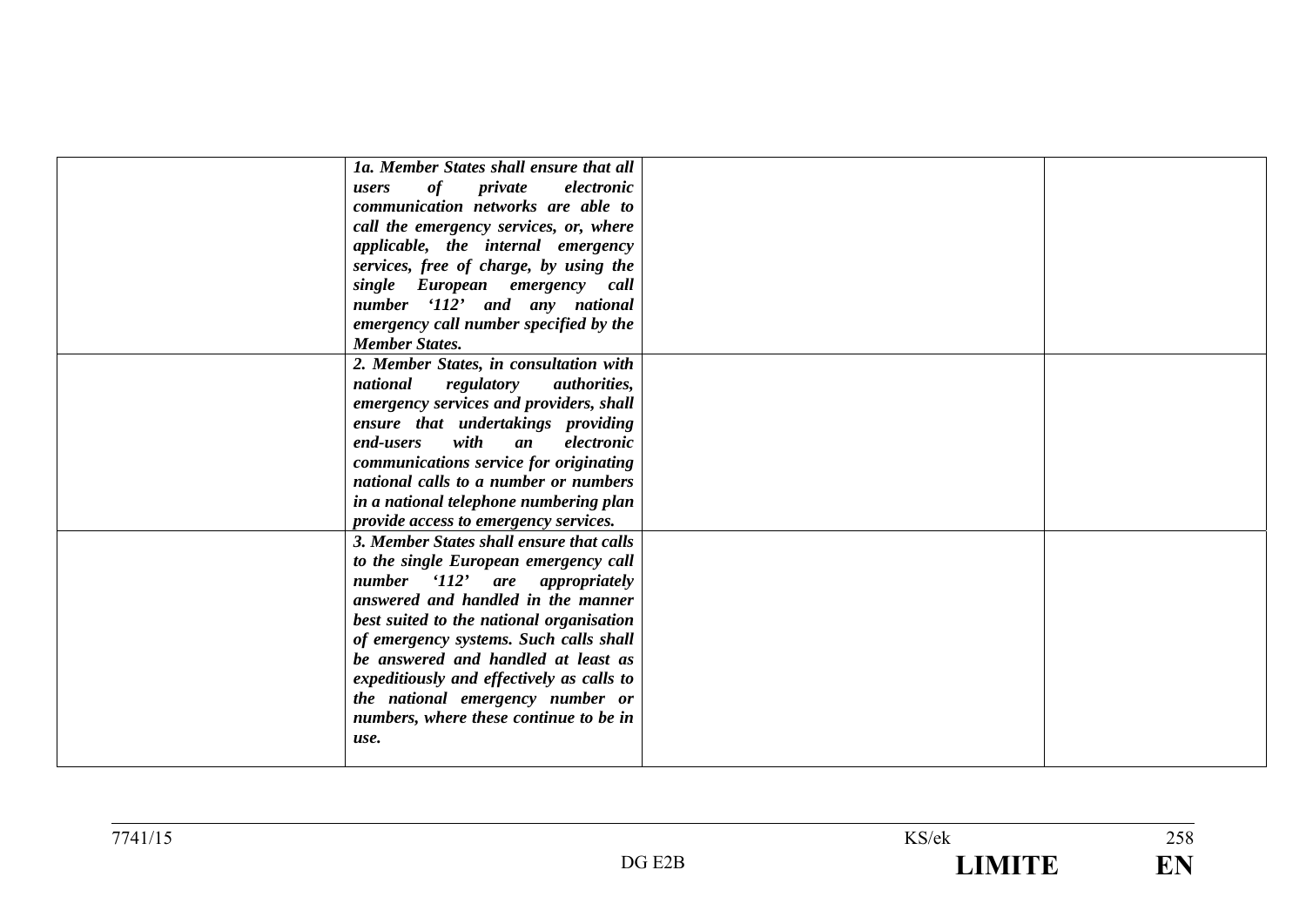|  |  |  |  |
|---|---|---|---|
|  | *1a. Member States shall ensure that all users of private electronic communication networks are able to call the emergency services, or, where applicable, the internal emergency services, free of charge, by using the single European emergency call number '112' and any national emergency call number specified by the Member States.* |  |  |
|  | *2. Member States, in consultation with national regulatory authorities, emergency services and providers, shall ensure that undertakings providing end-users with an electronic communications service for originating national calls to a number or numbers in a national telephone numbering plan provide access to emergency services.* |  |  |
|  | *3. Member States shall ensure that calls to the single European emergency call number '112' are appropriately answered and handled in the manner best suited to the national organisation of emergency systems. Such calls shall be answered and handled at least as expeditiously and effectively as calls to the national emergency number or numbers, where these continue to be in use.* |  |  |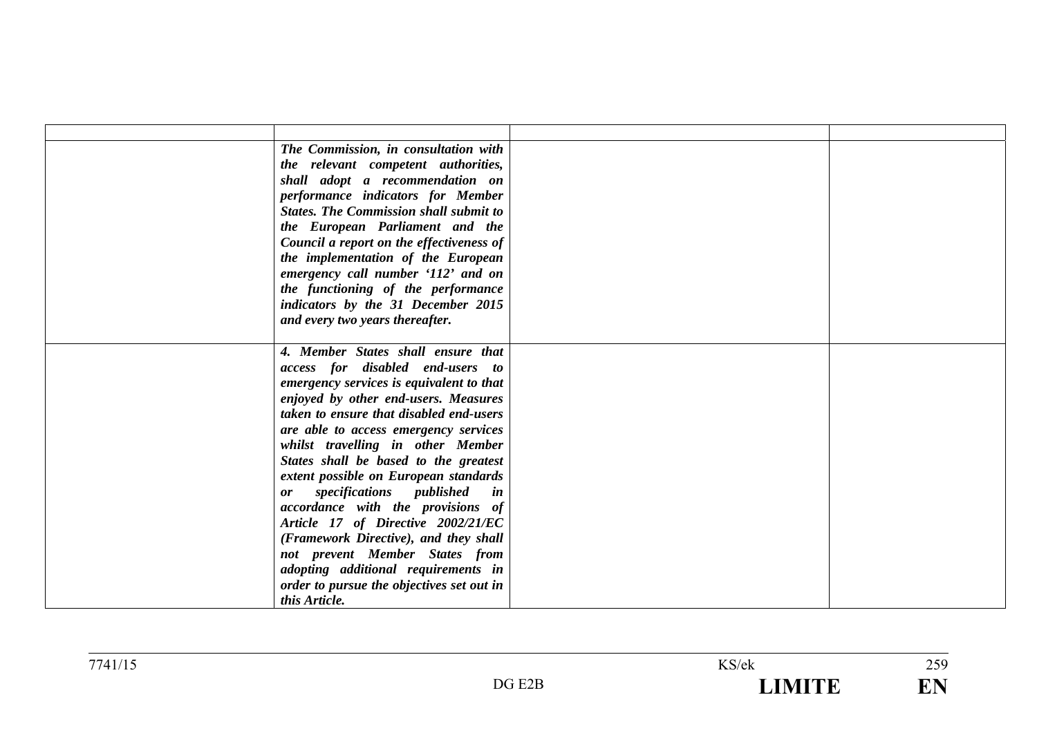| | | | |
|---|---|---|---|
| | ***The Commission, in consultation with the relevant competent authorities, shall adopt a recommendation on performance indicators for Member States. The Commission shall submit to the European Parliament and the Council a report on the effectiveness of the implementation of the European emergency call number '112' and on the functioning of the performance indicators by the 31 December 2015 and every two years thereafter.*** | | |
| | ***4. Member States shall ensure that access for disabled end-users to emergency services is equivalent to that enjoyed by other end-users. Measures taken to ensure that disabled end-users are able to access emergency services whilst travelling in other Member States shall be based to the greatest extent possible on European standards or specifications published in accordance with the provisions of Article 17 of Directive 2002/21/EC (Framework Directive), and they shall not prevent Member States from adopting additional requirements in order to pursue the objectives set out in this Article.*** | | |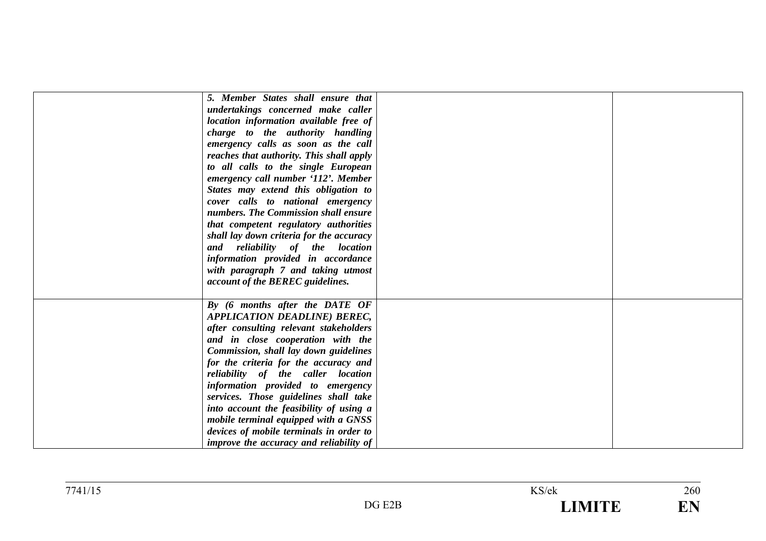|  |  |  |  |
|---|---|---|---|
|  | ***5. Member States shall ensure that undertakings concerned make caller location information available free of charge to the authority handling emergency calls as soon as the call reaches that authority. This shall apply to all calls to the single European emergency call number '112'. Member States may extend this obligation to cover calls to national emergency numbers. The Commission shall ensure that competent regulatory authorities shall lay down criteria for the accuracy and reliability of the location information provided in accordance with paragraph 7 and taking utmost account of the BEREC guidelines.*** |  |  |
|  | ***By (6 months after the DATE OF APPLICATION DEADLINE) BEREC, after consulting relevant stakeholders and in close cooperation with the Commission, shall lay down guidelines for the criteria for the accuracy and reliability of the caller location information provided to emergency services. Those guidelines shall take into account the feasibility of using a mobile terminal equipped with a GNSS devices of mobile terminals in order to improve the accuracy and reliability of*** |  |  |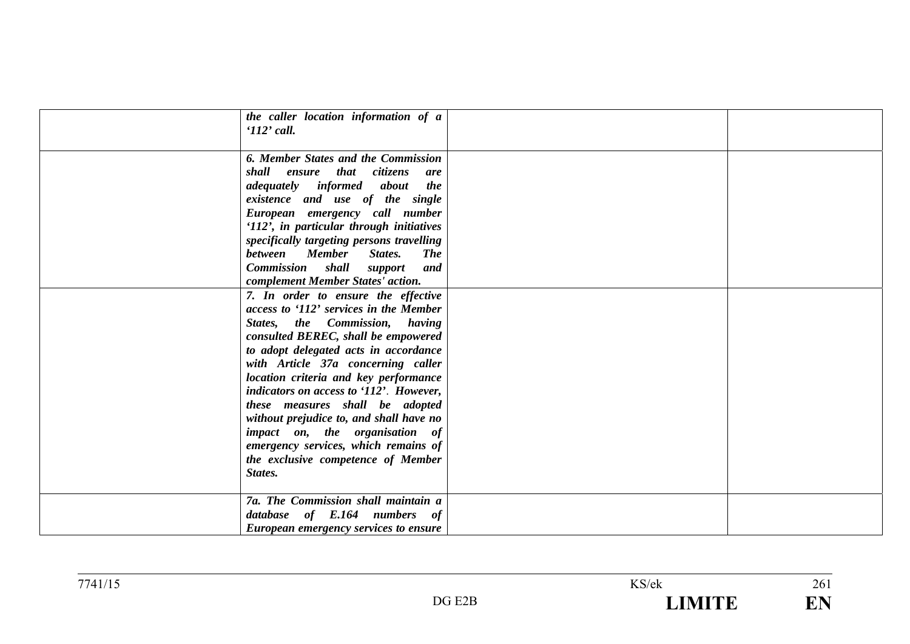| | | | |
|---|---|---|---|
| | ***the caller location information of a '112' call.*** | | |
| | ***6. Member States and the Commission shall ensure that citizens are adequately informed about the existence and use of the single European emergency call number '112', in particular through initiatives specifically targeting persons travelling between Member States. The Commission shall support and complement Member States' action.*** | | |
| | ***7. In order to ensure the effective access to '112' services in the Member States, the Commission, having consulted BEREC, shall be empowered to adopt delegated acts in accordance with Article 37a concerning caller location criteria and key performance indicators on access to '112'. However, these measures shall be adopted without prejudice to, and shall have no impact on, the organisation of emergency services, which remains of the exclusive competence of Member States.*** | | |
| | ***7a. The Commission shall maintain a database of E.164 numbers of European emergency services to ensure*** | | |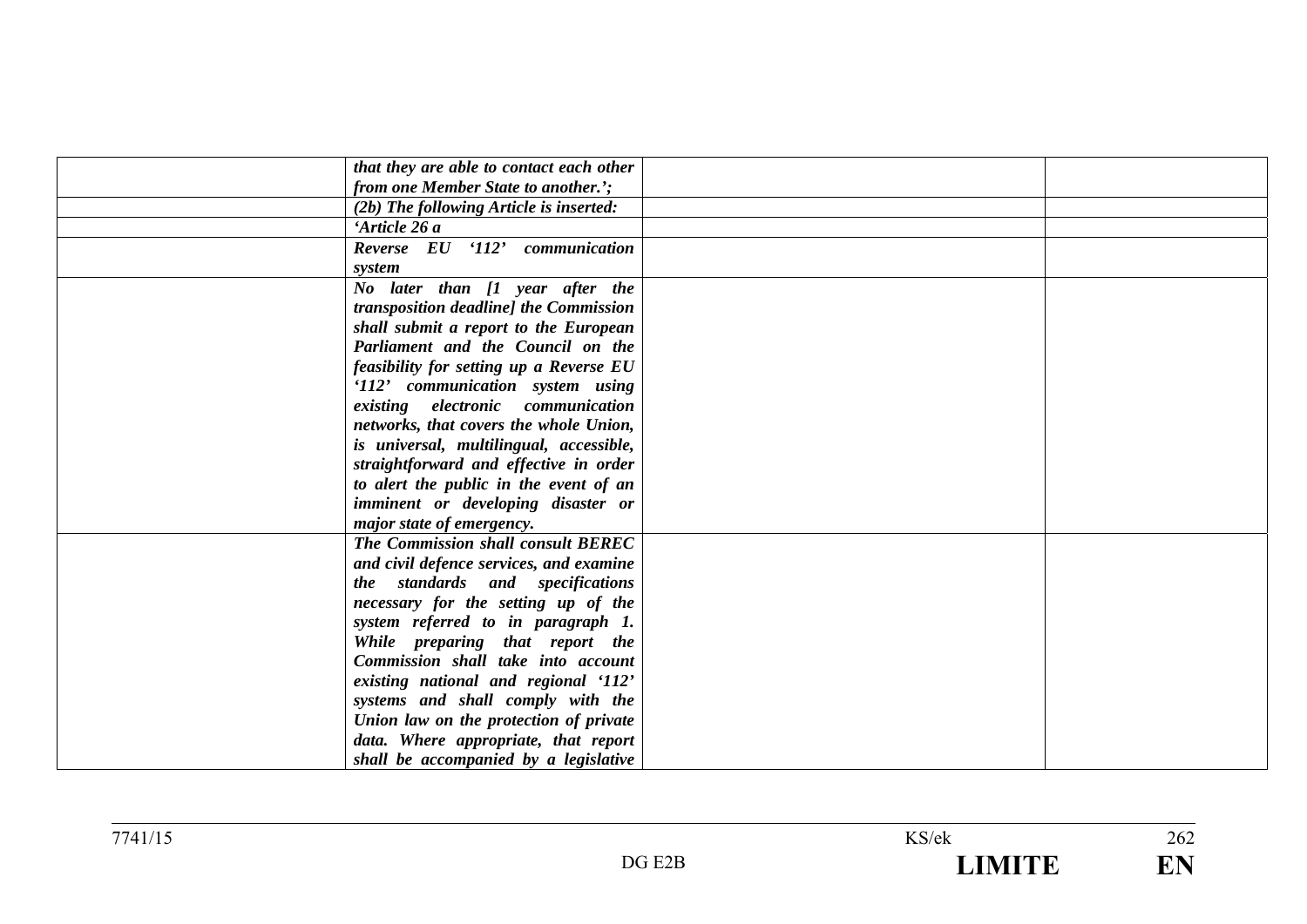| | | | |
|---|---|---|---|
| | ***that they are able to contact each other from one Member State to another.';*** | | |
| | ***(2b) The following Article is inserted:*** | | |
| | ***'Article 26 a*** | | |
| | ***Reverse EU '112' communication system*** | | |
| | ***No later than [1 year after the transposition deadline] the Commission shall submit a report to the European Parliament and the Council on the feasibility for setting up a Reverse EU '112' communication system using existing electronic communication networks, that covers the whole Union, is universal, multilingual, accessible, straightforward and effective in order to alert the public in the event of an imminent or developing disaster or major state of emergency.*** | | |
| | ***The Commission shall consult BEREC and civil defence services, and examine the standards and specifications necessary for the setting up of the system referred to in paragraph 1. While preparing that report the Commission shall take into account existing national and regional '112' systems and shall comply with the Union law on the protection of private data. Where appropriate, that report shall be accompanied by a legislative*** | | |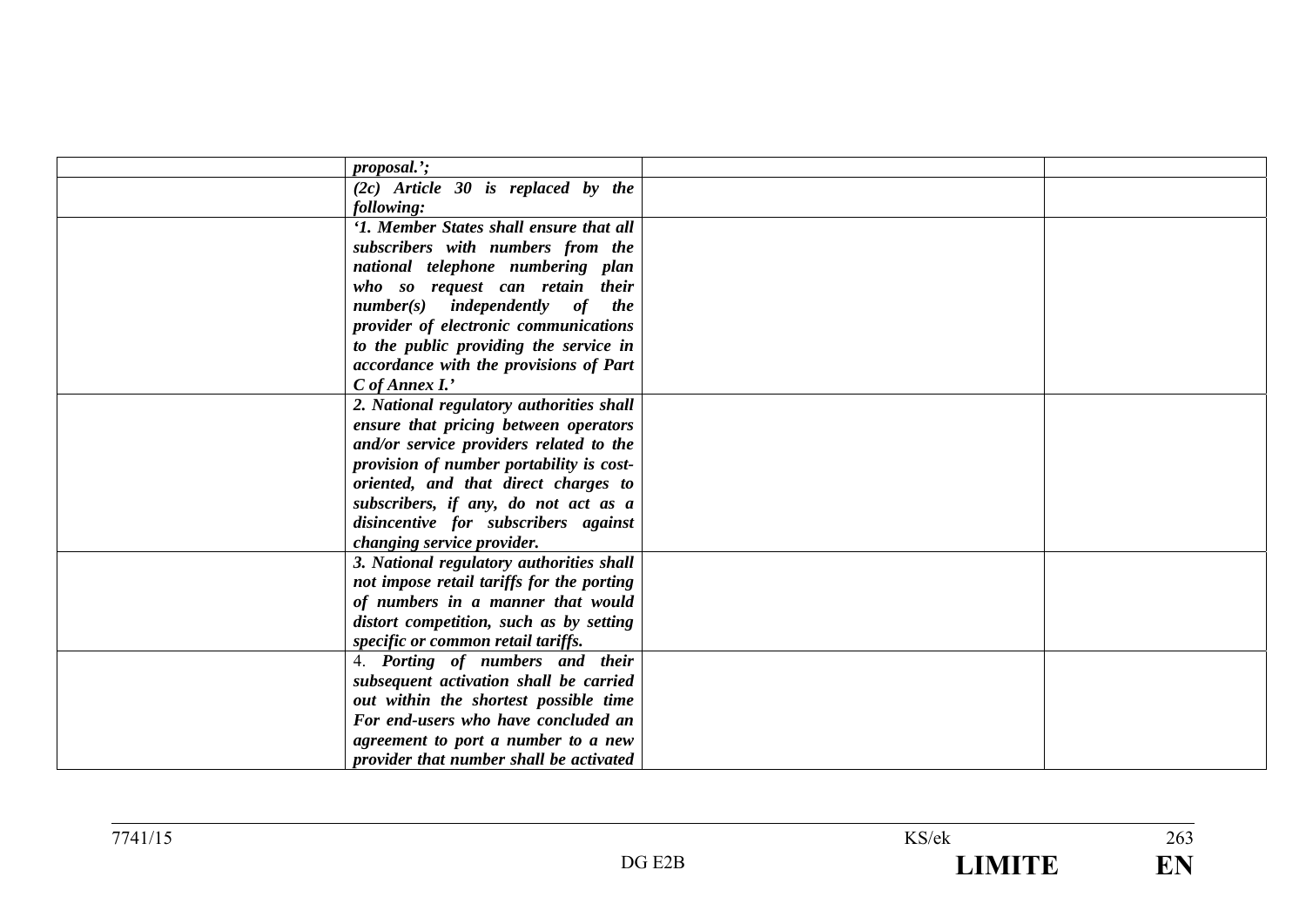| | | | |
|---|---|---|---|
| | ***proposal.';*** | | |
| | ***(2c) Article 30 is replaced by the following:*** | | |
| | ***'1. Member States shall ensure that all subscribers with numbers from the national telephone numbering plan who so request can retain their number(s) independently of the provider of electronic communications to the public providing the service in accordance with the provisions of Part C of Annex I.'*** | | |
| | ***2. National regulatory authorities shall ensure that pricing between operators and/or service providers related to the provision of number portability is cost-oriented, and that direct charges to subscribers, if any, do not act as a disincentive for subscribers against changing service provider.*** | | |
| | ***3. National regulatory authorities shall not impose retail tariffs for the porting of numbers in a manner that would distort competition, such as by setting specific or common retail tariffs.*** | | |
| | 4. ***Porting of numbers and their subsequent activation shall be carried out within the shortest possible time For end-users who have concluded an agreement to port a number to a new provider that number shall be activated*** | | |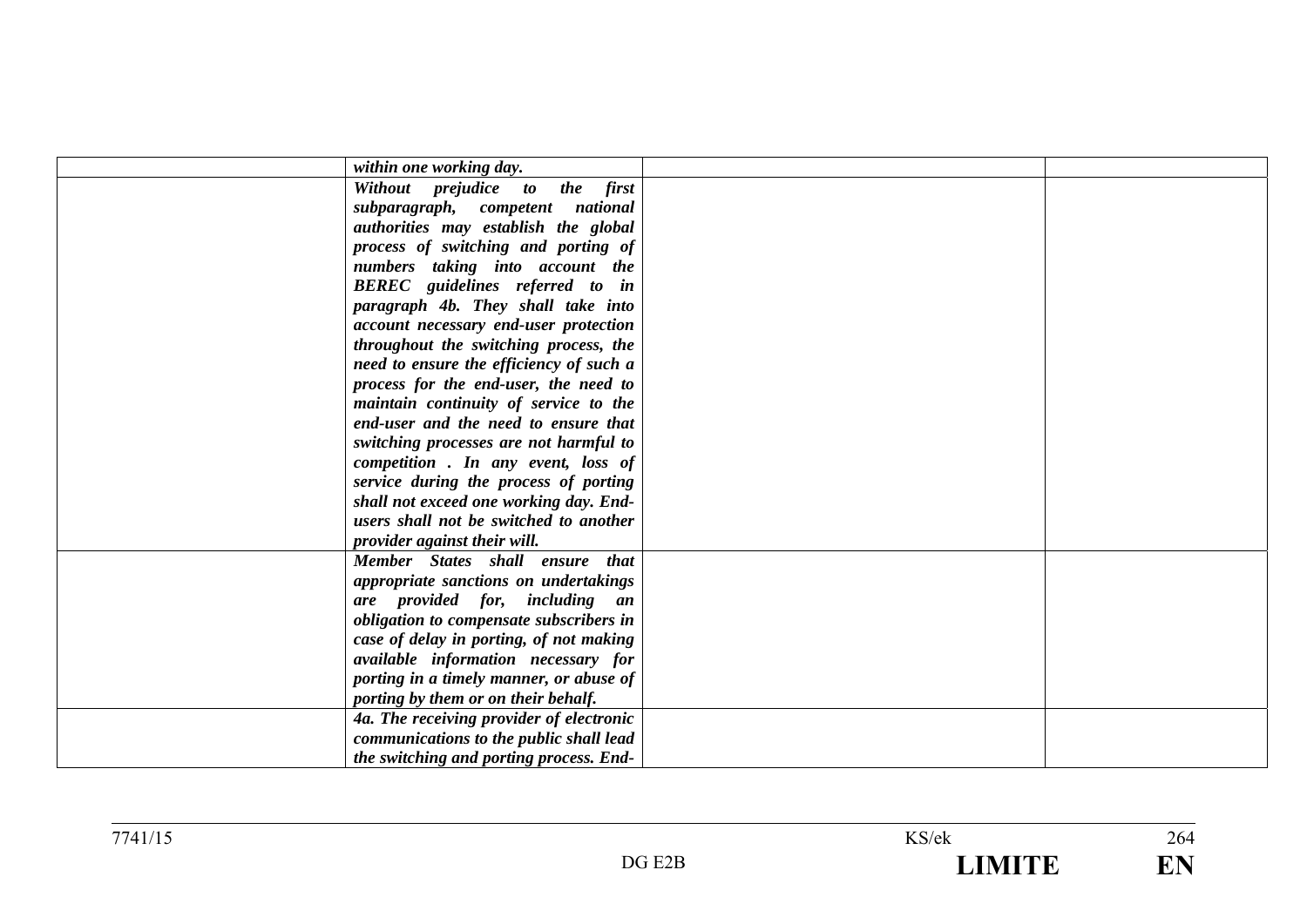|  |  |  |  |
|---|---|---|---|
|  | ***within one working day.*** |  |  |
|  | ***Without prejudice to the first subparagraph, competent national authorities may establish the global process of switching and porting of numbers taking into account the BEREC guidelines referred to in paragraph 4b. They shall take into account necessary end-user protection throughout the switching process, the need to ensure the efficiency of such a process for the end-user, the need to maintain continuity of service to the end-user and the need to ensure that switching processes are not harmful to competition . In any event, loss of service during the process of porting shall not exceed one working day. End-users shall not be switched to another provider against their will.*** |  |  |
|  | ***Member States shall ensure that appropriate sanctions on undertakings are provided for, including an obligation to compensate subscribers in case of delay in porting, of not making available information necessary for porting in a timely manner, or abuse of porting by them or on their behalf.*** |  |  |
|  | ***4a. The receiving provider of electronic communications to the public shall lead the switching and porting process. End-*** |  |  |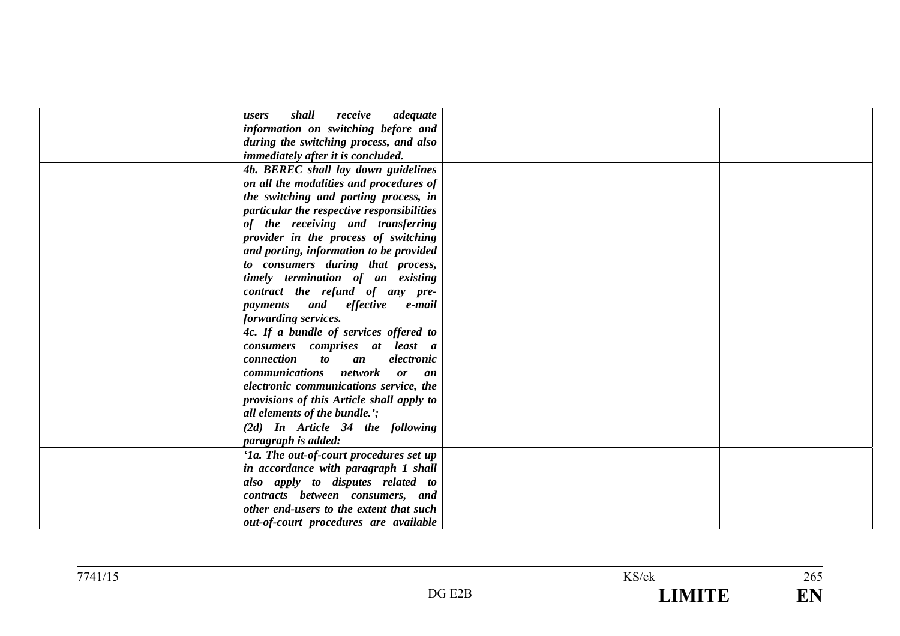|  |  |  |  |
|---|---|---|---|
|  | ***users shall receive adequate information on switching before and during the switching process, and also immediately after it is concluded.*** |  |  |
|  | ***4b. BEREC shall lay down guidelines on all the modalities and procedures of the switching and porting process, in particular the respective responsibilities of the receiving and transferring provider in the process of switching and porting, information to be provided to consumers during that process, timely termination of an existing contract the refund of any pre-payments and effective e-mail forwarding services.*** |  |  |
|  | ***4c. If a bundle of services offered to consumers comprises at least a connection to an electronic communications network or an electronic communications service, the provisions of this Article shall apply to all elements of the bundle.';*** |  |  |
|  | ***(2d) In Article 34 the following paragraph is added:*** |  |  |
|  | ***'1a. The out-of-court procedures set up in accordance with paragraph 1 shall also apply to disputes related to contracts between consumers, and other end-users to the extent that such out-of-court procedures are available*** |  |  |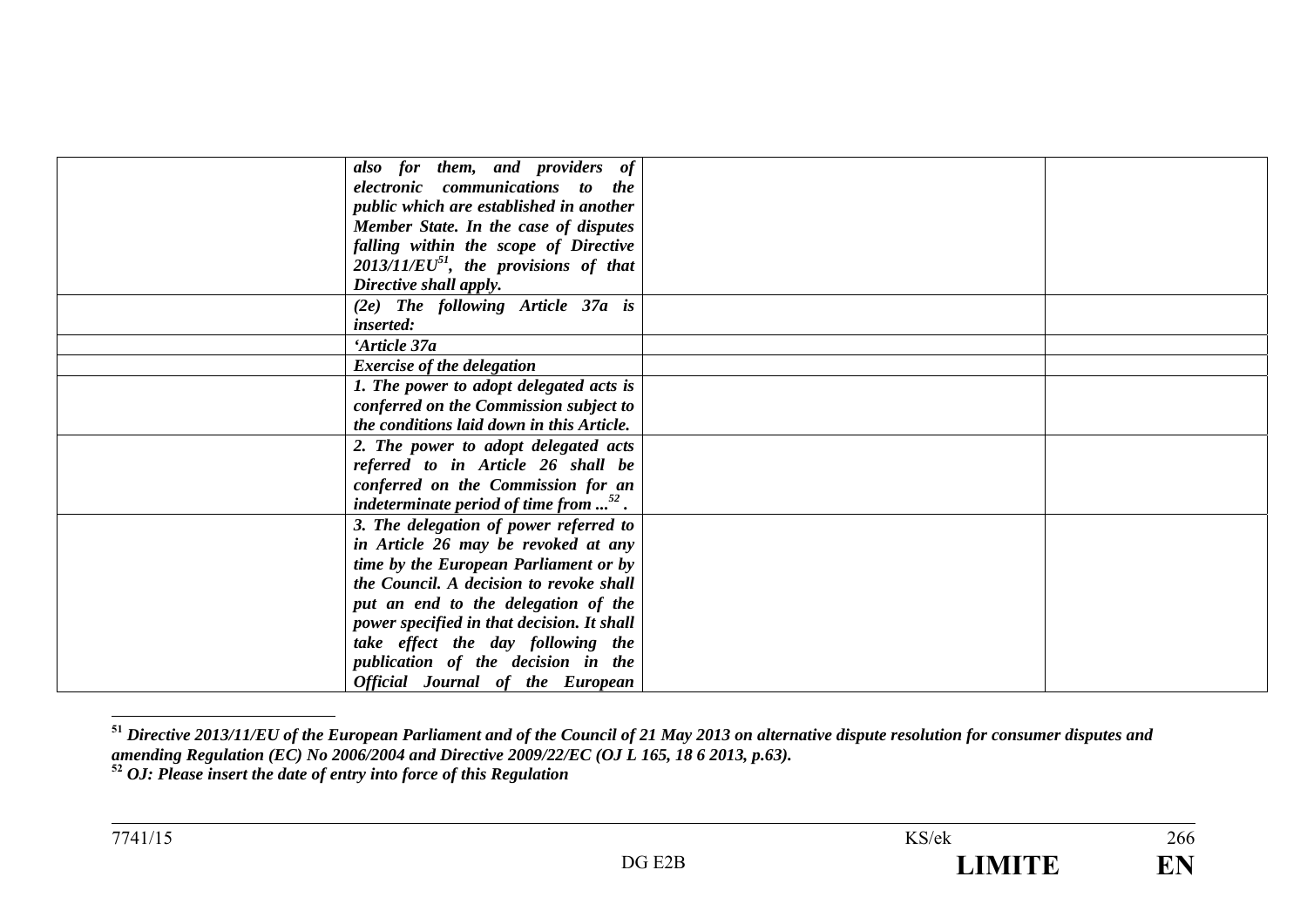| | | | |
|---|---|---|---|
| | ***also for them, and providers of electronic communications to the public which are established in another Member State. In the case of disputes falling within the scope of Directive 2013/11/EU[51], the provisions of that Directive shall apply.*** | | |
| | ***(2e) The following Article 37a is inserted:*** | | |
| | ***'Article 37a*** | | |
| | ***Exercise of the delegation*** | | |
| | ***1. The power to adopt delegated acts is conferred on the Commission subject to the conditions laid down in this Article.*** | | |
| | ***2. The power to adopt delegated acts referred to in Article 26 shall be conferred on the Commission for an indeterminate period of time from ...[52] .*** | | |
| | ***3. The delegation of power referred to in Article 26 may be revoked at any time by the European Parliament or by the Council. A decision to revoke shall put an end to the delegation of the power specified in that decision. It shall take effect the day following the publication of the decision in the Official Journal of the European*** | | |

[51] ***Directive 2013/11/EU of the European Parliament and of the Council of 21 May 2013 on alternative dispute resolution for consumer disputes and amending Regulation (EC) No 2006/2004 and Directive 2009/22/EC (OJ L 165, 18 6 2013, p.63).***

[52] ***OJ: Please insert the date of entry into force of this Regulation***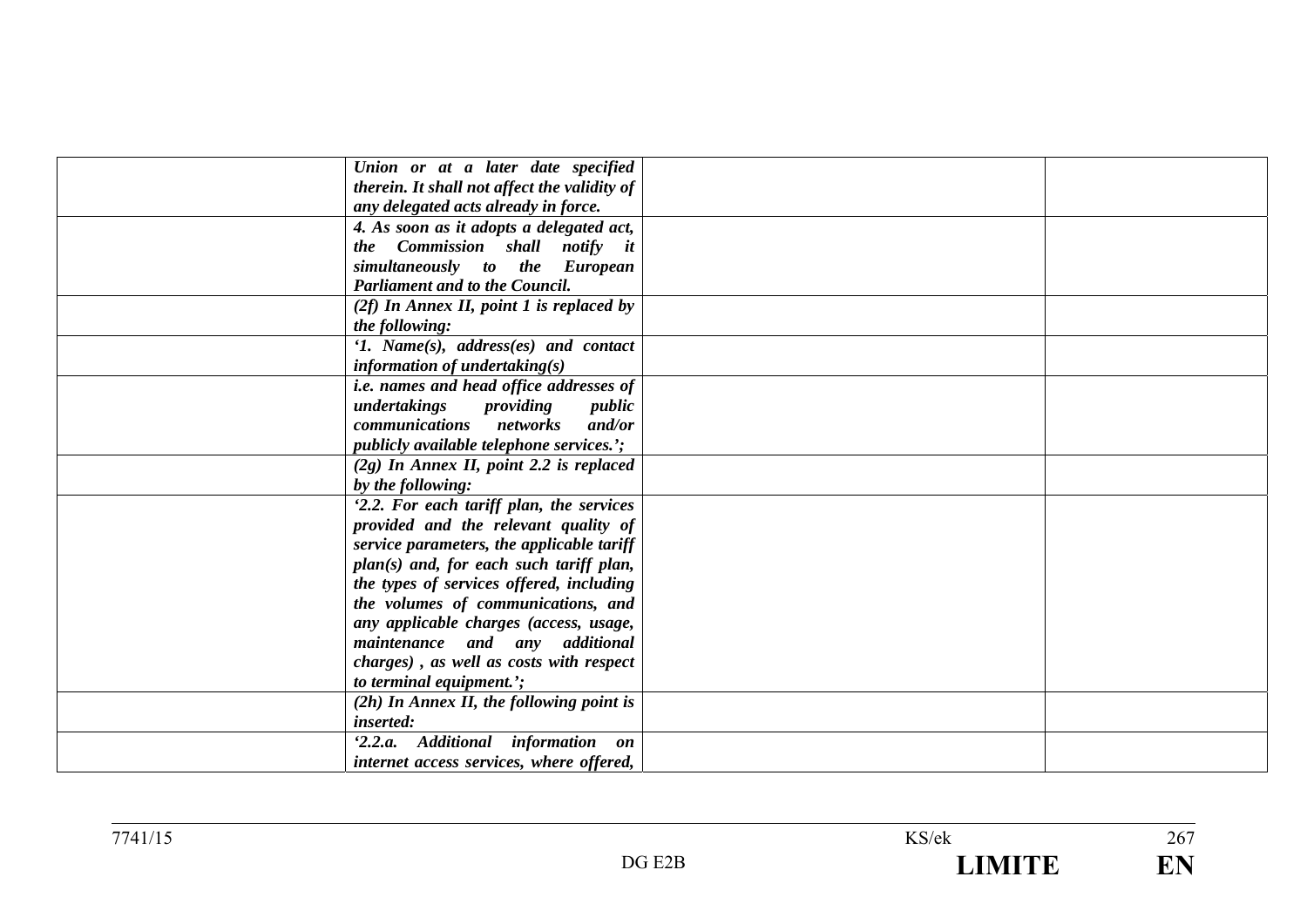| | | | |
|---|---|---|---|
| | ***Union or at a later date specified therein. It shall not affect the validity of any delegated acts already in force.*** | | |
| | ***4. As soon as it adopts a delegated act, the Commission shall notify it simultaneously to the European Parliament and to the Council.*** | | |
| | ***(2f) In Annex II, point 1 is replaced by the following:*** | | |
| | ***'1. Name(s), address(es) and contact information of undertaking(s)*** | | |
| | ***i.e. names and head office addresses of undertakings providing public communications networks and/or publicly available telephone services.';*** | | |
| | ***(2g) In Annex II, point 2.2 is replaced by the following:*** | | |
| | ***'2.2. For each tariff plan, the services provided and the relevant quality of service parameters, the applicable tariff plan(s) and, for each such tariff plan, the types of services offered, including the volumes of communications, and any applicable charges (access, usage, maintenance and any additional charges) , as well as costs with respect to terminal equipment.';*** | | |
| | ***(2h) In Annex II, the following point is inserted:*** | | |
| | ***'2.2.a. Additional information on internet access services, where offered,*** | | |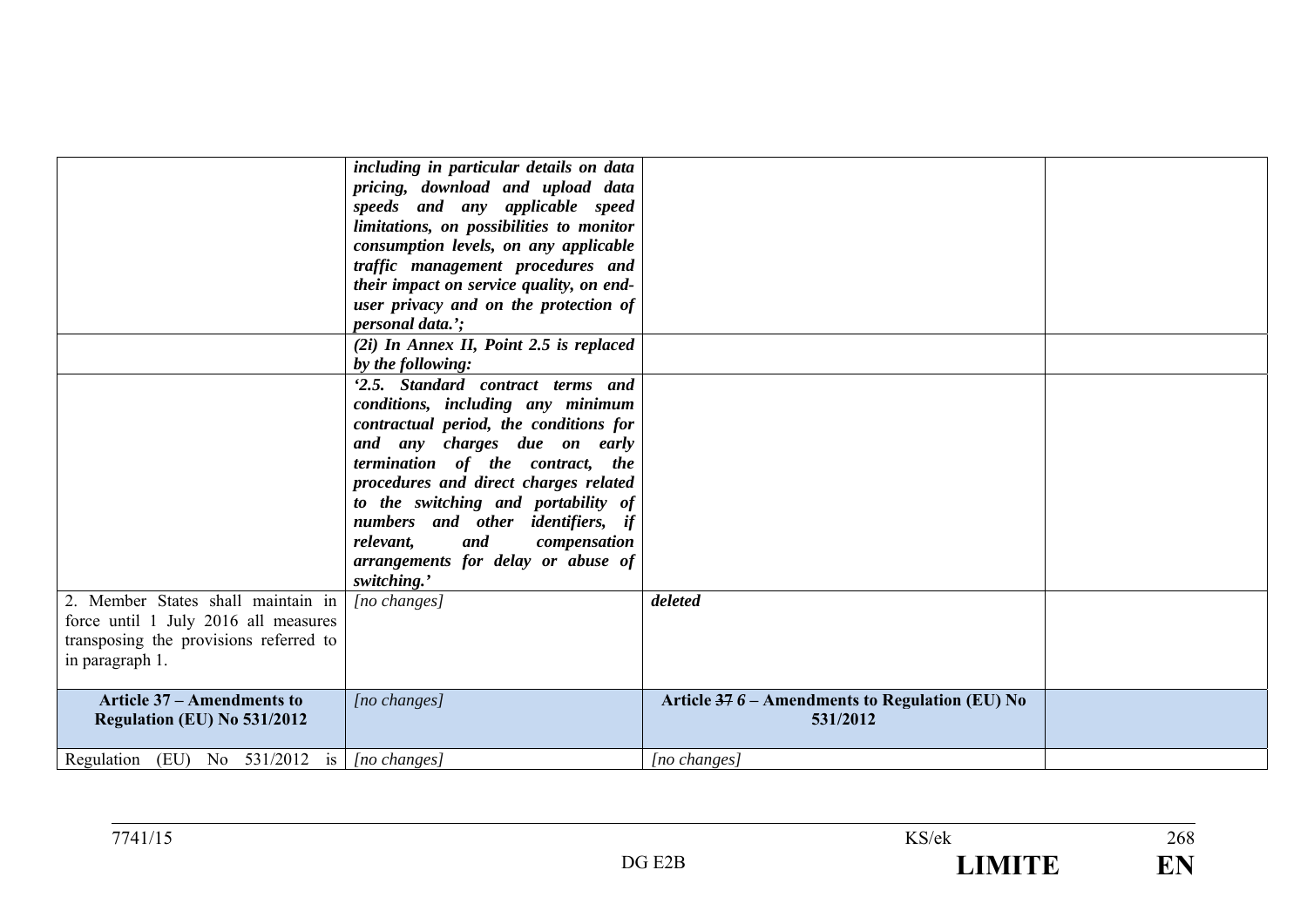| | | | |
|---|---|---|---|
| | ***including in particular details on data pricing, download and upload data speeds and any applicable speed limitations, on possibilities to monitor consumption levels, on any applicable traffic management procedures and their impact on service quality, on end-user privacy and on the protection of personal data.';*** | | |
| | ***(2i) In Annex II, Point 2.5 is replaced by the following:*** | | |
| | ***'2.5. Standard contract terms and conditions, including any minimum contractual period, the conditions for and any charges due on early termination of the contract, the procedures and direct charges related to the switching and portability of numbers and other identifiers, if relevant, and compensation arrangements for delay or abuse of switching.'*** | | |
| 2. Member States shall maintain in force until 1 July 2016 all measures transposing the provisions referred to in paragraph 1. | *[no changes]* | ***deleted*** | |
| **Article 37 – Amendments to Regulation (EU) No 531/2012** | *[no changes]* | **Article ~~37~~ *6* – Amendments to Regulation (EU) No 531/2012** | |
| Regulation (EU) No 531/2012 is | *[no changes]* | *[no changes]* | |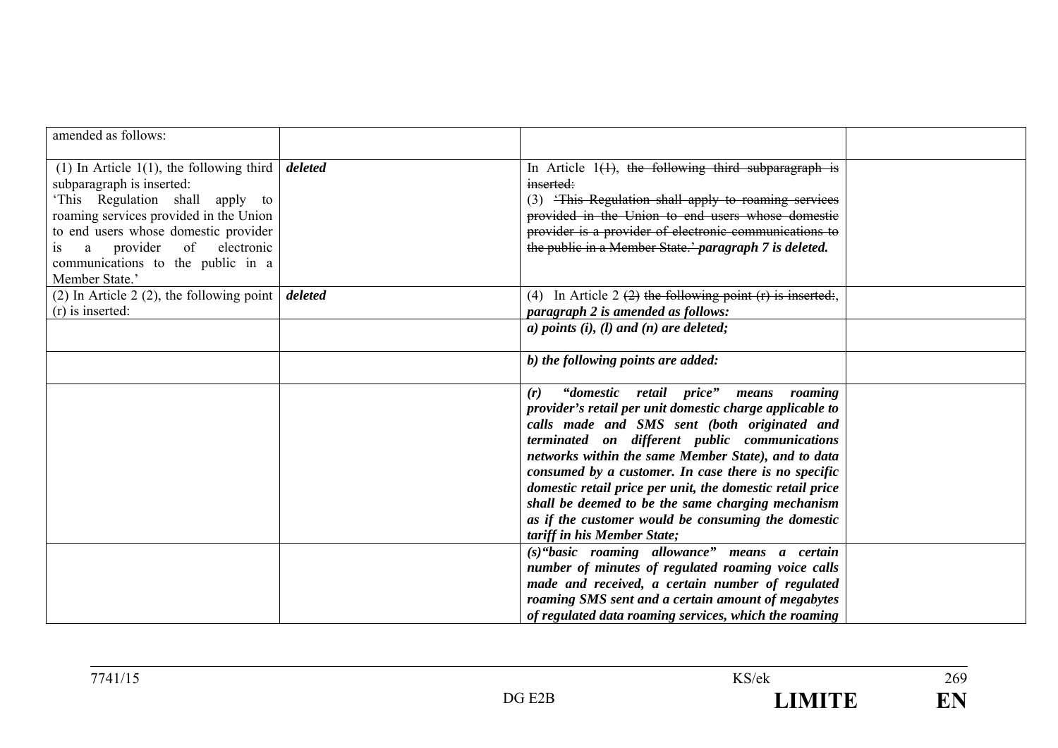| | | | |
|---|---|---|---|
| amended as follows: | | | |
| (1) In Article 1(1), the following third subparagraph is inserted:<br>'This Regulation shall apply to roaming services provided in the Union to end users whose domestic provider is a provider of electronic communications to the public in a Member State.' | ***deleted*** | In Article 1~~(1)~~, ~~the following third subparagraph is inserted:~~<br>(3) ~~'This Regulation shall apply to roaming services provided in the Union to end users whose domestic provider is a provider of electronic communications to the public in a Member State.'~~ ***paragraph 7 is deleted.*** | |
| (2) In Article 2 (2), the following point (r) is inserted: | ***deleted*** | (4) In Article 2 ~~(2)~~ ~~the following point (r) is inserted:~~, ***paragraph 2 is amended as follows:*** | |
| | | ***a) points (i), (l) and (n) are deleted;*** | |
| | | ***b) the following points are added:*** | |
| | | ***(r) "domestic retail price" means roaming provider's retail per unit domestic charge applicable to calls made and SMS sent (both originated and terminated on different public communications networks within the same Member State), and to data consumed by a customer. In case there is no specific domestic retail price per unit, the domestic retail price shall be deemed to be the same charging mechanism as if the customer would be consuming the domestic tariff in his Member State;*** | |
| | | ***(s)"basic roaming allowance" means a certain number of minutes of regulated roaming voice calls made and received, a certain number of regulated roaming SMS sent and a certain amount of megabytes of regulated data roaming services, which the roaming*** | |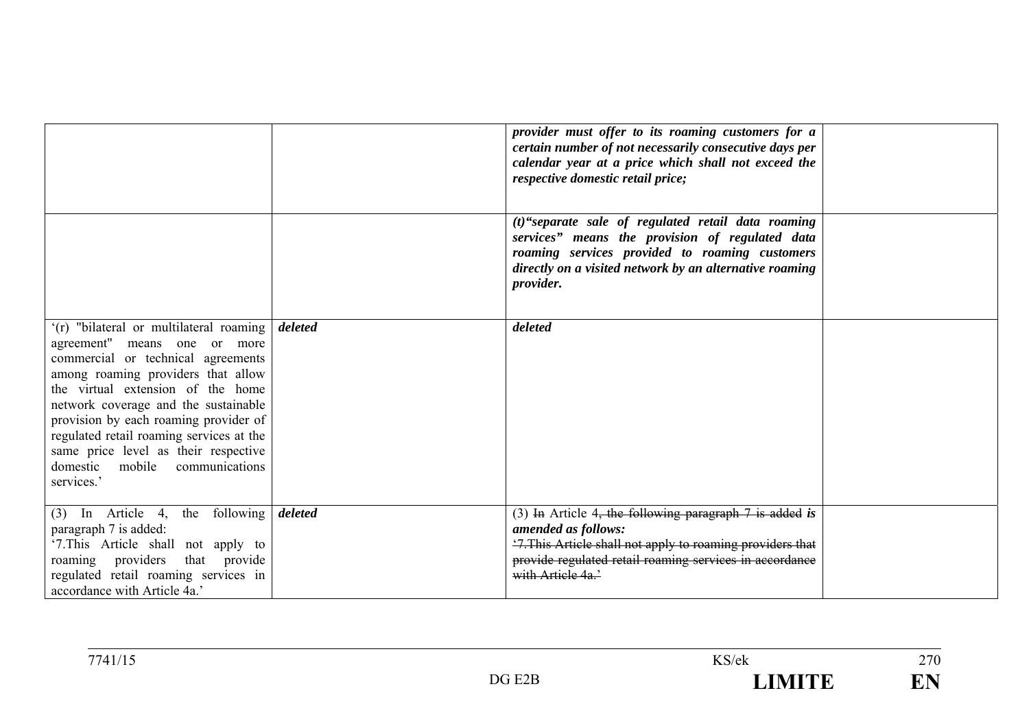| | | | |
|---|---|---|---|
| | | ***provider must offer to its roaming customers for a certain number of not necessarily consecutive days per calendar year at a price which shall not exceed the respective domestic retail price;*** | |
| | | ***(t)"separate sale of regulated retail data roaming services" means the provision of regulated data roaming services provided to roaming customers directly on a visited network by an alternative roaming provider.*** | |
| '(r) "bilateral or multilateral roaming agreement" means one or more commercial or technical agreements among roaming providers that allow the virtual extension of the home network coverage and the sustainable provision by each roaming provider of regulated retail roaming services at the same price level as their respective domestic mobile communications services.' | ***deleted*** | ***deleted*** | |
| (3) In Article 4, the following paragraph 7 is added:<br>'7.This Article shall not apply to roaming providers that provide regulated retail roaming services in accordance with Article 4a.' | ***deleted*** | (3) ~~In~~ Article 4~~, the following paragraph 7 is added~~ ***is amended as follows:***<br>~~'7.This Article shall not apply to roaming providers that provide regulated retail roaming services in accordance with Article 4a.'~~ | |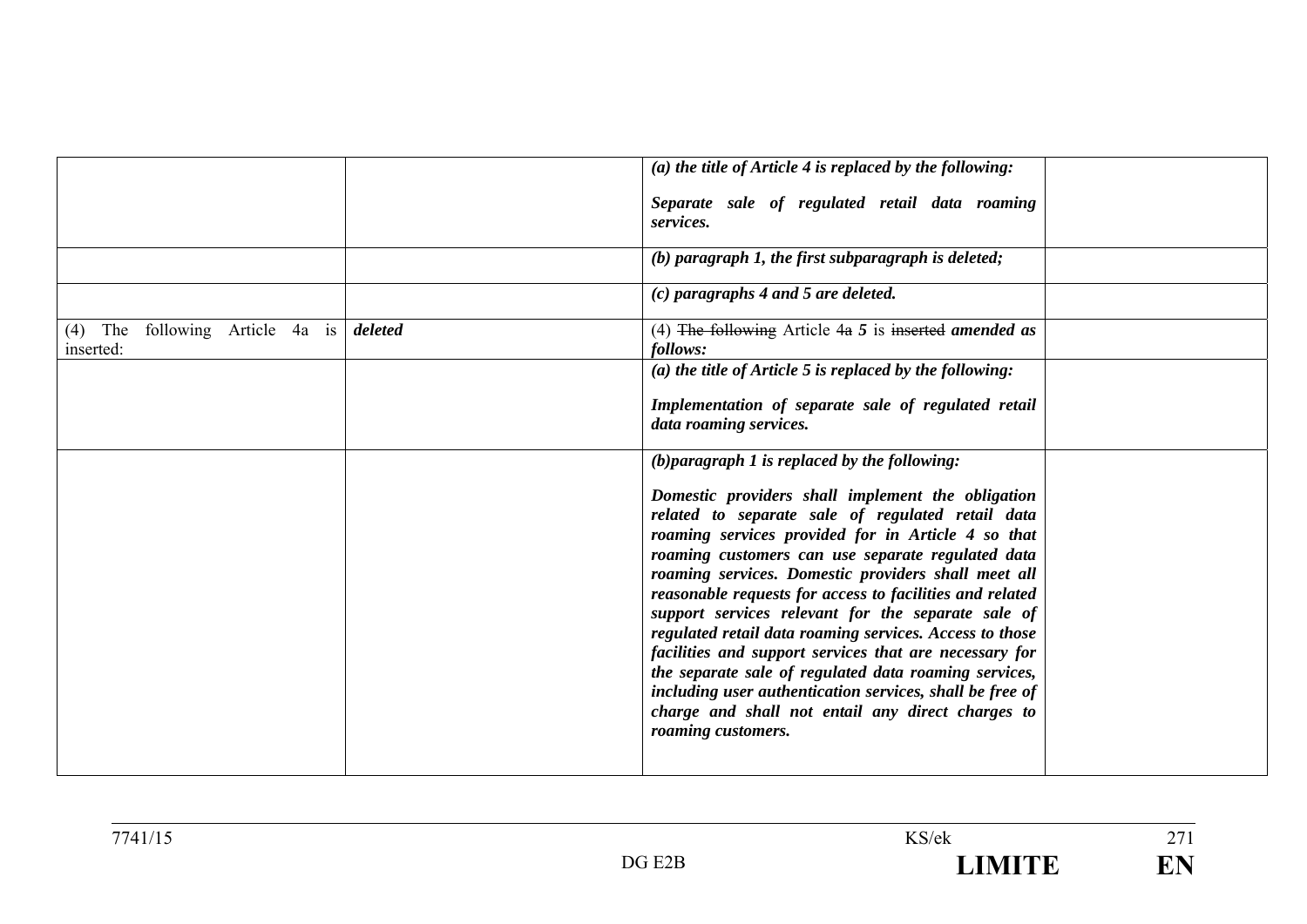| | | | |
|---|---|---|---|
| | | ***(a) the title of Article 4 is replaced by the following:*** <br><br> ***Separate sale of regulated retail data roaming services.*** | |
| | | ***(b) paragraph 1, the first subparagraph is deleted;*** | |
| | | ***(c) paragraphs 4 and 5 are deleted.*** | |
| (4) The following Article 4a is inserted: | ***deleted*** | (4) ~~The following~~ Article 4~~a~~ ***5*** is ~~inserted~~ ***amended as follows:*** | |
| | | ***(a) the title of Article 5 is replaced by the following:*** <br><br> ***Implementation of separate sale of regulated retail data roaming services.*** | |
| | | ***(b)paragraph 1 is replaced by the following:*** <br><br> ***Domestic providers shall implement the obligation related to separate sale of regulated retail data roaming services provided for in Article 4 so that roaming customers can use separate regulated data roaming services. Domestic providers shall meet all reasonable requests for access to facilities and related support services relevant for the separate sale of regulated retail data roaming services. Access to those facilities and support services that are necessary for the separate sale of regulated data roaming services, including user authentication services, shall be free of charge and shall not entail any direct charges to roaming customers.*** | |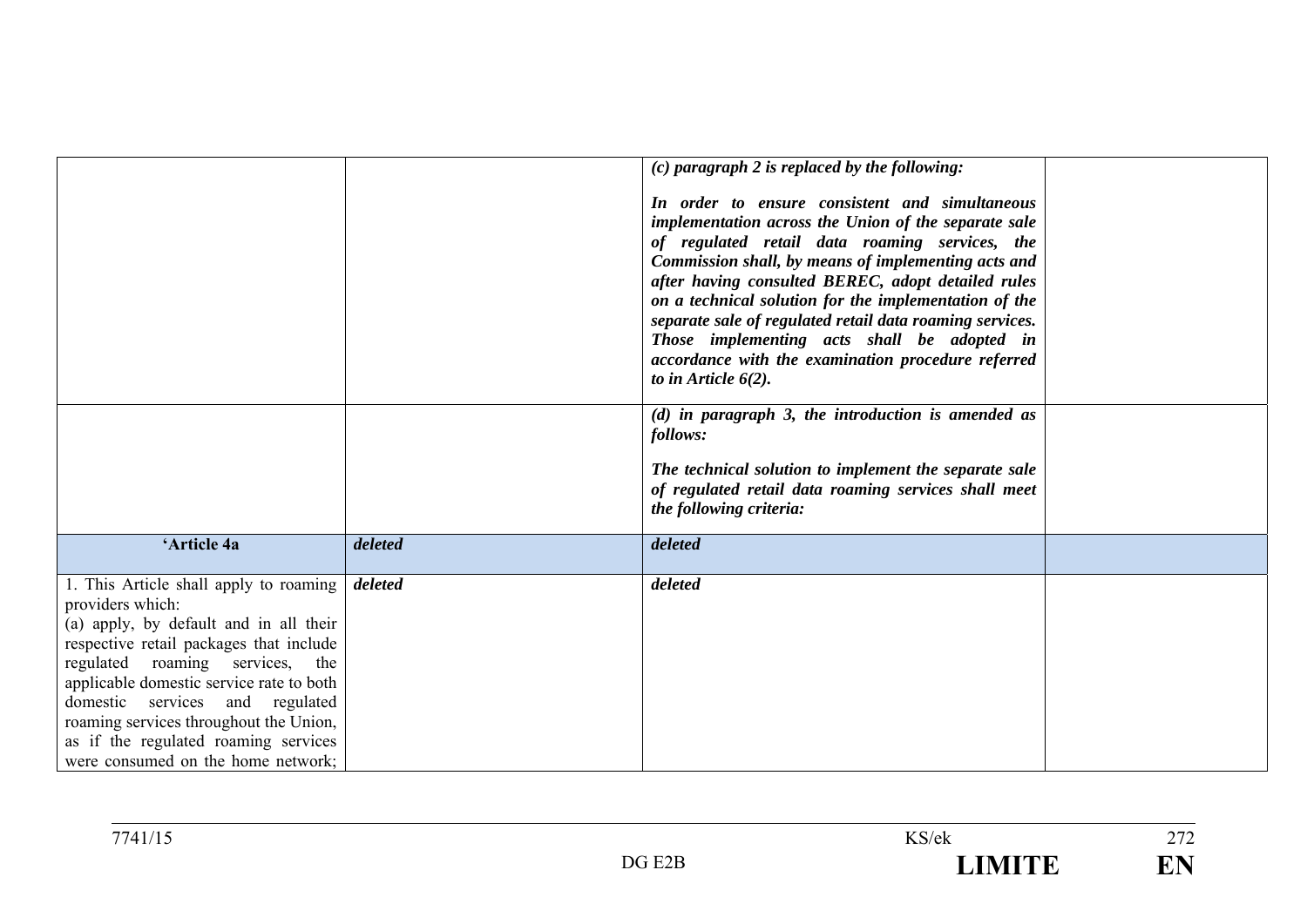| | | | |
|---|---|---|---|
| | | ***(c) paragraph 2 is replaced by the following:***<br><br>***In order to ensure consistent and simultaneous implementation across the Union of the separate sale of regulated retail data roaming services, the Commission shall, by means of implementing acts and after having consulted BEREC, adopt detailed rules on a technical solution for the implementation of the separate sale of regulated retail data roaming services. Those implementing acts shall be adopted in accordance with the examination procedure referred to in Article 6(2).*** | |
| | | ***(d) in paragraph 3, the introduction is amended as follows:***<br><br>***The technical solution to implement the separate sale of regulated retail data roaming services shall meet the following criteria:*** | |
| **'Article 4a** | ***deleted*** | ***deleted*** | |
| 1. This Article shall apply to roaming providers which:<br>(a) apply, by default and in all their respective retail packages that include regulated roaming services, the applicable domestic service rate to both domestic services and regulated roaming services throughout the Union, as if the regulated roaming services were consumed on the home network; | ***deleted*** | ***deleted*** | |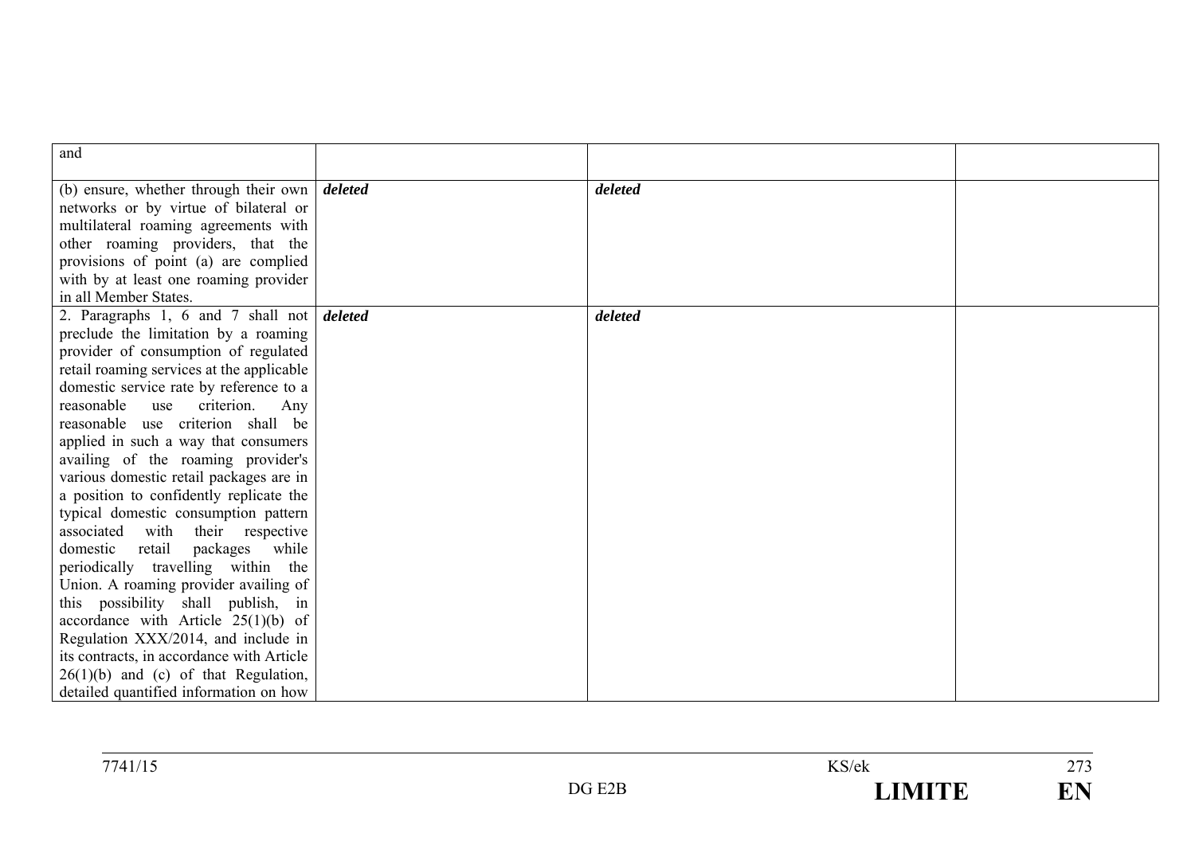| | | | |
|---|---|---|---|
| and | | | |
| (b) ensure, whether through their own networks or by virtue of bilateral or multilateral roaming agreements with other roaming providers, that the provisions of point (a) are complied with by at least one roaming provider in all Member States. | ***deleted*** | ***deleted*** | |
| 2. Paragraphs 1, 6 and 7 shall not preclude the limitation by a roaming provider of consumption of regulated retail roaming services at the applicable domestic service rate by reference to a reasonable use criterion. Any reasonable use criterion shall be applied in such a way that consumers availing of the roaming provider's various domestic retail packages are in a position to confidently replicate the typical domestic consumption pattern associated with their respective domestic retail packages while periodically travelling within the Union. A roaming provider availing of this possibility shall publish, in accordance with Article 25(1)(b) of Regulation XXX/2014, and include in its contracts, in accordance with Article 26(1)(b) and (c) of that Regulation, detailed quantified information on how | ***deleted*** | ***deleted*** | |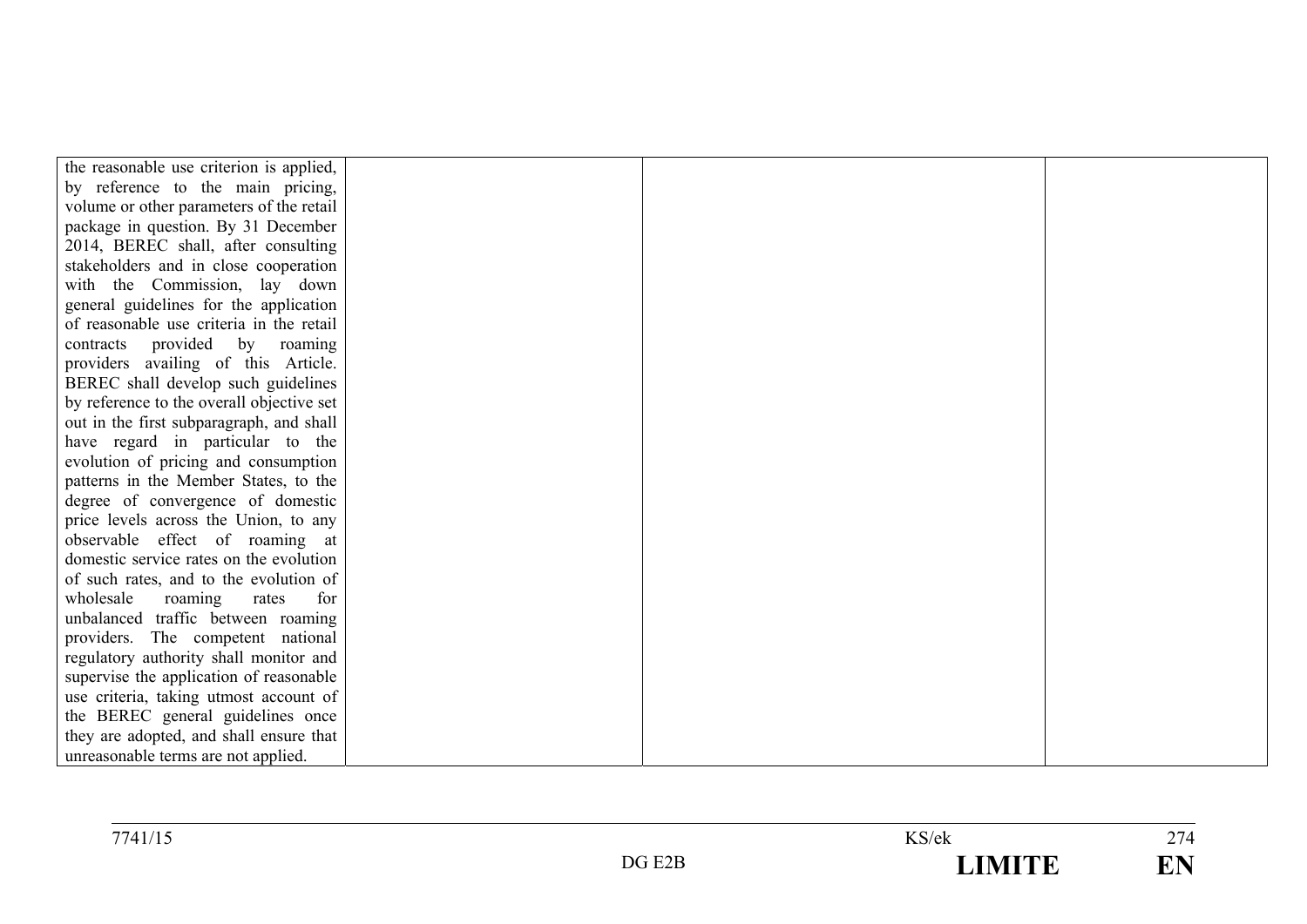| | | | |
|---|---|---|---|
| the reasonable use criterion is applied, by reference to the main pricing, volume or other parameters of the retail package in question. By 31 December 2014, BEREC shall, after consulting stakeholders and in close cooperation with the Commission, lay down general guidelines for the application of reasonable use criteria in the retail contracts provided by roaming providers availing of this Article. BEREC shall develop such guidelines by reference to the overall objective set out in the first subparagraph, and shall have regard in particular to the evolution of pricing and consumption patterns in the Member States, to the degree of convergence of domestic price levels across the Union, to any observable effect of roaming at domestic service rates on the evolution of such rates, and to the evolution of wholesale roaming rates for unbalanced traffic between roaming providers. The competent national regulatory authority shall monitor and supervise the application of reasonable use criteria, taking utmost account of the BEREC general guidelines once they are adopted, and shall ensure that unreasonable terms are not applied. | | | |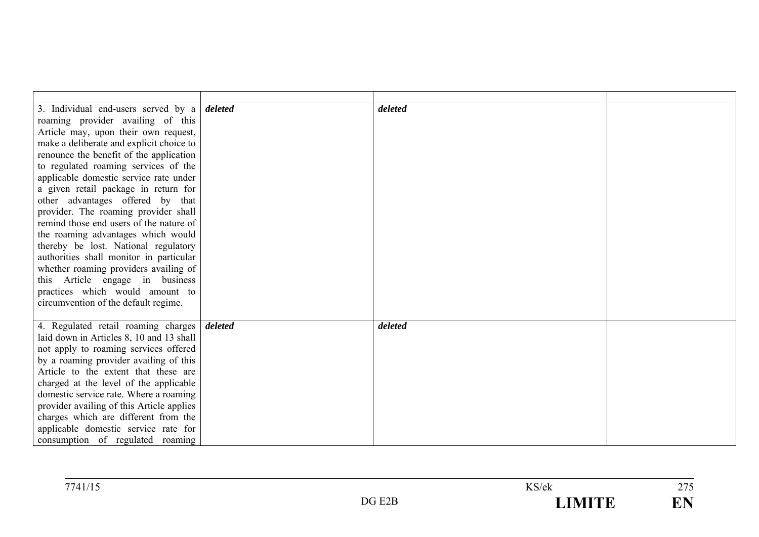| | | | |
|---|---|---|---|
| 3. Individual end-users served by a roaming provider availing of this Article may, upon their own request, make a deliberate and explicit choice to renounce the benefit of the application to regulated roaming services of the applicable domestic service rate under a given retail package in return for other advantages offered by that provider. The roaming provider shall remind those end users of the nature of the roaming advantages which would thereby be lost. National regulatory authorities shall monitor in particular whether roaming providers availing of this Article engage in business practices which would amount to circumvention of the default regime. | ***deleted*** | ***deleted*** | |
| 4. Regulated retail roaming charges laid down in Articles 8, 10 and 13 shall not apply to roaming services offered by a roaming provider availing of this Article to the extent that these are charged at the level of the applicable domestic service rate. Where a roaming provider availing of this Article applies charges which are different from the applicable domestic service rate for consumption of regulated roaming | ***deleted*** | ***deleted*** | |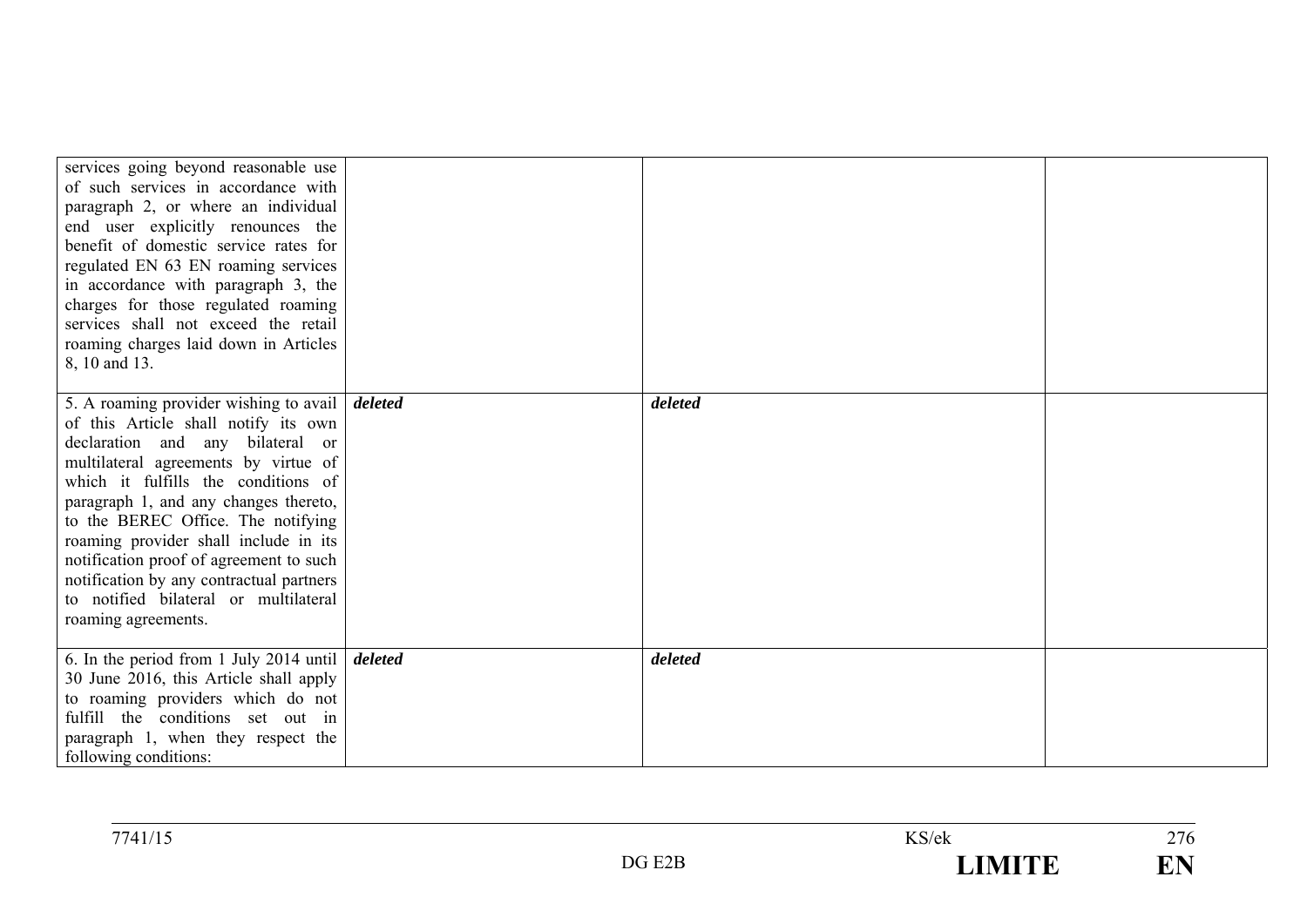| | | | |
|---|---|---|---|
| services going beyond reasonable use of such services in accordance with paragraph 2, or where an individual end user explicitly renounces the benefit of domestic service rates for regulated EN 63 EN roaming services in accordance with paragraph 3, the charges for those regulated roaming services shall not exceed the retail roaming charges laid down in Articles 8, 10 and 13. | | | |
| 5. A roaming provider wishing to avail of this Article shall notify its own declaration and any bilateral or multilateral agreements by virtue of which it fulfills the conditions of paragraph 1, and any changes thereto, to the BEREC Office. The notifying roaming provider shall include in its notification proof of agreement to such notification by any contractual partners to notified bilateral or multilateral roaming agreements. | ***deleted*** | ***deleted*** | |
| 6. In the period from 1 July 2014 until 30 June 2016, this Article shall apply to roaming providers which do not fulfill the conditions set out in paragraph 1, when they respect the following conditions: | ***deleted*** | ***deleted*** | |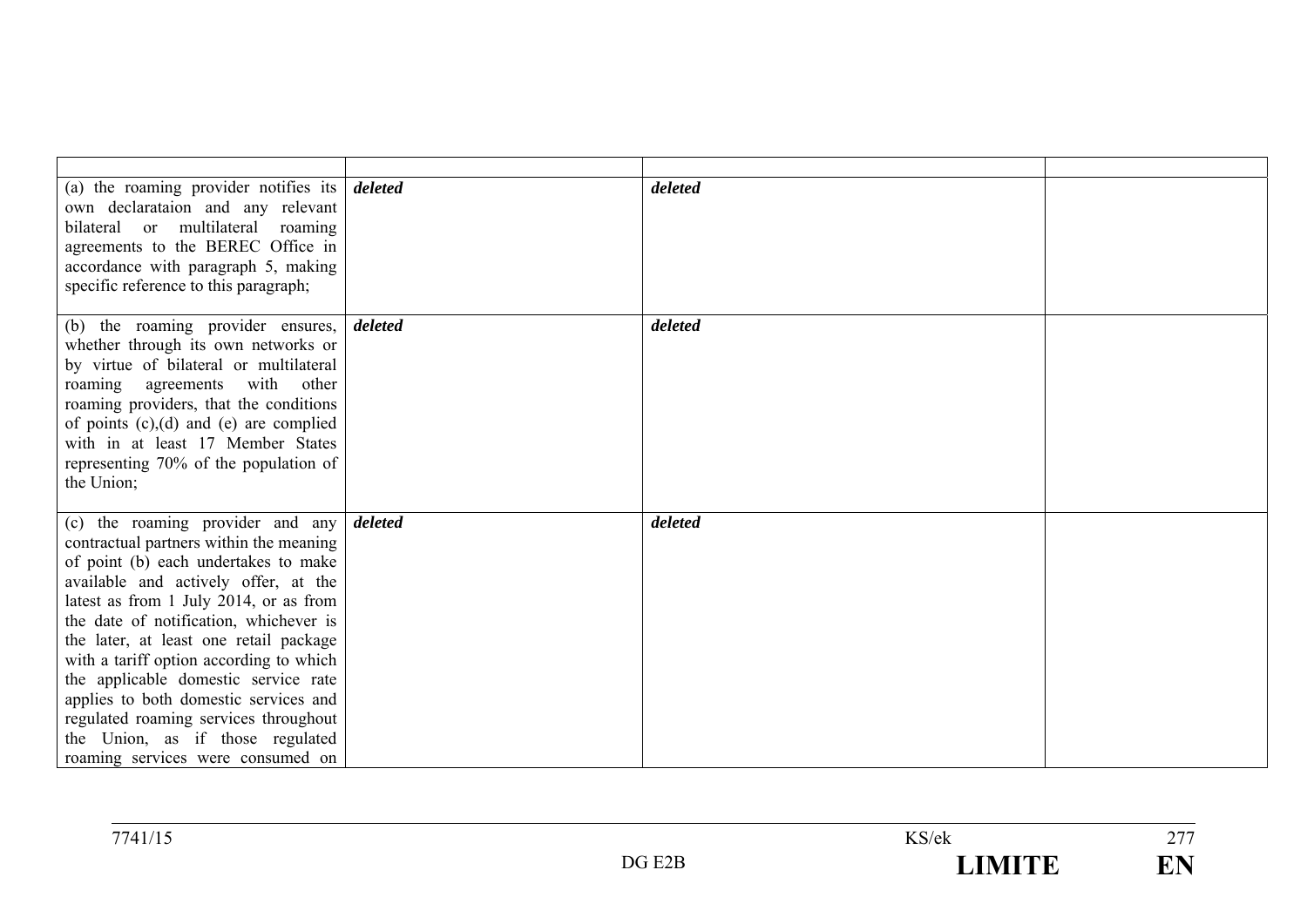| | | | |
|---|---|---|---|
| (a) the roaming provider notifies its own declarataion and any relevant bilateral or multilateral roaming agreements to the BEREC Office in accordance with paragraph 5, making specific reference to this paragraph; | ***deleted*** | ***deleted*** | |
| (b) the roaming provider ensures, whether through its own networks or by virtue of bilateral or multilateral roaming agreements with other roaming providers, that the conditions of points (c),(d) and (e) are complied with in at least 17 Member States representing 70% of the population of the Union; | ***deleted*** | ***deleted*** | |
| (c) the roaming provider and any contractual partners within the meaning of point (b) each undertakes to make available and actively offer, at the latest as from 1 July 2014, or as from the date of notification, whichever is the later, at least one retail package with a tariff option according to which the applicable domestic service rate applies to both domestic services and regulated roaming services throughout the Union, as if those regulated roaming services were consumed on | ***deleted*** | ***deleted*** | |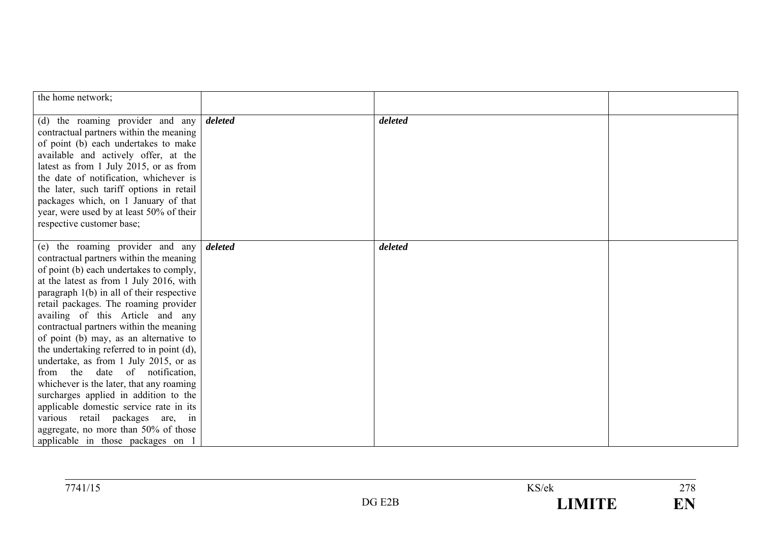| | | | |
|---|---|---|---|
| the home network; | | | |
| (d) the roaming provider and any contractual partners within the meaning of point (b) each undertakes to make available and actively offer, at the latest as from 1 July 2015, or as from the date of notification, whichever is the later, such tariff options in retail packages which, on 1 January of that year, were used by at least 50% of their respective customer base; | ***deleted*** | ***deleted*** | |
| (e) the roaming provider and any contractual partners within the meaning of point (b) each undertakes to comply, at the latest as from 1 July 2016, with paragraph 1(b) in all of their respective retail packages. The roaming provider availing of this Article and any contractual partners within the meaning of point (b) may, as an alternative to the undertaking referred to in point (d), undertake, as from 1 July 2015, or as from the date of notification, whichever is the later, that any roaming surcharges applied in addition to the applicable domestic service rate in its various retail packages are, in aggregate, no more than 50% of those applicable in those packages on 1 | ***deleted*** | ***deleted*** | |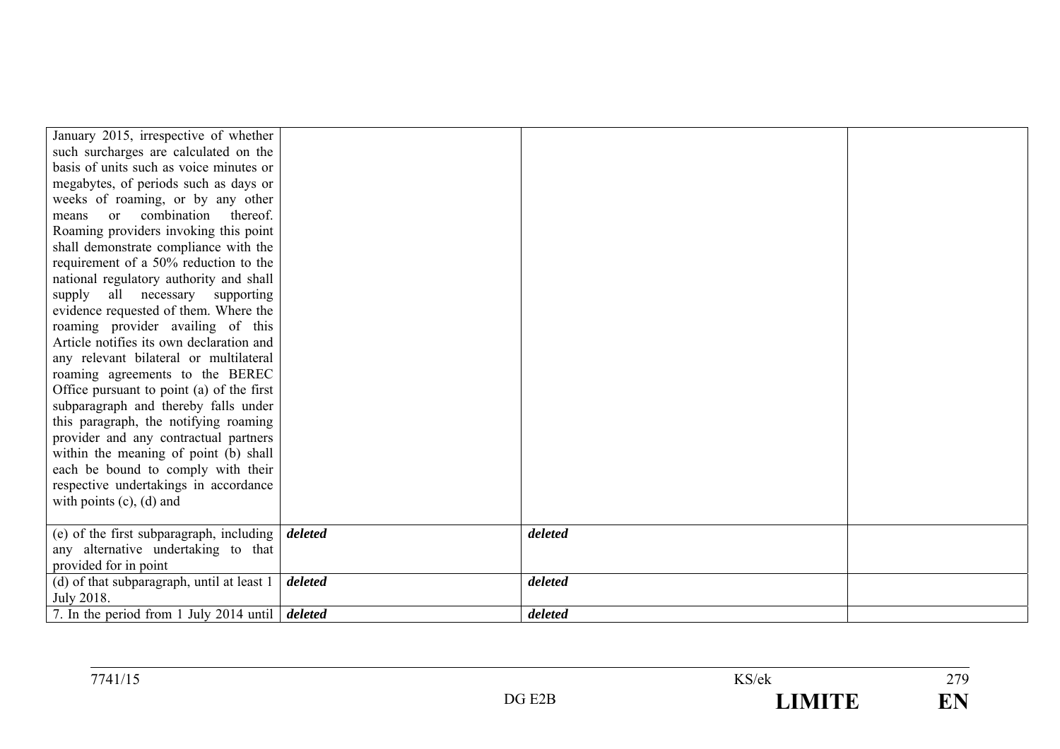| | | | |
|---|---|---|---|
| January 2015, irrespective of whether such surcharges are calculated on the basis of units such as voice minutes or megabytes, of periods such as days or weeks of roaming, or by any other means or combination thereof. Roaming providers invoking this point shall demonstrate compliance with the requirement of a 50% reduction to the national regulatory authority and shall supply all necessary supporting evidence requested of them. Where the roaming provider availing of this Article notifies its own declaration and any relevant bilateral or multilateral roaming agreements to the BEREC Office pursuant to point (a) of the first subparagraph and thereby falls under this paragraph, the notifying roaming provider and any contractual partners within the meaning of point (b) shall each be bound to comply with their respective undertakings in accordance with points (c), (d) and | | | |
| (e) of the first subparagraph, including any alternative undertaking to that provided for in point | ***deleted*** | ***deleted*** | |
| (d) of that subparagraph, until at least 1 July 2018. | ***deleted*** | ***deleted*** | |
| 7. In the period from 1 July 2014 until | ***deleted*** | ***deleted*** | |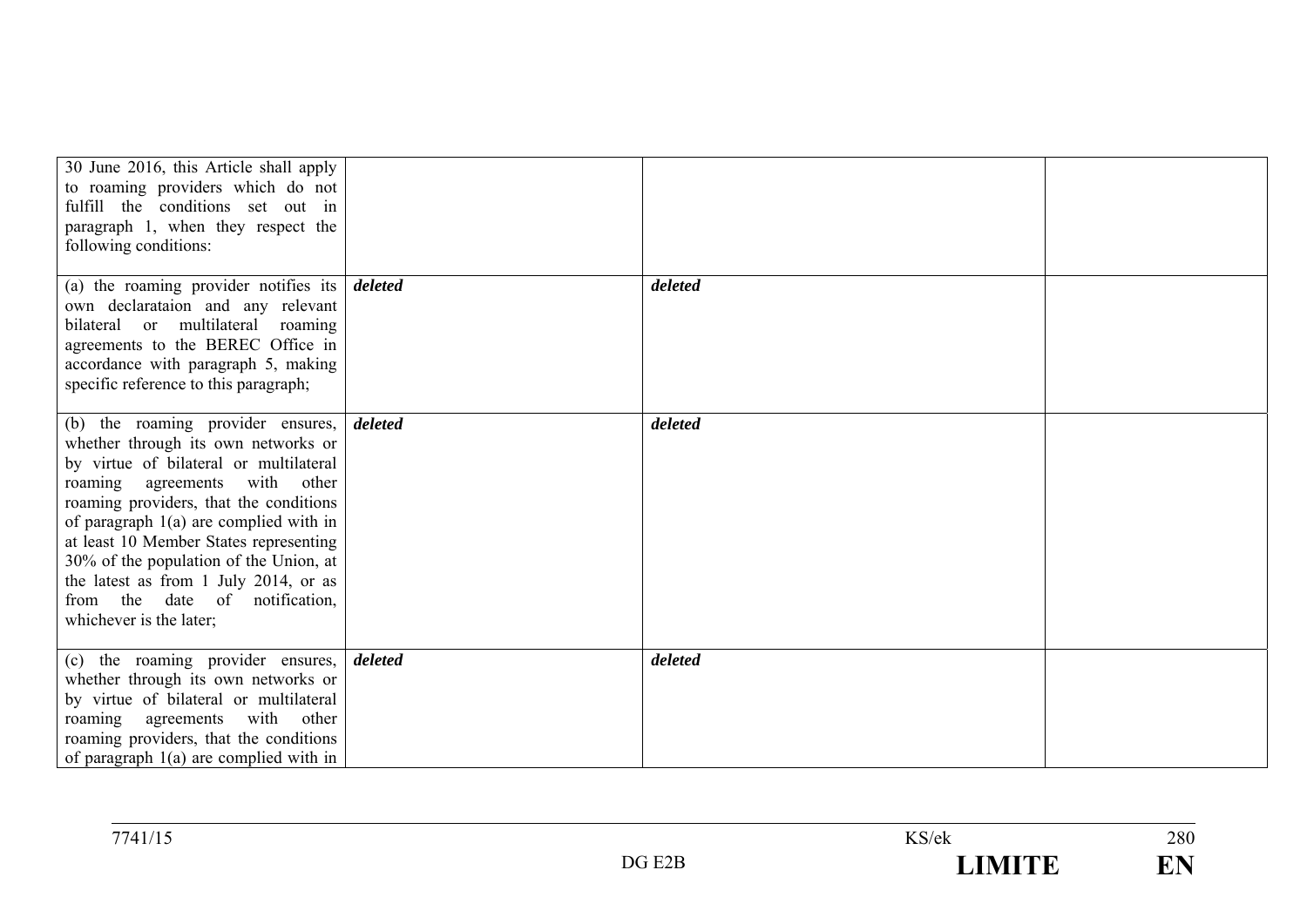| | | | |
|---|---|---|---|
| 30 June 2016, this Article shall apply to roaming providers which do not fulfill the conditions set out in paragraph 1, when they respect the following conditions: | | | |
| (a) the roaming provider notifies its own declarataion and any relevant bilateral or multilateral roaming agreements to the BEREC Office in accordance with paragraph 5, making specific reference to this paragraph; | ***deleted*** | ***deleted*** | |
| (b) the roaming provider ensures, whether through its own networks or by virtue of bilateral or multilateral roaming agreements with other roaming providers, that the conditions of paragraph 1(a) are complied with in at least 10 Member States representing 30% of the population of the Union, at the latest as from 1 July 2014, or as from the date of notification, whichever is the later; | ***deleted*** | ***deleted*** | |
| (c) the roaming provider ensures, whether through its own networks or by virtue of bilateral or multilateral roaming agreements with other roaming providers, that the conditions of paragraph 1(a) are complied with in | ***deleted*** | ***deleted*** | |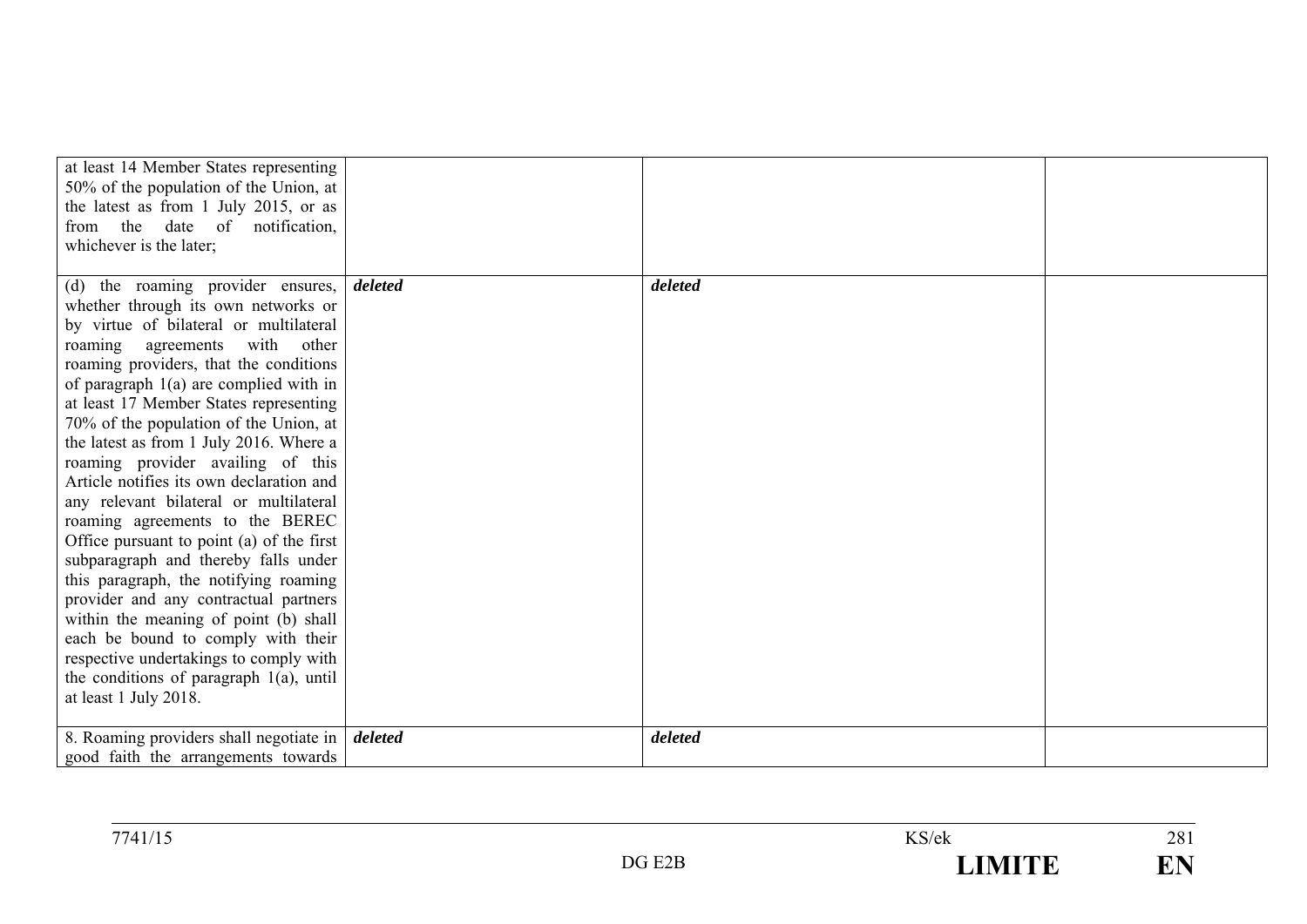| | | | |
|---|---|---|---|
| at least 14 Member States representing 50% of the population of the Union, at the latest as from 1 July 2015, or as from the date of notification, whichever is the later; | | | |
| (d) the roaming provider ensures, whether through its own networks or by virtue of bilateral or multilateral roaming agreements with other roaming providers, that the conditions of paragraph 1(a) are complied with in at least 17 Member States representing 70% of the population of the Union, at the latest as from 1 July 2016. Where a roaming provider availing of this Article notifies its own declaration and any relevant bilateral or multilateral roaming agreements to the BEREC Office pursuant to point (a) of the first subparagraph and thereby falls under this paragraph, the notifying roaming provider and any contractual partners within the meaning of point (b) shall each be bound to comply with their respective undertakings to comply with the conditions of paragraph 1(a), until at least 1 July 2018. | ***deleted*** | ***deleted*** | |
| 8. Roaming providers shall negotiate in good faith the arrangements towards | ***deleted*** | ***deleted*** | |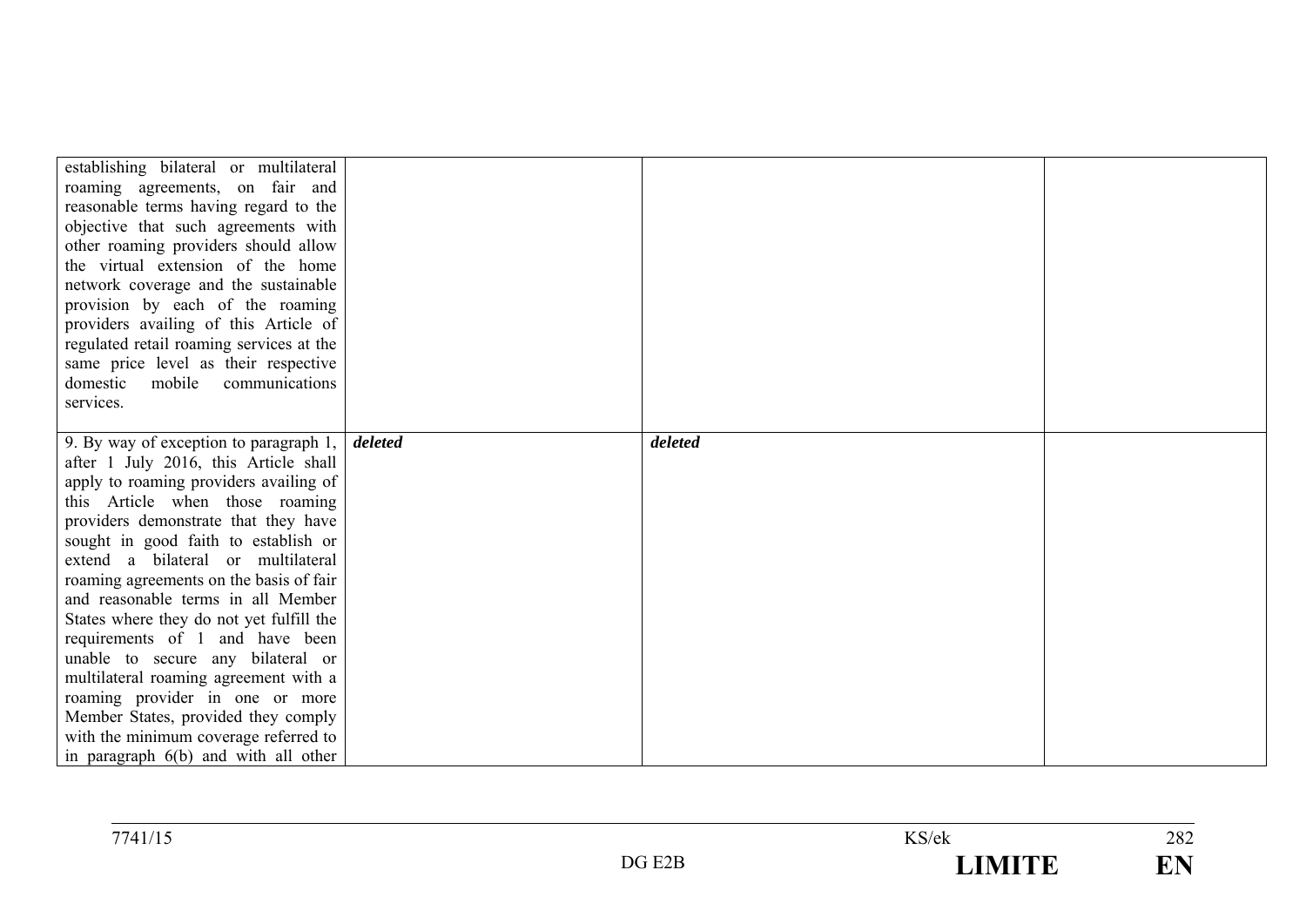| | | | |
|---|---|---|---|
| establishing bilateral or multilateral roaming agreements, on fair and reasonable terms having regard to the objective that such agreements with other roaming providers should allow the virtual extension of the home network coverage and the sustainable provision by each of the roaming providers availing of this Article of regulated retail roaming services at the same price level as their respective domestic mobile communications services. | | | |
| 9. By way of exception to paragraph 1, after 1 July 2016, this Article shall apply to roaming providers availing of this Article when those roaming providers demonstrate that they have sought in good faith to establish or extend a bilateral or multilateral roaming agreements on the basis of fair and reasonable terms in all Member States where they do not yet fulfill the requirements of 1 and have been unable to secure any bilateral or multilateral roaming agreement with a roaming provider in one or more Member States, provided they comply with the minimum coverage referred to in paragraph 6(b) and with all other | ***deleted*** | ***deleted*** | |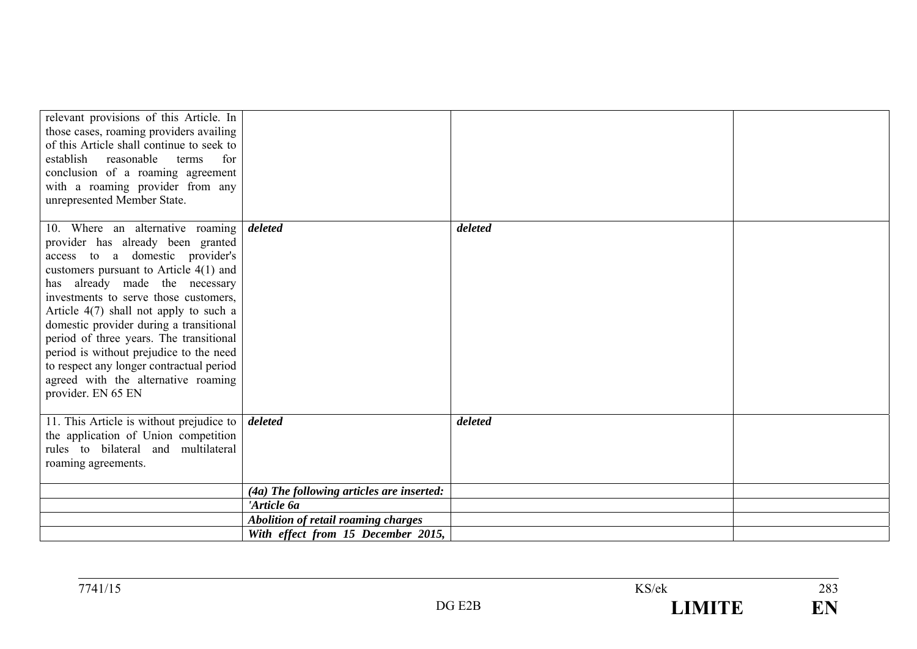| | | | |
|---|---|---|---|
| relevant provisions of this Article. In those cases, roaming providers availing of this Article shall continue to seek to establish reasonable terms for conclusion of a roaming agreement with a roaming provider from any unrepresented Member State. | | | |
| 10. Where an alternative roaming provider has already been granted access to a domestic provider's customers pursuant to Article 4(1) and has already made the necessary investments to serve those customers, Article 4(7) shall not apply to such a domestic provider during a transitional period of three years. The transitional period is without prejudice to the need to respect any longer contractual period agreed with the alternative roaming provider. EN 65 EN | ***deleted*** | ***deleted*** | |
| 11. This Article is without prejudice to the application of Union competition rules to bilateral and multilateral roaming agreements. | ***deleted*** | ***deleted*** | |
| | ***(4a) The following articles are inserted:*** | | |
| | ***'Article 6a*** | | |
| | ***Abolition of retail roaming charges*** | | |
| | ***With effect from 15 December 2015,*** | | |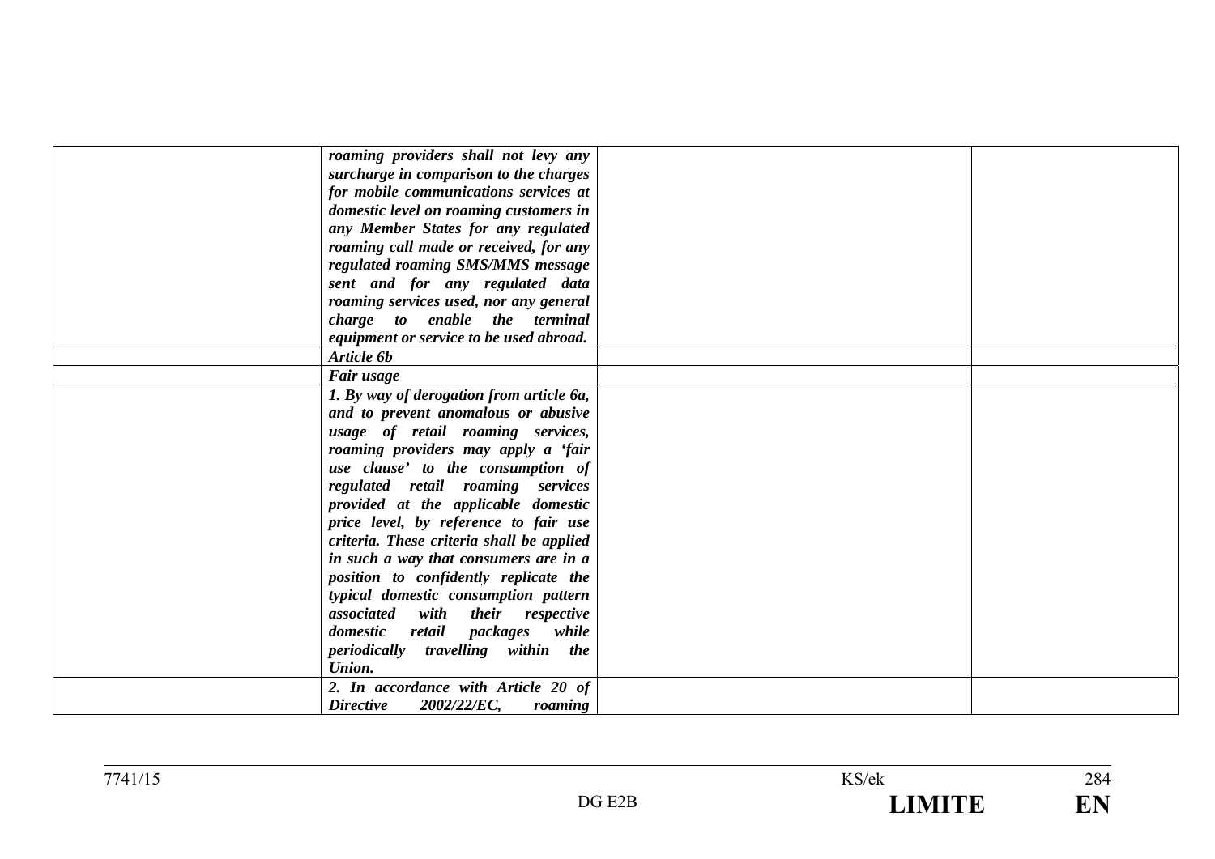| | | | |
|---|---|---|---|
| | ***roaming providers shall not levy any surcharge in comparison to the charges for mobile communications services at domestic level on roaming customers in any Member States for any regulated roaming call made or received, for any regulated roaming SMS/MMS message sent and for any regulated data roaming services used, nor any general charge to enable the terminal equipment or service to be used abroad.*** | | |
| | ***Article 6b*** | | |
| | ***Fair usage*** | | |
| | ***1. By way of derogation from article 6a, and to prevent anomalous or abusive usage of retail roaming services, roaming providers may apply a 'fair use clause' to the consumption of regulated retail roaming services provided at the applicable domestic price level, by reference to fair use criteria. These criteria shall be applied in such a way that consumers are in a position to confidently replicate the typical domestic consumption pattern associated with their respective domestic retail packages while periodically travelling within the Union.*** | | |
| | ***2. In accordance with Article 20 of Directive 2002/22/EC, roaming*** | | |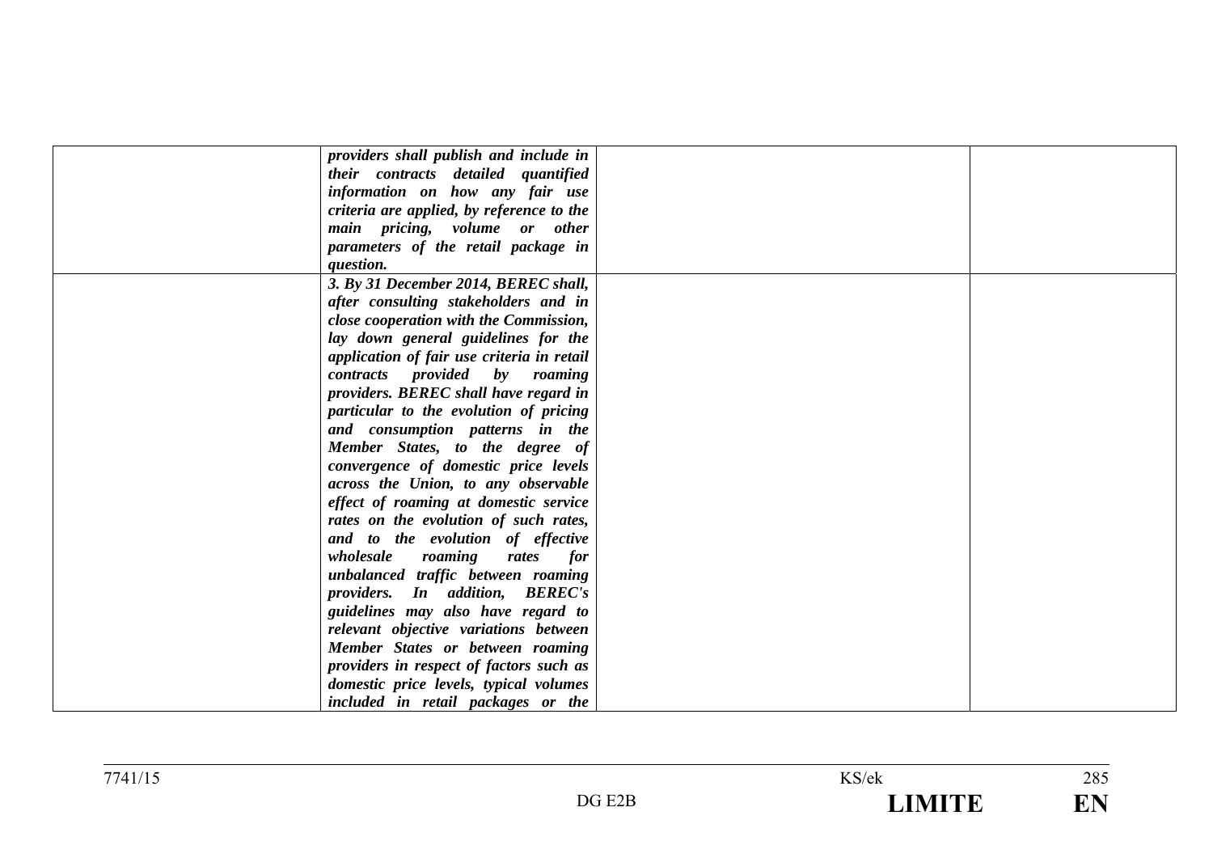| | | | |
|---|---|---|---|
| | ***providers shall publish and include in their contracts detailed quantified information on how any fair use criteria are applied, by reference to the main pricing, volume or other parameters of the retail package in question.*** | | |
| | ***3. By 31 December 2014, BEREC shall, after consulting stakeholders and in close cooperation with the Commission, lay down general guidelines for the application of fair use criteria in retail contracts provided by roaming providers. BEREC shall have regard in particular to the evolution of pricing and consumption patterns in the Member States, to the degree of convergence of domestic price levels across the Union, to any observable effect of roaming at domestic service rates on the evolution of such rates, and to the evolution of effective wholesale roaming rates for unbalanced traffic between roaming providers. In addition, BEREC's guidelines may also have regard to relevant objective variations between Member States or between roaming providers in respect of factors such as domestic price levels, typical volumes included in retail packages or the*** | | |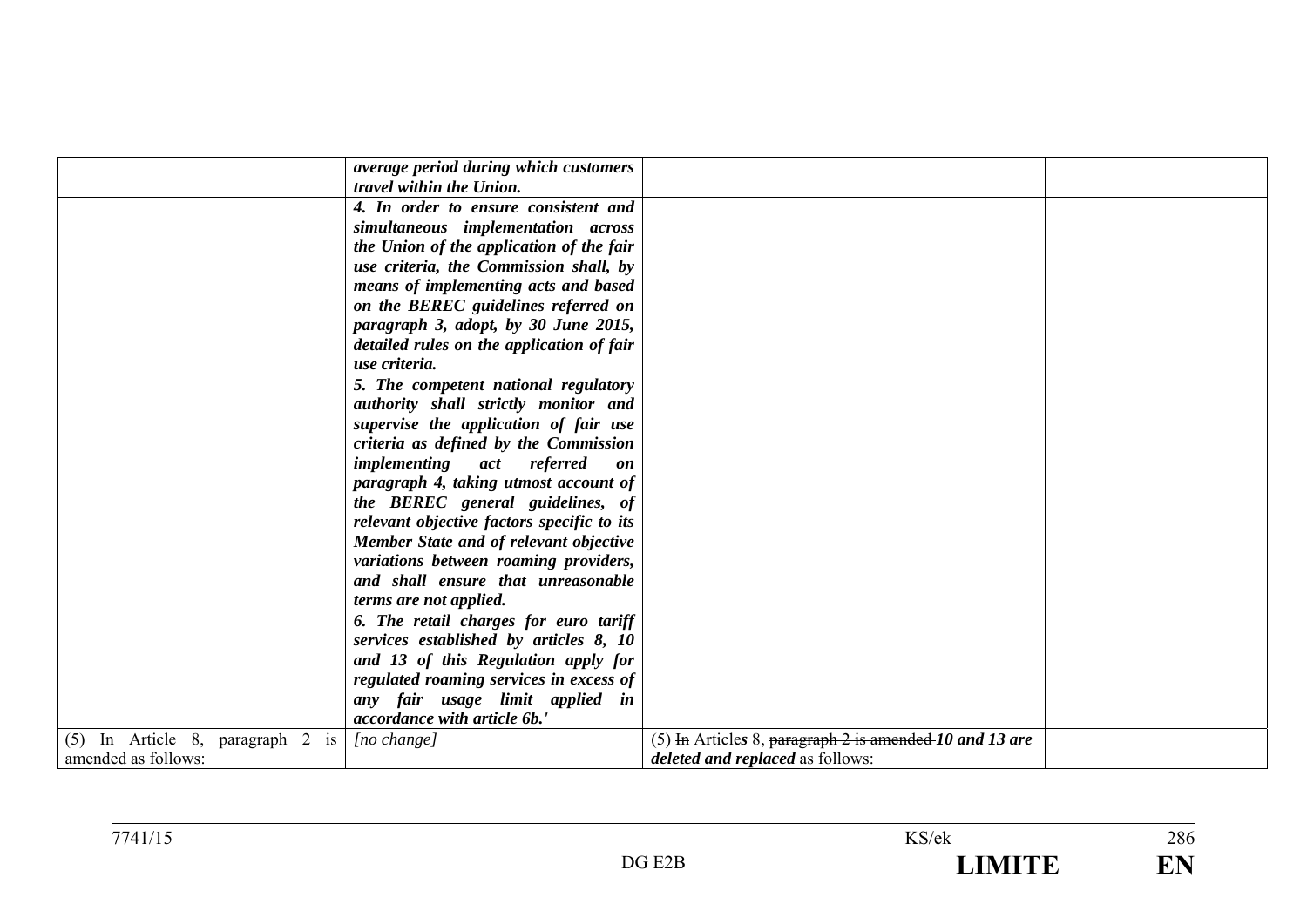| | | | |
|---|---|---|---|
| | ***average period during which customers travel within the Union.*** | | |
| | ***4. In order to ensure consistent and simultaneous implementation across the Union of the application of the fair use criteria, the Commission shall, by means of implementing acts and based on the BEREC guidelines referred on paragraph 3, adopt, by 30 June 2015, detailed rules on the application of fair use criteria.*** | | |
| | ***5. The competent national regulatory authority shall strictly monitor and supervise the application of fair use criteria as defined by the Commission implementing act referred on paragraph 4, taking utmost account of the BEREC general guidelines, of relevant objective factors specific to its Member State and of relevant objective variations between roaming providers, and shall ensure that unreasonable terms are not applied.*** | | |
| | ***6. The retail charges for euro tariff services established by articles 8, 10 and 13 of this Regulation apply for regulated roaming services in excess of any fair usage limit applied in accordance with article 6b.'*** | | |
| (5) In Article 8, paragraph 2 is amended as follows: | *[no change]* | (5) ~~In~~ Article***s*** 8, ~~paragraph 2 is amended~~ ***10 and 13 are deleted and replaced*** as follows: | |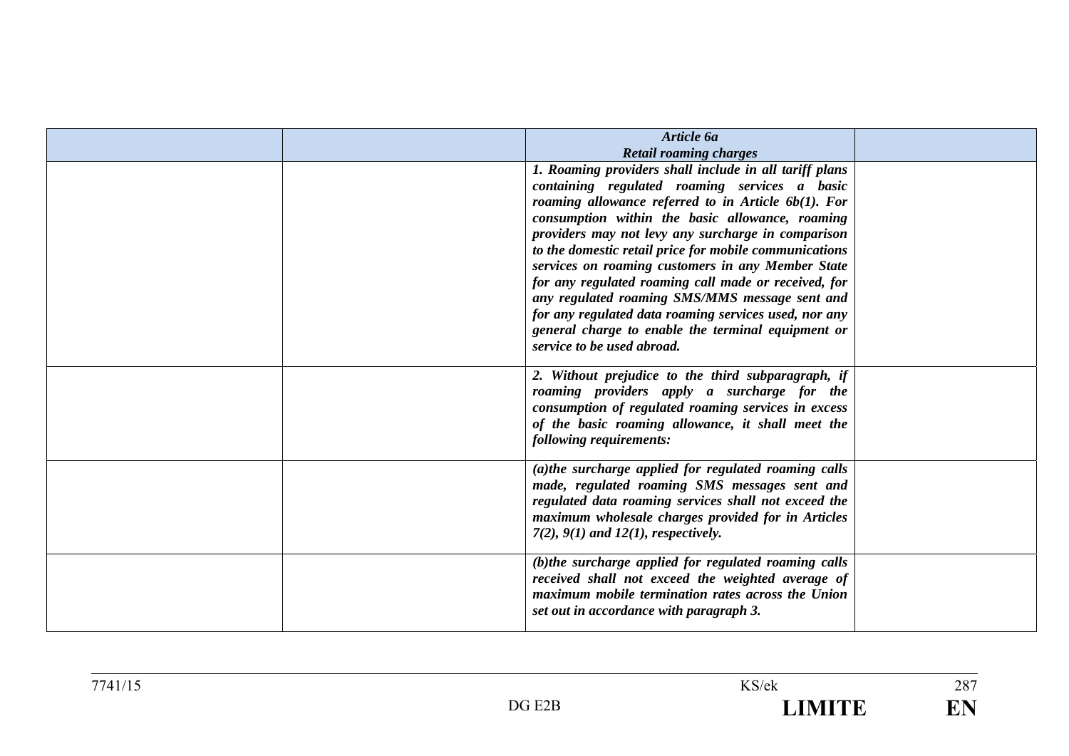| | | ***Article 6a*** ***Retail roaming charges*** | |
|---|---|---|---|
| | | ***1. Roaming providers shall include in all tariff plans containing regulated roaming services a basic roaming allowance referred to in Article 6b(1). For consumption within the basic allowance, roaming providers may not levy any surcharge in comparison to the domestic retail price for mobile communications services on roaming customers in any Member State for any regulated roaming call made or received, for any regulated roaming SMS/MMS message sent and for any regulated data roaming services used, nor any general charge to enable the terminal equipment or service to be used abroad.*** | |
| | | ***2. Without prejudice to the third subparagraph, if roaming providers apply a surcharge for the consumption of regulated roaming services in excess of the basic roaming allowance, it shall meet the following requirements:*** | |
| | | ***(a)the surcharge applied for regulated roaming calls made, regulated roaming SMS messages sent and regulated data roaming services shall not exceed the maximum wholesale charges provided for in Articles 7(2), 9(1) and 12(1), respectively.*** | |
| | | ***(b)the surcharge applied for regulated roaming calls received shall not exceed the weighted average of maximum mobile termination rates across the Union set out in accordance with paragraph 3.*** | |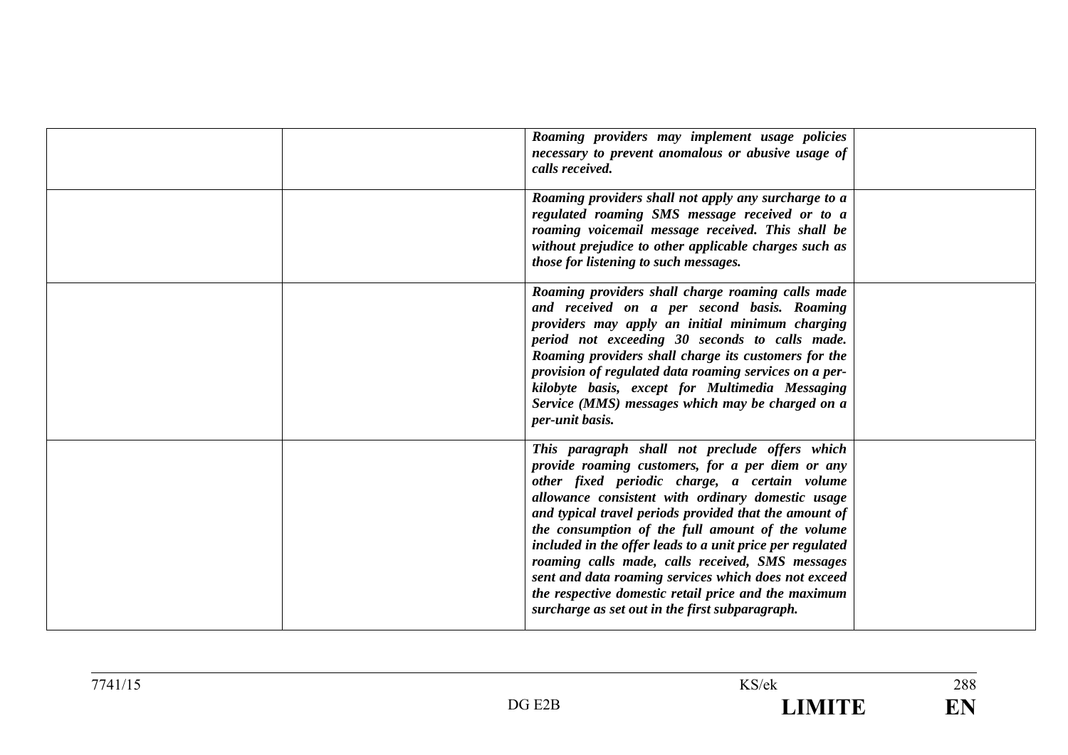| | | | |
|---|---|---|---|
| | | ***Roaming providers may implement usage policies necessary to prevent anomalous or abusive usage of calls received.*** | |
| | | ***Roaming providers shall not apply any surcharge to a regulated roaming SMS message received or to a roaming voicemail message received. This shall be without prejudice to other applicable charges such as those for listening to such messages.*** | |
| | | ***Roaming providers shall charge roaming calls made and received on a per second basis. Roaming providers may apply an initial minimum charging period not exceeding 30 seconds to calls made. Roaming providers shall charge its customers for the provision of regulated data roaming services on a per-kilobyte basis, except for Multimedia Messaging Service (MMS) messages which may be charged on a per-unit basis.*** | |
| | | ***This paragraph shall not preclude offers which provide roaming customers, for a per diem or any other fixed periodic charge, a certain volume allowance consistent with ordinary domestic usage and typical travel periods provided that the amount of the consumption of the full amount of the volume included in the offer leads to a unit price per regulated roaming calls made, calls received, SMS messages sent and data roaming services which does not exceed the respective domestic retail price and the maximum surcharge as set out in the first subparagraph.*** | |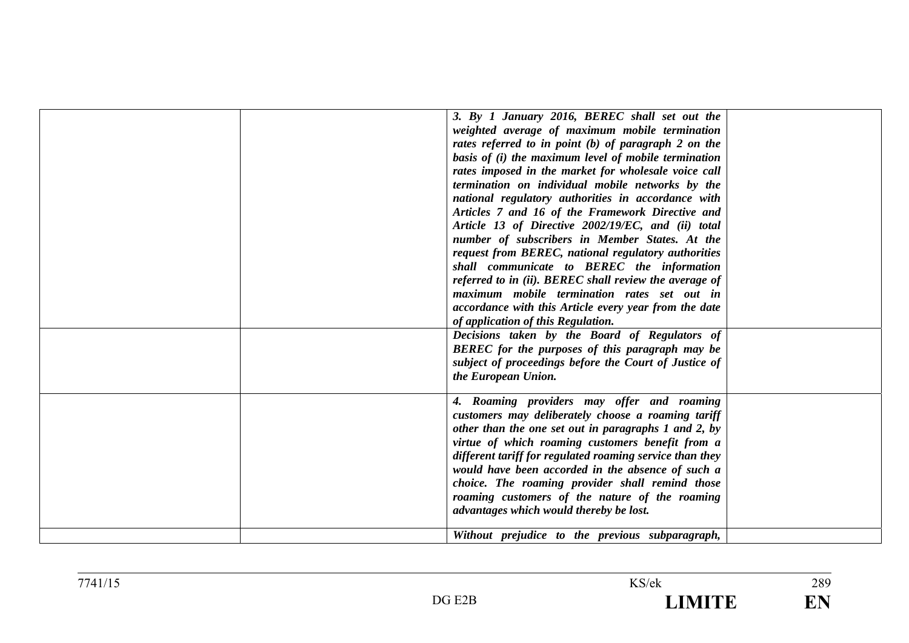| | | | |
|---|---|---|---|
| | | *3. By 1 January 2016, BEREC shall set out the weighted average of maximum mobile termination rates referred to in point (b) of paragraph 2 on the basis of (i) the maximum level of mobile termination rates imposed in the market for wholesale voice call termination on individual mobile networks by the national regulatory authorities in accordance with Articles 7 and 16 of the Framework Directive and Article 13 of Directive 2002/19/EC, and (ii) total number of subscribers in Member States. At the request from BEREC, national regulatory authorities shall communicate to BEREC the information referred to in (ii). BEREC shall review the average of maximum mobile termination rates set out in accordance with this Article every year from the date of application of this Regulation.* | |
| | | *Decisions taken by the Board of Regulators of BEREC for the purposes of this paragraph may be subject of proceedings before the Court of Justice of the European Union.* | |
| | | *4. Roaming providers may offer and roaming customers may deliberately choose a roaming tariff other than the one set out in paragraphs 1 and 2, by virtue of which roaming customers benefit from a different tariff for regulated roaming service than they would have been accorded in the absence of such a choice. The roaming provider shall remind those roaming customers of the nature of the roaming advantages which would thereby be lost.* | |
| | | *Without prejudice to the previous subparagraph,* | |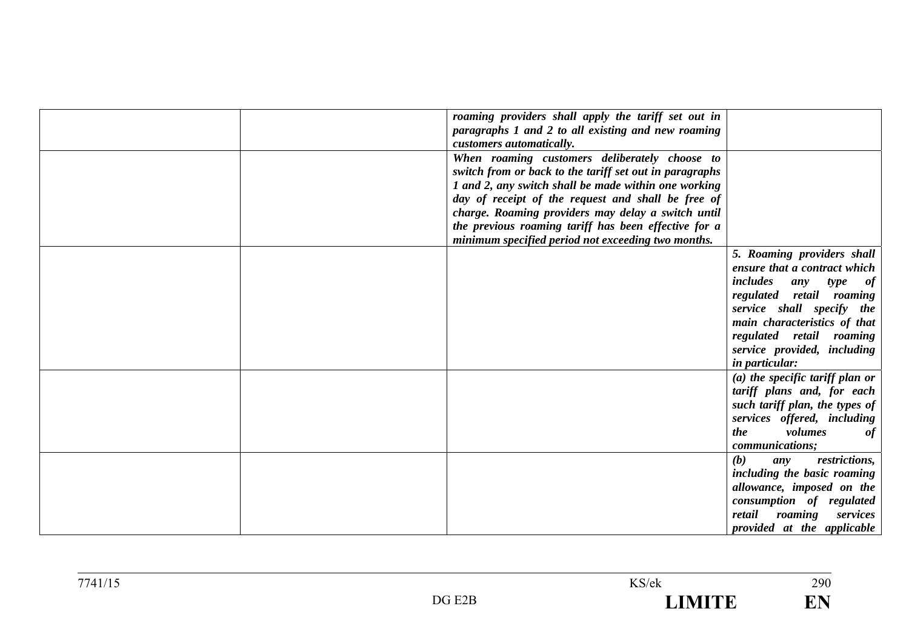| | | | |
|---|---|---|---|
| | | ***roaming providers shall apply the tariff set out in paragraphs 1 and 2 to all existing and new roaming customers automatically.*** | |
| | | ***When roaming customers deliberately choose to switch from or back to the tariff set out in paragraphs 1 and 2, any switch shall be made within one working day of receipt of the request and shall be free of charge. Roaming providers may delay a switch until the previous roaming tariff has been effective for a minimum specified period not exceeding two months.*** | |
| | | | ***5. Roaming providers shall ensure that a contract which includes any type of regulated retail roaming service shall specify the main characteristics of that regulated retail roaming service provided, including in particular:*** |
| | | | ***(a) the specific tariff plan or tariff plans and, for each such tariff plan, the types of services offered, including the volumes of communications;*** |
| | | | ***(b) any restrictions, including the basic roaming allowance, imposed on the consumption of regulated retail roaming services provided at the applicable*** |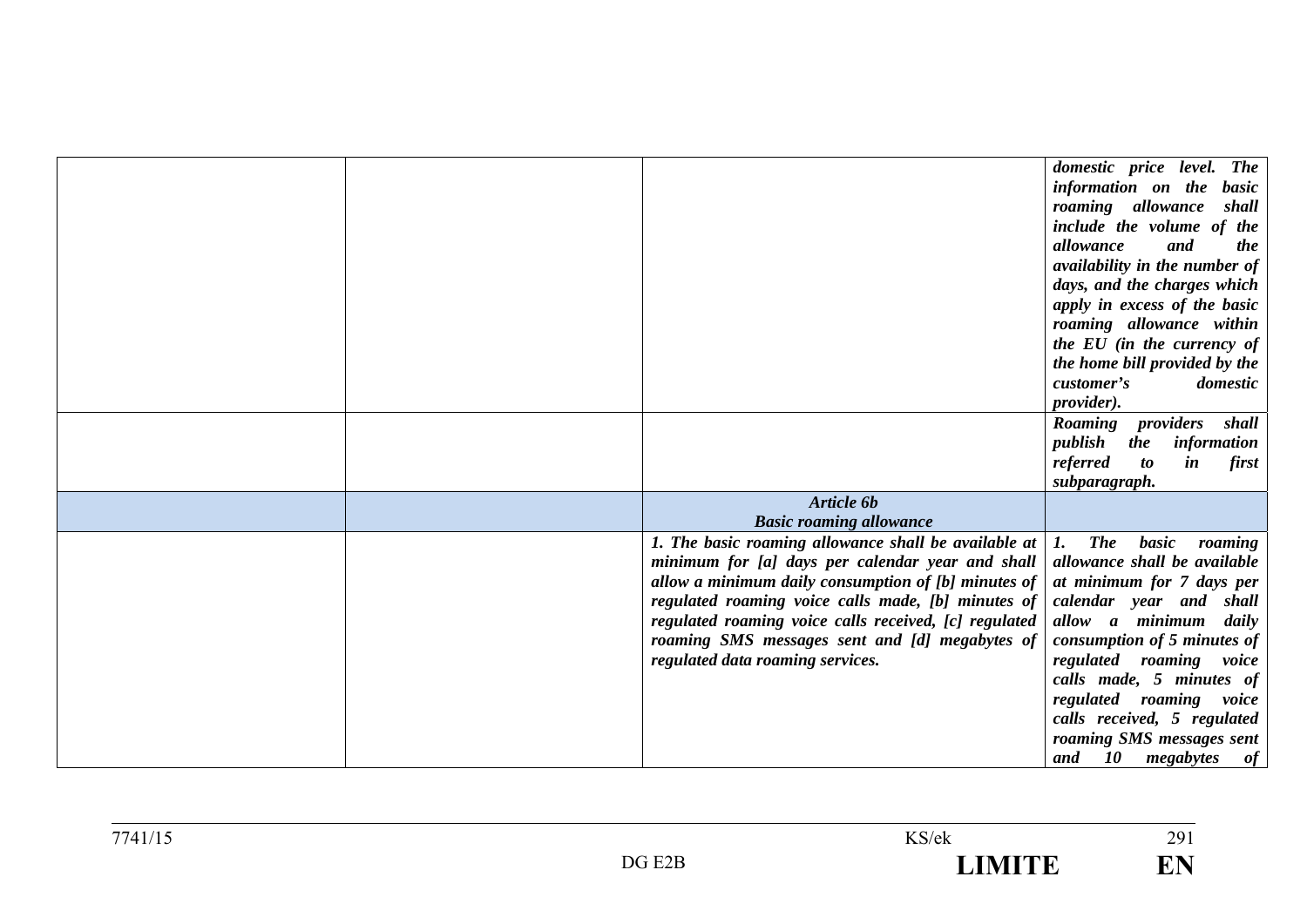| | | | |
|---|---|---|---|
| | | | *domestic price level. The information on the basic roaming allowance shall include the volume of the allowance and the availability in the number of days, and the charges which apply in excess of the basic roaming allowance within the EU (in the currency of the home bill provided by the customer's domestic provider).* |
| | | | *Roaming providers shall publish the information referred to in first subparagraph.* |
| | | ***Article 6b*** ***Basic roaming allowance*** | |
| | | *1. The basic roaming allowance shall be available at minimum for [a] days per calendar year and shall allow a minimum daily consumption of [b] minutes of regulated roaming voice calls made, [b] minutes of regulated roaming voice calls received, [c] regulated roaming SMS messages sent and [d] megabytes of regulated data roaming services.* | *1. The basic roaming allowance shall be available at minimum for 7 days per calendar year and shall allow a minimum daily consumption of 5 minutes of regulated roaming voice calls made, 5 minutes of regulated roaming voice calls received, 5 regulated roaming SMS messages sent and 10 megabytes of* |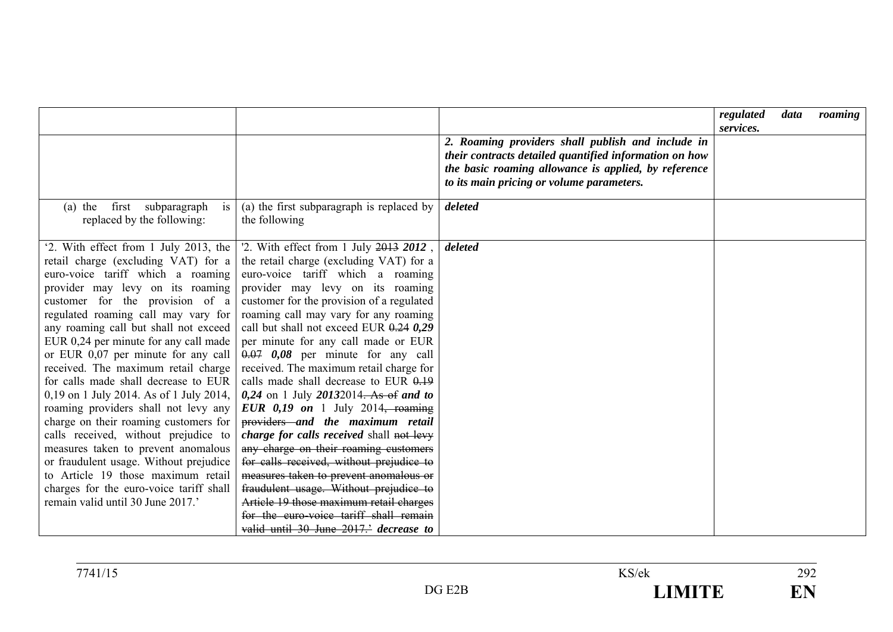| | | | |
|---|---|---|---|
| | | | ***regulated data roaming services.*** |
| | | ***2. Roaming providers shall publish and include in their contracts detailed quantified information on how the basic roaming allowance is applied, by reference to its main pricing or volume parameters.*** | |
| (a) the first subparagraph is replaced by the following: | (a) the first subparagraph is replaced by the following | ***deleted*** | |
| '2. With effect from 1 July 2013, the retail charge (excluding VAT) for a euro-voice tariff which a roaming provider may levy on its roaming customer for the provision of a regulated roaming call may vary for any roaming call but shall not exceed EUR 0,24 per minute for any call made or EUR 0,07 per minute for any call received. The maximum retail charge for calls made shall decrease to EUR 0,19 on 1 July 2014. As of 1 July 2014, roaming providers shall not levy any charge on their roaming customers for calls received, without prejudice to measures taken to prevent anomalous or fraudulent usage. Without prejudice to Article 19 those maximum retail charges for the euro-voice tariff shall remain valid until 30 June 2017.' | '2. With effect from 1 July ~~2013~~ ***2012***, the retail charge (excluding VAT) for a euro-voice tariff which a roaming provider may levy on its roaming customer for the provision of a regulated roaming call may vary for any roaming call but shall not exceed EUR ~~0.24~~ ***0,29*** per minute for any call made or EUR ~~0.07~~ ***0,08*** per minute for any call received. The maximum retail charge for calls made shall decrease to EUR ~~0.19~~ ***0,24*** on 1 July ***2013***2014~~. As of~~ ***and to EUR 0,19 on*** 1 July 2014~~, roaming providers~~ ***and the maximum retail charge for calls received*** shall ~~not levy any charge on their roaming customers for calls received, without prejudice to measures taken to prevent anomalous or fraudulent usage. Without prejudice to Article 19 those maximum retail charges for the euro-voice tariff shall remain valid until 30 June 2017.'~~ ***decrease to*** | ***deleted*** | |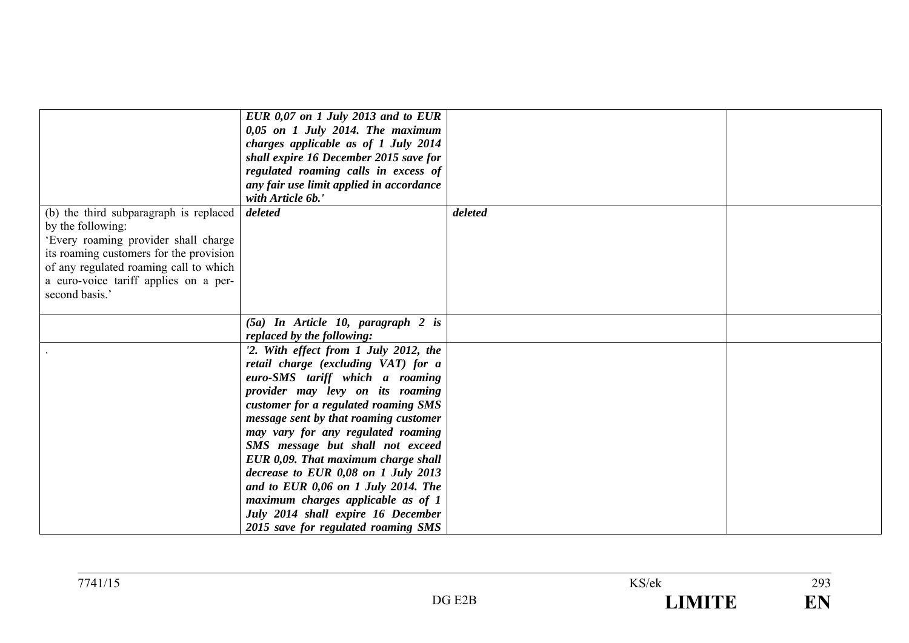| | | | |
|---|---|---|---|
| | ***EUR 0,07 on 1 July 2013 and to EUR 0,05 on 1 July 2014. The maximum charges applicable as of 1 July 2014 shall expire 16 December 2015 save for regulated roaming calls in excess of any fair use limit applied in accordance with Article 6b.'*** | | |
| (b) the third subparagraph is replaced by the following: 'Every roaming provider shall charge its roaming customers for the provision of any regulated roaming call to which a euro-voice tariff applies on a per-second basis.' | ***deleted*** | ***deleted*** | |
| | ***(5a) In Article 10, paragraph 2 is replaced by the following:*** | | |
| . | ***'2. With effect from 1 July 2012, the retail charge (excluding VAT) for a euro-SMS tariff which a roaming provider may levy on its roaming customer for a regulated roaming SMS message sent by that roaming customer may vary for any regulated roaming SMS message but shall not exceed EUR 0,09. That maximum charge shall decrease to EUR 0,08 on 1 July 2013 and to EUR 0,06 on 1 July 2014. The maximum charges applicable as of 1 July 2014 shall expire 16 December 2015 save for regulated roaming SMS*** | | |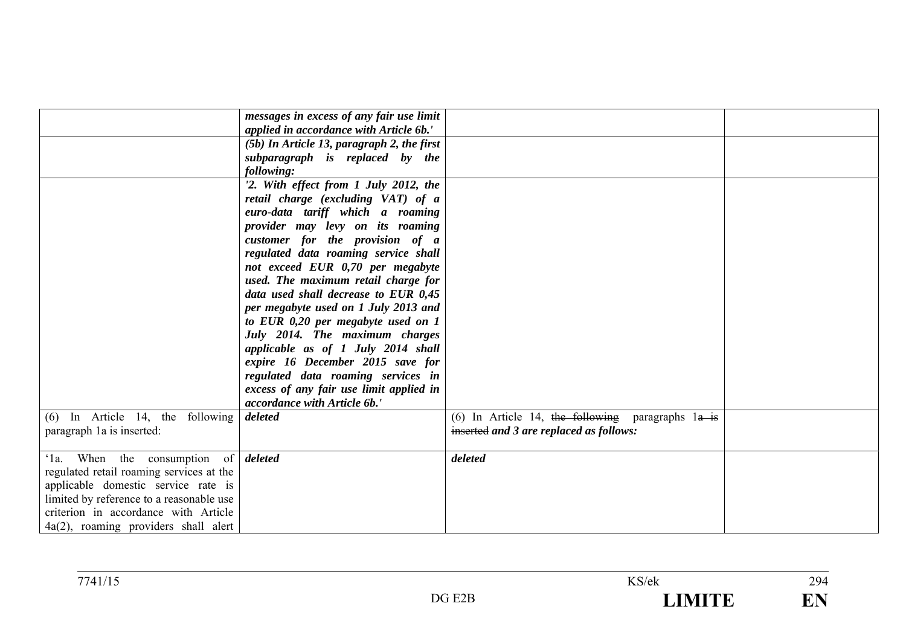| | | | |
|---|---|---|---|
| | ***messages in excess of any fair use limit applied in accordance with Article 6b.'*** | | |
| | ***(5b) In Article 13, paragraph 2, the first subparagraph is replaced by the following:*** | | |
| | ***'2. With effect from 1 July 2012, the retail charge (excluding VAT) of a euro-data tariff which a roaming provider may levy on its roaming customer for the provision of a regulated data roaming service shall not exceed EUR 0,70 per megabyte used. The maximum retail charge for data used shall decrease to EUR 0,45 per megabyte used on 1 July 2013 and to EUR 0,20 per megabyte used on 1 July 2014. The maximum charges applicable as of 1 July 2014 shall expire 16 December 2015 save for regulated data roaming services in excess of any fair use limit applied in accordance with Article 6b.'*** | | |
| (6) In Article 14, the following paragraph 1a is inserted: | ***deleted*** | (6) In Article 14, ~~the following~~ paragraphs 1~~a is inserted~~ ***and 3 are replaced as follows:*** | |
| '1a. When the consumption of regulated retail roaming services at the applicable domestic service rate is limited by reference to a reasonable use criterion in accordance with Article 4a(2), roaming providers shall alert | ***deleted*** | ***deleted*** | |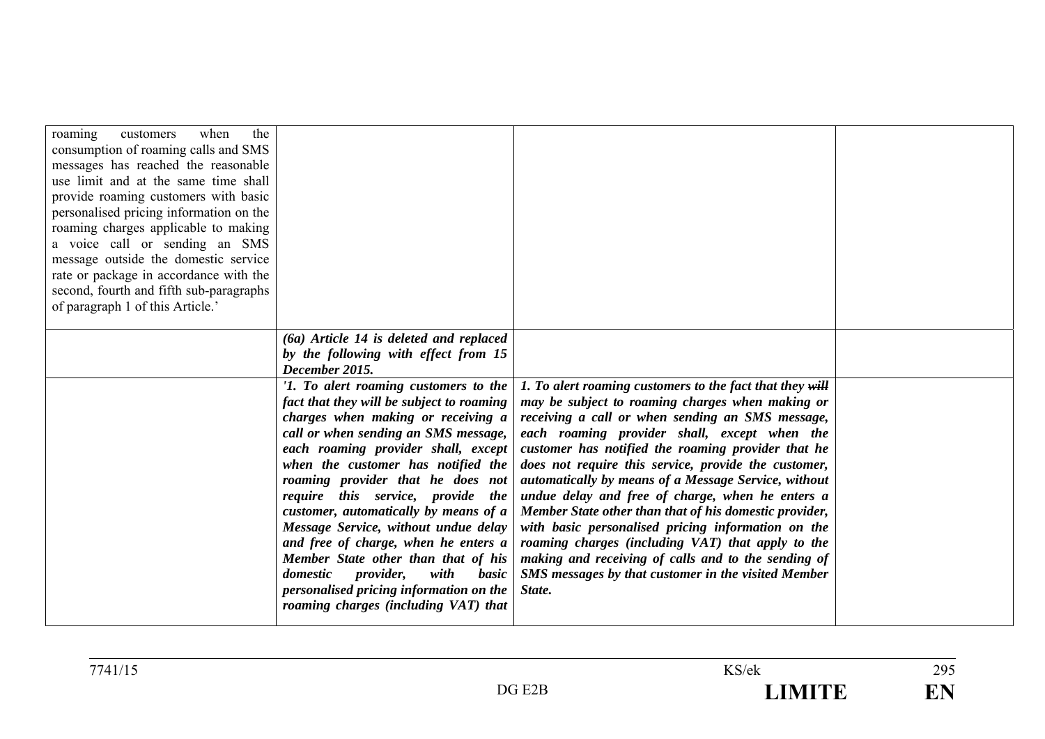| | | | |
|---|---|---|---|
| roaming customers when the consumption of roaming calls and SMS messages has reached the reasonable use limit and at the same time shall provide roaming customers with basic personalised pricing information on the roaming charges applicable to making a voice call or sending an SMS message outside the domestic service rate or package in accordance with the second, fourth and fifth sub-paragraphs of paragraph 1 of this Article.' | | | |
| | ***(6a) Article 14 is deleted and replaced by the following with effect from 15 December 2015.*** | | |
| | ***'1. To alert roaming customers to the fact that they will be subject to roaming charges when making or receiving a call or when sending an SMS message, each roaming provider shall, except when the customer has notified the roaming provider that he does not require this service, provide the customer, automatically by means of a Message Service, without undue delay and free of charge, when he enters a Member State other than that of his domestic provider, with basic personalised pricing information on the roaming charges (including VAT) that*** | ***1. To alert roaming customers to the fact that they ~~will~~ may be subject to roaming charges when making or receiving a call or when sending an SMS message, each roaming provider shall, except when the customer has notified the roaming provider that he does not require this service, provide the customer, automatically by means of a Message Service, without undue delay and free of charge, when he enters a Member State other than that of his domestic provider, with basic personalised pricing information on the roaming charges (including VAT) that apply to the making and receiving of calls and to the sending of SMS messages by that customer in the visited Member State.*** | |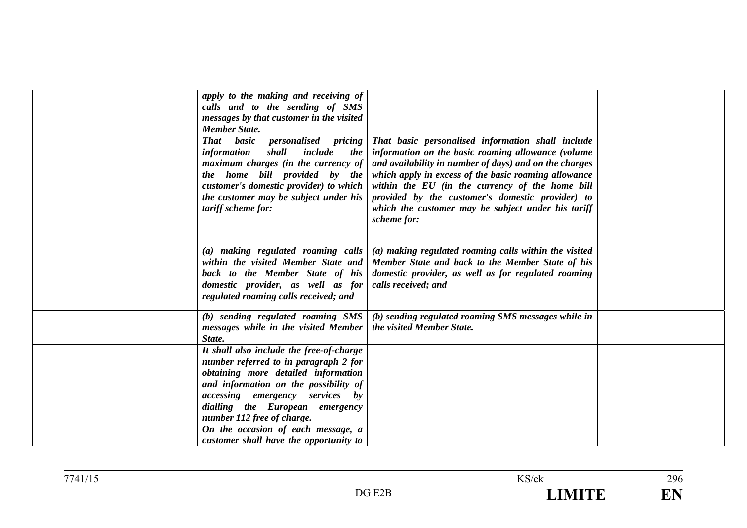| | | | |
|---|---|---|---|
| | ***apply to the making and receiving of calls and to the sending of SMS messages by that customer in the visited Member State.*** | | |
| | ***That basic personalised pricing information shall include the maximum charges (in the currency of the home bill provided by the customer's domestic provider) to which the customer may be subject under his tariff scheme for:*** | ***That basic personalised information shall include information on the basic roaming allowance (volume and availability in number of days) and on the charges which apply in excess of the basic roaming allowance within the EU (in the currency of the home bill provided by the customer's domestic provider) to which the customer may be subject under his tariff scheme for:*** | |
| | ***(a) making regulated roaming calls within the visited Member State and back to the Member State of his domestic provider, as well as for regulated roaming calls received; and*** | ***(a) making regulated roaming calls within the visited Member State and back to the Member State of his domestic provider, as well as for regulated roaming calls received; and*** | |
| | ***(b) sending regulated roaming SMS messages while in the visited Member State.*** | ***(b) sending regulated roaming SMS messages while in the visited Member State.*** | |
| | ***It shall also include the free-of-charge number referred to in paragraph 2 for obtaining more detailed information and information on the possibility of accessing emergency services by dialling the European emergency number 112 free of charge.*** | | |
| | ***On the occasion of each message, a customer shall have the opportunity to*** | | |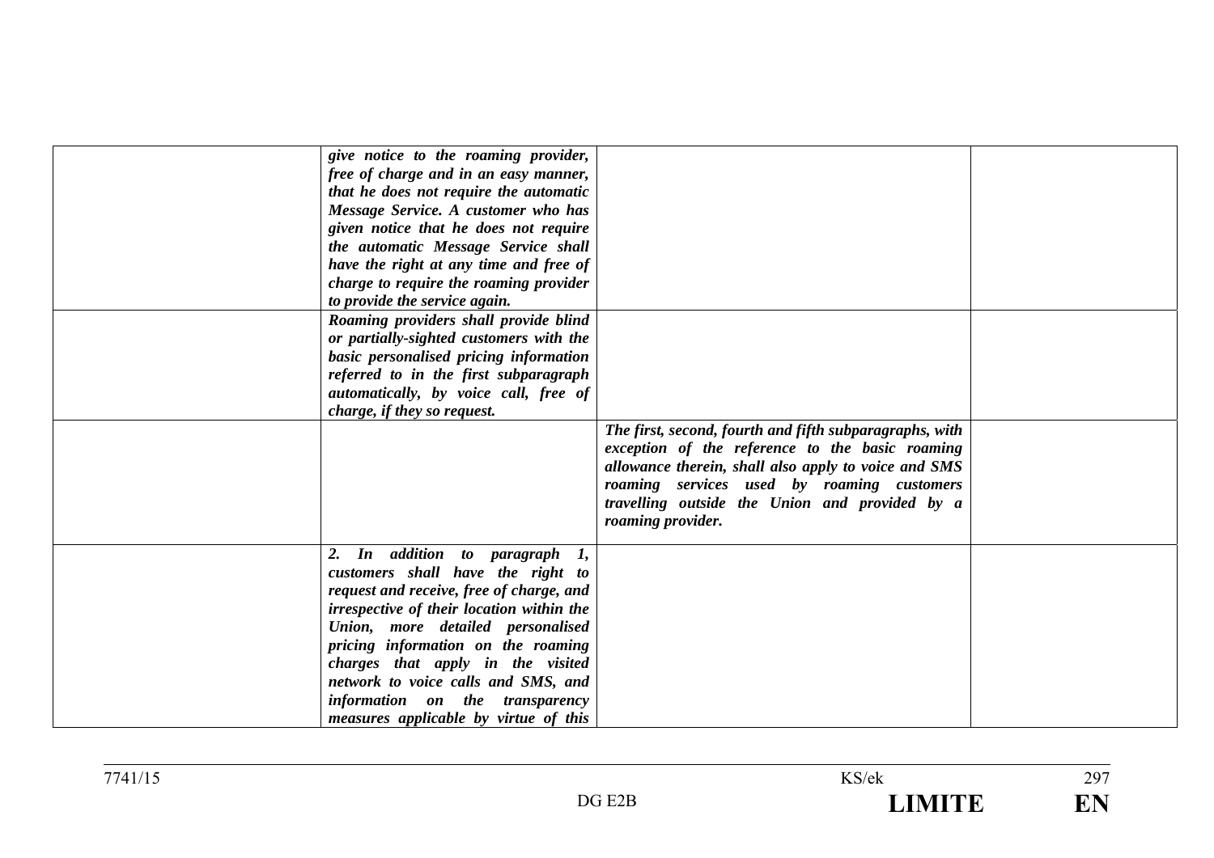|  |  |  |  |
|---|---|---|---|
|  | ***give notice to the roaming provider, free of charge and in an easy manner, that he does not require the automatic Message Service. A customer who has given notice that he does not require the automatic Message Service shall have the right at any time and free of charge to require the roaming provider to provide the service again.*** |  |  |
|  | ***Roaming providers shall provide blind or partially-sighted customers with the basic personalised pricing information referred to in the first subparagraph automatically, by voice call, free of charge, if they so request.*** |  |  |
|  |  | ***The first, second, fourth and fifth subparagraphs, with exception of the reference to the basic roaming allowance therein, shall also apply to voice and SMS roaming services used by roaming customers travelling outside the Union and provided by a roaming provider.*** |  |
|  | ***2. In addition to paragraph 1, customers shall have the right to request and receive, free of charge, and irrespective of their location within the Union, more detailed personalised pricing information on the roaming charges that apply in the visited network to voice calls and SMS, and information on the transparency measures applicable by virtue of this*** |  |  |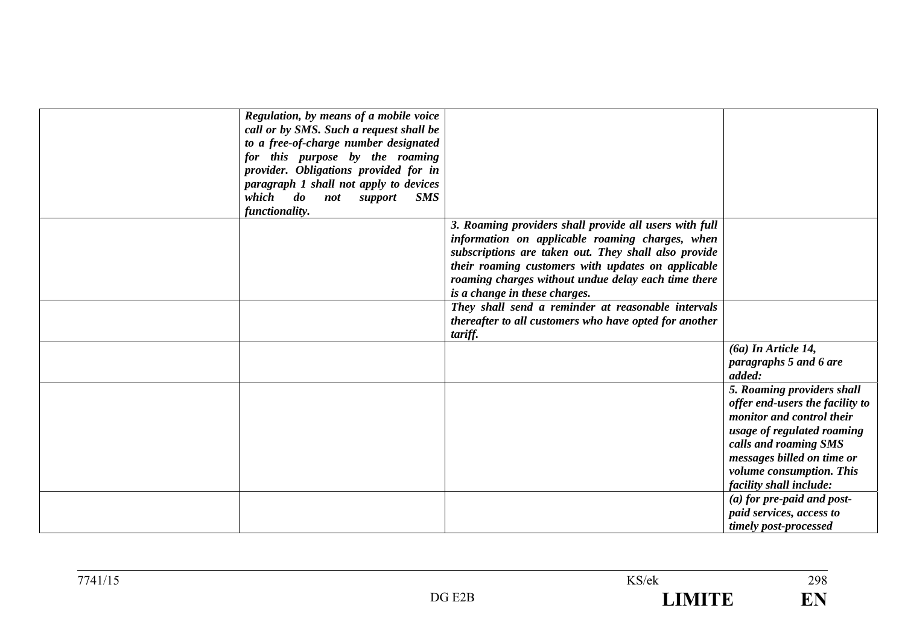| | | | |
|---|---|---|---|
| | ***Regulation, by means of a mobile voice call or by SMS. Such a request shall be to a free-of-charge number designated for this purpose by the roaming provider. Obligations provided for in paragraph 1 shall not apply to devices which do not support SMS functionality.*** | | |
| | | ***3. Roaming providers shall provide all users with full information on applicable roaming charges, when subscriptions are taken out. They shall also provide their roaming customers with updates on applicable roaming charges without undue delay each time there is a change in these charges.*** | |
| | | ***They shall send a reminder at reasonable intervals thereafter to all customers who have opted for another tariff.*** | |
| | | | ***(6a) In Article 14, paragraphs 5 and 6 are added:*** |
| | | | ***5. Roaming providers shall offer end-users the facility to monitor and control their usage of regulated roaming calls and roaming SMS messages billed on time or volume consumption. This facility shall include:*** |
| | | | ***(a) for pre-paid and post-paid services, access to timely post-processed*** |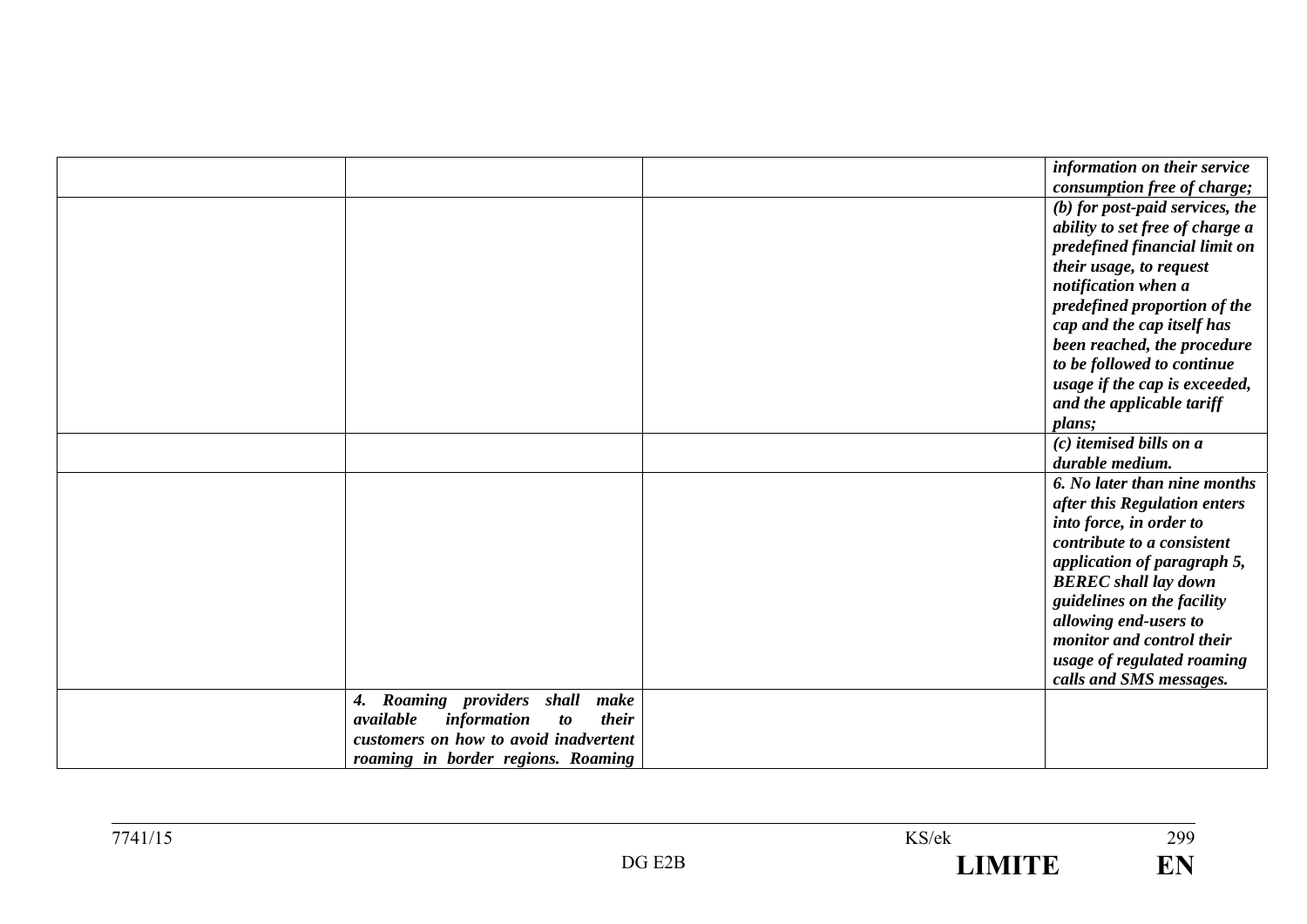| | | | |
|---|---|---|---|
| | | | ***information on their service consumption free of charge;*** |
| | | | ***(b) for post-paid services, the ability to set free of charge a predefined financial limit on their usage, to request notification when a predefined proportion of the cap and the cap itself has been reached, the procedure to be followed to continue usage if the cap is exceeded, and the applicable tariff plans;*** |
| | | | ***(c) itemised bills on a durable medium.*** |
| | | | ***6. No later than nine months after this Regulation enters into force, in order to contribute to a consistent application of paragraph 5, BEREC shall lay down guidelines on the facility allowing end-users to monitor and control their usage of regulated roaming calls and SMS messages.*** |
| | ***4. Roaming providers shall make available information to their customers on how to avoid inadvertent roaming in border regions. Roaming*** | | |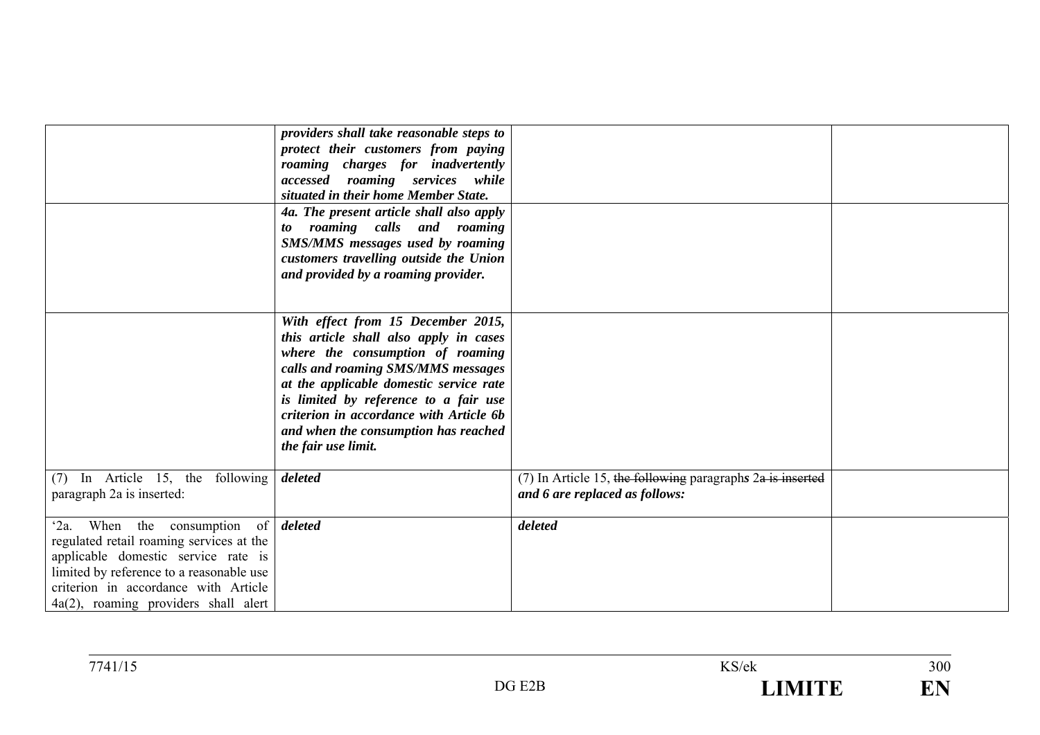| | | | |
|---|---|---|---|
| | ***providers shall take reasonable steps to protect their customers from paying roaming charges for inadvertently accessed roaming services while situated in their home Member State.*** | | |
| | ***4a. The present article shall also apply to roaming calls and roaming SMS/MMS messages used by roaming customers travelling outside the Union and provided by a roaming provider.*** | | |
| | ***With effect from 15 December 2015, this article shall also apply in cases where the consumption of roaming calls and roaming SMS/MMS messages at the applicable domestic service rate is limited by reference to a fair use criterion in accordance with Article 6b and when the consumption has reached the fair use limit.*** | | |
| (7) In Article 15, the following paragraph 2a is inserted: | ***deleted*** | (7) In Article 15, ~~the following~~ paragraph*s* 2~~a is inserted~~ ***and 6 are replaced as follows:*** | |
| '2a. When the consumption of regulated retail roaming services at the applicable domestic service rate is limited by reference to a reasonable use criterion in accordance with Article 4a(2), roaming providers shall alert | ***deleted*** | ***deleted*** | |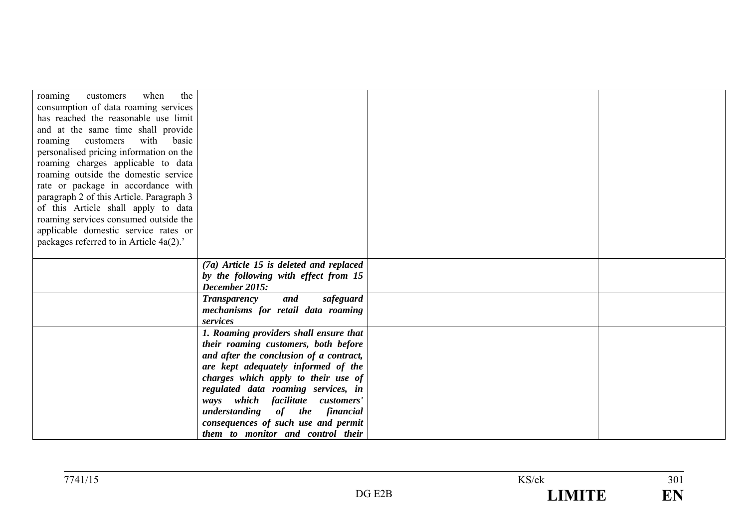| | | | |
|---|---|---|---|
| roaming customers when the consumption of data roaming services has reached the reasonable use limit and at the same time shall provide roaming customers with basic personalised pricing information on the roaming charges applicable to data roaming outside the domestic service rate or package in accordance with paragraph 2 of this Article. Paragraph 3 of this Article shall apply to data roaming services consumed outside the applicable domestic service rates or packages referred to in Article 4a(2).' | | | |
| | ***(7a) Article 15 is deleted and replaced by the following with effect from 15 December 2015:*** | | |
| | ***Transparency and safeguard mechanisms for retail data roaming services*** | | |
| | ***1. Roaming providers shall ensure that their roaming customers, both before and after the conclusion of a contract, are kept adequately informed of the charges which apply to their use of regulated data roaming services, in ways which facilitate customers' understanding of the financial consequences of such use and permit them to monitor and control their*** | | |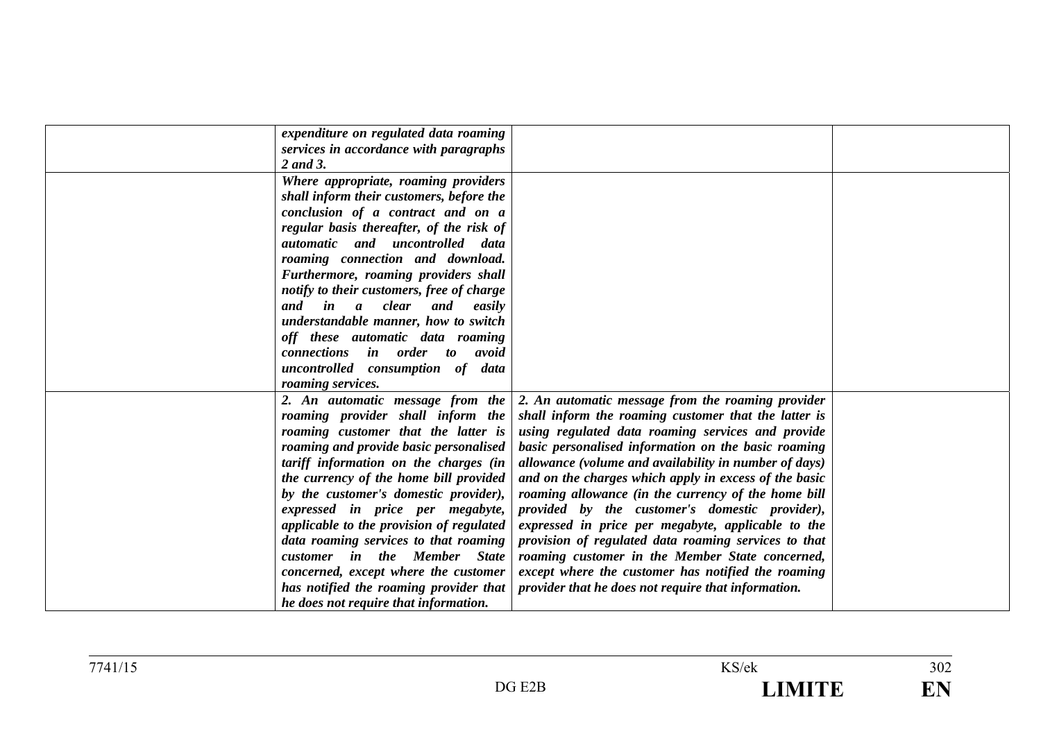| | | | |
|---|---|---|---|
| | ***expenditure on regulated data roaming services in accordance with paragraphs 2 and 3.*** | | |
| | ***Where appropriate, roaming providers shall inform their customers, before the conclusion of a contract and on a regular basis thereafter, of the risk of automatic and uncontrolled data roaming connection and download. Furthermore, roaming providers shall notify to their customers, free of charge and in a clear and easily understandable manner, how to switch off these automatic data roaming connections in order to avoid uncontrolled consumption of data roaming services.*** | | |
| | ***2. An automatic message from the roaming provider shall inform the roaming customer that the latter is roaming and provide basic personalised tariff information on the charges (in the currency of the home bill provided by the customer's domestic provider), expressed in price per megabyte, applicable to the provision of regulated data roaming services to that roaming customer in the Member State concerned, except where the customer has notified the roaming provider that he does not require that information.*** | ***2. An automatic message from the roaming provider shall inform the roaming customer that the latter is using regulated data roaming services and provide basic personalised information on the basic roaming allowance (volume and availability in number of days) and on the charges which apply in excess of the basic roaming allowance (in the currency of the home bill provided by the customer's domestic provider), expressed in price per megabyte, applicable to the provision of regulated data roaming services to that roaming customer in the Member State concerned, except where the customer has notified the roaming provider that he does not require that information.*** | |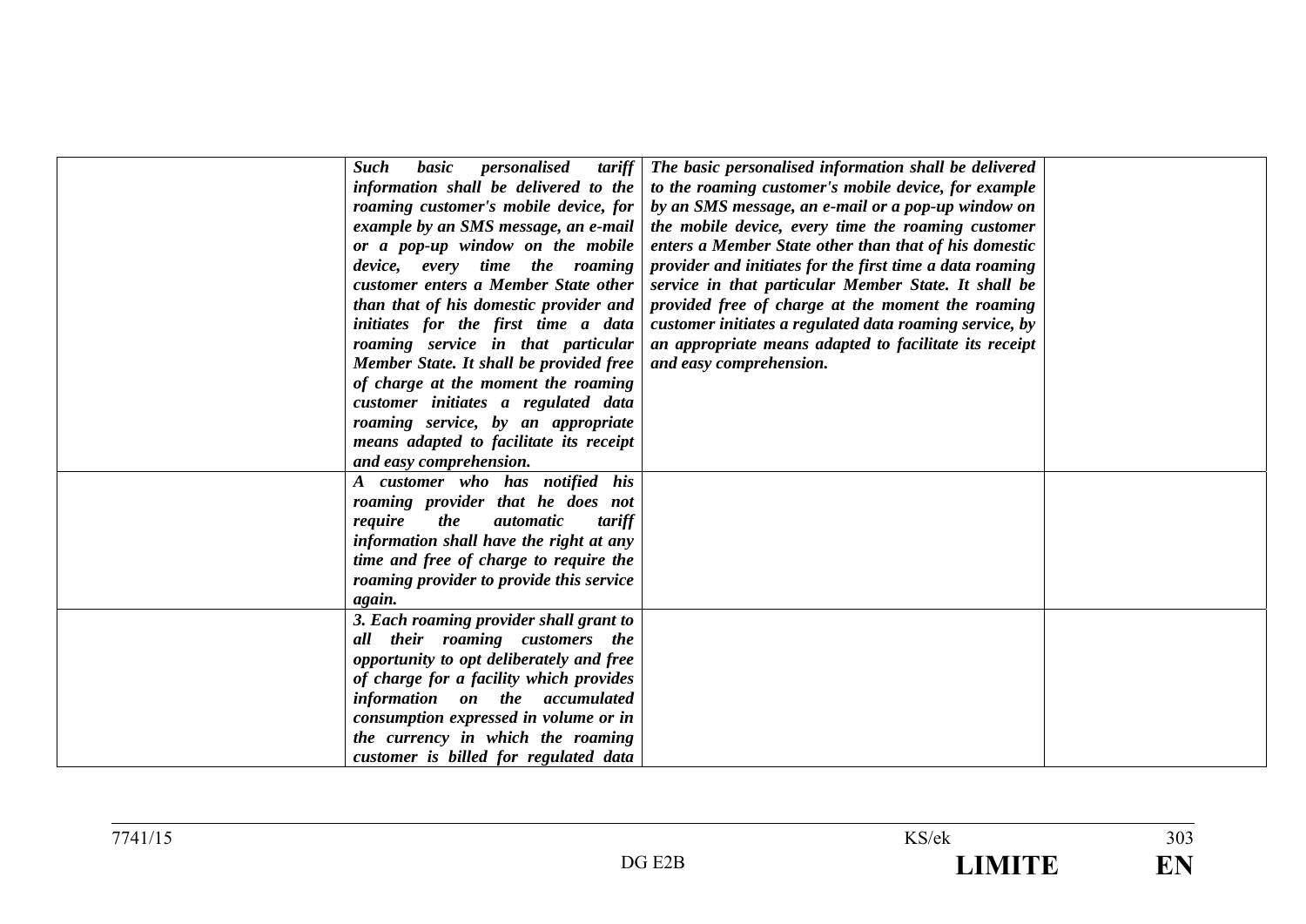| | | | |
|---|---|---|---|
| | ***Such basic personalised tariff information shall be delivered to the roaming customer's mobile device, for example by an SMS message, an e-mail or a pop-up window on the mobile device, every time the roaming customer enters a Member State other than that of his domestic provider and initiates for the first time a data roaming service in that particular Member State. It shall be provided free of charge at the moment the roaming customer initiates a regulated data roaming service, by an appropriate means adapted to facilitate its receipt and easy comprehension.*** | ***The basic personalised information shall be delivered to the roaming customer's mobile device, for example by an SMS message, an e-mail or a pop-up window on the mobile device, every time the roaming customer enters a Member State other than that of his domestic provider and initiates for the first time a data roaming service in that particular Member State. It shall be provided free of charge at the moment the roaming customer initiates a regulated data roaming service, by an appropriate means adapted to facilitate its receipt and easy comprehension.*** | |
| | ***A customer who has notified his roaming provider that he does not require the automatic tariff information shall have the right at any time and free of charge to require the roaming provider to provide this service again.*** | | |
| | ***3. Each roaming provider shall grant to all their roaming customers the opportunity to opt deliberately and free of charge for a facility which provides information on the accumulated consumption expressed in volume or in the currency in which the roaming customer is billed for regulated data*** | | |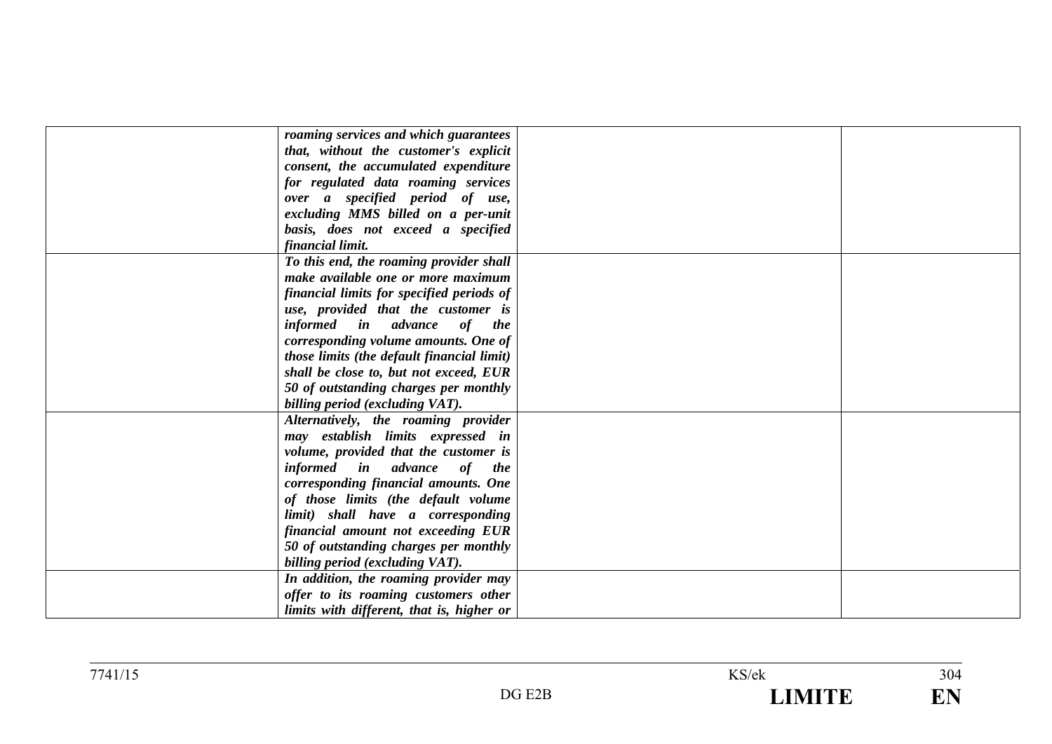| | | | |
|---|---|---|---|
| | ***roaming services and which guarantees that, without the customer's explicit consent, the accumulated expenditure for regulated data roaming services over a specified period of use, excluding MMS billed on a per-unit basis, does not exceed a specified financial limit.*** | | |
| | ***To this end, the roaming provider shall make available one or more maximum financial limits for specified periods of use, provided that the customer is informed in advance of the corresponding volume amounts. One of those limits (the default financial limit) shall be close to, but not exceed, EUR 50 of outstanding charges per monthly billing period (excluding VAT).*** | | |
| | ***Alternatively, the roaming provider may establish limits expressed in volume, provided that the customer is informed in advance of the corresponding financial amounts. One of those limits (the default volume limit) shall have a corresponding financial amount not exceeding EUR 50 of outstanding charges per monthly billing period (excluding VAT).*** | | |
| | ***In addition, the roaming provider may offer to its roaming customers other limits with different, that is, higher or*** | | |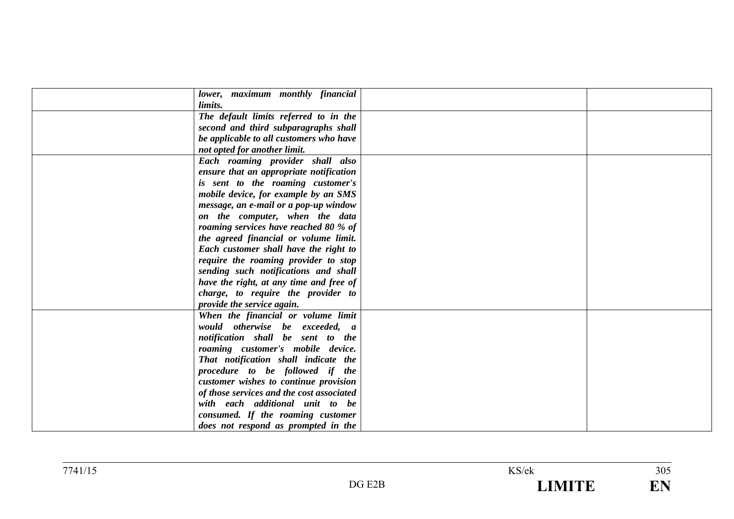| | | | |
|---|---|---|---|
| | ***lower, maximum monthly financial limits.*** | | |
| | ***The default limits referred to in the second and third subparagraphs shall be applicable to all customers who have not opted for another limit.*** | | |
| | ***Each roaming provider shall also ensure that an appropriate notification is sent to the roaming customer's mobile device, for example by an SMS message, an e-mail or a pop-up window on the computer, when the data roaming services have reached 80 % of the agreed financial or volume limit. Each customer shall have the right to require the roaming provider to stop sending such notifications and shall have the right, at any time and free of charge, to require the provider to provide the service again.*** | | |
| | ***When the financial or volume limit would otherwise be exceeded, a notification shall be sent to the roaming customer's mobile device. That notification shall indicate the procedure to be followed if the customer wishes to continue provision of those services and the cost associated with each additional unit to be consumed. If the roaming customer does not respond as prompted in the*** | | |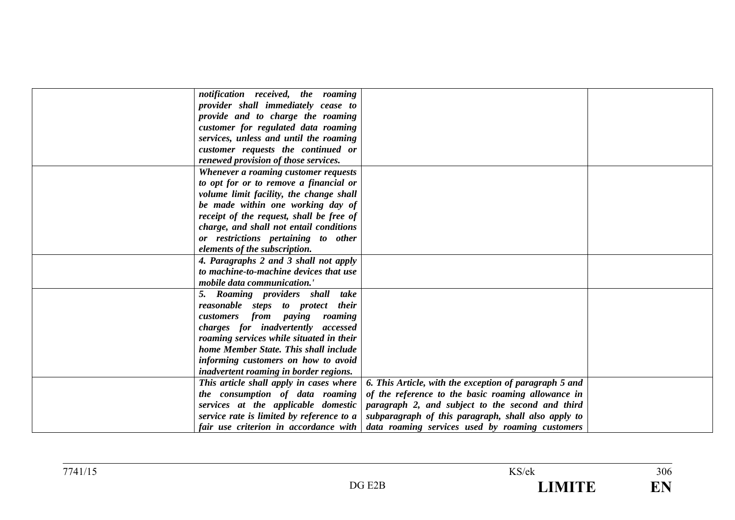| | | | |
|---|---|---|---|
| | ***notification received, the roaming provider shall immediately cease to provide and to charge the roaming customer for regulated data roaming services, unless and until the roaming customer requests the continued or renewed provision of those services.*** | | |
| | ***Whenever a roaming customer requests to opt for or to remove a financial or volume limit facility, the change shall be made within one working day of receipt of the request, shall be free of charge, and shall not entail conditions or restrictions pertaining to other elements of the subscription.*** | | |
| | ***4. Paragraphs 2 and 3 shall not apply to machine-to-machine devices that use mobile data communication.'*** | | |
| | ***5. Roaming providers shall take reasonable steps to protect their customers from paying roaming charges for inadvertently accessed roaming services while situated in their home Member State. This shall include informing customers on how to avoid inadvertent roaming in border regions.*** | | |
| | ***This article shall apply in cases where the consumption of data roaming services at the applicable domestic service rate is limited by reference to a fair use criterion in accordance with*** | ***6. This Article, with the exception of paragraph 5 and of the reference to the basic roaming allowance in paragraph 2, and subject to the second and third subparagraph of this paragraph, shall also apply to data roaming services used by roaming customers*** | |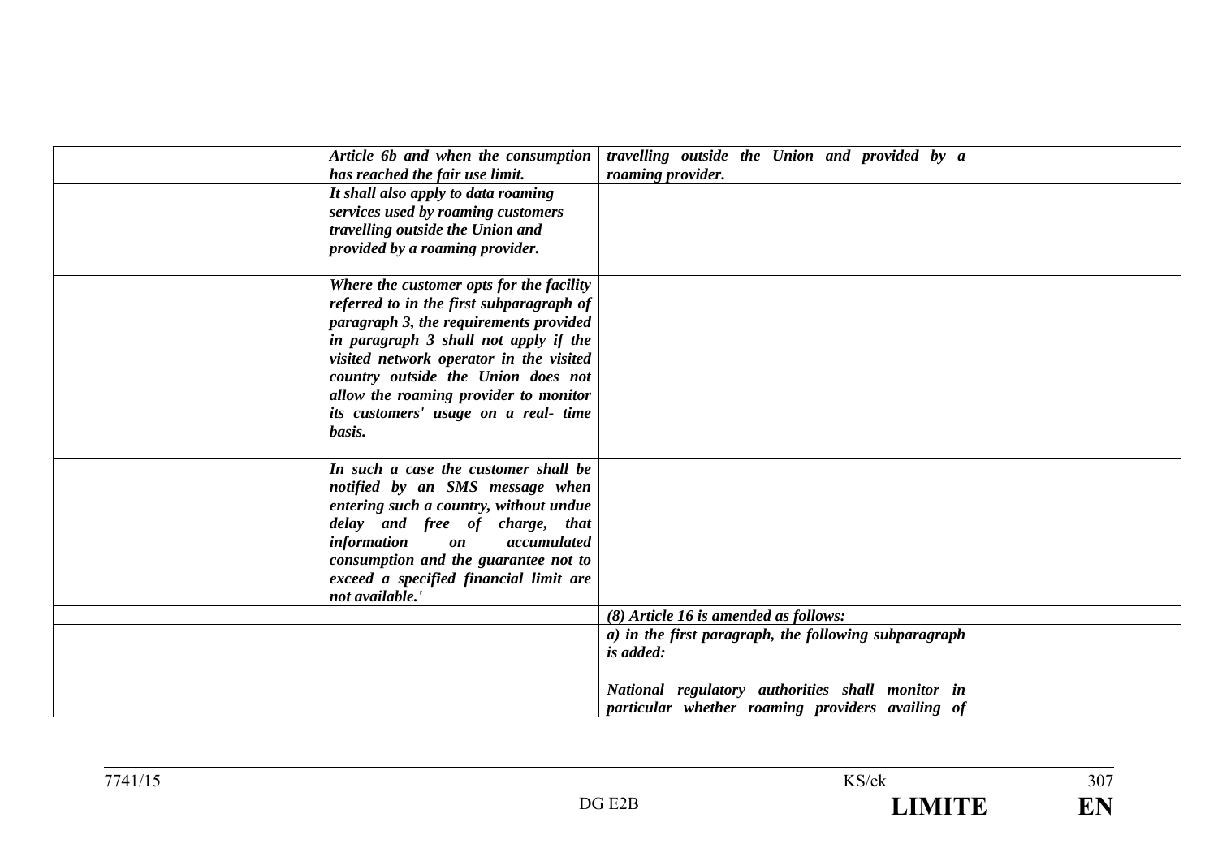|  |  |  |  |
|---|---|---|---|
|  | ***Article 6b and when the consumption has reached the fair use limit.*** | ***travelling outside the Union and provided by a roaming provider.*** |  |
|  | ***It shall also apply to data roaming services used by roaming customers travelling outside the Union and provided by a roaming provider.*** |  |  |
|  | ***Where the customer opts for the facility referred to in the first subparagraph of paragraph 3, the requirements provided in paragraph 3 shall not apply if the visited network operator in the visited country outside the Union does not allow the roaming provider to monitor its customers' usage on a real- time basis.*** |  |  |
|  | ***In such a case the customer shall be notified by an SMS message when entering such a country, without undue delay and free of charge, that information on accumulated consumption and the guarantee not to exceed a specified financial limit are not available.'*** |  |  |
|  |  | ***(8) Article 16 is amended as follows:*** |  |
|  |  | ***a) in the first paragraph, the following subparagraph is added:***<br><br>***National regulatory authorities shall monitor in particular whether roaming providers availing of*** |  |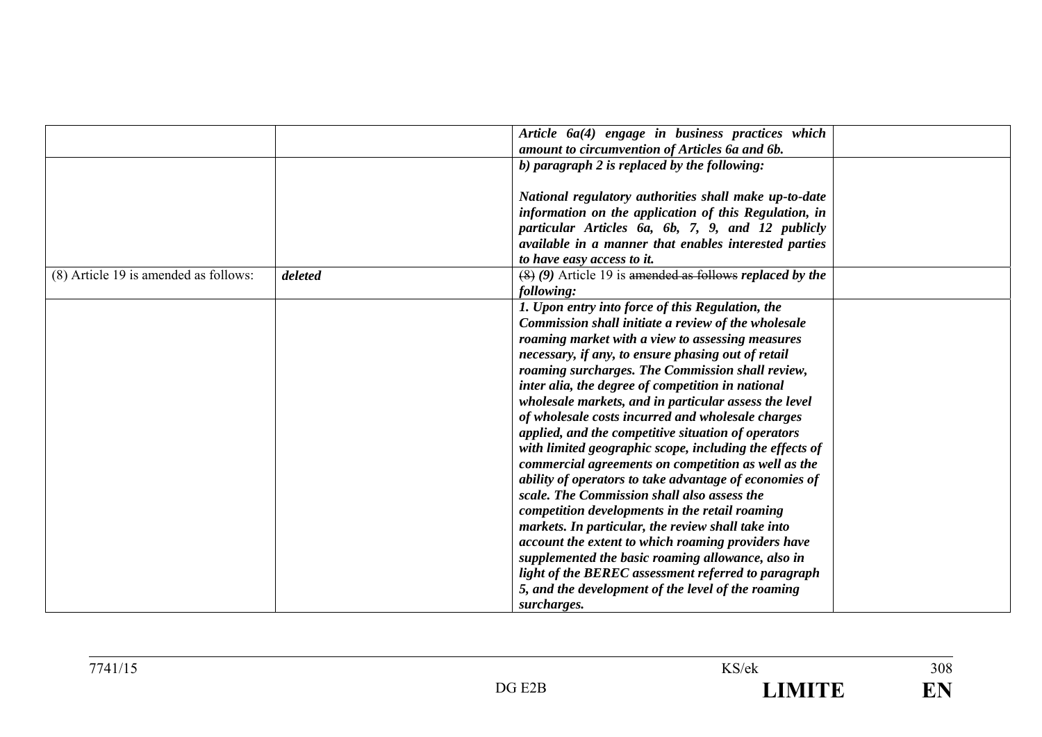| | | | |
|---|---|---|---|
| | | ***Article 6a(4) engage in business practices which amount to circumvention of Articles 6a and 6b.*** | |
| | | ***b) paragraph 2 is replaced by the following:***<br><br>***National regulatory authorities shall make up-to-date information on the application of this Regulation, in particular Articles 6a, 6b, 7, 9, and 12 publicly available in a manner that enables interested parties to have easy access to it.*** | |
| (8) Article 19 is amended as follows: | ***deleted*** | ~~(8)~~ ***(9)*** Article 19 is ~~amended as follows~~ ***replaced by the following:*** | |
| | | ***1. Upon entry into force of this Regulation, the Commission shall initiate a review of the wholesale roaming market with a view to assessing measures necessary, if any, to ensure phasing out of retail roaming surcharges. The Commission shall review, inter alia, the degree of competition in national wholesale markets, and in particular assess the level of wholesale costs incurred and wholesale charges applied, and the competitive situation of operators with limited geographic scope, including the effects of commercial agreements on competition as well as the ability of operators to take advantage of economies of scale. The Commission shall also assess the competition developments in the retail roaming markets. In particular, the review shall take into account the extent to which roaming providers have supplemented the basic roaming allowance, also in light of the BEREC assessment referred to paragraph 5, and the development of the level of the roaming surcharges.*** | |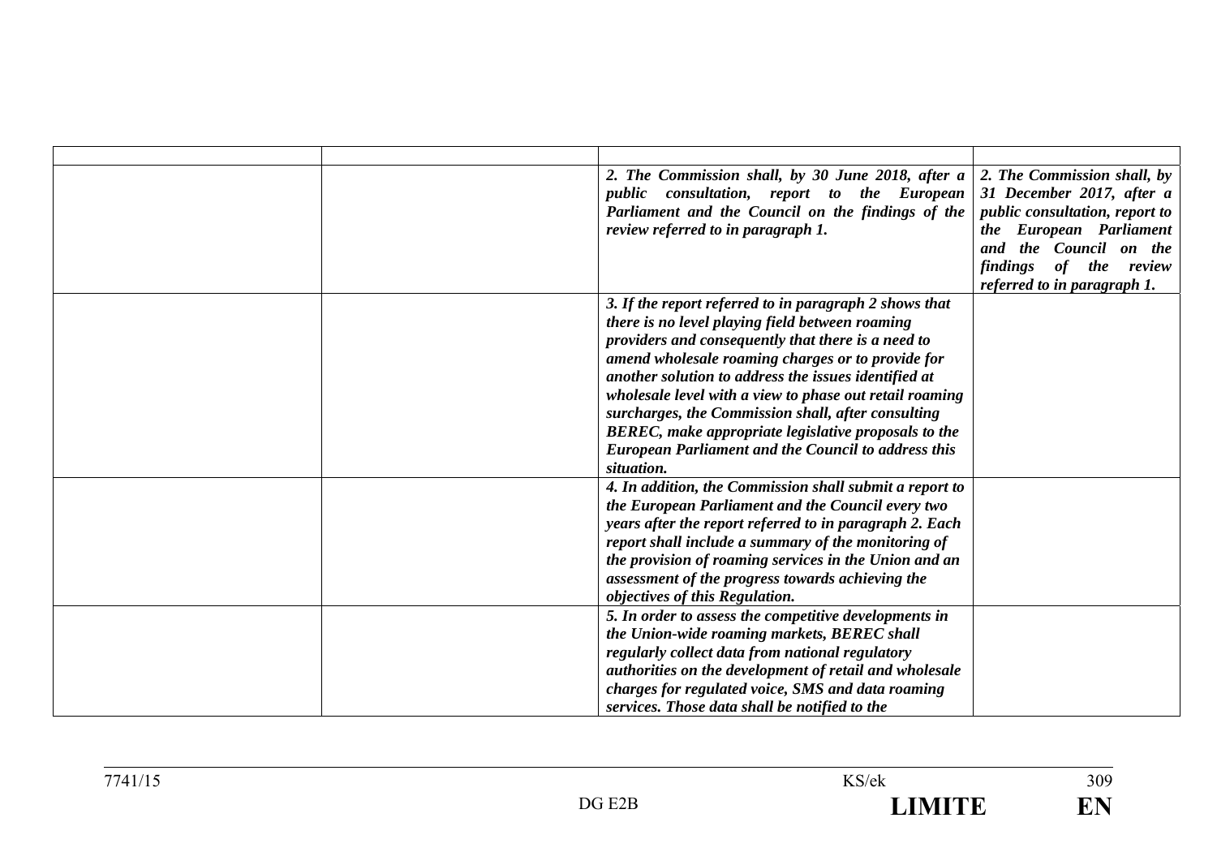| | | | |
|---|---|---|---|
| | | *2. The Commission shall, by 30 June 2018, after a public consultation, report to the European Parliament and the Council on the findings of the review referred to in paragraph 1.* | *2. The Commission shall, by 31 December 2017, after a public consultation, report to the European Parliament and the Council on the findings of the review referred to in paragraph 1.* |
| | | *3. If the report referred to in paragraph 2 shows that there is no level playing field between roaming providers and consequently that there is a need to amend wholesale roaming charges or to provide for another solution to address the issues identified at wholesale level with a view to phase out retail roaming surcharges, the Commission shall, after consulting BEREC, make appropriate legislative proposals to the European Parliament and the Council to address this situation.* | |
| | | *4. In addition, the Commission shall submit a report to the European Parliament and the Council every two years after the report referred to in paragraph 2. Each report shall include a summary of the monitoring of the provision of roaming services in the Union and an assessment of the progress towards achieving the objectives of this Regulation.* | |
| | | *5. In order to assess the competitive developments in the Union-wide roaming markets, BEREC shall regularly collect data from national regulatory authorities on the development of retail and wholesale charges for regulated voice, SMS and data roaming services. Those data shall be notified to the* | |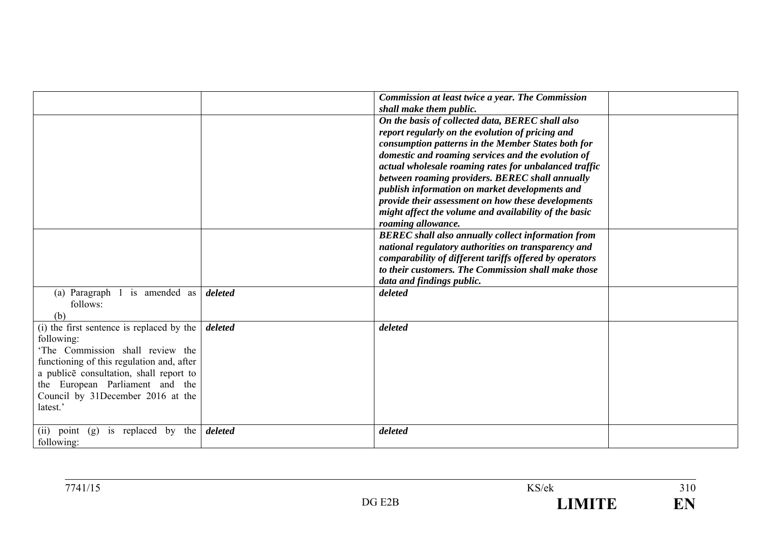| | | | |
|---|---|---|---|
| | | ***Commission at least twice a year. The Commission shall make them public.*** | |
| | | ***On the basis of collected data, BEREC shall also report regularly on the evolution of pricing and consumption patterns in the Member States both for domestic and roaming services and the evolution of actual wholesale roaming rates for unbalanced traffic between roaming providers. BEREC shall annually publish information on market developments and provide their assessment on how these developments might affect the volume and availability of the basic roaming allowance.*** | |
| | | ***BEREC shall also annually collect information from national regulatory authorities on transparency and comparability of different tariffs offered by operators to their customers. The Commission shall make those data and findings public.*** | |
| (a) Paragraph 1 is amended as follows: (b) | ***deleted*** | ***deleted*** | |
| (i) the first sentence is replaced by the following: 'The Commission shall review the functioning of this regulation and, after a publicē consultation, shall report to the European Parliament and the Council by 31December 2016 at the latest.' | ***deleted*** | ***deleted*** | |
| (ii) point (g) is replaced by the following: | ***deleted*** | ***deleted*** | |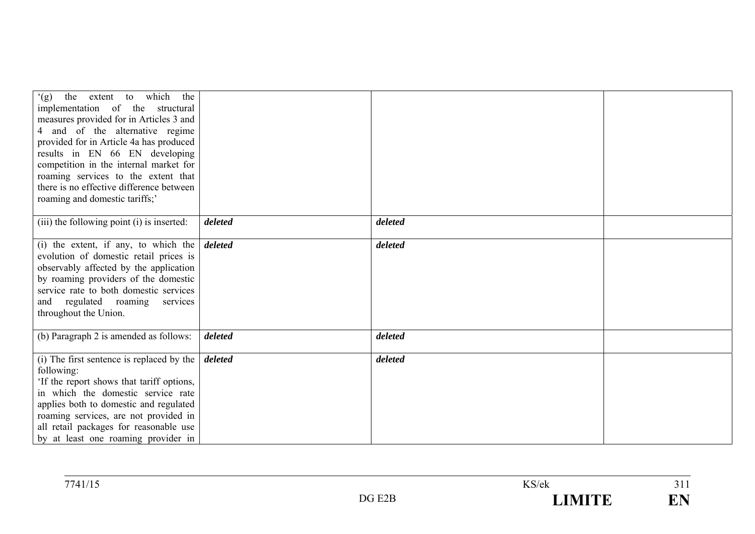| | | | |
|---|---|---|---|
| '(g) the extent to which the implementation of the structural measures provided for in Articles 3 and 4 and of the alternative regime provided for in Article 4a has produced results in EN 66 EN developing competition in the internal market for roaming services to the extent that there is no effective difference between roaming and domestic tariffs;' | | | |
| (iii) the following point (i) is inserted: | ***deleted*** | ***deleted*** | |
| (i) the extent, if any, to which the evolution of domestic retail prices is observably affected by the application by roaming providers of the domestic service rate to both domestic services and regulated roaming services throughout the Union. | ***deleted*** | ***deleted*** | |
| (b) Paragraph 2 is amended as follows: | ***deleted*** | ***deleted*** | |
| (i) The first sentence is replaced by the following:<br>'If the report shows that tariff options, in which the domestic service rate applies both to domestic and regulated roaming services, are not provided in all retail packages for reasonable use by at least one roaming provider in | ***deleted*** | ***deleted*** | |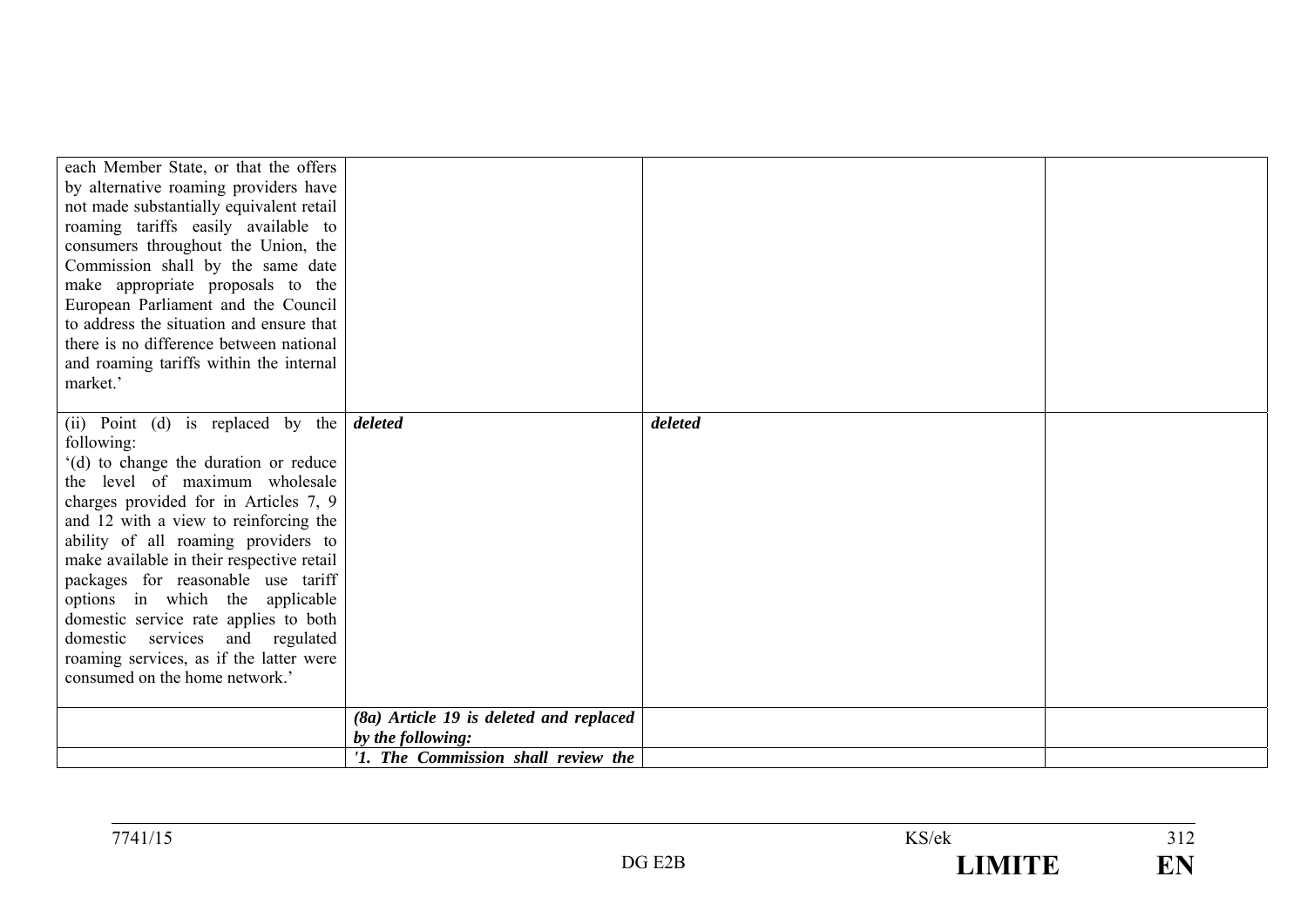| | | | |
|---|---|---|---|
| each Member State, or that the offers by alternative roaming providers have not made substantially equivalent retail roaming tariffs easily available to consumers throughout the Union, the Commission shall by the same date make appropriate proposals to the European Parliament and the Council to address the situation and ensure that there is no difference between national and roaming tariffs within the internal market.' | | | |
| (ii) Point (d) is replaced by the following:<br>'(d) to change the duration or reduce the level of maximum wholesale charges provided for in Articles 7, 9 and 12 with a view to reinforcing the ability of all roaming providers to make available in their respective retail packages for reasonable use tariff options in which the applicable domestic service rate applies to both domestic services and regulated roaming services, as if the latter were consumed on the home network.' | ***deleted*** | ***deleted*** | |
| | ***(8a) Article 19 is deleted and replaced by the following:*** | | |
| | ***'1. The Commission shall review the*** | | |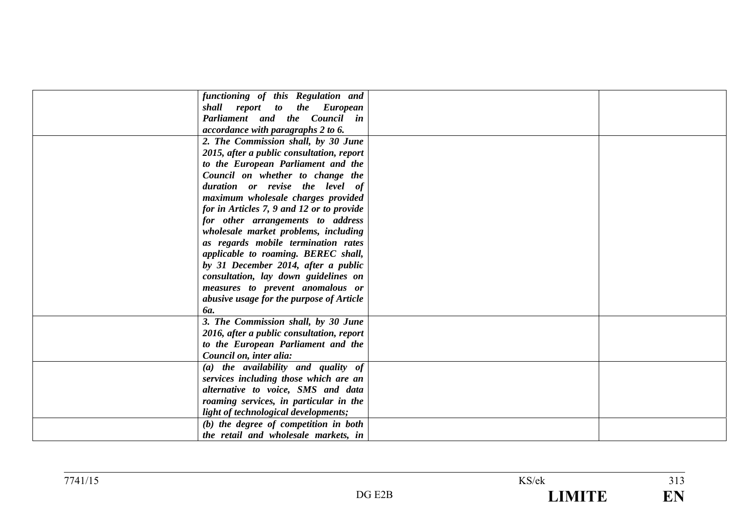|  |  |  |  |
|---|---|---|---|
|  | ***functioning of this Regulation and shall report to the European Parliament and the Council in accordance with paragraphs 2 to 6.*** |  |  |
|  | ***2. The Commission shall, by 30 June 2015, after a public consultation, report to the European Parliament and the Council on whether to change the duration or revise the level of maximum wholesale charges provided for in Articles 7, 9 and 12 or to provide for other arrangements to address wholesale market problems, including as regards mobile termination rates applicable to roaming. BEREC shall, by 31 December 2014, after a public consultation, lay down guidelines on measures to prevent anomalous or abusive usage for the purpose of Article 6a.*** |  |  |
|  | ***3. The Commission shall, by 30 June 2016, after a public consultation, report to the European Parliament and the Council on, inter alia:*** |  |  |
|  | ***(a) the availability and quality of services including those which are an alternative to voice, SMS and data roaming services, in particular in the light of technological developments;*** |  |  |
|  | ***(b) the degree of competition in both the retail and wholesale markets, in*** |  |  |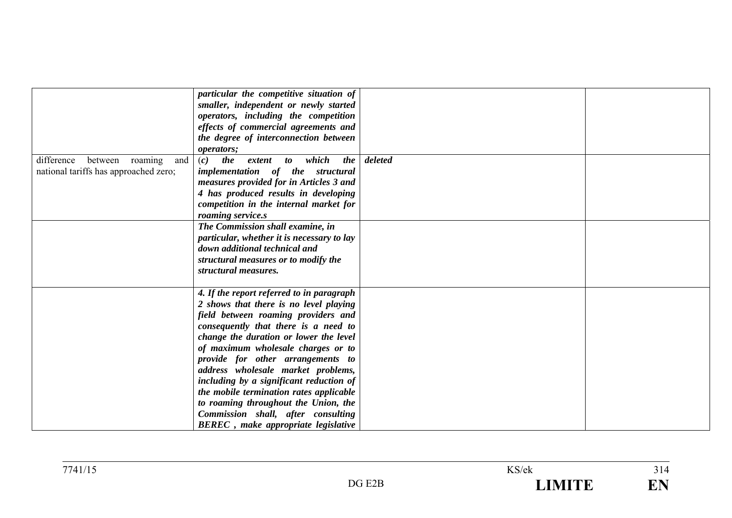| | | | |
|---|---|---|---|
| | ***particular the competitive situation of smaller, independent or newly started operators, including the competition effects of commercial agreements and the degree of interconnection between operators;*** | | |
| difference between roaming and national tariffs has approached zero; | ***(c) the extent to which the implementation of the structural measures provided for in Articles 3 and 4 has produced results in developing competition in the internal market for roaming service.s*** | ***deleted*** | |
| | ***The Commission shall examine, in particular, whether it is necessary to lay down additional technical and structural measures or to modify the structural measures.*** | | |
| | ***4. If the report referred to in paragraph 2 shows that there is no level playing field between roaming providers and consequently that there is a need to change the duration or lower the level of maximum wholesale charges or to provide for other arrangements to address wholesale market problems, including by a significant reduction of the mobile termination rates applicable to roaming throughout the Union, the Commission shall, after consulting BEREC , make appropriate legislative*** | | |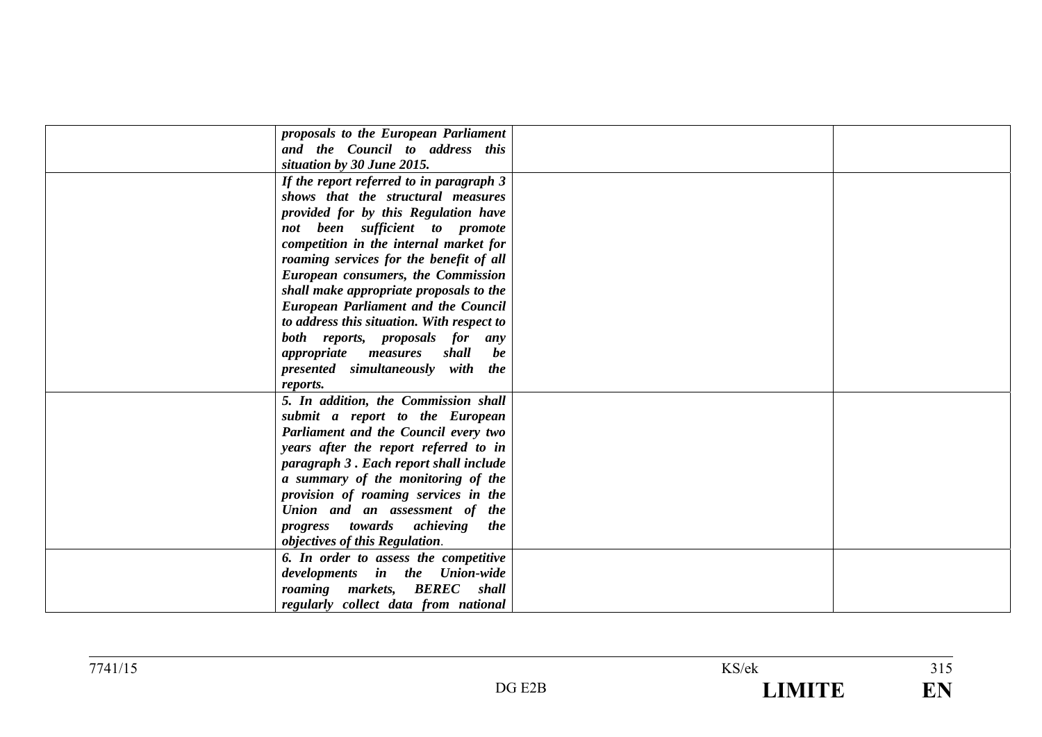| | | | |
|---|---|---|---|
| | ***proposals to the European Parliament and the Council to address this situation by 30 June 2015.*** | | |
| | ***If the report referred to in paragraph 3 shows that the structural measures provided for by this Regulation have not been sufficient to promote competition in the internal market for roaming services for the benefit of all European consumers, the Commission shall make appropriate proposals to the European Parliament and the Council to address this situation. With respect to both reports, proposals for any appropriate measures shall be presented simultaneously with the reports.*** | | |
| | ***5. In addition, the Commission shall submit a report to the European Parliament and the Council every two years after the report referred to in paragraph 3 . Each report shall include a summary of the monitoring of the provision of roaming services in the Union and an assessment of the progress towards achieving the objectives of this Regulation***. | | |
| | ***6. In order to assess the competitive developments in the Union-wide roaming markets, BEREC shall regularly collect data from national*** | | |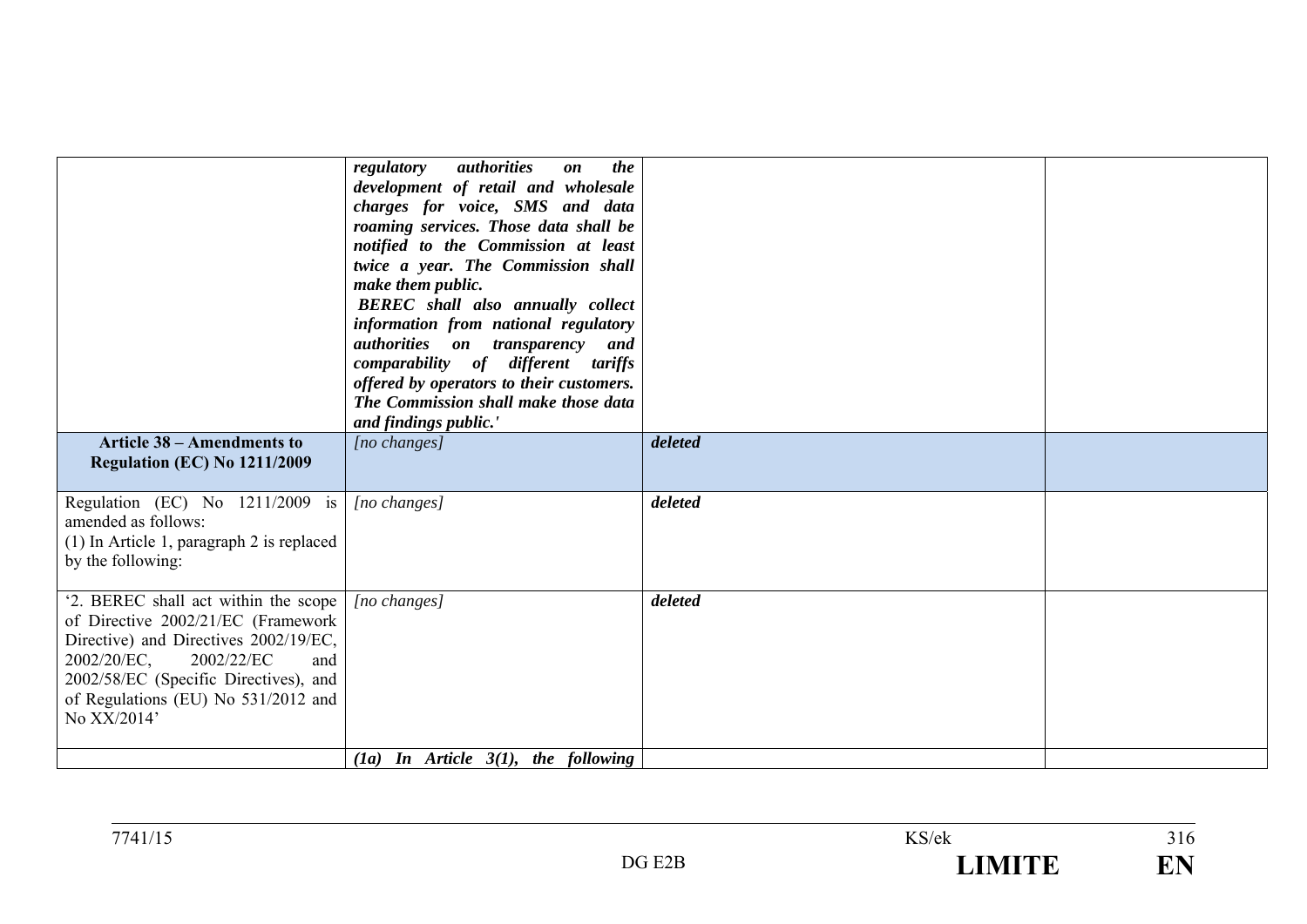| | | | |
|---|---|---|---|
| | ***regulatory authorities on the development of retail and wholesale charges for voice, SMS and data roaming services. Those data shall be notified to the Commission at least twice a year. The Commission shall make them public.*** ***BEREC shall also annually collect information from national regulatory authorities on transparency and comparability of different tariffs offered by operators to their customers. The Commission shall make those data and findings public.'*** | | |
| **Article 38 – Amendments to Regulation (EC) No 1211/2009** | *[no changes]* | ***deleted*** | |
| Regulation (EC) No 1211/2009 is amended as follows:<br>(1) In Article 1, paragraph 2 is replaced by the following: | *[no changes]* | ***deleted*** | |
| '2. BEREC shall act within the scope of Directive 2002/21/EC (Framework Directive) and Directives 2002/19/EC, 2002/20/EC, 2002/22/EC and 2002/58/EC (Specific Directives), and of Regulations (EU) No 531/2012 and No XX/2014' | *[no changes]* | ***deleted*** | |
| | ***(1a) In Article 3(1), the following*** | | |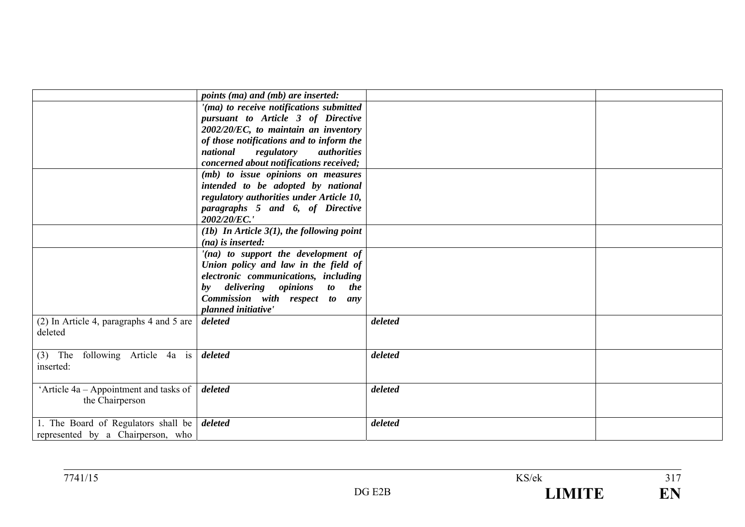| | | | |
|---|---|---|---|
| | ***points (ma) and (mb) are inserted:*** | | |
| | ***'(ma) to receive notifications submitted pursuant to Article 3 of Directive 2002/20/EC, to maintain an inventory of those notifications and to inform the national regulatory authorities concerned about notifications received;*** | | |
| | ***(mb) to issue opinions on measures intended to be adopted by national regulatory authorities under Article 10, paragraphs 5 and 6, of Directive 2002/20/EC.'*** | | |
| | ***(1b) In Article 3(1), the following point (na) is inserted:*** | | |
| | ***'(na) to support the development of Union policy and law in the field of electronic communications, including by delivering opinions to the Commission with respect to any planned initiative'*** | | |
| (2) In Article 4, paragraphs 4 and 5 are deleted | ***deleted*** | ***deleted*** | |
| (3) The following Article 4a is inserted: | ***deleted*** | ***deleted*** | |
| 'Article 4a – Appointment and tasks of the Chairperson | ***deleted*** | ***deleted*** | |
| 1. The Board of Regulators shall be represented by a Chairperson, who | ***deleted*** | ***deleted*** | |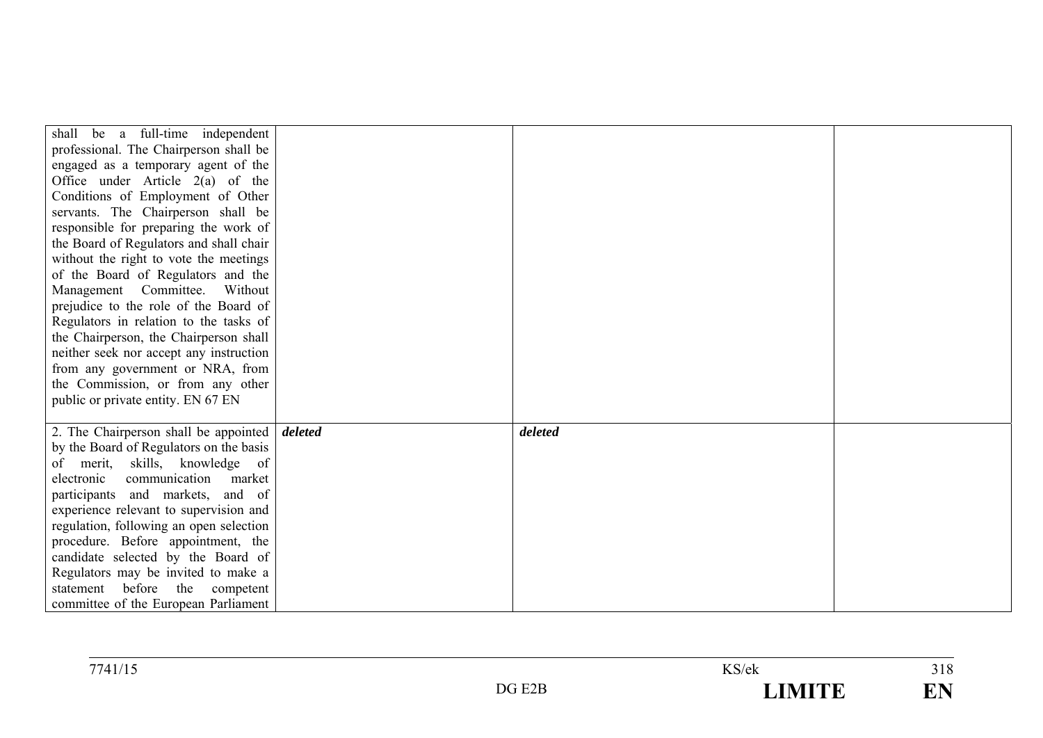| | | | |
|---|---|---|---|
| shall be a full-time independent professional. The Chairperson shall be engaged as a temporary agent of the Office under Article 2(a) of the Conditions of Employment of Other servants. The Chairperson shall be responsible for preparing the work of the Board of Regulators and shall chair without the right to vote the meetings of the Board of Regulators and the Management Committee. Without prejudice to the role of the Board of Regulators in relation to the tasks of the Chairperson, the Chairperson shall neither seek nor accept any instruction from any government or NRA, from the Commission, or from any other public or private entity. EN 67 EN | | | |
| 2. The Chairperson shall be appointed by the Board of Regulators on the basis of merit, skills, knowledge of electronic communication market participants and markets, and of experience relevant to supervision and regulation, following an open selection procedure. Before appointment, the candidate selected by the Board of Regulators may be invited to make a statement before the competent committee of the European Parliament | ***deleted*** | ***deleted*** | |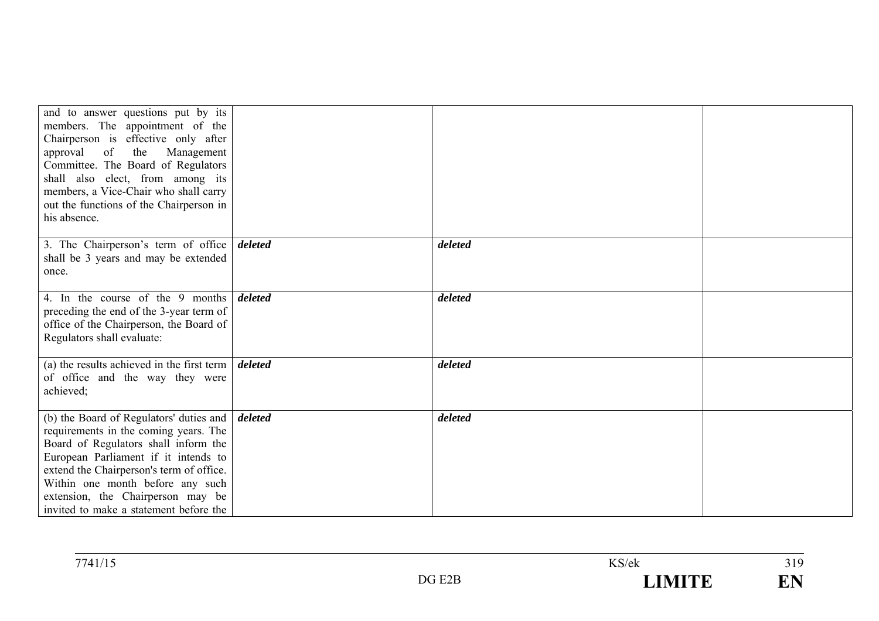| | | | |
|---|---|---|---|
| and to answer questions put by its members. The appointment of the Chairperson is effective only after approval of the Management Committee. The Board of Regulators shall also elect, from among its members, a Vice-Chair who shall carry out the functions of the Chairperson in his absence. | | | |
| 3. The Chairperson's term of office shall be 3 years and may be extended once. | ***deleted*** | ***deleted*** | |
| 4. In the course of the 9 months preceding the end of the 3-year term of office of the Chairperson, the Board of Regulators shall evaluate: | ***deleted*** | ***deleted*** | |
| (a) the results achieved in the first term of office and the way they were achieved; | ***deleted*** | ***deleted*** | |
| (b) the Board of Regulators' duties and requirements in the coming years. The Board of Regulators shall inform the European Parliament if it intends to extend the Chairperson's term of office. Within one month before any such extension, the Chairperson may be invited to make a statement before the | ***deleted*** | ***deleted*** | |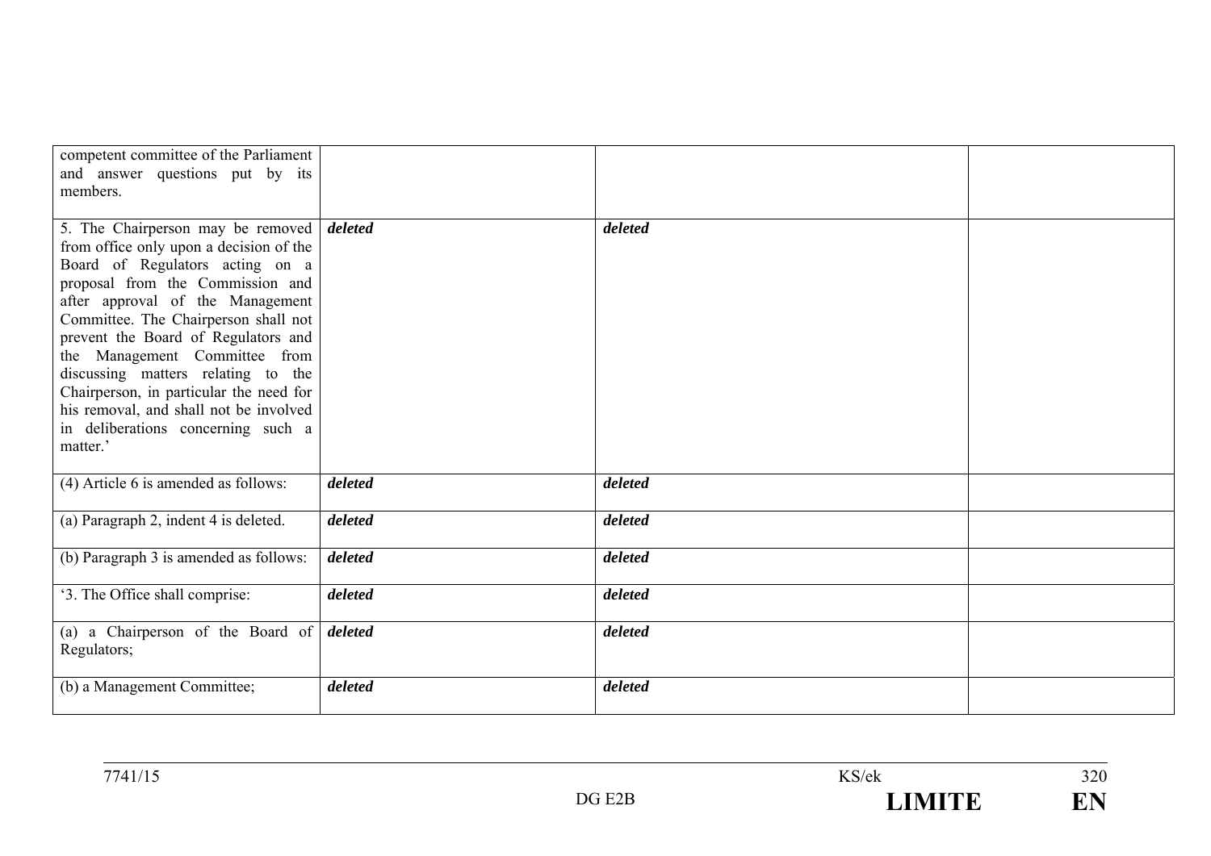| | | | |
|---|---|---|---|
| competent committee of the Parliament and answer questions put by its members. | | | |
| 5. The Chairperson may be removed from office only upon a decision of the Board of Regulators acting on a proposal from the Commission and after approval of the Management Committee. The Chairperson shall not prevent the Board of Regulators and the Management Committee from discussing matters relating to the Chairperson, in particular the need for his removal, and shall not be involved in deliberations concerning such a matter.' | ***deleted*** | ***deleted*** | |
| (4) Article 6 is amended as follows: | ***deleted*** | ***deleted*** | |
| (a) Paragraph 2, indent 4 is deleted. | ***deleted*** | ***deleted*** | |
| (b) Paragraph 3 is amended as follows: | ***deleted*** | ***deleted*** | |
| '3. The Office shall comprise: | ***deleted*** | ***deleted*** | |
| (a) a Chairperson of the Board of Regulators; | ***deleted*** | ***deleted*** | |
| (b) a Management Committee; | ***deleted*** | ***deleted*** | |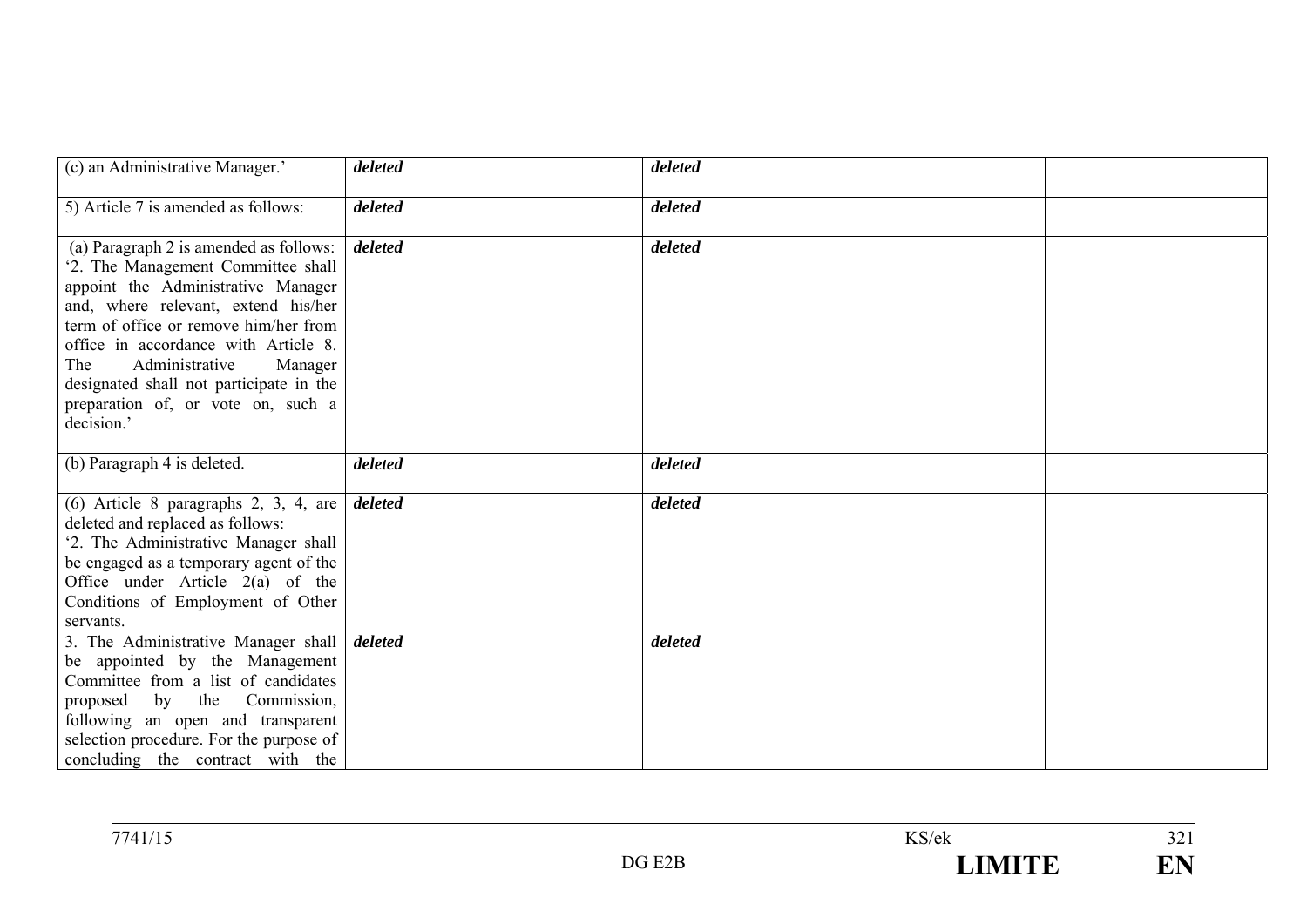| | | | |
|---|---|---|---|
| (c) an Administrative Manager.' | ***deleted*** | ***deleted*** | |
| 5) Article 7 is amended as follows: | ***deleted*** | ***deleted*** | |
| (a) Paragraph 2 is amended as follows: '2. The Management Committee shall appoint the Administrative Manager and, where relevant, extend his/her term of office or remove him/her from office in accordance with Article 8. The Administrative Manager designated shall not participate in the preparation of, or vote on, such a decision.' | ***deleted*** | ***deleted*** | |
| (b) Paragraph 4 is deleted. | ***deleted*** | ***deleted*** | |
| (6) Article 8 paragraphs 2, 3, 4, are deleted and replaced as follows: '2. The Administrative Manager shall be engaged as a temporary agent of the Office under Article 2(a) of the Conditions of Employment of Other servants. | ***deleted*** | ***deleted*** | |
| 3. The Administrative Manager shall be appointed by the Management Committee from a list of candidates proposed by the Commission, following an open and transparent selection procedure. For the purpose of concluding the contract with the | ***deleted*** | ***deleted*** | |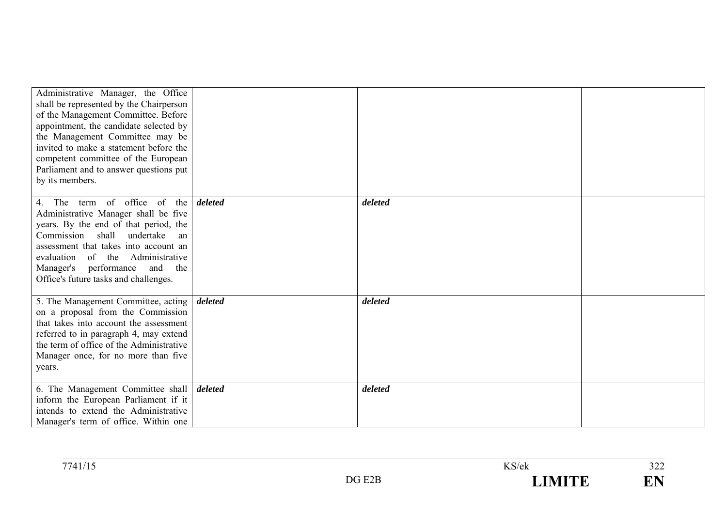| | | | |
|---|---|---|---|
| Administrative Manager, the Office shall be represented by the Chairperson of the Management Committee. Before appointment, the candidate selected by the Management Committee may be invited to make a statement before the competent committee of the European Parliament and to answer questions put by its members. | | | |
| 4. The term of office of the Administrative Manager shall be five years. By the end of that period, the Commission shall undertake an assessment that takes into account an evaluation of the Administrative Manager's performance and the Office's future tasks and challenges. | ***deleted*** | ***deleted*** | |
| 5. The Management Committee, acting on a proposal from the Commission that takes into account the assessment referred to in paragraph 4, may extend the term of office of the Administrative Manager once, for no more than five years. | ***deleted*** | ***deleted*** | |
| 6. The Management Committee shall inform the European Parliament if it intends to extend the Administrative Manager's term of office. Within one | ***deleted*** | ***deleted*** | |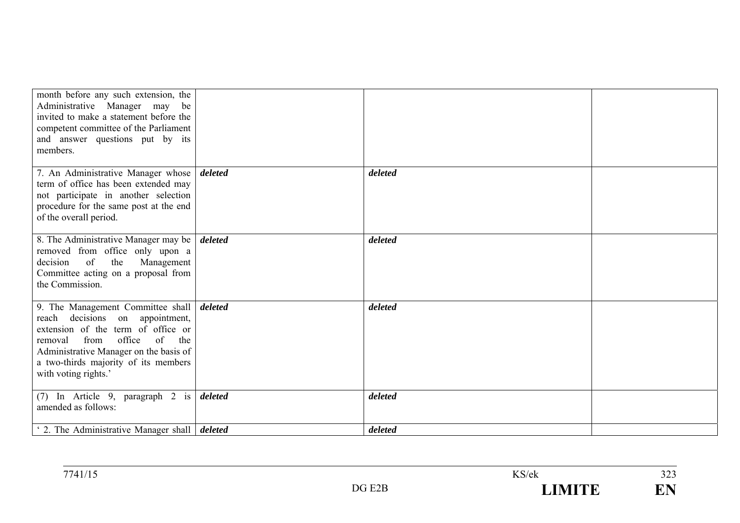| | | | |
|---|---|---|---|
| month before any such extension, the Administrative Manager may be invited to make a statement before the competent committee of the Parliament and answer questions put by its members. | | | |
| 7. An Administrative Manager whose term of office has been extended may not participate in another selection procedure for the same post at the end of the overall period. | ***deleted*** | ***deleted*** | |
| 8. The Administrative Manager may be removed from office only upon a decision of the Management Committee acting on a proposal from the Commission. | ***deleted*** | ***deleted*** | |
| 9. The Management Committee shall reach decisions on appointment, extension of the term of office or removal from office of the Administrative Manager on the basis of a two-thirds majority of its members with voting rights.' | ***deleted*** | ***deleted*** | |
| (7) In Article 9, paragraph 2 is amended as follows: | ***deleted*** | ***deleted*** | |
| ' 2. The Administrative Manager shall | ***deleted*** | ***deleted*** | |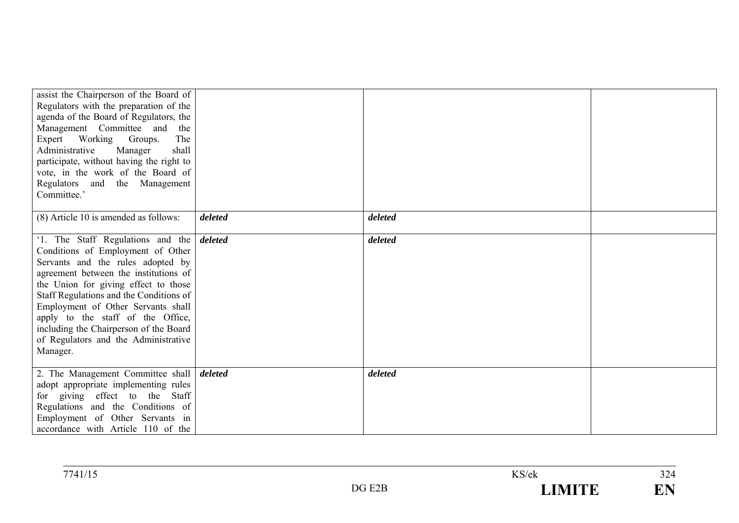| | | | |
|---|---|---|---|
| assist the Chairperson of the Board of Regulators with the preparation of the agenda of the Board of Regulators, the Management Committee and the Expert Working Groups. The Administrative Manager shall participate, without having the right to vote, in the work of the Board of Regulators and the Management Committee.' | | | |
| (8) Article 10 is amended as follows: | ***deleted*** | ***deleted*** | |
| '1. The Staff Regulations and the Conditions of Employment of Other Servants and the rules adopted by agreement between the institutions of the Union for giving effect to those Staff Regulations and the Conditions of Employment of Other Servants shall apply to the staff of the Office, including the Chairperson of the Board of Regulators and the Administrative Manager. | ***deleted*** | ***deleted*** | |
| 2. The Management Committee shall adopt appropriate implementing rules for giving effect to the Staff Regulations and the Conditions of Employment of Other Servants in accordance with Article 110 of the | ***deleted*** | ***deleted*** | |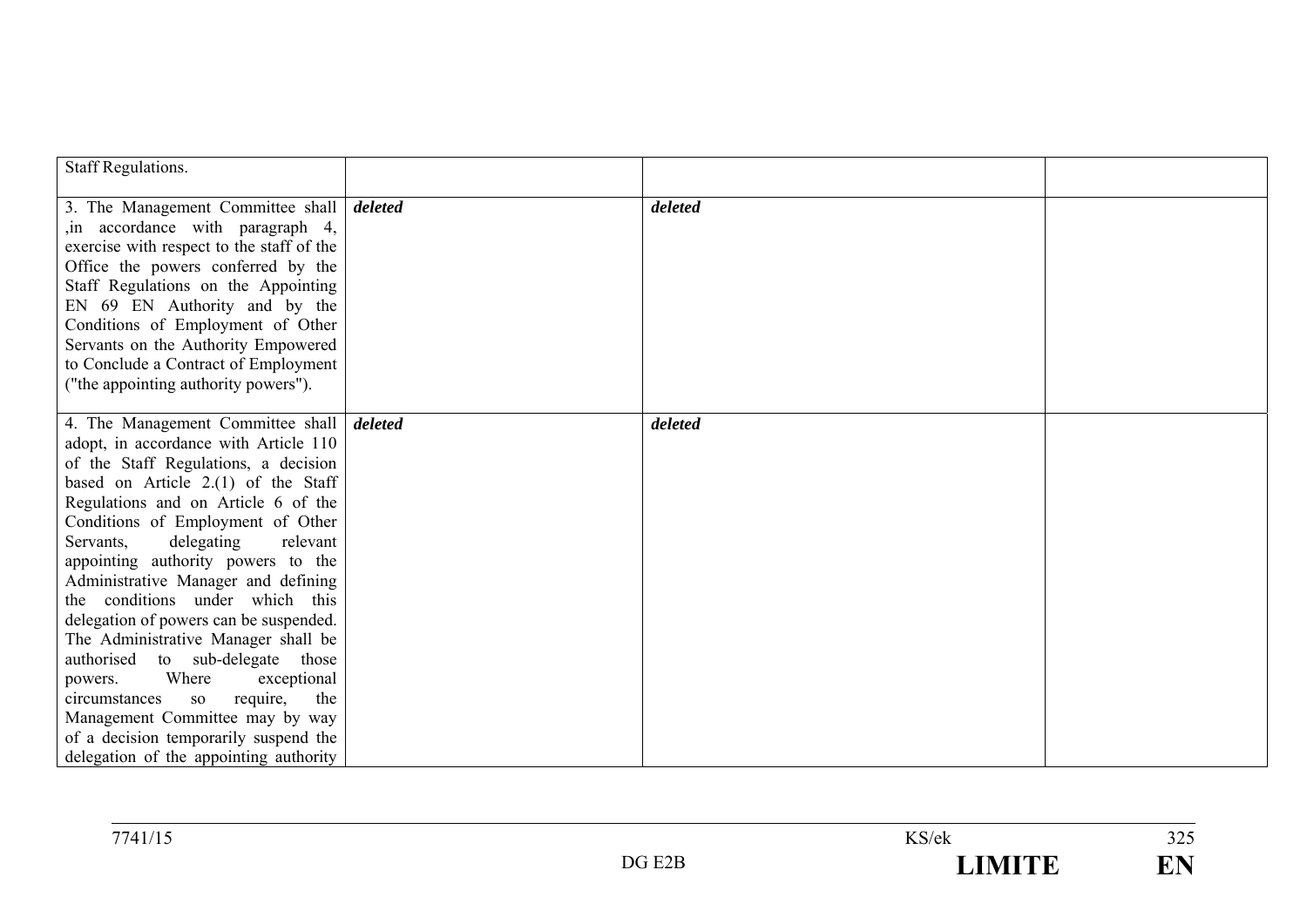| | | | |
|---|---|---|---|
| Staff Regulations. | | | |
| 3. The Management Committee shall ,in accordance with paragraph 4, exercise with respect to the staff of the Office the powers conferred by the Staff Regulations on the Appointing EN 69 EN Authority and by the Conditions of Employment of Other Servants on the Authority Empowered to Conclude a Contract of Employment ("the appointing authority powers"). | ***deleted*** | ***deleted*** | |
| 4. The Management Committee shall adopt, in accordance with Article 110 of the Staff Regulations, a decision based on Article 2.(1) of the Staff Regulations and on Article 6 of the Conditions of Employment of Other Servants, delegating relevant appointing authority powers to the Administrative Manager and defining the conditions under which this delegation of powers can be suspended. The Administrative Manager shall be authorised to sub-delegate those powers. Where exceptional circumstances so require, the Management Committee may by way of a decision temporarily suspend the delegation of the appointing authority | ***deleted*** | ***deleted*** | |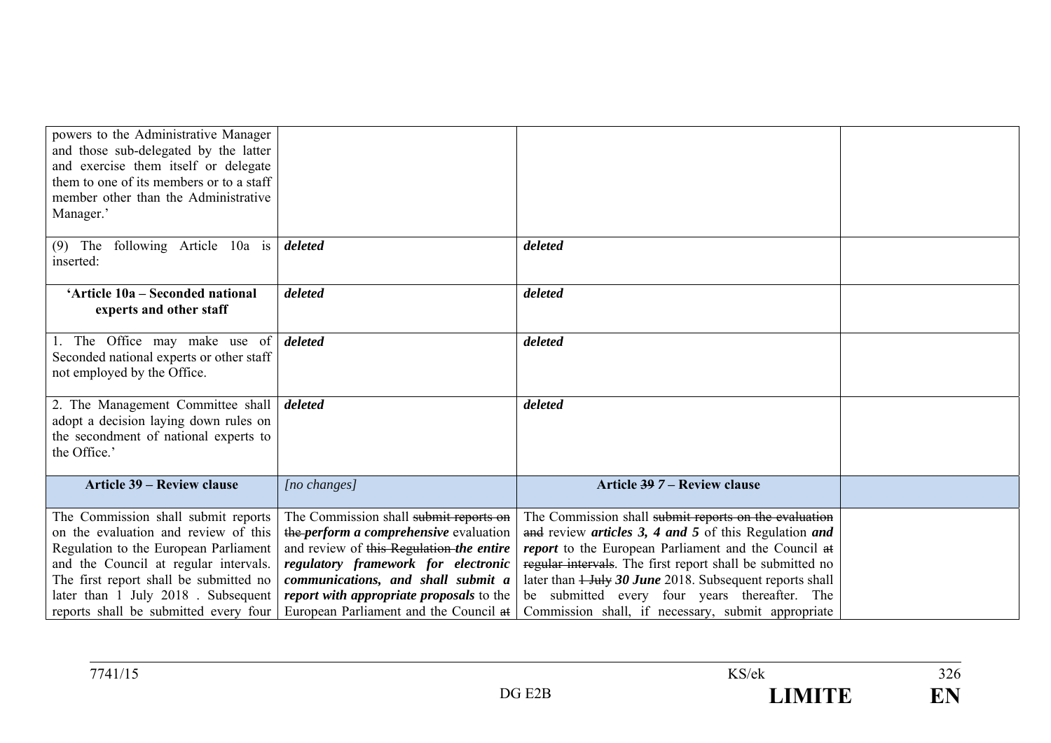| | | | |
|---|---|---|---|
| powers to the Administrative Manager and those sub-delegated by the latter and exercise them itself or delegate them to one of its members or to a staff member other than the Administrative Manager.' | | | |
| (9) The following Article 10a is inserted: | ***deleted*** | ***deleted*** | |
| **'Article 10a – Seconded national experts and other staff** | ***deleted*** | ***deleted*** | |
| 1. The Office may make use of Seconded national experts or other staff not employed by the Office. | ***deleted*** | ***deleted*** | |
| 2. The Management Committee shall adopt a decision laying down rules on the secondment of national experts to the Office.' | ***deleted*** | ***deleted*** | |
| **Article 39 – Review clause** | *[no changes]* | **Article ~~39~~ *7* – Review clause** | |
| The Commission shall submit reports on the evaluation and review of this Regulation to the European Parliament and the Council at regular intervals. The first report shall be submitted no later than 1 July 2018 . Subsequent reports shall be submitted every four | The Commission shall ~~submit reports on the~~ ***perform a comprehensive*** evaluation and review of ~~this Regulation~~ ***the entire regulatory framework for electronic communications, and shall submit a report with appropriate proposals*** to the European Parliament and the Council ~~at~~ | The Commission shall ~~submit reports on the evaluation and~~ review ***articles 3, 4 and 5*** of this Regulation ***and report*** to the European Parliament and the Council ~~at regular intervals~~. The first report shall be submitted no later than ~~1 July~~ ***30 June*** 2018. Subsequent reports shall be submitted every four years thereafter. The Commission shall, if necessary, submit appropriate | |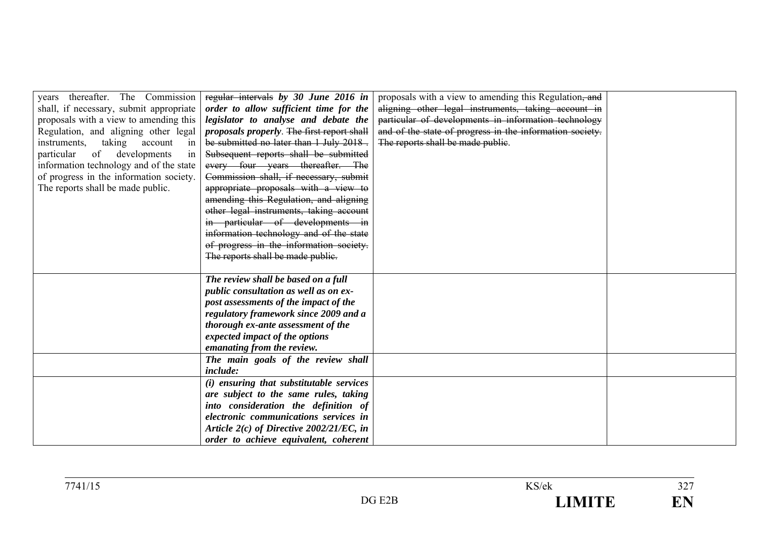| | | | |
|---|---|---|---|
| years thereafter. The Commission shall, if necessary, submit appropriate proposals with a view to amending this Regulation, and aligning other legal instruments, taking account in particular of developments in information technology and of the state of progress in the information society. The reports shall be made public. | ~~regular intervals~~ ***by 30 June 2016 in order to allow sufficient time for the legislator to analyse and debate the proposals properly***. ~~The first report shall be submitted no later than 1 July 2018. Subsequent reports shall be submitted every four years thereafter. The Commission shall, if necessary, submit appropriate proposals with a view to amending this Regulation, and aligning other legal instruments, taking account in particular of developments in information technology and of the state of progress in the information society. The reports shall be made public.~~ | proposals with a view to amending this Regulation~~, and aligning other legal instruments, taking account in particular of developments in information technology and of the state of progress in the information society. The reports shall be made public~~. | |
| | ***The review shall be based on a full public consultation as well as on ex-post assessments of the impact of the regulatory framework since 2009 and a thorough ex-ante assessment of the expected impact of the options emanating from the review.*** | | |
| | ***The main goals of the review shall include:*** | | |
| | ***(i) ensuring that substitutable services are subject to the same rules, taking into consideration the definition of electronic communications services in Article 2(c) of Directive 2002/21/EC, in order to achieve equivalent, coherent*** | | |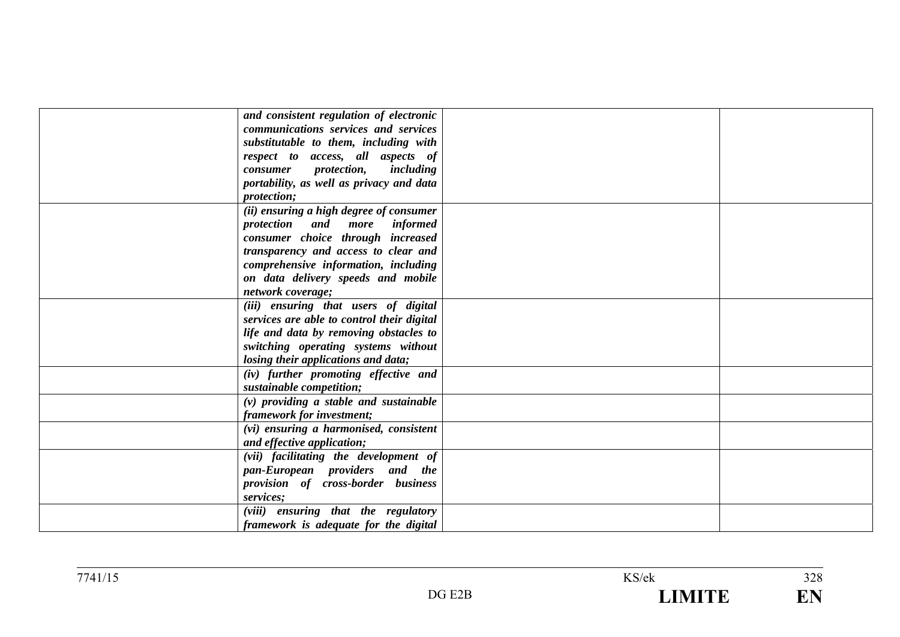| | | | |
|---|---|---|---|
| | ***and consistent regulation of electronic communications services and services substitutable to them, including with respect to access, all aspects of consumer protection, including portability, as well as privacy and data protection;*** | | |
| | ***(ii) ensuring a high degree of consumer protection and more informed consumer choice through increased transparency and access to clear and comprehensive information, including on data delivery speeds and mobile network coverage;*** | | |
| | ***(iii) ensuring that users of digital services are able to control their digital life and data by removing obstacles to switching operating systems without losing their applications and data;*** | | |
| | ***(iv) further promoting effective and sustainable competition;*** | | |
| | ***(v) providing a stable and sustainable framework for investment;*** | | |
| | ***(vi) ensuring a harmonised, consistent and effective application;*** | | |
| | ***(vii) facilitating the development of pan-European providers and the provision of cross-border business services;*** | | |
| | ***(viii) ensuring that the regulatory framework is adequate for the digital*** | | |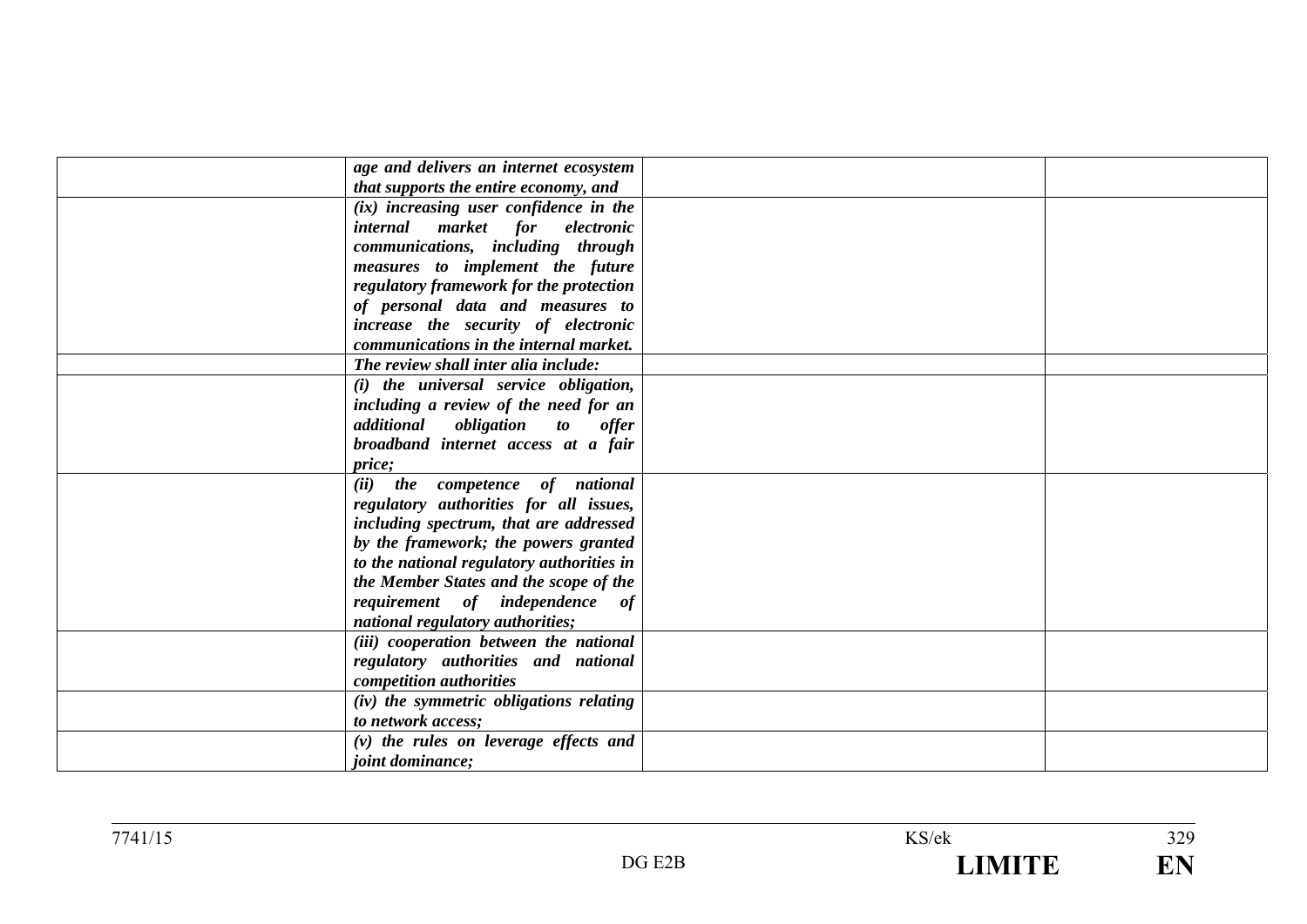| | | | |
|---|---|---|---|
| | ***age and delivers an internet ecosystem that supports the entire economy, and*** | | |
| | ***(ix) increasing user confidence in the internal market for electronic communications, including through measures to implement the future regulatory framework for the protection of personal data and measures to increase the security of electronic communications in the internal market.*** | | |
| | ***The review shall inter alia include:*** | | |
| | ***(i) the universal service obligation, including a review of the need for an additional obligation to offer broadband internet access at a fair price;*** | | |
| | ***(ii) the competence of national regulatory authorities for all issues, including spectrum, that are addressed by the framework; the powers granted to the national regulatory authorities in the Member States and the scope of the requirement of independence of national regulatory authorities;*** | | |
| | ***(iii) cooperation between the national regulatory authorities and national competition authorities*** | | |
| | ***(iv) the symmetric obligations relating to network access;*** | | |
| | ***(v) the rules on leverage effects and joint dominance;*** | | |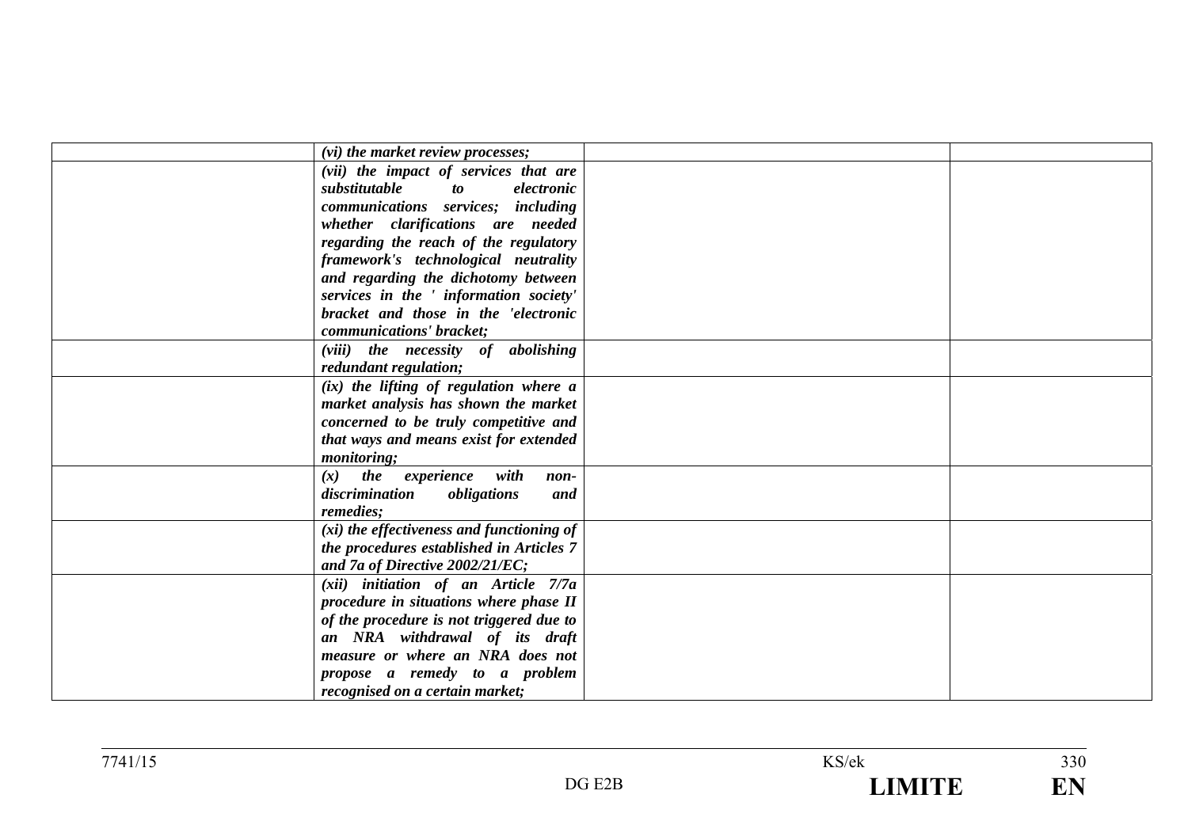|  |  |  |  |
|---|---|---|---|
|  | *(vi) the market review processes;* |  |  |
|  | *(vii) the impact of services that are substitutable to electronic communications services; including whether clarifications are needed regarding the reach of the regulatory framework's technological neutrality and regarding the dichotomy between services in the ' information society' bracket and those in the 'electronic communications' bracket;* |  |  |
|  | *(viii) the necessity of abolishing redundant regulation;* |  |  |
|  | *(ix) the lifting of regulation where a market analysis has shown the market concerned to be truly competitive and that ways and means exist for extended monitoring;* |  |  |
|  | *(x) the experience with non-discrimination obligations and remedies;* |  |  |
|  | *(xi) the effectiveness and functioning of the procedures established in Articles 7 and 7a of Directive 2002/21/EC;* |  |  |
|  | *(xii) initiation of an Article 7/7a procedure in situations where phase II of the procedure is not triggered due to an NRA withdrawal of its draft measure or where an NRA does not propose a remedy to a problem recognised on a certain market;* |  |  |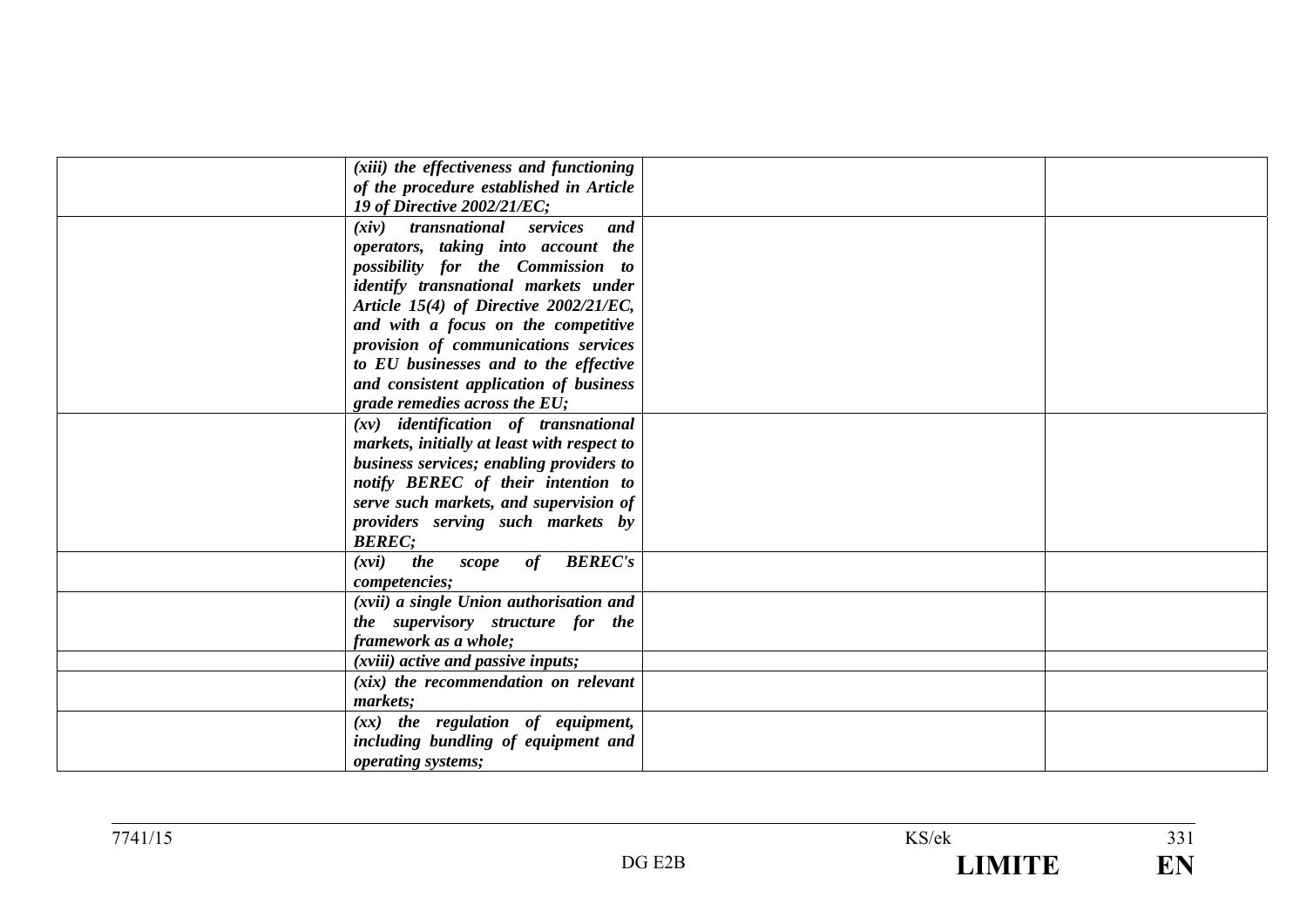| | | | |
|---|---|---|---|
| | ***(xiii) the effectiveness and functioning of the procedure established in Article 19 of Directive 2002/21/EC;*** | | |
| | ***(xiv) transnational services and operators, taking into account the possibility for the Commission to identify transnational markets under Article 15(4) of Directive 2002/21/EC, and with a focus on the competitive provision of communications services to EU businesses and to the effective and consistent application of business grade remedies across the EU;*** | | |
| | ***(xv) identification of transnational markets, initially at least with respect to business services; enabling providers to notify BEREC of their intention to serve such markets, and supervision of providers serving such markets by BEREC;*** | | |
| | ***(xvi) the scope of BEREC's competencies;*** | | |
| | ***(xvii) a single Union authorisation and the supervisory structure for the framework as a whole;*** | | |
| | ***(xviii) active and passive inputs;*** | | |
| | ***(xix) the recommendation on relevant markets;*** | | |
| | ***(xx) the regulation of equipment, including bundling of equipment and operating systems;*** | | |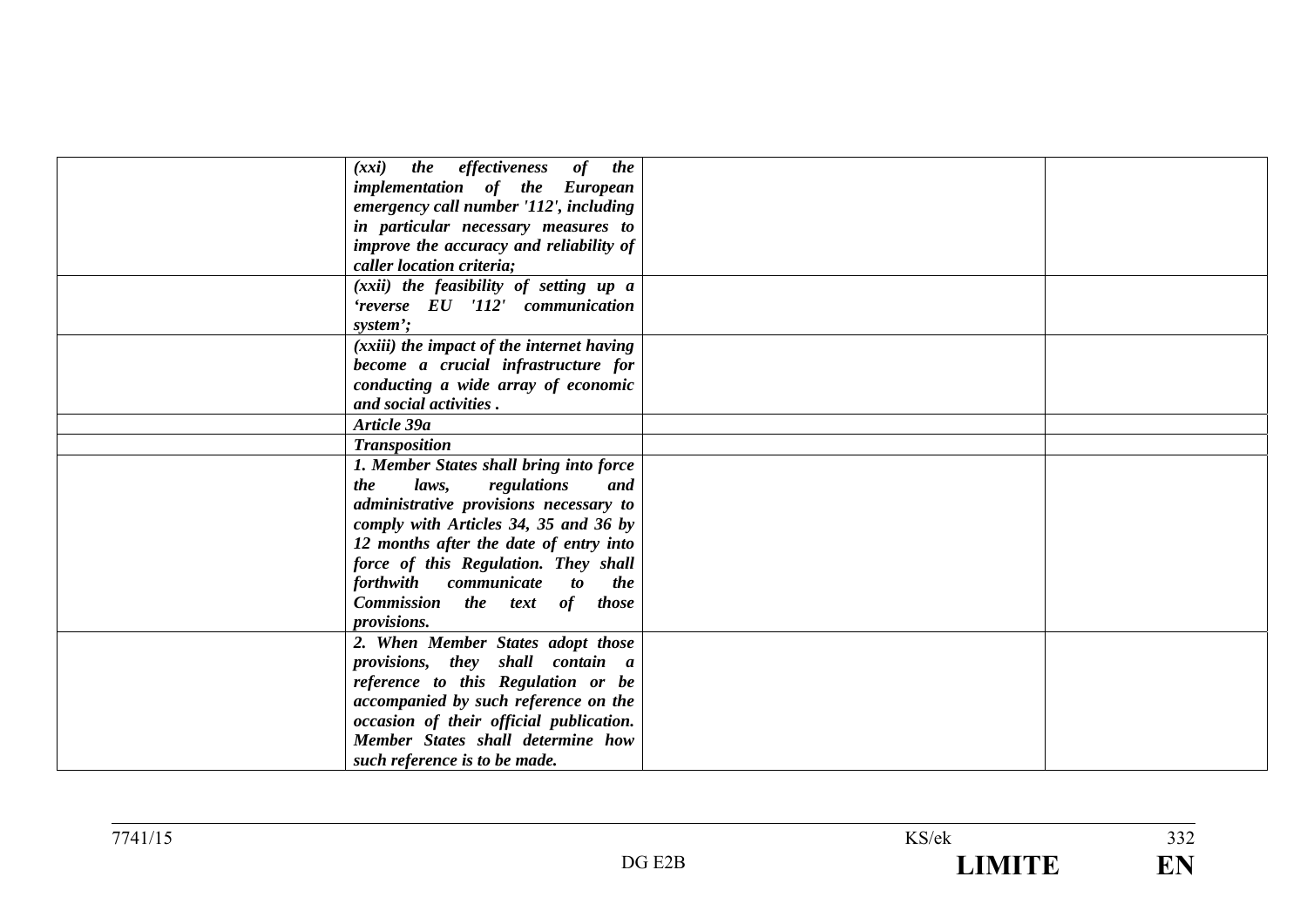| | | | |
|---|---|---|---|
| | ***(xxi) the effectiveness of the implementation of the European emergency call number '112', including in particular necessary measures to improve the accuracy and reliability of caller location criteria;*** | | |
| | ***(xxii) the feasibility of setting up a 'reverse EU '112' communication system';*** | | |
| | ***(xxiii) the impact of the internet having become a crucial infrastructure for conducting a wide array of economic and social activities .*** | | |
| | ***Article 39a*** | | |
| | ***Transposition*** | | |
| | ***1. Member States shall bring into force the laws, regulations and administrative provisions necessary to comply with Articles 34, 35 and 36 by 12 months after the date of entry into force of this Regulation. They shall forthwith communicate to the Commission the text of those provisions.*** | | |
| | ***2. When Member States adopt those provisions, they shall contain a reference to this Regulation or be accompanied by such reference on the occasion of their official publication. Member States shall determine how such reference is to be made.*** | | |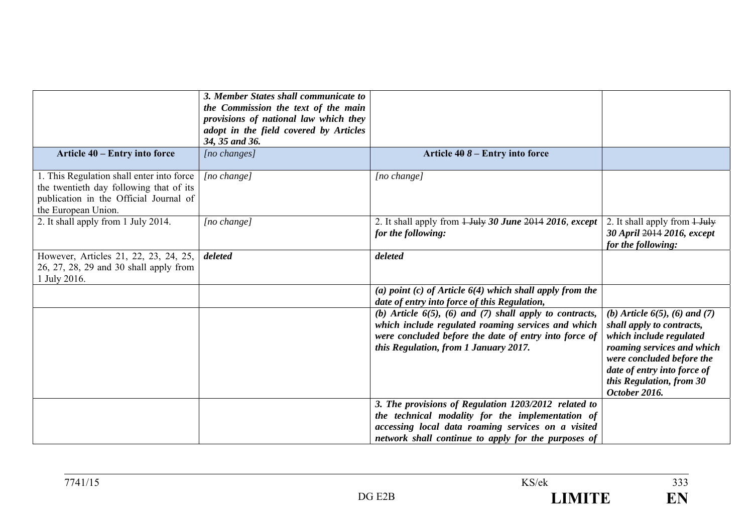| | | | |
|---|---|---|---|
| | ***3. Member States shall communicate to the Commission the text of the main provisions of national law which they adopt in the field covered by Articles 34, 35 and 36.*** | | |
| **Article 40 – Entry into force** | *[no changes]* | **Article ~~40~~ *8* – Entry into force** | |
| 1. This Regulation shall enter into force the twentieth day following that of its publication in the Official Journal of the European Union. | *[no change]* | *[no change]* | |
| 2. It shall apply from 1 July 2014. | *[no change]* | 2. It shall apply from ~~1 July~~ ***30 June*** ~~2014~~ ***2016***, ***except for the following:*** | 2. It shall apply from ~~1 July~~ ***30 April*** ~~2014~~ ***2016, except for the following:*** |
| However, Articles 21, 22, 23, 24, 25, 26, 27, 28, 29 and 30 shall apply from 1 July 2016. | ***deleted*** | ***deleted*** | |
| | | ***(a) point (c) of Article 6(4) which shall apply from the date of entry into force of this Regulation,*** | |
| | | ***(b) Article 6(5), (6) and (7) shall apply to contracts, which include regulated roaming services and which were concluded before the date of entry into force of this Regulation, from 1 January 2017.*** | ***(b) Article 6(5), (6) and (7) shall apply to contracts, which include regulated roaming services and which were concluded before the date of entry into force of this Regulation, from 30 October 2016.*** |
| | | ***3. The provisions of Regulation 1203/2012 related to the technical modality for the implementation of accessing local data roaming services on a visited network shall continue to apply for the purposes of*** | |

7741/15 KS/ek
DG E2B **LIMITE** **EN**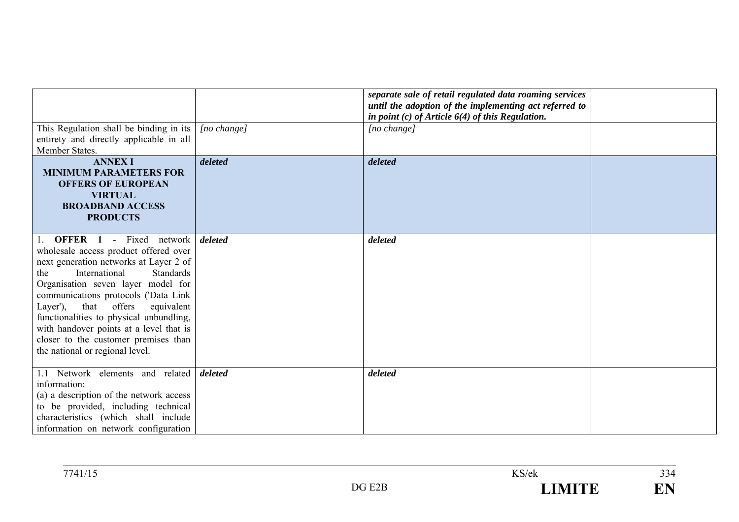| | | | |
|---|---|---|---|
| | | ***separate sale of retail regulated data roaming services until the adoption of the implementing act referred to in point (c) of Article 6(4) of this Regulation.*** | |
| This Regulation shall be binding in its entirety and directly applicable in all Member States. | *[no change]* | *[no change]* | |
| **ANNEX I MINIMUM PARAMETERS FOR OFFERS OF EUROPEAN VIRTUAL BROADBAND ACCESS PRODUCTS** | ***deleted*** | ***deleted*** | |
| 1. **OFFER 1** - Fixed network wholesale access product offered over next generation networks at Layer 2 of the International Standards Organisation seven layer model for communications protocols ('Data Link Layer'), that offers equivalent functionalities to physical unbundling, with handover points at a level that is closer to the customer premises than the national or regional level. | ***deleted*** | ***deleted*** | |
| 1.1 Network elements and related information:<br>(a) a description of the network access to be provided, including technical characteristics (which shall include information on network configuration | ***deleted*** | ***deleted*** | |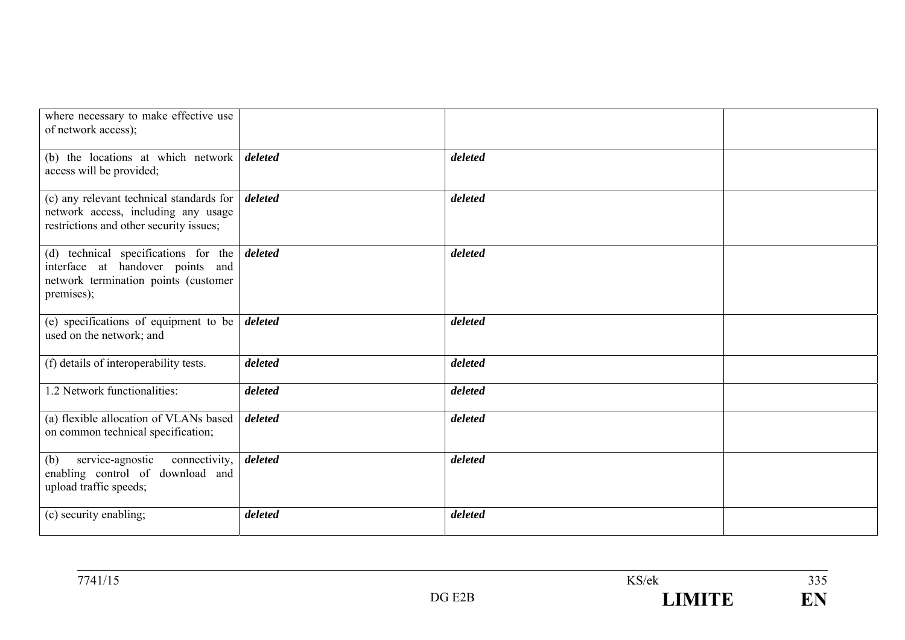| | | | |
|---|---|---|---|
| where necessary to make effective use of network access); | | | |
| (b) the locations at which network access will be provided; | ***deleted*** | ***deleted*** | |
| (c) any relevant technical standards for network access, including any usage restrictions and other security issues; | ***deleted*** | ***deleted*** | |
| (d) technical specifications for the interface at handover points and network termination points (customer premises); | ***deleted*** | ***deleted*** | |
| (e) specifications of equipment to be used on the network; and | ***deleted*** | ***deleted*** | |
| (f) details of interoperability tests. | ***deleted*** | ***deleted*** | |
| 1.2 Network functionalities: | ***deleted*** | ***deleted*** | |
| (a) flexible allocation of VLANs based on common technical specification; | ***deleted*** | ***deleted*** | |
| (b) service-agnostic connectivity, enabling control of download and upload traffic speeds; | ***deleted*** | ***deleted*** | |
| (c) security enabling; | ***deleted*** | ***deleted*** | |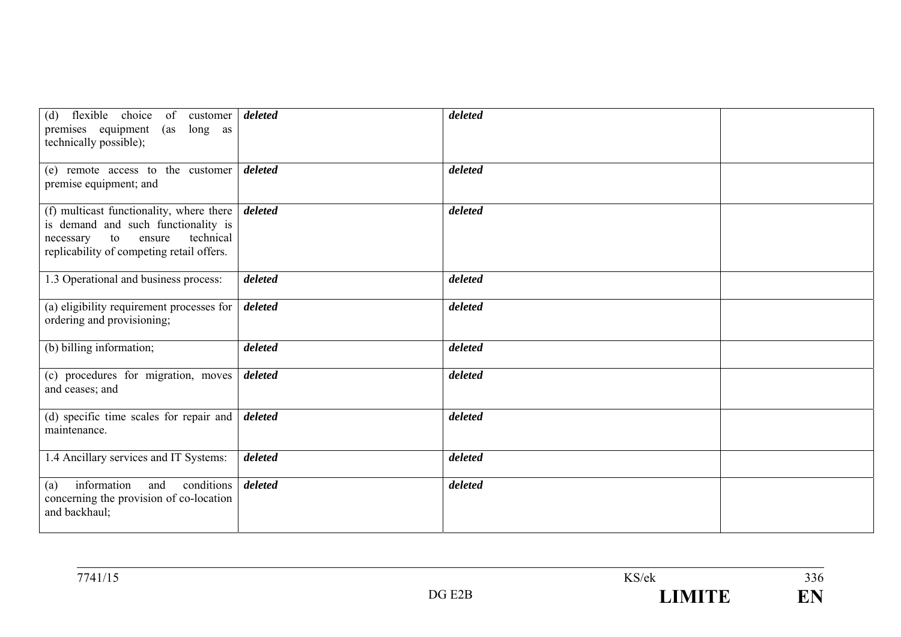| | | | |
|---|---|---|---|
| (d) flexible choice of customer premises equipment (as long as technically possible); | ***deleted*** | ***deleted*** | |
| (e) remote access to the customer premise equipment; and | ***deleted*** | ***deleted*** | |
| (f) multicast functionality, where there is demand and such functionality is necessary to ensure technical replicability of competing retail offers. | ***deleted*** | ***deleted*** | |
| 1.3 Operational and business process: | ***deleted*** | ***deleted*** | |
| (a) eligibility requirement processes for ordering and provisioning; | ***deleted*** | ***deleted*** | |
| (b) billing information; | ***deleted*** | ***deleted*** | |
| (c) procedures for migration, moves and ceases; and | ***deleted*** | ***deleted*** | |
| (d) specific time scales for repair and maintenance. | ***deleted*** | ***deleted*** | |
| 1.4 Ancillary services and IT Systems: | ***deleted*** | ***deleted*** | |
| (a) information and conditions concerning the provision of co-location and backhaul; | ***deleted*** | ***deleted*** | |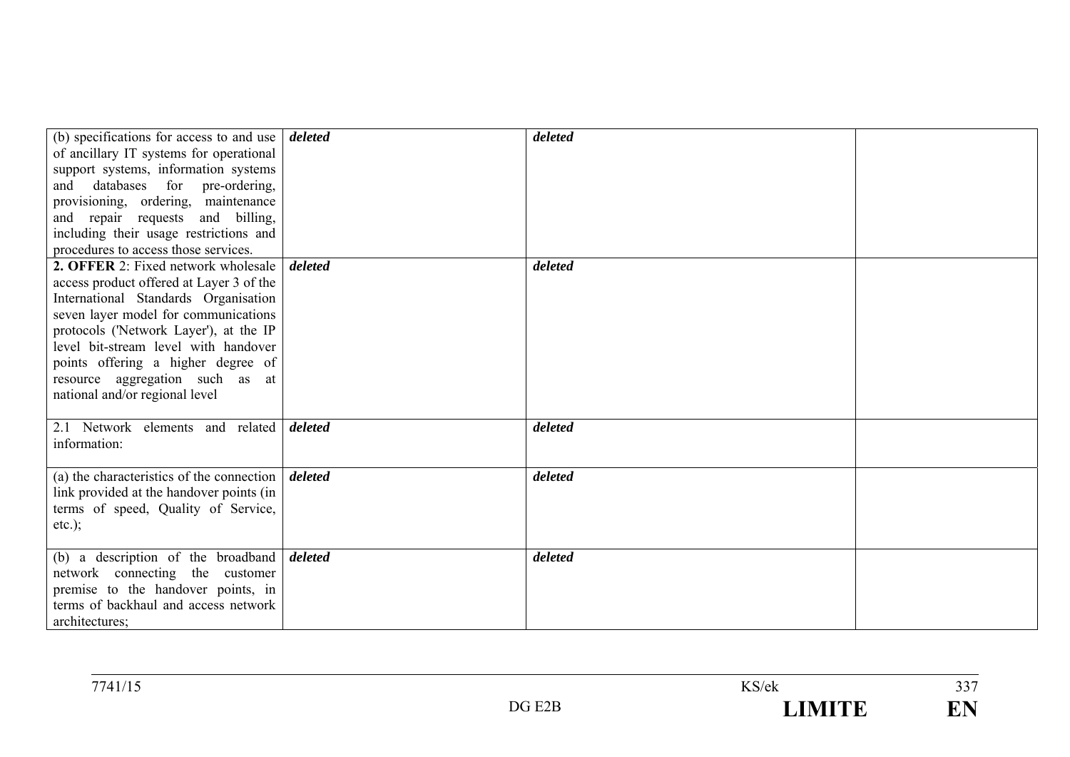| | | | |
|---|---|---|---|
| (b) specifications for access to and use of ancillary IT systems for operational support systems, information systems and databases for pre-ordering, provisioning, ordering, maintenance and repair requests and billing, including their usage restrictions and procedures to access those services. | ***deleted*** | ***deleted*** | |
| **2. OFFER** 2: Fixed network wholesale access product offered at Layer 3 of the International Standards Organisation seven layer model for communications protocols ('Network Layer'), at the IP level bit-stream level with handover points offering a higher degree of resource aggregation such as at national and/or regional level | ***deleted*** | ***deleted*** | |
| 2.1 Network elements and related information: | ***deleted*** | ***deleted*** | |
| (a) the characteristics of the connection link provided at the handover points (in terms of speed, Quality of Service, etc.); | ***deleted*** | ***deleted*** | |
| (b) a description of the broadband network connecting the customer premise to the handover points, in terms of backhaul and access network architectures; | ***deleted*** | ***deleted*** | |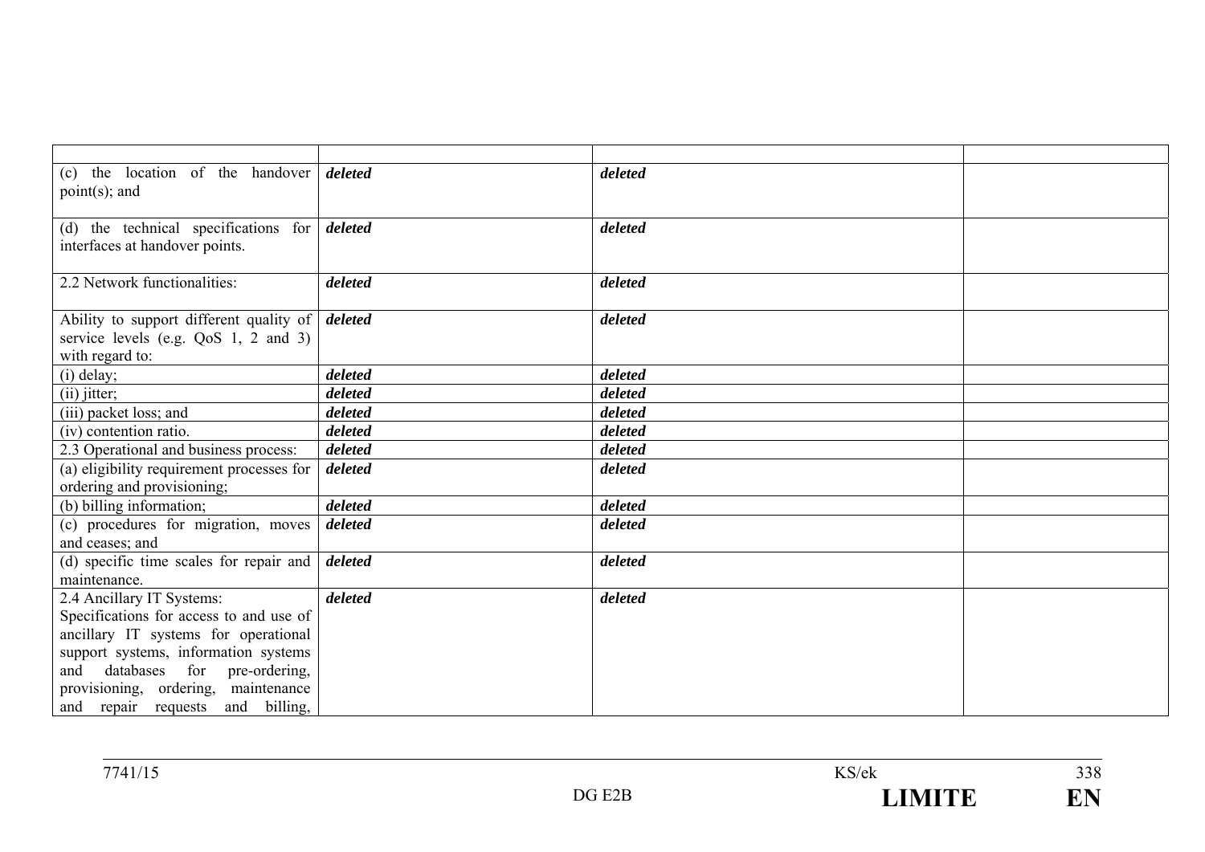| | | | |
|---|---|---|---|
| (c) the location of the handover point(s); and | ***deleted*** | ***deleted*** | |
| (d) the technical specifications for interfaces at handover points. | ***deleted*** | ***deleted*** | |
| 2.2 Network functionalities: | ***deleted*** | ***deleted*** | |
| Ability to support different quality of service levels (e.g. QoS 1, 2 and 3) with regard to: | ***deleted*** | ***deleted*** | |
| (i) delay; | ***deleted*** | ***deleted*** | |
| (ii) jitter; | ***deleted*** | ***deleted*** | |
| (iii) packet loss; and | ***deleted*** | ***deleted*** | |
| (iv) contention ratio. | ***deleted*** | ***deleted*** | |
| 2.3 Operational and business process: | ***deleted*** | ***deleted*** | |
| (a) eligibility requirement processes for ordering and provisioning; | ***deleted*** | ***deleted*** | |
| (b) billing information; | ***deleted*** | ***deleted*** | |
| (c) procedures for migration, moves and ceases; and | ***deleted*** | ***deleted*** | |
| (d) specific time scales for repair and maintenance. | ***deleted*** | ***deleted*** | |
| 2.4 Ancillary IT Systems: Specifications for access to and use of ancillary IT systems for operational support systems, information systems and databases for pre-ordering, provisioning, ordering, maintenance and repair requests and billing, | ***deleted*** | ***deleted*** | |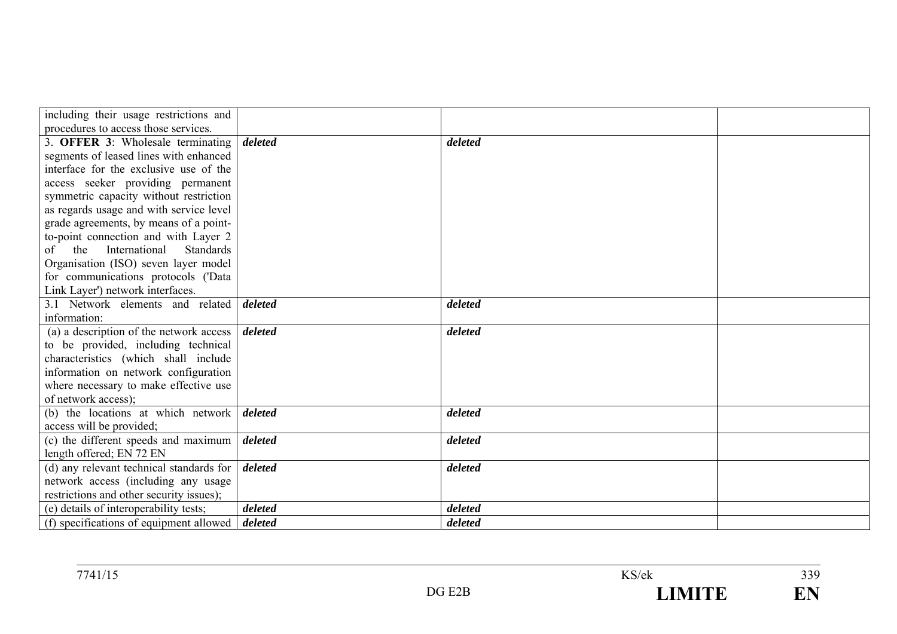| | | | |
|---|---|---|---|
| including their usage restrictions and procedures to access those services. | | | |
| 3. **OFFER 3**: Wholesale terminating segments of leased lines with enhanced interface for the exclusive use of the access seeker providing permanent symmetric capacity without restriction as regards usage and with service level grade agreements, by means of a point-to-point connection and with Layer 2 of the International Standards Organisation (ISO) seven layer model for communications protocols ('Data Link Layer') network interfaces. | ***deleted*** | ***deleted*** | |
| 3.1 Network elements and related information: | ***deleted*** | ***deleted*** | |
| (a) a description of the network access to be provided, including technical characteristics (which shall include information on network configuration where necessary to make effective use of network access); | ***deleted*** | ***deleted*** | |
| (b) the locations at which network access will be provided; | ***deleted*** | ***deleted*** | |
| (c) the different speeds and maximum length offered; EN 72 EN | ***deleted*** | ***deleted*** | |
| (d) any relevant technical standards for network access (including any usage restrictions and other security issues); | ***deleted*** | ***deleted*** | |
| (e) details of interoperability tests; | ***deleted*** | ***deleted*** | |
| (f) specifications of equipment allowed | ***deleted*** | ***deleted*** | |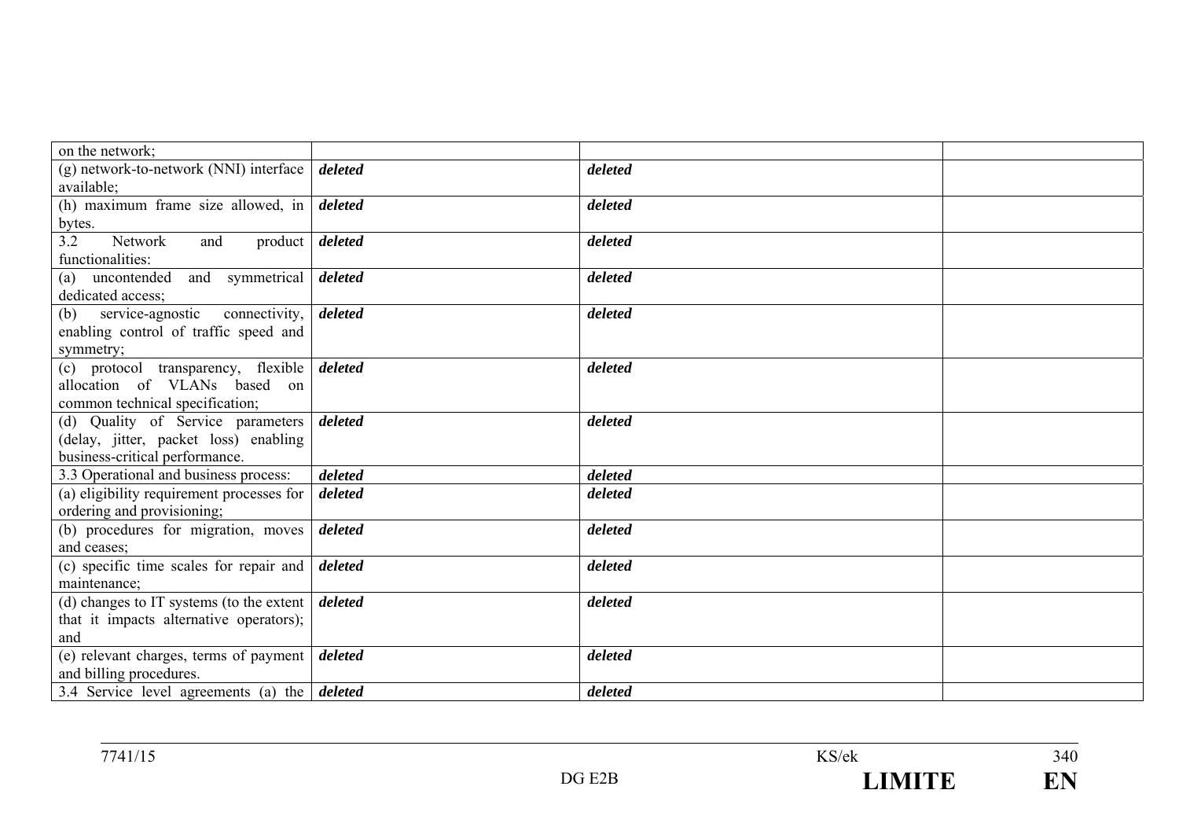| | | | |
|---|---|---|---|
| on the network; | | | |
| (g) network-to-network (NNI) interface available; | ***deleted*** | ***deleted*** | |
| (h) maximum frame size allowed, in bytes. | ***deleted*** | ***deleted*** | |
| 3.2 Network and product functionalities: | ***deleted*** | ***deleted*** | |
| (a) uncontended and symmetrical dedicated access; | ***deleted*** | ***deleted*** | |
| (b) service-agnostic connectivity, enabling control of traffic speed and symmetry; | ***deleted*** | ***deleted*** | |
| (c) protocol transparency, flexible allocation of VLANs based on common technical specification; | ***deleted*** | ***deleted*** | |
| (d) Quality of Service parameters (delay, jitter, packet loss) enabling business-critical performance. | ***deleted*** | ***deleted*** | |
| 3.3 Operational and business process: | ***deleted*** | ***deleted*** | |
| (a) eligibility requirement processes for ordering and provisioning; | ***deleted*** | ***deleted*** | |
| (b) procedures for migration, moves and ceases; | ***deleted*** | ***deleted*** | |
| (c) specific time scales for repair and maintenance; | ***deleted*** | ***deleted*** | |
| (d) changes to IT systems (to the extent that it impacts alternative operators); and | ***deleted*** | ***deleted*** | |
| (e) relevant charges, terms of payment and billing procedures. | ***deleted*** | ***deleted*** | |
| 3.4 Service level agreements (a) the | ***deleted*** | ***deleted*** | |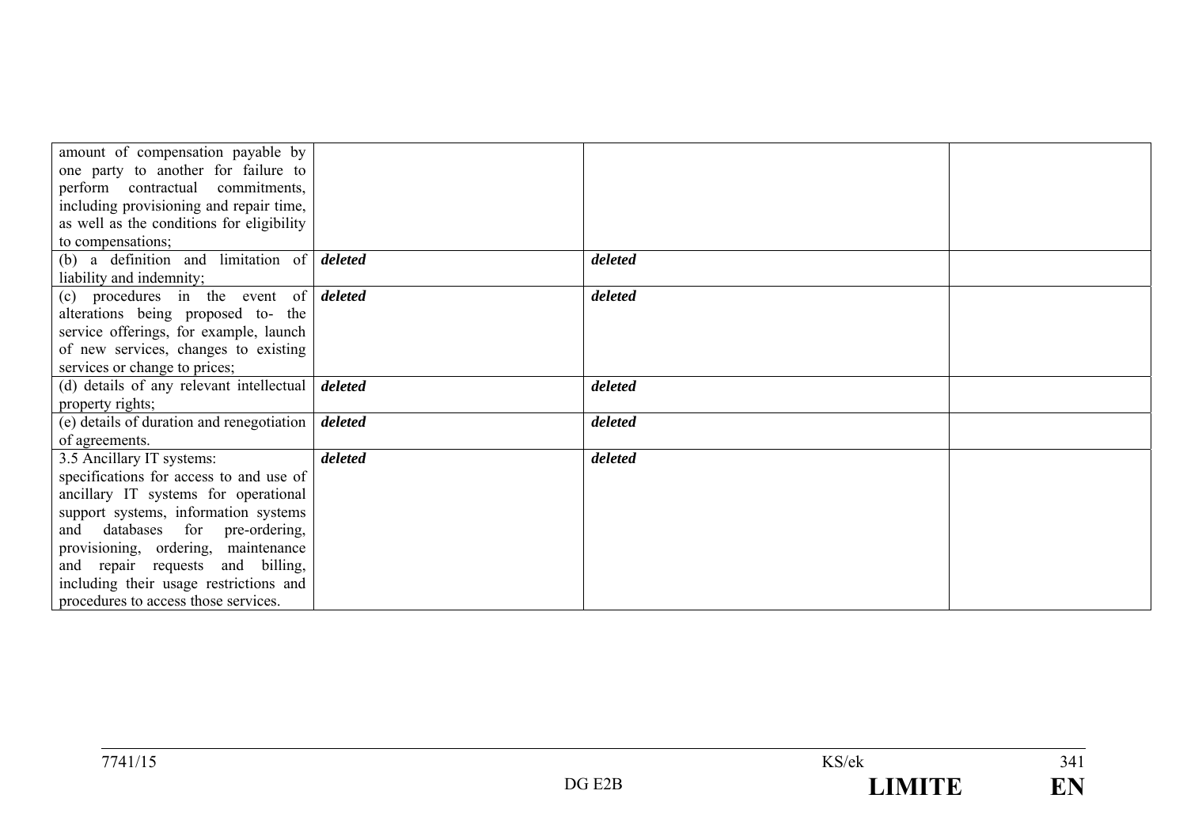| | | | |
|---|---|---|---|
| amount of compensation payable by one party to another for failure to perform contractual commitments, including provisioning and repair time, as well as the conditions for eligibility to compensations; | | | |
| (b) a definition and limitation of liability and indemnity; | ***deleted*** | ***deleted*** | |
| (c) procedures in the event of alterations being proposed to- the service offerings, for example, launch of new services, changes to existing services or change to prices; | ***deleted*** | ***deleted*** | |
| (d) details of any relevant intellectual property rights; | ***deleted*** | ***deleted*** | |
| (e) details of duration and renegotiation of agreements. | ***deleted*** | ***deleted*** | |
| 3.5 Ancillary IT systems: specifications for access to and use of ancillary IT systems for operational support systems, information systems and databases for pre-ordering, provisioning, ordering, maintenance and repair requests and billing, including their usage restrictions and procedures to access those services. | ***deleted*** | ***deleted*** | |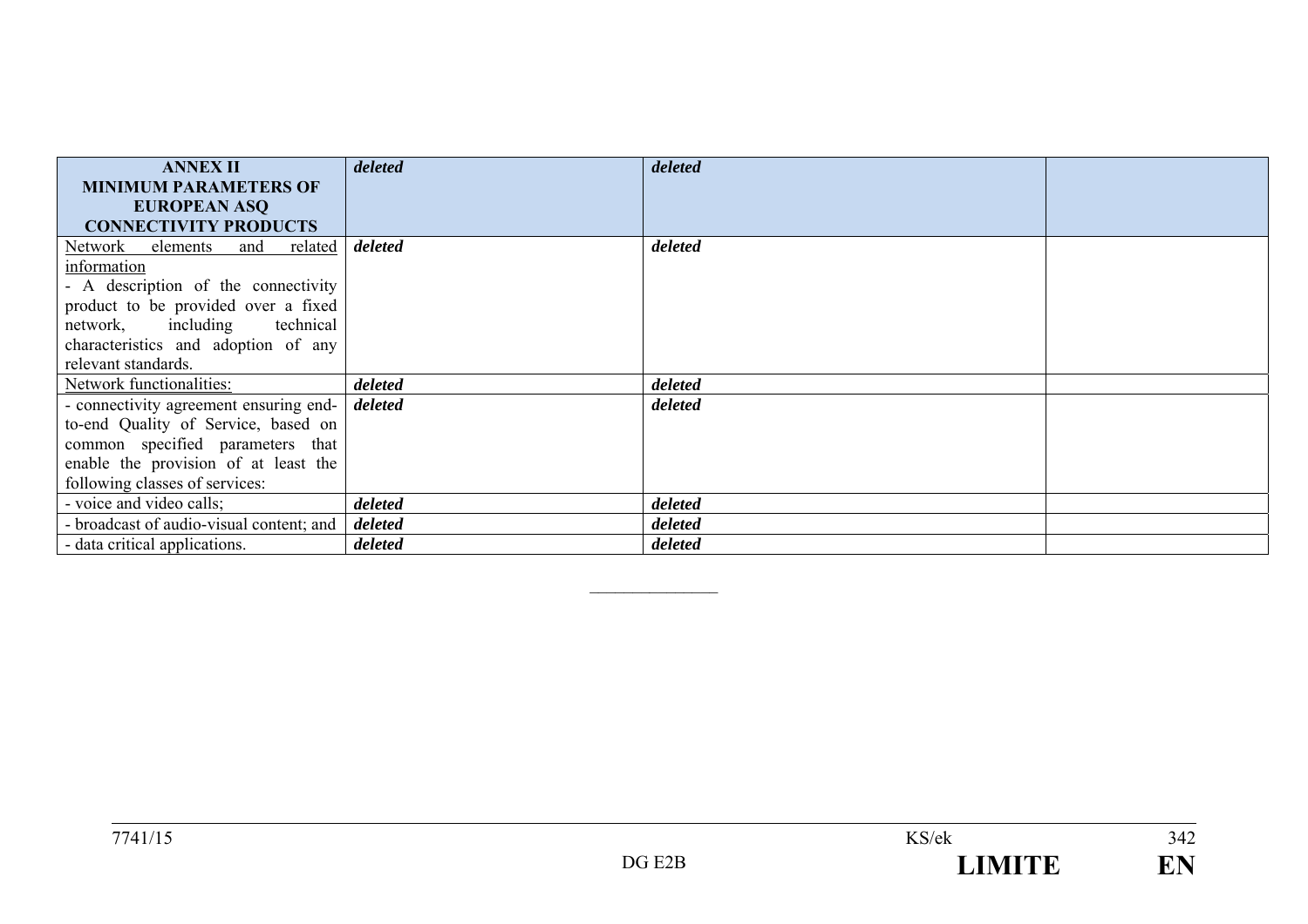| | | | |
|---|---|---|---|
| **ANNEX II MINIMUM PARAMETERS OF EUROPEAN ASQ CONNECTIVITY PRODUCTS** | ***deleted*** | ***deleted*** | |
| Network elements and related information<br>- A description of the connectivity product to be provided over a fixed network, including technical characteristics and adoption of any relevant standards. | ***deleted*** | ***deleted*** | |
| Network functionalities: | ***deleted*** | ***deleted*** | |
| - connectivity agreement ensuring end-to-end Quality of Service, based on common specified parameters that enable the provision of at least the following classes of services: | ***deleted*** | ***deleted*** | |
| - voice and video calls; | ***deleted*** | ***deleted*** | |
| - broadcast of audio-visual content; and | ***deleted*** | ***deleted*** | |
| - data critical applications. | ***deleted*** | ***deleted*** | |